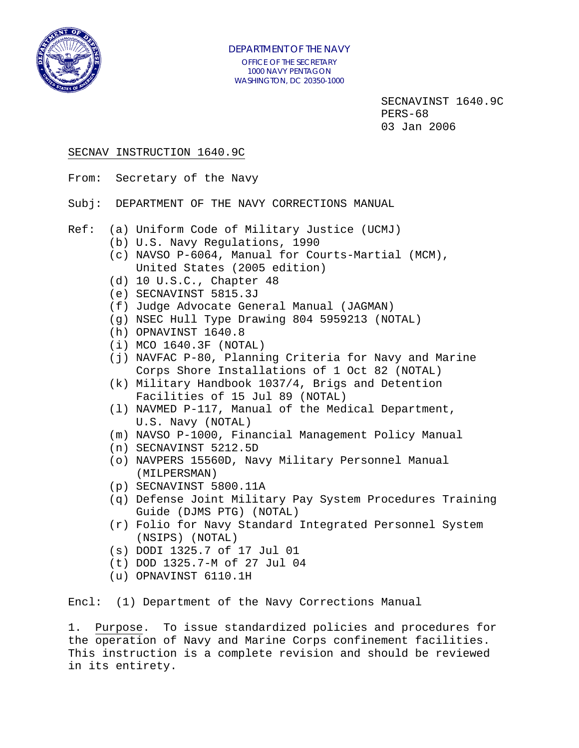DEPARTMENT OF THE NAVY
OFFICE OF THE SECRETARY
1000 NAVY PENTAGON
WASHINGTON, DC 20350-1000

SECNAVINST 1640.9C
PERS-68
03 Jan 2006

SECNAV INSTRUCTION 1640.9C

From: Secretary of the Navy

Subj: DEPARTMENT OF THE NAVY CORRECTIONS MANUAL

Ref:
- (a) Uniform Code of Military Justice (UCMJ)
- (b) U.S. Navy Regulations, 1990
- (c) NAVSO P-6064, Manual for Courts-Martial (MCM), United States (2005 edition)
- (d) 10 U.S.C., Chapter 48
- (e) SECNAVINST 5815.3J
- (f) Judge Advocate General Manual (JAGMAN)
- (g) NSEC Hull Type Drawing 804 5959213 (NOTAL)
- (h) OPNAVINST 1640.8
- (i) MCO 1640.3F (NOTAL)
- (j) NAVFAC P-80, Planning Criteria for Navy and Marine Corps Shore Installations of 1 Oct 82 (NOTAL)
- (k) Military Handbook 1037/4, Brigs and Detention Facilities of 15 Jul 89 (NOTAL)
- (l) NAVMED P-117, Manual of the Medical Department, U.S. Navy (NOTAL)
- (m) NAVSO P-1000, Financial Management Policy Manual
- (n) SECNAVINST 5212.5D
- (o) NAVPERS 15560D, Navy Military Personnel Manual (MILPERSMAN)
- (p) SECNAVINST 5800.11A
- (q) Defense Joint Military Pay System Procedures Training Guide (DJMS PTG) (NOTAL)
- (r) Folio for Navy Standard Integrated Personnel System (NSIPS) (NOTAL)
- (s) DODI 1325.7 of 17 Jul 01
- (t) DOD 1325.7-M of 27 Jul 04
- (u) OPNAVINST 6110.1H

Encl: (1) Department of the Navy Corrections Manual

1. Purpose. To issue standardized policies and procedures for the operation of Navy and Marine Corps confinement facilities. This instruction is a complete revision and should be reviewed in its entirety.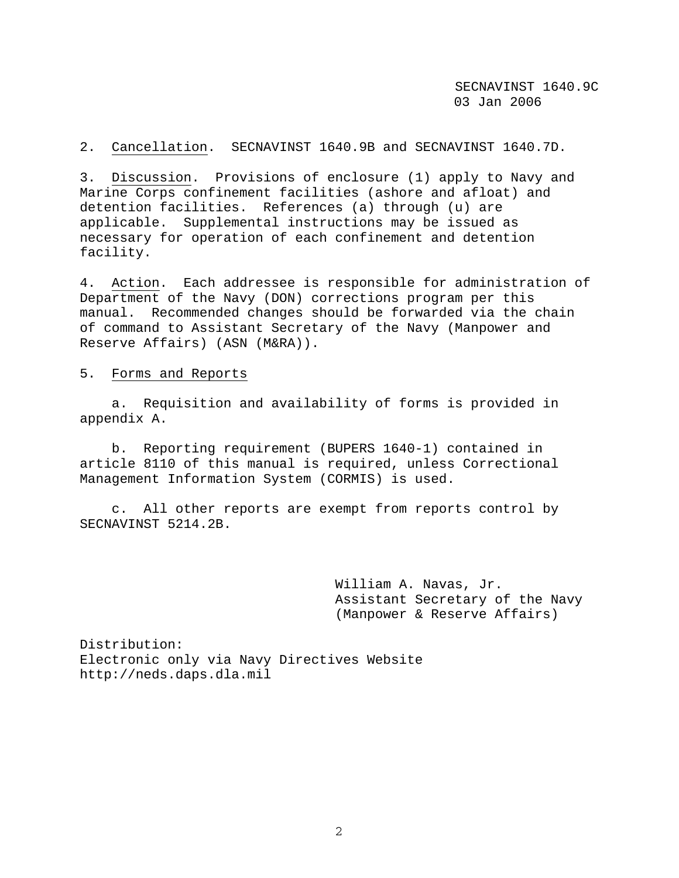2. Cancellation. SECNAVINST 1640.9B and SECNAVINST 1640.7D.

3. Discussion. Provisions of enclosure (1) apply to Navy and Marine Corps confinement facilities (ashore and afloat) and detention facilities. References (a) through (u) are applicable. Supplemental instructions may be issued as necessary for operation of each confinement and detention facility.

4. Action. Each addressee is responsible for administration of Department of the Navy (DON) corrections program per this manual. Recommended changes should be forwarded via the chain of command to Assistant Secretary of the Navy (Manpower and Reserve Affairs) (ASN (M&RA)).

5. Forms and Reports

a. Requisition and availability of forms is provided in appendix A.

b. Reporting requirement (BUPERS 1640-1) contained in article 8110 of this manual is required, unless Correctional Management Information System (CORMIS) is used.

c. All other reports are exempt from reports control by SECNAVINST 5214.2B.

William A. Navas, Jr.  
Assistant Secretary of the Navy  
(Manpower & Reserve Affairs)

Distribution:  
Electronic only via Navy Directives Website  
http://neds.daps.dla.mil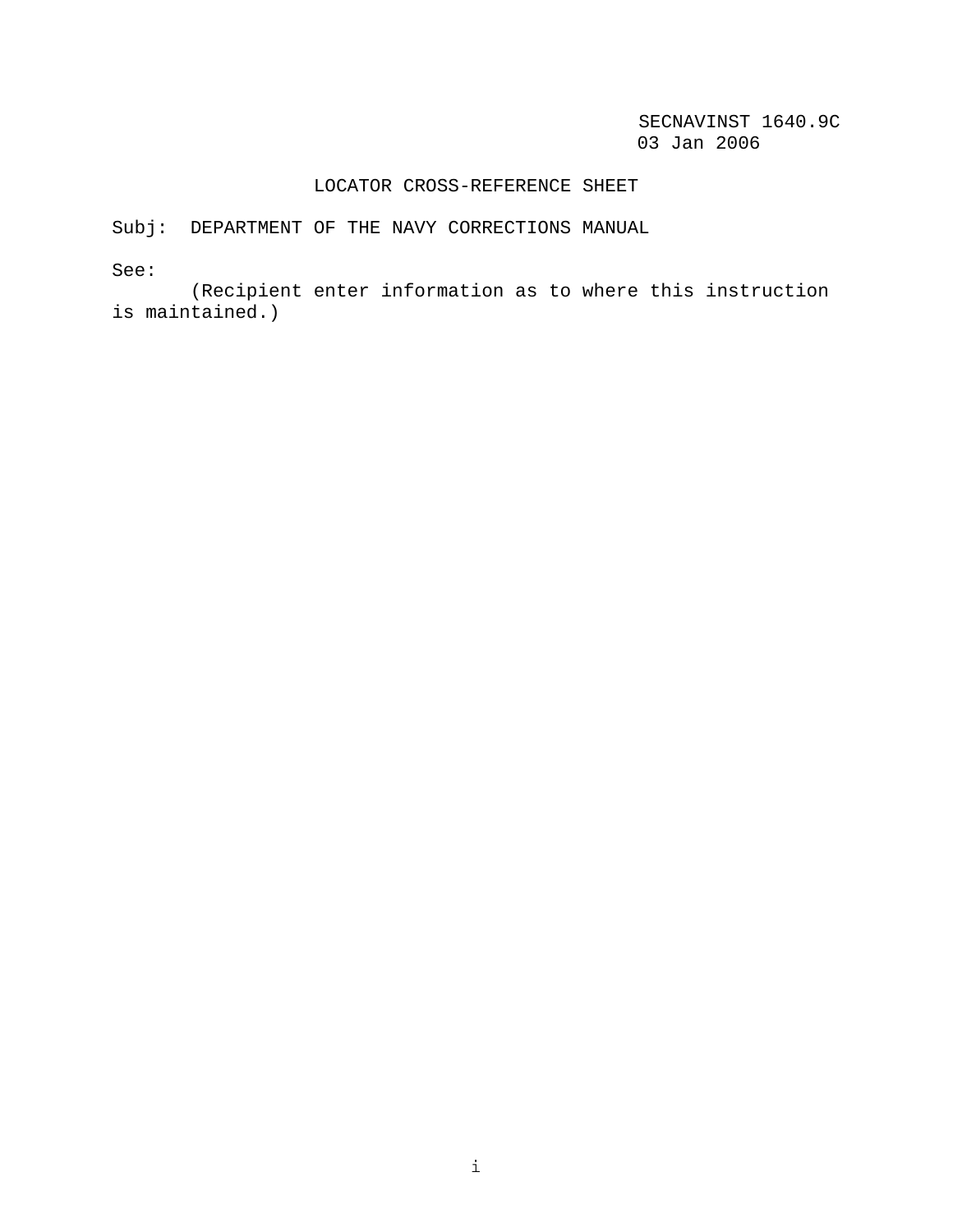SECNAVINST 1640.9C
03 Jan 2006

# LOCATOR CROSS-REFERENCE SHEET

Subj: DEPARTMENT OF THE NAVY CORRECTIONS MANUAL

See:

(Recipient enter information as to where this instruction is maintained.)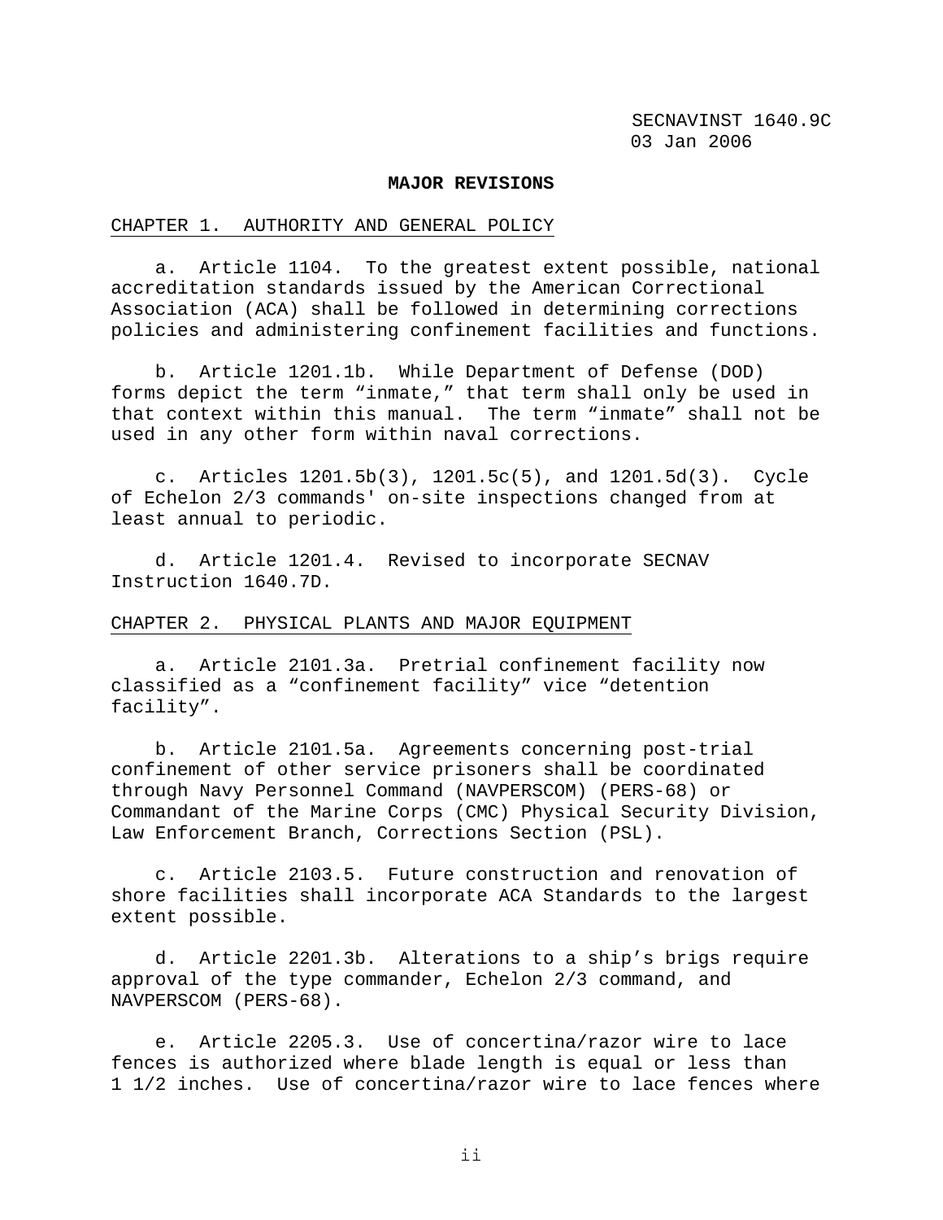**MAJOR REVISIONS**

CHAPTER 1. AUTHORITY AND GENERAL POLICY

a. Article 1104. To the greatest extent possible, national accreditation standards issued by the American Correctional Association (ACA) shall be followed in determining corrections policies and administering confinement facilities and functions.

b. Article 1201.1b. While Department of Defense (DOD) forms depict the term "inmate," that term shall only be used in that context within this manual. The term "inmate" shall not be used in any other form within naval corrections.

c. Articles 1201.5b(3), 1201.5c(5), and 1201.5d(3). Cycle of Echelon 2/3 commands' on-site inspections changed from at least annual to periodic.

d. Article 1201.4. Revised to incorporate SECNAV Instruction 1640.7D.

CHAPTER 2. PHYSICAL PLANTS AND MAJOR EQUIPMENT

a. Article 2101.3a. Pretrial confinement facility now classified as a "confinement facility" vice "detention facility".

b. Article 2101.5a. Agreements concerning post-trial confinement of other service prisoners shall be coordinated through Navy Personnel Command (NAVPERSCOM) (PERS-68) or Commandant of the Marine Corps (CMC) Physical Security Division, Law Enforcement Branch, Corrections Section (PSL).

c. Article 2103.5. Future construction and renovation of shore facilities shall incorporate ACA Standards to the largest extent possible.

d. Article 2201.3b. Alterations to a ship's brigs require approval of the type commander, Echelon 2/3 command, and NAVPERSCOM (PERS-68).

e. Article 2205.3. Use of concertina/razor wire to lace fences is authorized where blade length is equal or less than 1 1/2 inches. Use of concertina/razor wire to lace fences where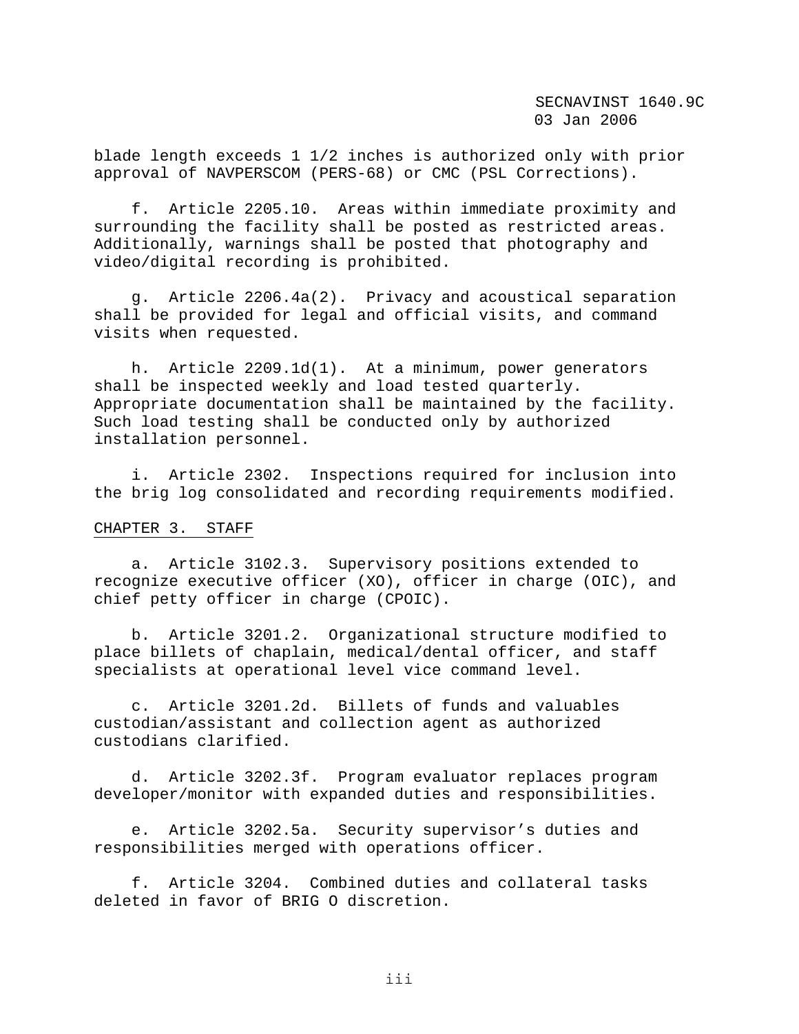blade length exceeds 1 1/2 inches is authorized only with prior approval of NAVPERSCOM (PERS-68) or CMC (PSL Corrections).

f. Article 2205.10. Areas within immediate proximity and surrounding the facility shall be posted as restricted areas. Additionally, warnings shall be posted that photography and video/digital recording is prohibited.

g. Article 2206.4a(2). Privacy and acoustical separation shall be provided for legal and official visits, and command visits when requested.

h. Article 2209.1d(1). At a minimum, power generators shall be inspected weekly and load tested quarterly. Appropriate documentation shall be maintained by the facility. Such load testing shall be conducted only by authorized installation personnel.

i. Article 2302. Inspections required for inclusion into the brig log consolidated and recording requirements modified.

CHAPTER 3. STAFF

a. Article 3102.3. Supervisory positions extended to recognize executive officer (XO), officer in charge (OIC), and chief petty officer in charge (CPOIC).

b. Article 3201.2. Organizational structure modified to place billets of chaplain, medical/dental officer, and staff specialists at operational level vice command level.

c. Article 3201.2d. Billets of funds and valuables custodian/assistant and collection agent as authorized custodians clarified.

d. Article 3202.3f. Program evaluator replaces program developer/monitor with expanded duties and responsibilities.

e. Article 3202.5a. Security supervisor's duties and responsibilities merged with operations officer.

f. Article 3204. Combined duties and collateral tasks deleted in favor of BRIG O discretion.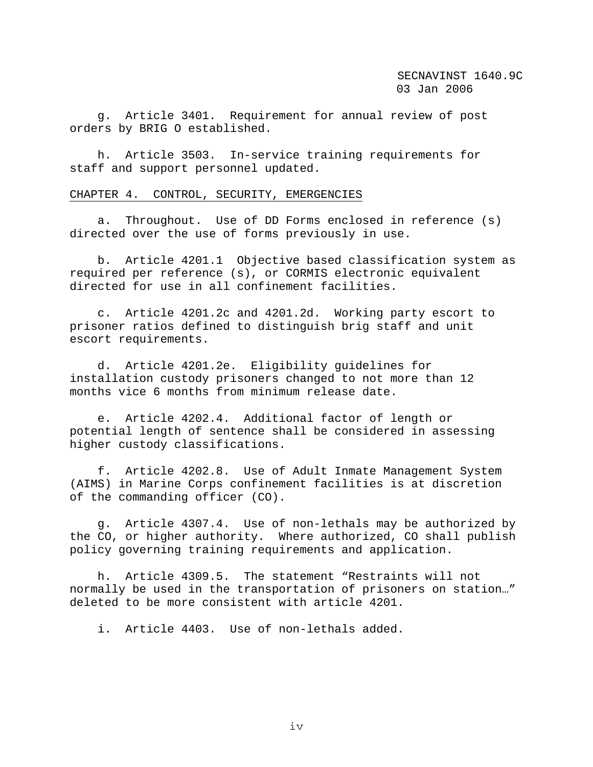g. Article 3401. Requirement for annual review of post orders by BRIG O established.

h. Article 3503. In-service training requirements for staff and support personnel updated.

CHAPTER 4. CONTROL, SECURITY, EMERGENCIES

a. Throughout. Use of DD Forms enclosed in reference (s) directed over the use of forms previously in use.

b. Article 4201.1 Objective based classification system as required per reference (s), or CORMIS electronic equivalent directed for use in all confinement facilities.

c. Article 4201.2c and 4201.2d. Working party escort to prisoner ratios defined to distinguish brig staff and unit escort requirements.

d. Article 4201.2e. Eligibility guidelines for installation custody prisoners changed to not more than 12 months vice 6 months from minimum release date.

e. Article 4202.4. Additional factor of length or potential length of sentence shall be considered in assessing higher custody classifications.

f. Article 4202.8. Use of Adult Inmate Management System (AIMS) in Marine Corps confinement facilities is at discretion of the commanding officer (CO).

g. Article 4307.4. Use of non-lethals may be authorized by the CO, or higher authority. Where authorized, CO shall publish policy governing training requirements and application.

h. Article 4309.5. The statement “Restraints will not normally be used in the transportation of prisoners on station…” deleted to be more consistent with article 4201.

i. Article 4403. Use of non-lethals added.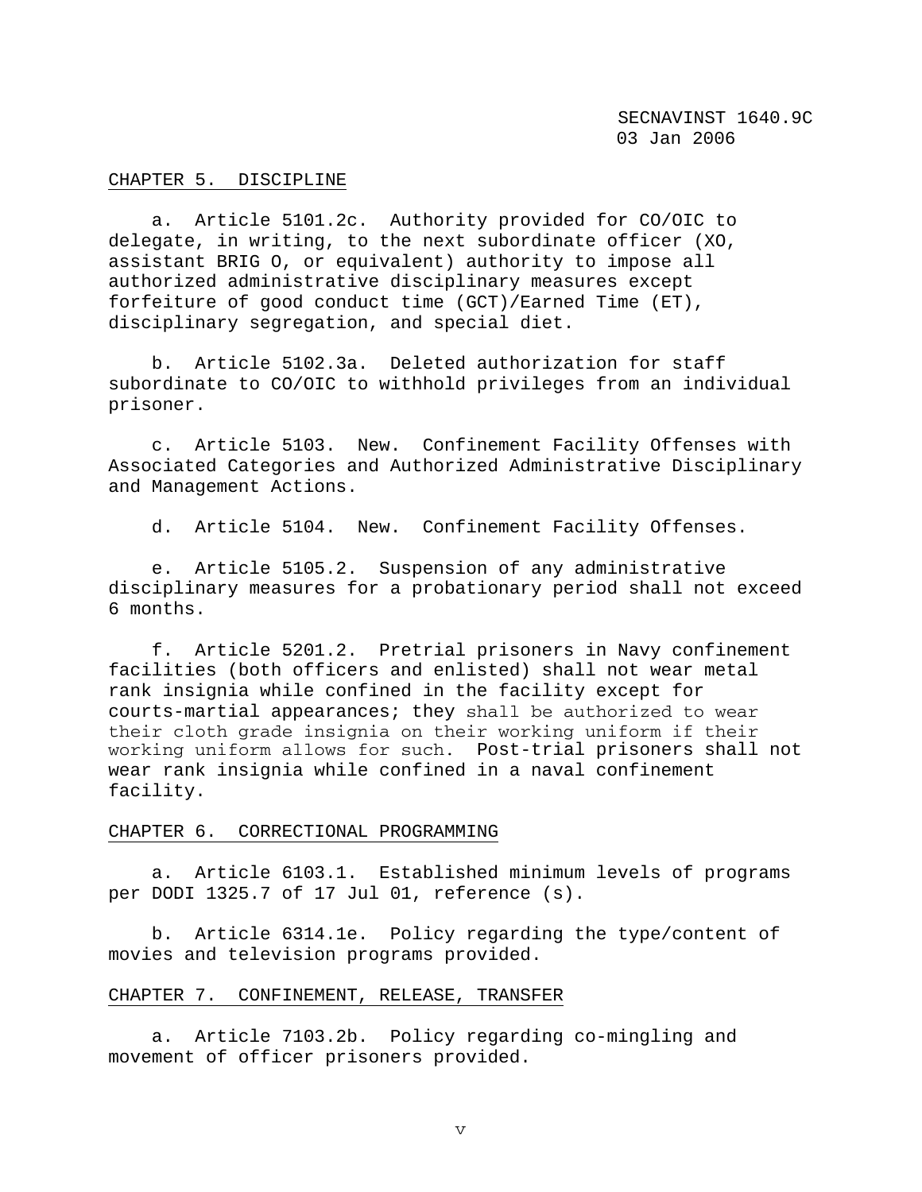## CHAPTER 5. DISCIPLINE

a. Article 5101.2c. Authority provided for CO/OIC to delegate, in writing, to the next subordinate officer (XO, assistant BRIG O, or equivalent) authority to impose all authorized administrative disciplinary measures except forfeiture of good conduct time (GCT)/Earned Time (ET), disciplinary segregation, and special diet.

b. Article 5102.3a. Deleted authorization for staff subordinate to CO/OIC to withhold privileges from an individual prisoner.

c. Article 5103. New. Confinement Facility Offenses with Associated Categories and Authorized Administrative Disciplinary and Management Actions.

d. Article 5104. New. Confinement Facility Offenses.

e. Article 5105.2. Suspension of any administrative disciplinary measures for a probationary period shall not exceed 6 months.

f. Article 5201.2. Pretrial prisoners in Navy confinement facilities (both officers and enlisted) shall not wear metal rank insignia while confined in the facility except for courts-martial appearances; they shall be authorized to wear their cloth grade insignia on their working uniform if their working uniform allows for such. Post-trial prisoners shall not wear rank insignia while confined in a naval confinement facility.

## CHAPTER 6. CORRECTIONAL PROGRAMMING

a. Article 6103.1. Established minimum levels of programs per DODI 1325.7 of 17 Jul 01, reference (s).

b. Article 6314.1e. Policy regarding the type/content of movies and television programs provided.

## CHAPTER 7. CONFINEMENT, RELEASE, TRANSFER

a. Article 7103.2b. Policy regarding co-mingling and movement of officer prisoners provided.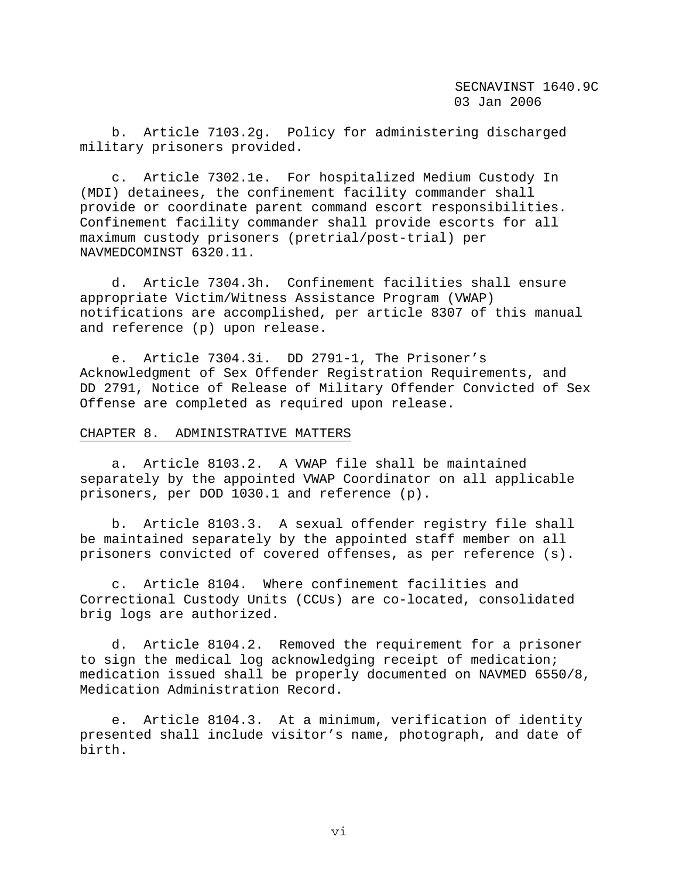b. Article 7103.2g. Policy for administering discharged military prisoners provided.

c. Article 7302.1e. For hospitalized Medium Custody In (MDI) detainees, the confinement facility commander shall provide or coordinate parent command escort responsibilities. Confinement facility commander shall provide escorts for all maximum custody prisoners (pretrial/post-trial) per NAVMEDCOMINST 6320.11.

d. Article 7304.3h. Confinement facilities shall ensure appropriate Victim/Witness Assistance Program (VWAP) notifications are accomplished, per article 8307 of this manual and reference (p) upon release.

e. Article 7304.3i. DD 2791-1, The Prisoner's Acknowledgment of Sex Offender Registration Requirements, and DD 2791, Notice of Release of Military Offender Convicted of Sex Offense are completed as required upon release.

CHAPTER 8. ADMINISTRATIVE MATTERS

a. Article 8103.2. A VWAP file shall be maintained separately by the appointed VWAP Coordinator on all applicable prisoners, per DOD 1030.1 and reference (p).

b. Article 8103.3. A sexual offender registry file shall be maintained separately by the appointed staff member on all prisoners convicted of covered offenses, as per reference (s).

c. Article 8104. Where confinement facilities and Correctional Custody Units (CCUs) are co-located, consolidated brig logs are authorized.

d. Article 8104.2. Removed the requirement for a prisoner to sign the medical log acknowledging receipt of medication; medication issued shall be properly documented on NAVMED 6550/8, Medication Administration Record.

e. Article 8104.3. At a minimum, verification of identity presented shall include visitor's name, photograph, and date of birth.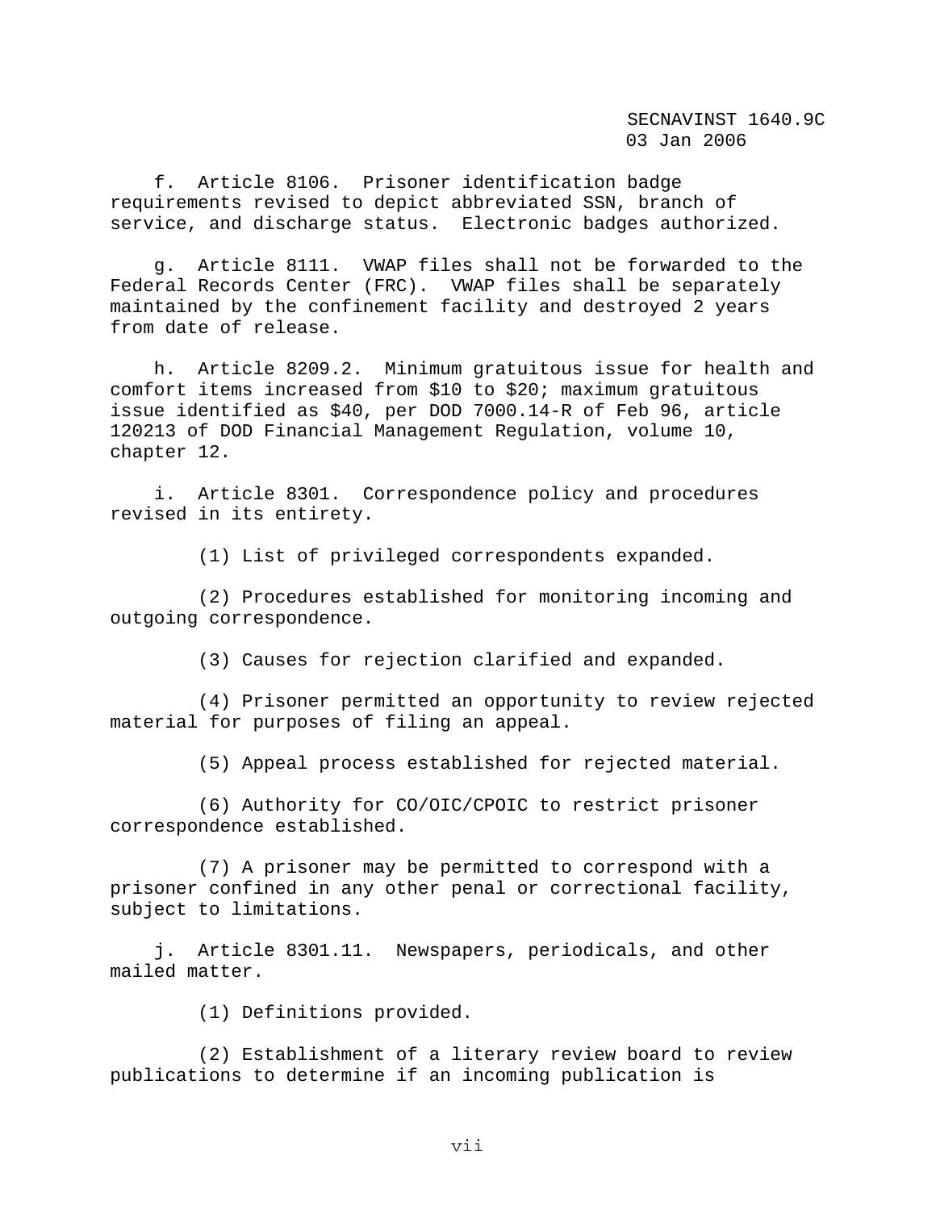f. Article 8106. Prisoner identification badge requirements revised to depict abbreviated SSN, branch of service, and discharge status. Electronic badges authorized.

g. Article 8111. VWAP files shall not be forwarded to the Federal Records Center (FRC). VWAP files shall be separately maintained by the confinement facility and destroyed 2 years from date of release.

h. Article 8209.2. Minimum gratuitous issue for health and comfort items increased from $10 to $20; maximum gratuitous issue identified as $40, per DOD 7000.14-R of Feb 96, article 120213 of DOD Financial Management Regulation, volume 10, chapter 12.

i. Article 8301. Correspondence policy and procedures revised in its entirety.

(1) List of privileged correspondents expanded.

(2) Procedures established for monitoring incoming and outgoing correspondence.

(3) Causes for rejection clarified and expanded.

(4) Prisoner permitted an opportunity to review rejected material for purposes of filing an appeal.

(5) Appeal process established for rejected material.

(6) Authority for CO/OIC/CPOIC to restrict prisoner correspondence established.

(7) A prisoner may be permitted to correspond with a prisoner confined in any other penal or correctional facility, subject to limitations.

j. Article 8301.11. Newspapers, periodicals, and other mailed matter.

(1) Definitions provided.

(2) Establishment of a literary review board to review publications to determine if an incoming publication is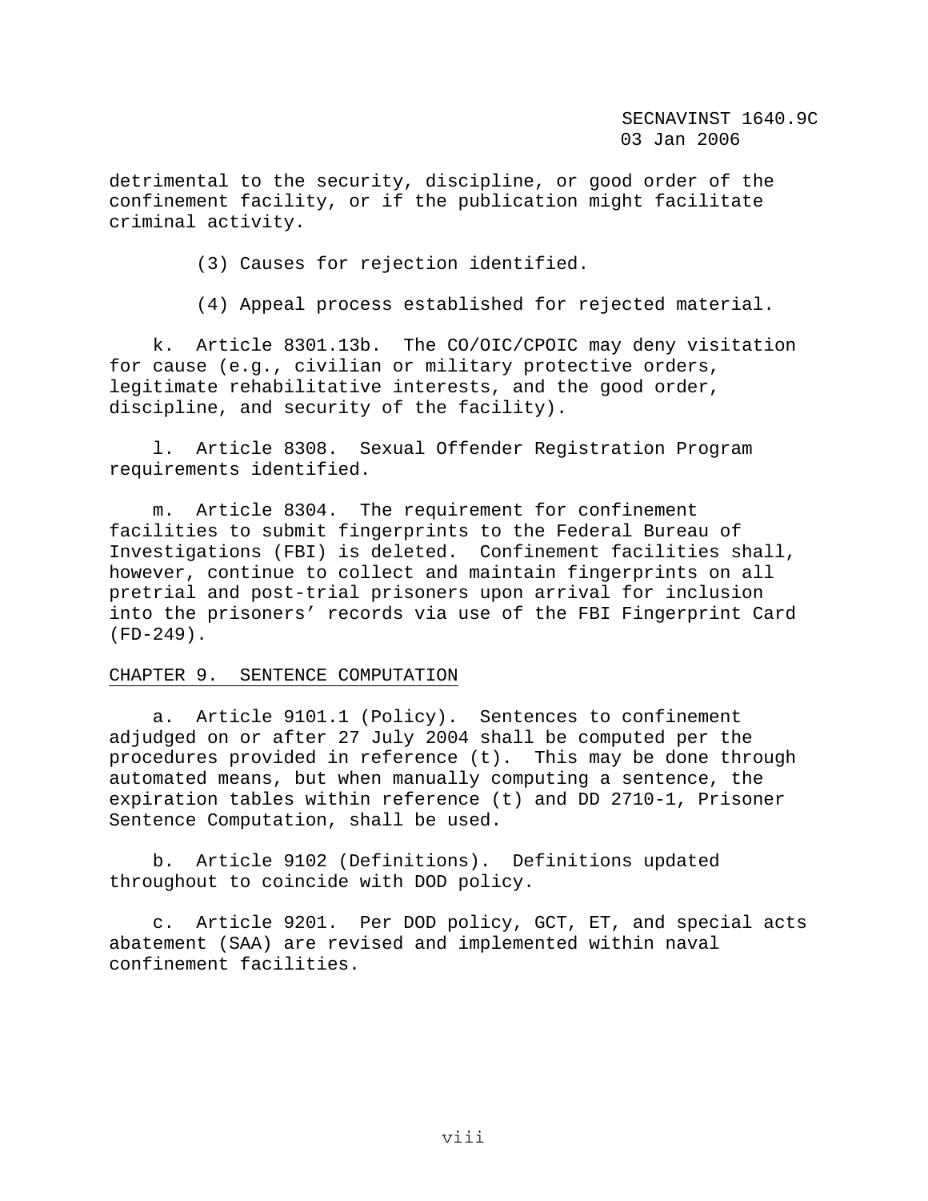detrimental to the security, discipline, or good order of the confinement facility, or if the publication might facilitate criminal activity.

(3) Causes for rejection identified.

(4) Appeal process established for rejected material.

k. Article 8301.13b. The CO/OIC/CPOIC may deny visitation for cause (e.g., civilian or military protective orders, legitimate rehabilitative interests, and the good order, discipline, and security of the facility).

l. Article 8308. Sexual Offender Registration Program requirements identified.

m. Article 8304. The requirement for confinement facilities to submit fingerprints to the Federal Bureau of Investigations (FBI) is deleted. Confinement facilities shall, however, continue to collect and maintain fingerprints on all pretrial and post-trial prisoners upon arrival for inclusion into the prisoners' records via use of the FBI Fingerprint Card (FD-249).

CHAPTER 9. SENTENCE COMPUTATION

a. Article 9101.1 (Policy). Sentences to confinement adjudged on or after 27 July 2004 shall be computed per the procedures provided in reference (t). This may be done through automated means, but when manually computing a sentence, the expiration tables within reference (t) and DD 2710-1, Prisoner Sentence Computation, shall be used.

b. Article 9102 (Definitions). Definitions updated throughout to coincide with DOD policy.

c. Article 9201. Per DOD policy, GCT, ET, and special acts abatement (SAA) are revised and implemented within naval confinement facilities.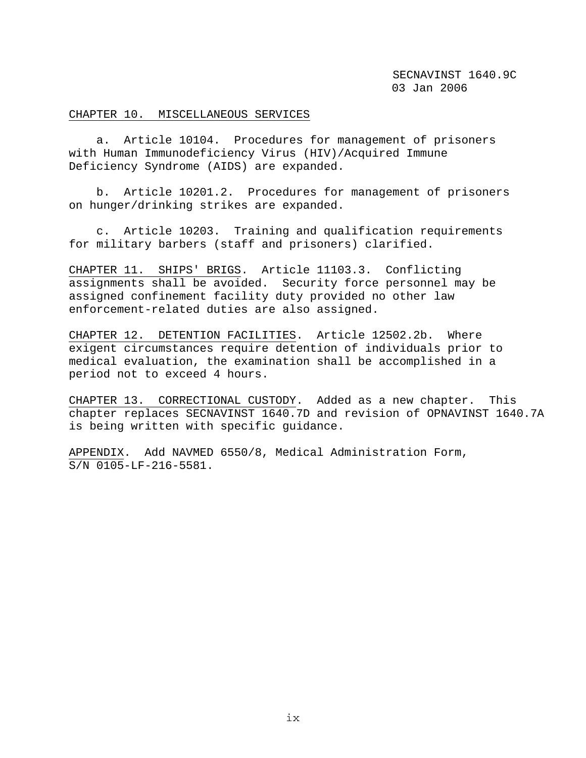CHAPTER 10. MISCELLANEOUS SERVICES

a. Article 10104. Procedures for management of prisoners with Human Immunodeficiency Virus (HIV)/Acquired Immune Deficiency Syndrome (AIDS) are expanded.

b. Article 10201.2. Procedures for management of prisoners on hunger/drinking strikes are expanded.

c. Article 10203. Training and qualification requirements for military barbers (staff and prisoners) clarified.

CHAPTER 11. SHIPS' BRIGS. Article 11103.3. Conflicting assignments shall be avoided. Security force personnel may be assigned confinement facility duty provided no other law enforcement-related duties are also assigned.

CHAPTER 12. DETENTION FACILITIES. Article 12502.2b. Where exigent circumstances require detention of individuals prior to medical evaluation, the examination shall be accomplished in a period not to exceed 4 hours.

CHAPTER 13. CORRECTIONAL CUSTODY. Added as a new chapter. This chapter replaces SECNAVINST 1640.7D and revision of OPNAVINST 1640.7A is being written with specific guidance.

APPENDIX. Add NAVMED 6550/8, Medical Administration Form, S/N 0105-LF-216-5581.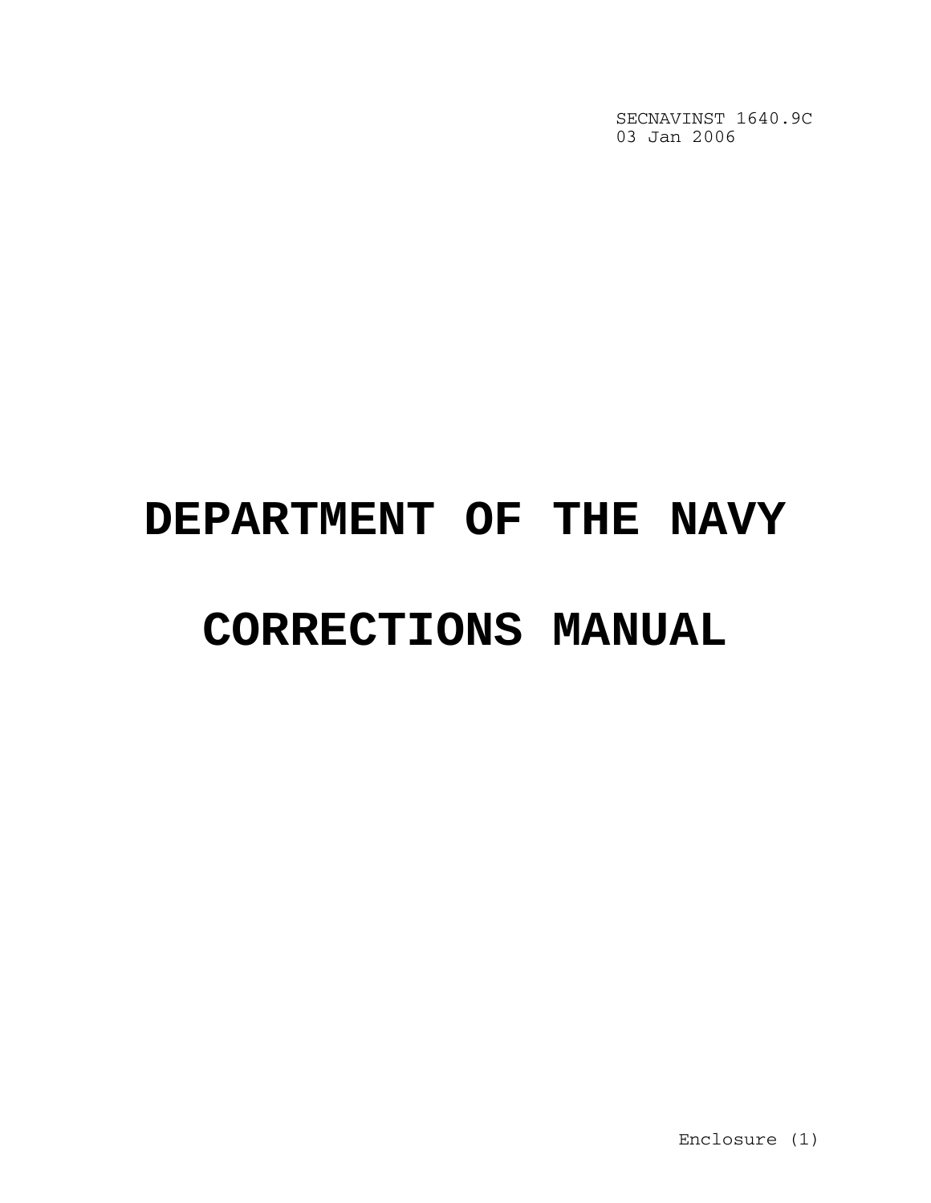# DEPARTMENT OF THE NAVY

# CORRECTIONS MANUAL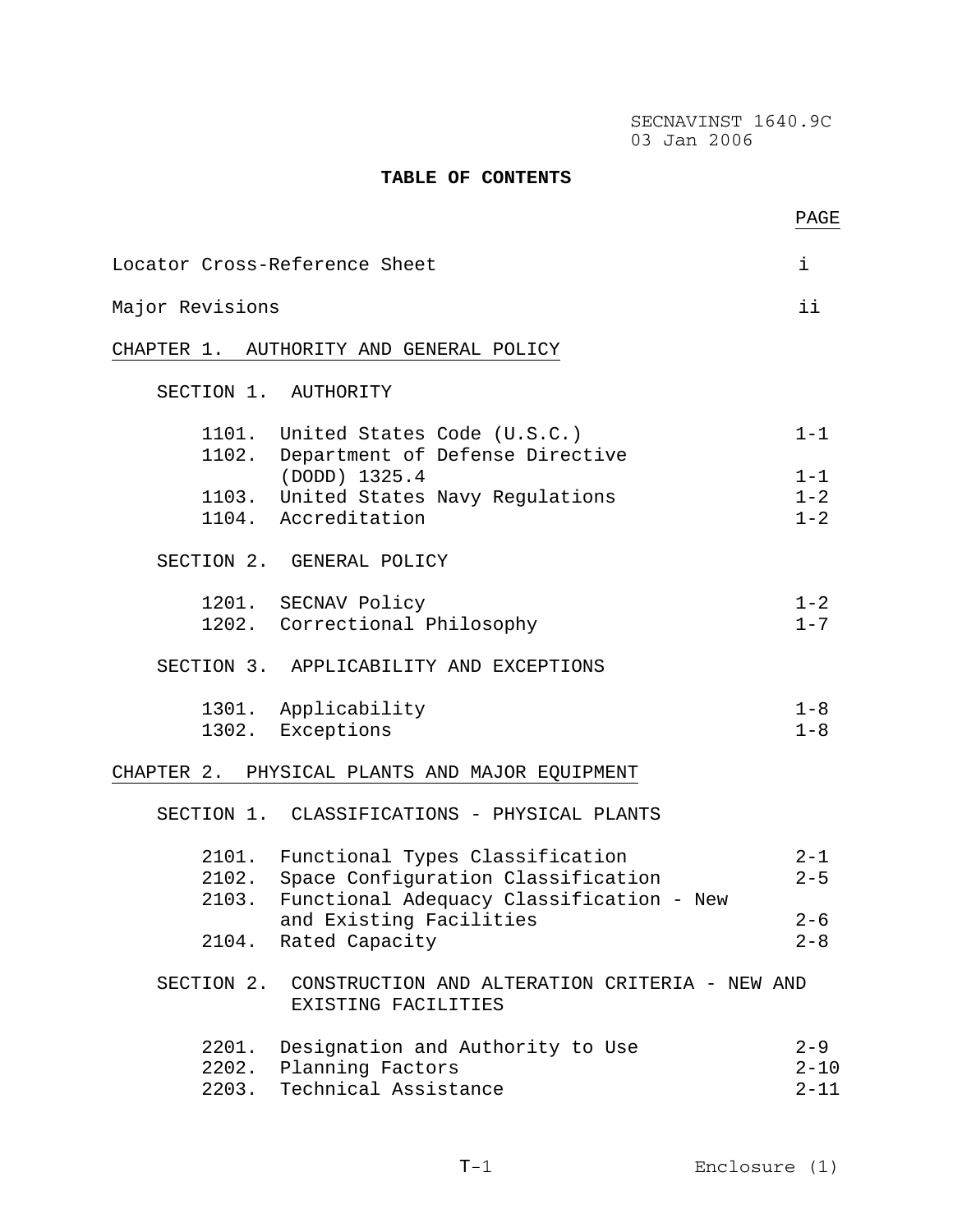# TABLE OF CONTENTS

| | PAGE |
|---|---|
| Locator Cross-Reference Sheet | i |
| Major Revisions | ii |
| **CHAPTER 1. AUTHORITY AND GENERAL POLICY** | |
| SECTION 1. AUTHORITY | |
| 1101. United States Code (U.S.C.) | 1-1 |
| 1102. Department of Defense Directive (DODD) 1325.4 | 1-1 |
| 1103. United States Navy Regulations | 1-2 |
| 1104. Accreditation | 1-2 |
| SECTION 2. GENERAL POLICY | |
| 1201. SECNAV Policy | 1-2 |
| 1202. Correctional Philosophy | 1-7 |
| SECTION 3. APPLICABILITY AND EXCEPTIONS | |
| 1301. Applicability | 1-8 |
| 1302. Exceptions | 1-8 |
| **CHAPTER 2. PHYSICAL PLANTS AND MAJOR EQUIPMENT** | |
| SECTION 1. CLASSIFICATIONS - PHYSICAL PLANTS | |
| 2101. Functional Types Classification | 2-1 |
| 2102. Space Configuration Classification | 2-5 |
| 2103. Functional Adequacy Classification - New and Existing Facilities | 2-6 |
| 2104. Rated Capacity | 2-8 |
| SECTION 2. CONSTRUCTION AND ALTERATION CRITERIA - NEW AND EXISTING FACILITIES | |
| 2201. Designation and Authority to Use | 2-9 |
| 2202. Planning Factors | 2-10 |
| 2203. Technical Assistance | 2-11 |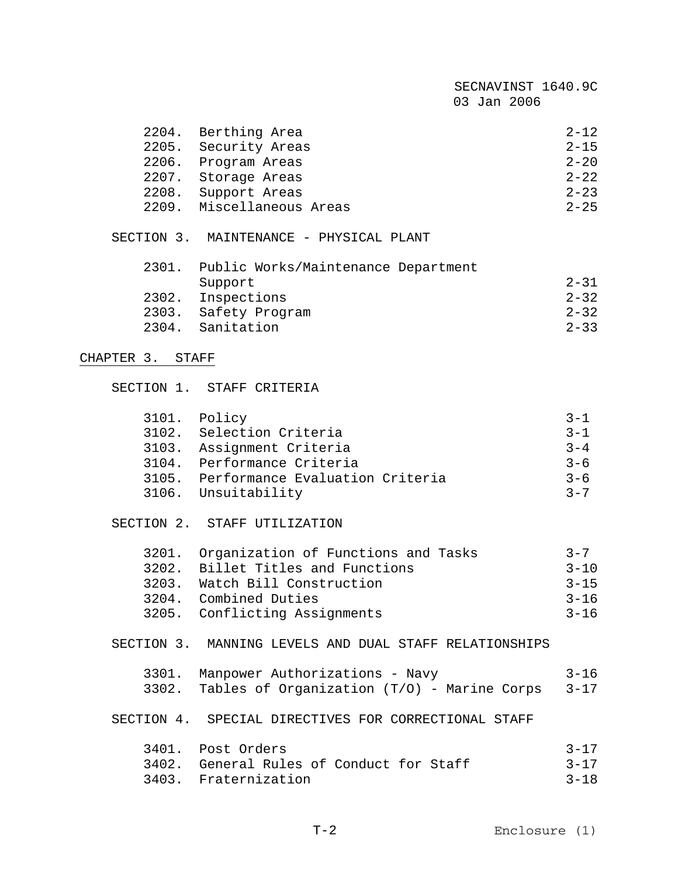| | | |
|---|---|---|
| 2204. | Berthing Area | 2-12 |
| 2205. | Security Areas | 2-15 |
| 2206. | Program Areas | 2-20 |
| 2207. | Storage Areas | 2-22 |
| 2208. | Support Areas | 2-23 |
| 2209. | Miscellaneous Areas | 2-25 |

SECTION 3. MAINTENANCE - PHYSICAL PLANT

| | | |
|---|---|---|
| 2301. | Public Works/Maintenance Department Support | 2-31 |
| 2302. | Inspections | 2-32 |
| 2303. | Safety Program | 2-32 |
| 2304. | Sanitation | 2-33 |

CHAPTER 3. STAFF

SECTION 1. STAFF CRITERIA

| | | |
|---|---|---|
| 3101. | Policy | 3-1 |
| 3102. | Selection Criteria | 3-1 |
| 3103. | Assignment Criteria | 3-4 |
| 3104. | Performance Criteria | 3-6 |
| 3105. | Performance Evaluation Criteria | 3-6 |
| 3106. | Unsuitability | 3-7 |

SECTION 2. STAFF UTILIZATION

| | | |
|---|---|---|
| 3201. | Organization of Functions and Tasks | 3-7 |
| 3202. | Billet Titles and Functions | 3-10 |
| 3203. | Watch Bill Construction | 3-15 |
| 3204. | Combined Duties | 3-16 |
| 3205. | Conflicting Assignments | 3-16 |

SECTION 3. MANNING LEVELS AND DUAL STAFF RELATIONSHIPS

| | | |
|---|---|---|
| 3301. | Manpower Authorizations - Navy | 3-16 |
| 3302. | Tables of Organization (T/O) - Marine Corps | 3-17 |

SECTION 4. SPECIAL DIRECTIVES FOR CORRECTIONAL STAFF

| | | |
|---|---|---|
| 3401. | Post Orders | 3-17 |
| 3402. | General Rules of Conduct for Staff | 3-17 |
| 3403. | Fraternization | 3-18 |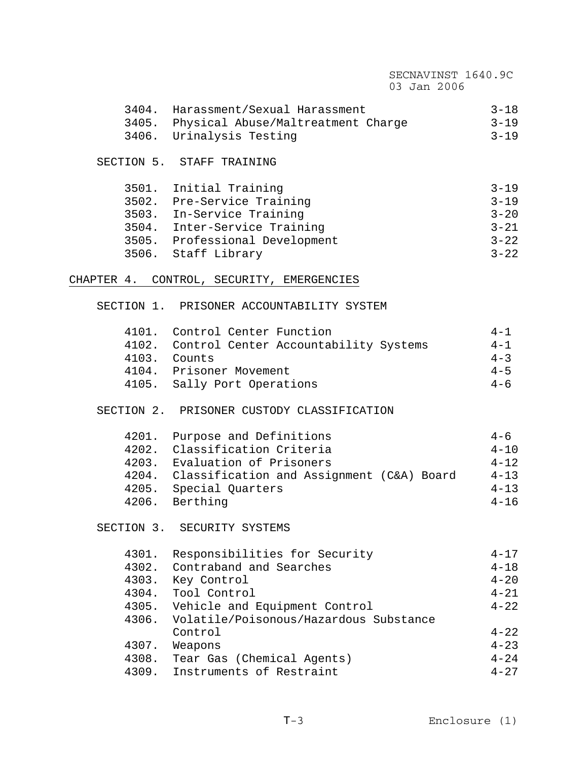| | | |
|---|---|---|
| 3404. | Harassment/Sexual Harassment | 3-18 |
| 3405. | Physical Abuse/Maltreatment Charge | 3-19 |
| 3406. | Urinalysis Testing | 3-19 |

SECTION 5. STAFF TRAINING

| | | |
|---|---|---|
| 3501. | Initial Training | 3-19 |
| 3502. | Pre-Service Training | 3-19 |
| 3503. | In-Service Training | 3-20 |
| 3504. | Inter-Service Training | 3-21 |
| 3505. | Professional Development | 3-22 |
| 3506. | Staff Library | 3-22 |

## CHAPTER 4. CONTROL, SECURITY, EMERGENCIES

SECTION 1. PRISONER ACCOUNTABILITY SYSTEM

| | | |
|---|---|---|
| 4101. | Control Center Function | 4-1 |
| 4102. | Control Center Accountability Systems | 4-1 |
| 4103. | Counts | 4-3 |
| 4104. | Prisoner Movement | 4-5 |
| 4105. | Sally Port Operations | 4-6 |

SECTION 2. PRISONER CUSTODY CLASSIFICATION

| | | |
|---|---|---|
| 4201. | Purpose and Definitions | 4-6 |
| 4202. | Classification Criteria | 4-10 |
| 4203. | Evaluation of Prisoners | 4-12 |
| 4204. | Classification and Assignment (C&A) Board | 4-13 |
| 4205. | Special Quarters | 4-13 |
| 4206. | Berthing | 4-16 |

SECTION 3. SECURITY SYSTEMS

| | | |
|---|---|---|
| 4301. | Responsibilities for Security | 4-17 |
| 4302. | Contraband and Searches | 4-18 |
| 4303. | Key Control | 4-20 |
| 4304. | Tool Control | 4-21 |
| 4305. | Vehicle and Equipment Control | 4-22 |
| 4306. | Volatile/Poisonous/Hazardous Substance Control | 4-22 |
| 4307. | Weapons | 4-23 |
| 4308. | Tear Gas (Chemical Agents) | 4-24 |
| 4309. | Instruments of Restraint | 4-27 |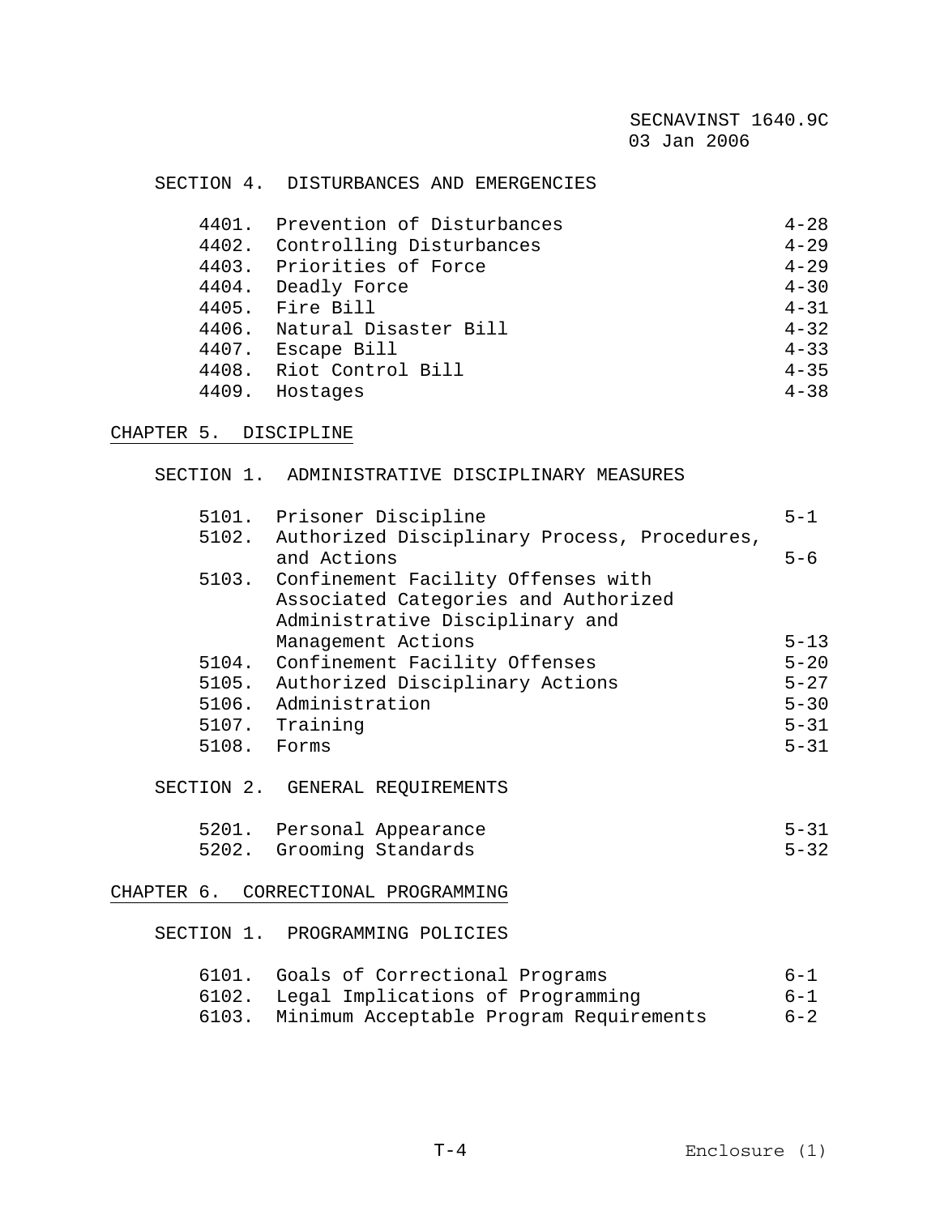SECTION 4. DISTURBANCES AND EMERGENCIES

| | | |
|---|---|---|
| 4401. | Prevention of Disturbances | 4-28 |
| 4402. | Controlling Disturbances | 4-29 |
| 4403. | Priorities of Force | 4-29 |
| 4404. | Deadly Force | 4-30 |
| 4405. | Fire Bill | 4-31 |
| 4406. | Natural Disaster Bill | 4-32 |
| 4407. | Escape Bill | 4-33 |
| 4408. | Riot Control Bill | 4-35 |
| 4409. | Hostages | 4-38 |

CHAPTER 5. DISCIPLINE

SECTION 1. ADMINISTRATIVE DISCIPLINARY MEASURES

| | | |
|---|---|---|
| 5101. | Prisoner Discipline | 5-1 |
| 5102. | Authorized Disciplinary Process, Procedures, and Actions | 5-6 |
| 5103. | Confinement Facility Offenses with Associated Categories and Authorized Administrative Disciplinary and Management Actions | 5-13 |
| 5104. | Confinement Facility Offenses | 5-20 |
| 5105. | Authorized Disciplinary Actions | 5-27 |
| 5106. | Administration | 5-30 |
| 5107. | Training | 5-31 |
| 5108. | Forms | 5-31 |

SECTION 2. GENERAL REQUIREMENTS

| | | |
|---|---|---|
| 5201. | Personal Appearance | 5-31 |
| 5202. | Grooming Standards | 5-32 |

CHAPTER 6. CORRECTIONAL PROGRAMMING

SECTION 1. PROGRAMMING POLICIES

| | | |
|---|---|---|
| 6101. | Goals of Correctional Programs | 6-1 |
| 6102. | Legal Implications of Programming | 6-1 |
| 6103. | Minimum Acceptable Program Requirements | 6-2 |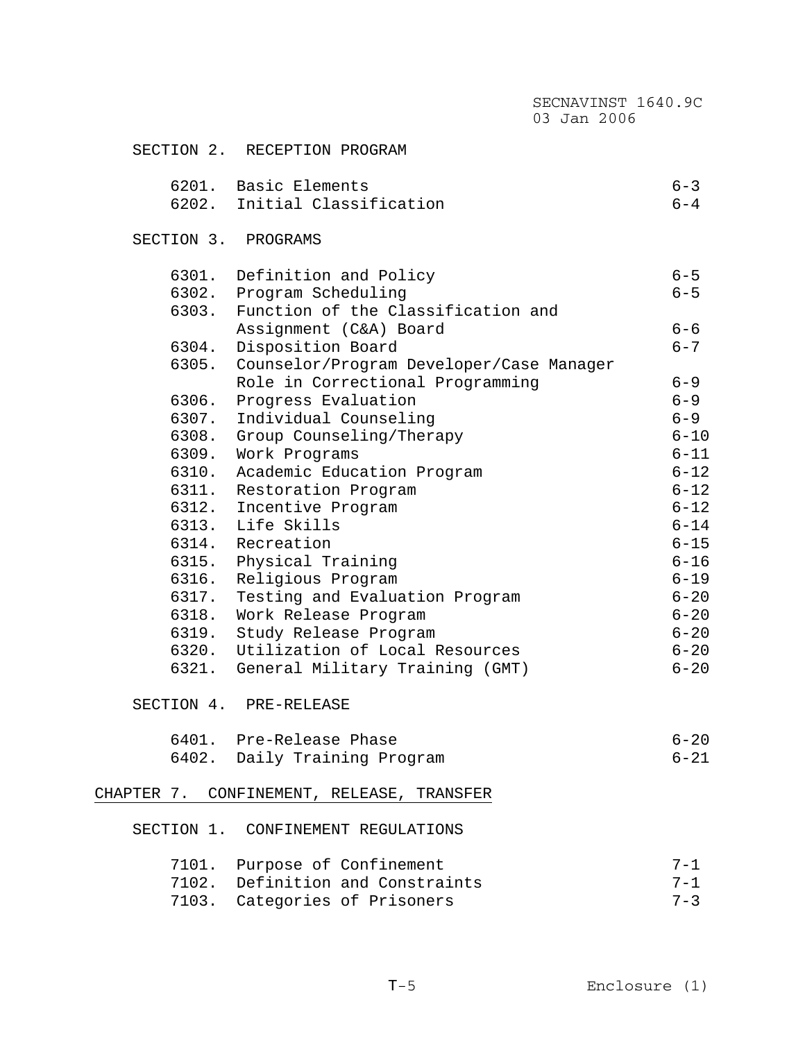SECTION 2. RECEPTION PROGRAM

| | | |
|---|---|---|
| 6201. | Basic Elements | 6-3 |
| 6202. | Initial Classification | 6-4 |

SECTION 3. PROGRAMS

| | | |
|---|---|---|
| 6301. | Definition and Policy | 6-5 |
| 6302. | Program Scheduling | 6-5 |
| 6303. | Function of the Classification and Assignment (C&A) Board | 6-6 |
| 6304. | Disposition Board | 6-7 |
| 6305. | Counselor/Program Developer/Case Manager Role in Correctional Programming | 6-9 |
| 6306. | Progress Evaluation | 6-9 |
| 6307. | Individual Counseling | 6-9 |
| 6308. | Group Counseling/Therapy | 6-10 |
| 6309. | Work Programs | 6-11 |
| 6310. | Academic Education Program | 6-12 |
| 6311. | Restoration Program | 6-12 |
| 6312. | Incentive Program | 6-12 |
| 6313. | Life Skills | 6-14 |
| 6314. | Recreation | 6-15 |
| 6315. | Physical Training | 6-16 |
| 6316. | Religious Program | 6-19 |
| 6317. | Testing and Evaluation Program | 6-20 |
| 6318. | Work Release Program | 6-20 |
| 6319. | Study Release Program | 6-20 |
| 6320. | Utilization of Local Resources | 6-20 |
| 6321. | General Military Training (GMT) | 6-20 |

SECTION 4. PRE-RELEASE

| | | |
|---|---|---|
| 6401. | Pre-Release Phase | 6-20 |
| 6402. | Daily Training Program | 6-21 |

## CHAPTER 7. CONFINEMENT, RELEASE, TRANSFER

SECTION 1. CONFINEMENT REGULATIONS

| | | |
|---|---|---|
| 7101. | Purpose of Confinement | 7-1 |
| 7102. | Definition and Constraints | 7-1 |
| 7103. | Categories of Prisoners | 7-3 |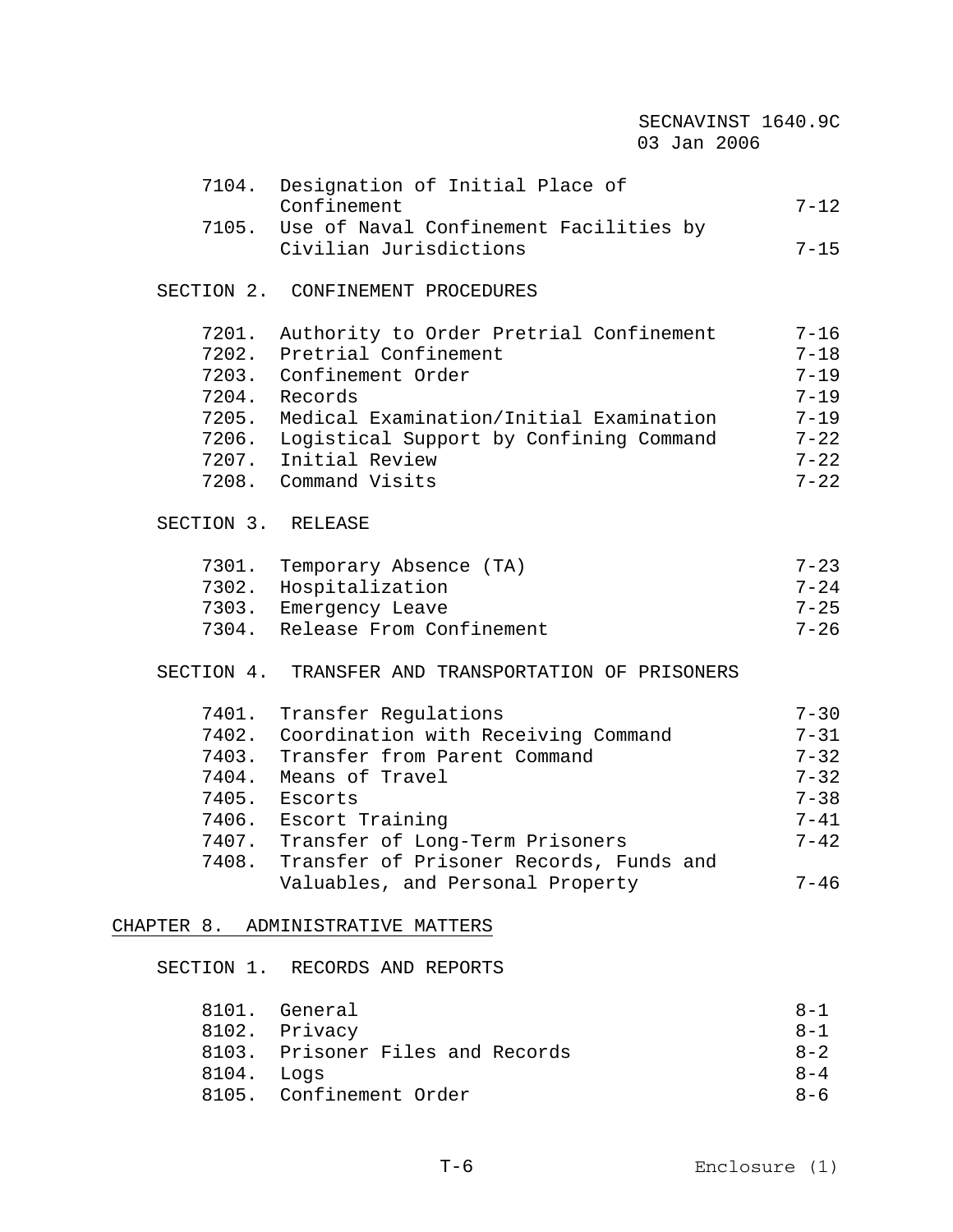| | | |
|---|---|---|
| 7104. | Designation of Initial Place of Confinement | 7-12 |
| 7105. | Use of Naval Confinement Facilities by Civilian Jurisdictions | 7-15 |

SECTION 2. CONFINEMENT PROCEDURES

| | | |
|---|---|---|
| 7201. | Authority to Order Pretrial Confinement | 7-16 |
| 7202. | Pretrial Confinement | 7-18 |
| 7203. | Confinement Order | 7-19 |
| 7204. | Records | 7-19 |
| 7205. | Medical Examination/Initial Examination | 7-19 |
| 7206. | Logistical Support by Confining Command | 7-22 |
| 7207. | Initial Review | 7-22 |
| 7208. | Command Visits | 7-22 |

SECTION 3. RELEASE

| | | |
|---|---|---|
| 7301. | Temporary Absence (TA) | 7-23 |
| 7302. | Hospitalization | 7-24 |
| 7303. | Emergency Leave | 7-25 |
| 7304. | Release From Confinement | 7-26 |

SECTION 4. TRANSFER AND TRANSPORTATION OF PRISONERS

| | | |
|---|---|---|
| 7401. | Transfer Regulations | 7-30 |
| 7402. | Coordination with Receiving Command | 7-31 |
| 7403. | Transfer from Parent Command | 7-32 |
| 7404. | Means of Travel | 7-32 |
| 7405. | Escorts | 7-38 |
| 7406. | Escort Training | 7-41 |
| 7407. | Transfer of Long-Term Prisoners | 7-42 |
| 7408. | Transfer of Prisoner Records, Funds and Valuables, and Personal Property | 7-46 |

CHAPTER 8. ADMINISTRATIVE MATTERS

SECTION 1. RECORDS AND REPORTS

| | | |
|---|---|---|
| 8101. | General | 8-1 |
| 8102. | Privacy | 8-1 |
| 8103. | Prisoner Files and Records | 8-2 |
| 8104. | Logs | 8-4 |
| 8105. | Confinement Order | 8-6 |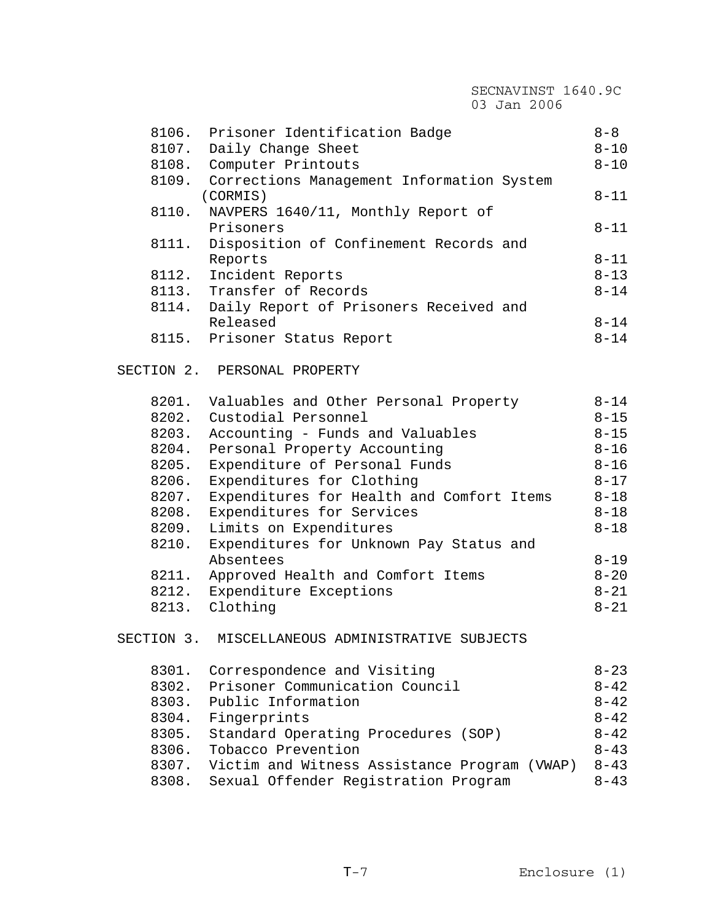| | | |
|---|---|---|
| 8106. | Prisoner Identification Badge | 8-8 |
| 8107. | Daily Change Sheet | 8-10 |
| 8108. | Computer Printouts | 8-10 |
| 8109. | Corrections Management Information System (CORMIS) | 8-11 |
| 8110. | NAVPERS 1640/11, Monthly Report of Prisoners | 8-11 |
| 8111. | Disposition of Confinement Records and Reports | 8-11 |
| 8112. | Incident Reports | 8-13 |
| 8113. | Transfer of Records | 8-14 |
| 8114. | Daily Report of Prisoners Received and Released | 8-14 |
| 8115. | Prisoner Status Report | 8-14 |

SECTION 2. PERSONAL PROPERTY

| | | |
|---|---|---|
| 8201. | Valuables and Other Personal Property | 8-14 |
| 8202. | Custodial Personnel | 8-15 |
| 8203. | Accounting - Funds and Valuables | 8-15 |
| 8204. | Personal Property Accounting | 8-16 |
| 8205. | Expenditure of Personal Funds | 8-16 |
| 8206. | Expenditures for Clothing | 8-17 |
| 8207. | Expenditures for Health and Comfort Items | 8-18 |
| 8208. | Expenditures for Services | 8-18 |
| 8209. | Limits on Expenditures | 8-18 |
| 8210. | Expenditures for Unknown Pay Status and Absentees | 8-19 |
| 8211. | Approved Health and Comfort Items | 8-20 |
| 8212. | Expenditure Exceptions | 8-21 |
| 8213. | Clothing | 8-21 |

SECTION 3. MISCELLANEOUS ADMINISTRATIVE SUBJECTS

| | | |
|---|---|---|
| 8301. | Correspondence and Visiting | 8-23 |
| 8302. | Prisoner Communication Council | 8-42 |
| 8303. | Public Information | 8-42 |
| 8304. | Fingerprints | 8-42 |
| 8305. | Standard Operating Procedures (SOP) | 8-42 |
| 8306. | Tobacco Prevention | 8-43 |
| 8307. | Victim and Witness Assistance Program (VWAP) | 8-43 |
| 8308. | Sexual Offender Registration Program | 8-43 |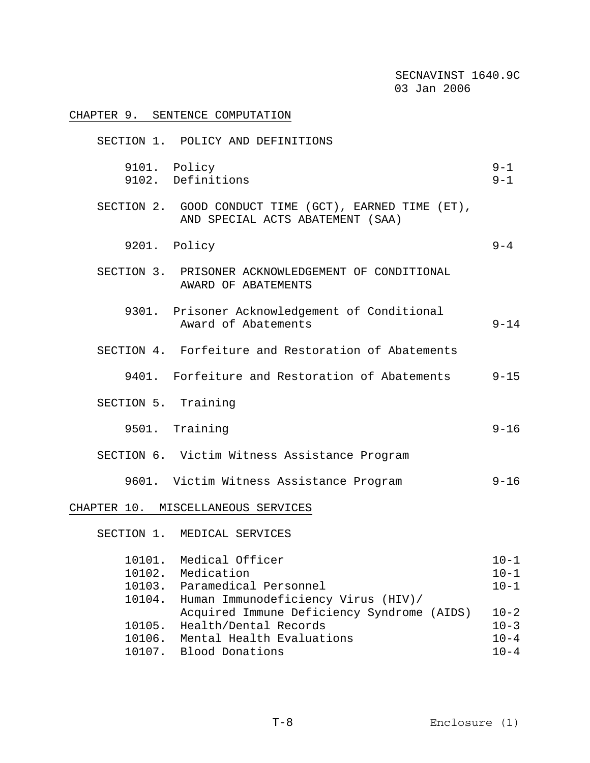## CHAPTER 9. SENTENCE COMPUTATION

SECTION 1. POLICY AND DEFINITIONS

| | | |
|---|---|---|
| 9101. | Policy | 9-1 |
| 9102. | Definitions | 9-1 |

SECTION 2. GOOD CONDUCT TIME (GCT), EARNED TIME (ET), AND SPECIAL ACTS ABATEMENT (SAA)

| | | |
|---|---|---|
| 9201. | Policy | 9-4 |

SECTION 3. PRISONER ACKNOWLEDGEMENT OF CONDITIONAL AWARD OF ABATEMENTS

| | | |
|---|---|---|
| 9301. | Prisoner Acknowledgement of Conditional Award of Abatements | 9-14 |

SECTION 4. Forfeiture and Restoration of Abatements

| | | |
|---|---|---|
| 9401. | Forfeiture and Restoration of Abatements | 9-15 |

SECTION 5. Training

| | | |
|---|---|---|
| 9501. | Training | 9-16 |

SECTION 6. Victim Witness Assistance Program

| | | |
|---|---|---|
| 9601. | Victim Witness Assistance Program | 9-16 |

## CHAPTER 10. MISCELLANEOUS SERVICES

SECTION 1. MEDICAL SERVICES

| | | |
|---|---|---|
| 10101. | Medical Officer | 10-1 |
| 10102. | Medication | 10-1 |
| 10103. | Paramedical Personnel | 10-1 |
| 10104. | Human Immunodeficiency Virus (HIV)/ Acquired Immune Deficiency Syndrome (AIDS) | 10-2 |
| 10105. | Health/Dental Records | 10-3 |
| 10106. | Mental Health Evaluations | 10-4 |
| 10107. | Blood Donations | 10-4 |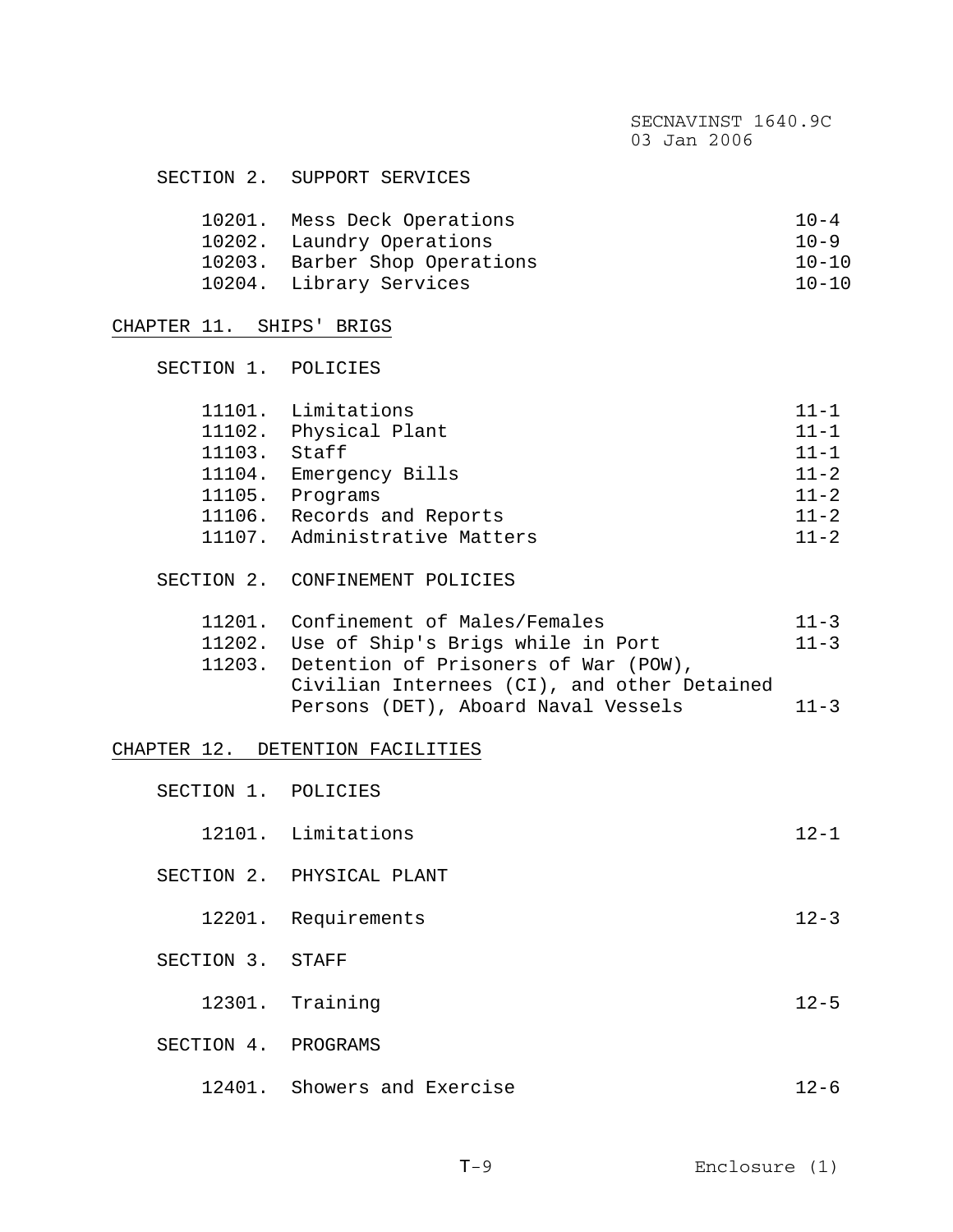SECTION 2. SUPPORT SERVICES

| | | |
|---|---|---|
| 10201. | Mess Deck Operations | 10-4 |
| 10202. | Laundry Operations | 10-9 |
| 10203. | Barber Shop Operations | 10-10 |
| 10204. | Library Services | 10-10 |

CHAPTER 11. SHIPS' BRIGS

SECTION 1. POLICIES

| | | |
|---|---|---|
| 11101. | Limitations | 11-1 |
| 11102. | Physical Plant | 11-1 |
| 11103. | Staff | 11-1 |
| 11104. | Emergency Bills | 11-2 |
| 11105. | Programs | 11-2 |
| 11106. | Records and Reports | 11-2 |
| 11107. | Administrative Matters | 11-2 |

SECTION 2. CONFINEMENT POLICIES

| | | |
|---|---|---|
| 11201. | Confinement of Males/Females | 11-3 |
| 11202. | Use of Ship's Brigs while in Port | 11-3 |
| 11203. | Detention of Prisoners of War (POW), Civilian Internees (CI), and other Detained Persons (DET), Aboard Naval Vessels | 11-3 |

CHAPTER 12. DETENTION FACILITIES

SECTION 1. POLICIES

| | | |
|---|---|---|
| 12101. | Limitations | 12-1 |

SECTION 2. PHYSICAL PLANT

| | | |
|---|---|---|
| 12201. | Requirements | 12-3 |

SECTION 3. STAFF

| | | |
|---|---|---|
| 12301. | Training | 12-5 |

SECTION 4. PROGRAMS

| | | |
|---|---|---|
| 12401. | Showers and Exercise | 12-6 |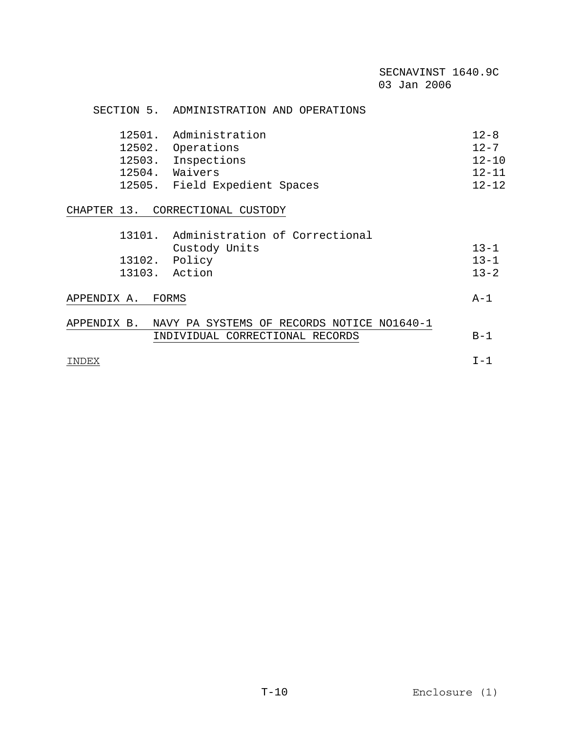SECTION 5. ADMINISTRATION AND OPERATIONS

| | | |
|---|---|---|
| 12501. | Administration | 12-8 |
| 12502. | Operations | 12-7 |
| 12503. | Inspections | 12-10 |
| 12504. | Waivers | 12-11 |
| 12505. | Field Expedient Spaces | 12-12 |

CHAPTER 13. CORRECTIONAL CUSTODY

| | | |
|---|---|---|
| 13101. | Administration of Correctional Custody Units | 13-1 |
| 13102. | Policy | 13-1 |
| 13103. | Action | 13-2 |

APPENDIX A. FORMS — A-1

APPENDIX B. NAVY PA SYSTEMS OF RECORDS NOTICE NO1640-1 INDIVIDUAL CORRECTIONAL RECORDS — B-1

INDEX — I-1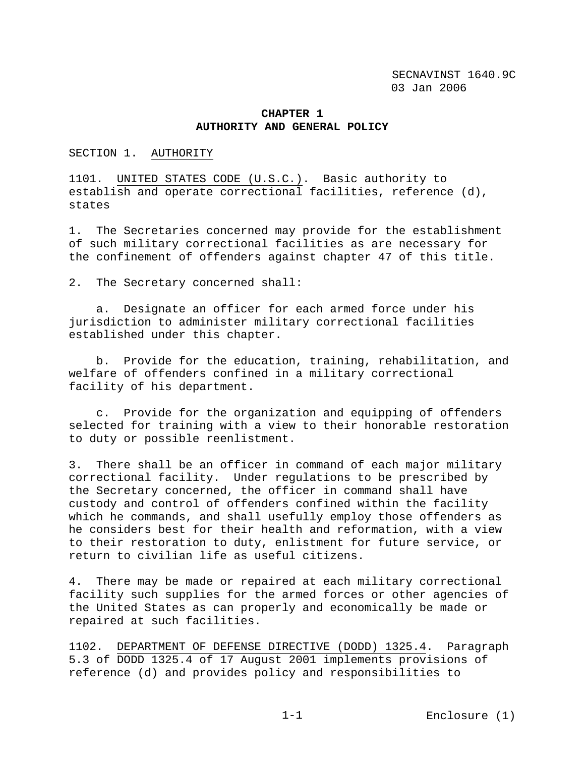# CHAPTER 1
# AUTHORITY AND GENERAL POLICY

## SECTION 1. AUTHORITY

1101. UNITED STATES CODE (U.S.C.). Basic authority to establish and operate correctional facilities, reference (d), states

1. The Secretaries concerned may provide for the establishment of such military correctional facilities as are necessary for the confinement of offenders against chapter 47 of this title.

2. The Secretary concerned shall:

    a. Designate an officer for each armed force under his jurisdiction to administer military correctional facilities established under this chapter.

    b. Provide for the education, training, rehabilitation, and welfare of offenders confined in a military correctional facility of his department.

    c. Provide for the organization and equipping of offenders selected for training with a view to their honorable restoration to duty or possible reenlistment.

3. There shall be an officer in command of each major military correctional facility. Under regulations to be prescribed by the Secretary concerned, the officer in command shall have custody and control of offenders confined within the facility which he commands, and shall usefully employ those offenders as he considers best for their health and reformation, with a view to their restoration to duty, enlistment for future service, or return to civilian life as useful citizens.

4. There may be made or repaired at each military correctional facility such supplies for the armed forces or other agencies of the United States as can properly and economically be made or repaired at such facilities.

1102. DEPARTMENT OF DEFENSE DIRECTIVE (DODD) 1325.4. Paragraph 5.3 of DODD 1325.4 of 17 August 2001 implements provisions of reference (d) and provides policy and responsibilities to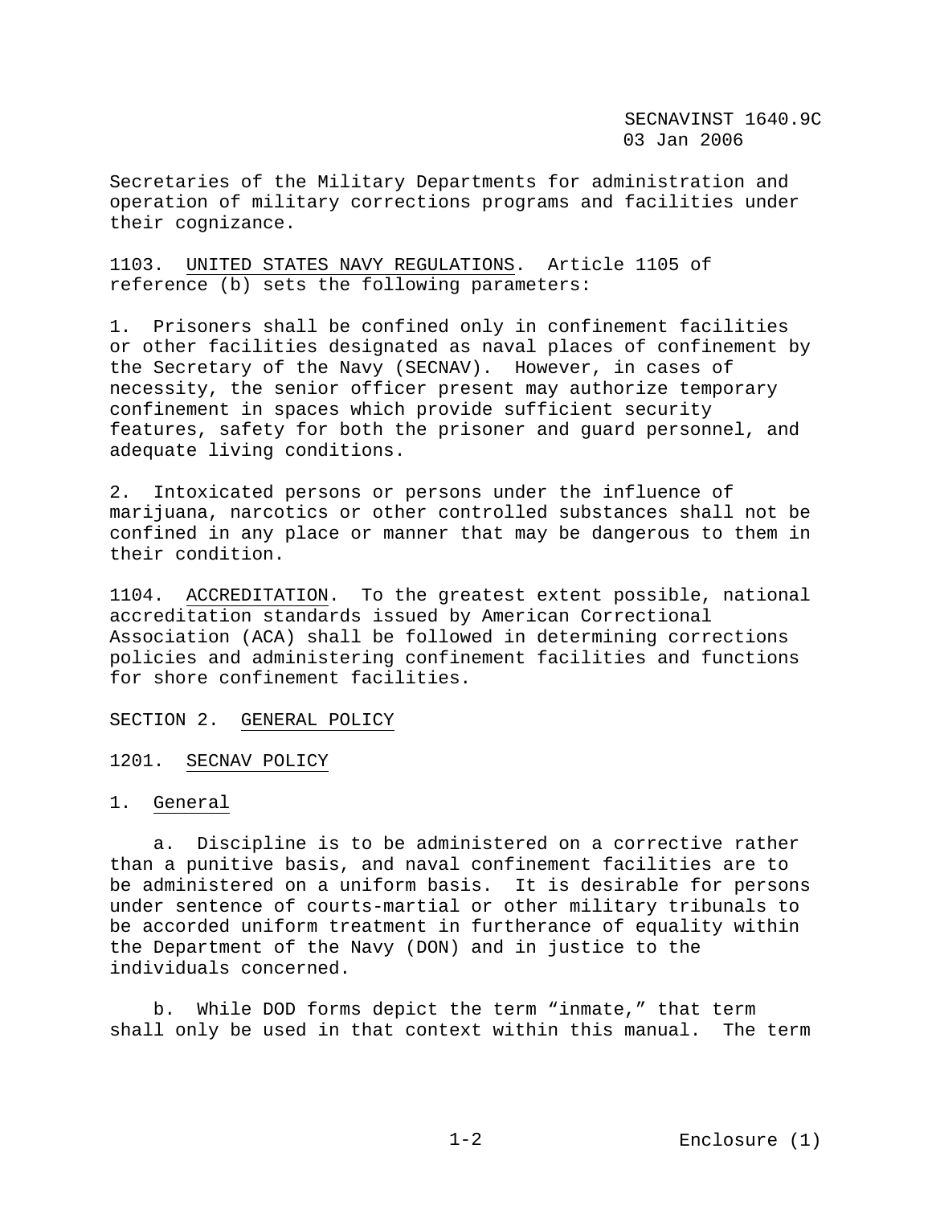Secretaries of the Military Departments for administration and operation of military corrections programs and facilities under their cognizance.

1103. UNITED STATES NAVY REGULATIONS. Article 1105 of reference (b) sets the following parameters:

1. Prisoners shall be confined only in confinement facilities or other facilities designated as naval places of confinement by the Secretary of the Navy (SECNAV). However, in cases of necessity, the senior officer present may authorize temporary confinement in spaces which provide sufficient security features, safety for both the prisoner and guard personnel, and adequate living conditions.

2. Intoxicated persons or persons under the influence of marijuana, narcotics or other controlled substances shall not be confined in any place or manner that may be dangerous to them in their condition.

1104. ACCREDITATION. To the greatest extent possible, national accreditation standards issued by American Correctional Association (ACA) shall be followed in determining corrections policies and administering confinement facilities and functions for shore confinement facilities.

## SECTION 2. GENERAL POLICY

### 1201. SECNAV POLICY

1. General

a. Discipline is to be administered on a corrective rather than a punitive basis, and naval confinement facilities are to be administered on a uniform basis. It is desirable for persons under sentence of courts-martial or other military tribunals to be accorded uniform treatment in furtherance of equality within the Department of the Navy (DON) and in justice to the individuals concerned.

b. While DOD forms depict the term “inmate,” that term shall only be used in that context within this manual. The term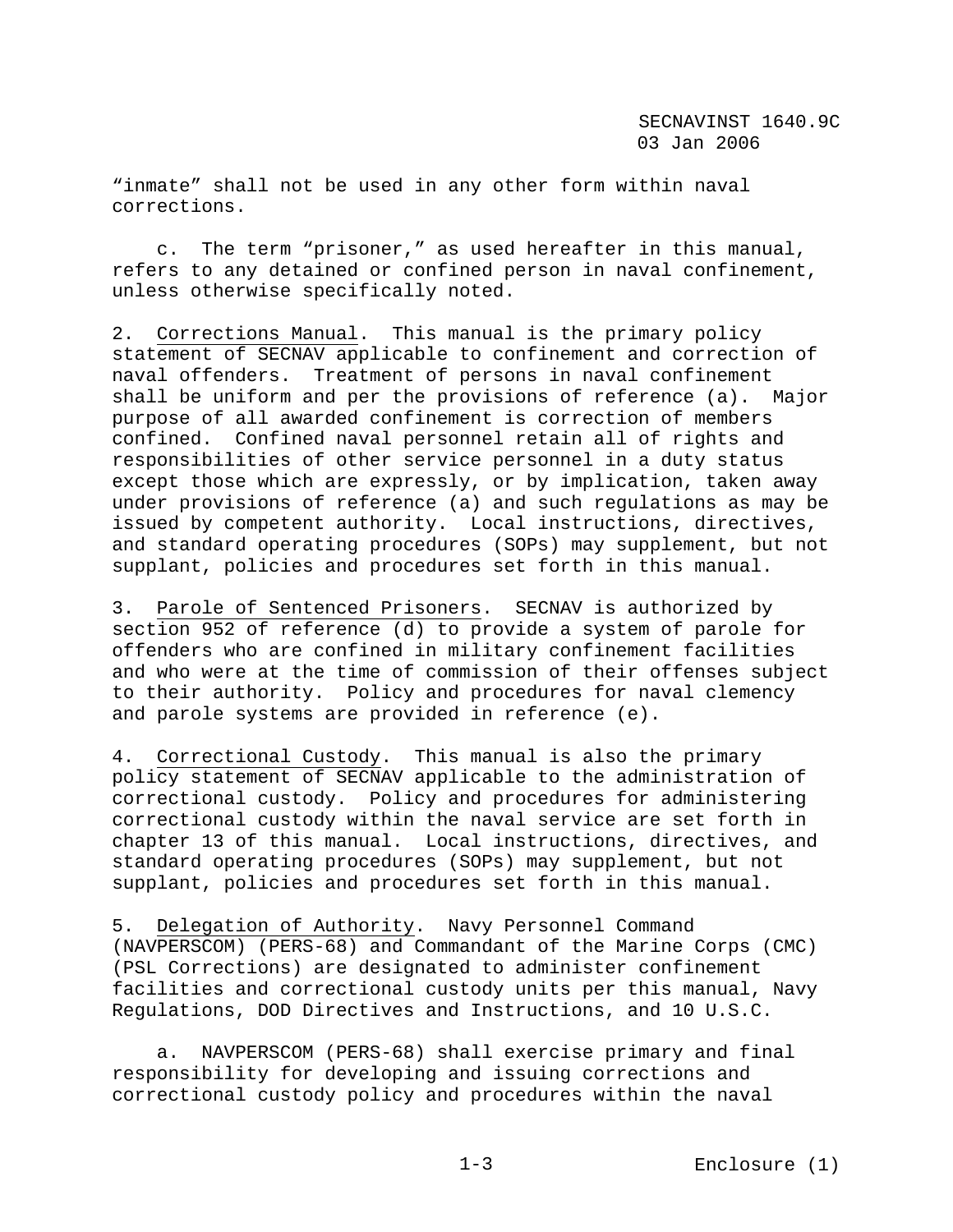"inmate" shall not be used in any other form within naval corrections.

c. The term "prisoner," as used hereafter in this manual, refers to any detained or confined person in naval confinement, unless otherwise specifically noted.

2. Corrections Manual. This manual is the primary policy statement of SECNAV applicable to confinement and correction of naval offenders. Treatment of persons in naval confinement shall be uniform and per the provisions of reference (a). Major purpose of all awarded confinement is correction of members confined. Confined naval personnel retain all of rights and responsibilities of other service personnel in a duty status except those which are expressly, or by implication, taken away under provisions of reference (a) and such regulations as may be issued by competent authority. Local instructions, directives, and standard operating procedures (SOPs) may supplement, but not supplant, policies and procedures set forth in this manual.

3. Parole of Sentenced Prisoners. SECNAV is authorized by section 952 of reference (d) to provide a system of parole for offenders who are confined in military confinement facilities and who were at the time of commission of their offenses subject to their authority. Policy and procedures for naval clemency and parole systems are provided in reference (e).

4. Correctional Custody. This manual is also the primary policy statement of SECNAV applicable to the administration of correctional custody. Policy and procedures for administering correctional custody within the naval service are set forth in chapter 13 of this manual. Local instructions, directives, and standard operating procedures (SOPs) may supplement, but not supplant, policies and procedures set forth in this manual.

5. Delegation of Authority. Navy Personnel Command (NAVPERSCOM) (PERS-68) and Commandant of the Marine Corps (CMC) (PSL Corrections) are designated to administer confinement facilities and correctional custody units per this manual, Navy Regulations, DOD Directives and Instructions, and 10 U.S.C.

a. NAVPERSCOM (PERS-68) shall exercise primary and final responsibility for developing and issuing corrections and correctional custody policy and procedures within the naval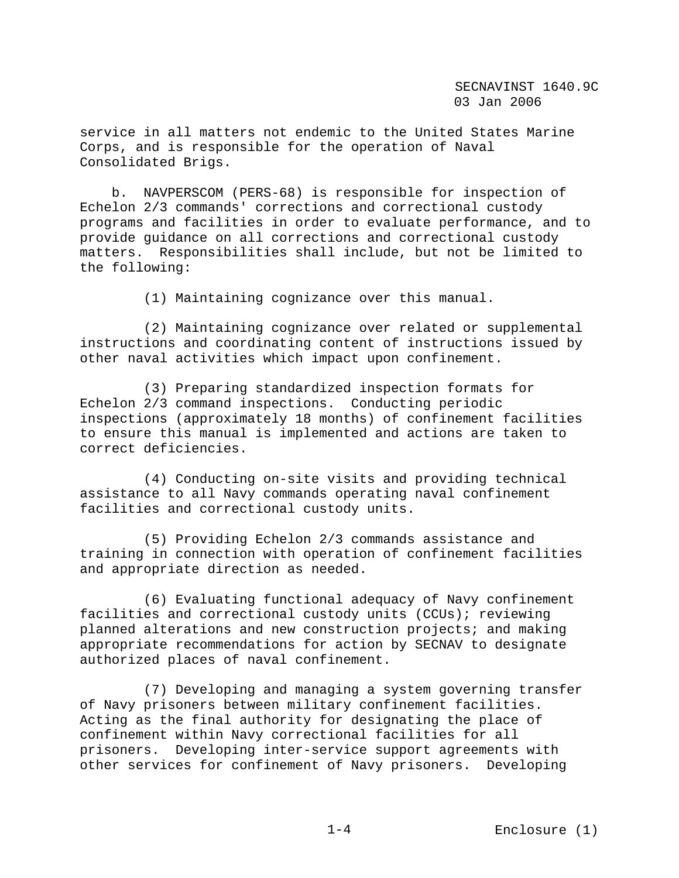service in all matters not endemic to the United States Marine Corps, and is responsible for the operation of Naval Consolidated Brigs.

b. NAVPERSCOM (PERS-68) is responsible for inspection of Echelon 2/3 commands' corrections and correctional custody programs and facilities in order to evaluate performance, and to provide guidance on all corrections and correctional custody matters. Responsibilities shall include, but not be limited to the following:

(1) Maintaining cognizance over this manual.

(2) Maintaining cognizance over related or supplemental instructions and coordinating content of instructions issued by other naval activities which impact upon confinement.

(3) Preparing standardized inspection formats for Echelon 2/3 command inspections. Conducting periodic inspections (approximately 18 months) of confinement facilities to ensure this manual is implemented and actions are taken to correct deficiencies.

(4) Conducting on-site visits and providing technical assistance to all Navy commands operating naval confinement facilities and correctional custody units.

(5) Providing Echelon 2/3 commands assistance and training in connection with operation of confinement facilities and appropriate direction as needed.

(6) Evaluating functional adequacy of Navy confinement facilities and correctional custody units (CCUs); reviewing planned alterations and new construction projects; and making appropriate recommendations for action by SECNAV to designate authorized places of naval confinement.

(7) Developing and managing a system governing transfer of Navy prisoners between military confinement facilities. Acting as the final authority for designating the place of confinement within Navy correctional facilities for all prisoners. Developing inter-service support agreements with other services for confinement of Navy prisoners. Developing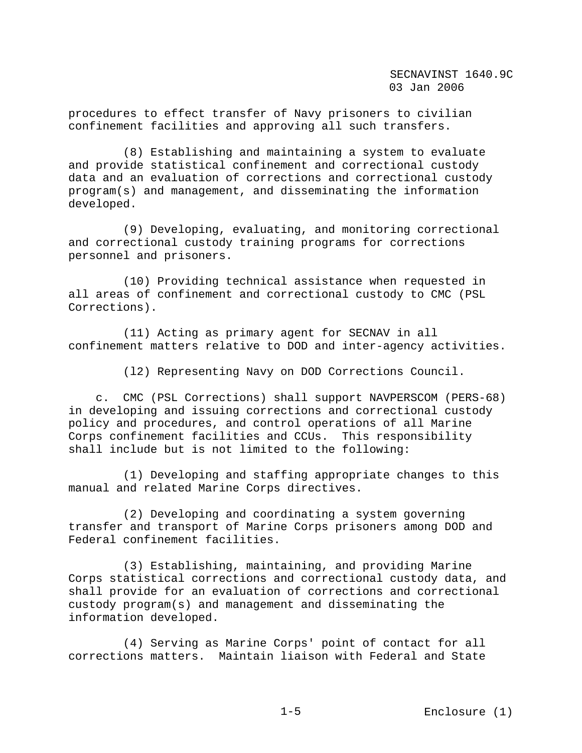procedures to effect transfer of Navy prisoners to civilian confinement facilities and approving all such transfers.

(8) Establishing and maintaining a system to evaluate and provide statistical confinement and correctional custody data and an evaluation of corrections and correctional custody program(s) and management, and disseminating the information developed.

(9) Developing, evaluating, and monitoring correctional and correctional custody training programs for corrections personnel and prisoners.

(10) Providing technical assistance when requested in all areas of confinement and correctional custody to CMC (PSL Corrections).

(11) Acting as primary agent for SECNAV in all confinement matters relative to DOD and inter-agency activities.

(l2) Representing Navy on DOD Corrections Council.

c. CMC (PSL Corrections) shall support NAVPERSCOM (PERS-68) in developing and issuing corrections and correctional custody policy and procedures, and control operations of all Marine Corps confinement facilities and CCUs. This responsibility shall include but is not limited to the following:

(1) Developing and staffing appropriate changes to this manual and related Marine Corps directives.

(2) Developing and coordinating a system governing transfer and transport of Marine Corps prisoners among DOD and Federal confinement facilities.

(3) Establishing, maintaining, and providing Marine Corps statistical corrections and correctional custody data, and shall provide for an evaluation of corrections and correctional custody program(s) and management and disseminating the information developed.

(4) Serving as Marine Corps' point of contact for all corrections matters. Maintain liaison with Federal and State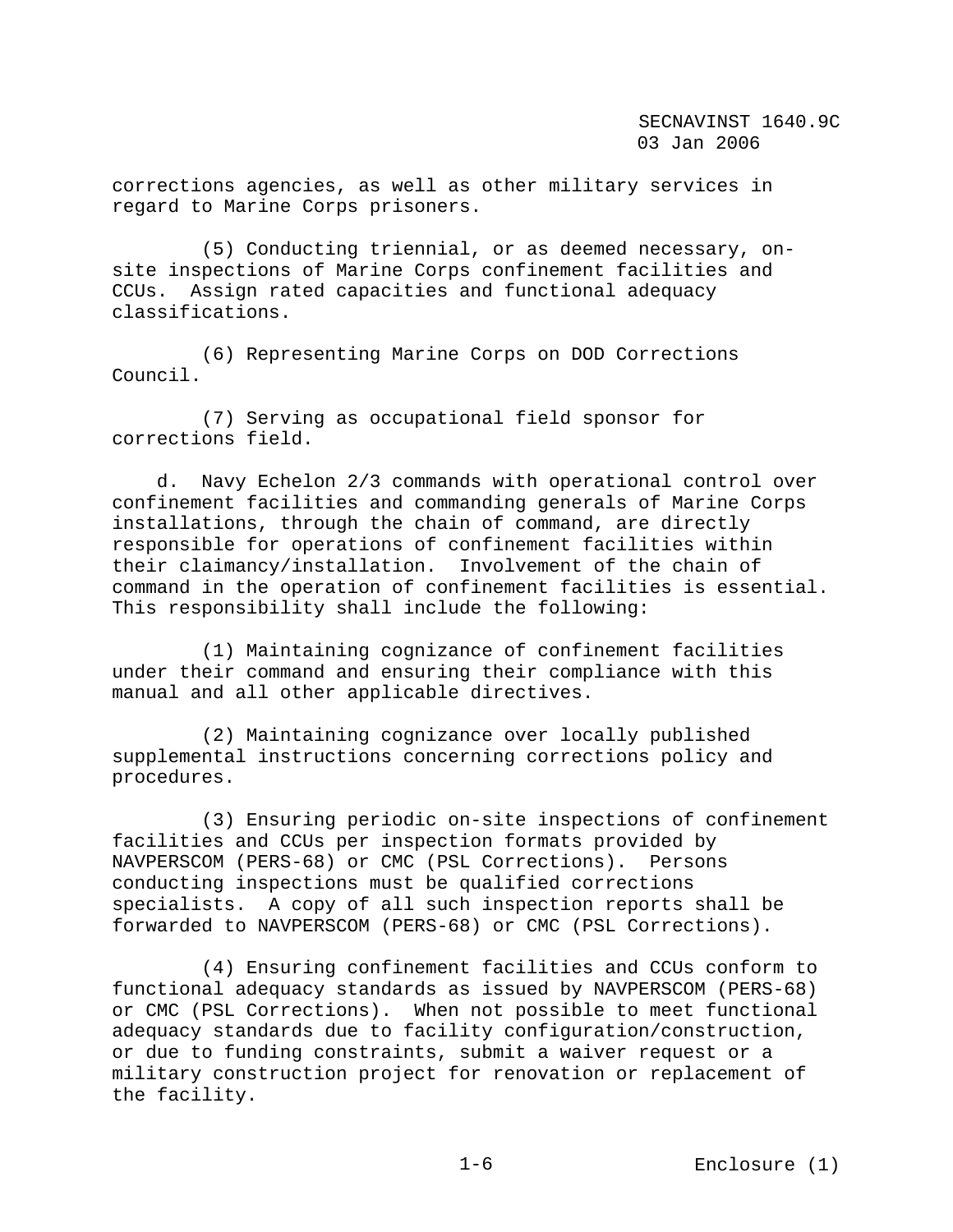corrections agencies, as well as other military services in regard to Marine Corps prisoners.

(5) Conducting triennial, or as deemed necessary, on-site inspections of Marine Corps confinement facilities and CCUs. Assign rated capacities and functional adequacy classifications.

(6) Representing Marine Corps on DOD Corrections Council.

(7) Serving as occupational field sponsor for corrections field.

d. Navy Echelon 2/3 commands with operational control over confinement facilities and commanding generals of Marine Corps installations, through the chain of command, are directly responsible for operations of confinement facilities within their claimancy/installation. Involvement of the chain of command in the operation of confinement facilities is essential. This responsibility shall include the following:

(1) Maintaining cognizance of confinement facilities under their command and ensuring their compliance with this manual and all other applicable directives.

(2) Maintaining cognizance over locally published supplemental instructions concerning corrections policy and procedures.

(3) Ensuring periodic on-site inspections of confinement facilities and CCUs per inspection formats provided by NAVPERSCOM (PERS-68) or CMC (PSL Corrections). Persons conducting inspections must be qualified corrections specialists. A copy of all such inspection reports shall be forwarded to NAVPERSCOM (PERS-68) or CMC (PSL Corrections).

(4) Ensuring confinement facilities and CCUs conform to functional adequacy standards as issued by NAVPERSCOM (PERS-68) or CMC (PSL Corrections). When not possible to meet functional adequacy standards due to facility configuration/construction, or due to funding constraints, submit a waiver request or a military construction project for renovation or replacement of the facility.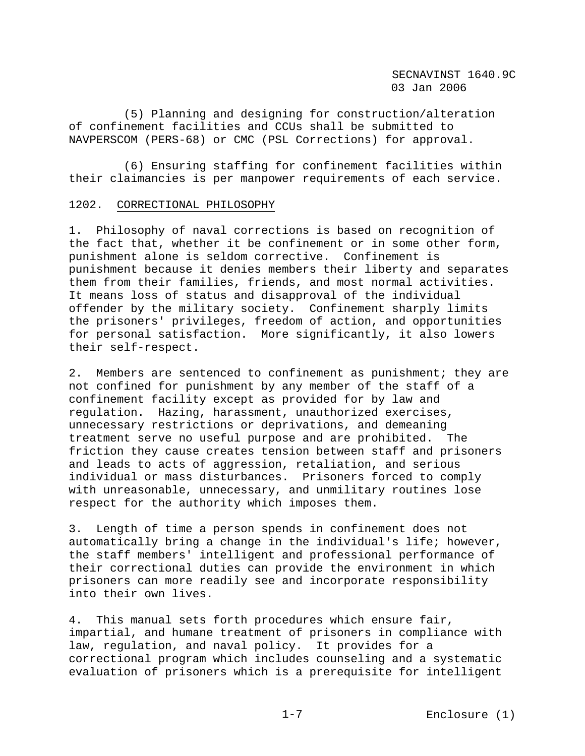(5) Planning and designing for construction/alteration of confinement facilities and CCUs shall be submitted to NAVPERSCOM (PERS-68) or CMC (PSL Corrections) for approval.

(6) Ensuring staffing for confinement facilities within their claimancies is per manpower requirements of each service.

## 1202. CORRECTIONAL PHILOSOPHY

1. Philosophy of naval corrections is based on recognition of the fact that, whether it be confinement or in some other form, punishment alone is seldom corrective. Confinement is punishment because it denies members their liberty and separates them from their families, friends, and most normal activities. It means loss of status and disapproval of the individual offender by the military society. Confinement sharply limits the prisoners' privileges, freedom of action, and opportunities for personal satisfaction. More significantly, it also lowers their self-respect.

2. Members are sentenced to confinement as punishment; they are not confined for punishment by any member of the staff of a confinement facility except as provided for by law and regulation. Hazing, harassment, unauthorized exercises, unnecessary restrictions or deprivations, and demeaning treatment serve no useful purpose and are prohibited. The friction they cause creates tension between staff and prisoners and leads to acts of aggression, retaliation, and serious individual or mass disturbances. Prisoners forced to comply with unreasonable, unnecessary, and unmilitary routines lose respect for the authority which imposes them.

3. Length of time a person spends in confinement does not automatically bring a change in the individual's life; however, the staff members' intelligent and professional performance of their correctional duties can provide the environment in which prisoners can more readily see and incorporate responsibility into their own lives.

4. This manual sets forth procedures which ensure fair, impartial, and humane treatment of prisoners in compliance with law, regulation, and naval policy. It provides for a correctional program which includes counseling and a systematic evaluation of prisoners which is a prerequisite for intelligent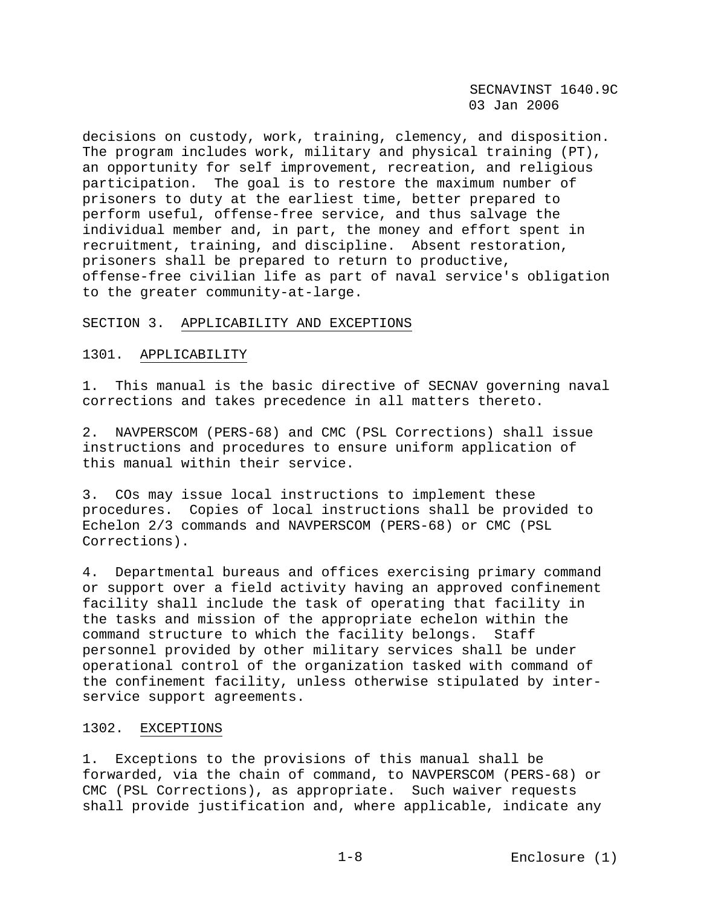decisions on custody, work, training, clemency, and disposition. The program includes work, military and physical training (PT), an opportunity for self improvement, recreation, and religious participation. The goal is to restore the maximum number of prisoners to duty at the earliest time, better prepared to perform useful, offense-free service, and thus salvage the individual member and, in part, the money and effort spent in recruitment, training, and discipline. Absent restoration, prisoners shall be prepared to return to productive, offense-free civilian life as part of naval service's obligation to the greater community-at-large.

## SECTION 3. APPLICABILITY AND EXCEPTIONS

### 1301. APPLICABILITY

1. This manual is the basic directive of SECNAV governing naval corrections and takes precedence in all matters thereto.

2. NAVPERSCOM (PERS-68) and CMC (PSL Corrections) shall issue instructions and procedures to ensure uniform application of this manual within their service.

3. COs may issue local instructions to implement these procedures. Copies of local instructions shall be provided to Echelon 2/3 commands and NAVPERSCOM (PERS-68) or CMC (PSL Corrections).

4. Departmental bureaus and offices exercising primary command or support over a field activity having an approved confinement facility shall include the task of operating that facility in the tasks and mission of the appropriate echelon within the command structure to which the facility belongs. Staff personnel provided by other military services shall be under operational control of the organization tasked with command of the confinement facility, unless otherwise stipulated by inter-service support agreements.

### 1302. EXCEPTIONS

1. Exceptions to the provisions of this manual shall be forwarded, via the chain of command, to NAVPERSCOM (PERS-68) or CMC (PSL Corrections), as appropriate. Such waiver requests shall provide justification and, where applicable, indicate any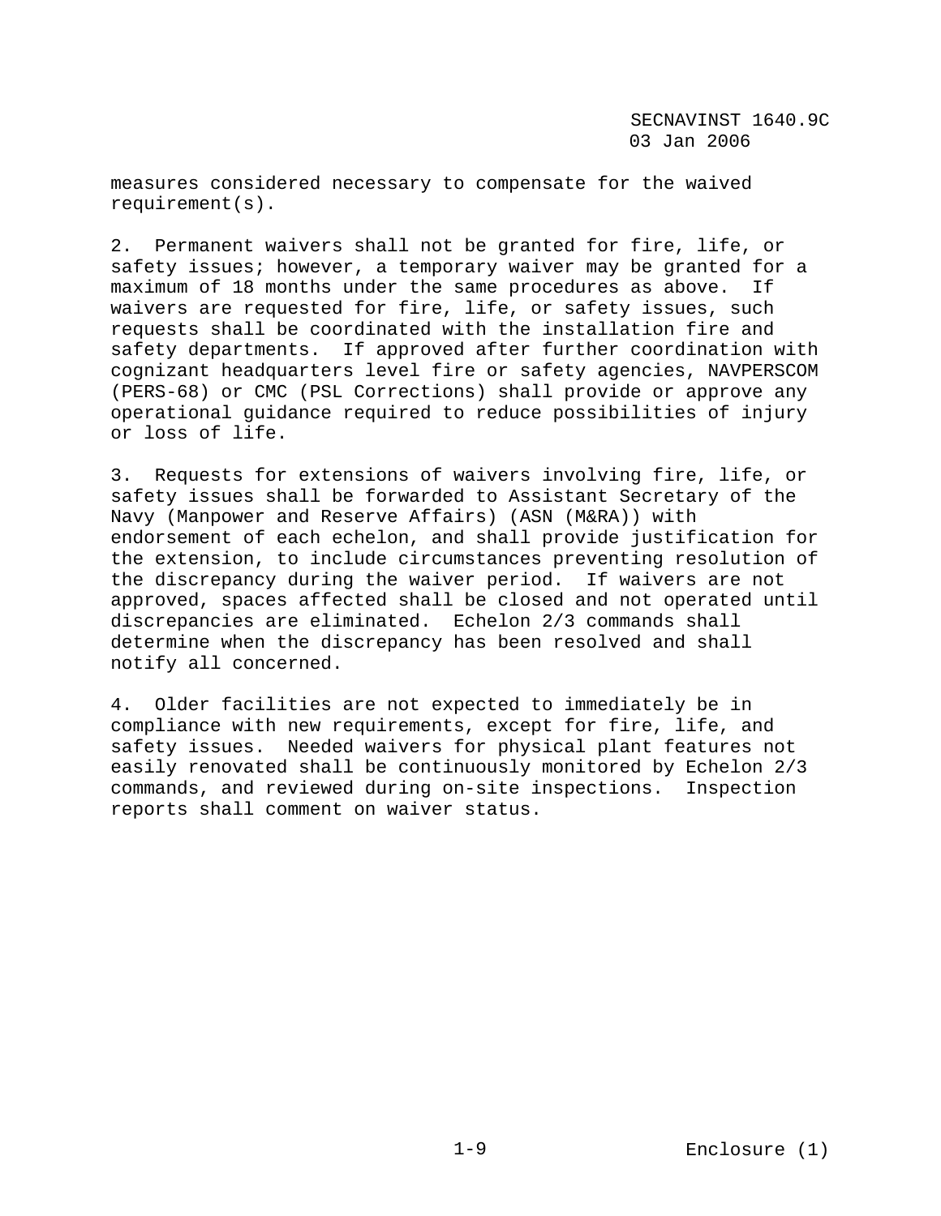measures considered necessary to compensate for the waived requirement(s).

2. Permanent waivers shall not be granted for fire, life, or safety issues; however, a temporary waiver may be granted for a maximum of 18 months under the same procedures as above. If waivers are requested for fire, life, or safety issues, such requests shall be coordinated with the installation fire and safety departments. If approved after further coordination with cognizant headquarters level fire or safety agencies, NAVPERSCOM (PERS-68) or CMC (PSL Corrections) shall provide or approve any operational guidance required to reduce possibilities of injury or loss of life.

3. Requests for extensions of waivers involving fire, life, or safety issues shall be forwarded to Assistant Secretary of the Navy (Manpower and Reserve Affairs) (ASN (M&RA)) with endorsement of each echelon, and shall provide justification for the extension, to include circumstances preventing resolution of the discrepancy during the waiver period. If waivers are not approved, spaces affected shall be closed and not operated until discrepancies are eliminated. Echelon 2/3 commands shall determine when the discrepancy has been resolved and shall notify all concerned.

4. Older facilities are not expected to immediately be in compliance with new requirements, except for fire, life, and safety issues. Needed waivers for physical plant features not easily renovated shall be continuously monitored by Echelon 2/3 commands, and reviewed during on-site inspections. Inspection reports shall comment on waiver status.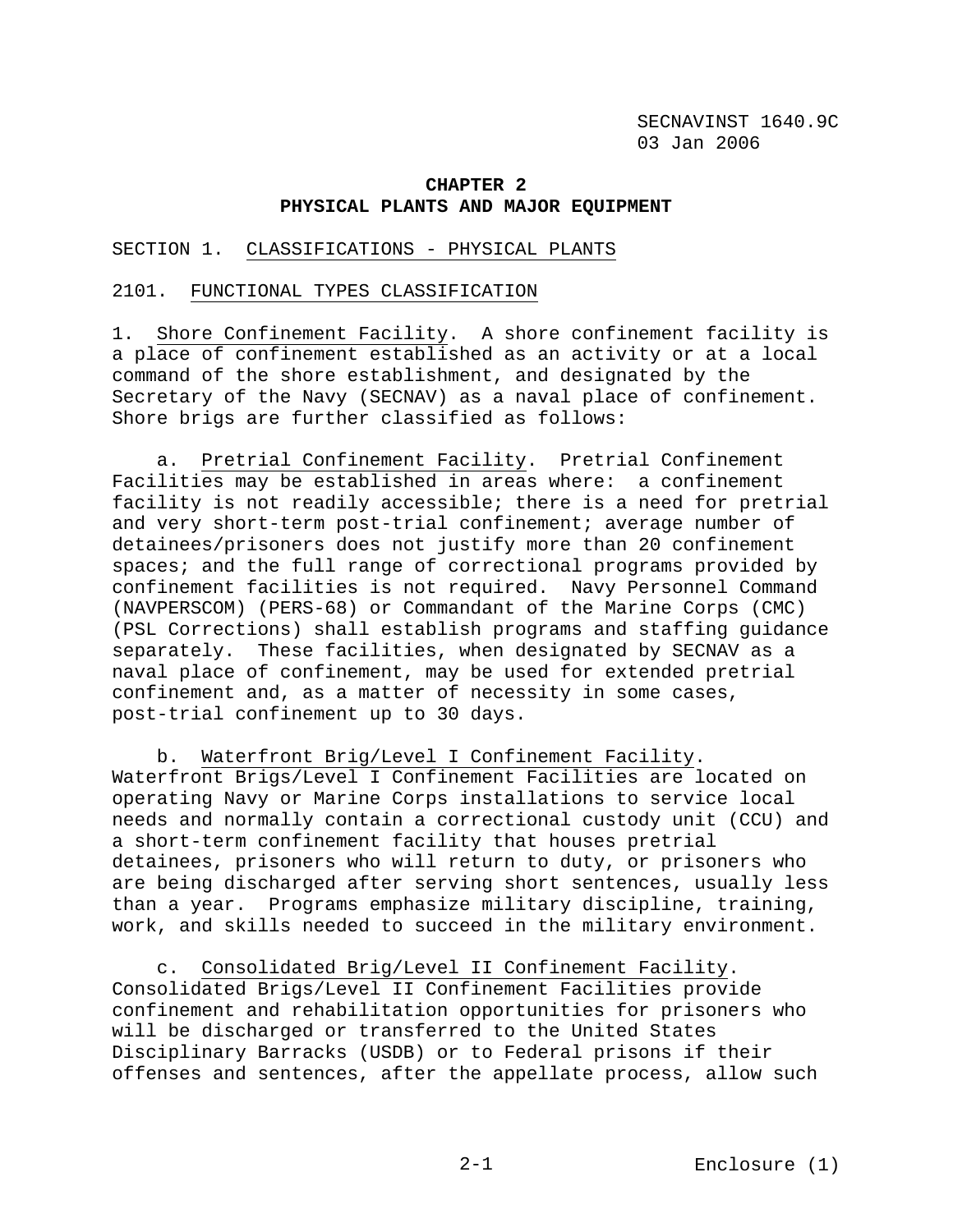# CHAPTER 2
# PHYSICAL PLANTS AND MAJOR EQUIPMENT

## SECTION 1. CLASSIFICATIONS - PHYSICAL PLANTS

### 2101. FUNCTIONAL TYPES CLASSIFICATION

1. Shore Confinement Facility. A shore confinement facility is a place of confinement established as an activity or at a local command of the shore establishment, and designated by the Secretary of the Navy (SECNAV) as a naval place of confinement. Shore brigs are further classified as follows:

   a. Pretrial Confinement Facility. Pretrial Confinement Facilities may be established in areas where: a confinement facility is not readily accessible; there is a need for pretrial and very short-term post-trial confinement; average number of detainees/prisoners does not justify more than 20 confinement spaces; and the full range of correctional programs provided by confinement facilities is not required. Navy Personnel Command (NAVPERSCOM) (PERS-68) or Commandant of the Marine Corps (CMC) (PSL Corrections) shall establish programs and staffing guidance separately. These facilities, when designated by SECNAV as a naval place of confinement, may be used for extended pretrial confinement and, as a matter of necessity in some cases, post-trial confinement up to 30 days.

   b. Waterfront Brig/Level I Confinement Facility. Waterfront Brigs/Level I Confinement Facilities are located on operating Navy or Marine Corps installations to service local needs and normally contain a correctional custody unit (CCU) and a short-term confinement facility that houses pretrial detainees, prisoners who will return to duty, or prisoners who are being discharged after serving short sentences, usually less than a year. Programs emphasize military discipline, training, work, and skills needed to succeed in the military environment.

   c. Consolidated Brig/Level II Confinement Facility. Consolidated Brigs/Level II Confinement Facilities provide confinement and rehabilitation opportunities for prisoners who will be discharged or transferred to the United States Disciplinary Barracks (USDB) or to Federal prisons if their offenses and sentences, after the appellate process, allow such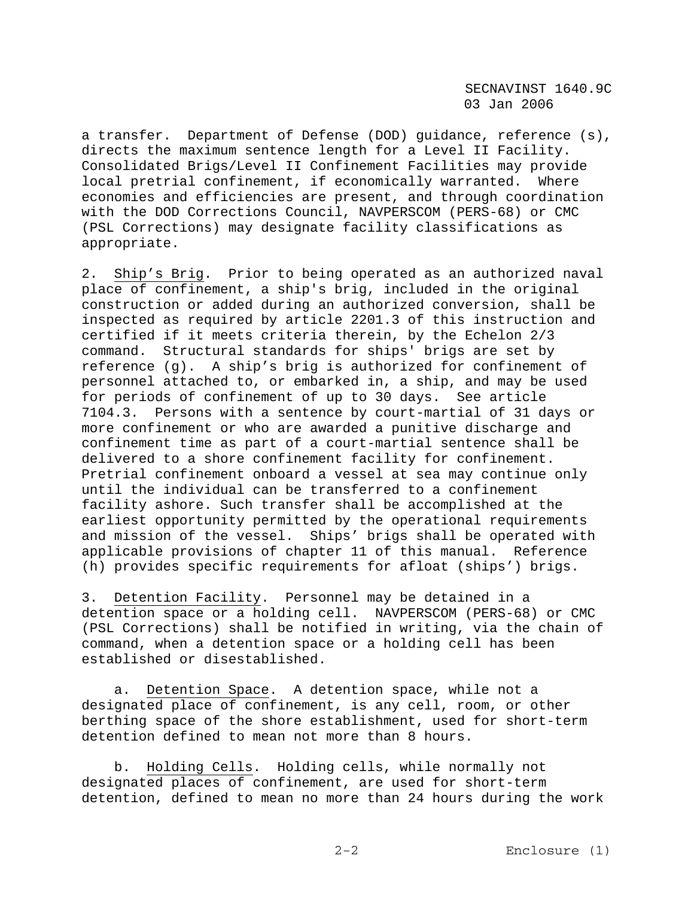a transfer. Department of Defense (DOD) guidance, reference (s), directs the maximum sentence length for a Level II Facility. Consolidated Brigs/Level II Confinement Facilities may provide local pretrial confinement, if economically warranted. Where economies and efficiencies are present, and through coordination with the DOD Corrections Council, NAVPERSCOM (PERS-68) or CMC (PSL Corrections) may designate facility classifications as appropriate.

2. Ship's Brig. Prior to being operated as an authorized naval place of confinement, a ship's brig, included in the original construction or added during an authorized conversion, shall be inspected as required by article 2201.3 of this instruction and certified if it meets criteria therein, by the Echelon 2/3 command. Structural standards for ships' brigs are set by reference (g). A ship's brig is authorized for confinement of personnel attached to, or embarked in, a ship, and may be used for periods of confinement of up to 30 days. See article 7104.3. Persons with a sentence by court-martial of 31 days or more confinement or who are awarded a punitive discharge and confinement time as part of a court-martial sentence shall be delivered to a shore confinement facility for confinement. Pretrial confinement onboard a vessel at sea may continue only until the individual can be transferred to a confinement facility ashore. Such transfer shall be accomplished at the earliest opportunity permitted by the operational requirements and mission of the vessel. Ships' brigs shall be operated with applicable provisions of chapter 11 of this manual. Reference (h) provides specific requirements for afloat (ships') brigs.

3. Detention Facility. Personnel may be detained in a detention space or a holding cell. NAVPERSCOM (PERS-68) or CMC (PSL Corrections) shall be notified in writing, via the chain of command, when a detention space or a holding cell has been established or disestablished.

a. Detention Space. A detention space, while not a designated place of confinement, is any cell, room, or other berthing space of the shore establishment, used for short-term detention defined to mean not more than 8 hours.

b. Holding Cells. Holding cells, while normally not designated places of confinement, are used for short-term detention, defined to mean no more than 24 hours during the work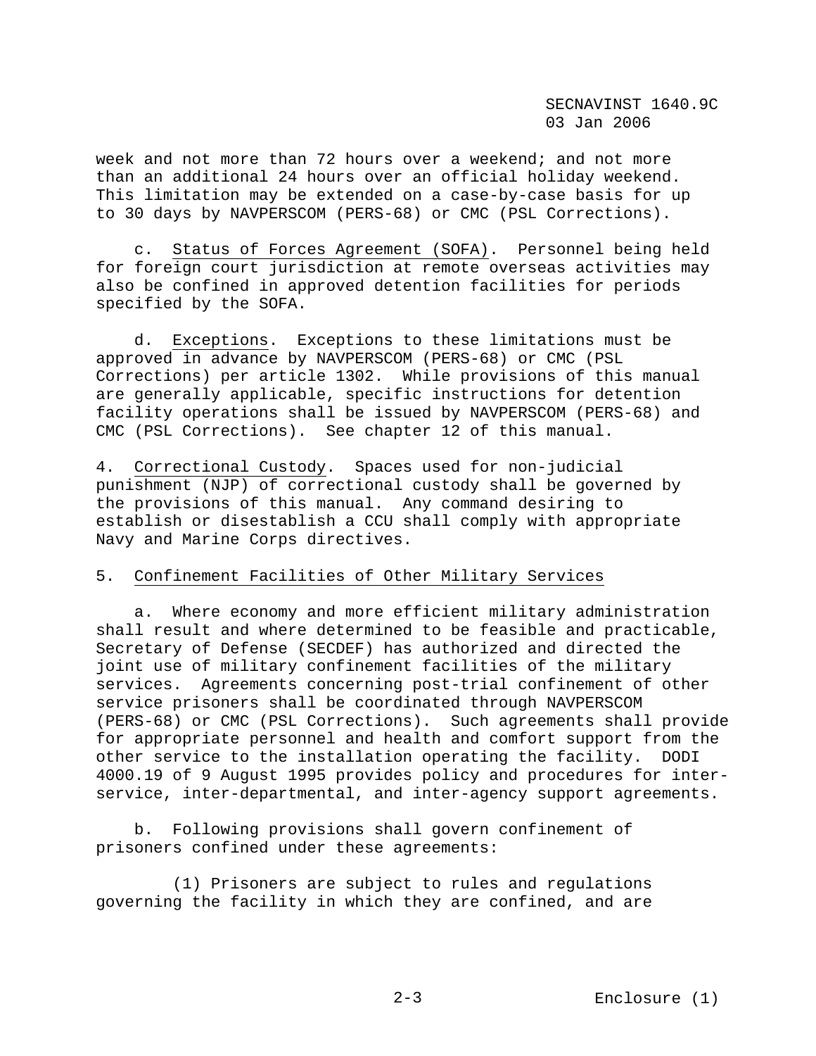week and not more than 72 hours over a weekend; and not more than an additional 24 hours over an official holiday weekend. This limitation may be extended on a case-by-case basis for up to 30 days by NAVPERSCOM (PERS-68) or CMC (PSL Corrections).

c. Status of Forces Agreement (SOFA). Personnel being held for foreign court jurisdiction at remote overseas activities may also be confined in approved detention facilities for periods specified by the SOFA.

d. Exceptions. Exceptions to these limitations must be approved in advance by NAVPERSCOM (PERS-68) or CMC (PSL Corrections) per article 1302. While provisions of this manual are generally applicable, specific instructions for detention facility operations shall be issued by NAVPERSCOM (PERS-68) and CMC (PSL Corrections). See chapter 12 of this manual.

4. Correctional Custody. Spaces used for non-judicial punishment (NJP) of correctional custody shall be governed by the provisions of this manual. Any command desiring to establish or disestablish a CCU shall comply with appropriate Navy and Marine Corps directives.

5. Confinement Facilities of Other Military Services

a. Where economy and more efficient military administration shall result and where determined to be feasible and practicable, Secretary of Defense (SECDEF) has authorized and directed the joint use of military confinement facilities of the military services. Agreements concerning post-trial confinement of other service prisoners shall be coordinated through NAVPERSCOM (PERS-68) or CMC (PSL Corrections). Such agreements shall provide for appropriate personnel and health and comfort support from the other service to the installation operating the facility. DODI 4000.19 of 9 August 1995 provides policy and procedures for inter-service, inter-departmental, and inter-agency support agreements.

b. Following provisions shall govern confinement of prisoners confined under these agreements:

(1) Prisoners are subject to rules and regulations governing the facility in which they are confined, and are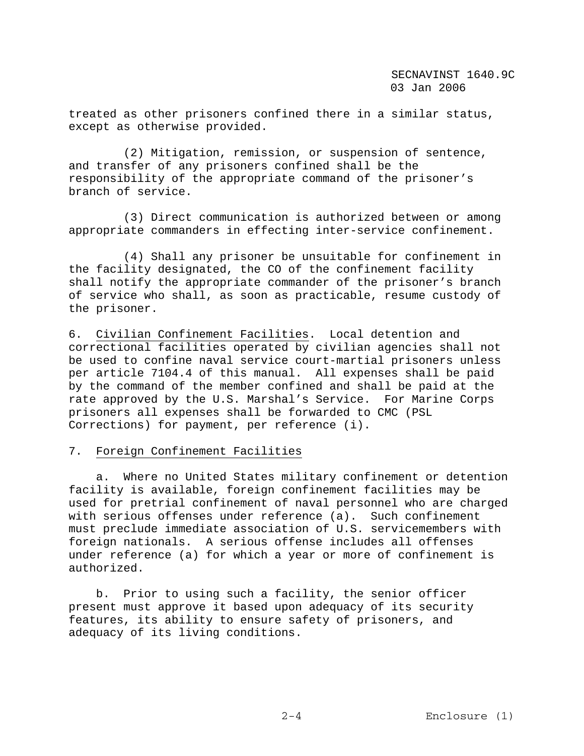treated as other prisoners confined there in a similar status, except as otherwise provided.

(2) Mitigation, remission, or suspension of sentence, and transfer of any prisoners confined shall be the responsibility of the appropriate command of the prisoner's branch of service.

(3) Direct communication is authorized between or among appropriate commanders in effecting inter-service confinement.

(4) Shall any prisoner be unsuitable for confinement in the facility designated, the CO of the confinement facility shall notify the appropriate commander of the prisoner's branch of service who shall, as soon as practicable, resume custody of the prisoner.

6. Civilian Confinement Facilities. Local detention and correctional facilities operated by civilian agencies shall not be used to confine naval service court-martial prisoners unless per article 7104.4 of this manual. All expenses shall be paid by the command of the member confined and shall be paid at the rate approved by the U.S. Marshal's Service. For Marine Corps prisoners all expenses shall be forwarded to CMC (PSL Corrections) for payment, per reference (i).

7. Foreign Confinement Facilities

a. Where no United States military confinement or detention facility is available, foreign confinement facilities may be used for pretrial confinement of naval personnel who are charged with serious offenses under reference (a). Such confinement must preclude immediate association of U.S. servicemembers with foreign nationals. A serious offense includes all offenses under reference (a) for which a year or more of confinement is authorized.

b. Prior to using such a facility, the senior officer present must approve it based upon adequacy of its security features, its ability to ensure safety of prisoners, and adequacy of its living conditions.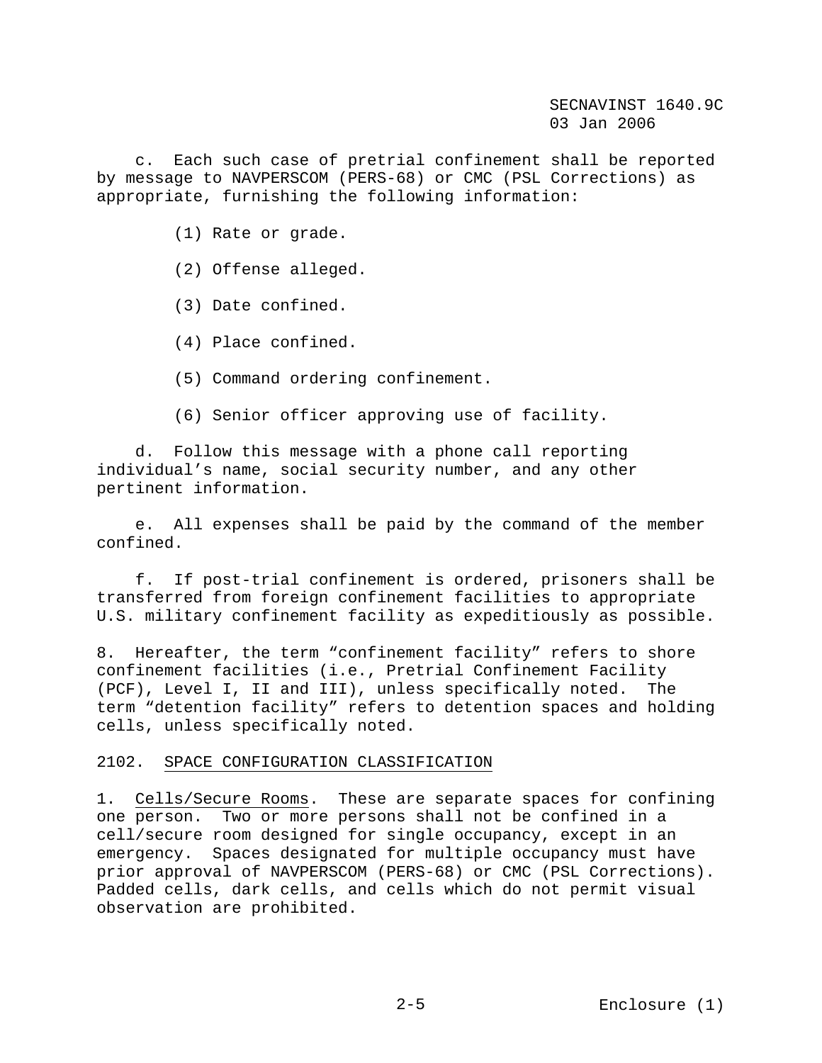c. Each such case of pretrial confinement shall be reported by message to NAVPERSCOM (PERS-68) or CMC (PSL Corrections) as appropriate, furnishing the following information:

(1) Rate or grade.

(2) Offense alleged.

(3) Date confined.

(4) Place confined.

(5) Command ordering confinement.

(6) Senior officer approving use of facility.

d. Follow this message with a phone call reporting individual's name, social security number, and any other pertinent information.

e. All expenses shall be paid by the command of the member confined.

f. If post-trial confinement is ordered, prisoners shall be transferred from foreign confinement facilities to appropriate U.S. military confinement facility as expeditiously as possible.

8. Hereafter, the term "confinement facility" refers to shore confinement facilities (i.e., Pretrial Confinement Facility (PCF), Level I, II and III), unless specifically noted. The term "detention facility" refers to detention spaces and holding cells, unless specifically noted.

2102. SPACE CONFIGURATION CLASSIFICATION

1. Cells/Secure Rooms. These are separate spaces for confining one person. Two or more persons shall not be confined in a cell/secure room designed for single occupancy, except in an emergency. Spaces designated for multiple occupancy must have prior approval of NAVPERSCOM (PERS-68) or CMC (PSL Corrections). Padded cells, dark cells, and cells which do not permit visual observation are prohibited.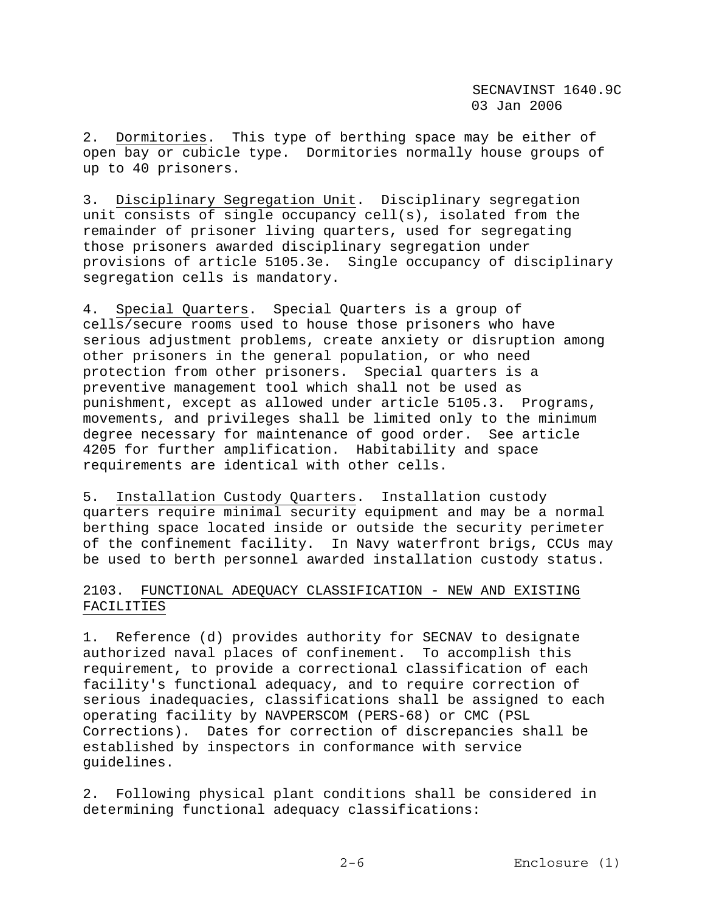2. Dormitories. This type of berthing space may be either of open bay or cubicle type. Dormitories normally house groups of up to 40 prisoners.

3. Disciplinary Segregation Unit. Disciplinary segregation unit consists of single occupancy cell(s), isolated from the remainder of prisoner living quarters, used for segregating those prisoners awarded disciplinary segregation under provisions of article 5105.3e. Single occupancy of disciplinary segregation cells is mandatory.

4. Special Quarters. Special Quarters is a group of cells/secure rooms used to house those prisoners who have serious adjustment problems, create anxiety or disruption among other prisoners in the general population, or who need protection from other prisoners. Special quarters is a preventive management tool which shall not be used as punishment, except as allowed under article 5105.3. Programs, movements, and privileges shall be limited only to the minimum degree necessary for maintenance of good order. See article 4205 for further amplification. Habitability and space requirements are identical with other cells.

5. Installation Custody Quarters. Installation custody quarters require minimal security equipment and may be a normal berthing space located inside or outside the security perimeter of the confinement facility. In Navy waterfront brigs, CCUs may be used to berth personnel awarded installation custody status.

## 2103. FUNCTIONAL ADEQUACY CLASSIFICATION - NEW AND EXISTING FACILITIES

1. Reference (d) provides authority for SECNAV to designate authorized naval places of confinement. To accomplish this requirement, to provide a correctional classification of each facility's functional adequacy, and to require correction of serious inadequacies, classifications shall be assigned to each operating facility by NAVPERSCOM (PERS-68) or CMC (PSL Corrections). Dates for correction of discrepancies shall be established by inspectors in conformance with service guidelines.

2. Following physical plant conditions shall be considered in determining functional adequacy classifications: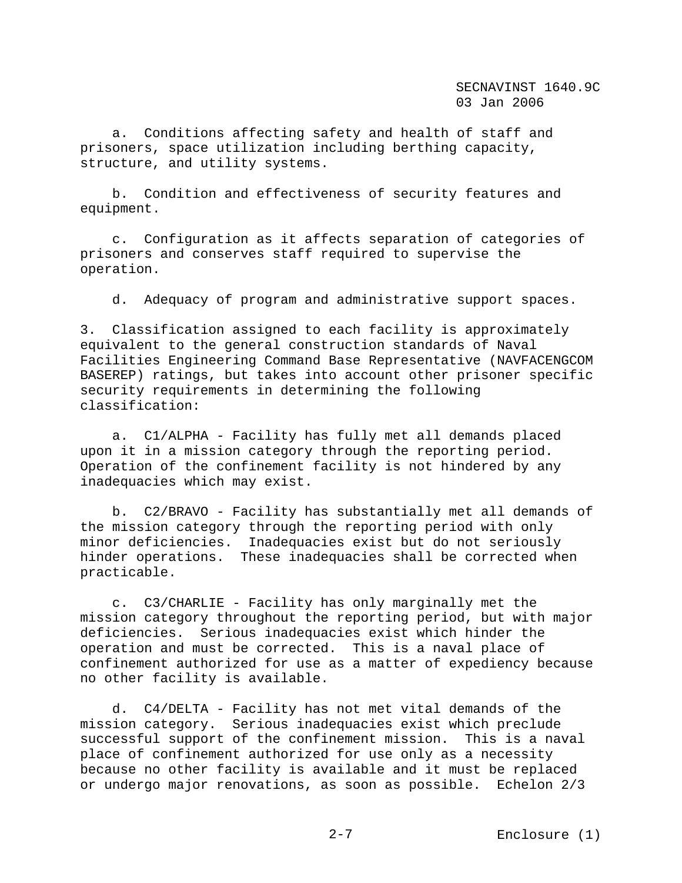a. Conditions affecting safety and health of staff and prisoners, space utilization including berthing capacity, structure, and utility systems.

b. Condition and effectiveness of security features and equipment.

c. Configuration as it affects separation of categories of prisoners and conserves staff required to supervise the operation.

d. Adequacy of program and administrative support spaces.

3. Classification assigned to each facility is approximately equivalent to the general construction standards of Naval Facilities Engineering Command Base Representative (NAVFACENGCOM BASEREP) ratings, but takes into account other prisoner specific security requirements in determining the following classification:

a. C1/ALPHA - Facility has fully met all demands placed upon it in a mission category through the reporting period. Operation of the confinement facility is not hindered by any inadequacies which may exist.

b. C2/BRAVO - Facility has substantially met all demands of the mission category through the reporting period with only minor deficiencies. Inadequacies exist but do not seriously hinder operations. These inadequacies shall be corrected when practicable.

c. C3/CHARLIE - Facility has only marginally met the mission category throughout the reporting period, but with major deficiencies. Serious inadequacies exist which hinder the operation and must be corrected. This is a naval place of confinement authorized for use as a matter of expediency because no other facility is available.

d. C4/DELTA - Facility has not met vital demands of the mission category. Serious inadequacies exist which preclude successful support of the confinement mission. This is a naval place of confinement authorized for use only as a necessity because no other facility is available and it must be replaced or undergo major renovations, as soon as possible. Echelon 2/3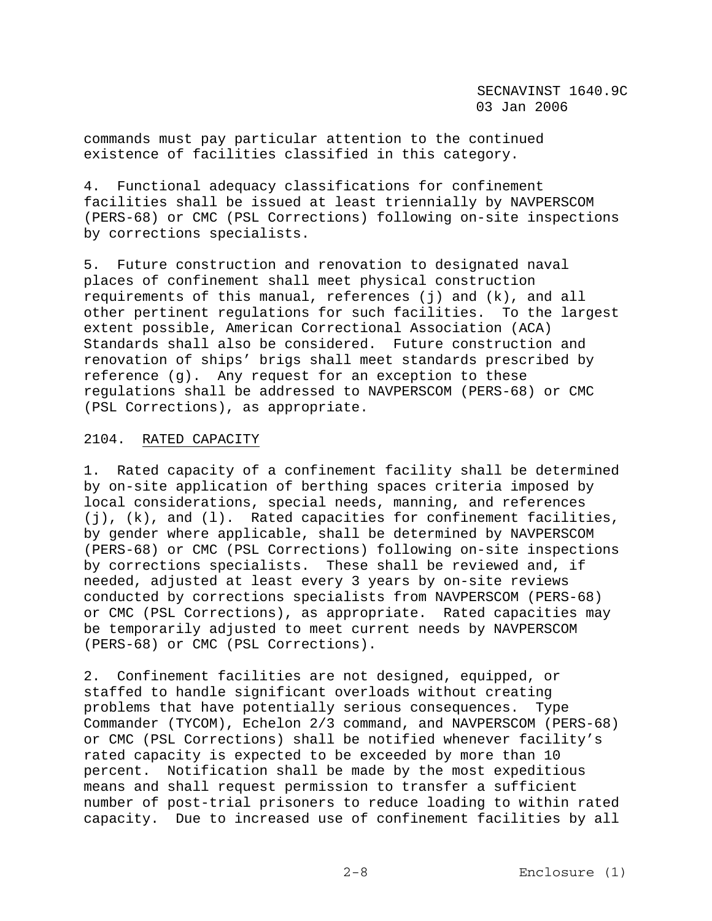commands must pay particular attention to the continued existence of facilities classified in this category.

4. Functional adequacy classifications for confinement facilities shall be issued at least triennially by NAVPERSCOM (PERS-68) or CMC (PSL Corrections) following on-site inspections by corrections specialists.

5. Future construction and renovation to designated naval places of confinement shall meet physical construction requirements of this manual, references (j) and (k), and all other pertinent regulations for such facilities. To the largest extent possible, American Correctional Association (ACA) Standards shall also be considered. Future construction and renovation of ships' brigs shall meet standards prescribed by reference (g). Any request for an exception to these regulations shall be addressed to NAVPERSCOM (PERS-68) or CMC (PSL Corrections), as appropriate.

2104. RATED CAPACITY

1. Rated capacity of a confinement facility shall be determined by on-site application of berthing spaces criteria imposed by local considerations, special needs, manning, and references (j), (k), and (l). Rated capacities for confinement facilities, by gender where applicable, shall be determined by NAVPERSCOM (PERS-68) or CMC (PSL Corrections) following on-site inspections by corrections specialists. These shall be reviewed and, if needed, adjusted at least every 3 years by on-site reviews conducted by corrections specialists from NAVPERSCOM (PERS-68) or CMC (PSL Corrections), as appropriate. Rated capacities may be temporarily adjusted to meet current needs by NAVPERSCOM (PERS-68) or CMC (PSL Corrections).

2. Confinement facilities are not designed, equipped, or staffed to handle significant overloads without creating problems that have potentially serious consequences. Type Commander (TYCOM), Echelon 2/3 command, and NAVPERSCOM (PERS-68) or CMC (PSL Corrections) shall be notified whenever facility's rated capacity is expected to be exceeded by more than 10 percent. Notification shall be made by the most expeditious means and shall request permission to transfer a sufficient number of post-trial prisoners to reduce loading to within rated capacity. Due to increased use of confinement facilities by all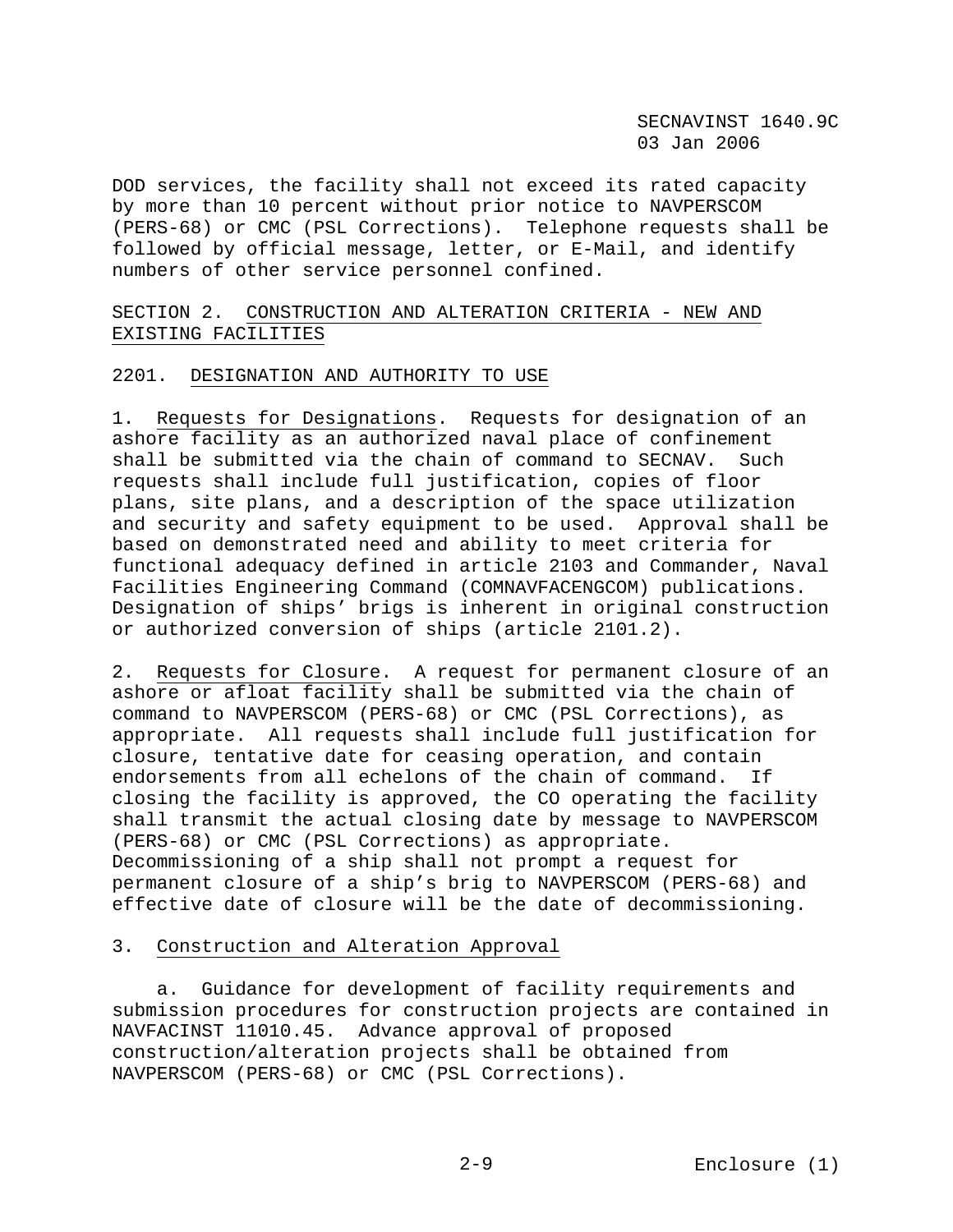DOD services, the facility shall not exceed its rated capacity by more than 10 percent without prior notice to NAVPERSCOM (PERS-68) or CMC (PSL Corrections). Telephone requests shall be followed by official message, letter, or E-Mail, and identify numbers of other service personnel confined.

## SECTION 2. CONSTRUCTION AND ALTERATION CRITERIA - NEW AND EXISTING FACILITIES

### 2201. DESIGNATION AND AUTHORITY TO USE

1. Requests for Designations. Requests for designation of an ashore facility as an authorized naval place of confinement shall be submitted via the chain of command to SECNAV. Such requests shall include full justification, copies of floor plans, site plans, and a description of the space utilization and security and safety equipment to be used. Approval shall be based on demonstrated need and ability to meet criteria for functional adequacy defined in article 2103 and Commander, Naval Facilities Engineering Command (COMNAVFACENGCOM) publications. Designation of ships' brigs is inherent in original construction or authorized conversion of ships (article 2101.2).

2. Requests for Closure. A request for permanent closure of an ashore or afloat facility shall be submitted via the chain of command to NAVPERSCOM (PERS-68) or CMC (PSL Corrections), as appropriate. All requests shall include full justification for closure, tentative date for ceasing operation, and contain endorsements from all echelons of the chain of command. If closing the facility is approved, the CO operating the facility shall transmit the actual closing date by message to NAVPERSCOM (PERS-68) or CMC (PSL Corrections) as appropriate. Decommissioning of a ship shall not prompt a request for permanent closure of a ship's brig to NAVPERSCOM (PERS-68) and effective date of closure will be the date of decommissioning.

3. Construction and Alteration Approval

a. Guidance for development of facility requirements and submission procedures for construction projects are contained in NAVFACINST 11010.45. Advance approval of proposed construction/alteration projects shall be obtained from NAVPERSCOM (PERS-68) or CMC (PSL Corrections).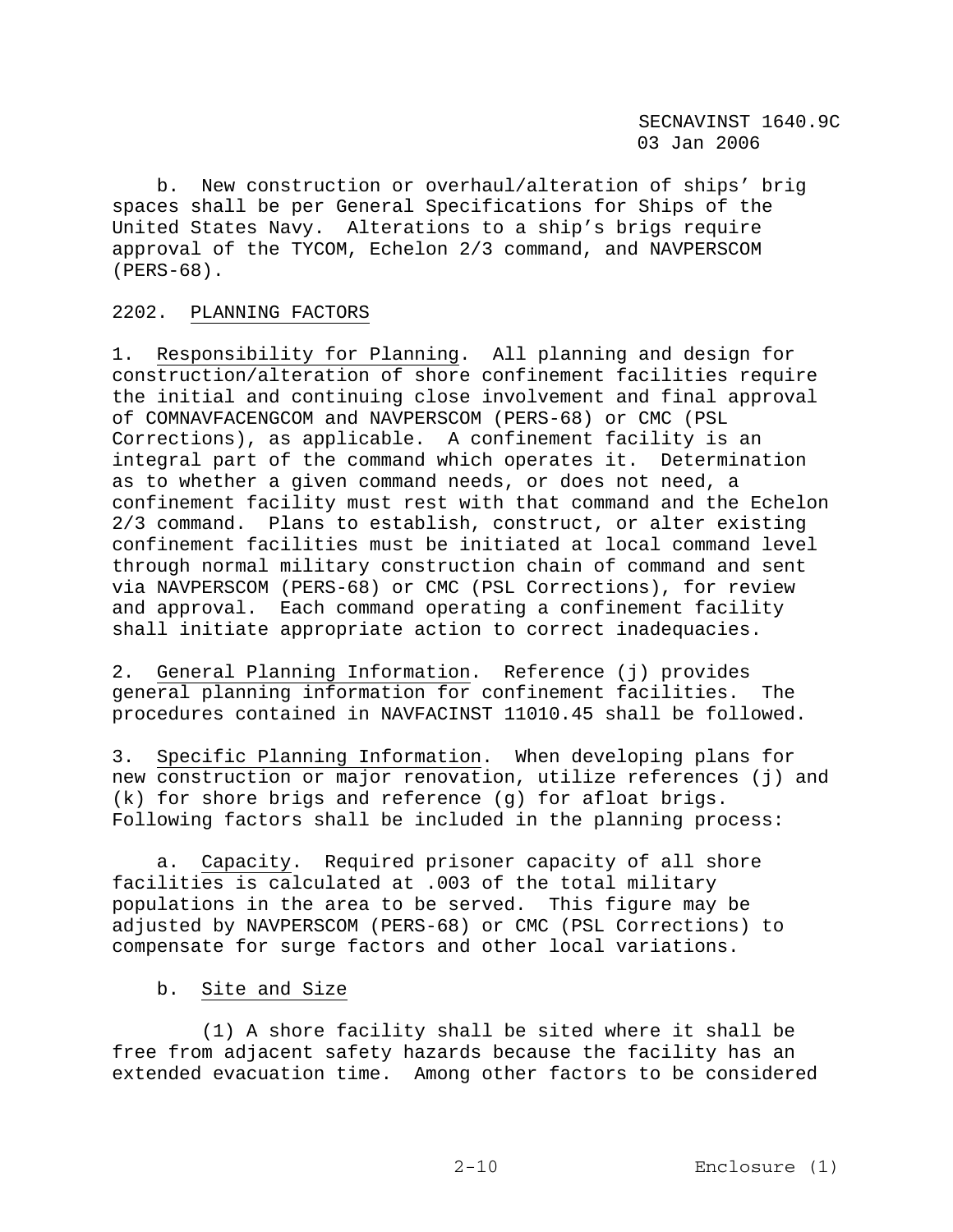b. New construction or overhaul/alteration of ships' brig spaces shall be per General Specifications for Ships of the United States Navy. Alterations to a ship's brigs require approval of the TYCOM, Echelon 2/3 command, and NAVPERSCOM (PERS-68).

2202. PLANNING FACTORS

1. Responsibility for Planning. All planning and design for construction/alteration of shore confinement facilities require the initial and continuing close involvement and final approval of COMNAVFACENGCOM and NAVPERSCOM (PERS-68) or CMC (PSL Corrections), as applicable. A confinement facility is an integral part of the command which operates it. Determination as to whether a given command needs, or does not need, a confinement facility must rest with that command and the Echelon 2/3 command. Plans to establish, construct, or alter existing confinement facilities must be initiated at local command level through normal military construction chain of command and sent via NAVPERSCOM (PERS-68) or CMC (PSL Corrections), for review and approval. Each command operating a confinement facility shall initiate appropriate action to correct inadequacies.

2. General Planning Information. Reference (j) provides general planning information for confinement facilities. The procedures contained in NAVFACINST 11010.45 shall be followed.

3. Specific Planning Information. When developing plans for new construction or major renovation, utilize references (j) and (k) for shore brigs and reference (g) for afloat brigs. Following factors shall be included in the planning process:

a. Capacity. Required prisoner capacity of all shore facilities is calculated at .003 of the total military populations in the area to be served. This figure may be adjusted by NAVPERSCOM (PERS-68) or CMC (PSL Corrections) to compensate for surge factors and other local variations.

b. Site and Size

(1) A shore facility shall be sited where it shall be free from adjacent safety hazards because the facility has an extended evacuation time. Among other factors to be considered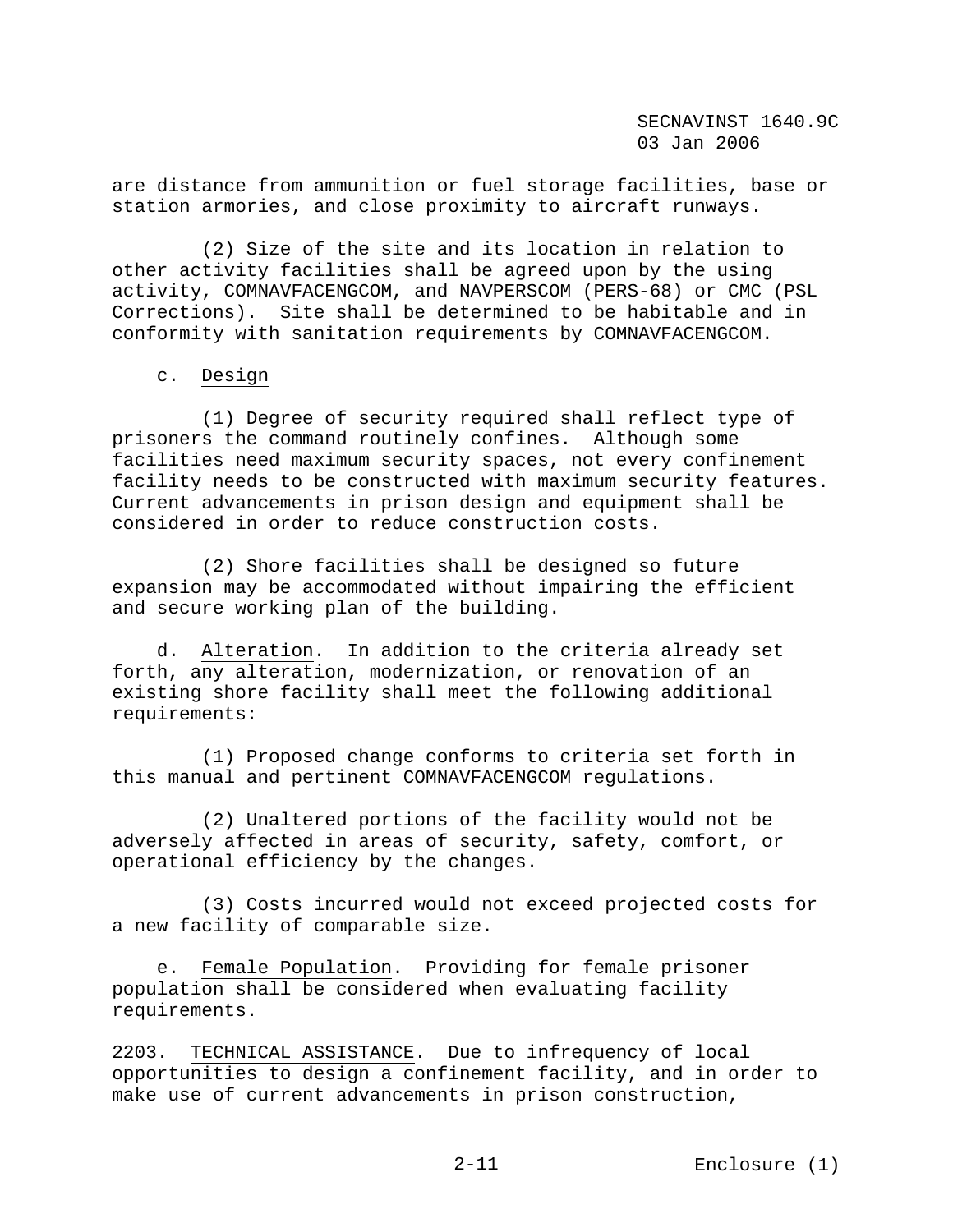are distance from ammunition or fuel storage facilities, base or station armories, and close proximity to aircraft runways.

(2) Size of the site and its location in relation to other activity facilities shall be agreed upon by the using activity, COMNAVFACENGCOM, and NAVPERSCOM (PERS-68) or CMC (PSL Corrections). Site shall be determined to be habitable and in conformity with sanitation requirements by COMNAVFACENGCOM.

c. Design

(1) Degree of security required shall reflect type of prisoners the command routinely confines. Although some facilities need maximum security spaces, not every confinement facility needs to be constructed with maximum security features. Current advancements in prison design and equipment shall be considered in order to reduce construction costs.

(2) Shore facilities shall be designed so future expansion may be accommodated without impairing the efficient and secure working plan of the building.

d. Alteration. In addition to the criteria already set forth, any alteration, modernization, or renovation of an existing shore facility shall meet the following additional requirements:

(1) Proposed change conforms to criteria set forth in this manual and pertinent COMNAVFACENGCOM regulations.

(2) Unaltered portions of the facility would not be adversely affected in areas of security, safety, comfort, or operational efficiency by the changes.

(3) Costs incurred would not exceed projected costs for a new facility of comparable size.

e. Female Population. Providing for female prisoner population shall be considered when evaluating facility requirements.

2203. TECHNICAL ASSISTANCE. Due to infrequency of local opportunities to design a confinement facility, and in order to make use of current advancements in prison construction,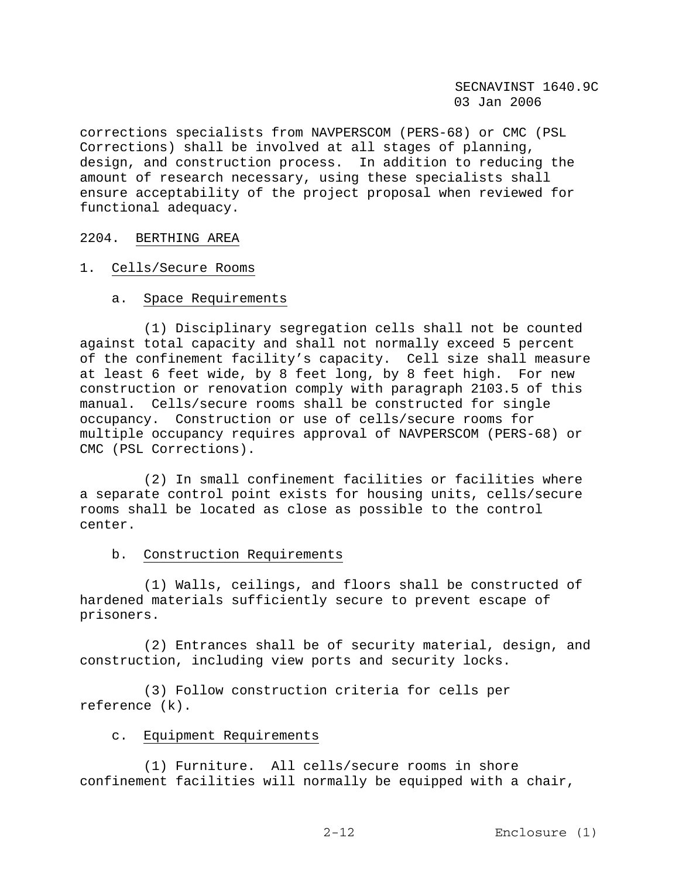corrections specialists from NAVPERSCOM (PERS-68) or CMC (PSL Corrections) shall be involved at all stages of planning, design, and construction process. In addition to reducing the amount of research necessary, using these specialists shall ensure acceptability of the project proposal when reviewed for functional adequacy.

## 2204. BERTHING AREA

### 1. Cells/Secure Rooms

#### a. Space Requirements

(1) Disciplinary segregation cells shall not be counted against total capacity and shall not normally exceed 5 percent of the confinement facility's capacity. Cell size shall measure at least 6 feet wide, by 8 feet long, by 8 feet high. For new construction or renovation comply with paragraph 2103.5 of this manual. Cells/secure rooms shall be constructed for single occupancy. Construction or use of cells/secure rooms for multiple occupancy requires approval of NAVPERSCOM (PERS-68) or CMC (PSL Corrections).

(2) In small confinement facilities or facilities where a separate control point exists for housing units, cells/secure rooms shall be located as close as possible to the control center.

#### b. Construction Requirements

(1) Walls, ceilings, and floors shall be constructed of hardened materials sufficiently secure to prevent escape of prisoners.

(2) Entrances shall be of security material, design, and construction, including view ports and security locks.

(3) Follow construction criteria for cells per reference (k).

#### c. Equipment Requirements

(1) Furniture. All cells/secure rooms in shore confinement facilities will normally be equipped with a chair,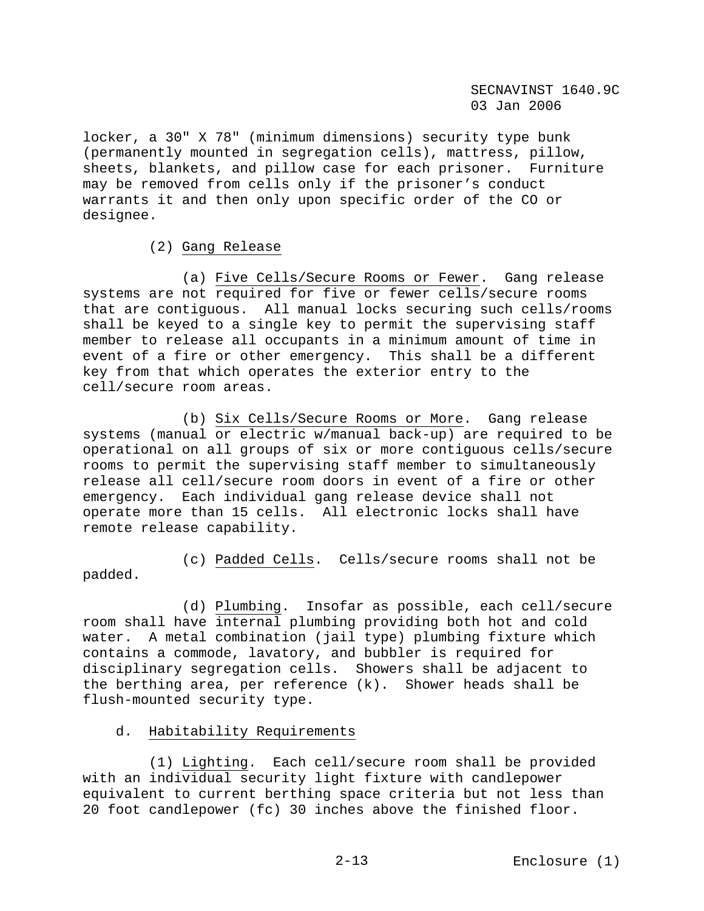locker, a 30" X 78" (minimum dimensions) security type bunk (permanently mounted in segregation cells), mattress, pillow, sheets, blankets, and pillow case for each prisoner. Furniture may be removed from cells only if the prisoner's conduct warrants it and then only upon specific order of the CO or designee.

(2) Gang Release

(a) Five Cells/Secure Rooms or Fewer. Gang release systems are not required for five or fewer cells/secure rooms that are contiguous. All manual locks securing such cells/rooms shall be keyed to a single key to permit the supervising staff member to release all occupants in a minimum amount of time in event of a fire or other emergency. This shall be a different key from that which operates the exterior entry to the cell/secure room areas.

(b) Six Cells/Secure Rooms or More. Gang release systems (manual or electric w/manual back-up) are required to be operational on all groups of six or more contiguous cells/secure rooms to permit the supervising staff member to simultaneously release all cell/secure room doors in event of a fire or other emergency. Each individual gang release device shall not operate more than 15 cells. All electronic locks shall have remote release capability.

(c) Padded Cells. Cells/secure rooms shall not be padded.

(d) Plumbing. Insofar as possible, each cell/secure room shall have internal plumbing providing both hot and cold water. A metal combination (jail type) plumbing fixture which contains a commode, lavatory, and bubbler is required for disciplinary segregation cells. Showers shall be adjacent to the berthing area, per reference (k). Shower heads shall be flush-mounted security type.

d. Habitability Requirements

(1) Lighting. Each cell/secure room shall be provided with an individual security light fixture with candlepower equivalent to current berthing space criteria but not less than 20 foot candlepower (fc) 30 inches above the finished floor.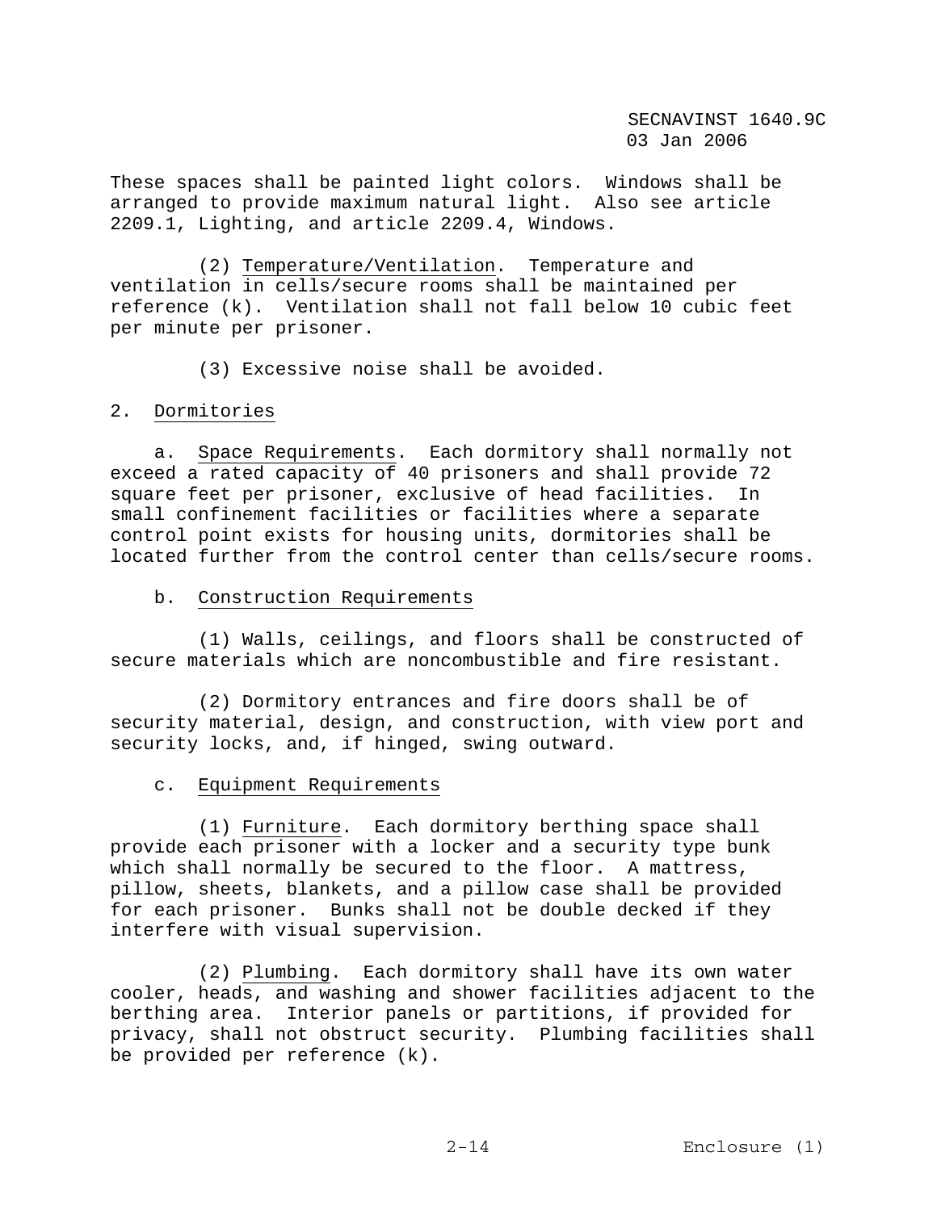These spaces shall be painted light colors. Windows shall be arranged to provide maximum natural light. Also see article 2209.1, Lighting, and article 2209.4, Windows.

(2) Temperature/Ventilation. Temperature and ventilation in cells/secure rooms shall be maintained per reference (k). Ventilation shall not fall below 10 cubic feet per minute per prisoner.

(3) Excessive noise shall be avoided.

2. Dormitories

a. Space Requirements. Each dormitory shall normally not exceed a rated capacity of 40 prisoners and shall provide 72 square feet per prisoner, exclusive of head facilities. In small confinement facilities or facilities where a separate control point exists for housing units, dormitories shall be located further from the control center than cells/secure rooms.

b. Construction Requirements

(1) Walls, ceilings, and floors shall be constructed of secure materials which are noncombustible and fire resistant.

(2) Dormitory entrances and fire doors shall be of security material, design, and construction, with view port and security locks, and, if hinged, swing outward.

c. Equipment Requirements

(1) Furniture. Each dormitory berthing space shall provide each prisoner with a locker and a security type bunk which shall normally be secured to the floor. A mattress, pillow, sheets, blankets, and a pillow case shall be provided for each prisoner. Bunks shall not be double decked if they interfere with visual supervision.

(2) Plumbing. Each dormitory shall have its own water cooler, heads, and washing and shower facilities adjacent to the berthing area. Interior panels or partitions, if provided for privacy, shall not obstruct security. Plumbing facilities shall be provided per reference (k).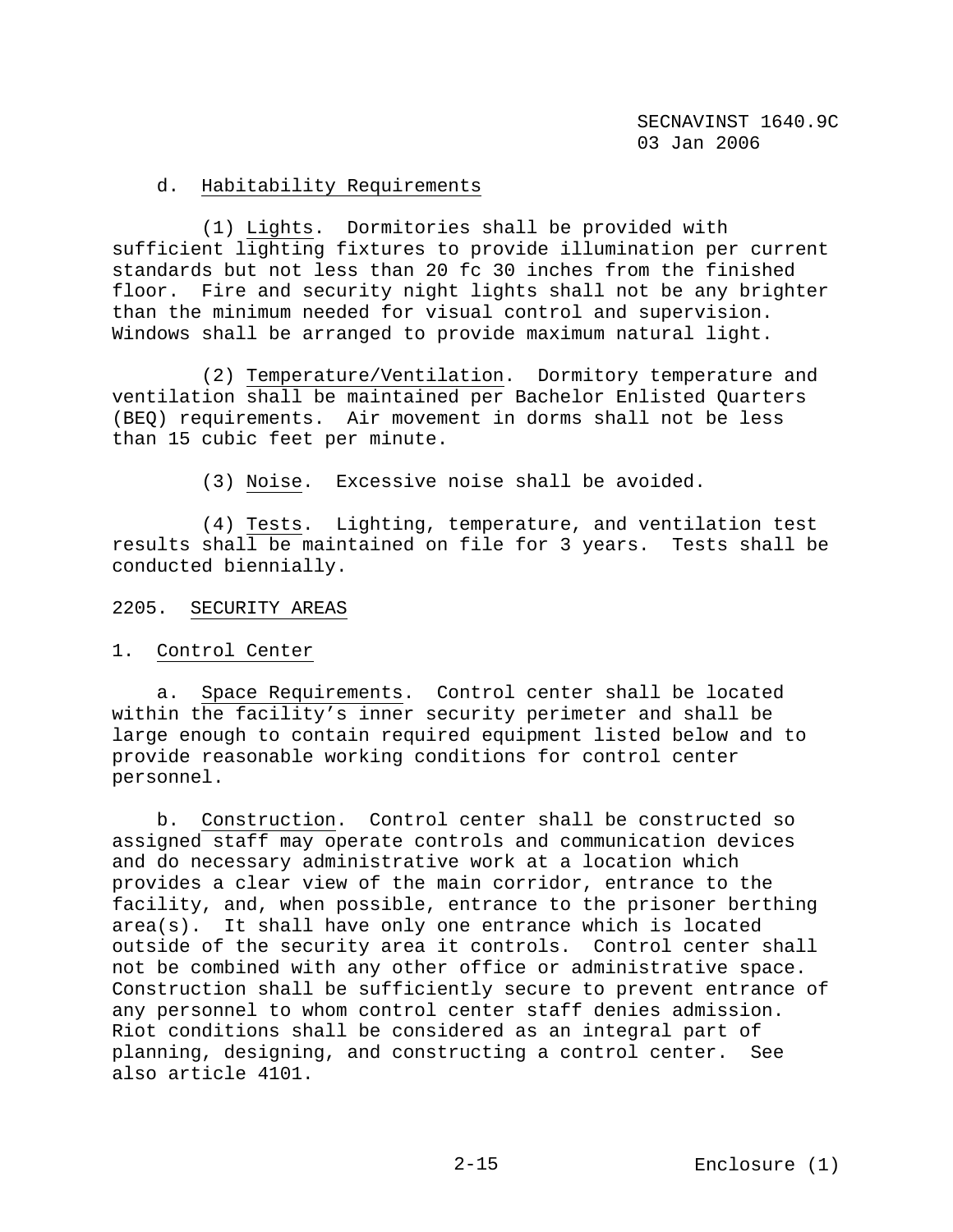d. Habitability Requirements

(1) Lights. Dormitories shall be provided with sufficient lighting fixtures to provide illumination per current standards but not less than 20 fc 30 inches from the finished floor. Fire and security night lights shall not be any brighter than the minimum needed for visual control and supervision. Windows shall be arranged to provide maximum natural light.

(2) Temperature/Ventilation. Dormitory temperature and ventilation shall be maintained per Bachelor Enlisted Quarters (BEQ) requirements. Air movement in dorms shall not be less than 15 cubic feet per minute.

(3) Noise. Excessive noise shall be avoided.

(4) Tests. Lighting, temperature, and ventilation test results shall be maintained on file for 3 years. Tests shall be conducted biennially.

## 2205. SECURITY AREAS

### 1. Control Center

a. Space Requirements. Control center shall be located within the facility's inner security perimeter and shall be large enough to contain required equipment listed below and to provide reasonable working conditions for control center personnel.

b. Construction. Control center shall be constructed so assigned staff may operate controls and communication devices and do necessary administrative work at a location which provides a clear view of the main corridor, entrance to the facility, and, when possible, entrance to the prisoner berthing area(s). It shall have only one entrance which is located outside of the security area it controls. Control center shall not be combined with any other office or administrative space. Construction shall be sufficiently secure to prevent entrance of any personnel to whom control center staff denies admission. Riot conditions shall be considered as an integral part of planning, designing, and constructing a control center. See also article 4101.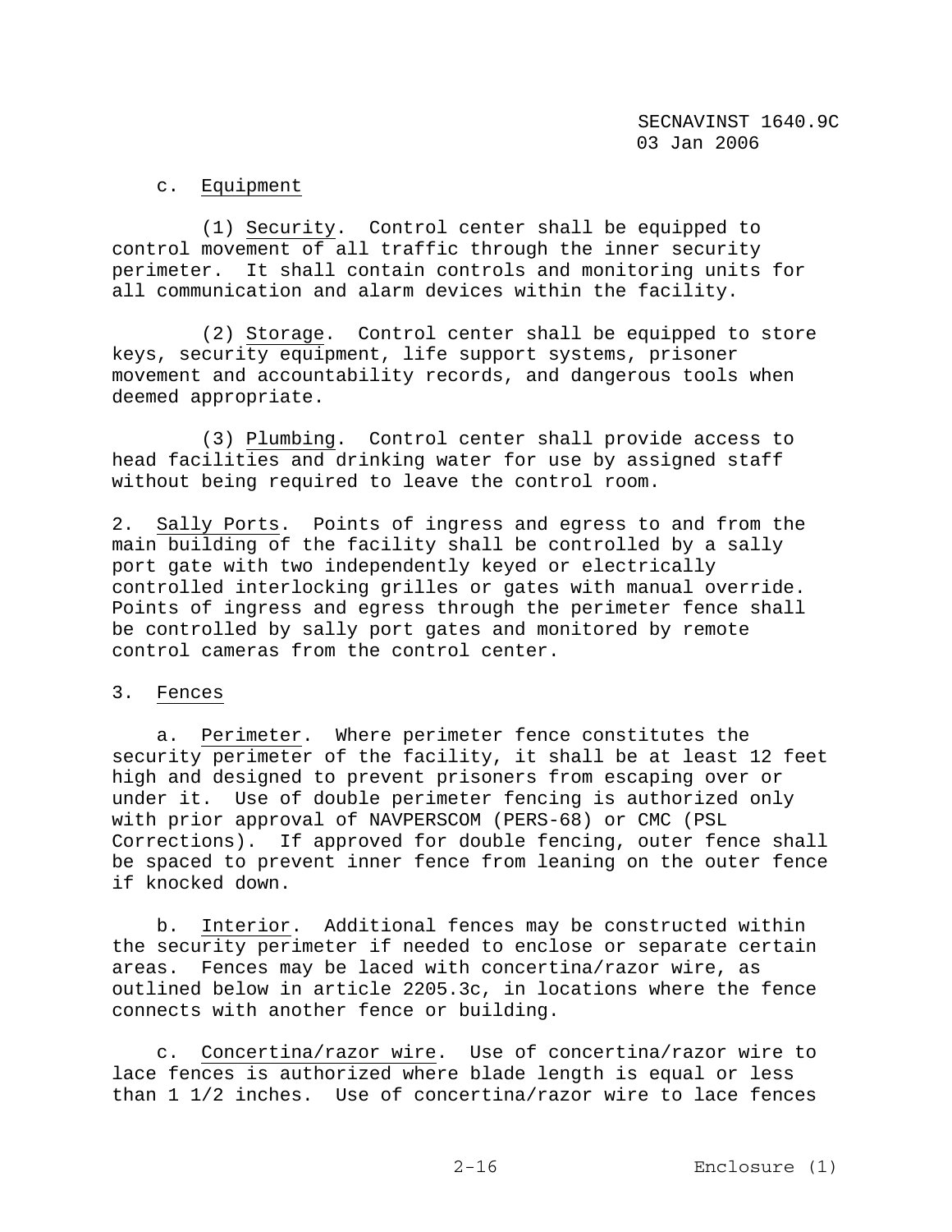c. Equipment

(1) Security. Control center shall be equipped to control movement of all traffic through the inner security perimeter. It shall contain controls and monitoring units for all communication and alarm devices within the facility.

(2) Storage. Control center shall be equipped to store keys, security equipment, life support systems, prisoner movement and accountability records, and dangerous tools when deemed appropriate.

(3) Plumbing. Control center shall provide access to head facilities and drinking water for use by assigned staff without being required to leave the control room.

2. Sally Ports. Points of ingress and egress to and from the main building of the facility shall be controlled by a sally port gate with two independently keyed or electrically controlled interlocking grilles or gates with manual override. Points of ingress and egress through the perimeter fence shall be controlled by sally port gates and monitored by remote control cameras from the control center.

3. Fences

a. Perimeter. Where perimeter fence constitutes the security perimeter of the facility, it shall be at least 12 feet high and designed to prevent prisoners from escaping over or under it. Use of double perimeter fencing is authorized only with prior approval of NAVPERSCOM (PERS-68) or CMC (PSL Corrections). If approved for double fencing, outer fence shall be spaced to prevent inner fence from leaning on the outer fence if knocked down.

b. Interior. Additional fences may be constructed within the security perimeter if needed to enclose or separate certain areas. Fences may be laced with concertina/razor wire, as outlined below in article 2205.3c, in locations where the fence connects with another fence or building.

c. Concertina/razor wire. Use of concertina/razor wire to lace fences is authorized where blade length is equal or less than 1 1/2 inches. Use of concertina/razor wire to lace fences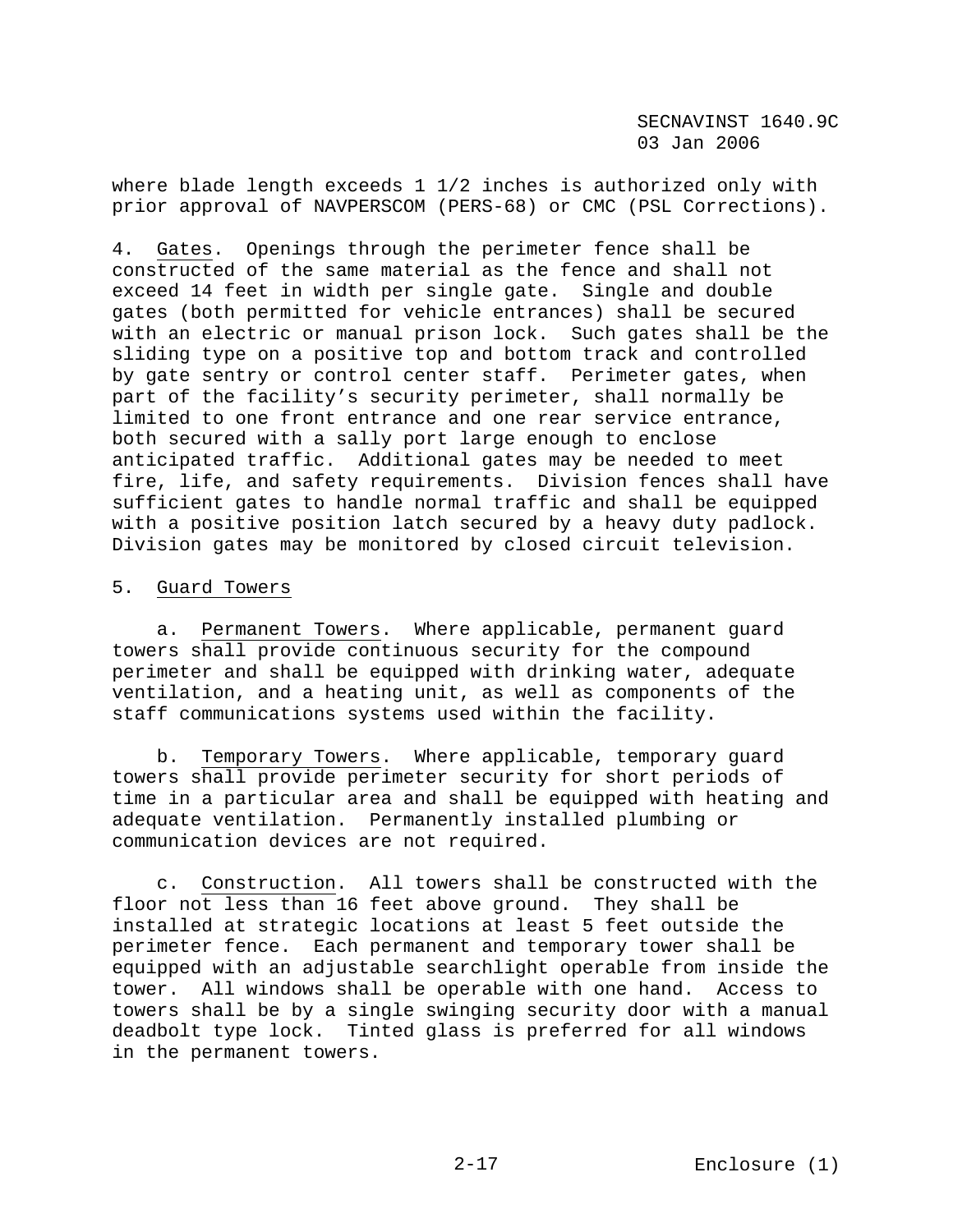where blade length exceeds 1 1/2 inches is authorized only with prior approval of NAVPERSCOM (PERS-68) or CMC (PSL Corrections).

4. Gates. Openings through the perimeter fence shall be constructed of the same material as the fence and shall not exceed 14 feet in width per single gate. Single and double gates (both permitted for vehicle entrances) shall be secured with an electric or manual prison lock. Such gates shall be the sliding type on a positive top and bottom track and controlled by gate sentry or control center staff. Perimeter gates, when part of the facility's security perimeter, shall normally be limited to one front entrance and one rear service entrance, both secured with a sally port large enough to enclose anticipated traffic. Additional gates may be needed to meet fire, life, and safety requirements. Division fences shall have sufficient gates to handle normal traffic and shall be equipped with a positive position latch secured by a heavy duty padlock. Division gates may be monitored by closed circuit television.

5. Guard Towers

a. Permanent Towers. Where applicable, permanent guard towers shall provide continuous security for the compound perimeter and shall be equipped with drinking water, adequate ventilation, and a heating unit, as well as components of the staff communications systems used within the facility.

b. Temporary Towers. Where applicable, temporary guard towers shall provide perimeter security for short periods of time in a particular area and shall be equipped with heating and adequate ventilation. Permanently installed plumbing or communication devices are not required.

c. Construction. All towers shall be constructed with the floor not less than 16 feet above ground. They shall be installed at strategic locations at least 5 feet outside the perimeter fence. Each permanent and temporary tower shall be equipped with an adjustable searchlight operable from inside the tower. All windows shall be operable with one hand. Access to towers shall be by a single swinging security door with a manual deadbolt type lock. Tinted glass is preferred for all windows in the permanent towers.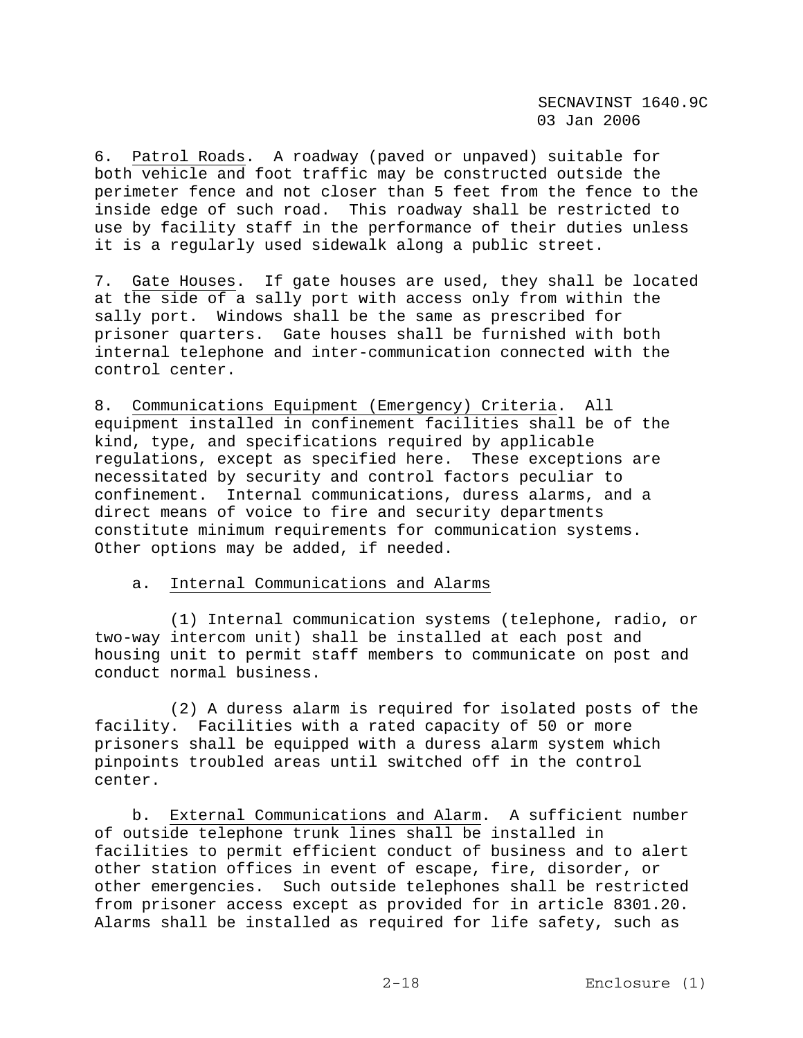6. Patrol Roads. A roadway (paved or unpaved) suitable for both vehicle and foot traffic may be constructed outside the perimeter fence and not closer than 5 feet from the fence to the inside edge of such road. This roadway shall be restricted to use by facility staff in the performance of their duties unless it is a regularly used sidewalk along a public street.

7. Gate Houses. If gate houses are used, they shall be located at the side of a sally port with access only from within the sally port. Windows shall be the same as prescribed for prisoner quarters. Gate houses shall be furnished with both internal telephone and inter-communication connected with the control center.

8. Communications Equipment (Emergency) Criteria. All equipment installed in confinement facilities shall be of the kind, type, and specifications required by applicable regulations, except as specified here. These exceptions are necessitated by security and control factors peculiar to confinement. Internal communications, duress alarms, and a direct means of voice to fire and security departments constitute minimum requirements for communication systems. Other options may be added, if needed.

a. Internal Communications and Alarms

(1) Internal communication systems (telephone, radio, or two-way intercom unit) shall be installed at each post and housing unit to permit staff members to communicate on post and conduct normal business.

(2) A duress alarm is required for isolated posts of the facility. Facilities with a rated capacity of 50 or more prisoners shall be equipped with a duress alarm system which pinpoints troubled areas until switched off in the control center.

b. External Communications and Alarm. A sufficient number of outside telephone trunk lines shall be installed in facilities to permit efficient conduct of business and to alert other station offices in event of escape, fire, disorder, or other emergencies. Such outside telephones shall be restricted from prisoner access except as provided for in article 8301.20. Alarms shall be installed as required for life safety, such as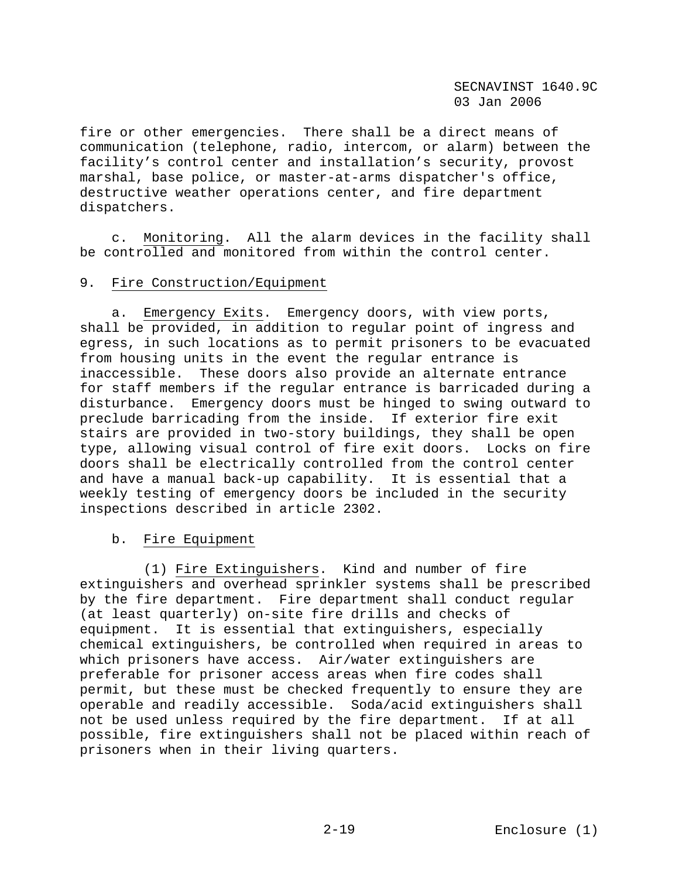fire or other emergencies. There shall be a direct means of communication (telephone, radio, intercom, or alarm) between the facility's control center and installation's security, provost marshal, base police, or master-at-arms dispatcher's office, destructive weather operations center, and fire department dispatchers.

c. Monitoring. All the alarm devices in the facility shall be controlled and monitored from within the control center.

9. Fire Construction/Equipment

a. Emergency Exits. Emergency doors, with view ports, shall be provided, in addition to regular point of ingress and egress, in such locations as to permit prisoners to be evacuated from housing units in the event the regular entrance is inaccessible. These doors also provide an alternate entrance for staff members if the regular entrance is barricaded during a disturbance. Emergency doors must be hinged to swing outward to preclude barricading from the inside. If exterior fire exit stairs are provided in two-story buildings, they shall be open type, allowing visual control of fire exit doors. Locks on fire doors shall be electrically controlled from the control center and have a manual back-up capability. It is essential that a weekly testing of emergency doors be included in the security inspections described in article 2302.

b. Fire Equipment

(1) Fire Extinguishers. Kind and number of fire extinguishers and overhead sprinkler systems shall be prescribed by the fire department. Fire department shall conduct regular (at least quarterly) on-site fire drills and checks of equipment. It is essential that extinguishers, especially chemical extinguishers, be controlled when required in areas to which prisoners have access. Air/water extinguishers are preferable for prisoner access areas when fire codes shall permit, but these must be checked frequently to ensure they are operable and readily accessible. Soda/acid extinguishers shall not be used unless required by the fire department. If at all possible, fire extinguishers shall not be placed within reach of prisoners when in their living quarters.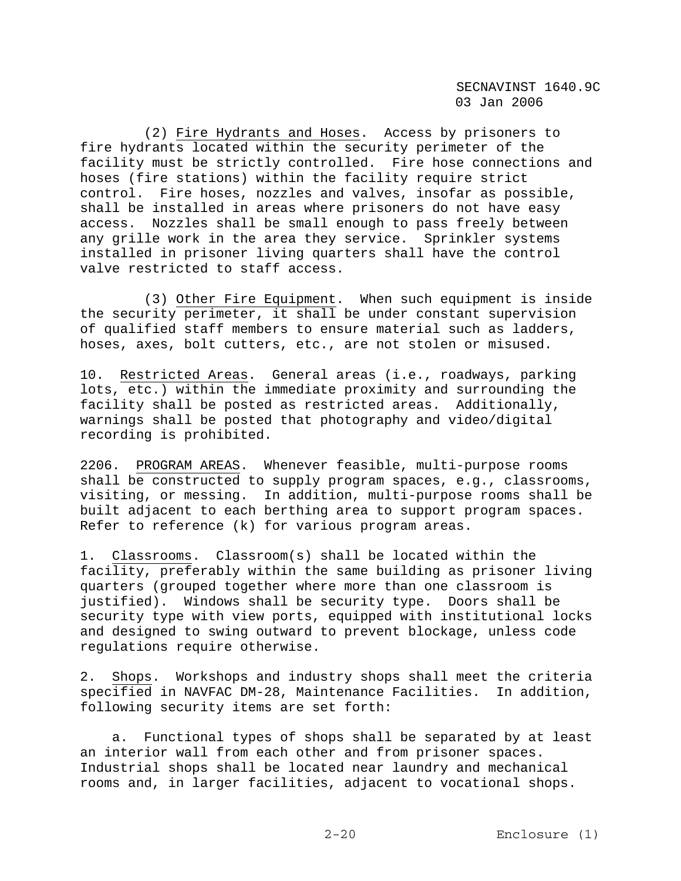(2) Fire Hydrants and Hoses. Access by prisoners to fire hydrants located within the security perimeter of the facility must be strictly controlled. Fire hose connections and hoses (fire stations) within the facility require strict control. Fire hoses, nozzles and valves, insofar as possible, shall be installed in areas where prisoners do not have easy access. Nozzles shall be small enough to pass freely between any grille work in the area they service. Sprinkler systems installed in prisoner living quarters shall have the control valve restricted to staff access.

(3) Other Fire Equipment. When such equipment is inside the security perimeter, it shall be under constant supervision of qualified staff members to ensure material such as ladders, hoses, axes, bolt cutters, etc., are not stolen or misused.

10. Restricted Areas. General areas (i.e., roadways, parking lots, etc.) within the immediate proximity and surrounding the facility shall be posted as restricted areas. Additionally, warnings shall be posted that photography and video/digital recording is prohibited.

2206. PROGRAM AREAS. Whenever feasible, multi-purpose rooms shall be constructed to supply program spaces, e.g., classrooms, visiting, or messing. In addition, multi-purpose rooms shall be built adjacent to each berthing area to support program spaces. Refer to reference (k) for various program areas.

1. Classrooms. Classroom(s) shall be located within the facility, preferably within the same building as prisoner living quarters (grouped together where more than one classroom is justified). Windows shall be security type. Doors shall be security type with view ports, equipped with institutional locks and designed to swing outward to prevent blockage, unless code regulations require otherwise.

2. Shops. Workshops and industry shops shall meet the criteria specified in NAVFAC DM-28, Maintenance Facilities. In addition, following security items are set forth:

a. Functional types of shops shall be separated by at least an interior wall from each other and from prisoner spaces. Industrial shops shall be located near laundry and mechanical rooms and, in larger facilities, adjacent to vocational shops.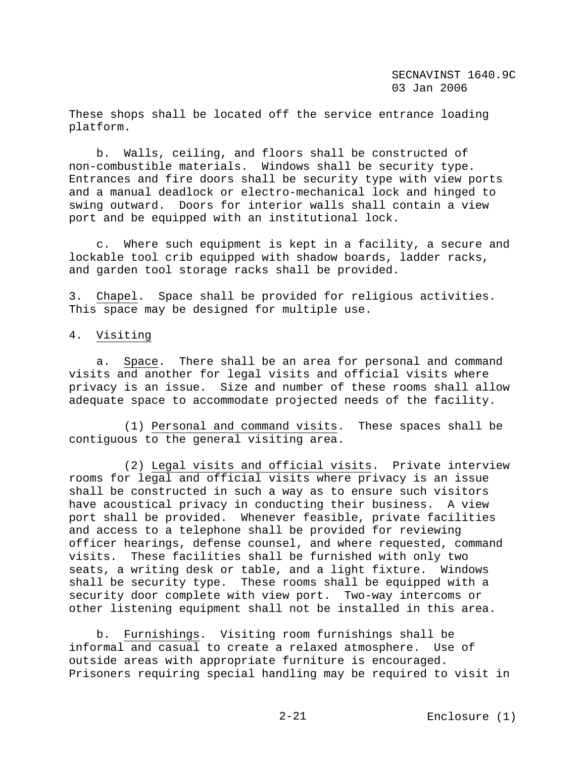These shops shall be located off the service entrance loading platform.

b. Walls, ceiling, and floors shall be constructed of non-combustible materials. Windows shall be security type. Entrances and fire doors shall be security type with view ports and a manual deadlock or electro-mechanical lock and hinged to swing outward. Doors for interior walls shall contain a view port and be equipped with an institutional lock.

c. Where such equipment is kept in a facility, a secure and lockable tool crib equipped with shadow boards, ladder racks, and garden tool storage racks shall be provided.

3. Chapel. Space shall be provided for religious activities. This space may be designed for multiple use.

4. Visiting

a. Space. There shall be an area for personal and command visits and another for legal visits and official visits where privacy is an issue. Size and number of these rooms shall allow adequate space to accommodate projected needs of the facility.

(1) Personal and command visits. These spaces shall be contiguous to the general visiting area.

(2) Legal visits and official visits. Private interview rooms for legal and official visits where privacy is an issue shall be constructed in such a way as to ensure such visitors have acoustical privacy in conducting their business. A view port shall be provided. Whenever feasible, private facilities and access to a telephone shall be provided for reviewing officer hearings, defense counsel, and where requested, command visits. These facilities shall be furnished with only two seats, a writing desk or table, and a light fixture. Windows shall be security type. These rooms shall be equipped with a security door complete with view port. Two-way intercoms or other listening equipment shall not be installed in this area.

b. Furnishings. Visiting room furnishings shall be informal and casual to create a relaxed atmosphere. Use of outside areas with appropriate furniture is encouraged. Prisoners requiring special handling may be required to visit in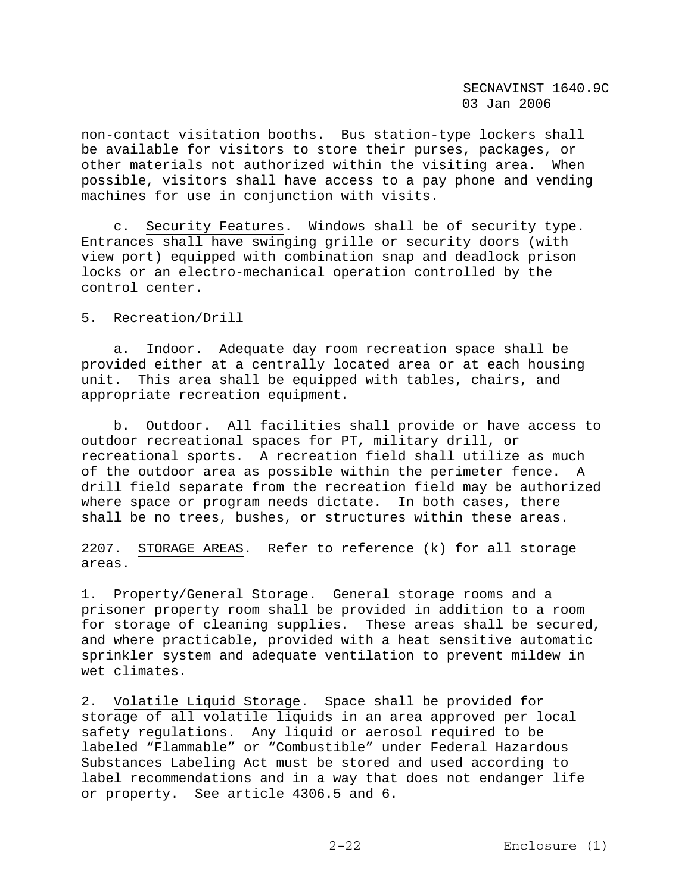non-contact visitation booths. Bus station-type lockers shall be available for visitors to store their purses, packages, or other materials not authorized within the visiting area. When possible, visitors shall have access to a pay phone and vending machines for use in conjunction with visits.

c. Security Features. Windows shall be of security type. Entrances shall have swinging grille or security doors (with view port) equipped with combination snap and deadlock prison locks or an electro-mechanical operation controlled by the control center.

5. Recreation/Drill

a. Indoor. Adequate day room recreation space shall be provided either at a centrally located area or at each housing unit. This area shall be equipped with tables, chairs, and appropriate recreation equipment.

b. Outdoor. All facilities shall provide or have access to outdoor recreational spaces for PT, military drill, or recreational sports. A recreation field shall utilize as much of the outdoor area as possible within the perimeter fence. A drill field separate from the recreation field may be authorized where space or program needs dictate. In both cases, there shall be no trees, bushes, or structures within these areas.

2207. STORAGE AREAS. Refer to reference (k) for all storage areas.

1. Property/General Storage. General storage rooms and a prisoner property room shall be provided in addition to a room for storage of cleaning supplies. These areas shall be secured, and where practicable, provided with a heat sensitive automatic sprinkler system and adequate ventilation to prevent mildew in wet climates.

2. Volatile Liquid Storage. Space shall be provided for storage of all volatile liquids in an area approved per local safety regulations. Any liquid or aerosol required to be labeled “Flammable” or “Combustible” under Federal Hazardous Substances Labeling Act must be stored and used according to label recommendations and in a way that does not endanger life or property. See article 4306.5 and 6.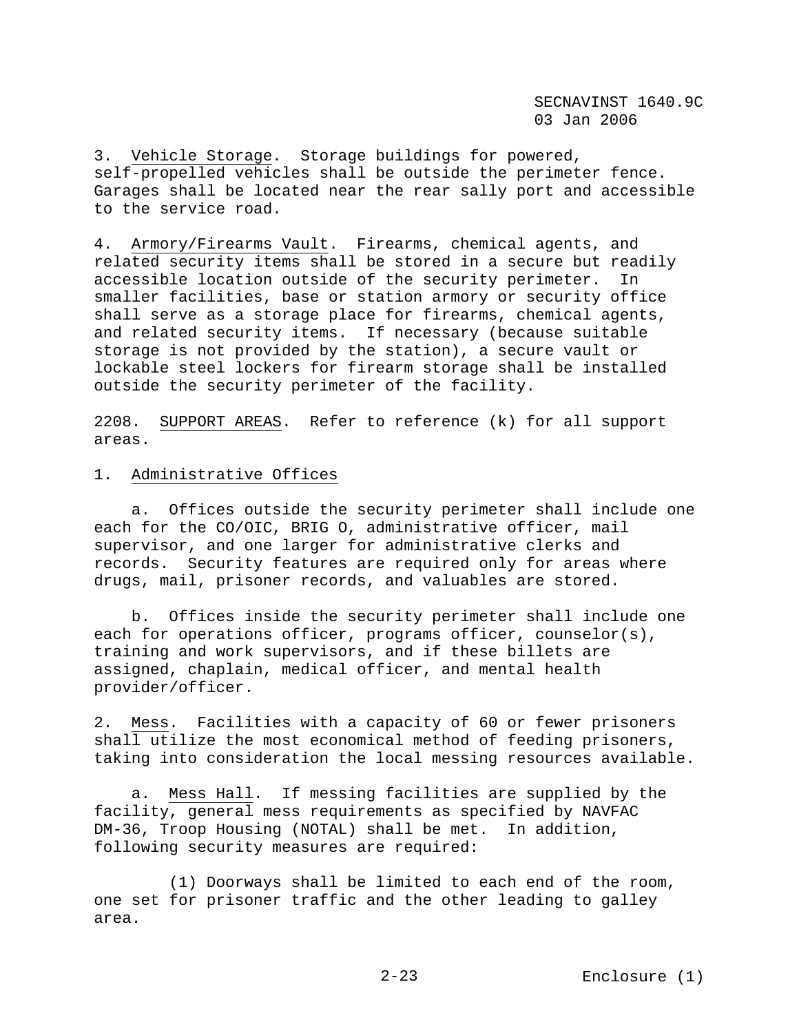3. Vehicle Storage. Storage buildings for powered, self-propelled vehicles shall be outside the perimeter fence. Garages shall be located near the rear sally port and accessible to the service road.

4. Armory/Firearms Vault. Firearms, chemical agents, and related security items shall be stored in a secure but readily accessible location outside of the security perimeter. In smaller facilities, base or station armory or security office shall serve as a storage place for firearms, chemical agents, and related security items. If necessary (because suitable storage is not provided by the station), a secure vault or lockable steel lockers for firearm storage shall be installed outside the security perimeter of the facility.

2208. SUPPORT AREAS. Refer to reference (k) for all support areas.

1. Administrative Offices

a. Offices outside the security perimeter shall include one each for the CO/OIC, BRIG O, administrative officer, mail supervisor, and one larger for administrative clerks and records. Security features are required only for areas where drugs, mail, prisoner records, and valuables are stored.

b. Offices inside the security perimeter shall include one each for operations officer, programs officer, counselor(s), training and work supervisors, and if these billets are assigned, chaplain, medical officer, and mental health provider/officer.

2. Mess. Facilities with a capacity of 60 or fewer prisoners shall utilize the most economical method of feeding prisoners, taking into consideration the local messing resources available.

a. Mess Hall. If messing facilities are supplied by the facility, general mess requirements as specified by NAVFAC DM-36, Troop Housing (NOTAL) shall be met. In addition, following security measures are required:

(1) Doorways shall be limited to each end of the room, one set for prisoner traffic and the other leading to galley area.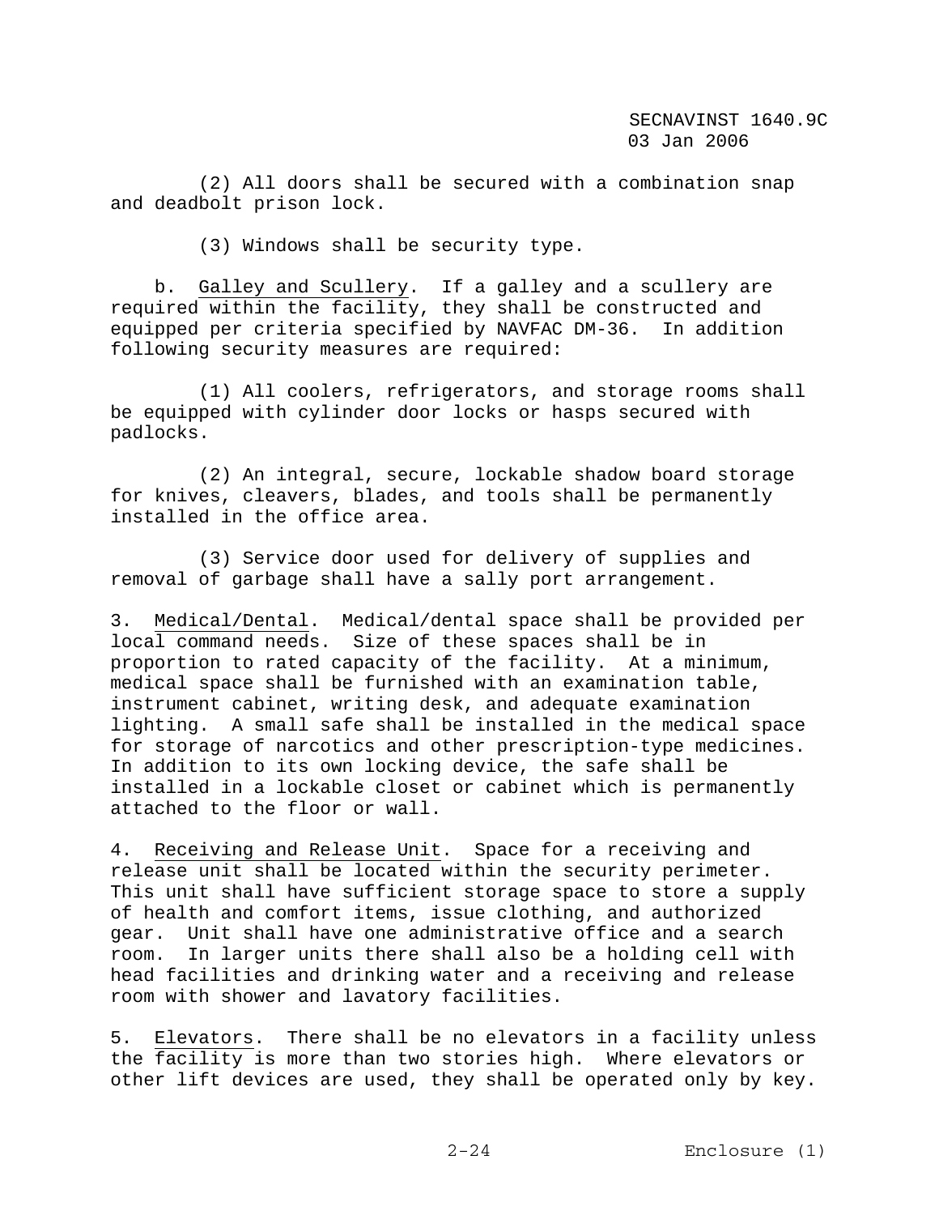(2) All doors shall be secured with a combination snap and deadbolt prison lock.

(3) Windows shall be security type.

b. Galley and Scullery. If a galley and a scullery are required within the facility, they shall be constructed and equipped per criteria specified by NAVFAC DM-36. In addition following security measures are required:

(1) All coolers, refrigerators, and storage rooms shall be equipped with cylinder door locks or hasps secured with padlocks.

(2) An integral, secure, lockable shadow board storage for knives, cleavers, blades, and tools shall be permanently installed in the office area.

(3) Service door used for delivery of supplies and removal of garbage shall have a sally port arrangement.

3. Medical/Dental. Medical/dental space shall be provided per local command needs. Size of these spaces shall be in proportion to rated capacity of the facility. At a minimum, medical space shall be furnished with an examination table, instrument cabinet, writing desk, and adequate examination lighting. A small safe shall be installed in the medical space for storage of narcotics and other prescription-type medicines. In addition to its own locking device, the safe shall be installed in a lockable closet or cabinet which is permanently attached to the floor or wall.

4. Receiving and Release Unit. Space for a receiving and release unit shall be located within the security perimeter. This unit shall have sufficient storage space to store a supply of health and comfort items, issue clothing, and authorized gear. Unit shall have one administrative office and a search room. In larger units there shall also be a holding cell with head facilities and drinking water and a receiving and release room with shower and lavatory facilities.

5. Elevators. There shall be no elevators in a facility unless the facility is more than two stories high. Where elevators or other lift devices are used, they shall be operated only by key.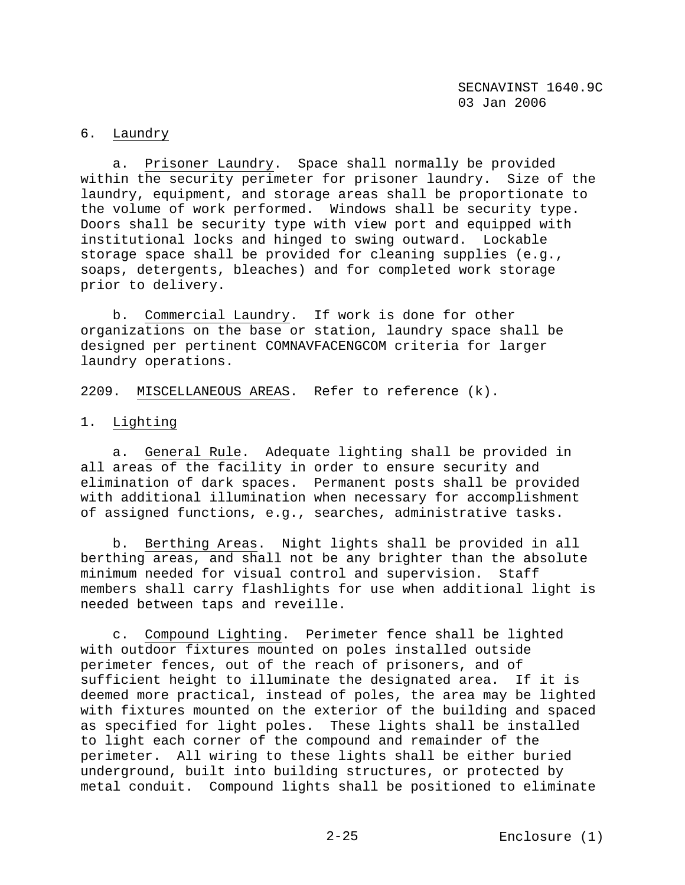6. Laundry

a. Prisoner Laundry. Space shall normally be provided within the security perimeter for prisoner laundry. Size of the laundry, equipment, and storage areas shall be proportionate to the volume of work performed. Windows shall be security type. Doors shall be security type with view port and equipped with institutional locks and hinged to swing outward. Lockable storage space shall be provided for cleaning supplies (e.g., soaps, detergents, bleaches) and for completed work storage prior to delivery.

b. Commercial Laundry. If work is done for other organizations on the base or station, laundry space shall be designed per pertinent COMNAVFACENGCOM criteria for larger laundry operations.

2209. MISCELLANEOUS AREAS. Refer to reference (k).

1. Lighting

a. General Rule. Adequate lighting shall be provided in all areas of the facility in order to ensure security and elimination of dark spaces. Permanent posts shall be provided with additional illumination when necessary for accomplishment of assigned functions, e.g., searches, administrative tasks.

b. Berthing Areas. Night lights shall be provided in all berthing areas, and shall not be any brighter than the absolute minimum needed for visual control and supervision. Staff members shall carry flashlights for use when additional light is needed between taps and reveille.

c. Compound Lighting. Perimeter fence shall be lighted with outdoor fixtures mounted on poles installed outside perimeter fences, out of the reach of prisoners, and of sufficient height to illuminate the designated area. If it is deemed more practical, instead of poles, the area may be lighted with fixtures mounted on the exterior of the building and spaced as specified for light poles. These lights shall be installed to light each corner of the compound and remainder of the perimeter. All wiring to these lights shall be either buried underground, built into building structures, or protected by metal conduit. Compound lights shall be positioned to eliminate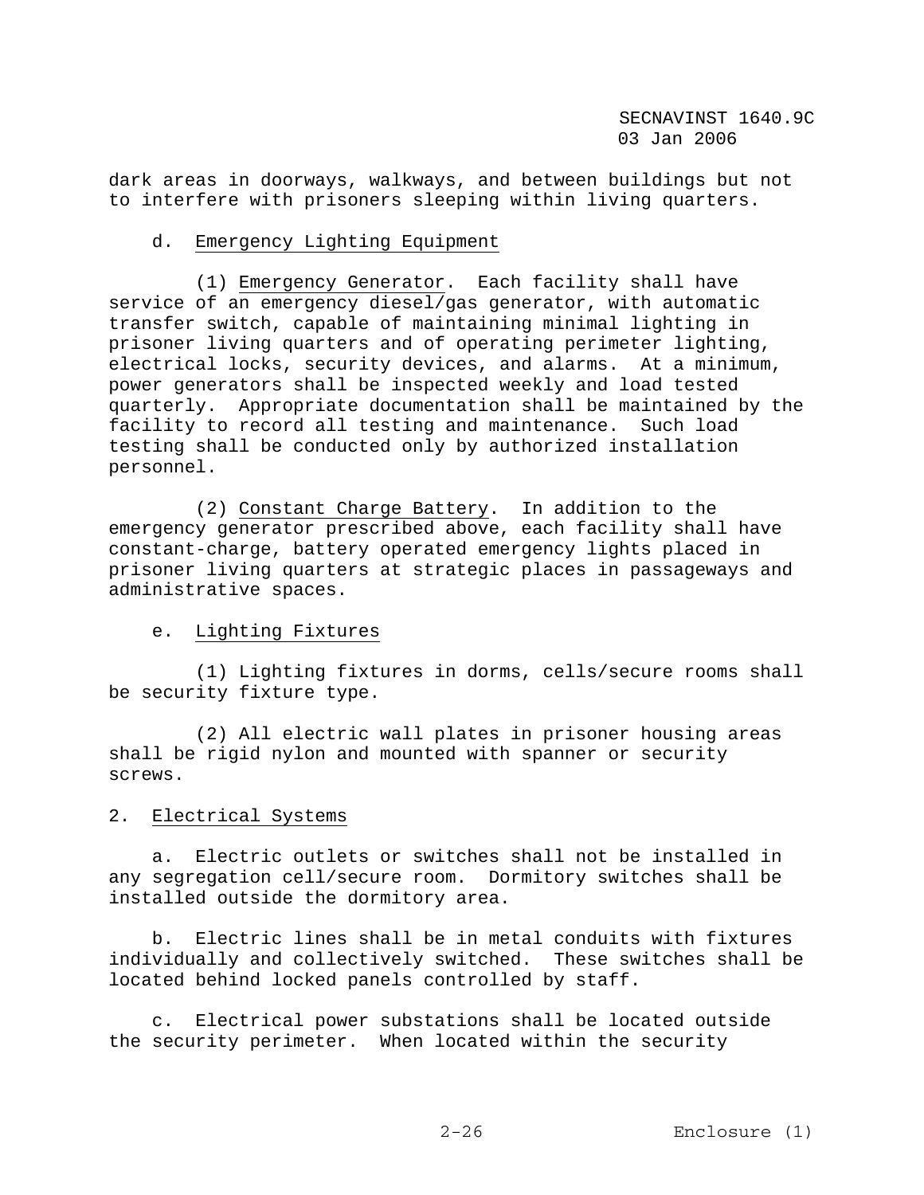dark areas in doorways, walkways, and between buildings but not to interfere with prisoners sleeping within living quarters.

d. Emergency Lighting Equipment

(1) Emergency Generator. Each facility shall have service of an emergency diesel/gas generator, with automatic transfer switch, capable of maintaining minimal lighting in prisoner living quarters and of operating perimeter lighting, electrical locks, security devices, and alarms. At a minimum, power generators shall be inspected weekly and load tested quarterly. Appropriate documentation shall be maintained by the facility to record all testing and maintenance. Such load testing shall be conducted only by authorized installation personnel.

(2) Constant Charge Battery. In addition to the emergency generator prescribed above, each facility shall have constant-charge, battery operated emergency lights placed in prisoner living quarters at strategic places in passageways and administrative spaces.

e. Lighting Fixtures

(1) Lighting fixtures in dorms, cells/secure rooms shall be security fixture type.

(2) All electric wall plates in prisoner housing areas shall be rigid nylon and mounted with spanner or security screws.

2. Electrical Systems

a. Electric outlets or switches shall not be installed in any segregation cell/secure room. Dormitory switches shall be installed outside the dormitory area.

b. Electric lines shall be in metal conduits with fixtures individually and collectively switched. These switches shall be located behind locked panels controlled by staff.

c. Electrical power substations shall be located outside the security perimeter. When located within the security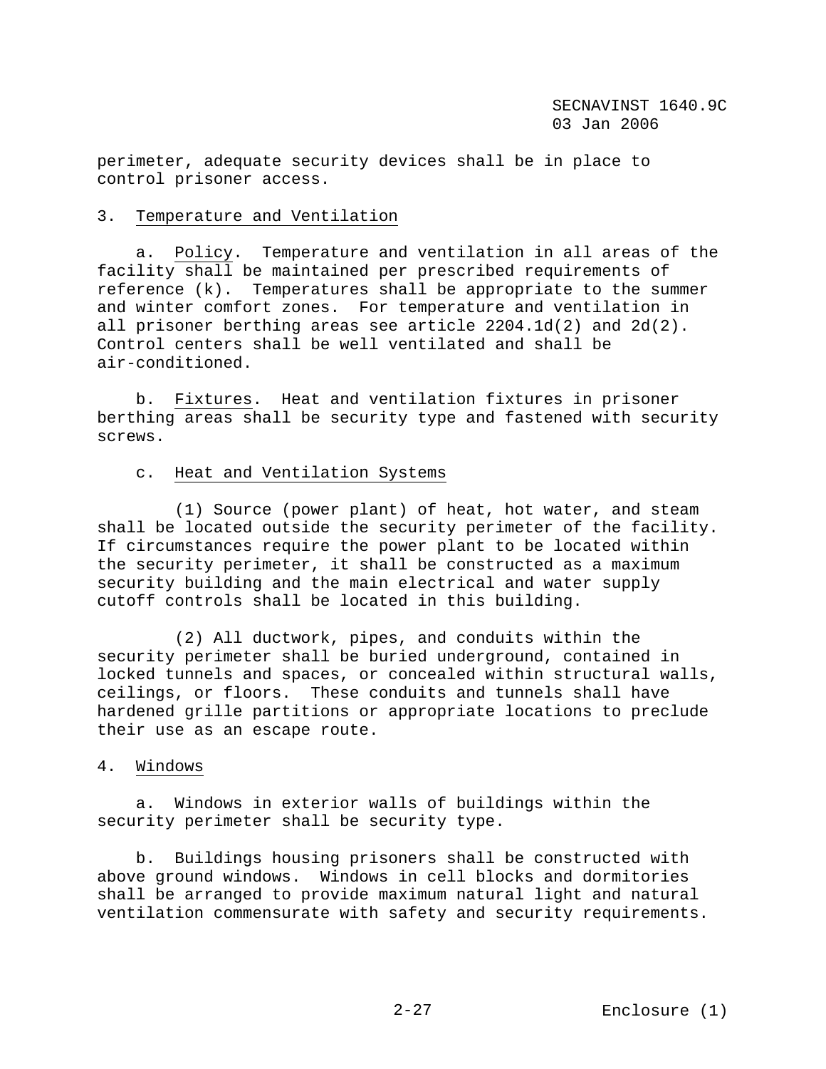perimeter, adequate security devices shall be in place to control prisoner access.

3. Temperature and Ventilation

a. Policy. Temperature and ventilation in all areas of the facility shall be maintained per prescribed requirements of reference (k). Temperatures shall be appropriate to the summer and winter comfort zones. For temperature and ventilation in all prisoner berthing areas see article 2204.1d(2) and 2d(2). Control centers shall be well ventilated and shall be air-conditioned.

b. Fixtures. Heat and ventilation fixtures in prisoner berthing areas shall be security type and fastened with security screws.

c. Heat and Ventilation Systems

(1) Source (power plant) of heat, hot water, and steam shall be located outside the security perimeter of the facility. If circumstances require the power plant to be located within the security perimeter, it shall be constructed as a maximum security building and the main electrical and water supply cutoff controls shall be located in this building.

(2) All ductwork, pipes, and conduits within the security perimeter shall be buried underground, contained in locked tunnels and spaces, or concealed within structural walls, ceilings, or floors. These conduits and tunnels shall have hardened grille partitions or appropriate locations to preclude their use as an escape route.

4. Windows

a. Windows in exterior walls of buildings within the security perimeter shall be security type.

b. Buildings housing prisoners shall be constructed with above ground windows. Windows in cell blocks and dormitories shall be arranged to provide maximum natural light and natural ventilation commensurate with safety and security requirements.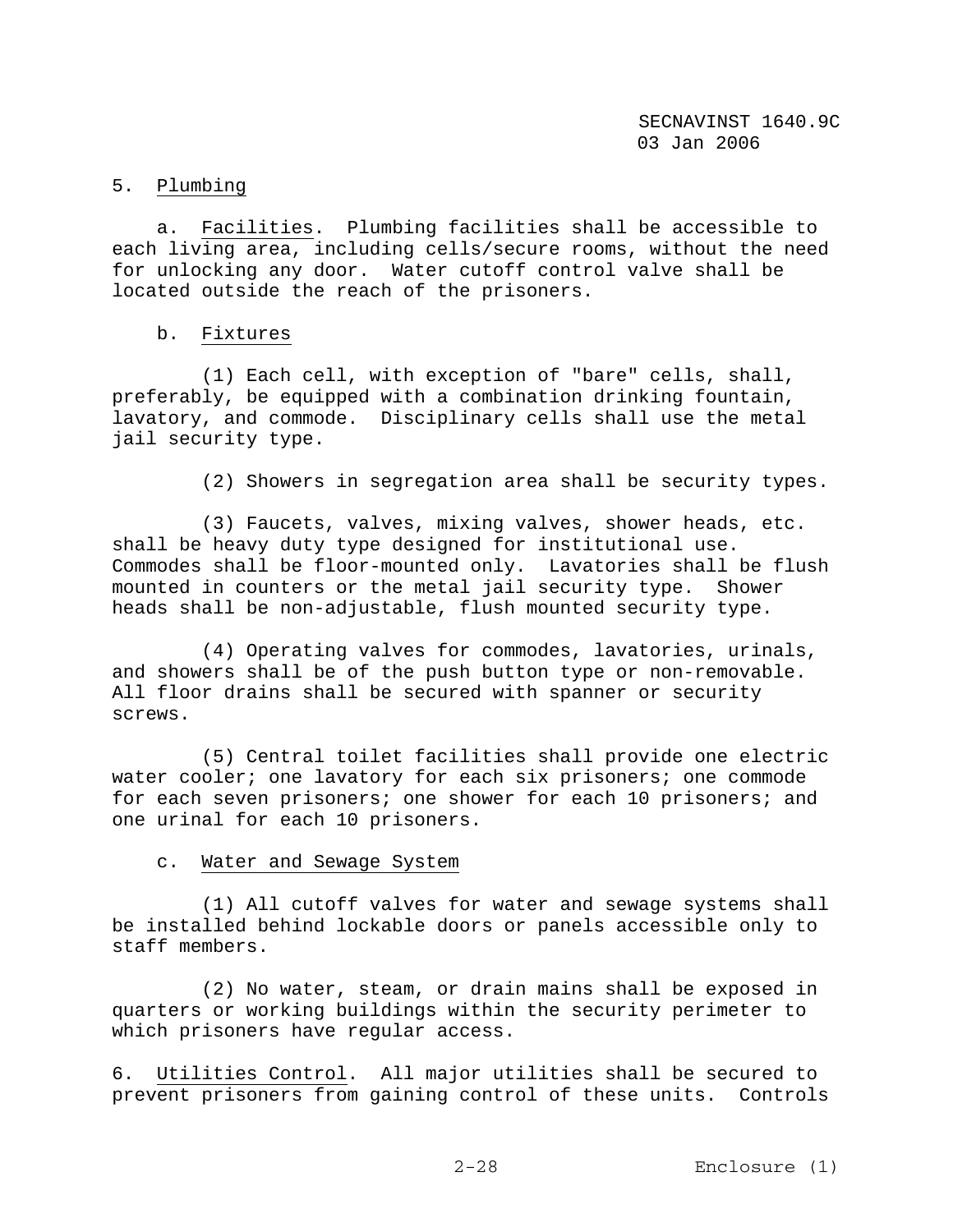5. Plumbing

a. Facilities. Plumbing facilities shall be accessible to each living area, including cells/secure rooms, without the need for unlocking any door. Water cutoff control valve shall be located outside the reach of the prisoners.

b. Fixtures

(1) Each cell, with exception of "bare" cells, shall, preferably, be equipped with a combination drinking fountain, lavatory, and commode. Disciplinary cells shall use the metal jail security type.

(2) Showers in segregation area shall be security types.

(3) Faucets, valves, mixing valves, shower heads, etc. shall be heavy duty type designed for institutional use. Commodes shall be floor-mounted only. Lavatories shall be flush mounted in counters or the metal jail security type. Shower heads shall be non-adjustable, flush mounted security type.

(4) Operating valves for commodes, lavatories, urinals, and showers shall be of the push button type or non-removable. All floor drains shall be secured with spanner or security screws.

(5) Central toilet facilities shall provide one electric water cooler; one lavatory for each six prisoners; one commode for each seven prisoners; one shower for each 10 prisoners; and one urinal for each 10 prisoners.

c. Water and Sewage System

(1) All cutoff valves for water and sewage systems shall be installed behind lockable doors or panels accessible only to staff members.

(2) No water, steam, or drain mains shall be exposed in quarters or working buildings within the security perimeter to which prisoners have regular access.

6. Utilities Control. All major utilities shall be secured to prevent prisoners from gaining control of these units. Controls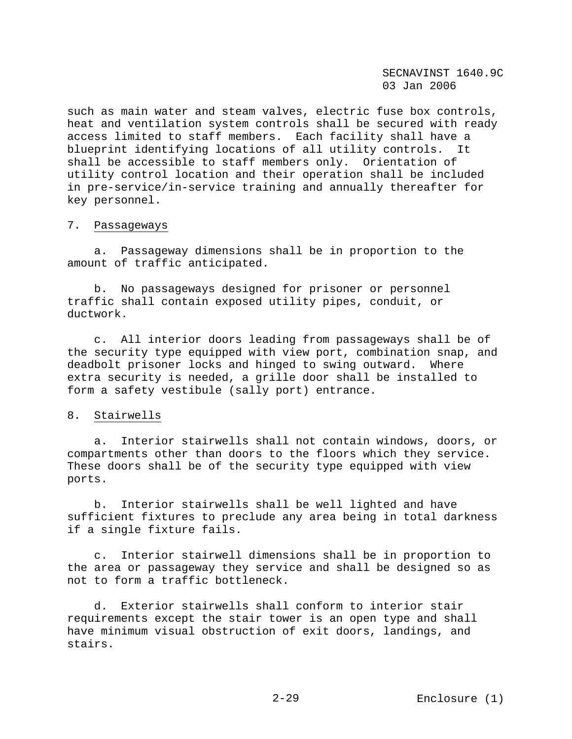such as main water and steam valves, electric fuse box controls, heat and ventilation system controls shall be secured with ready access limited to staff members. Each facility shall have a blueprint identifying locations of all utility controls. It shall be accessible to staff members only. Orientation of utility control location and their operation shall be included in pre-service/in-service training and annually thereafter for key personnel.

7. Passageways

a. Passageway dimensions shall be in proportion to the amount of traffic anticipated.

b. No passageways designed for prisoner or personnel traffic shall contain exposed utility pipes, conduit, or ductwork.

c. All interior doors leading from passageways shall be of the security type equipped with view port, combination snap, and deadbolt prisoner locks and hinged to swing outward. Where extra security is needed, a grille door shall be installed to form a safety vestibule (sally port) entrance.

8. Stairwells

a. Interior stairwells shall not contain windows, doors, or compartments other than doors to the floors which they service. These doors shall be of the security type equipped with view ports.

b. Interior stairwells shall be well lighted and have sufficient fixtures to preclude any area being in total darkness if a single fixture fails.

c. Interior stairwell dimensions shall be in proportion to the area or passageway they service and shall be designed so as not to form a traffic bottleneck.

d. Exterior stairwells shall conform to interior stair requirements except the stair tower is an open type and shall have minimum visual obstruction of exit doors, landings, and stairs.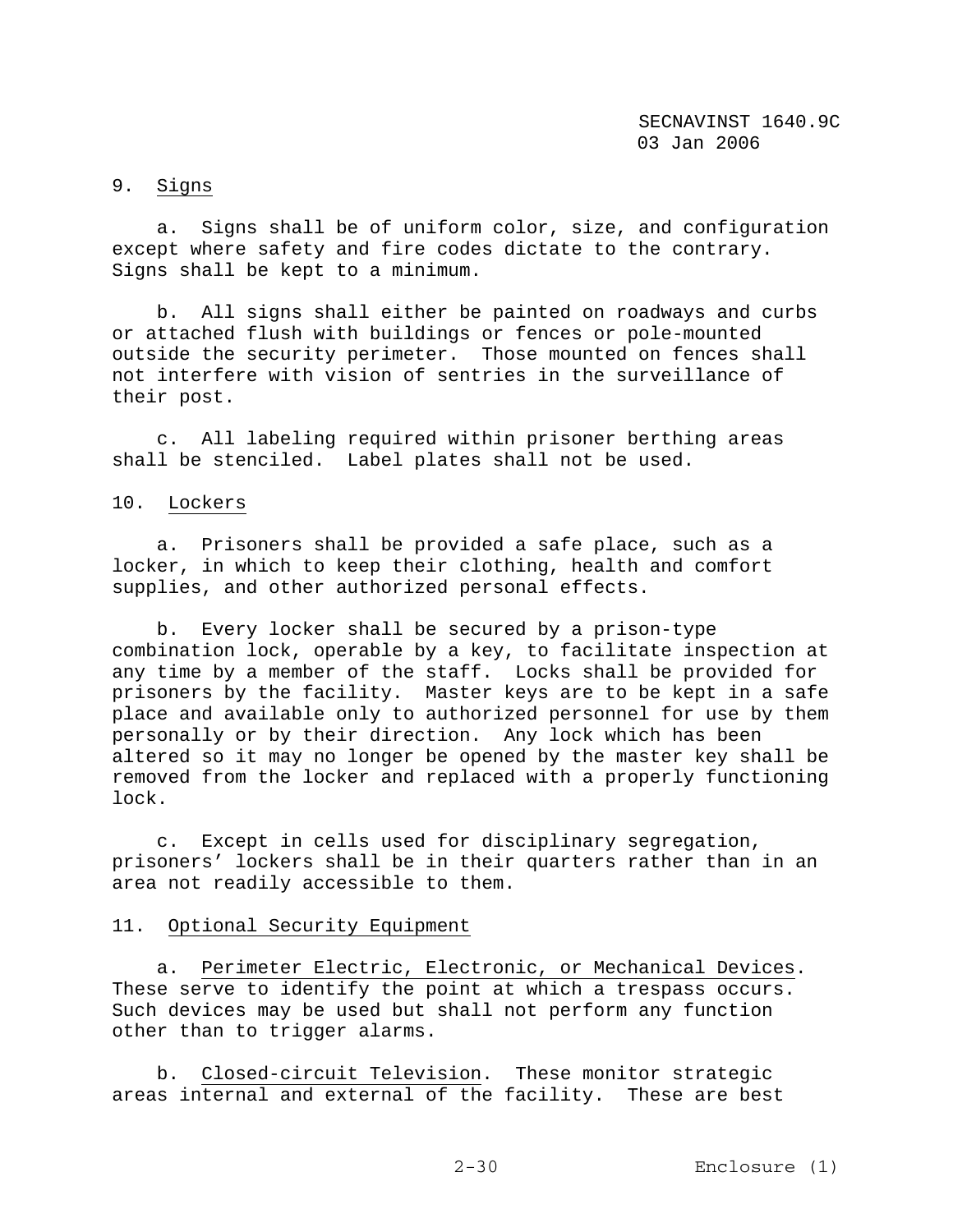9. Signs

a. Signs shall be of uniform color, size, and configuration except where safety and fire codes dictate to the contrary. Signs shall be kept to a minimum.

b. All signs shall either be painted on roadways and curbs or attached flush with buildings or fences or pole-mounted outside the security perimeter. Those mounted on fences shall not interfere with vision of sentries in the surveillance of their post.

c. All labeling required within prisoner berthing areas shall be stenciled. Label plates shall not be used.

10. Lockers

a. Prisoners shall be provided a safe place, such as a locker, in which to keep their clothing, health and comfort supplies, and other authorized personal effects.

b. Every locker shall be secured by a prison-type combination lock, operable by a key, to facilitate inspection at any time by a member of the staff. Locks shall be provided for prisoners by the facility. Master keys are to be kept in a safe place and available only to authorized personnel for use by them personally or by their direction. Any lock which has been altered so it may no longer be opened by the master key shall be removed from the locker and replaced with a properly functioning lock.

c. Except in cells used for disciplinary segregation, prisoners' lockers shall be in their quarters rather than in an area not readily accessible to them.

11. Optional Security Equipment

a. Perimeter Electric, Electronic, or Mechanical Devices. These serve to identify the point at which a trespass occurs. Such devices may be used but shall not perform any function other than to trigger alarms.

b. Closed-circuit Television. These monitor strategic areas internal and external of the facility. These are best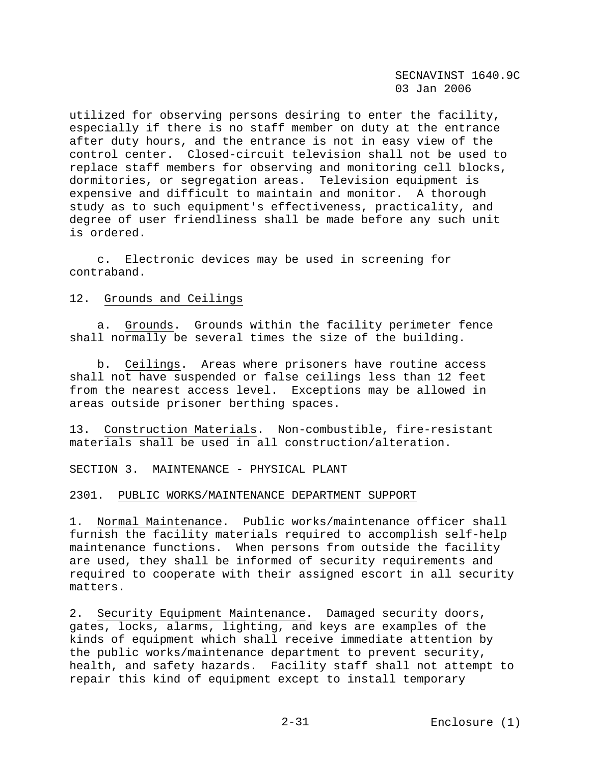utilized for observing persons desiring to enter the facility, especially if there is no staff member on duty at the entrance after duty hours, and the entrance is not in easy view of the control center. Closed-circuit television shall not be used to replace staff members for observing and monitoring cell blocks, dormitories, or segregation areas. Television equipment is expensive and difficult to maintain and monitor. A thorough study as to such equipment's effectiveness, practicality, and degree of user friendliness shall be made before any such unit is ordered.

c. Electronic devices may be used in screening for contraband.

12. Grounds and Ceilings

a. Grounds. Grounds within the facility perimeter fence shall normally be several times the size of the building.

b. Ceilings. Areas where prisoners have routine access shall not have suspended or false ceilings less than 12 feet from the nearest access level. Exceptions may be allowed in areas outside prisoner berthing spaces.

13. Construction Materials. Non-combustible, fire-resistant materials shall be used in all construction/alteration.

## SECTION 3. MAINTENANCE - PHYSICAL PLANT

### 2301. PUBLIC WORKS/MAINTENANCE DEPARTMENT SUPPORT

1. Normal Maintenance. Public works/maintenance officer shall furnish the facility materials required to accomplish self-help maintenance functions. When persons from outside the facility are used, they shall be informed of security requirements and required to cooperate with their assigned escort in all security matters.

2. Security Equipment Maintenance. Damaged security doors, gates, locks, alarms, lighting, and keys are examples of the kinds of equipment which shall receive immediate attention by the public works/maintenance department to prevent security, health, and safety hazards. Facility staff shall not attempt to repair this kind of equipment except to install temporary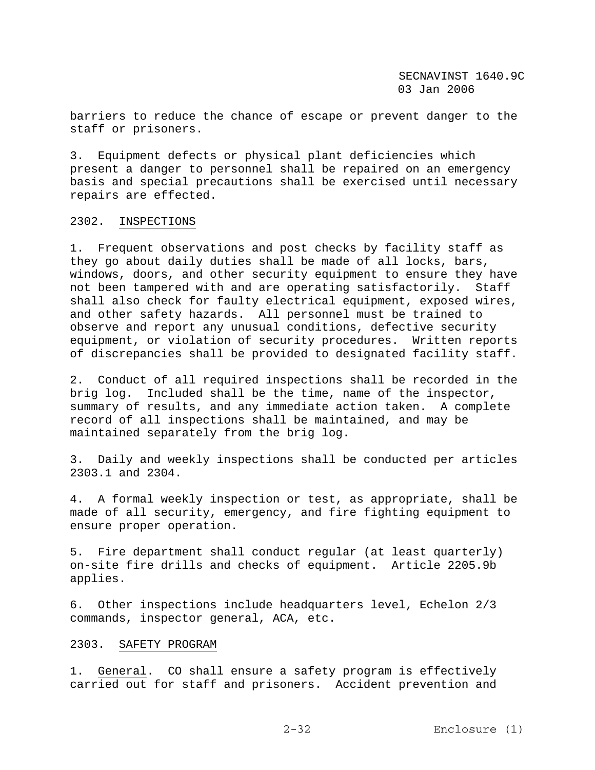barriers to reduce the chance of escape or prevent danger to the staff or prisoners.

3. Equipment defects or physical plant deficiencies which present a danger to personnel shall be repaired on an emergency basis and special precautions shall be exercised until necessary repairs are effected.

## 2302. INSPECTIONS

1. Frequent observations and post checks by facility staff as they go about daily duties shall be made of all locks, bars, windows, doors, and other security equipment to ensure they have not been tampered with and are operating satisfactorily. Staff shall also check for faulty electrical equipment, exposed wires, and other safety hazards. All personnel must be trained to observe and report any unusual conditions, defective security equipment, or violation of security procedures. Written reports of discrepancies shall be provided to designated facility staff.

2. Conduct of all required inspections shall be recorded in the brig log. Included shall be the time, name of the inspector, summary of results, and any immediate action taken. A complete record of all inspections shall be maintained, and may be maintained separately from the brig log.

3. Daily and weekly inspections shall be conducted per articles 2303.1 and 2304.

4. A formal weekly inspection or test, as appropriate, shall be made of all security, emergency, and fire fighting equipment to ensure proper operation.

5. Fire department shall conduct regular (at least quarterly) on-site fire drills and checks of equipment. Article 2205.9b applies.

6. Other inspections include headquarters level, Echelon 2/3 commands, inspector general, ACA, etc.

## 2303. SAFETY PROGRAM

1. General. CO shall ensure a safety program is effectively carried out for staff and prisoners. Accident prevention and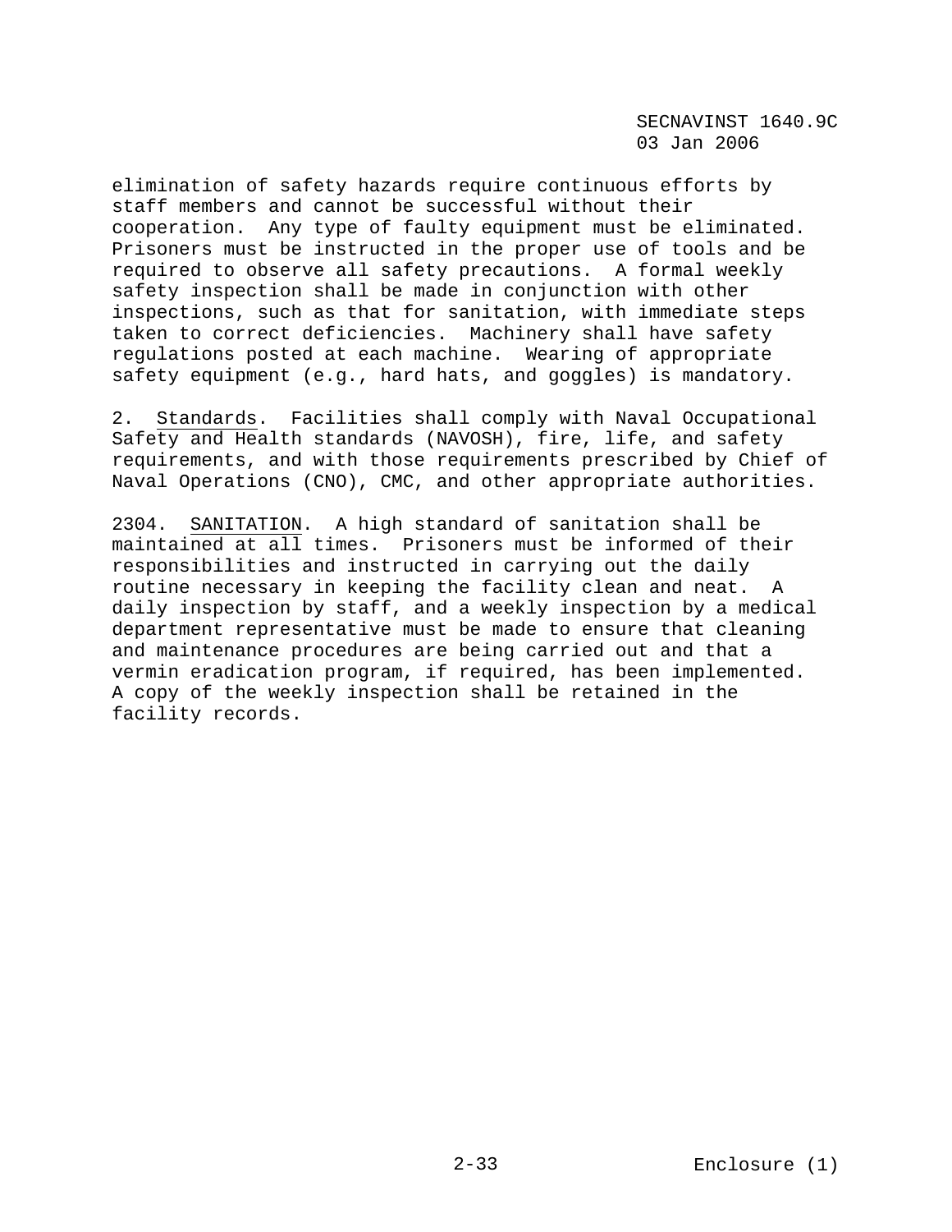elimination of safety hazards require continuous efforts by staff members and cannot be successful without their cooperation. Any type of faulty equipment must be eliminated. Prisoners must be instructed in the proper use of tools and be required to observe all safety precautions. A formal weekly safety inspection shall be made in conjunction with other inspections, such as that for sanitation, with immediate steps taken to correct deficiencies. Machinery shall have safety regulations posted at each machine. Wearing of appropriate safety equipment (e.g., hard hats, and goggles) is mandatory.

2. Standards. Facilities shall comply with Naval Occupational Safety and Health standards (NAVOSH), fire, life, and safety requirements, and with those requirements prescribed by Chief of Naval Operations (CNO), CMC, and other appropriate authorities.

2304. SANITATION. A high standard of sanitation shall be maintained at all times. Prisoners must be informed of their responsibilities and instructed in carrying out the daily routine necessary in keeping the facility clean and neat. A daily inspection by staff, and a weekly inspection by a medical department representative must be made to ensure that cleaning and maintenance procedures are being carried out and that a vermin eradication program, if required, has been implemented. A copy of the weekly inspection shall be retained in the facility records.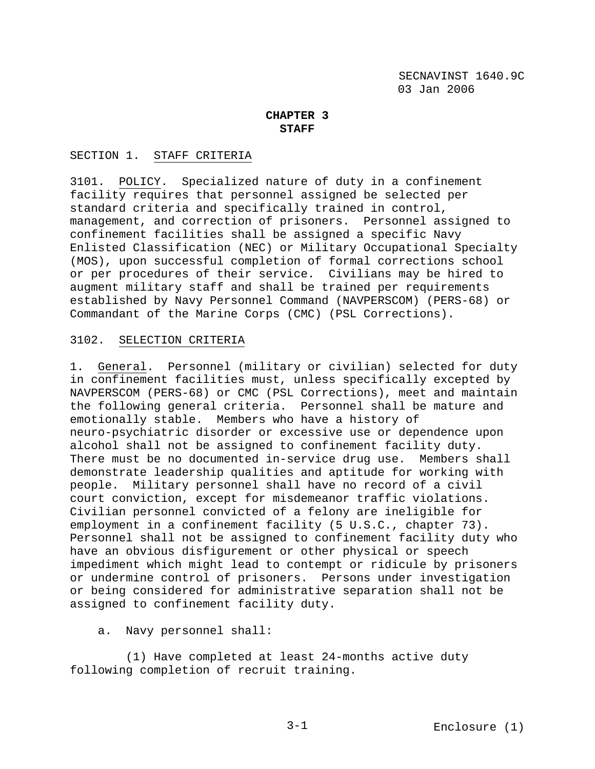# CHAPTER 3
# STAFF

## SECTION 1. STAFF CRITERIA

3101. POLICY. Specialized nature of duty in a confinement facility requires that personnel assigned be selected per standard criteria and specifically trained in control, management, and correction of prisoners. Personnel assigned to confinement facilities shall be assigned a specific Navy Enlisted Classification (NEC) or Military Occupational Specialty (MOS), upon successful completion of formal corrections school or per procedures of their service. Civilians may be hired to augment military staff and shall be trained per requirements established by Navy Personnel Command (NAVPERSCOM) (PERS-68) or Commandant of the Marine Corps (CMC) (PSL Corrections).

3102. SELECTION CRITERIA

1. General. Personnel (military or civilian) selected for duty in confinement facilities must, unless specifically excepted by NAVPERSCOM (PERS-68) or CMC (PSL Corrections), meet and maintain the following general criteria. Personnel shall be mature and emotionally stable. Members who have a history of neuro-psychiatric disorder or excessive use or dependence upon alcohol shall not be assigned to confinement facility duty. There must be no documented in-service drug use. Members shall demonstrate leadership qualities and aptitude for working with people. Military personnel shall have no record of a civil court conviction, except for misdemeanor traffic violations. Civilian personnel convicted of a felony are ineligible for employment in a confinement facility (5 U.S.C., chapter 73). Personnel shall not be assigned to confinement facility duty who have an obvious disfigurement or other physical or speech impediment which might lead to contempt or ridicule by prisoners or undermine control of prisoners. Persons under investigation or being considered for administrative separation shall not be assigned to confinement facility duty.

a. Navy personnel shall:

(1) Have completed at least 24-months active duty following completion of recruit training.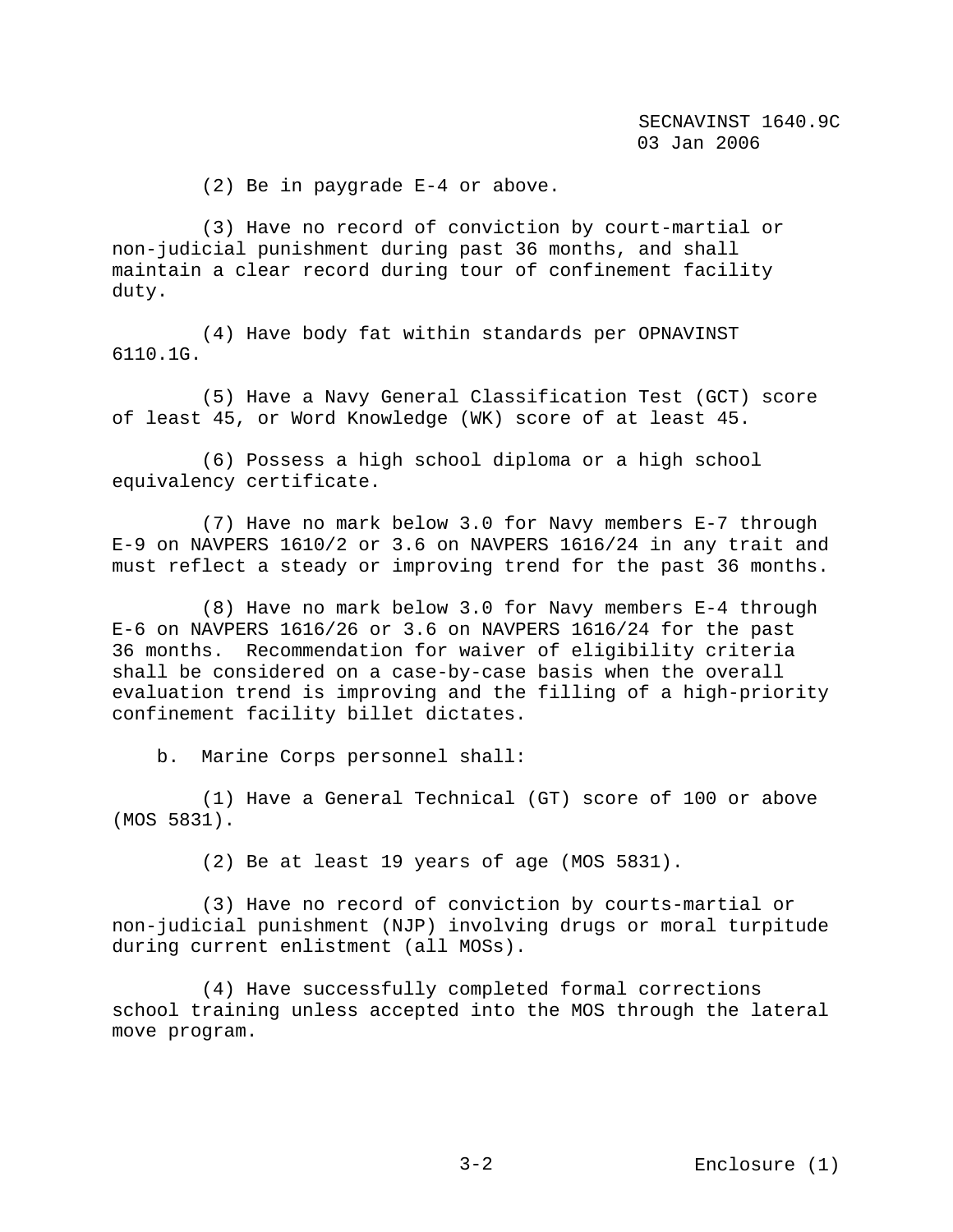(2) Be in paygrade E-4 or above.

(3) Have no record of conviction by court-martial or non-judicial punishment during past 36 months, and shall maintain a clear record during tour of confinement facility duty.

(4) Have body fat within standards per OPNAVINST 6110.1G.

(5) Have a Navy General Classification Test (GCT) score of least 45, or Word Knowledge (WK) score of at least 45.

(6) Possess a high school diploma or a high school equivalency certificate.

(7) Have no mark below 3.0 for Navy members E-7 through E-9 on NAVPERS 1610/2 or 3.6 on NAVPERS 1616/24 in any trait and must reflect a steady or improving trend for the past 36 months.

(8) Have no mark below 3.0 for Navy members E-4 through E-6 on NAVPERS 1616/26 or 3.6 on NAVPERS 1616/24 for the past 36 months. Recommendation for waiver of eligibility criteria shall be considered on a case-by-case basis when the overall evaluation trend is improving and the filling of a high-priority confinement facility billet dictates.

b. Marine Corps personnel shall:

(1) Have a General Technical (GT) score of 100 or above (MOS 5831).

(2) Be at least 19 years of age (MOS 5831).

(3) Have no record of conviction by courts-martial or non-judicial punishment (NJP) involving drugs or moral turpitude during current enlistment (all MOSs).

(4) Have successfully completed formal corrections school training unless accepted into the MOS through the lateral move program.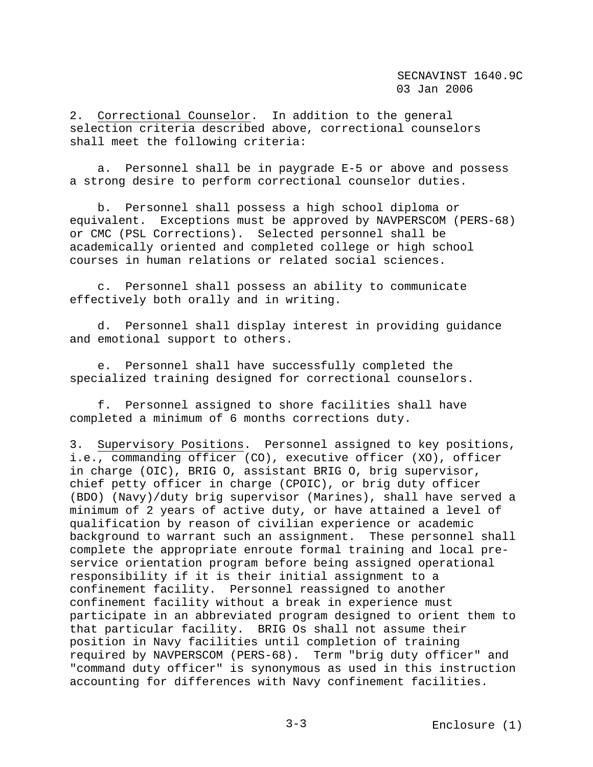2. Correctional Counselor. In addition to the general selection criteria described above, correctional counselors shall meet the following criteria:

a. Personnel shall be in paygrade E-5 or above and possess a strong desire to perform correctional counselor duties.

b. Personnel shall possess a high school diploma or equivalent. Exceptions must be approved by NAVPERSCOM (PERS-68) or CMC (PSL Corrections). Selected personnel shall be academically oriented and completed college or high school courses in human relations or related social sciences.

c. Personnel shall possess an ability to communicate effectively both orally and in writing.

d. Personnel shall display interest in providing guidance and emotional support to others.

e. Personnel shall have successfully completed the specialized training designed for correctional counselors.

f. Personnel assigned to shore facilities shall have completed a minimum of 6 months corrections duty.

3. Supervisory Positions. Personnel assigned to key positions, i.e., commanding officer (CO), executive officer (XO), officer in charge (OIC), BRIG O, assistant BRIG O, brig supervisor, chief petty officer in charge (CPOIC), or brig duty officer (BDO) (Navy)/duty brig supervisor (Marines), shall have served a minimum of 2 years of active duty, or have attained a level of qualification by reason of civilian experience or academic background to warrant such an assignment. These personnel shall complete the appropriate enroute formal training and local pre-service orientation program before being assigned operational responsibility if it is their initial assignment to a confinement facility. Personnel reassigned to another confinement facility without a break in experience must participate in an abbreviated program designed to orient them to that particular facility. BRIG Os shall not assume their position in Navy facilities until completion of training required by NAVPERSCOM (PERS-68). Term "brig duty officer" and "command duty officer" is synonymous as used in this instruction accounting for differences with Navy confinement facilities.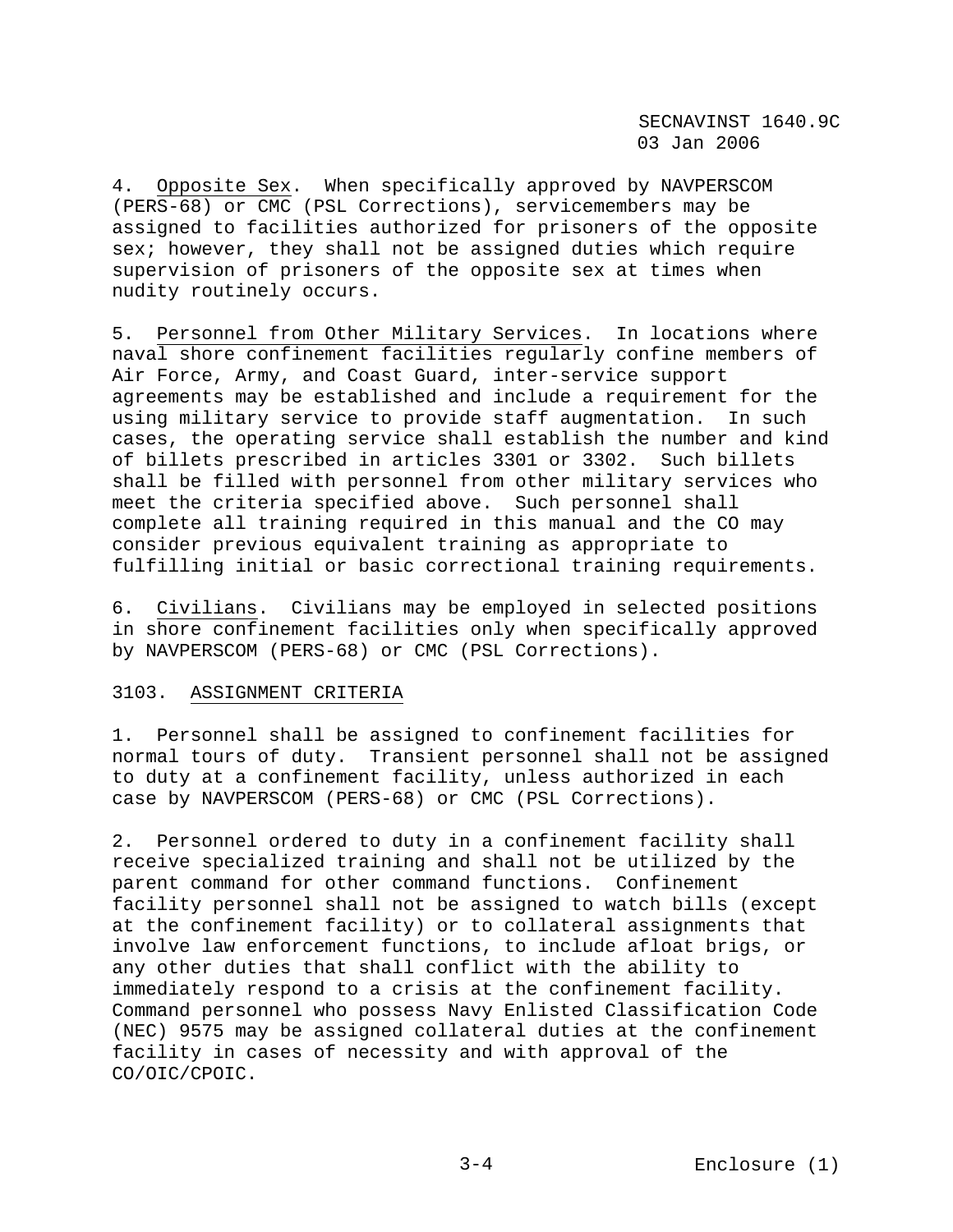4. Opposite Sex. When specifically approved by NAVPERSCOM (PERS-68) or CMC (PSL Corrections), servicemembers may be assigned to facilities authorized for prisoners of the opposite sex; however, they shall not be assigned duties which require supervision of prisoners of the opposite sex at times when nudity routinely occurs.

5. Personnel from Other Military Services. In locations where naval shore confinement facilities regularly confine members of Air Force, Army, and Coast Guard, inter-service support agreements may be established and include a requirement for the using military service to provide staff augmentation. In such cases, the operating service shall establish the number and kind of billets prescribed in articles 3301 or 3302. Such billets shall be filled with personnel from other military services who meet the criteria specified above. Such personnel shall complete all training required in this manual and the CO may consider previous equivalent training as appropriate to fulfilling initial or basic correctional training requirements.

6. Civilians. Civilians may be employed in selected positions in shore confinement facilities only when specifically approved by NAVPERSCOM (PERS-68) or CMC (PSL Corrections).

## 3103. ASSIGNMENT CRITERIA

1. Personnel shall be assigned to confinement facilities for normal tours of duty. Transient personnel shall not be assigned to duty at a confinement facility, unless authorized in each case by NAVPERSCOM (PERS-68) or CMC (PSL Corrections).

2. Personnel ordered to duty in a confinement facility shall receive specialized training and shall not be utilized by the parent command for other command functions. Confinement facility personnel shall not be assigned to watch bills (except at the confinement facility) or to collateral assignments that involve law enforcement functions, to include afloat brigs, or any other duties that shall conflict with the ability to immediately respond to a crisis at the confinement facility. Command personnel who possess Navy Enlisted Classification Code (NEC) 9575 may be assigned collateral duties at the confinement facility in cases of necessity and with approval of the CO/OIC/CPOIC.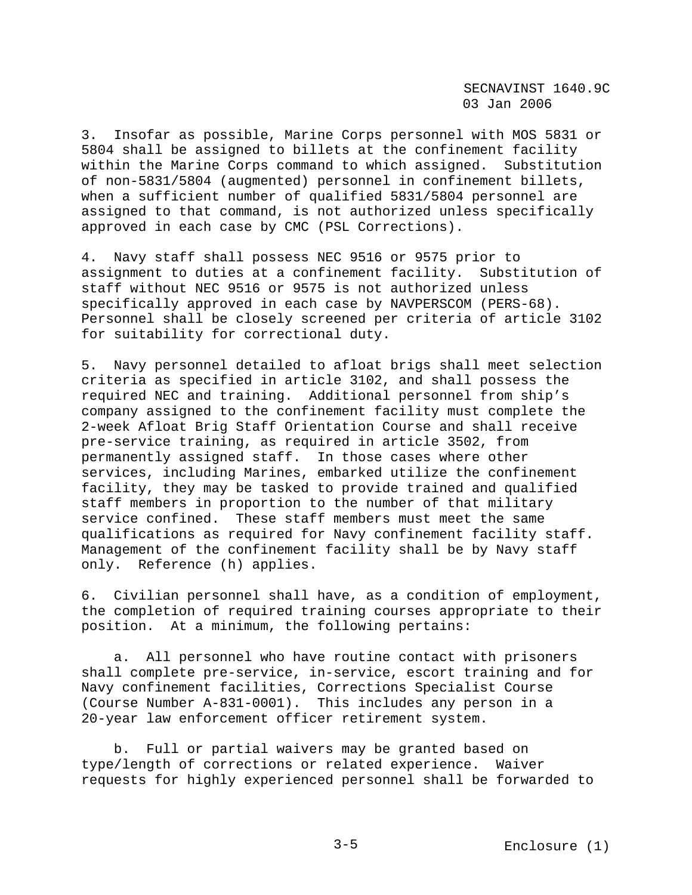3. Insofar as possible, Marine Corps personnel with MOS 5831 or 5804 shall be assigned to billets at the confinement facility within the Marine Corps command to which assigned. Substitution of non-5831/5804 (augmented) personnel in confinement billets, when a sufficient number of qualified 5831/5804 personnel are assigned to that command, is not authorized unless specifically approved in each case by CMC (PSL Corrections).

4. Navy staff shall possess NEC 9516 or 9575 prior to assignment to duties at a confinement facility. Substitution of staff without NEC 9516 or 9575 is not authorized unless specifically approved in each case by NAVPERSCOM (PERS-68). Personnel shall be closely screened per criteria of article 3102 for suitability for correctional duty.

5. Navy personnel detailed to afloat brigs shall meet selection criteria as specified in article 3102, and shall possess the required NEC and training. Additional personnel from ship's company assigned to the confinement facility must complete the 2-week Afloat Brig Staff Orientation Course and shall receive pre-service training, as required in article 3502, from permanently assigned staff. In those cases where other services, including Marines, embarked utilize the confinement facility, they may be tasked to provide trained and qualified staff members in proportion to the number of that military service confined. These staff members must meet the same qualifications as required for Navy confinement facility staff. Management of the confinement facility shall be by Navy staff only. Reference (h) applies.

6. Civilian personnel shall have, as a condition of employment, the completion of required training courses appropriate to their position. At a minimum, the following pertains:

a. All personnel who have routine contact with prisoners shall complete pre-service, in-service, escort training and for Navy confinement facilities, Corrections Specialist Course (Course Number A-831-0001). This includes any person in a 20-year law enforcement officer retirement system.

b. Full or partial waivers may be granted based on type/length of corrections or related experience. Waiver requests for highly experienced personnel shall be forwarded to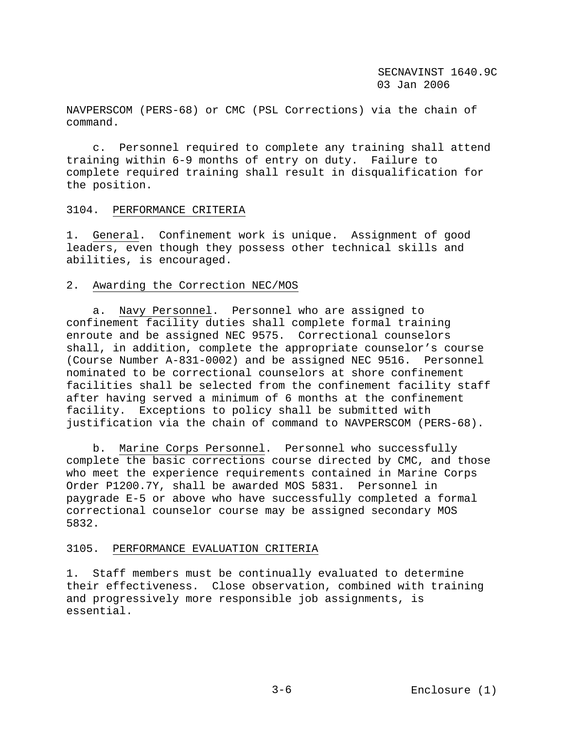NAVPERSCOM (PERS-68) or CMC (PSL Corrections) via the chain of command.

c. Personnel required to complete any training shall attend training within 6-9 months of entry on duty. Failure to complete required training shall result in disqualification for the position.

3104. PERFORMANCE CRITERIA

1. General. Confinement work is unique. Assignment of good leaders, even though they possess other technical skills and abilities, is encouraged.

2. Awarding the Correction NEC/MOS

a. Navy Personnel. Personnel who are assigned to confinement facility duties shall complete formal training enroute and be assigned NEC 9575. Correctional counselors shall, in addition, complete the appropriate counselor's course (Course Number A-831-0002) and be assigned NEC 9516. Personnel nominated to be correctional counselors at shore confinement facilities shall be selected from the confinement facility staff after having served a minimum of 6 months at the confinement facility. Exceptions to policy shall be submitted with justification via the chain of command to NAVPERSCOM (PERS-68).

b. Marine Corps Personnel. Personnel who successfully complete the basic corrections course directed by CMC, and those who meet the experience requirements contained in Marine Corps Order P1200.7Y, shall be awarded MOS 5831. Personnel in paygrade E-5 or above who have successfully completed a formal correctional counselor course may be assigned secondary MOS 5832.

3105. PERFORMANCE EVALUATION CRITERIA

1. Staff members must be continually evaluated to determine their effectiveness. Close observation, combined with training and progressively more responsible job assignments, is essential.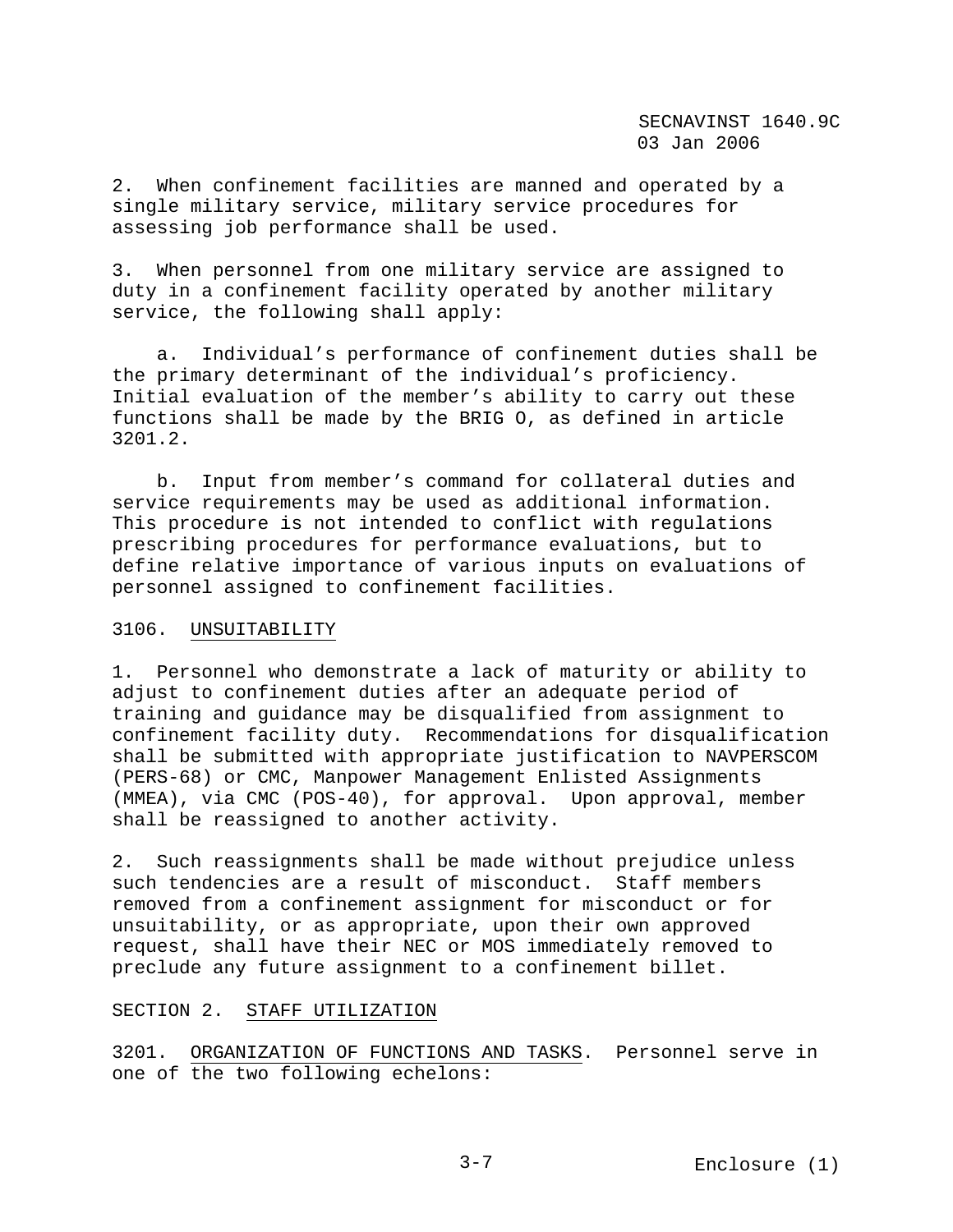2. When confinement facilities are manned and operated by a single military service, military service procedures for assessing job performance shall be used.

3. When personnel from one military service are assigned to duty in a confinement facility operated by another military service, the following shall apply:

a. Individual's performance of confinement duties shall be the primary determinant of the individual's proficiency. Initial evaluation of the member's ability to carry out these functions shall be made by the BRIG O, as defined in article 3201.2.

b. Input from member's command for collateral duties and service requirements may be used as additional information. This procedure is not intended to conflict with regulations prescribing procedures for performance evaluations, but to define relative importance of various inputs on evaluations of personnel assigned to confinement facilities.

3106. UNSUITABILITY

1. Personnel who demonstrate a lack of maturity or ability to adjust to confinement duties after an adequate period of training and guidance may be disqualified from assignment to confinement facility duty. Recommendations for disqualification shall be submitted with appropriate justification to NAVPERSCOM (PERS-68) or CMC, Manpower Management Enlisted Assignments (MMEA), via CMC (POS-40), for approval. Upon approval, member shall be reassigned to another activity.

2. Such reassignments shall be made without prejudice unless such tendencies are a result of misconduct. Staff members removed from a confinement assignment for misconduct or for unsuitability, or as appropriate, upon their own approved request, shall have their NEC or MOS immediately removed to preclude any future assignment to a confinement billet.

## SECTION 2. STAFF UTILIZATION

3201. ORGANIZATION OF FUNCTIONS AND TASKS. Personnel serve in one of the two following echelons: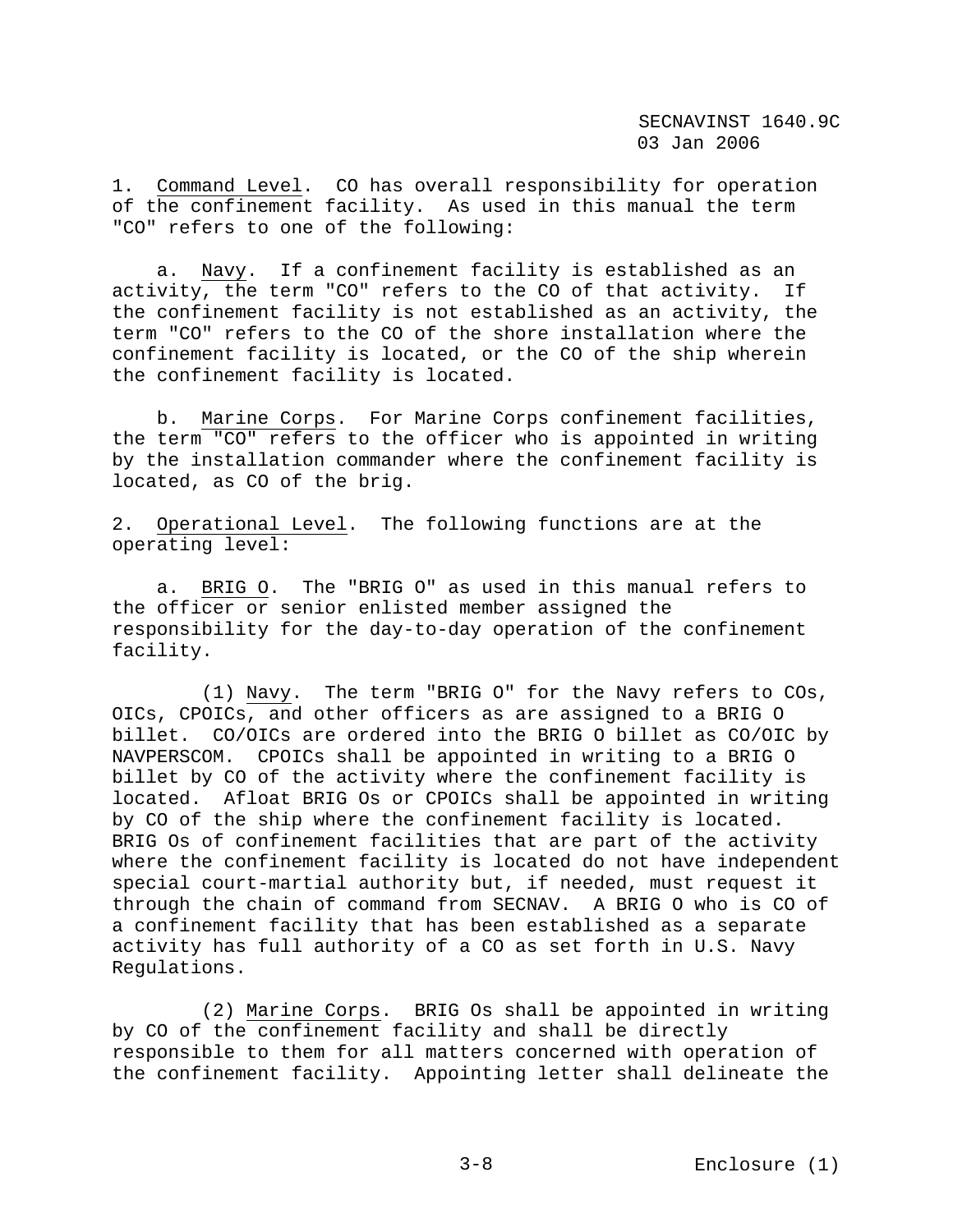1. Command Level. CO has overall responsibility for operation of the confinement facility. As used in this manual the term "CO" refers to one of the following:

a. Navy. If a confinement facility is established as an activity, the term "CO" refers to the CO of that activity. If the confinement facility is not established as an activity, the term "CO" refers to the CO of the shore installation where the confinement facility is located, or the CO of the ship wherein the confinement facility is located.

b. Marine Corps. For Marine Corps confinement facilities, the term "CO" refers to the officer who is appointed in writing by the installation commander where the confinement facility is located, as CO of the brig.

2. Operational Level. The following functions are at the operating level:

a. BRIG O. The "BRIG O" as used in this manual refers to the officer or senior enlisted member assigned the responsibility for the day-to-day operation of the confinement facility.

(1) Navy. The term "BRIG O" for the Navy refers to COs, OICs, CPOICs, and other officers as are assigned to a BRIG O billet. CO/OICs are ordered into the BRIG O billet as CO/OIC by NAVPERSCOM. CPOICs shall be appointed in writing to a BRIG O billet by CO of the activity where the confinement facility is located. Afloat BRIG Os or CPOICs shall be appointed in writing by CO of the ship where the confinement facility is located. BRIG Os of confinement facilities that are part of the activity where the confinement facility is located do not have independent special court-martial authority but, if needed, must request it through the chain of command from SECNAV. A BRIG O who is CO of a confinement facility that has been established as a separate activity has full authority of a CO as set forth in U.S. Navy Regulations.

(2) Marine Corps. BRIG Os shall be appointed in writing by CO of the confinement facility and shall be directly responsible to them for all matters concerned with operation of the confinement facility. Appointing letter shall delineate the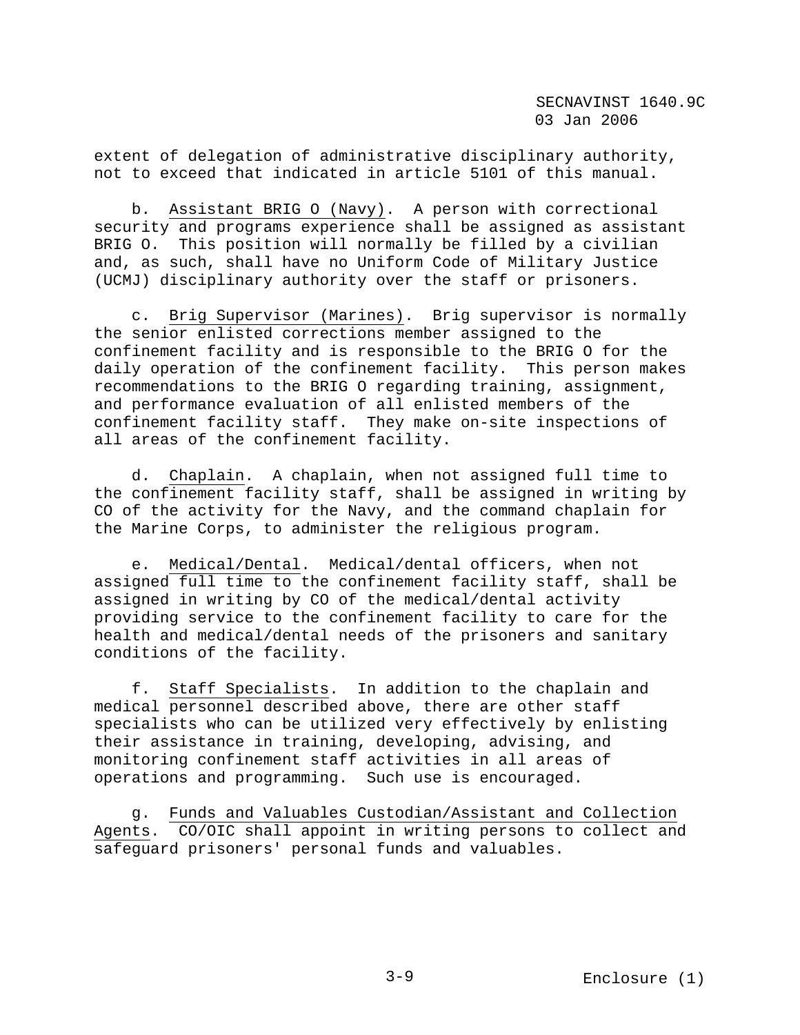extent of delegation of administrative disciplinary authority, not to exceed that indicated in article 5101 of this manual.

b. Assistant BRIG O (Navy). A person with correctional security and programs experience shall be assigned as assistant BRIG O. This position will normally be filled by a civilian and, as such, shall have no Uniform Code of Military Justice (UCMJ) disciplinary authority over the staff or prisoners.

c. Brig Supervisor (Marines). Brig supervisor is normally the senior enlisted corrections member assigned to the confinement facility and is responsible to the BRIG O for the daily operation of the confinement facility. This person makes recommendations to the BRIG O regarding training, assignment, and performance evaluation of all enlisted members of the confinement facility staff. They make on-site inspections of all areas of the confinement facility.

d. Chaplain. A chaplain, when not assigned full time to the confinement facility staff, shall be assigned in writing by CO of the activity for the Navy, and the command chaplain for the Marine Corps, to administer the religious program.

e. Medical/Dental. Medical/dental officers, when not assigned full time to the confinement facility staff, shall be assigned in writing by CO of the medical/dental activity providing service to the confinement facility to care for the health and medical/dental needs of the prisoners and sanitary conditions of the facility.

f. Staff Specialists. In addition to the chaplain and medical personnel described above, there are other staff specialists who can be utilized very effectively by enlisting their assistance in training, developing, advising, and monitoring confinement staff activities in all areas of operations and programming. Such use is encouraged.

g. Funds and Valuables Custodian/Assistant and Collection Agents. CO/OIC shall appoint in writing persons to collect and safeguard prisoners' personal funds and valuables.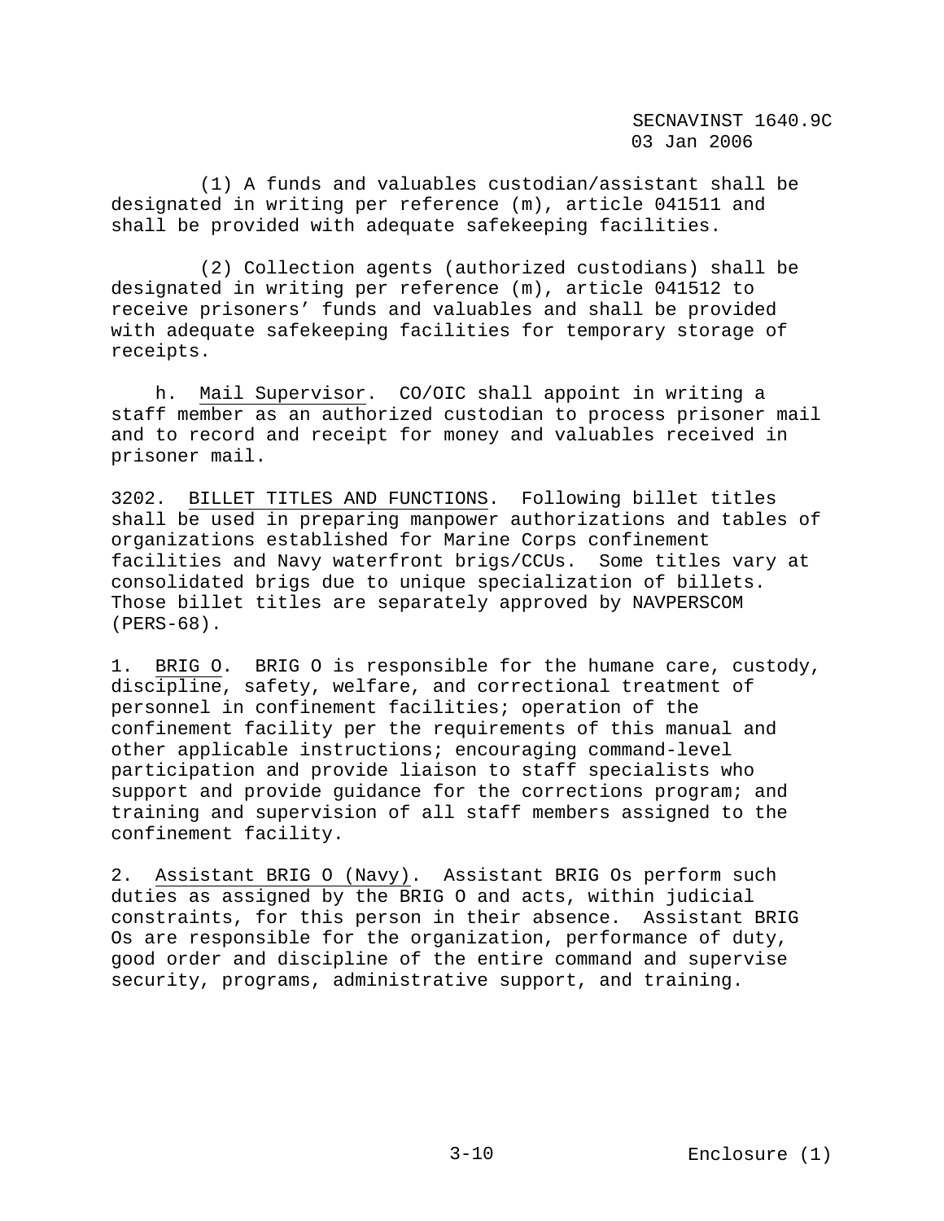(1) A funds and valuables custodian/assistant shall be designated in writing per reference (m), article 041511 and shall be provided with adequate safekeeping facilities.

(2) Collection agents (authorized custodians) shall be designated in writing per reference (m), article 041512 to receive prisoners' funds and valuables and shall be provided with adequate safekeeping facilities for temporary storage of receipts.

h. Mail Supervisor. CO/OIC shall appoint in writing a staff member as an authorized custodian to process prisoner mail and to record and receipt for money and valuables received in prisoner mail.

3202. BILLET TITLES AND FUNCTIONS. Following billet titles shall be used in preparing manpower authorizations and tables of organizations established for Marine Corps confinement facilities and Navy waterfront brigs/CCUs. Some titles vary at consolidated brigs due to unique specialization of billets. Those billet titles are separately approved by NAVPERSCOM (PERS-68).

1. BRIG O. BRIG O is responsible for the humane care, custody, discipline, safety, welfare, and correctional treatment of personnel in confinement facilities; operation of the confinement facility per the requirements of this manual and other applicable instructions; encouraging command-level participation and provide liaison to staff specialists who support and provide guidance for the corrections program; and training and supervision of all staff members assigned to the confinement facility.

2. Assistant BRIG O (Navy). Assistant BRIG Os perform such duties as assigned by the BRIG O and acts, within judicial constraints, for this person in their absence. Assistant BRIG Os are responsible for the organization, performance of duty, good order and discipline of the entire command and supervise security, programs, administrative support, and training.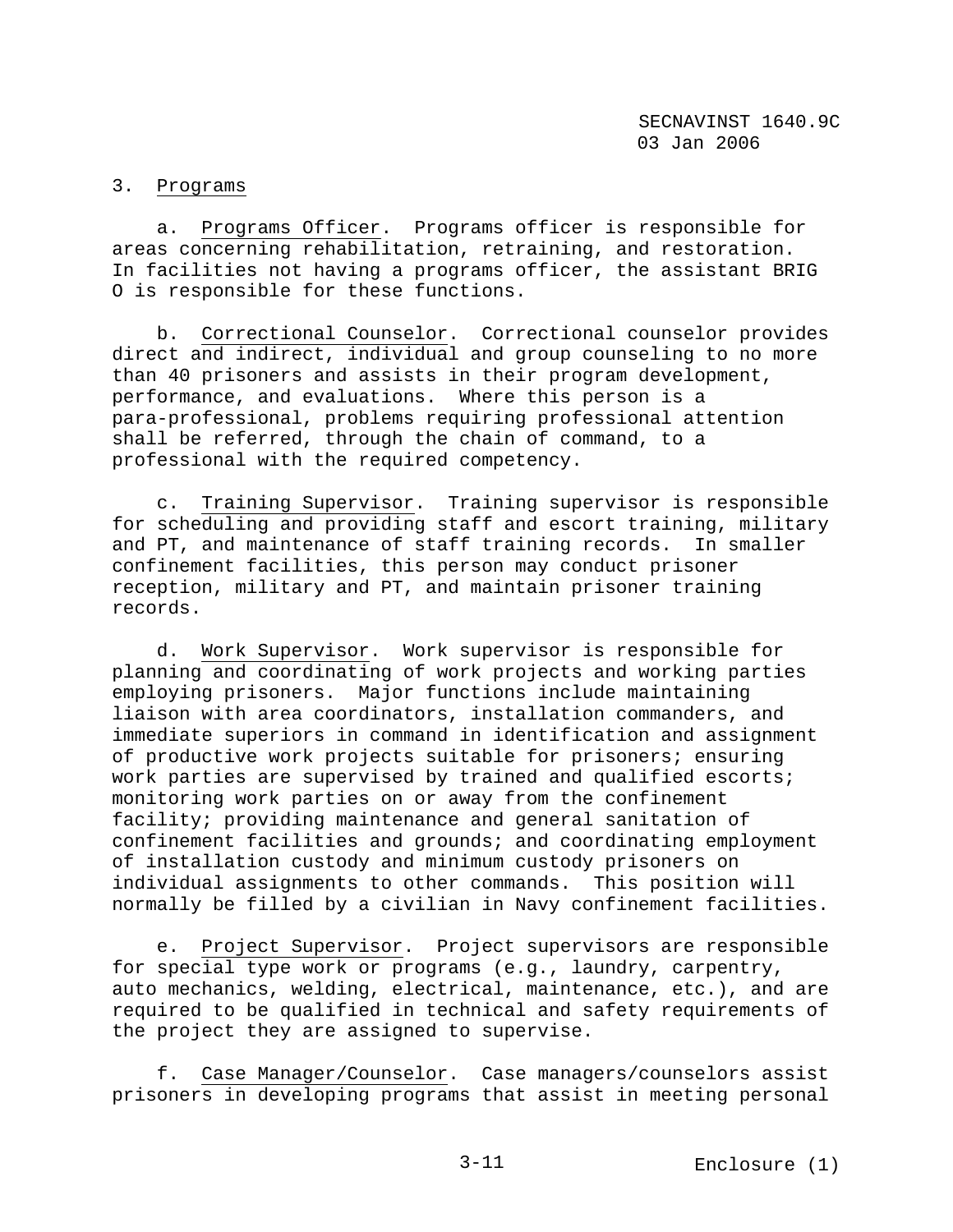3. Programs

a. Programs Officer. Programs officer is responsible for areas concerning rehabilitation, retraining, and restoration. In facilities not having a programs officer, the assistant BRIG O is responsible for these functions.

b. Correctional Counselor. Correctional counselor provides direct and indirect, individual and group counseling to no more than 40 prisoners and assists in their program development, performance, and evaluations. Where this person is a para-professional, problems requiring professional attention shall be referred, through the chain of command, to a professional with the required competency.

c. Training Supervisor. Training supervisor is responsible for scheduling and providing staff and escort training, military and PT, and maintenance of staff training records. In smaller confinement facilities, this person may conduct prisoner reception, military and PT, and maintain prisoner training records.

d. Work Supervisor. Work supervisor is responsible for planning and coordinating of work projects and working parties employing prisoners. Major functions include maintaining liaison with area coordinators, installation commanders, and immediate superiors in command in identification and assignment of productive work projects suitable for prisoners; ensuring work parties are supervised by trained and qualified escorts; monitoring work parties on or away from the confinement facility; providing maintenance and general sanitation of confinement facilities and grounds; and coordinating employment of installation custody and minimum custody prisoners on individual assignments to other commands. This position will normally be filled by a civilian in Navy confinement facilities.

e. Project Supervisor. Project supervisors are responsible for special type work or programs (e.g., laundry, carpentry, auto mechanics, welding, electrical, maintenance, etc.), and are required to be qualified in technical and safety requirements of the project they are assigned to supervise.

f. Case Manager/Counselor. Case managers/counselors assist prisoners in developing programs that assist in meeting personal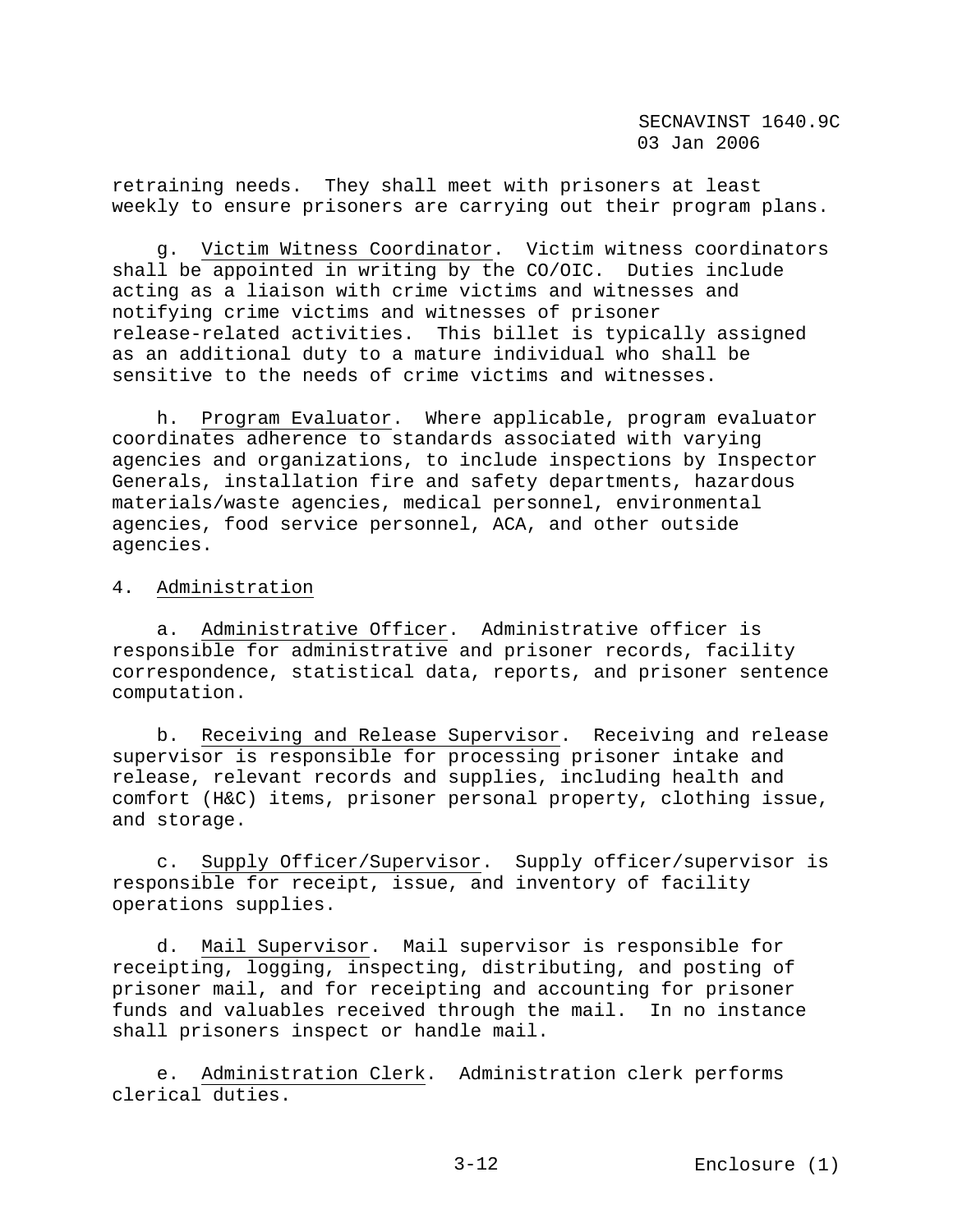retraining needs. They shall meet with prisoners at least weekly to ensure prisoners are carrying out their program plans.

g. Victim Witness Coordinator. Victim witness coordinators shall be appointed in writing by the CO/OIC. Duties include acting as a liaison with crime victims and witnesses and notifying crime victims and witnesses of prisoner release-related activities. This billet is typically assigned as an additional duty to a mature individual who shall be sensitive to the needs of crime victims and witnesses.

h. Program Evaluator. Where applicable, program evaluator coordinates adherence to standards associated with varying agencies and organizations, to include inspections by Inspector Generals, installation fire and safety departments, hazardous materials/waste agencies, medical personnel, environmental agencies, food service personnel, ACA, and other outside agencies.

4. Administration

a. Administrative Officer. Administrative officer is responsible for administrative and prisoner records, facility correspondence, statistical data, reports, and prisoner sentence computation.

b. Receiving and Release Supervisor. Receiving and release supervisor is responsible for processing prisoner intake and release, relevant records and supplies, including health and comfort (H&C) items, prisoner personal property, clothing issue, and storage.

c. Supply Officer/Supervisor. Supply officer/supervisor is responsible for receipt, issue, and inventory of facility operations supplies.

d. Mail Supervisor. Mail supervisor is responsible for receipting, logging, inspecting, distributing, and posting of prisoner mail, and for receipting and accounting for prisoner funds and valuables received through the mail. In no instance shall prisoners inspect or handle mail.

e. Administration Clerk. Administration clerk performs clerical duties.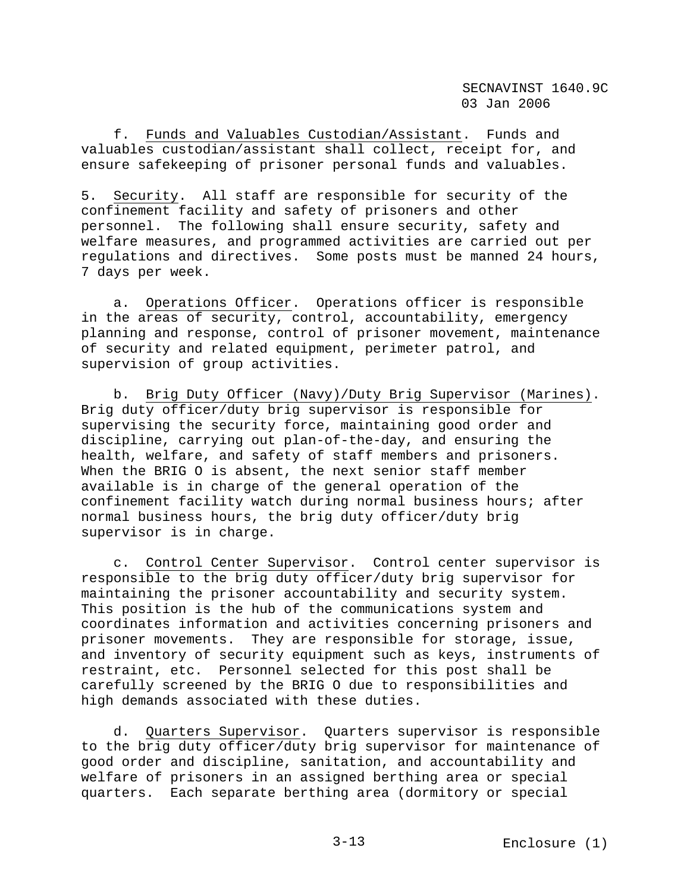f. Funds and Valuables Custodian/Assistant. Funds and valuables custodian/assistant shall collect, receipt for, and ensure safekeeping of prisoner personal funds and valuables.

5. Security. All staff are responsible for security of the confinement facility and safety of prisoners and other personnel. The following shall ensure security, safety and welfare measures, and programmed activities are carried out per regulations and directives. Some posts must be manned 24 hours, 7 days per week.

a. Operations Officer. Operations officer is responsible in the areas of security, control, accountability, emergency planning and response, control of prisoner movement, maintenance of security and related equipment, perimeter patrol, and supervision of group activities.

b. Brig Duty Officer (Navy)/Duty Brig Supervisor (Marines). Brig duty officer/duty brig supervisor is responsible for supervising the security force, maintaining good order and discipline, carrying out plan-of-the-day, and ensuring the health, welfare, and safety of staff members and prisoners. When the BRIG O is absent, the next senior staff member available is in charge of the general operation of the confinement facility watch during normal business hours; after normal business hours, the brig duty officer/duty brig supervisor is in charge.

c. Control Center Supervisor. Control center supervisor is responsible to the brig duty officer/duty brig supervisor for maintaining the prisoner accountability and security system. This position is the hub of the communications system and coordinates information and activities concerning prisoners and prisoner movements. They are responsible for storage, issue, and inventory of security equipment such as keys, instruments of restraint, etc. Personnel selected for this post shall be carefully screened by the BRIG O due to responsibilities and high demands associated with these duties.

d. Quarters Supervisor. Quarters supervisor is responsible to the brig duty officer/duty brig supervisor for maintenance of good order and discipline, sanitation, and accountability and welfare of prisoners in an assigned berthing area or special quarters. Each separate berthing area (dormitory or special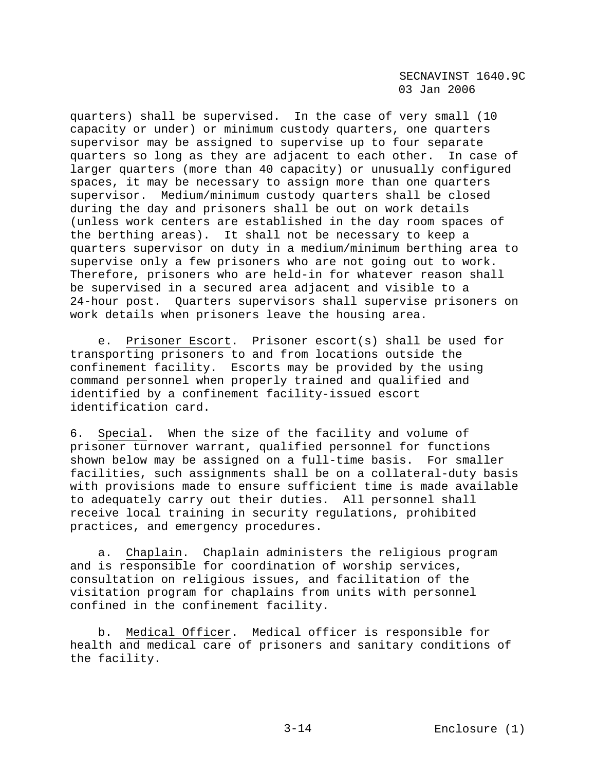quarters) shall be supervised. In the case of very small (10 capacity or under) or minimum custody quarters, one quarters supervisor may be assigned to supervise up to four separate quarters so long as they are adjacent to each other. In case of larger quarters (more than 40 capacity) or unusually configured spaces, it may be necessary to assign more than one quarters supervisor. Medium/minimum custody quarters shall be closed during the day and prisoners shall be out on work details (unless work centers are established in the day room spaces of the berthing areas). It shall not be necessary to keep a quarters supervisor on duty in a medium/minimum berthing area to supervise only a few prisoners who are not going out to work. Therefore, prisoners who are held-in for whatever reason shall be supervised in a secured area adjacent and visible to a 24-hour post. Quarters supervisors shall supervise prisoners on work details when prisoners leave the housing area.

e. Prisoner Escort. Prisoner escort(s) shall be used for transporting prisoners to and from locations outside the confinement facility. Escorts may be provided by the using command personnel when properly trained and qualified and identified by a confinement facility-issued escort identification card.

6. Special. When the size of the facility and volume of prisoner turnover warrant, qualified personnel for functions shown below may be assigned on a full-time basis. For smaller facilities, such assignments shall be on a collateral-duty basis with provisions made to ensure sufficient time is made available to adequately carry out their duties. All personnel shall receive local training in security regulations, prohibited practices, and emergency procedures.

a. Chaplain. Chaplain administers the religious program and is responsible for coordination of worship services, consultation on religious issues, and facilitation of the visitation program for chaplains from units with personnel confined in the confinement facility.

b. Medical Officer. Medical officer is responsible for health and medical care of prisoners and sanitary conditions of the facility.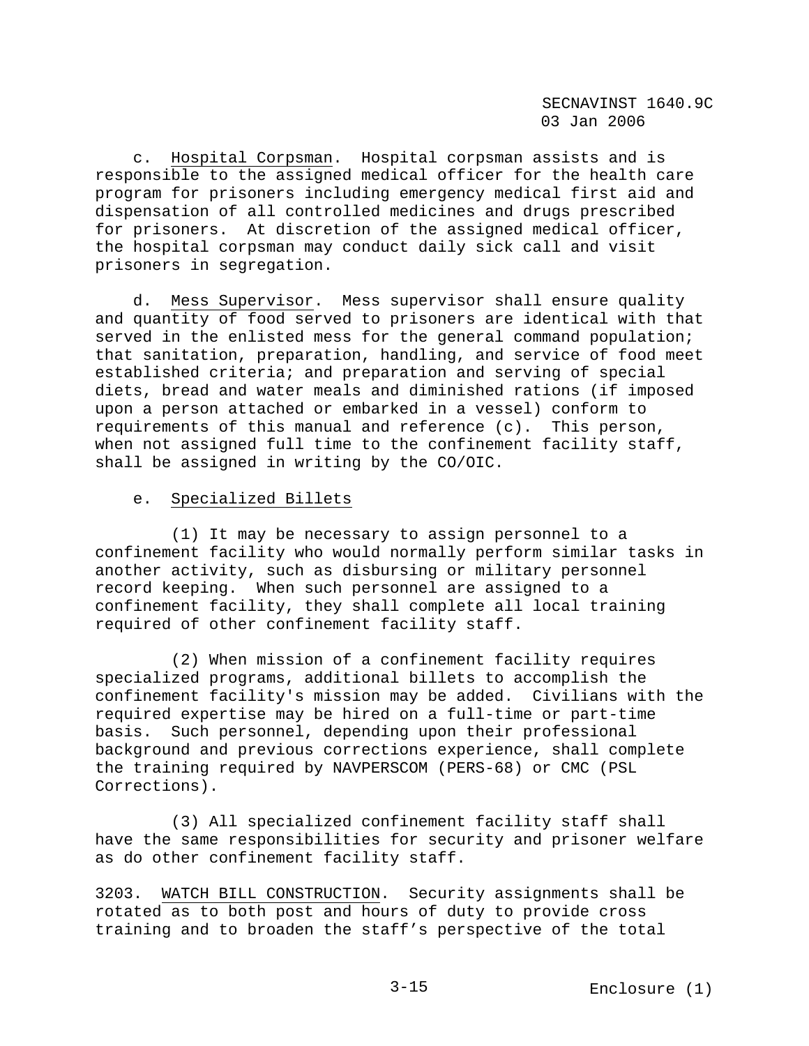c. Hospital Corpsman. Hospital corpsman assists and is responsible to the assigned medical officer for the health care program for prisoners including emergency medical first aid and dispensation of all controlled medicines and drugs prescribed for prisoners. At discretion of the assigned medical officer, the hospital corpsman may conduct daily sick call and visit prisoners in segregation.

d. Mess Supervisor. Mess supervisor shall ensure quality and quantity of food served to prisoners are identical with that served in the enlisted mess for the general command population; that sanitation, preparation, handling, and service of food meet established criteria; and preparation and serving of special diets, bread and water meals and diminished rations (if imposed upon a person attached or embarked in a vessel) conform to requirements of this manual and reference (c). This person, when not assigned full time to the confinement facility staff, shall be assigned in writing by the CO/OIC.

e. Specialized Billets

(1) It may be necessary to assign personnel to a confinement facility who would normally perform similar tasks in another activity, such as disbursing or military personnel record keeping. When such personnel are assigned to a confinement facility, they shall complete all local training required of other confinement facility staff.

(2) When mission of a confinement facility requires specialized programs, additional billets to accomplish the confinement facility's mission may be added. Civilians with the required expertise may be hired on a full-time or part-time basis. Such personnel, depending upon their professional background and previous corrections experience, shall complete the training required by NAVPERSCOM (PERS-68) or CMC (PSL Corrections).

(3) All specialized confinement facility staff shall have the same responsibilities for security and prisoner welfare as do other confinement facility staff.

3203. WATCH BILL CONSTRUCTION. Security assignments shall be rotated as to both post and hours of duty to provide cross training and to broaden the staff's perspective of the total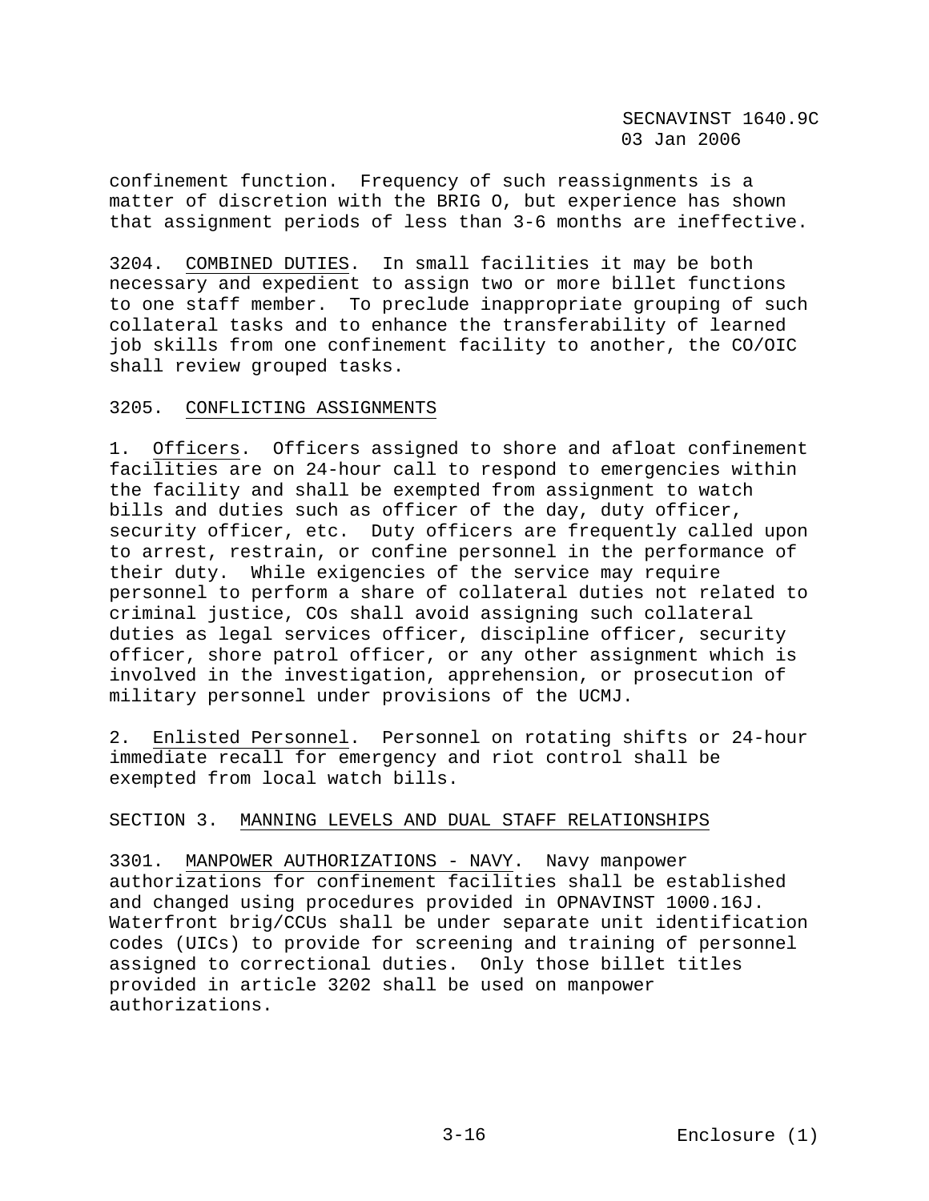confinement function. Frequency of such reassignments is a matter of discretion with the BRIG O, but experience has shown that assignment periods of less than 3-6 months are ineffective.

3204. COMBINED DUTIES. In small facilities it may be both necessary and expedient to assign two or more billet functions to one staff member. To preclude inappropriate grouping of such collateral tasks and to enhance the transferability of learned job skills from one confinement facility to another, the CO/OIC shall review grouped tasks.

3205. CONFLICTING ASSIGNMENTS

1. Officers. Officers assigned to shore and afloat confinement facilities are on 24-hour call to respond to emergencies within the facility and shall be exempted from assignment to watch bills and duties such as officer of the day, duty officer, security officer, etc. Duty officers are frequently called upon to arrest, restrain, or confine personnel in the performance of their duty. While exigencies of the service may require personnel to perform a share of collateral duties not related to criminal justice, COs shall avoid assigning such collateral duties as legal services officer, discipline officer, security officer, shore patrol officer, or any other assignment which is involved in the investigation, apprehension, or prosecution of military personnel under provisions of the UCMJ.

2. Enlisted Personnel. Personnel on rotating shifts or 24-hour immediate recall for emergency and riot control shall be exempted from local watch bills.

SECTION 3. MANNING LEVELS AND DUAL STAFF RELATIONSHIPS

3301. MANPOWER AUTHORIZATIONS - NAVY. Navy manpower authorizations for confinement facilities shall be established and changed using procedures provided in OPNAVINST 1000.16J. Waterfront brig/CCUs shall be under separate unit identification codes (UICs) to provide for screening and training of personnel assigned to correctional duties. Only those billet titles provided in article 3202 shall be used on manpower authorizations.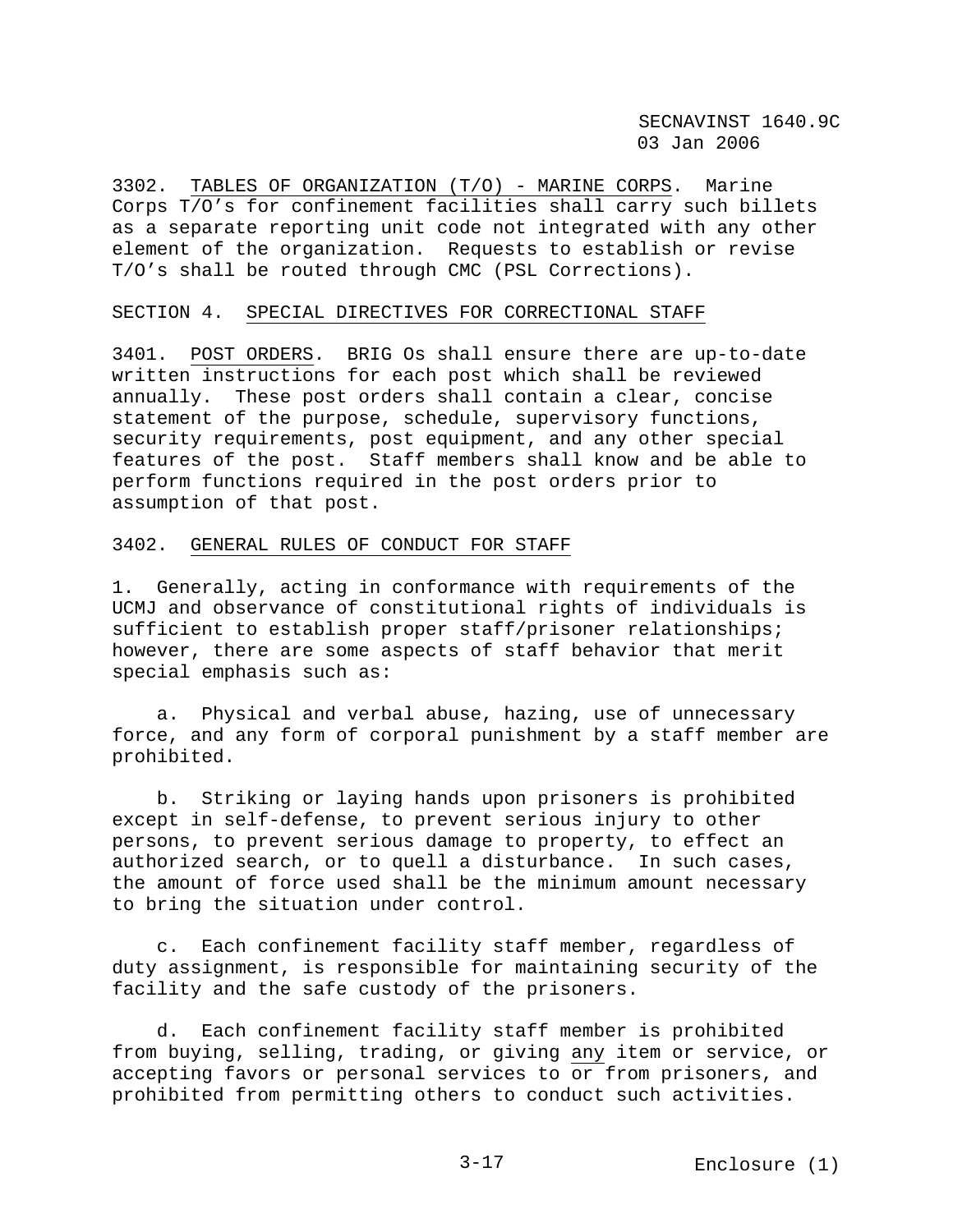3302. TABLES OF ORGANIZATION (T/O) - MARINE CORPS. Marine Corps T/O's for confinement facilities shall carry such billets as a separate reporting unit code not integrated with any other element of the organization. Requests to establish or revise T/O's shall be routed through CMC (PSL Corrections).

## SECTION 4. SPECIAL DIRECTIVES FOR CORRECTIONAL STAFF

3401. POST ORDERS. BRIG Os shall ensure there are up-to-date written instructions for each post which shall be reviewed annually. These post orders shall contain a clear, concise statement of the purpose, schedule, supervisory functions, security requirements, post equipment, and any other special features of the post. Staff members shall know and be able to perform functions required in the post orders prior to assumption of that post.

3402. GENERAL RULES OF CONDUCT FOR STAFF

1. Generally, acting in conformance with requirements of the UCMJ and observance of constitutional rights of individuals is sufficient to establish proper staff/prisoner relationships; however, there are some aspects of staff behavior that merit special emphasis such as:

   a. Physical and verbal abuse, hazing, use of unnecessary force, and any form of corporal punishment by a staff member are prohibited.

   b. Striking or laying hands upon prisoners is prohibited except in self-defense, to prevent serious injury to other persons, to prevent serious damage to property, to effect an authorized search, or to quell a disturbance. In such cases, the amount of force used shall be the minimum amount necessary to bring the situation under control.

   c. Each confinement facility staff member, regardless of duty assignment, is responsible for maintaining security of the facility and the safe custody of the prisoners.

   d. Each confinement facility staff member is prohibited from buying, selling, trading, or giving any item or service, or accepting favors or personal services to or from prisoners, and prohibited from permitting others to conduct such activities.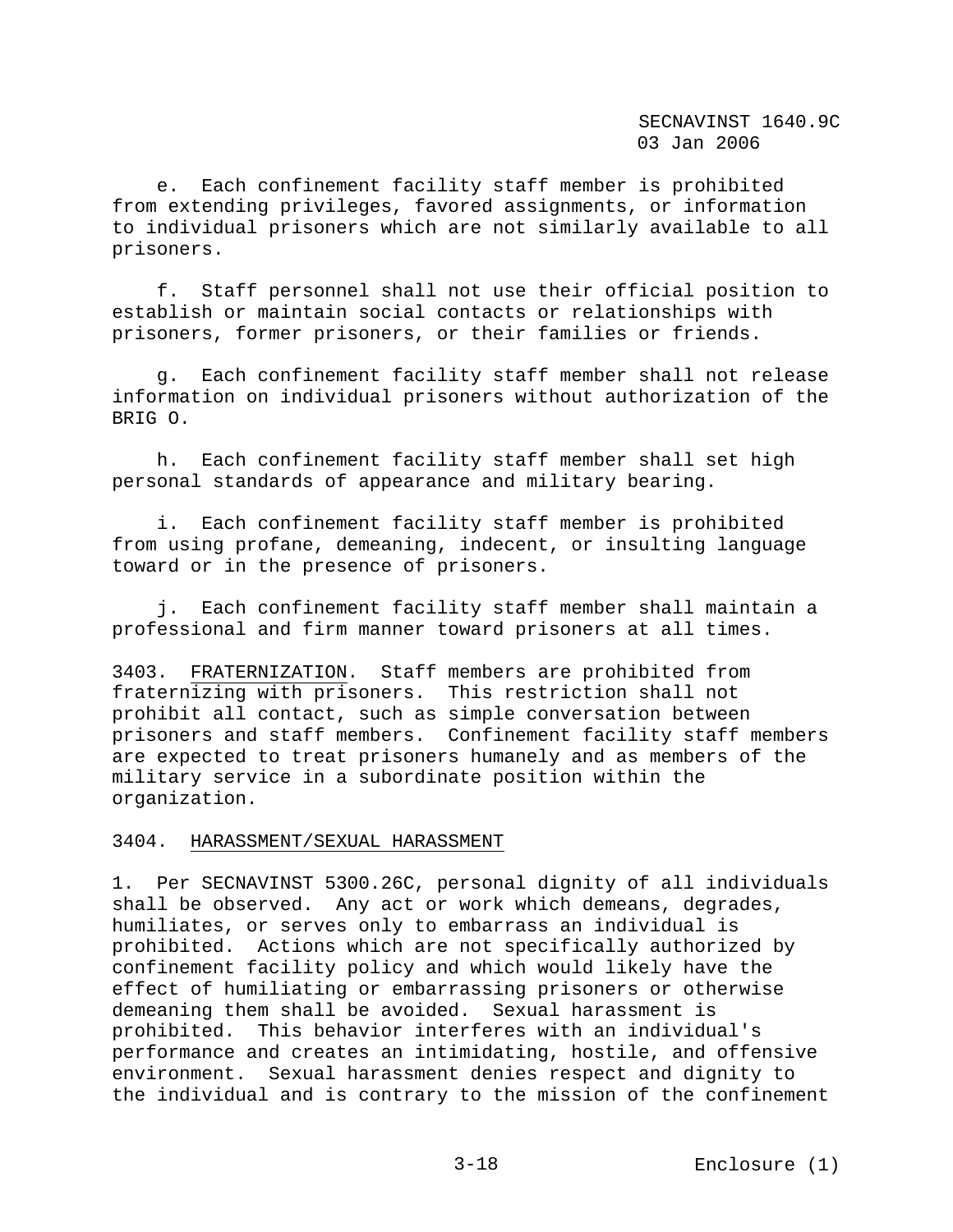e. Each confinement facility staff member is prohibited from extending privileges, favored assignments, or information to individual prisoners which are not similarly available to all prisoners.

f. Staff personnel shall not use their official position to establish or maintain social contacts or relationships with prisoners, former prisoners, or their families or friends.

g. Each confinement facility staff member shall not release information on individual prisoners without authorization of the BRIG O.

h. Each confinement facility staff member shall set high personal standards of appearance and military bearing.

i. Each confinement facility staff member is prohibited from using profane, demeaning, indecent, or insulting language toward or in the presence of prisoners.

j. Each confinement facility staff member shall maintain a professional and firm manner toward prisoners at all times.

3403. <u>FRATERNIZATION</u>. Staff members are prohibited from fraternizing with prisoners. This restriction shall not prohibit all contact, such as simple conversation between prisoners and staff members. Confinement facility staff members are expected to treat prisoners humanely and as members of the military service in a subordinate position within the organization.

3404. <u>HARASSMENT/SEXUAL HARASSMENT</u>

1. Per SECNAVINST 5300.26C, personal dignity of all individuals shall be observed. Any act or work which demeans, degrades, humiliates, or serves only to embarrass an individual is prohibited. Actions which are not specifically authorized by confinement facility policy and which would likely have the effect of humiliating or embarrassing prisoners or otherwise demeaning them shall be avoided. Sexual harassment is prohibited. This behavior interferes with an individual's performance and creates an intimidating, hostile, and offensive environment. Sexual harassment denies respect and dignity to the individual and is contrary to the mission of the confinement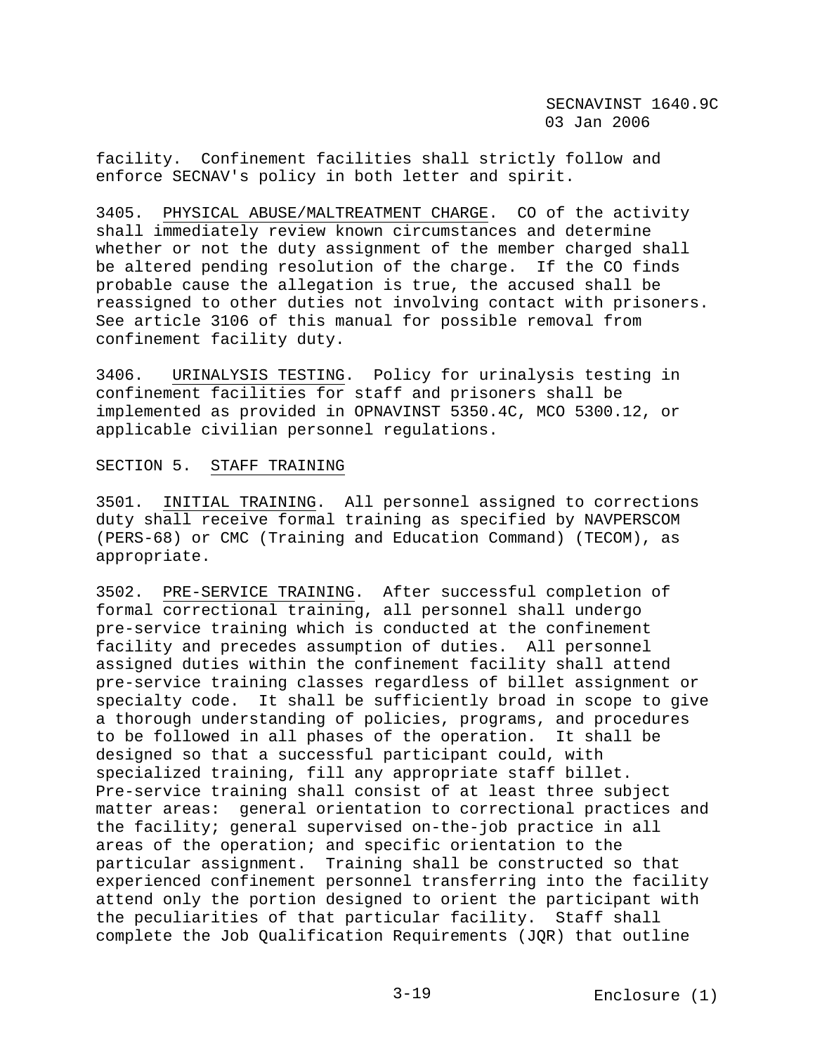facility. Confinement facilities shall strictly follow and enforce SECNAV's policy in both letter and spirit.

3405. PHYSICAL ABUSE/MALTREATMENT CHARGE. CO of the activity shall immediately review known circumstances and determine whether or not the duty assignment of the member charged shall be altered pending resolution of the charge. If the CO finds probable cause the allegation is true, the accused shall be reassigned to other duties not involving contact with prisoners. See article 3106 of this manual for possible removal from confinement facility duty.

3406. URINALYSIS TESTING. Policy for urinalysis testing in confinement facilities for staff and prisoners shall be implemented as provided in OPNAVINST 5350.4C, MCO 5300.12, or applicable civilian personnel regulations.

## SECTION 5. STAFF TRAINING

3501. INITIAL TRAINING. All personnel assigned to corrections duty shall receive formal training as specified by NAVPERSCOM (PERS-68) or CMC (Training and Education Command) (TECOM), as appropriate.

3502. PRE-SERVICE TRAINING. After successful completion of formal correctional training, all personnel shall undergo pre-service training which is conducted at the confinement facility and precedes assumption of duties. All personnel assigned duties within the confinement facility shall attend pre-service training classes regardless of billet assignment or specialty code. It shall be sufficiently broad in scope to give a thorough understanding of policies, programs, and procedures to be followed in all phases of the operation. It shall be designed so that a successful participant could, with specialized training, fill any appropriate staff billet. Pre-service training shall consist of at least three subject matter areas: general orientation to correctional practices and the facility; general supervised on-the-job practice in all areas of the operation; and specific orientation to the particular assignment. Training shall be constructed so that experienced confinement personnel transferring into the facility attend only the portion designed to orient the participant with the peculiarities of that particular facility. Staff shall complete the Job Qualification Requirements (JQR) that outline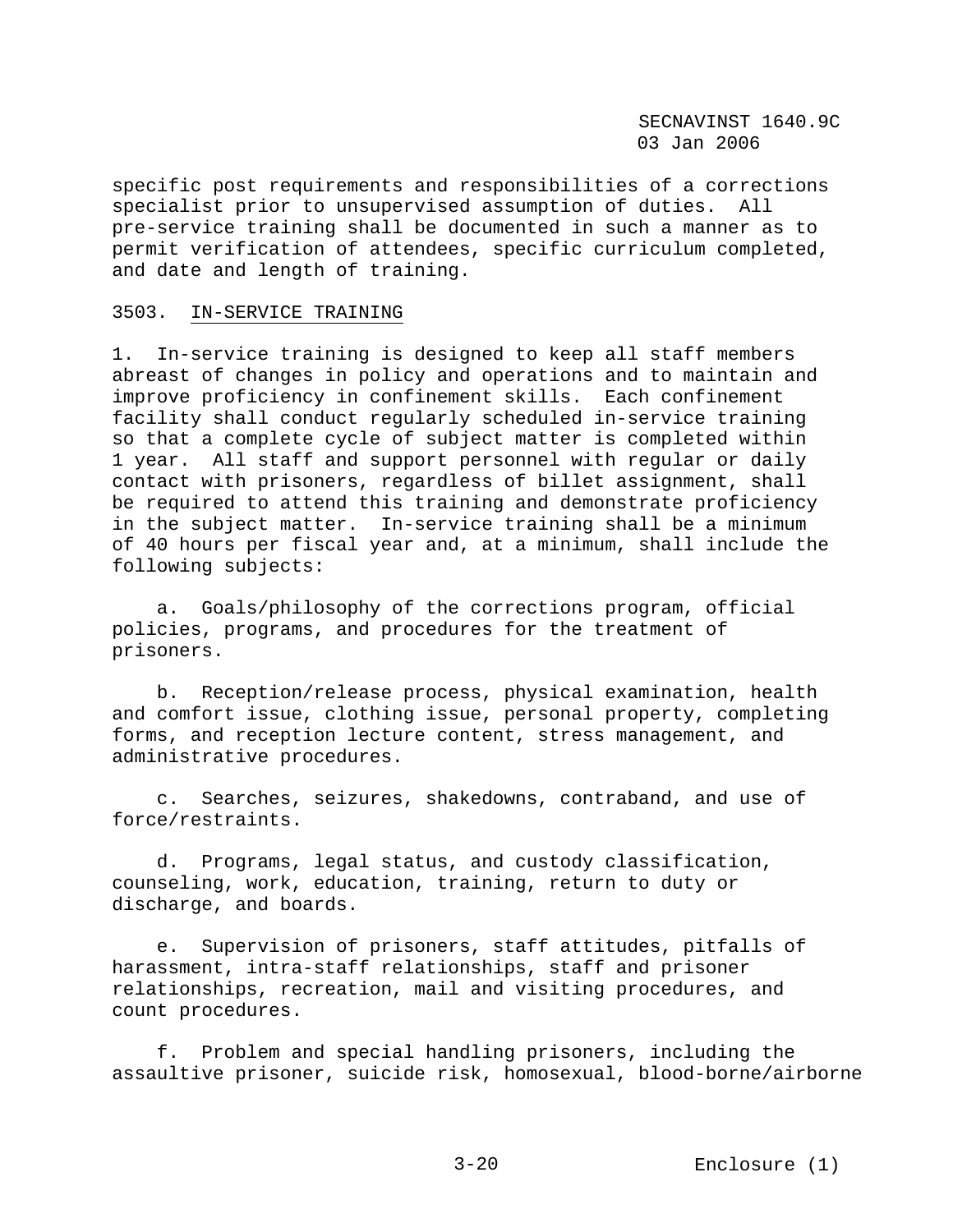specific post requirements and responsibilities of a corrections specialist prior to unsupervised assumption of duties. All pre-service training shall be documented in such a manner as to permit verification of attendees, specific curriculum completed, and date and length of training.

3503. IN-SERVICE TRAINING

1. In-service training is designed to keep all staff members abreast of changes in policy and operations and to maintain and improve proficiency in confinement skills. Each confinement facility shall conduct regularly scheduled in-service training so that a complete cycle of subject matter is completed within 1 year. All staff and support personnel with regular or daily contact with prisoners, regardless of billet assignment, shall be required to attend this training and demonstrate proficiency in the subject matter. In-service training shall be a minimum of 40 hours per fiscal year and, at a minimum, shall include the following subjects:

a. Goals/philosophy of the corrections program, official policies, programs, and procedures for the treatment of prisoners.

b. Reception/release process, physical examination, health and comfort issue, clothing issue, personal property, completing forms, and reception lecture content, stress management, and administrative procedures.

c. Searches, seizures, shakedowns, contraband, and use of force/restraints.

d. Programs, legal status, and custody classification, counseling, work, education, training, return to duty or discharge, and boards.

e. Supervision of prisoners, staff attitudes, pitfalls of harassment, intra-staff relationships, staff and prisoner relationships, recreation, mail and visiting procedures, and count procedures.

f. Problem and special handling prisoners, including the assaultive prisoner, suicide risk, homosexual, blood-borne/airborne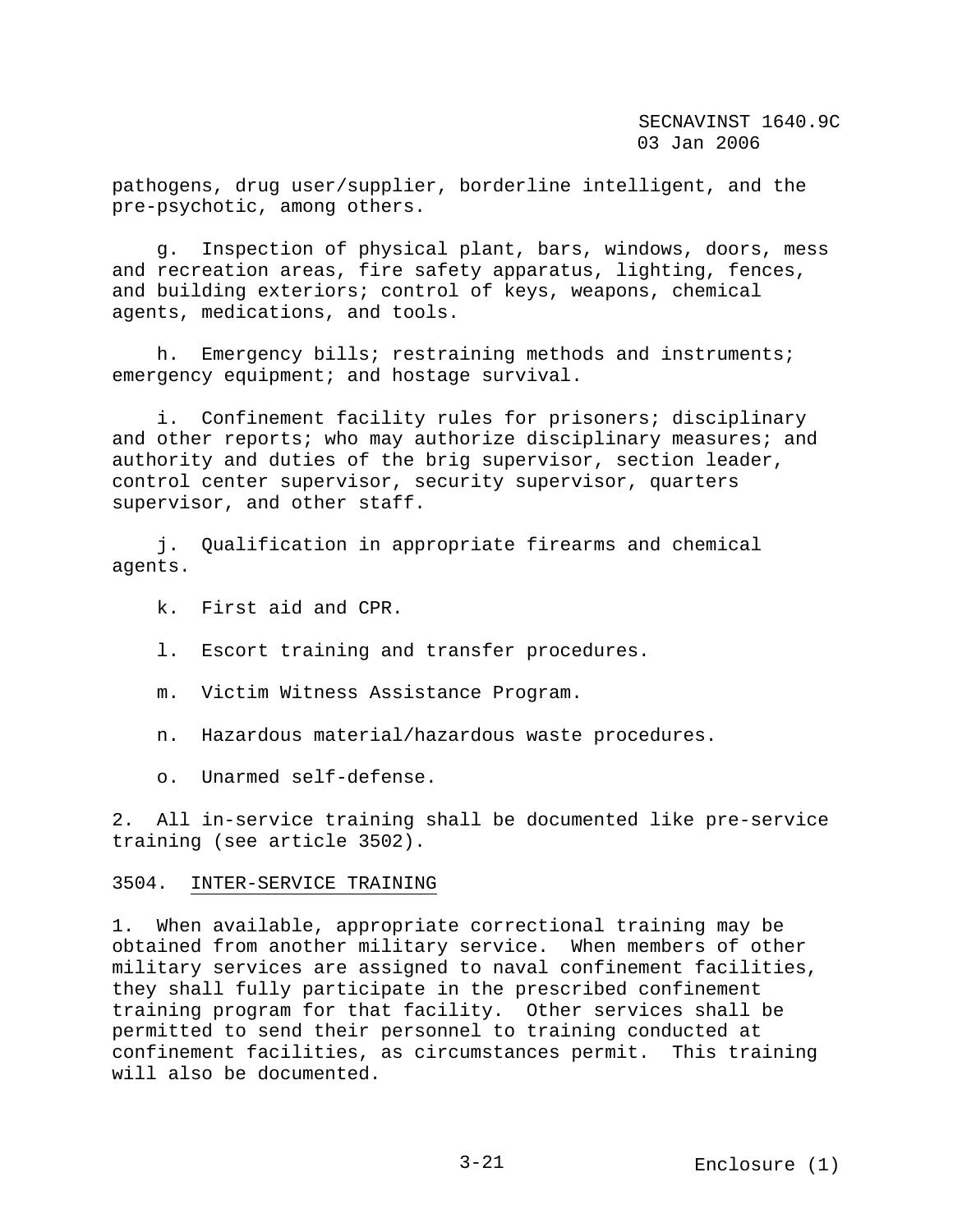pathogens, drug user/supplier, borderline intelligent, and the pre-psychotic, among others.

g. Inspection of physical plant, bars, windows, doors, mess and recreation areas, fire safety apparatus, lighting, fences, and building exteriors; control of keys, weapons, chemical agents, medications, and tools.

h. Emergency bills; restraining methods and instruments; emergency equipment; and hostage survival.

i. Confinement facility rules for prisoners; disciplinary and other reports; who may authorize disciplinary measures; and authority and duties of the brig supervisor, section leader, control center supervisor, security supervisor, quarters supervisor, and other staff.

j. Qualification in appropriate firearms and chemical agents.

k. First aid and CPR.

l. Escort training and transfer procedures.

m. Victim Witness Assistance Program.

n. Hazardous material/hazardous waste procedures.

o. Unarmed self-defense.

2. All in-service training shall be documented like pre-service training (see article 3502).

3504. INTER-SERVICE TRAINING

1. When available, appropriate correctional training may be obtained from another military service. When members of other military services are assigned to naval confinement facilities, they shall fully participate in the prescribed confinement training program for that facility. Other services shall be permitted to send their personnel to training conducted at confinement facilities, as circumstances permit. This training will also be documented.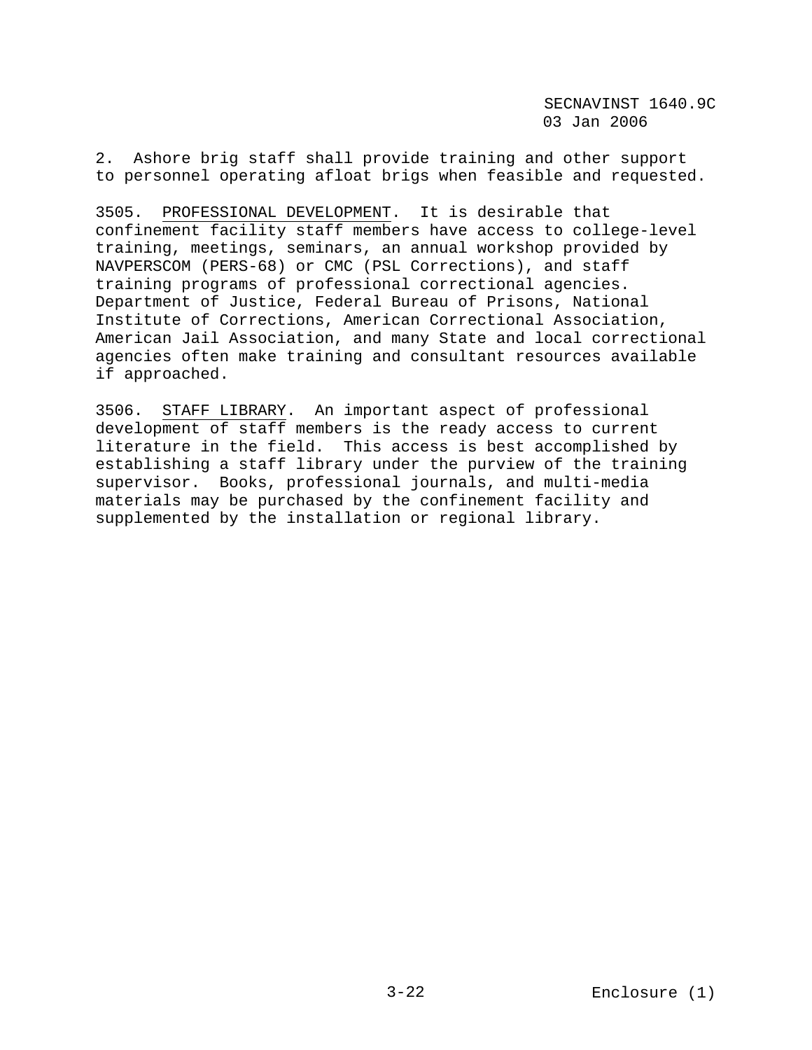2.  Ashore brig staff shall provide training and other support to personnel operating afloat brigs when feasible and requested.

3505.  PROFESSIONAL DEVELOPMENT.  It is desirable that confinement facility staff members have access to college-level training, meetings, seminars, an annual workshop provided by NAVPERSCOM (PERS-68) or CMC (PSL Corrections), and staff training programs of professional correctional agencies.  Department of Justice, Federal Bureau of Prisons, National Institute of Corrections, American Correctional Association, American Jail Association, and many State and local correctional agencies often make training and consultant resources available if approached.

3506.  STAFF LIBRARY.  An important aspect of professional development of staff members is the ready access to current literature in the field.  This access is best accomplished by establishing a staff library under the purview of the training supervisor.  Books, professional journals, and multi-media materials may be purchased by the confinement facility and supplemented by the installation or regional library.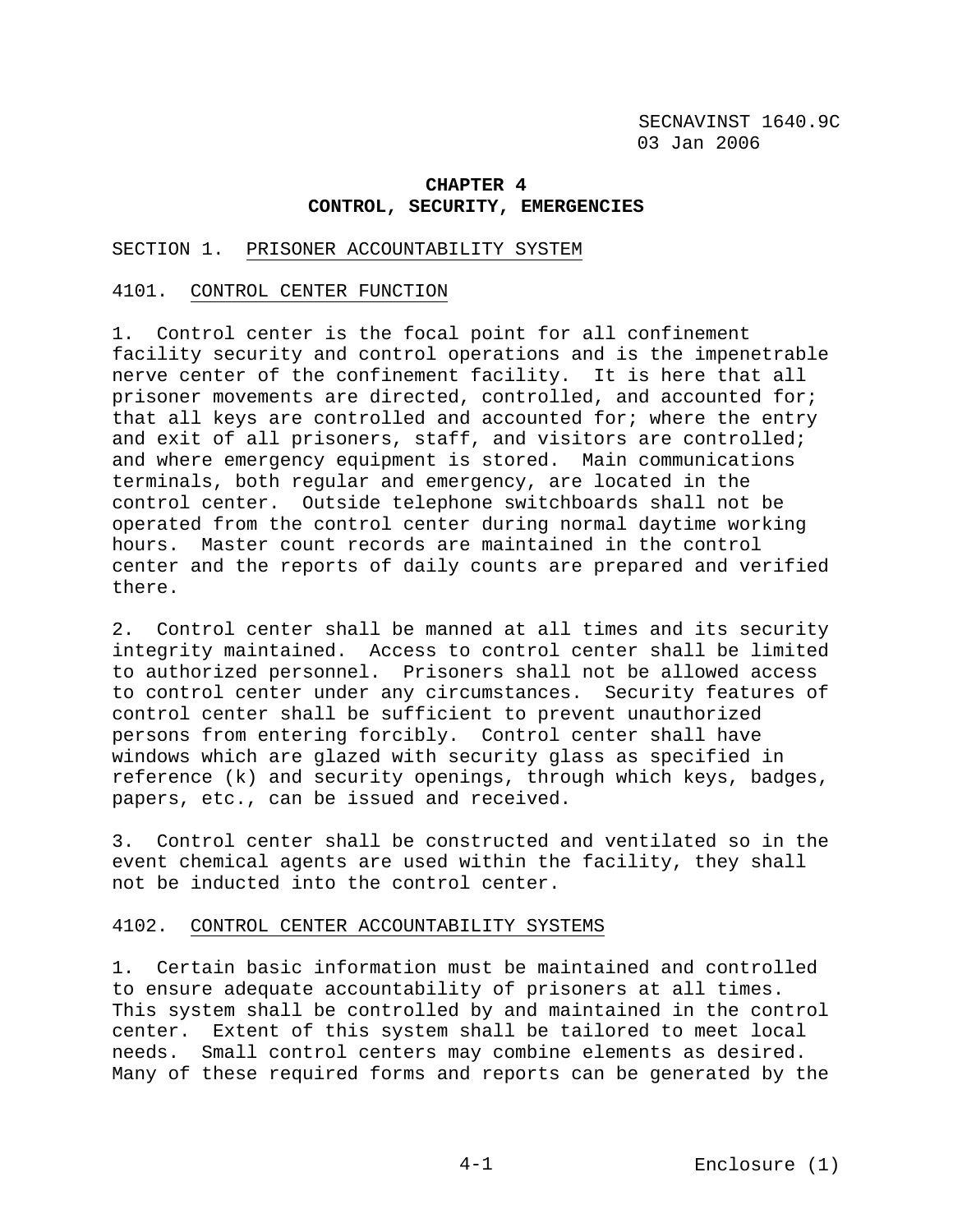# CHAPTER 4
# CONTROL, SECURITY, EMERGENCIES

## SECTION 1. PRISONER ACCOUNTABILITY SYSTEM

### 4101. CONTROL CENTER FUNCTION

1. Control center is the focal point for all confinement facility security and control operations and is the impenetrable nerve center of the confinement facility. It is here that all prisoner movements are directed, controlled, and accounted for; that all keys are controlled and accounted for; where the entry and exit of all prisoners, staff, and visitors are controlled; and where emergency equipment is stored. Main communications terminals, both regular and emergency, are located in the control center. Outside telephone switchboards shall not be operated from the control center during normal daytime working hours. Master count records are maintained in the control center and the reports of daily counts are prepared and verified there.

2. Control center shall be manned at all times and its security integrity maintained. Access to control center shall be limited to authorized personnel. Prisoners shall not be allowed access to control center under any circumstances. Security features of control center shall be sufficient to prevent unauthorized persons from entering forcibly. Control center shall have windows which are glazed with security glass as specified in reference (k) and security openings, through which keys, badges, papers, etc., can be issued and received.

3. Control center shall be constructed and ventilated so in the event chemical agents are used within the facility, they shall not be inducted into the control center.

### 4102. CONTROL CENTER ACCOUNTABILITY SYSTEMS

1. Certain basic information must be maintained and controlled to ensure adequate accountability of prisoners at all times. This system shall be controlled by and maintained in the control center. Extent of this system shall be tailored to meet local needs. Small control centers may combine elements as desired. Many of these required forms and reports can be generated by the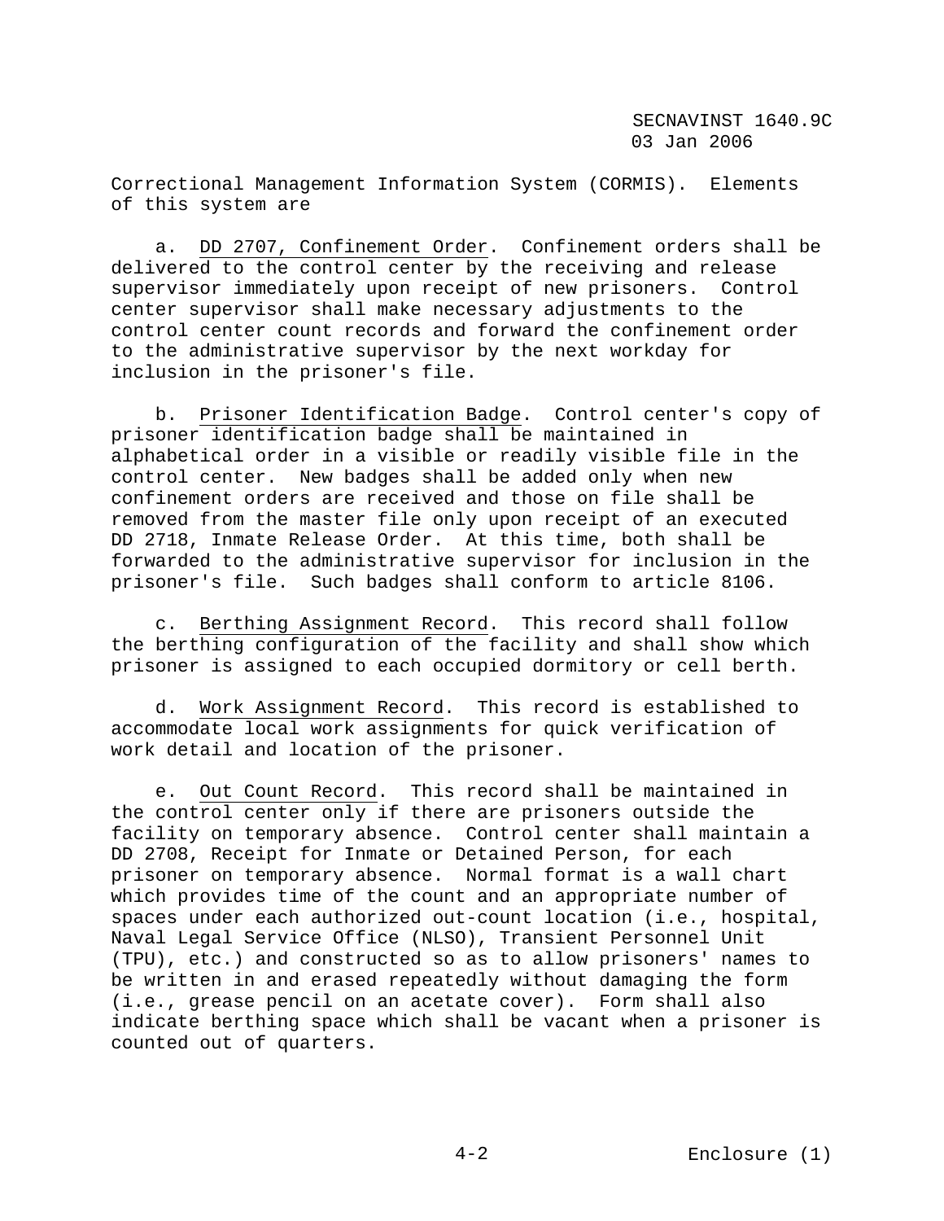Correctional Management Information System (CORMIS). Elements of this system are

a. DD 2707, Confinement Order. Confinement orders shall be delivered to the control center by the receiving and release supervisor immediately upon receipt of new prisoners. Control center supervisor shall make necessary adjustments to the control center count records and forward the confinement order to the administrative supervisor by the next workday for inclusion in the prisoner's file.

b. Prisoner Identification Badge. Control center's copy of prisoner identification badge shall be maintained in alphabetical order in a visible or readily visible file in the control center. New badges shall be added only when new confinement orders are received and those on file shall be removed from the master file only upon receipt of an executed DD 2718, Inmate Release Order. At this time, both shall be forwarded to the administrative supervisor for inclusion in the prisoner's file. Such badges shall conform to article 8106.

c. Berthing Assignment Record. This record shall follow the berthing configuration of the facility and shall show which prisoner is assigned to each occupied dormitory or cell berth.

d. Work Assignment Record. This record is established to accommodate local work assignments for quick verification of work detail and location of the prisoner.

e. Out Count Record. This record shall be maintained in the control center only if there are prisoners outside the facility on temporary absence. Control center shall maintain a DD 2708, Receipt for Inmate or Detained Person, for each prisoner on temporary absence. Normal format is a wall chart which provides time of the count and an appropriate number of spaces under each authorized out-count location (i.e., hospital, Naval Legal Service Office (NLSO), Transient Personnel Unit (TPU), etc.) and constructed so as to allow prisoners' names to be written in and erased repeatedly without damaging the form (i.e., grease pencil on an acetate cover). Form shall also indicate berthing space which shall be vacant when a prisoner is counted out of quarters.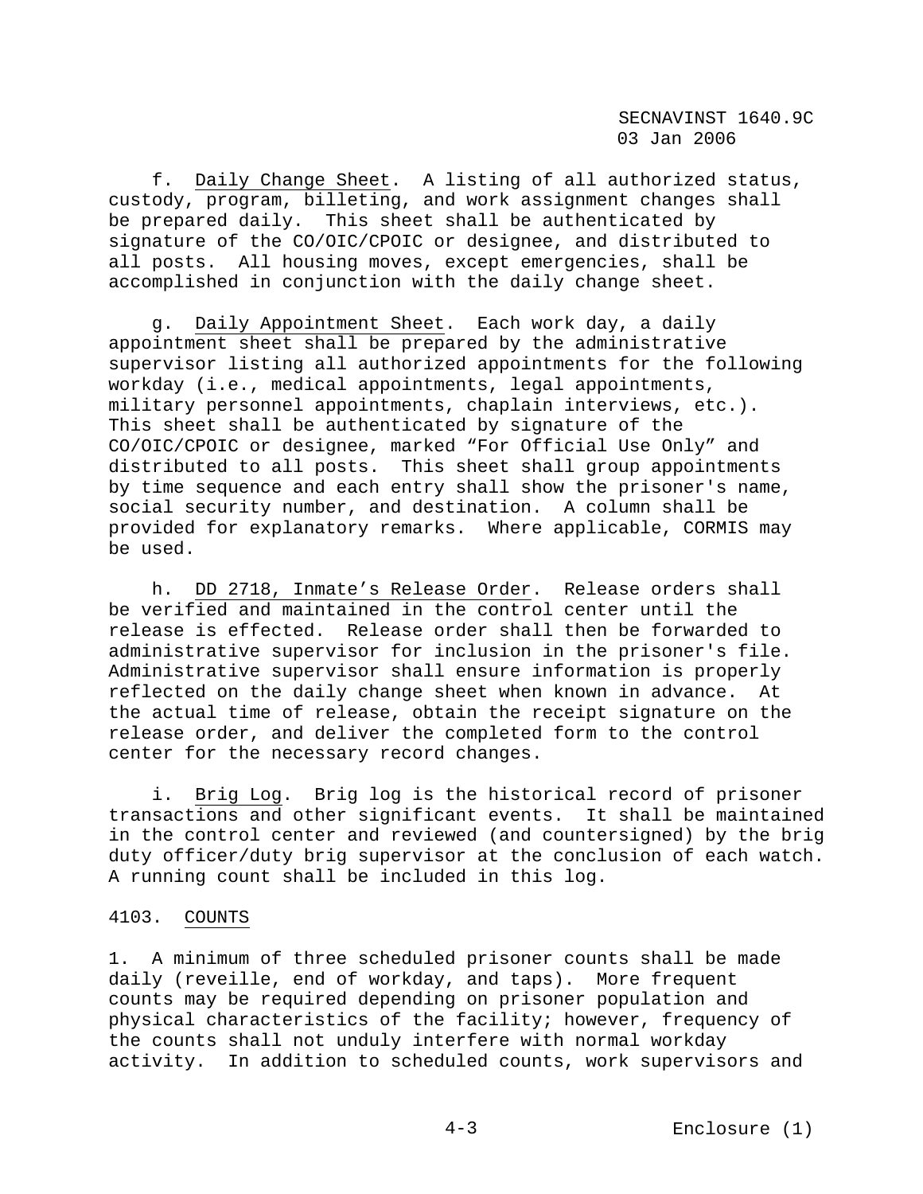f. Daily Change Sheet. A listing of all authorized status, custody, program, billeting, and work assignment changes shall be prepared daily. This sheet shall be authenticated by signature of the CO/OIC/CPOIC or designee, and distributed to all posts. All housing moves, except emergencies, shall be accomplished in conjunction with the daily change sheet.

g. Daily Appointment Sheet. Each work day, a daily appointment sheet shall be prepared by the administrative supervisor listing all authorized appointments for the following workday (i.e., medical appointments, legal appointments, military personnel appointments, chaplain interviews, etc.). This sheet shall be authenticated by signature of the CO/OIC/CPOIC or designee, marked "For Official Use Only" and distributed to all posts. This sheet shall group appointments by time sequence and each entry shall show the prisoner's name, social security number, and destination. A column shall be provided for explanatory remarks. Where applicable, CORMIS may be used.

h. DD 2718, Inmate's Release Order. Release orders shall be verified and maintained in the control center until the release is effected. Release order shall then be forwarded to administrative supervisor for inclusion in the prisoner's file. Administrative supervisor shall ensure information is properly reflected on the daily change sheet when known in advance. At the actual time of release, obtain the receipt signature on the release order, and deliver the completed form to the control center for the necessary record changes.

i. Brig Log. Brig log is the historical record of prisoner transactions and other significant events. It shall be maintained in the control center and reviewed (and countersigned) by the brig duty officer/duty brig supervisor at the conclusion of each watch. A running count shall be included in this log.

4103. COUNTS

1. A minimum of three scheduled prisoner counts shall be made daily (reveille, end of workday, and taps). More frequent counts may be required depending on prisoner population and physical characteristics of the facility; however, frequency of the counts shall not unduly interfere with normal workday activity. In addition to scheduled counts, work supervisors and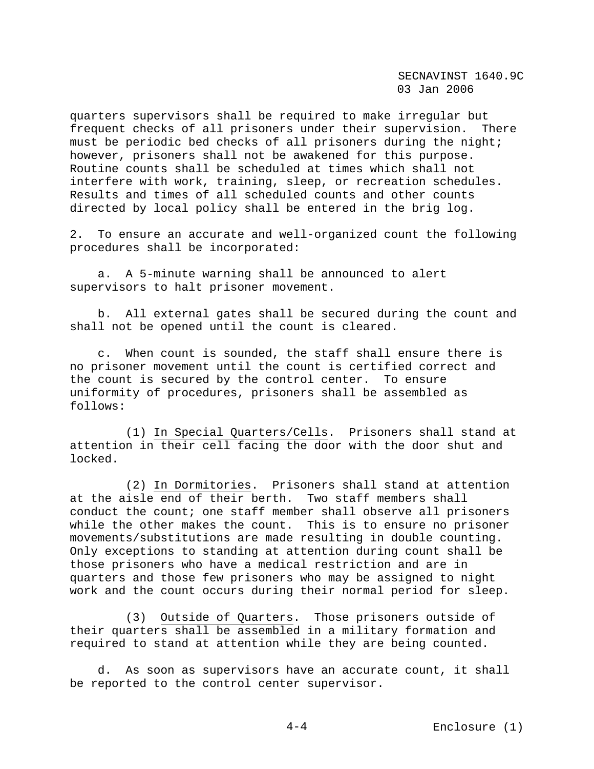quarters supervisors shall be required to make irregular but frequent checks of all prisoners under their supervision. There must be periodic bed checks of all prisoners during the night; however, prisoners shall not be awakened for this purpose. Routine counts shall be scheduled at times which shall not interfere with work, training, sleep, or recreation schedules. Results and times of all scheduled counts and other counts directed by local policy shall be entered in the brig log.

2. To ensure an accurate and well-organized count the following procedures shall be incorporated:

a. A 5-minute warning shall be announced to alert supervisors to halt prisoner movement.

b. All external gates shall be secured during the count and shall not be opened until the count is cleared.

c. When count is sounded, the staff shall ensure there is no prisoner movement until the count is certified correct and the count is secured by the control center. To ensure uniformity of procedures, prisoners shall be assembled as follows:

(1) In Special Quarters/Cells. Prisoners shall stand at attention in their cell facing the door with the door shut and locked.

(2) In Dormitories. Prisoners shall stand at attention at the aisle end of their berth. Two staff members shall conduct the count; one staff member shall observe all prisoners while the other makes the count. This is to ensure no prisoner movements/substitutions are made resulting in double counting. Only exceptions to standing at attention during count shall be those prisoners who have a medical restriction and are in quarters and those few prisoners who may be assigned to night work and the count occurs during their normal period for sleep.

(3) Outside of Quarters. Those prisoners outside of their quarters shall be assembled in a military formation and required to stand at attention while they are being counted.

d. As soon as supervisors have an accurate count, it shall be reported to the control center supervisor.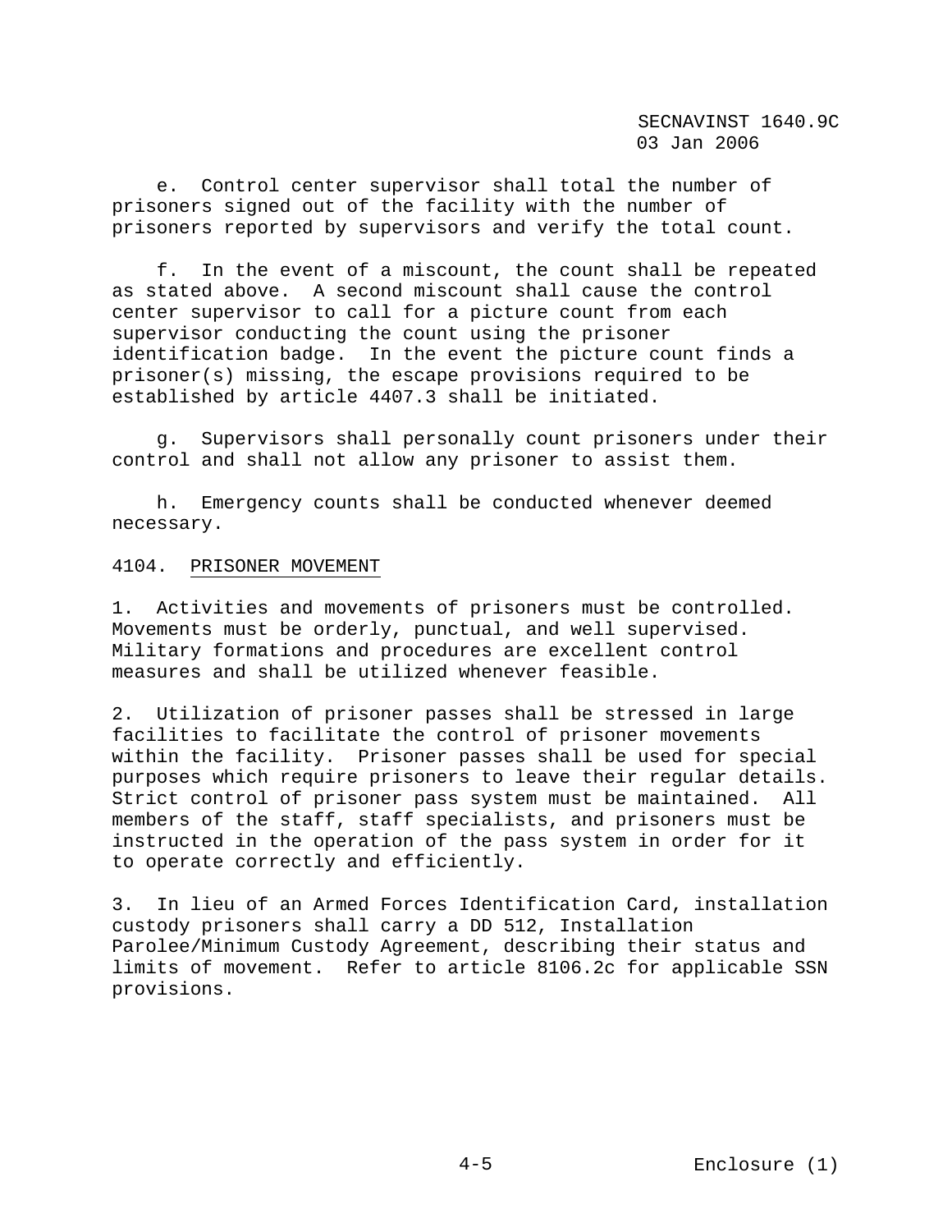e. Control center supervisor shall total the number of prisoners signed out of the facility with the number of prisoners reported by supervisors and verify the total count.

f. In the event of a miscount, the count shall be repeated as stated above. A second miscount shall cause the control center supervisor to call for a picture count from each supervisor conducting the count using the prisoner identification badge. In the event the picture count finds a prisoner(s) missing, the escape provisions required to be established by article 4407.3 shall be initiated.

g. Supervisors shall personally count prisoners under their control and shall not allow any prisoner to assist them.

h. Emergency counts shall be conducted whenever deemed necessary.

4104. PRISONER MOVEMENT

1. Activities and movements of prisoners must be controlled. Movements must be orderly, punctual, and well supervised. Military formations and procedures are excellent control measures and shall be utilized whenever feasible.

2. Utilization of prisoner passes shall be stressed in large facilities to facilitate the control of prisoner movements within the facility. Prisoner passes shall be used for special purposes which require prisoners to leave their regular details. Strict control of prisoner pass system must be maintained. All members of the staff, staff specialists, and prisoners must be instructed in the operation of the pass system in order for it to operate correctly and efficiently.

3. In lieu of an Armed Forces Identification Card, installation custody prisoners shall carry a DD 512, Installation Parolee/Minimum Custody Agreement, describing their status and limits of movement. Refer to article 8106.2c for applicable SSN provisions.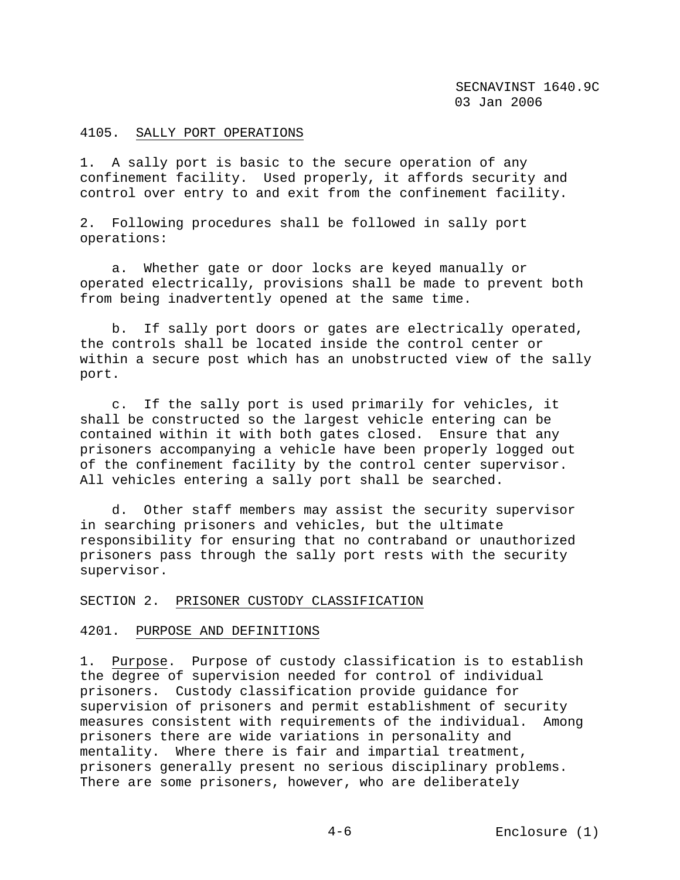#### 4105. SALLY PORT OPERATIONS

1. A sally port is basic to the secure operation of any confinement facility. Used properly, it affords security and control over entry to and exit from the confinement facility.

2. Following procedures shall be followed in sally port operations:

   a. Whether gate or door locks are keyed manually or operated electrically, provisions shall be made to prevent both from being inadvertently opened at the same time.

   b. If sally port doors or gates are electrically operated, the controls shall be located inside the control center or within a secure post which has an unobstructed view of the sally port.

   c. If the sally port is used primarily for vehicles, it shall be constructed so the largest vehicle entering can be contained within it with both gates closed. Ensure that any prisoners accompanying a vehicle have been properly logged out of the confinement facility by the control center supervisor. All vehicles entering a sally port shall be searched.

   d. Other staff members may assist the security supervisor in searching prisoners and vehicles, but the ultimate responsibility for ensuring that no contraband or unauthorized prisoners pass through the sally port rests with the security supervisor.

## SECTION 2. PRISONER CUSTODY CLASSIFICATION

#### 4201. PURPOSE AND DEFINITIONS

1. Purpose. Purpose of custody classification is to establish the degree of supervision needed for control of individual prisoners. Custody classification provide guidance for supervision of prisoners and permit establishment of security measures consistent with requirements of the individual. Among prisoners there are wide variations in personality and mentality. Where there is fair and impartial treatment, prisoners generally present no serious disciplinary problems. There are some prisoners, however, who are deliberately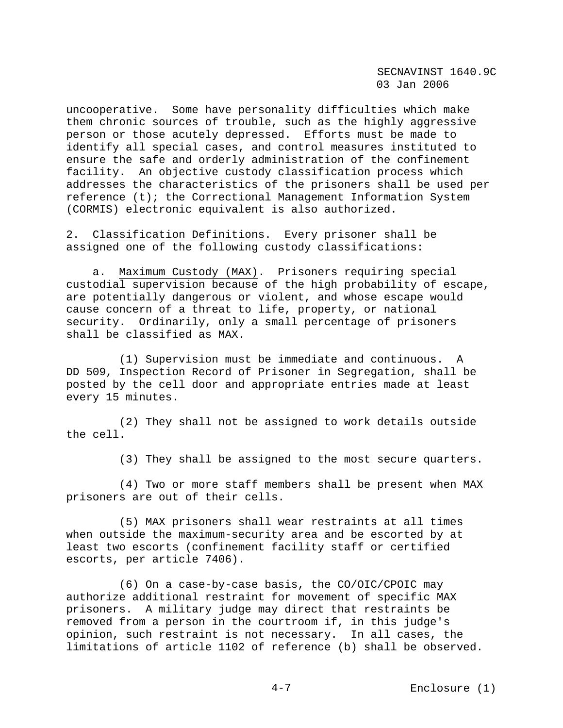uncooperative. Some have personality difficulties which make them chronic sources of trouble, such as the highly aggressive person or those acutely depressed. Efforts must be made to identify all special cases, and control measures instituted to ensure the safe and orderly administration of the confinement facility. An objective custody classification process which addresses the characteristics of the prisoners shall be used per reference (t); the Correctional Management Information System (CORMIS) electronic equivalent is also authorized.

2. <u>Classification Definitions</u>. Every prisoner shall be assigned one of the following custody classifications:

a. <u>Maximum Custody (MAX)</u>. Prisoners requiring special custodial supervision because of the high probability of escape, are potentially dangerous or violent, and whose escape would cause concern of a threat to life, property, or national security. Ordinarily, only a small percentage of prisoners shall be classified as MAX.

(1) Supervision must be immediate and continuous. A DD 509, Inspection Record of Prisoner in Segregation, shall be posted by the cell door and appropriate entries made at least every 15 minutes.

(2) They shall not be assigned to work details outside the cell.

(3) They shall be assigned to the most secure quarters.

(4) Two or more staff members shall be present when MAX prisoners are out of their cells.

(5) MAX prisoners shall wear restraints at all times when outside the maximum-security area and be escorted by at least two escorts (confinement facility staff or certified escorts, per article 7406).

(6) On a case-by-case basis, the CO/OIC/CPOIC may authorize additional restraint for movement of specific MAX prisoners. A military judge may direct that restraints be removed from a person in the courtroom if, in this judge's opinion, such restraint is not necessary. In all cases, the limitations of article 1102 of reference (b) shall be observed.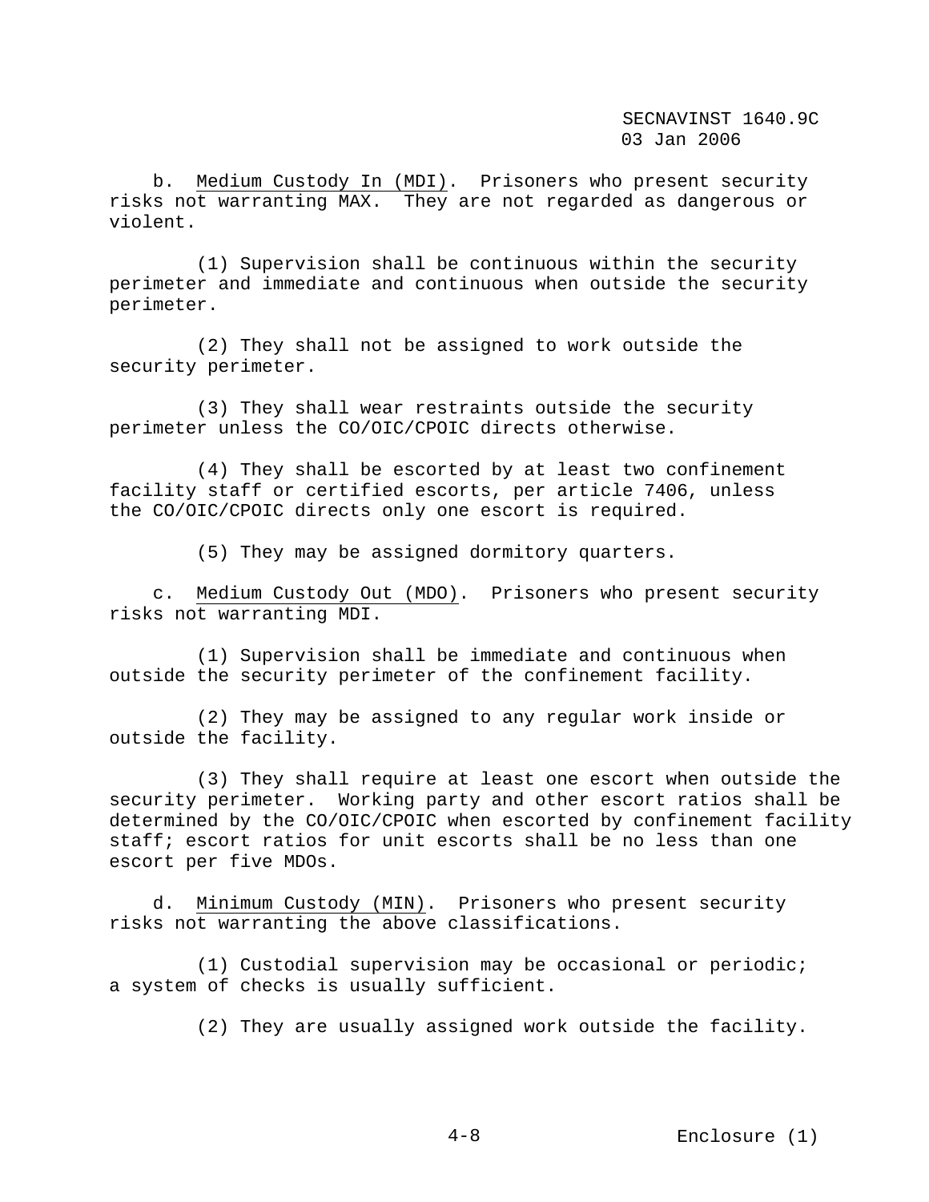b. Medium Custody In (MDI). Prisoners who present security risks not warranting MAX. They are not regarded as dangerous or violent.

(1) Supervision shall be continuous within the security perimeter and immediate and continuous when outside the security perimeter.

(2) They shall not be assigned to work outside the security perimeter.

(3) They shall wear restraints outside the security perimeter unless the CO/OIC/CPOIC directs otherwise.

(4) They shall be escorted by at least two confinement facility staff or certified escorts, per article 7406, unless the CO/OIC/CPOIC directs only one escort is required.

(5) They may be assigned dormitory quarters.

c. Medium Custody Out (MDO). Prisoners who present security risks not warranting MDI.

(1) Supervision shall be immediate and continuous when outside the security perimeter of the confinement facility.

(2) They may be assigned to any regular work inside or outside the facility.

(3) They shall require at least one escort when outside the security perimeter. Working party and other escort ratios shall be determined by the CO/OIC/CPOIC when escorted by confinement facility staff; escort ratios for unit escorts shall be no less than one escort per five MDOs.

d. Minimum Custody (MIN). Prisoners who present security risks not warranting the above classifications.

(1) Custodial supervision may be occasional or periodic; a system of checks is usually sufficient.

(2) They are usually assigned work outside the facility.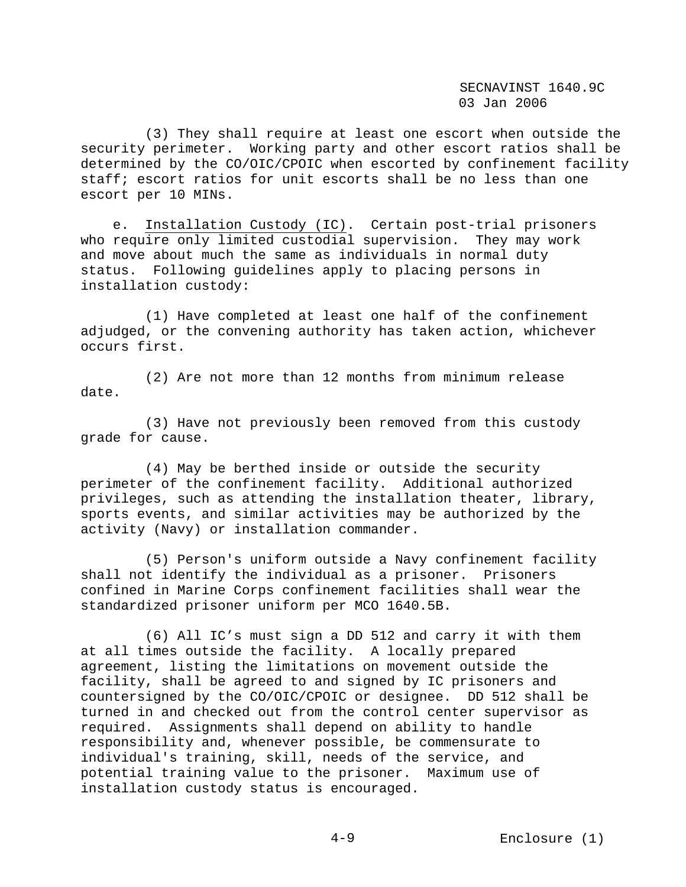(3) They shall require at least one escort when outside the security perimeter. Working party and other escort ratios shall be determined by the CO/OIC/CPOIC when escorted by confinement facility staff; escort ratios for unit escorts shall be no less than one escort per 10 MINs.

e. Installation Custody (IC). Certain post-trial prisoners who require only limited custodial supervision. They may work and move about much the same as individuals in normal duty status. Following guidelines apply to placing persons in installation custody:

(1) Have completed at least one half of the confinement adjudged, or the convening authority has taken action, whichever occurs first.

(2) Are not more than 12 months from minimum release date.

(3) Have not previously been removed from this custody grade for cause.

(4) May be berthed inside or outside the security perimeter of the confinement facility. Additional authorized privileges, such as attending the installation theater, library, sports events, and similar activities may be authorized by the activity (Navy) or installation commander.

(5) Person's uniform outside a Navy confinement facility shall not identify the individual as a prisoner. Prisoners confined in Marine Corps confinement facilities shall wear the standardized prisoner uniform per MCO 1640.5B.

(6) All IC's must sign a DD 512 and carry it with them at all times outside the facility. A locally prepared agreement, listing the limitations on movement outside the facility, shall be agreed to and signed by IC prisoners and countersigned by the CO/OIC/CPOIC or designee. DD 512 shall be turned in and checked out from the control center supervisor as required. Assignments shall depend on ability to handle responsibility and, whenever possible, be commensurate to individual's training, skill, needs of the service, and potential training value to the prisoner. Maximum use of installation custody status is encouraged.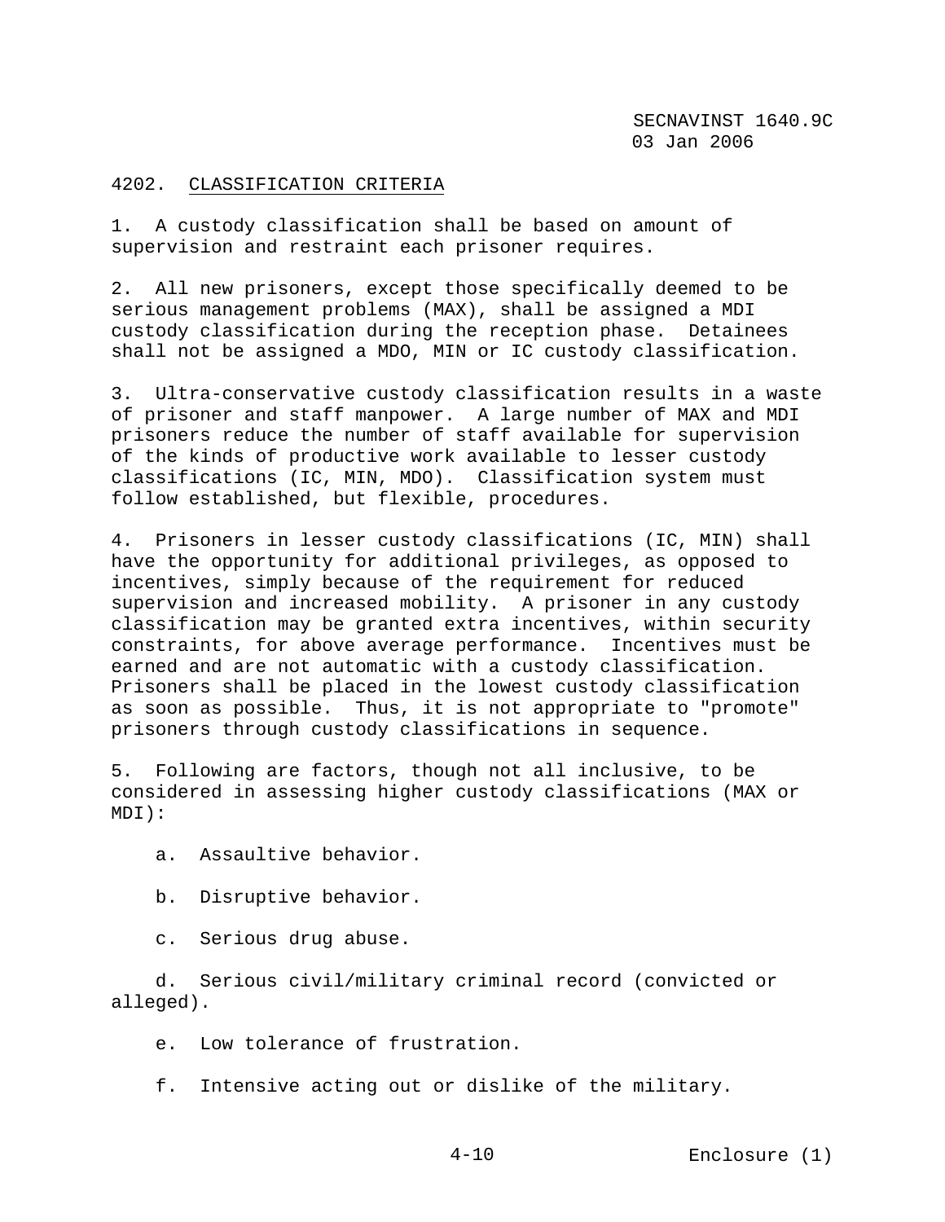4202. CLASSIFICATION CRITERIA

1. A custody classification shall be based on amount of supervision and restraint each prisoner requires.

2. All new prisoners, except those specifically deemed to be serious management problems (MAX), shall be assigned a MDI custody classification during the reception phase. Detainees shall not be assigned a MDO, MIN or IC custody classification.

3. Ultra-conservative custody classification results in a waste of prisoner and staff manpower. A large number of MAX and MDI prisoners reduce the number of staff available for supervision of the kinds of productive work available to lesser custody classifications (IC, MIN, MDO). Classification system must follow established, but flexible, procedures.

4. Prisoners in lesser custody classifications (IC, MIN) shall have the opportunity for additional privileges, as opposed to incentives, simply because of the requirement for reduced supervision and increased mobility. A prisoner in any custody classification may be granted extra incentives, within security constraints, for above average performance. Incentives must be earned and are not automatic with a custody classification. Prisoners shall be placed in the lowest custody classification as soon as possible. Thus, it is not appropriate to "promote" prisoners through custody classifications in sequence.

5. Following are factors, though not all inclusive, to be considered in assessing higher custody classifications (MAX or MDI):

   a. Assaultive behavior.

   b. Disruptive behavior.

   c. Serious drug abuse.

   d. Serious civil/military criminal record (convicted or alleged).

   e. Low tolerance of frustration.

   f. Intensive acting out or dislike of the military.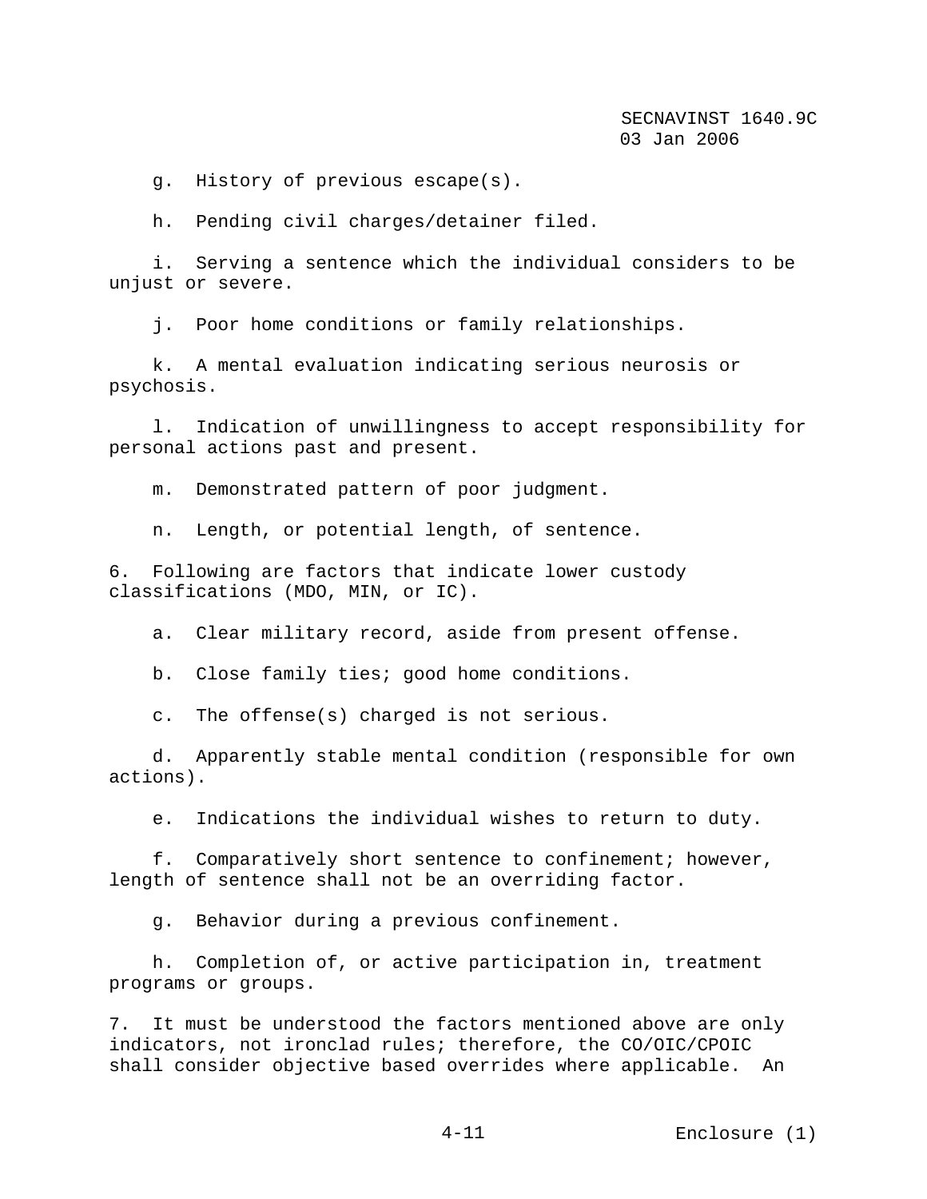g. History of previous escape(s).

h. Pending civil charges/detainer filed.

i. Serving a sentence which the individual considers to be unjust or severe.

j. Poor home conditions or family relationships.

k. A mental evaluation indicating serious neurosis or psychosis.

l. Indication of unwillingness to accept responsibility for personal actions past and present.

m. Demonstrated pattern of poor judgment.

n. Length, or potential length, of sentence.

6. Following are factors that indicate lower custody classifications (MDO, MIN, or IC).

a. Clear military record, aside from present offense.

b. Close family ties; good home conditions.

c. The offense(s) charged is not serious.

d. Apparently stable mental condition (responsible for own actions).

e. Indications the individual wishes to return to duty.

f. Comparatively short sentence to confinement; however, length of sentence shall not be an overriding factor.

g. Behavior during a previous confinement.

h. Completion of, or active participation in, treatment programs or groups.

7. It must be understood the factors mentioned above are only indicators, not ironclad rules; therefore, the CO/OIC/CPOIC shall consider objective based overrides where applicable. An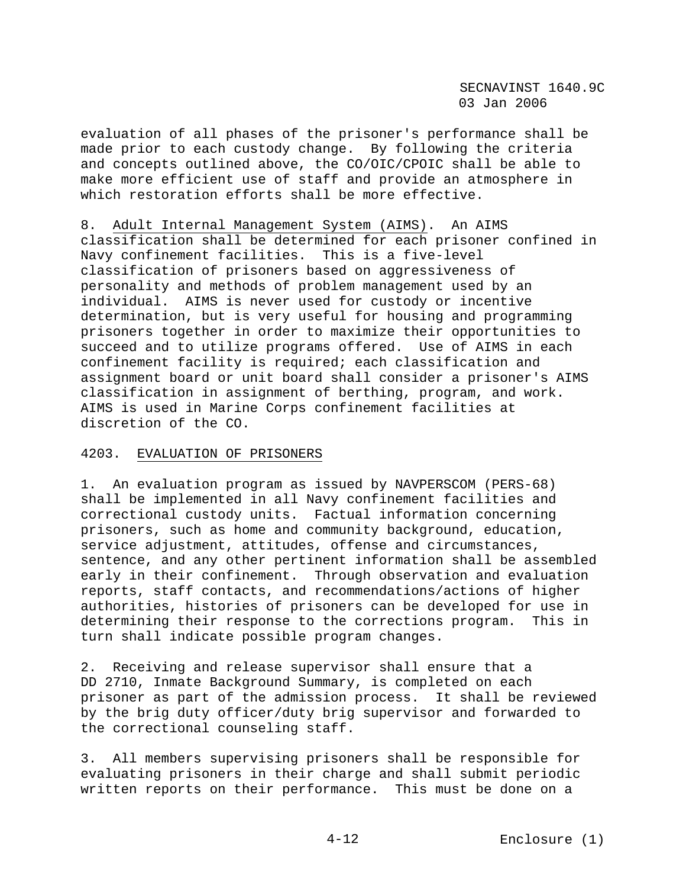evaluation of all phases of the prisoner's performance shall be made prior to each custody change. By following the criteria and concepts outlined above, the CO/OIC/CPOIC shall be able to make more efficient use of staff and provide an atmosphere in which restoration efforts shall be more effective.

8. Adult Internal Management System (AIMS). An AIMS classification shall be determined for each prisoner confined in Navy confinement facilities. This is a five-level classification of prisoners based on aggressiveness of personality and methods of problem management used by an individual. AIMS is never used for custody or incentive determination, but is very useful for housing and programming prisoners together in order to maximize their opportunities to succeed and to utilize programs offered. Use of AIMS in each confinement facility is required; each classification and assignment board or unit board shall consider a prisoner's AIMS classification in assignment of berthing, program, and work. AIMS is used in Marine Corps confinement facilities at discretion of the CO.

## 4203. EVALUATION OF PRISONERS

1. An evaluation program as issued by NAVPERSCOM (PERS-68) shall be implemented in all Navy confinement facilities and correctional custody units. Factual information concerning prisoners, such as home and community background, education, service adjustment, attitudes, offense and circumstances, sentence, and any other pertinent information shall be assembled early in their confinement. Through observation and evaluation reports, staff contacts, and recommendations/actions of higher authorities, histories of prisoners can be developed for use in determining their response to the corrections program. This in turn shall indicate possible program changes.

2. Receiving and release supervisor shall ensure that a DD 2710, Inmate Background Summary, is completed on each prisoner as part of the admission process. It shall be reviewed by the brig duty officer/duty brig supervisor and forwarded to the correctional counseling staff.

3. All members supervising prisoners shall be responsible for evaluating prisoners in their charge and shall submit periodic written reports on their performance. This must be done on a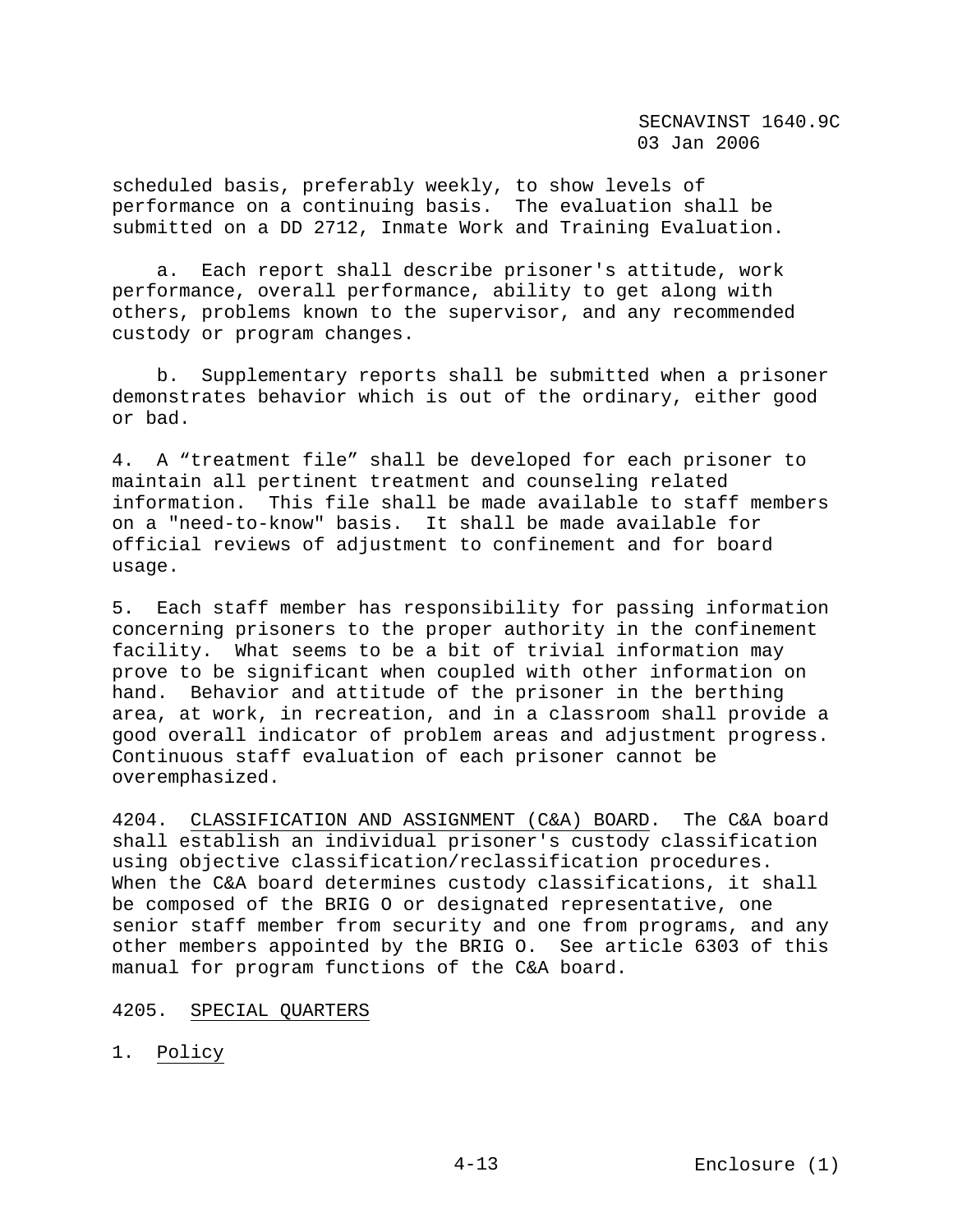scheduled basis, preferably weekly, to show levels of performance on a continuing basis. The evaluation shall be submitted on a DD 2712, Inmate Work and Training Evaluation.

a. Each report shall describe prisoner's attitude, work performance, overall performance, ability to get along with others, problems known to the supervisor, and any recommended custody or program changes.

b. Supplementary reports shall be submitted when a prisoner demonstrates behavior which is out of the ordinary, either good or bad.

4. A "treatment file" shall be developed for each prisoner to maintain all pertinent treatment and counseling related information. This file shall be made available to staff members on a "need-to-know" basis. It shall be made available for official reviews of adjustment to confinement and for board usage.

5. Each staff member has responsibility for passing information concerning prisoners to the proper authority in the confinement facility. What seems to be a bit of trivial information may prove to be significant when coupled with other information on hand. Behavior and attitude of the prisoner in the berthing area, at work, in recreation, and in a classroom shall provide a good overall indicator of problem areas and adjustment progress. Continuous staff evaluation of each prisoner cannot be overemphasized.

4204. CLASSIFICATION AND ASSIGNMENT (C&A) BOARD. The C&A board shall establish an individual prisoner's custody classification using objective classification/reclassification procedures. When the C&A board determines custody classifications, it shall be composed of the BRIG O or designated representative, one senior staff member from security and one from programs, and any other members appointed by the BRIG O. See article 6303 of this manual for program functions of the C&A board.

4205. SPECIAL QUARTERS

1. Policy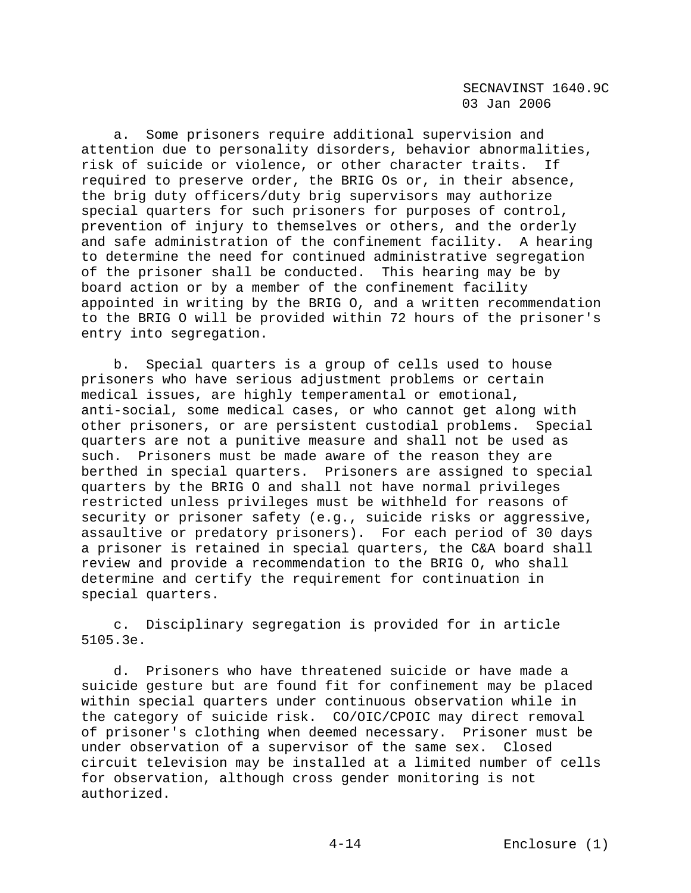a. Some prisoners require additional supervision and attention due to personality disorders, behavior abnormalities, risk of suicide or violence, or other character traits. If required to preserve order, the BRIG Os or, in their absence, the brig duty officers/duty brig supervisors may authorize special quarters for such prisoners for purposes of control, prevention of injury to themselves or others, and the orderly and safe administration of the confinement facility. A hearing to determine the need for continued administrative segregation of the prisoner shall be conducted. This hearing may be by board action or by a member of the confinement facility appointed in writing by the BRIG O, and a written recommendation to the BRIG O will be provided within 72 hours of the prisoner's entry into segregation.

b. Special quarters is a group of cells used to house prisoners who have serious adjustment problems or certain medical issues, are highly temperamental or emotional, anti-social, some medical cases, or who cannot get along with other prisoners, or are persistent custodial problems. Special quarters are not a punitive measure and shall not be used as such. Prisoners must be made aware of the reason they are berthed in special quarters. Prisoners are assigned to special quarters by the BRIG O and shall not have normal privileges restricted unless privileges must be withheld for reasons of security or prisoner safety (e.g., suicide risks or aggressive, assaultive or predatory prisoners). For each period of 30 days a prisoner is retained in special quarters, the C&A board shall review and provide a recommendation to the BRIG O, who shall determine and certify the requirement for continuation in special quarters.

c. Disciplinary segregation is provided for in article 5105.3e.

d. Prisoners who have threatened suicide or have made a suicide gesture but are found fit for confinement may be placed within special quarters under continuous observation while in the category of suicide risk. CO/OIC/CPOIC may direct removal of prisoner's clothing when deemed necessary. Prisoner must be under observation of a supervisor of the same sex. Closed circuit television may be installed at a limited number of cells for observation, although cross gender monitoring is not authorized.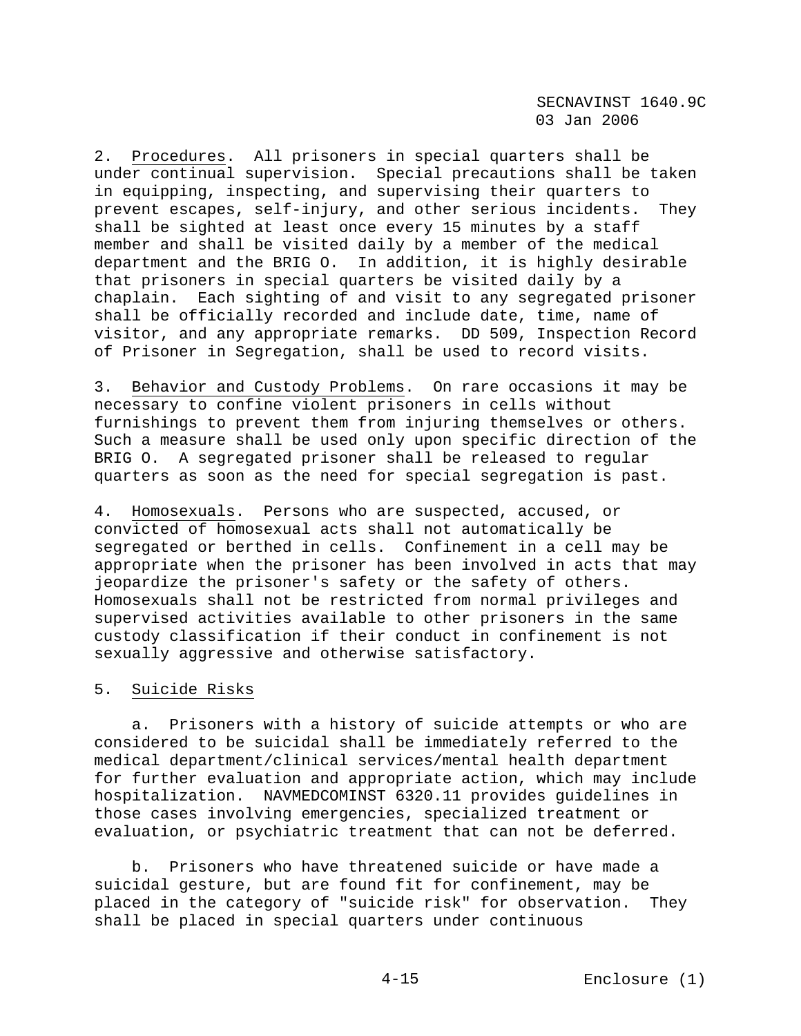2. Procedures. All prisoners in special quarters shall be under continual supervision. Special precautions shall be taken in equipping, inspecting, and supervising their quarters to prevent escapes, self-injury, and other serious incidents. They shall be sighted at least once every 15 minutes by a staff member and shall be visited daily by a member of the medical department and the BRIG O. In addition, it is highly desirable that prisoners in special quarters be visited daily by a chaplain. Each sighting of and visit to any segregated prisoner shall be officially recorded and include date, time, name of visitor, and any appropriate remarks. DD 509, Inspection Record of Prisoner in Segregation, shall be used to record visits.

3. Behavior and Custody Problems. On rare occasions it may be necessary to confine violent prisoners in cells without furnishings to prevent them from injuring themselves or others. Such a measure shall be used only upon specific direction of the BRIG O. A segregated prisoner shall be released to regular quarters as soon as the need for special segregation is past.

4. Homosexuals. Persons who are suspected, accused, or convicted of homosexual acts shall not automatically be segregated or berthed in cells. Confinement in a cell may be appropriate when the prisoner has been involved in acts that may jeopardize the prisoner's safety or the safety of others. Homosexuals shall not be restricted from normal privileges and supervised activities available to other prisoners in the same custody classification if their conduct in confinement is not sexually aggressive and otherwise satisfactory.

5. Suicide Risks

a. Prisoners with a history of suicide attempts or who are considered to be suicidal shall be immediately referred to the medical department/clinical services/mental health department for further evaluation and appropriate action, which may include hospitalization. NAVMEDCOMINST 6320.11 provides guidelines in those cases involving emergencies, specialized treatment or evaluation, or psychiatric treatment that can not be deferred.

b. Prisoners who have threatened suicide or have made a suicidal gesture, but are found fit for confinement, may be placed in the category of "suicide risk" for observation. They shall be placed in special quarters under continuous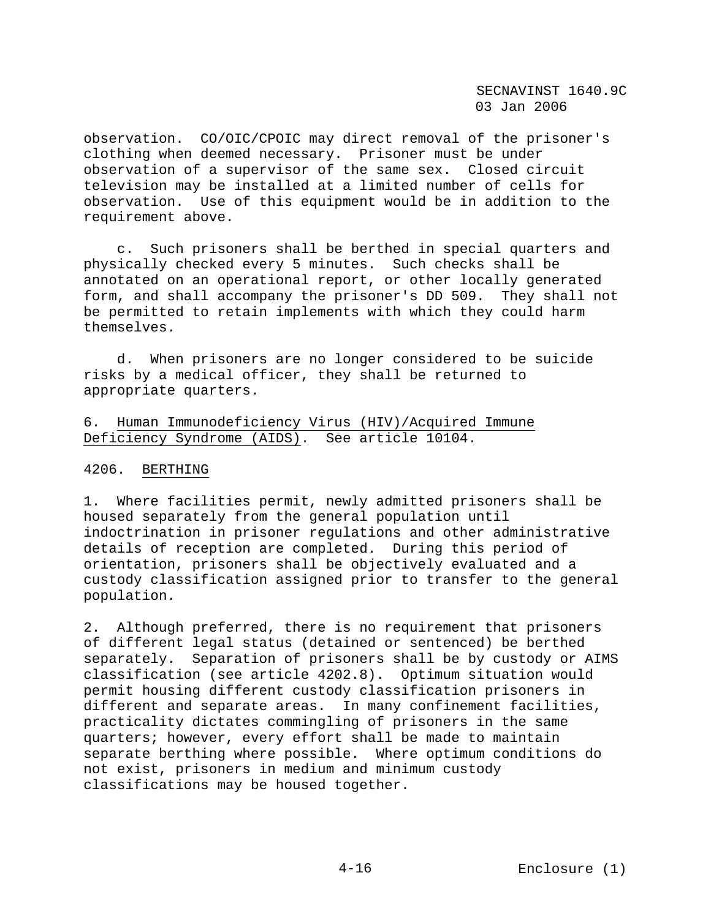observation. CO/OIC/CPOIC may direct removal of the prisoner's clothing when deemed necessary. Prisoner must be under observation of a supervisor of the same sex. Closed circuit television may be installed at a limited number of cells for observation. Use of this equipment would be in addition to the requirement above.

c. Such prisoners shall be berthed in special quarters and physically checked every 5 minutes. Such checks shall be annotated on an operational report, or other locally generated form, and shall accompany the prisoner's DD 509. They shall not be permitted to retain implements with which they could harm themselves.

d. When prisoners are no longer considered to be suicide risks by a medical officer, they shall be returned to appropriate quarters.

6. Human Immunodeficiency Virus (HIV)/Acquired Immune Deficiency Syndrome (AIDS). See article 10104.

## 4206. BERTHING

1. Where facilities permit, newly admitted prisoners shall be housed separately from the general population until indoctrination in prisoner regulations and other administrative details of reception are completed. During this period of orientation, prisoners shall be objectively evaluated and a custody classification assigned prior to transfer to the general population.

2. Although preferred, there is no requirement that prisoners of different legal status (detained or sentenced) be berthed separately. Separation of prisoners shall be by custody or AIMS classification (see article 4202.8). Optimum situation would permit housing different custody classification prisoners in different and separate areas. In many confinement facilities, practicality dictates commingling of prisoners in the same quarters; however, every effort shall be made to maintain separate berthing where possible. Where optimum conditions do not exist, prisoners in medium and minimum custody classifications may be housed together.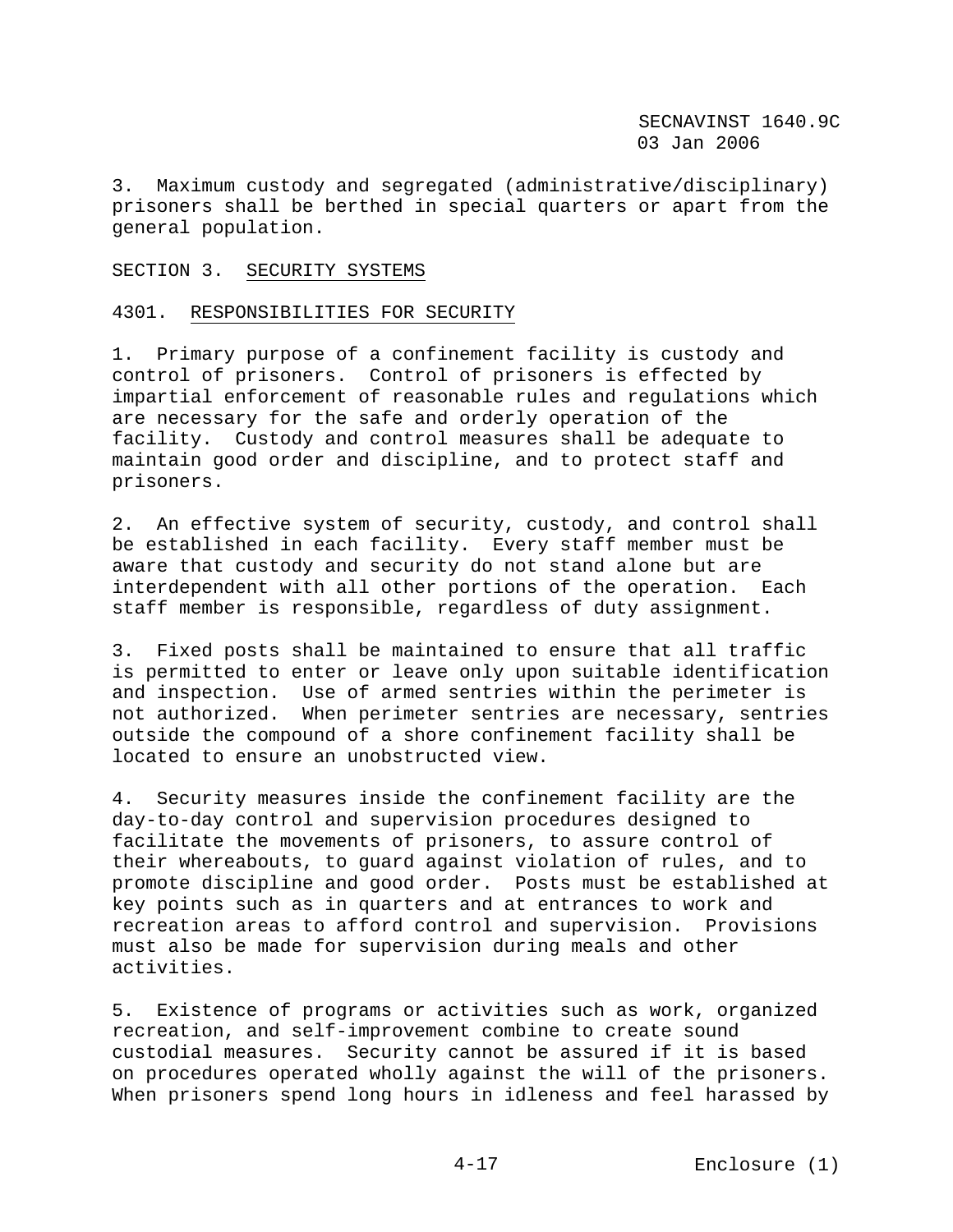3. Maximum custody and segregated (administrative/disciplinary) prisoners shall be berthed in special quarters or apart from the general population.

## SECTION 3. SECURITY SYSTEMS

### 4301. RESPONSIBILITIES FOR SECURITY

1. Primary purpose of a confinement facility is custody and control of prisoners. Control of prisoners is effected by impartial enforcement of reasonable rules and regulations which are necessary for the safe and orderly operation of the facility. Custody and control measures shall be adequate to maintain good order and discipline, and to protect staff and prisoners.

2. An effective system of security, custody, and control shall be established in each facility. Every staff member must be aware that custody and security do not stand alone but are interdependent with all other portions of the operation. Each staff member is responsible, regardless of duty assignment.

3. Fixed posts shall be maintained to ensure that all traffic is permitted to enter or leave only upon suitable identification and inspection. Use of armed sentries within the perimeter is not authorized. When perimeter sentries are necessary, sentries outside the compound of a shore confinement facility shall be located to ensure an unobstructed view.

4. Security measures inside the confinement facility are the day-to-day control and supervision procedures designed to facilitate the movements of prisoners, to assure control of their whereabouts, to guard against violation of rules, and to promote discipline and good order. Posts must be established at key points such as in quarters and at entrances to work and recreation areas to afford control and supervision. Provisions must also be made for supervision during meals and other activities.

5. Existence of programs or activities such as work, organized recreation, and self-improvement combine to create sound custodial measures. Security cannot be assured if it is based on procedures operated wholly against the will of the prisoners. When prisoners spend long hours in idleness and feel harassed by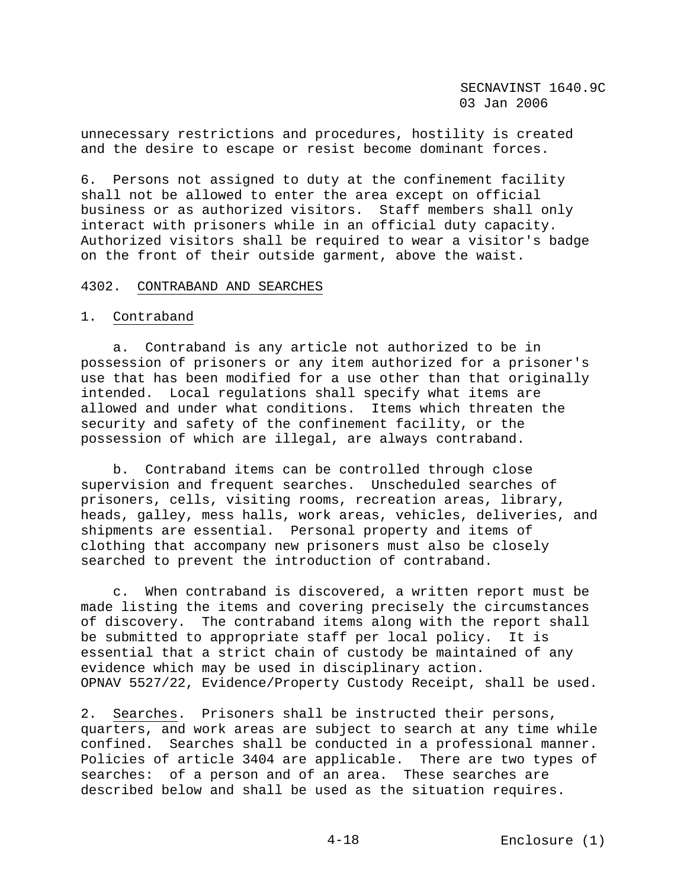unnecessary restrictions and procedures, hostility is created and the desire to escape or resist become dominant forces.

6. Persons not assigned to duty at the confinement facility shall not be allowed to enter the area except on official business or as authorized visitors. Staff members shall only interact with prisoners while in an official duty capacity. Authorized visitors shall be required to wear a visitor's badge on the front of their outside garment, above the waist.

4302. CONTRABAND AND SEARCHES

1. Contraband

a. Contraband is any article not authorized to be in possession of prisoners or any item authorized for a prisoner's use that has been modified for a use other than that originally intended. Local regulations shall specify what items are allowed and under what conditions. Items which threaten the security and safety of the confinement facility, or the possession of which are illegal, are always contraband.

b. Contraband items can be controlled through close supervision and frequent searches. Unscheduled searches of prisoners, cells, visiting rooms, recreation areas, library, heads, galley, mess halls, work areas, vehicles, deliveries, and shipments are essential. Personal property and items of clothing that accompany new prisoners must also be closely searched to prevent the introduction of contraband.

c. When contraband is discovered, a written report must be made listing the items and covering precisely the circumstances of discovery. The contraband items along with the report shall be submitted to appropriate staff per local policy. It is essential that a strict chain of custody be maintained of any evidence which may be used in disciplinary action. OPNAV 5527/22, Evidence/Property Custody Receipt, shall be used.

2. Searches. Prisoners shall be instructed their persons, quarters, and work areas are subject to search at any time while confined. Searches shall be conducted in a professional manner. Policies of article 3404 are applicable. There are two types of searches: of a person and of an area. These searches are described below and shall be used as the situation requires.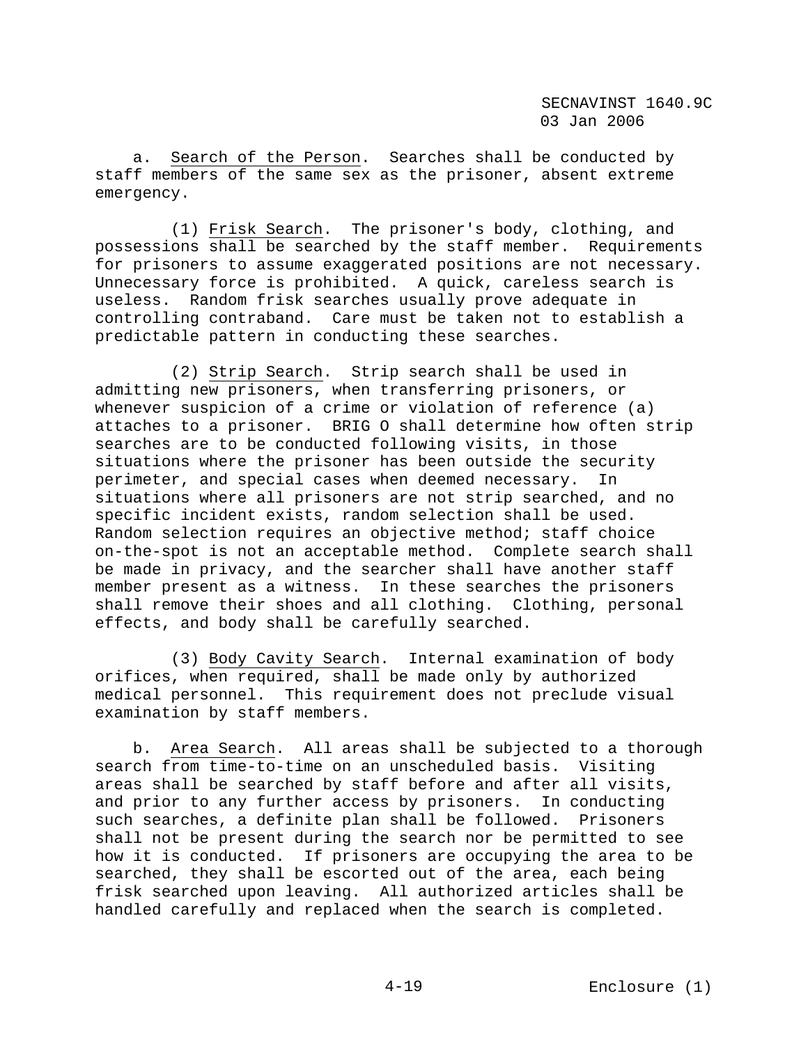a. Search of the Person. Searches shall be conducted by staff members of the same sex as the prisoner, absent extreme emergency.

(1) Frisk Search. The prisoner's body, clothing, and possessions shall be searched by the staff member. Requirements for prisoners to assume exaggerated positions are not necessary. Unnecessary force is prohibited. A quick, careless search is useless. Random frisk searches usually prove adequate in controlling contraband. Care must be taken not to establish a predictable pattern in conducting these searches.

(2) Strip Search. Strip search shall be used in admitting new prisoners, when transferring prisoners, or whenever suspicion of a crime or violation of reference (a) attaches to a prisoner. BRIG O shall determine how often strip searches are to be conducted following visits, in those situations where the prisoner has been outside the security perimeter, and special cases when deemed necessary. In situations where all prisoners are not strip searched, and no specific incident exists, random selection shall be used. Random selection requires an objective method; staff choice on-the-spot is not an acceptable method. Complete search shall be made in privacy, and the searcher shall have another staff member present as a witness. In these searches the prisoners shall remove their shoes and all clothing. Clothing, personal effects, and body shall be carefully searched.

(3) Body Cavity Search. Internal examination of body orifices, when required, shall be made only by authorized medical personnel. This requirement does not preclude visual examination by staff members.

b. Area Search. All areas shall be subjected to a thorough search from time-to-time on an unscheduled basis. Visiting areas shall be searched by staff before and after all visits, and prior to any further access by prisoners. In conducting such searches, a definite plan shall be followed. Prisoners shall not be present during the search nor be permitted to see how it is conducted. If prisoners are occupying the area to be searched, they shall be escorted out of the area, each being frisk searched upon leaving. All authorized articles shall be handled carefully and replaced when the search is completed.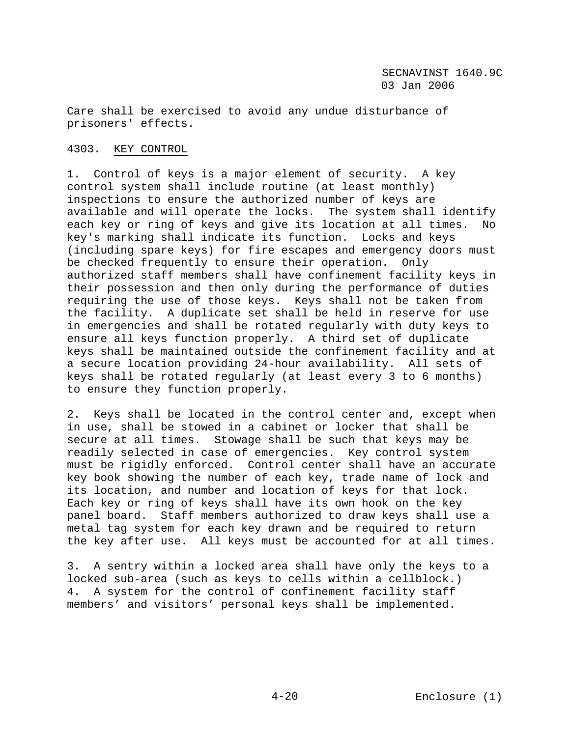Care shall be exercised to avoid any undue disturbance of prisoners' effects.

4303. KEY CONTROL

1. Control of keys is a major element of security. A key control system shall include routine (at least monthly) inspections to ensure the authorized number of keys are available and will operate the locks. The system shall identify each key or ring of keys and give its location at all times. No key's marking shall indicate its function. Locks and keys (including spare keys) for fire escapes and emergency doors must be checked frequently to ensure their operation. Only authorized staff members shall have confinement facility keys in their possession and then only during the performance of duties requiring the use of those keys. Keys shall not be taken from the facility. A duplicate set shall be held in reserve for use in emergencies and shall be rotated regularly with duty keys to ensure all keys function properly. A third set of duplicate keys shall be maintained outside the confinement facility and at a secure location providing 24-hour availability. All sets of keys shall be rotated regularly (at least every 3 to 6 months) to ensure they function properly.

2. Keys shall be located in the control center and, except when in use, shall be stowed in a cabinet or locker that shall be secure at all times. Stowage shall be such that keys may be readily selected in case of emergencies. Key control system must be rigidly enforced. Control center shall have an accurate key book showing the number of each key, trade name of lock and its location, and number and location of keys for that lock. Each key or ring of keys shall have its own hook on the key panel board. Staff members authorized to draw keys shall use a metal tag system for each key drawn and be required to return the key after use. All keys must be accounted for at all times.

3. A sentry within a locked area shall have only the keys to a locked sub-area (such as keys to cells within a cellblock.)

4. A system for the control of confinement facility staff members' and visitors' personal keys shall be implemented.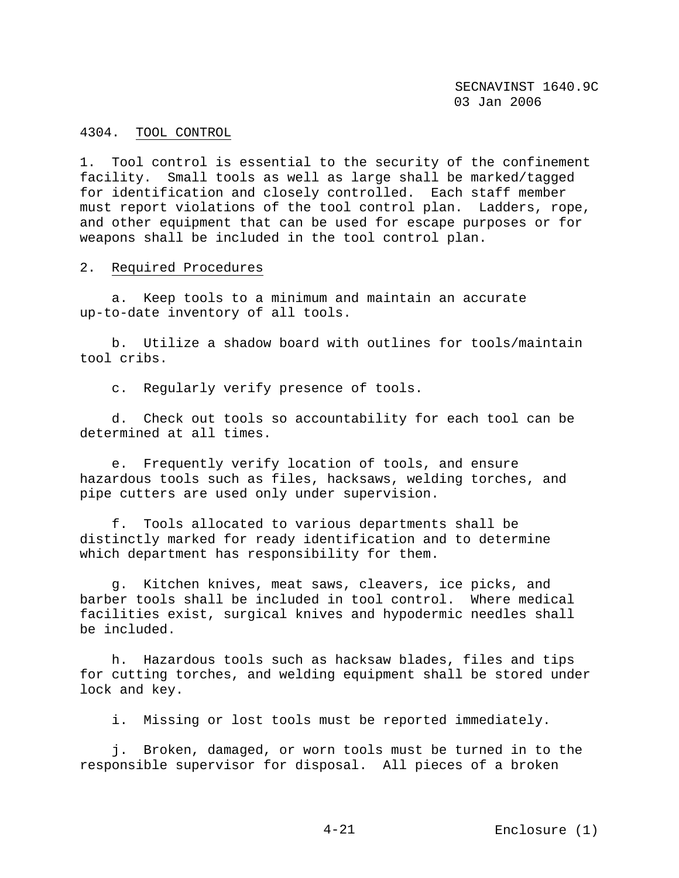## 4304. TOOL CONTROL

1. Tool control is essential to the security of the confinement facility. Small tools as well as large shall be marked/tagged for identification and closely controlled. Each staff member must report violations of the tool control plan. Ladders, rope, and other equipment that can be used for escape purposes or for weapons shall be included in the tool control plan.

2. Required Procedures

a. Keep tools to a minimum and maintain an accurate up-to-date inventory of all tools.

b. Utilize a shadow board with outlines for tools/maintain tool cribs.

c. Regularly verify presence of tools.

d. Check out tools so accountability for each tool can be determined at all times.

e. Frequently verify location of tools, and ensure hazardous tools such as files, hacksaws, welding torches, and pipe cutters are used only under supervision.

f. Tools allocated to various departments shall be distinctly marked for ready identification and to determine which department has responsibility for them.

g. Kitchen knives, meat saws, cleavers, ice picks, and barber tools shall be included in tool control. Where medical facilities exist, surgical knives and hypodermic needles shall be included.

h. Hazardous tools such as hacksaw blades, files and tips for cutting torches, and welding equipment shall be stored under lock and key.

i. Missing or lost tools must be reported immediately.

j. Broken, damaged, or worn tools must be turned in to the responsible supervisor for disposal. All pieces of a broken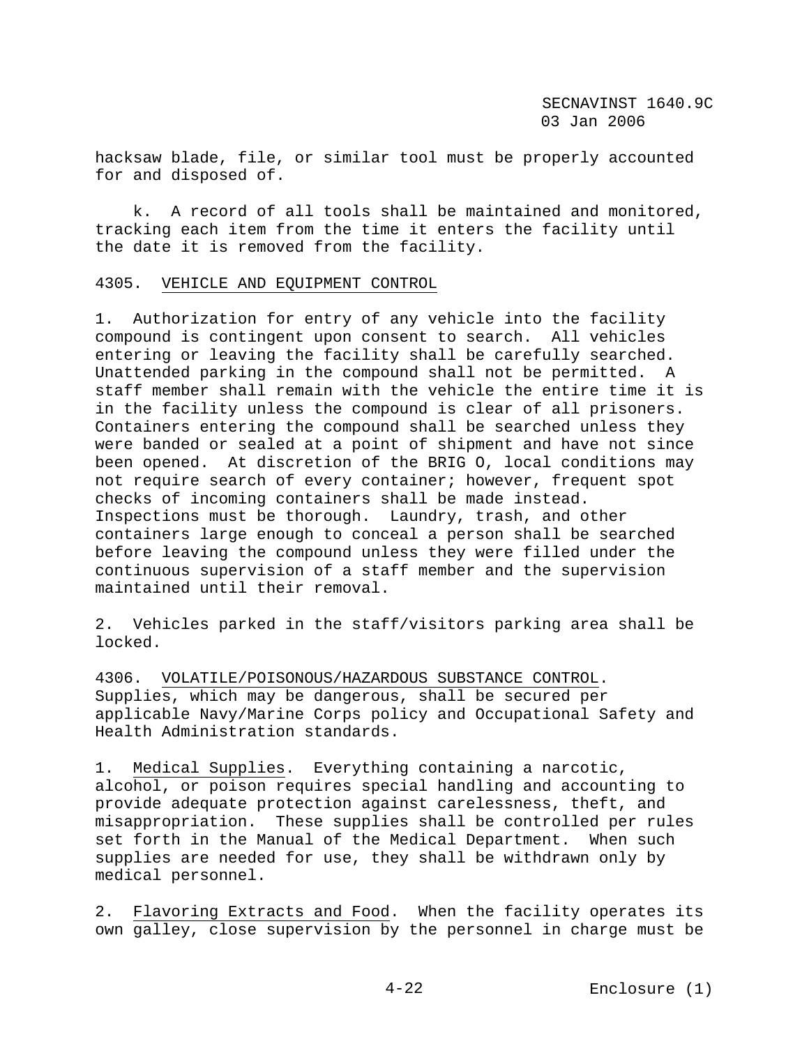hacksaw blade, file, or similar tool must be properly accounted for and disposed of.

k. A record of all tools shall be maintained and monitored, tracking each item from the time it enters the facility until the date it is removed from the facility.

4305. VEHICLE AND EQUIPMENT CONTROL

1. Authorization for entry of any vehicle into the facility compound is contingent upon consent to search. All vehicles entering or leaving the facility shall be carefully searched. Unattended parking in the compound shall not be permitted. A staff member shall remain with the vehicle the entire time it is in the facility unless the compound is clear of all prisoners. Containers entering the compound shall be searched unless they were banded or sealed at a point of shipment and have not since been opened. At discretion of the BRIG O, local conditions may not require search of every container; however, frequent spot checks of incoming containers shall be made instead. Inspections must be thorough. Laundry, trash, and other containers large enough to conceal a person shall be searched before leaving the compound unless they were filled under the continuous supervision of a staff member and the supervision maintained until their removal.

2. Vehicles parked in the staff/visitors parking area shall be locked.

4306. VOLATILE/POISONOUS/HAZARDOUS SUBSTANCE CONTROL. Supplies, which may be dangerous, shall be secured per applicable Navy/Marine Corps policy and Occupational Safety and Health Administration standards.

1. Medical Supplies. Everything containing a narcotic, alcohol, or poison requires special handling and accounting to provide adequate protection against carelessness, theft, and misappropriation. These supplies shall be controlled per rules set forth in the Manual of the Medical Department. When such supplies are needed for use, they shall be withdrawn only by medical personnel.

2. Flavoring Extracts and Food. When the facility operates its own galley, close supervision by the personnel in charge must be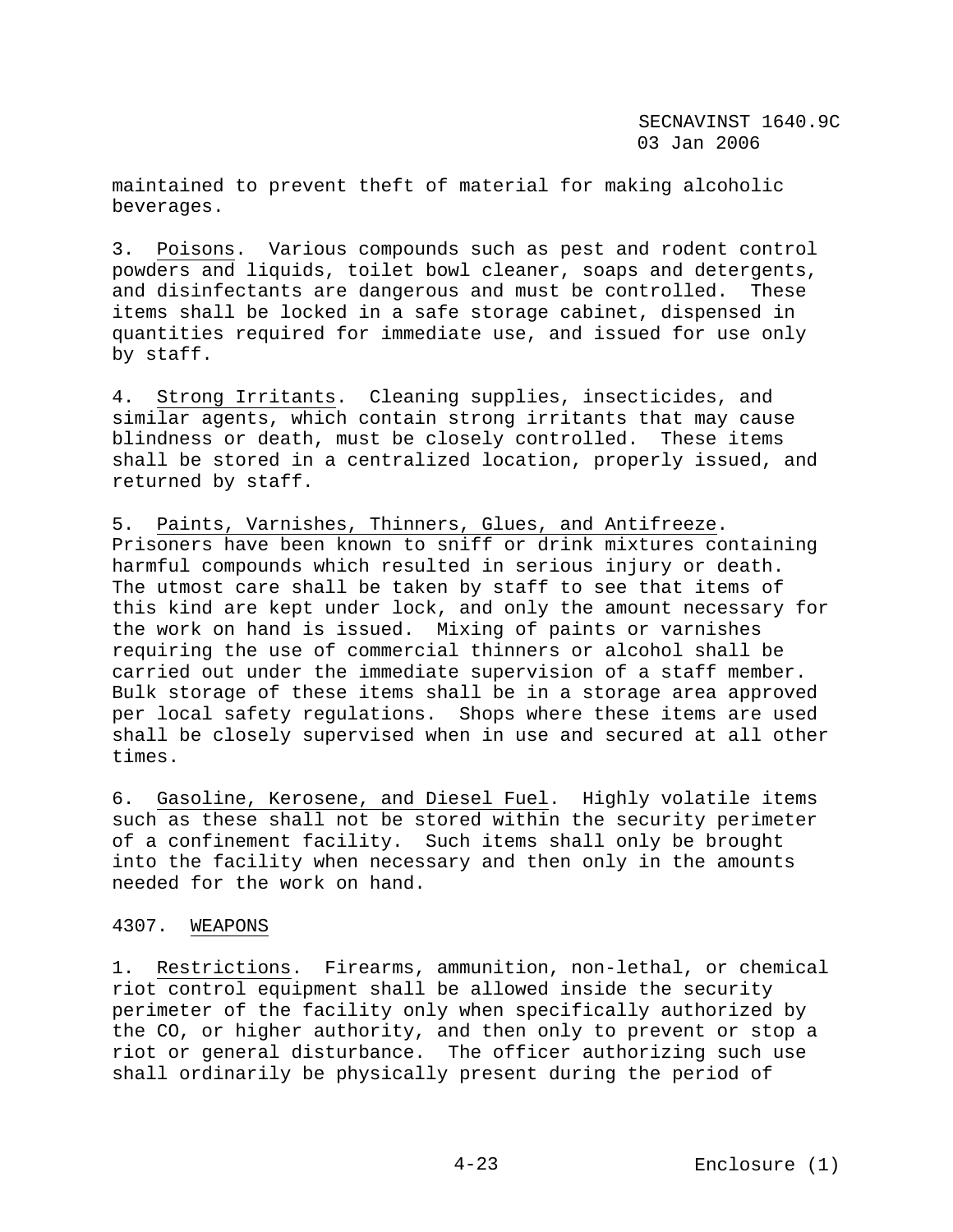maintained to prevent theft of material for making alcoholic beverages.

3. Poisons. Various compounds such as pest and rodent control powders and liquids, toilet bowl cleaner, soaps and detergents, and disinfectants are dangerous and must be controlled. These items shall be locked in a safe storage cabinet, dispensed in quantities required for immediate use, and issued for use only by staff.

4. Strong Irritants. Cleaning supplies, insecticides, and similar agents, which contain strong irritants that may cause blindness or death, must be closely controlled. These items shall be stored in a centralized location, properly issued, and returned by staff.

5. Paints, Varnishes, Thinners, Glues, and Antifreeze. Prisoners have been known to sniff or drink mixtures containing harmful compounds which resulted in serious injury or death. The utmost care shall be taken by staff to see that items of this kind are kept under lock, and only the amount necessary for the work on hand is issued. Mixing of paints or varnishes requiring the use of commercial thinners or alcohol shall be carried out under the immediate supervision of a staff member. Bulk storage of these items shall be in a storage area approved per local safety regulations. Shops where these items are used shall be closely supervised when in use and secured at all other times.

6. Gasoline, Kerosene, and Diesel Fuel. Highly volatile items such as these shall not be stored within the security perimeter of a confinement facility. Such items shall only be brought into the facility when necessary and then only in the amounts needed for the work on hand.

## 4307. WEAPONS

1. Restrictions. Firearms, ammunition, non-lethal, or chemical riot control equipment shall be allowed inside the security perimeter of the facility only when specifically authorized by the CO, or higher authority, and then only to prevent or stop a riot or general disturbance. The officer authorizing such use shall ordinarily be physically present during the period of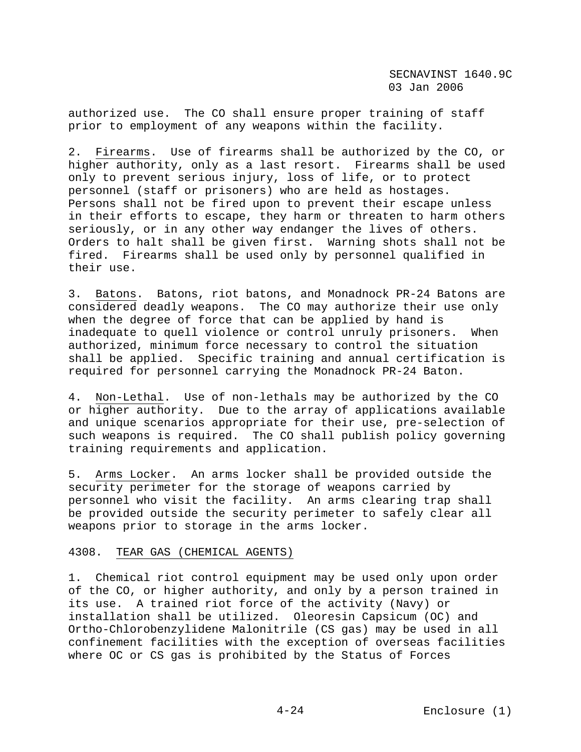authorized use. The CO shall ensure proper training of staff prior to employment of any weapons within the facility.

2. Firearms. Use of firearms shall be authorized by the CO, or higher authority, only as a last resort. Firearms shall be used only to prevent serious injury, loss of life, or to protect personnel (staff or prisoners) who are held as hostages. Persons shall not be fired upon to prevent their escape unless in their efforts to escape, they harm or threaten to harm others seriously, or in any other way endanger the lives of others. Orders to halt shall be given first. Warning shots shall not be fired. Firearms shall be used only by personnel qualified in their use.

3. Batons. Batons, riot batons, and Monadnock PR-24 Batons are considered deadly weapons. The CO may authorize their use only when the degree of force that can be applied by hand is inadequate to quell violence or control unruly prisoners. When authorized, minimum force necessary to control the situation shall be applied. Specific training and annual certification is required for personnel carrying the Monadnock PR-24 Baton.

4. Non-Lethal. Use of non-lethals may be authorized by the CO or higher authority. Due to the array of applications available and unique scenarios appropriate for their use, pre-selection of such weapons is required. The CO shall publish policy governing training requirements and application.

5. Arms Locker. An arms locker shall be provided outside the security perimeter for the storage of weapons carried by personnel who visit the facility. An arms clearing trap shall be provided outside the security perimeter to safely clear all weapons prior to storage in the arms locker.

4308. TEAR GAS (CHEMICAL AGENTS)

1. Chemical riot control equipment may be used only upon order of the CO, or higher authority, and only by a person trained in its use. A trained riot force of the activity (Navy) or installation shall be utilized. Oleoresin Capsicum (OC) and Ortho-Chlorobenzylidene Malonitrile (CS gas) may be used in all confinement facilities with the exception of overseas facilities where OC or CS gas is prohibited by the Status of Forces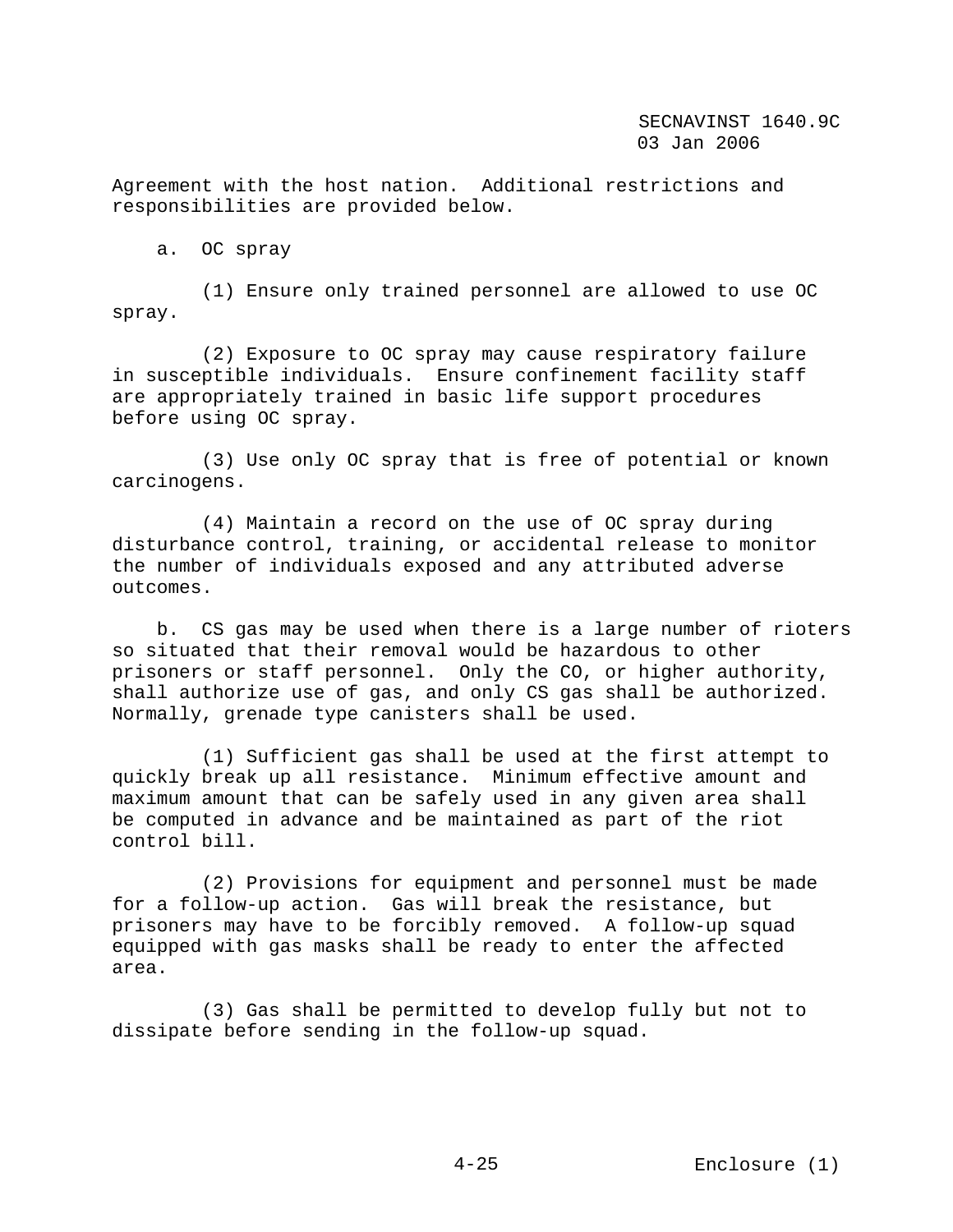Agreement with the host nation. Additional restrictions and responsibilities are provided below.

a. OC spray

(1) Ensure only trained personnel are allowed to use OC spray.

(2) Exposure to OC spray may cause respiratory failure in susceptible individuals. Ensure confinement facility staff are appropriately trained in basic life support procedures before using OC spray.

(3) Use only OC spray that is free of potential or known carcinogens.

(4) Maintain a record on the use of OC spray during disturbance control, training, or accidental release to monitor the number of individuals exposed and any attributed adverse outcomes.

b. CS gas may be used when there is a large number of rioters so situated that their removal would be hazardous to other prisoners or staff personnel. Only the CO, or higher authority, shall authorize use of gas, and only CS gas shall be authorized. Normally, grenade type canisters shall be used.

(1) Sufficient gas shall be used at the first attempt to quickly break up all resistance. Minimum effective amount and maximum amount that can be safely used in any given area shall be computed in advance and be maintained as part of the riot control bill.

(2) Provisions for equipment and personnel must be made for a follow-up action. Gas will break the resistance, but prisoners may have to be forcibly removed. A follow-up squad equipped with gas masks shall be ready to enter the affected area.

(3) Gas shall be permitted to develop fully but not to dissipate before sending in the follow-up squad.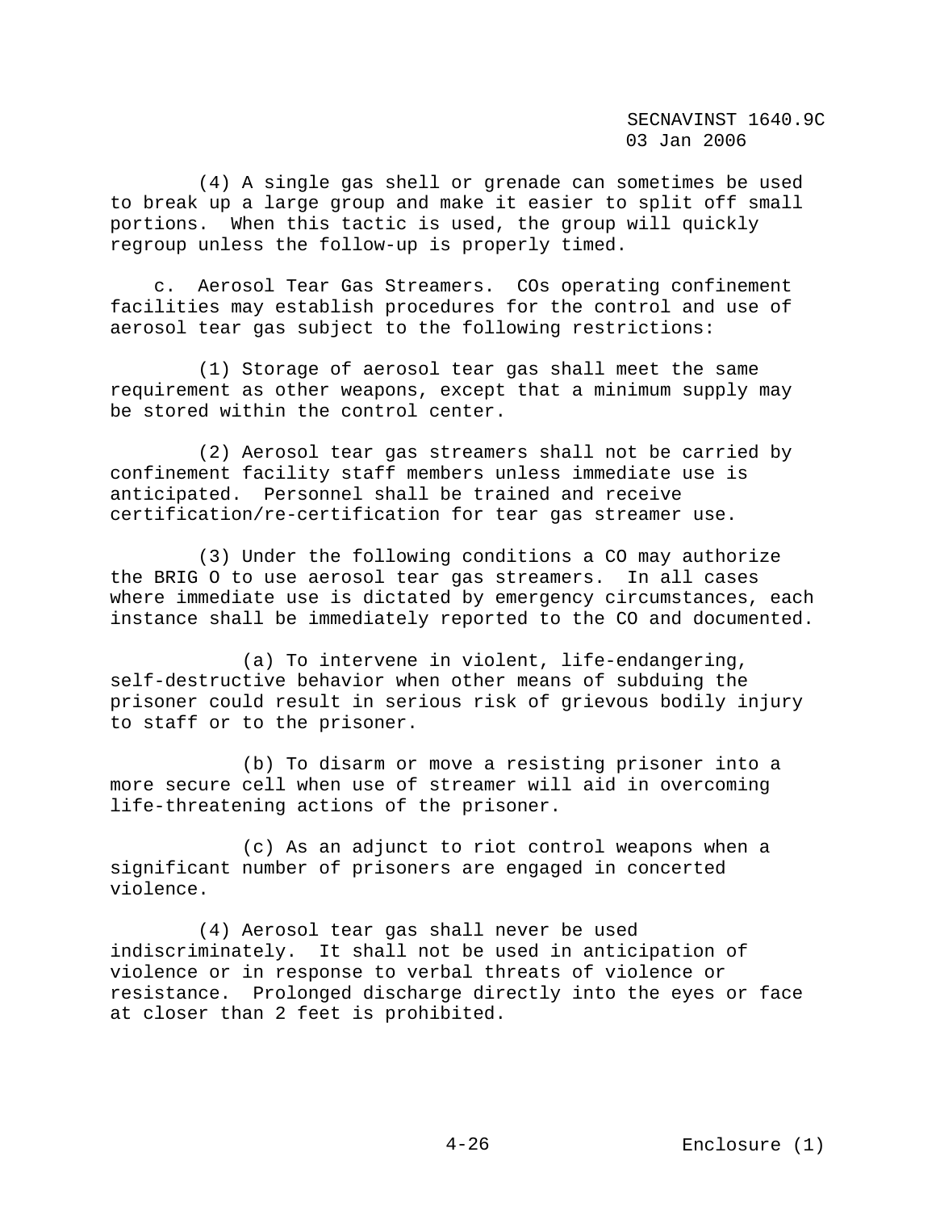(4) A single gas shell or grenade can sometimes be used to break up a large group and make it easier to split off small portions. When this tactic is used, the group will quickly regroup unless the follow-up is properly timed.

c. Aerosol Tear Gas Streamers. COs operating confinement facilities may establish procedures for the control and use of aerosol tear gas subject to the following restrictions:

(1) Storage of aerosol tear gas shall meet the same requirement as other weapons, except that a minimum supply may be stored within the control center.

(2) Aerosol tear gas streamers shall not be carried by confinement facility staff members unless immediate use is anticipated. Personnel shall be trained and receive certification/re-certification for tear gas streamer use.

(3) Under the following conditions a CO may authorize the BRIG O to use aerosol tear gas streamers. In all cases where immediate use is dictated by emergency circumstances, each instance shall be immediately reported to the CO and documented.

(a) To intervene in violent, life-endangering, self-destructive behavior when other means of subduing the prisoner could result in serious risk of grievous bodily injury to staff or to the prisoner.

(b) To disarm or move a resisting prisoner into a more secure cell when use of streamer will aid in overcoming life-threatening actions of the prisoner.

(c) As an adjunct to riot control weapons when a significant number of prisoners are engaged in concerted violence.

(4) Aerosol tear gas shall never be used indiscriminately. It shall not be used in anticipation of violence or in response to verbal threats of violence or resistance. Prolonged discharge directly into the eyes or face at closer than 2 feet is prohibited.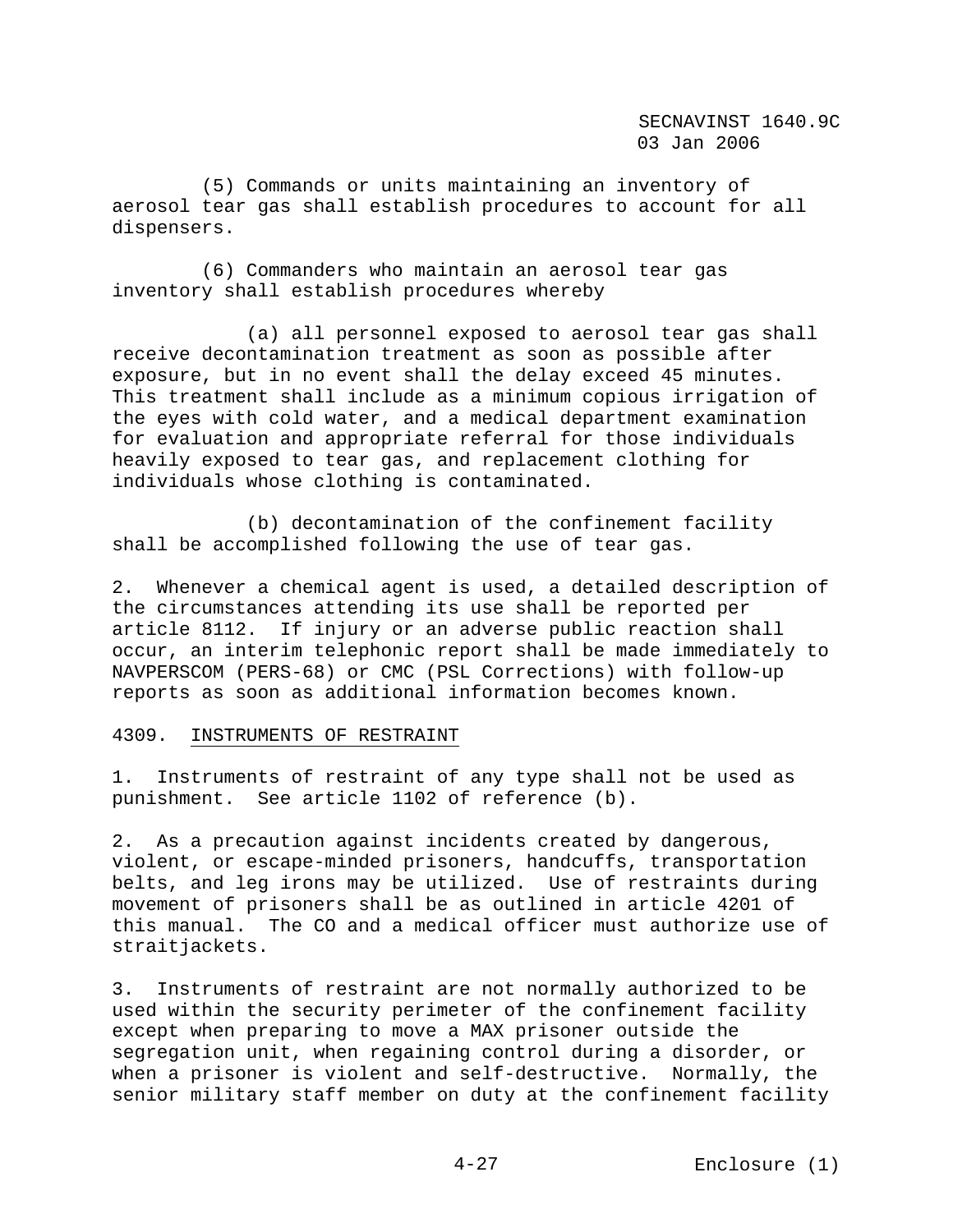(5) Commands or units maintaining an inventory of aerosol tear gas shall establish procedures to account for all dispensers.

(6) Commanders who maintain an aerosol tear gas inventory shall establish procedures whereby

(a) all personnel exposed to aerosol tear gas shall receive decontamination treatment as soon as possible after exposure, but in no event shall the delay exceed 45 minutes. This treatment shall include as a minimum copious irrigation of the eyes with cold water, and a medical department examination for evaluation and appropriate referral for those individuals heavily exposed to tear gas, and replacement clothing for individuals whose clothing is contaminated.

(b) decontamination of the confinement facility shall be accomplished following the use of tear gas.

2. Whenever a chemical agent is used, a detailed description of the circumstances attending its use shall be reported per article 8112. If injury or an adverse public reaction shall occur, an interim telephonic report shall be made immediately to NAVPERSCOM (PERS-68) or CMC (PSL Corrections) with follow-up reports as soon as additional information becomes known.

4309. INSTRUMENTS OF RESTRAINT

1. Instruments of restraint of any type shall not be used as punishment. See article 1102 of reference (b).

2. As a precaution against incidents created by dangerous, violent, or escape-minded prisoners, handcuffs, transportation belts, and leg irons may be utilized. Use of restraints during movement of prisoners shall be as outlined in article 4201 of this manual. The CO and a medical officer must authorize use of straitjackets.

3. Instruments of restraint are not normally authorized to be used within the security perimeter of the confinement facility except when preparing to move a MAX prisoner outside the segregation unit, when regaining control during a disorder, or when a prisoner is violent and self-destructive. Normally, the senior military staff member on duty at the confinement facility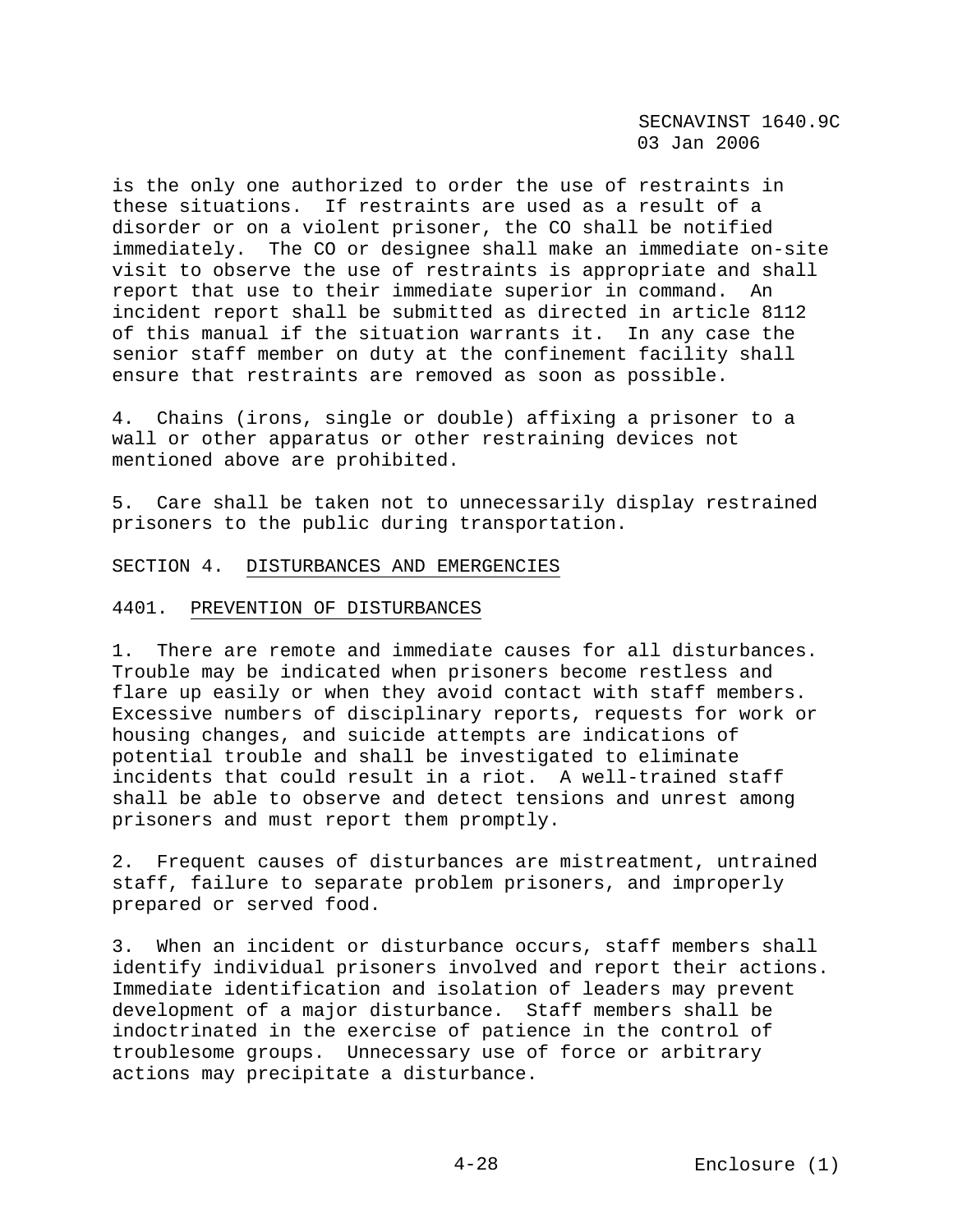is the only one authorized to order the use of restraints in these situations. If restraints are used as a result of a disorder or on a violent prisoner, the CO shall be notified immediately. The CO or designee shall make an immediate on-site visit to observe the use of restraints is appropriate and shall report that use to their immediate superior in command. An incident report shall be submitted as directed in article 8112 of this manual if the situation warrants it. In any case the senior staff member on duty at the confinement facility shall ensure that restraints are removed as soon as possible.

4. Chains (irons, single or double) affixing a prisoner to a wall or other apparatus or other restraining devices not mentioned above are prohibited.

5. Care shall be taken not to unnecessarily display restrained prisoners to the public during transportation.

## SECTION 4. DISTURBANCES AND EMERGENCIES

### 4401. PREVENTION OF DISTURBANCES

1. There are remote and immediate causes for all disturbances. Trouble may be indicated when prisoners become restless and flare up easily or when they avoid contact with staff members. Excessive numbers of disciplinary reports, requests for work or housing changes, and suicide attempts are indications of potential trouble and shall be investigated to eliminate incidents that could result in a riot. A well-trained staff shall be able to observe and detect tensions and unrest among prisoners and must report them promptly.

2. Frequent causes of disturbances are mistreatment, untrained staff, failure to separate problem prisoners, and improperly prepared or served food.

3. When an incident or disturbance occurs, staff members shall identify individual prisoners involved and report their actions. Immediate identification and isolation of leaders may prevent development of a major disturbance. Staff members shall be indoctrinated in the exercise of patience in the control of troublesome groups. Unnecessary use of force or arbitrary actions may precipitate a disturbance.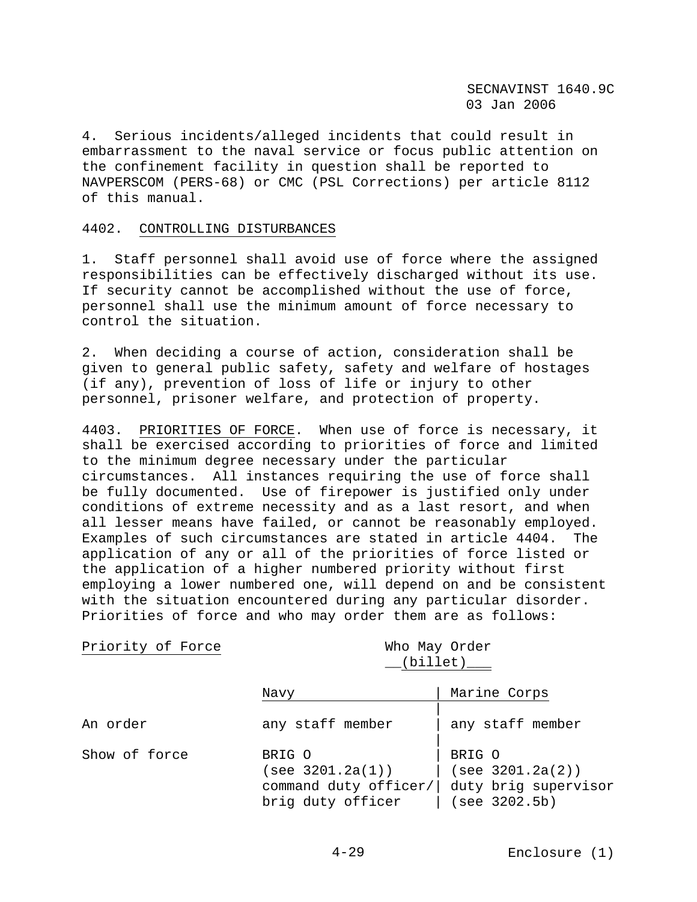4. Serious incidents/alleged incidents that could result in embarrassment to the naval service or focus public attention on the confinement facility in question shall be reported to NAVPERSCOM (PERS-68) or CMC (PSL Corrections) per article 8112 of this manual.

4402. CONTROLLING DISTURBANCES

1. Staff personnel shall avoid use of force where the assigned responsibilities can be effectively discharged without its use. If security cannot be accomplished without the use of force, personnel shall use the minimum amount of force necessary to control the situation.

2. When deciding a course of action, consideration shall be given to general public safety, safety and welfare of hostages (if any), prevention of loss of life or injury to other personnel, prisoner welfare, and protection of property.

4403. PRIORITIES OF FORCE. When use of force is necessary, it shall be exercised according to priorities of force and limited to the minimum degree necessary under the particular circumstances. All instances requiring the use of force shall be fully documented. Use of firepower is justified only under conditions of extreme necessity and as a last resort, and when all lesser means have failed, or cannot be reasonably employed. Examples of such circumstances are stated in article 4404. The application of any or all of the priorities of force listed or the application of a higher numbered priority without first employing a lower numbered one, will depend on and be consistent with the situation encountered during any particular disorder. Priorities of force and who may order them are as follows:

| Priority of Force | Who May Order (billet) | |
|---|---|---|
| | Navy | Marine Corps |
| An order | any staff member | any staff member |
| Show of force | BRIG O (see 3201.2a(1)) command duty officer/ brig duty officer | BRIG O (see 3201.2a(2)) duty brig supervisor (see 3202.5b) |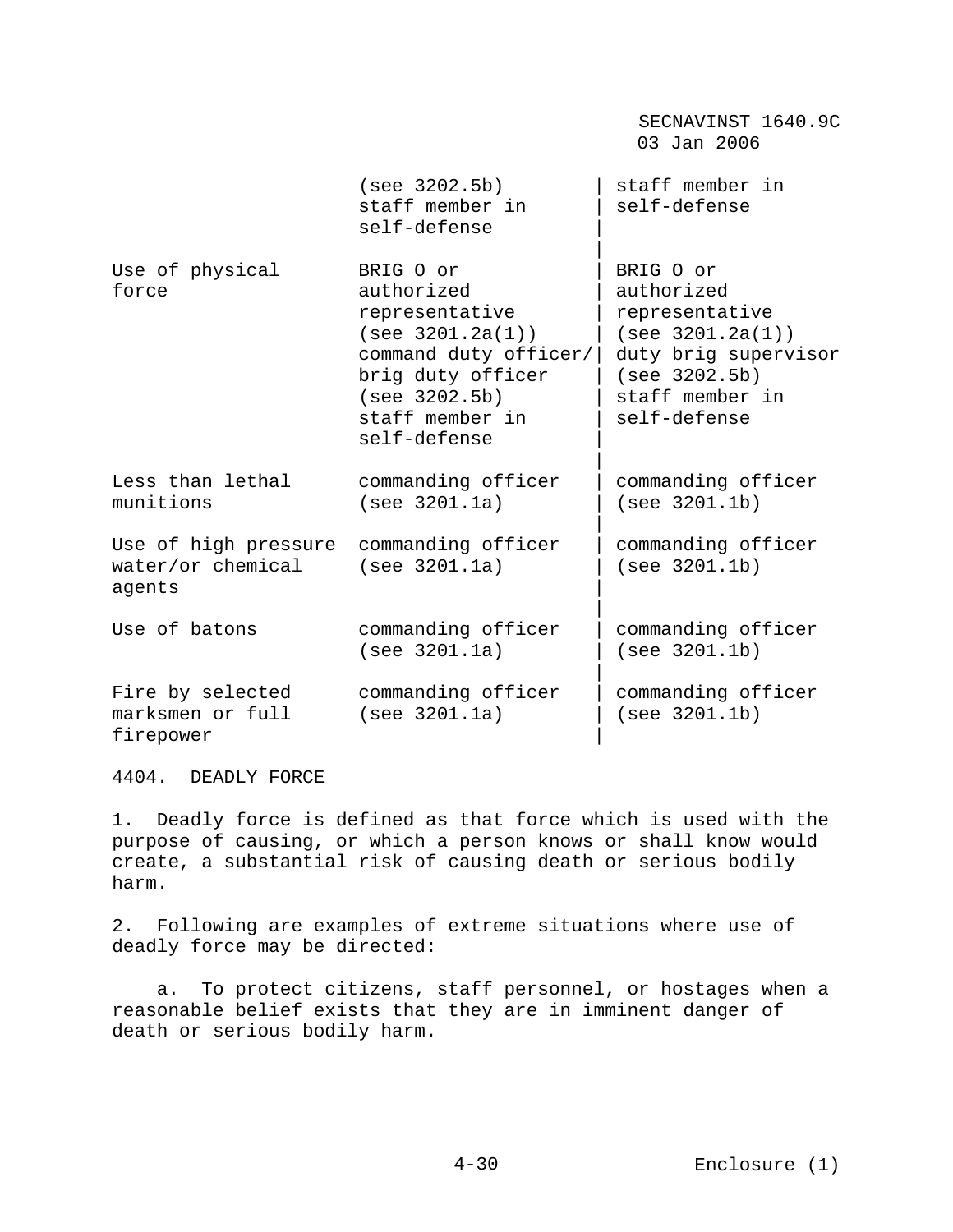| | | |
|---|---|---|
| | (see 3202.5b) staff member in self-defense | staff member in self-defense |
| Use of physical force | BRIG O or authorized representative (see 3201.2a(1)) command duty officer/ brig duty officer (see 3202.5b) staff member in self-defense | BRIG O or authorized representative (see 3201.2a(1)) duty brig supervisor (see 3202.5b) staff member in self-defense |
| Less than lethal munitions | commanding officer (see 3201.1a) | commanding officer (see 3201.1b) |
| Use of high pressure water/or chemical agents | commanding officer (see 3201.1a) | commanding officer (see 3201.1b) |
| Use of batons | commanding officer (see 3201.1a) | commanding officer (see 3201.1b) |
| Fire by selected marksmen or full firepower | commanding officer (see 3201.1a) | commanding officer (see 3201.1b) |

4404. DEADLY FORCE

1. Deadly force is defined as that force which is used with the purpose of causing, or which a person knows or shall know would create, a substantial risk of causing death or serious bodily harm.

2. Following are examples of extreme situations where use of deadly force may be directed:

a. To protect citizens, staff personnel, or hostages when a reasonable belief exists that they are in imminent danger of death or serious bodily harm.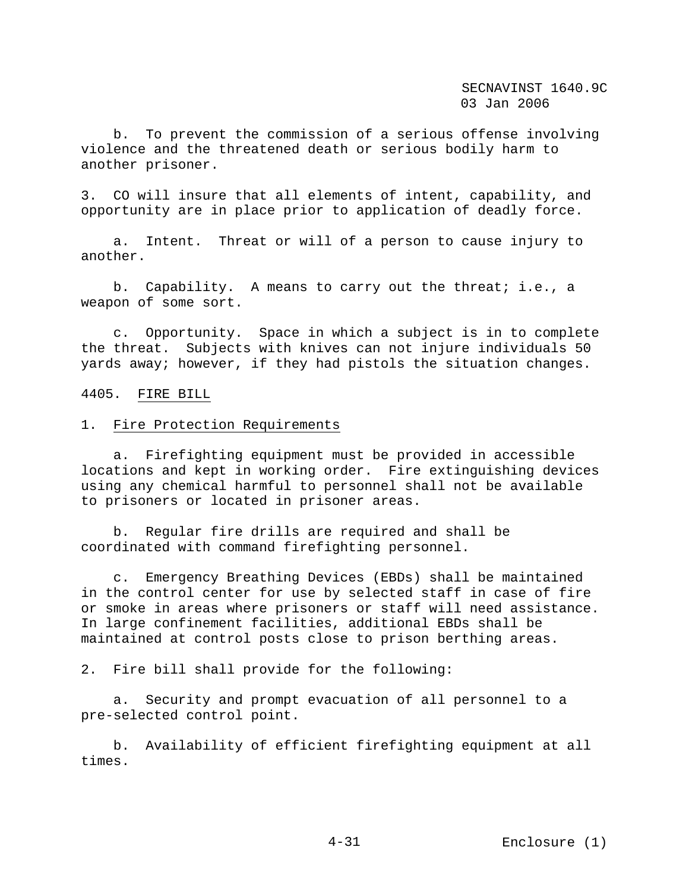b. To prevent the commission of a serious offense involving violence and the threatened death or serious bodily harm to another prisoner.

3. CO will insure that all elements of intent, capability, and opportunity are in place prior to application of deadly force.

a. Intent. Threat or will of a person to cause injury to another.

b. Capability. A means to carry out the threat; i.e., a weapon of some sort.

c. Opportunity. Space in which a subject is in to complete the threat. Subjects with knives can not injure individuals 50 yards away; however, if they had pistols the situation changes.

4405. FIRE BILL

1. Fire Protection Requirements

a. Firefighting equipment must be provided in accessible locations and kept in working order. Fire extinguishing devices using any chemical harmful to personnel shall not be available to prisoners or located in prisoner areas.

b. Regular fire drills are required and shall be coordinated with command firefighting personnel.

c. Emergency Breathing Devices (EBDs) shall be maintained in the control center for use by selected staff in case of fire or smoke in areas where prisoners or staff will need assistance. In large confinement facilities, additional EBDs shall be maintained at control posts close to prison berthing areas.

2. Fire bill shall provide for the following:

a. Security and prompt evacuation of all personnel to a pre-selected control point.

b. Availability of efficient firefighting equipment at all times.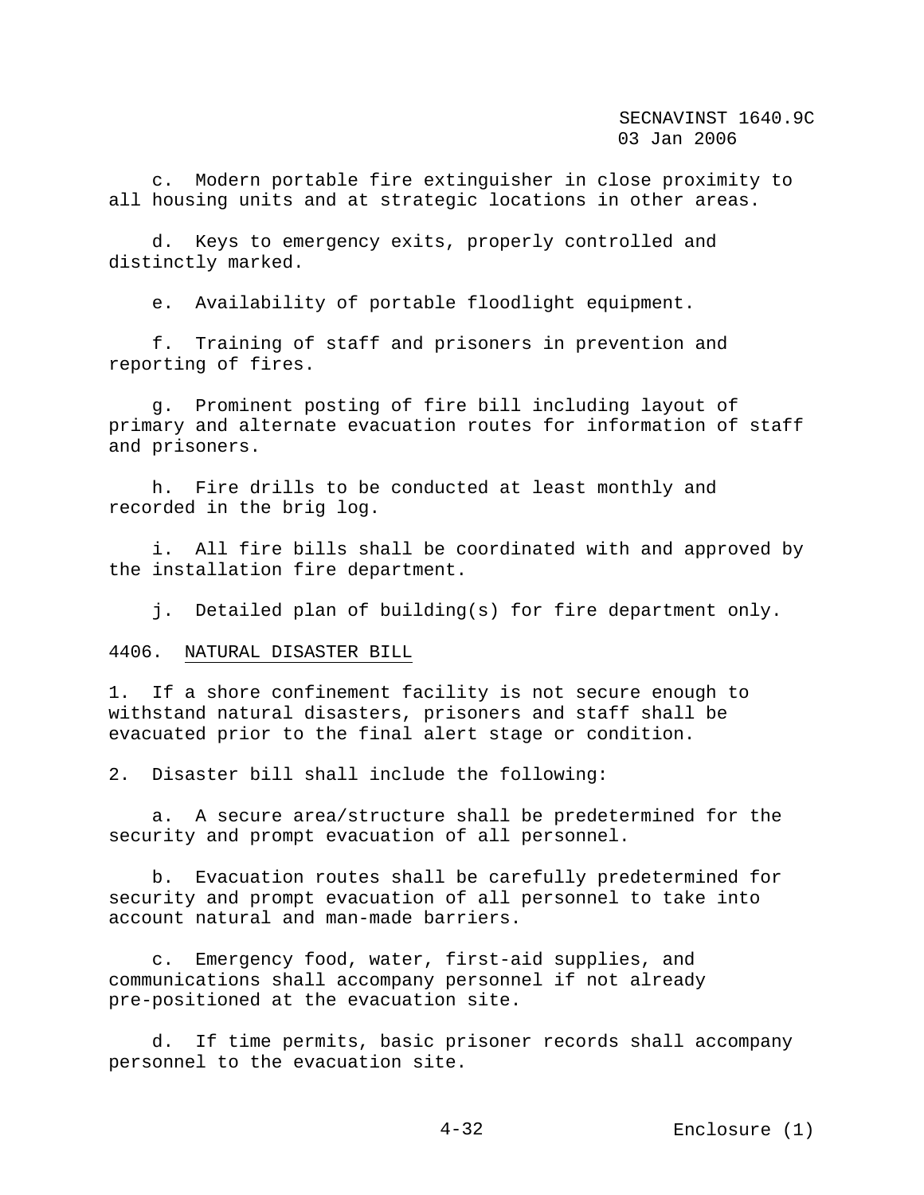c. Modern portable fire extinguisher in close proximity to all housing units and at strategic locations in other areas.

d. Keys to emergency exits, properly controlled and distinctly marked.

e. Availability of portable floodlight equipment.

f. Training of staff and prisoners in prevention and reporting of fires.

g. Prominent posting of fire bill including layout of primary and alternate evacuation routes for information of staff and prisoners.

h. Fire drills to be conducted at least monthly and recorded in the brig log.

i. All fire bills shall be coordinated with and approved by the installation fire department.

j. Detailed plan of building(s) for fire department only.

4406. NATURAL DISASTER BILL

1. If a shore confinement facility is not secure enough to withstand natural disasters, prisoners and staff shall be evacuated prior to the final alert stage or condition.

2. Disaster bill shall include the following:

a. A secure area/structure shall be predetermined for the security and prompt evacuation of all personnel.

b. Evacuation routes shall be carefully predetermined for security and prompt evacuation of all personnel to take into account natural and man-made barriers.

c. Emergency food, water, first-aid supplies, and communications shall accompany personnel if not already pre-positioned at the evacuation site.

d. If time permits, basic prisoner records shall accompany personnel to the evacuation site.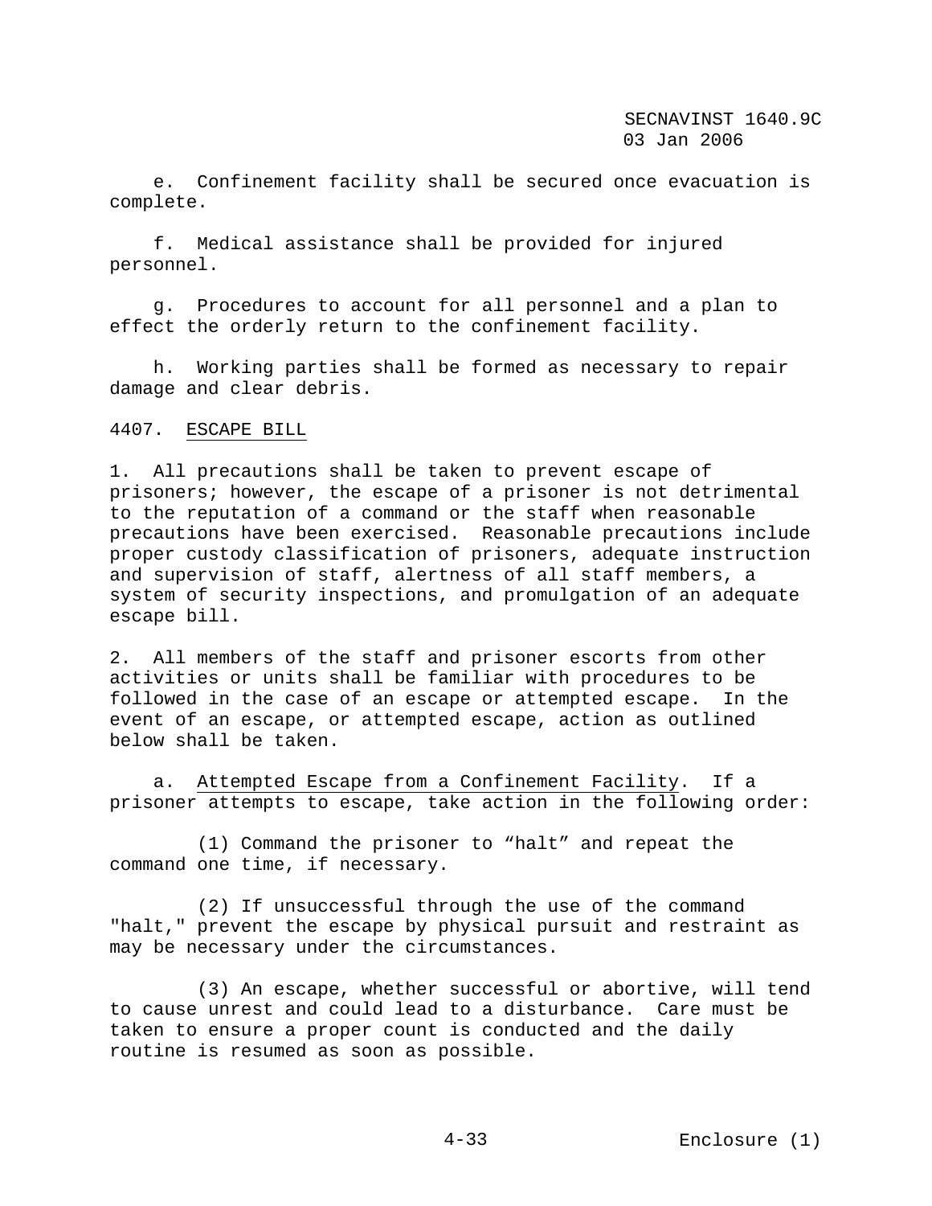e. Confinement facility shall be secured once evacuation is complete.

f. Medical assistance shall be provided for injured personnel.

g. Procedures to account for all personnel and a plan to effect the orderly return to the confinement facility.

h. Working parties shall be formed as necessary to repair damage and clear debris.

## 4407. ESCAPE BILL

1. All precautions shall be taken to prevent escape of prisoners; however, the escape of a prisoner is not detrimental to the reputation of a command or the staff when reasonable precautions have been exercised. Reasonable precautions include proper custody classification of prisoners, adequate instruction and supervision of staff, alertness of all staff members, a system of security inspections, and promulgation of an adequate escape bill.

2. All members of the staff and prisoner escorts from other activities or units shall be familiar with procedures to be followed in the case of an escape or attempted escape. In the event of an escape, or attempted escape, action as outlined below shall be taken.

a. Attempted Escape from a Confinement Facility. If a prisoner attempts to escape, take action in the following order:

(1) Command the prisoner to “halt” and repeat the command one time, if necessary.

(2) If unsuccessful through the use of the command "halt," prevent the escape by physical pursuit and restraint as may be necessary under the circumstances.

(3) An escape, whether successful or abortive, will tend to cause unrest and could lead to a disturbance. Care must be taken to ensure a proper count is conducted and the daily routine is resumed as soon as possible.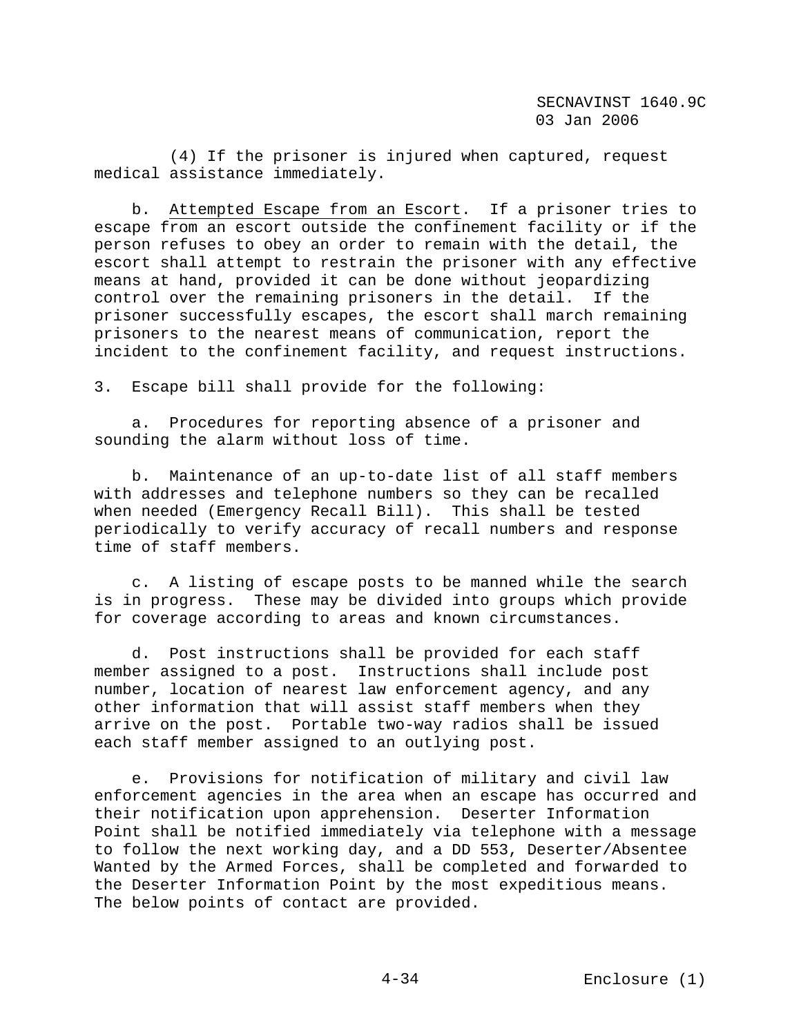(4) If the prisoner is injured when captured, request medical assistance immediately.

b. Attempted Escape from an Escort. If a prisoner tries to escape from an escort outside the confinement facility or if the person refuses to obey an order to remain with the detail, the escort shall attempt to restrain the prisoner with any effective means at hand, provided it can be done without jeopardizing control over the remaining prisoners in the detail. If the prisoner successfully escapes, the escort shall march remaining prisoners to the nearest means of communication, report the incident to the confinement facility, and request instructions.

3. Escape bill shall provide for the following:

a. Procedures for reporting absence of a prisoner and sounding the alarm without loss of time.

b. Maintenance of an up-to-date list of all staff members with addresses and telephone numbers so they can be recalled when needed (Emergency Recall Bill). This shall be tested periodically to verify accuracy of recall numbers and response time of staff members.

c. A listing of escape posts to be manned while the search is in progress. These may be divided into groups which provide for coverage according to areas and known circumstances.

d. Post instructions shall be provided for each staff member assigned to a post. Instructions shall include post number, location of nearest law enforcement agency, and any other information that will assist staff members when they arrive on the post. Portable two-way radios shall be issued each staff member assigned to an outlying post.

e. Provisions for notification of military and civil law enforcement agencies in the area when an escape has occurred and their notification upon apprehension. Deserter Information Point shall be notified immediately via telephone with a message to follow the next working day, and a DD 553, Deserter/Absentee Wanted by the Armed Forces, shall be completed and forwarded to the Deserter Information Point by the most expeditious means. The below points of contact are provided.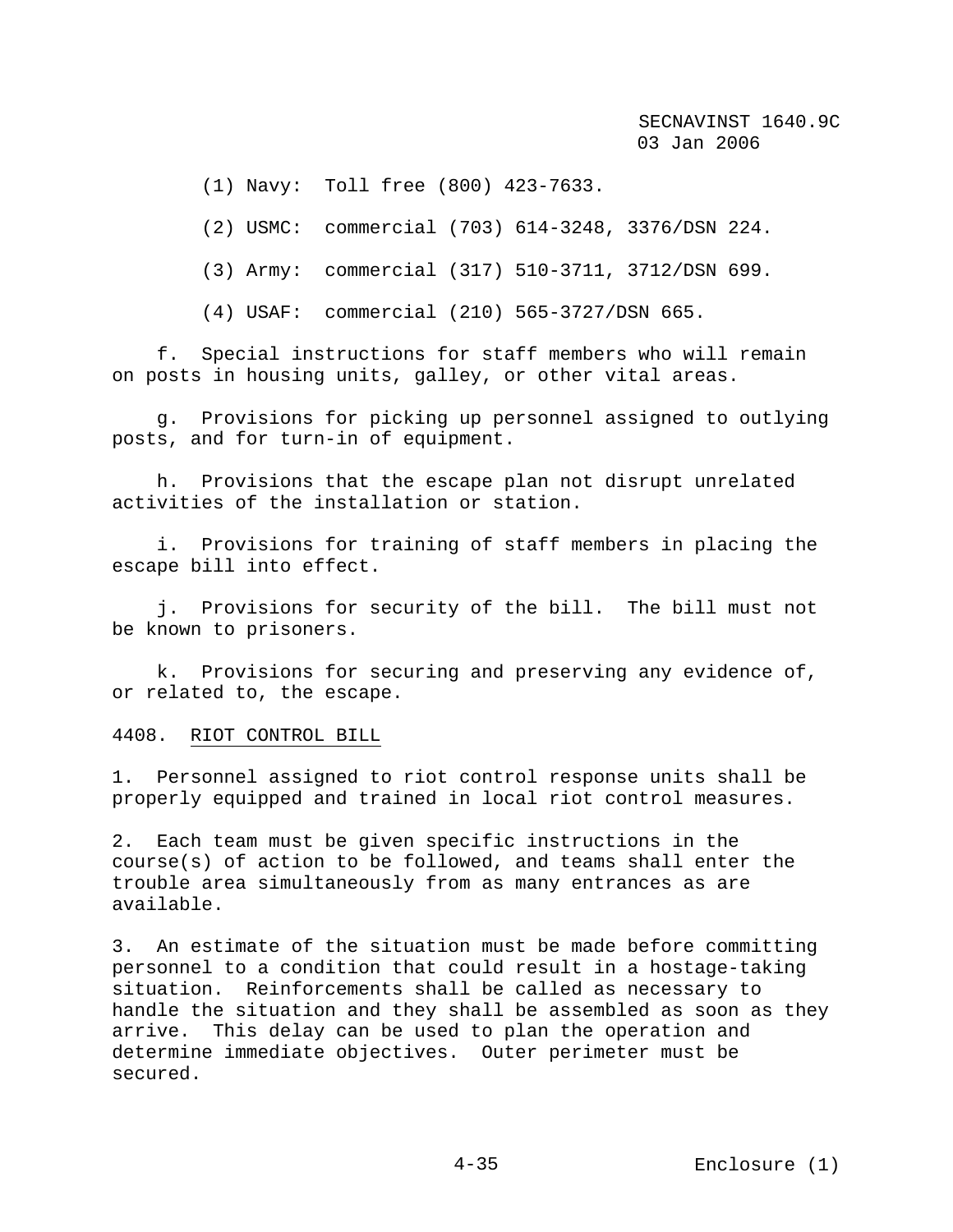(1) Navy: Toll free (800) 423-7633.

(2) USMC: commercial (703) 614-3248, 3376/DSN 224.

(3) Army: commercial (317) 510-3711, 3712/DSN 699.

(4) USAF: commercial (210) 565-3727/DSN 665.

f. Special instructions for staff members who will remain on posts in housing units, galley, or other vital areas.

g. Provisions for picking up personnel assigned to outlying posts, and for turn-in of equipment.

h. Provisions that the escape plan not disrupt unrelated activities of the installation or station.

i. Provisions for training of staff members in placing the escape bill into effect.

j. Provisions for security of the bill. The bill must not be known to prisoners.

k. Provisions for securing and preserving any evidence of, or related to, the escape.

4408. RIOT CONTROL BILL

1. Personnel assigned to riot control response units shall be properly equipped and trained in local riot control measures.

2. Each team must be given specific instructions in the course(s) of action to be followed, and teams shall enter the trouble area simultaneously from as many entrances as are available.

3. An estimate of the situation must be made before committing personnel to a condition that could result in a hostage-taking situation. Reinforcements shall be called as necessary to handle the situation and they shall be assembled as soon as they arrive. This delay can be used to plan the operation and determine immediate objectives. Outer perimeter must be secured.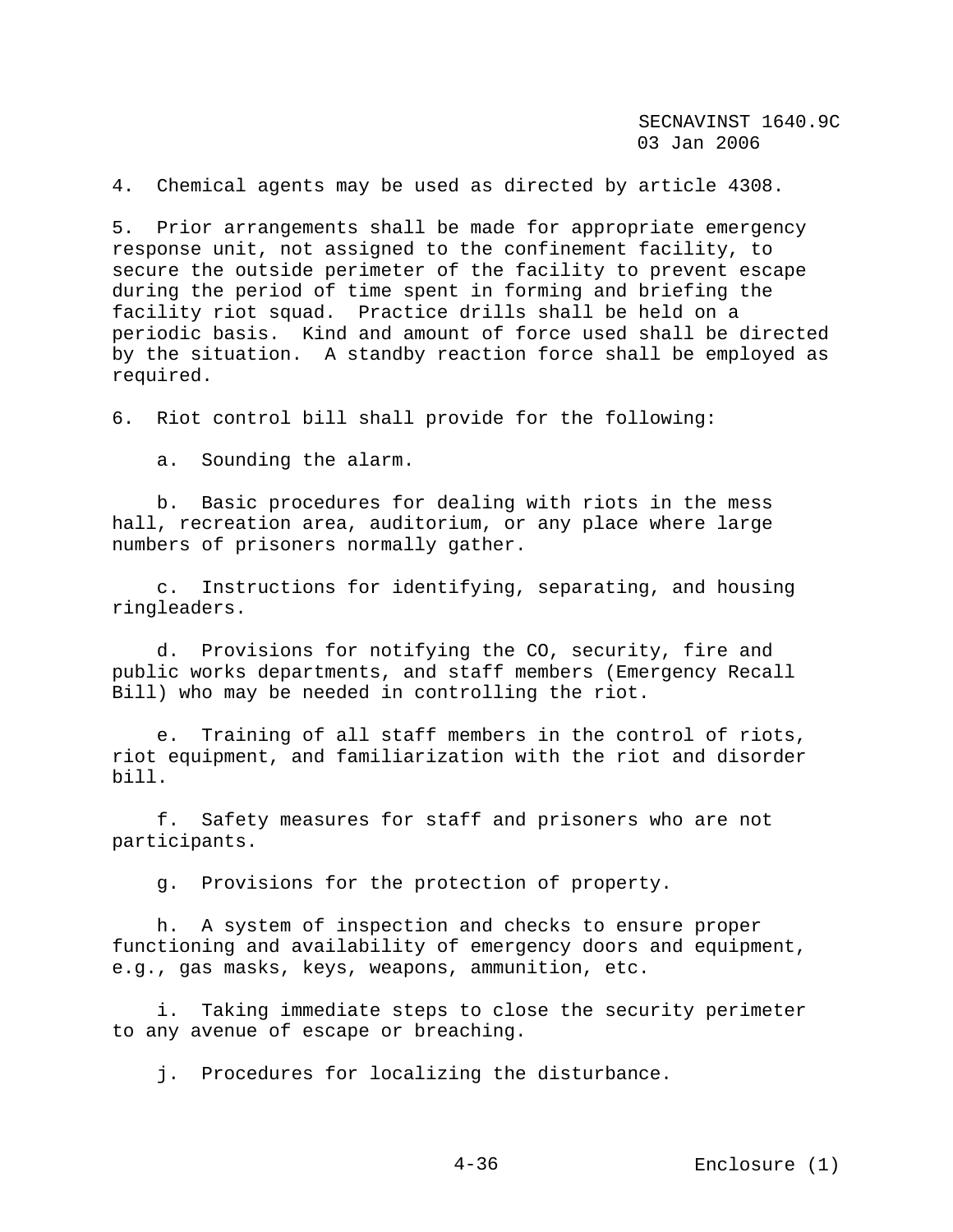4. Chemical agents may be used as directed by article 4308.

5. Prior arrangements shall be made for appropriate emergency response unit, not assigned to the confinement facility, to secure the outside perimeter of the facility to prevent escape during the period of time spent in forming and briefing the facility riot squad. Practice drills shall be held on a periodic basis. Kind and amount of force used shall be directed by the situation. A standby reaction force shall be employed as required.

6. Riot control bill shall provide for the following:

a. Sounding the alarm.

b. Basic procedures for dealing with riots in the mess hall, recreation area, auditorium, or any place where large numbers of prisoners normally gather.

c. Instructions for identifying, separating, and housing ringleaders.

d. Provisions for notifying the CO, security, fire and public works departments, and staff members (Emergency Recall Bill) who may be needed in controlling the riot.

e. Training of all staff members in the control of riots, riot equipment, and familiarization with the riot and disorder bill.

f. Safety measures for staff and prisoners who are not participants.

g. Provisions for the protection of property.

h. A system of inspection and checks to ensure proper functioning and availability of emergency doors and equipment, e.g., gas masks, keys, weapons, ammunition, etc.

i. Taking immediate steps to close the security perimeter to any avenue of escape or breaching.

j. Procedures for localizing the disturbance.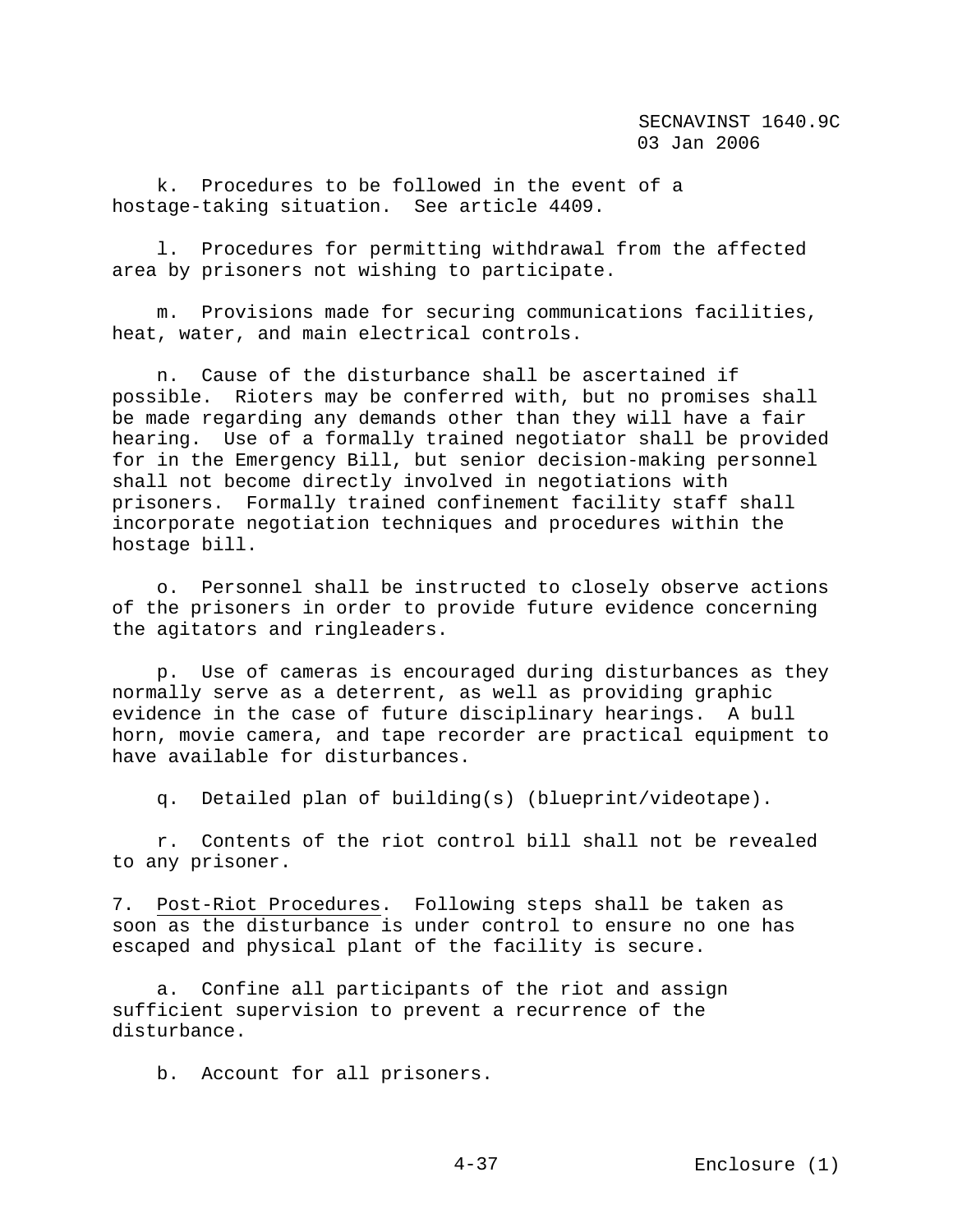k. Procedures to be followed in the event of a hostage-taking situation. See article 4409.

l. Procedures for permitting withdrawal from the affected area by prisoners not wishing to participate.

m. Provisions made for securing communications facilities, heat, water, and main electrical controls.

n. Cause of the disturbance shall be ascertained if possible. Rioters may be conferred with, but no promises shall be made regarding any demands other than they will have a fair hearing. Use of a formally trained negotiator shall be provided for in the Emergency Bill, but senior decision-making personnel shall not become directly involved in negotiations with prisoners. Formally trained confinement facility staff shall incorporate negotiation techniques and procedures within the hostage bill.

o. Personnel shall be instructed to closely observe actions of the prisoners in order to provide future evidence concerning the agitators and ringleaders.

p. Use of cameras is encouraged during disturbances as they normally serve as a deterrent, as well as providing graphic evidence in the case of future disciplinary hearings. A bull horn, movie camera, and tape recorder are practical equipment to have available for disturbances.

q. Detailed plan of building(s) (blueprint/videotape).

r. Contents of the riot control bill shall not be revealed to any prisoner.

7. Post-Riot Procedures. Following steps shall be taken as soon as the disturbance is under control to ensure no one has escaped and physical plant of the facility is secure.

a. Confine all participants of the riot and assign sufficient supervision to prevent a recurrence of the disturbance.

b. Account for all prisoners.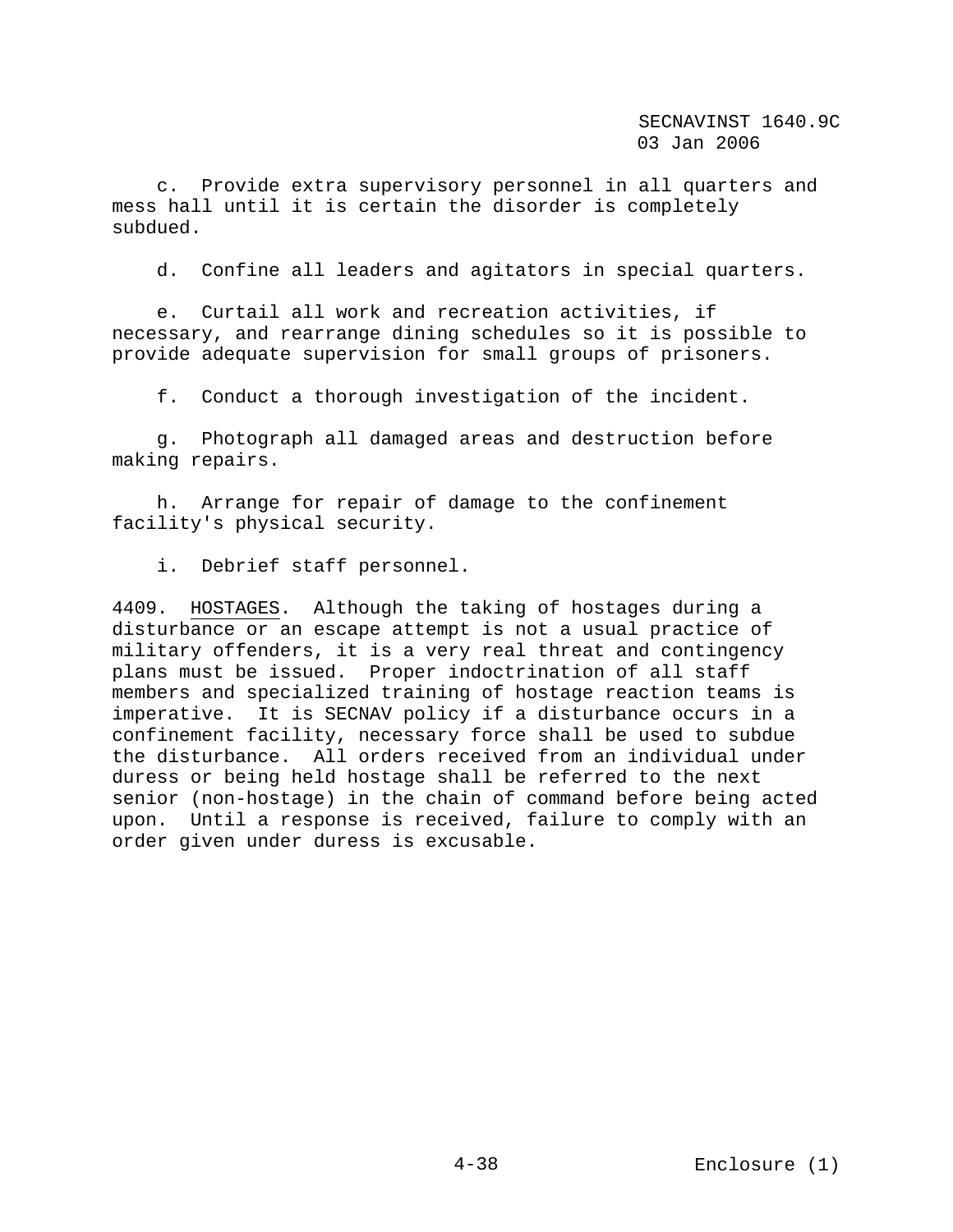c. Provide extra supervisory personnel in all quarters and mess hall until it is certain the disorder is completely subdued.

d. Confine all leaders and agitators in special quarters.

e. Curtail all work and recreation activities, if necessary, and rearrange dining schedules so it is possible to provide adequate supervision for small groups of prisoners.

f. Conduct a thorough investigation of the incident.

g. Photograph all damaged areas and destruction before making repairs.

h. Arrange for repair of damage to the confinement facility's physical security.

i. Debrief staff personnel.

4409. HOSTAGES. Although the taking of hostages during a disturbance or an escape attempt is not a usual practice of military offenders, it is a very real threat and contingency plans must be issued. Proper indoctrination of all staff members and specialized training of hostage reaction teams is imperative. It is SECNAV policy if a disturbance occurs in a confinement facility, necessary force shall be used to subdue the disturbance. All orders received from an individual under duress or being held hostage shall be referred to the next senior (non-hostage) in the chain of command before being acted upon. Until a response is received, failure to comply with an order given under duress is excusable.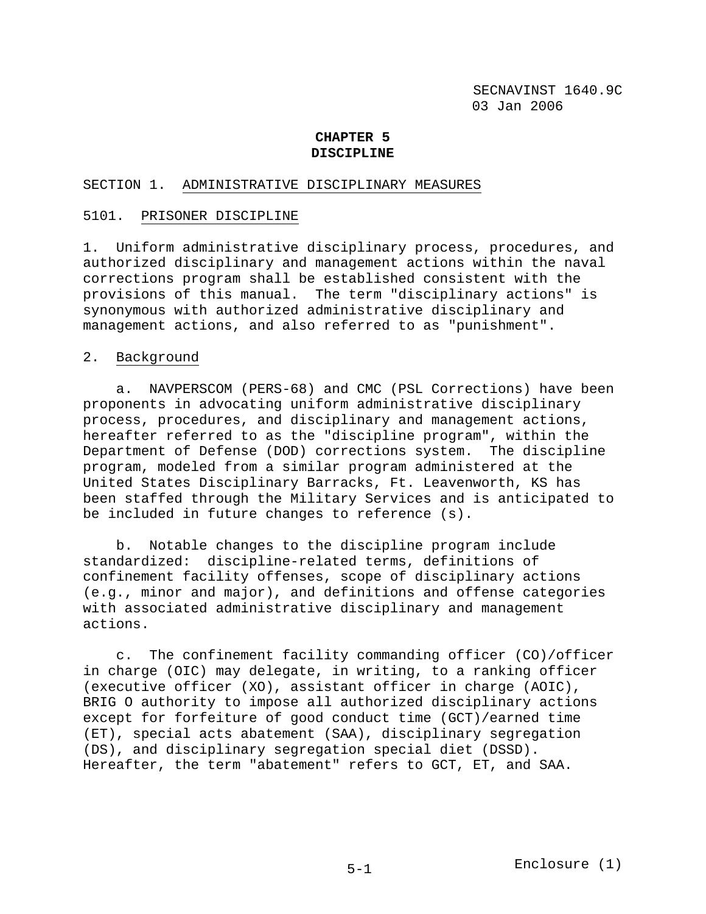# CHAPTER 5
# DISCIPLINE

## SECTION 1. ADMINISTRATIVE DISCIPLINARY MEASURES

### 5101. PRISONER DISCIPLINE

1. Uniform administrative disciplinary process, procedures, and authorized disciplinary and management actions within the naval corrections program shall be established consistent with the provisions of this manual. The term "disciplinary actions" is synonymous with authorized administrative disciplinary and management actions, and also referred to as "punishment".

2. Background

a. NAVPERSCOM (PERS-68) and CMC (PSL Corrections) have been proponents in advocating uniform administrative disciplinary process, procedures, and disciplinary and management actions, hereafter referred to as the "discipline program", within the Department of Defense (DOD) corrections system. The discipline program, modeled from a similar program administered at the United States Disciplinary Barracks, Ft. Leavenworth, KS has been staffed through the Military Services and is anticipated to be included in future changes to reference (s).

b. Notable changes to the discipline program include standardized: discipline-related terms, definitions of confinement facility offenses, scope of disciplinary actions (e.g., minor and major), and definitions and offense categories with associated administrative disciplinary and management actions.

c. The confinement facility commanding officer (CO)/officer in charge (OIC) may delegate, in writing, to a ranking officer (executive officer (XO), assistant officer in charge (AOIC), BRIG O authority to impose all authorized disciplinary actions except for forfeiture of good conduct time (GCT)/earned time (ET), special acts abatement (SAA), disciplinary segregation (DS), and disciplinary segregation special diet (DSSD). Hereafter, the term "abatement" refers to GCT, ET, and SAA.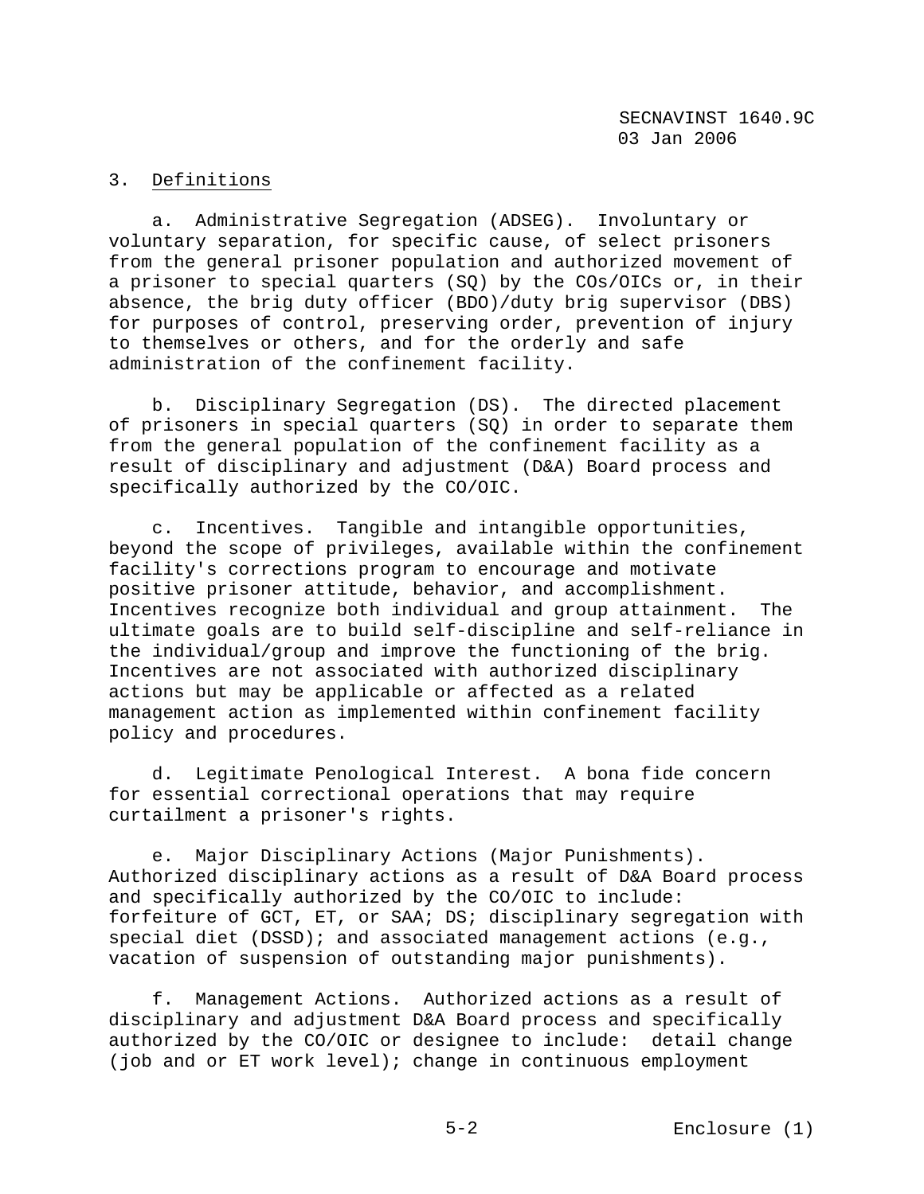3. Definitions

a. Administrative Segregation (ADSEG). Involuntary or voluntary separation, for specific cause, of select prisoners from the general prisoner population and authorized movement of a prisoner to special quarters (SQ) by the COs/OICs or, in their absence, the brig duty officer (BDO)/duty brig supervisor (DBS) for purposes of control, preserving order, prevention of injury to themselves or others, and for the orderly and safe administration of the confinement facility.

b. Disciplinary Segregation (DS). The directed placement of prisoners in special quarters (SQ) in order to separate them from the general population of the confinement facility as a result of disciplinary and adjustment (D&A) Board process and specifically authorized by the CO/OIC.

c. Incentives. Tangible and intangible opportunities, beyond the scope of privileges, available within the confinement facility's corrections program to encourage and motivate positive prisoner attitude, behavior, and accomplishment. Incentives recognize both individual and group attainment. The ultimate goals are to build self-discipline and self-reliance in the individual/group and improve the functioning of the brig. Incentives are not associated with authorized disciplinary actions but may be applicable or affected as a related management action as implemented within confinement facility policy and procedures.

d. Legitimate Penological Interest. A bona fide concern for essential correctional operations that may require curtailment a prisoner's rights.

e. Major Disciplinary Actions (Major Punishments). Authorized disciplinary actions as a result of D&A Board process and specifically authorized by the CO/OIC to include: forfeiture of GCT, ET, or SAA; DS; disciplinary segregation with special diet (DSSD); and associated management actions (e.g., vacation of suspension of outstanding major punishments).

f. Management Actions. Authorized actions as a result of disciplinary and adjustment D&A Board process and specifically authorized by the CO/OIC or designee to include: detail change (job and or ET work level); change in continuous employment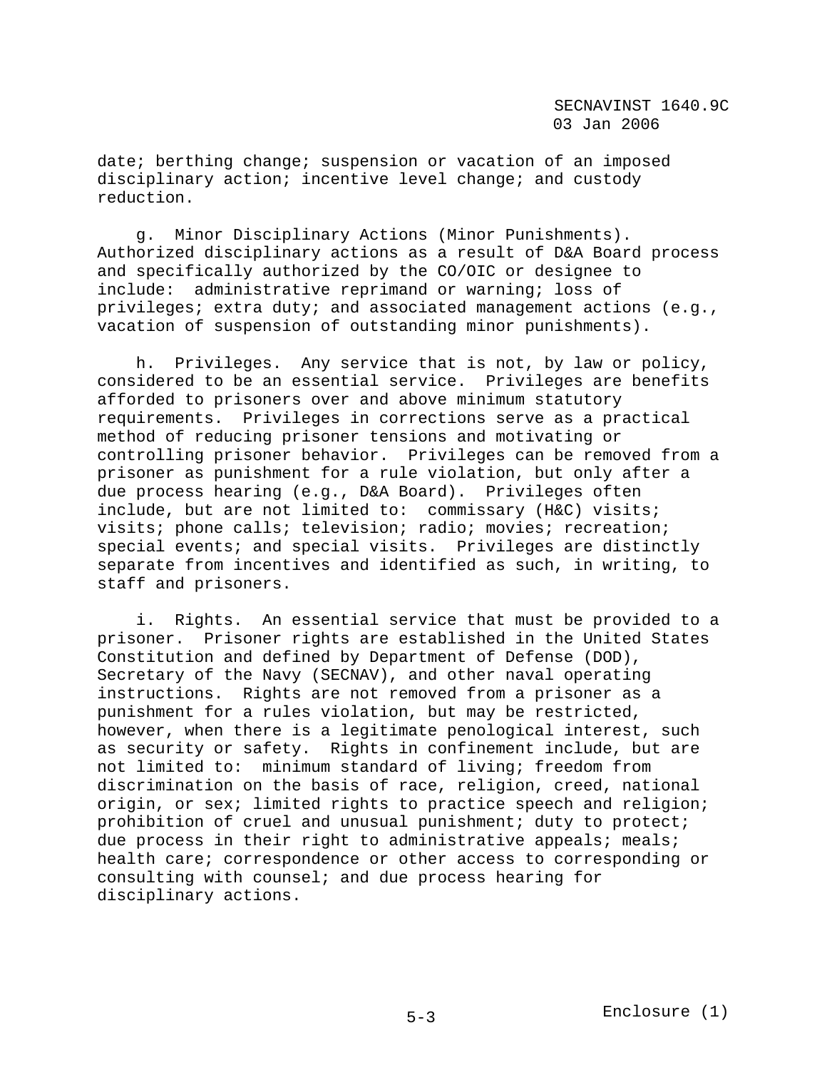date; berthing change; suspension or vacation of an imposed disciplinary action; incentive level change; and custody reduction.

g. Minor Disciplinary Actions (Minor Punishments). Authorized disciplinary actions as a result of D&A Board process and specifically authorized by the CO/OIC or designee to include: administrative reprimand or warning; loss of privileges; extra duty; and associated management actions (e.g., vacation of suspension of outstanding minor punishments).

h. Privileges. Any service that is not, by law or policy, considered to be an essential service. Privileges are benefits afforded to prisoners over and above minimum statutory requirements. Privileges in corrections serve as a practical method of reducing prisoner tensions and motivating or controlling prisoner behavior. Privileges can be removed from a prisoner as punishment for a rule violation, but only after a due process hearing (e.g., D&A Board). Privileges often include, but are not limited to: commissary (H&C) visits; visits; phone calls; television; radio; movies; recreation; special events; and special visits. Privileges are distinctly separate from incentives and identified as such, in writing, to staff and prisoners.

i. Rights. An essential service that must be provided to a prisoner. Prisoner rights are established in the United States Constitution and defined by Department of Defense (DOD), Secretary of the Navy (SECNAV), and other naval operating instructions. Rights are not removed from a prisoner as a punishment for a rules violation, but may be restricted, however, when there is a legitimate penological interest, such as security or safety. Rights in confinement include, but are not limited to: minimum standard of living; freedom from discrimination on the basis of race, religion, creed, national origin, or sex; limited rights to practice speech and religion; prohibition of cruel and unusual punishment; duty to protect; due process in their right to administrative appeals; meals; health care; correspondence or other access to corresponding or consulting with counsel; and due process hearing for disciplinary actions.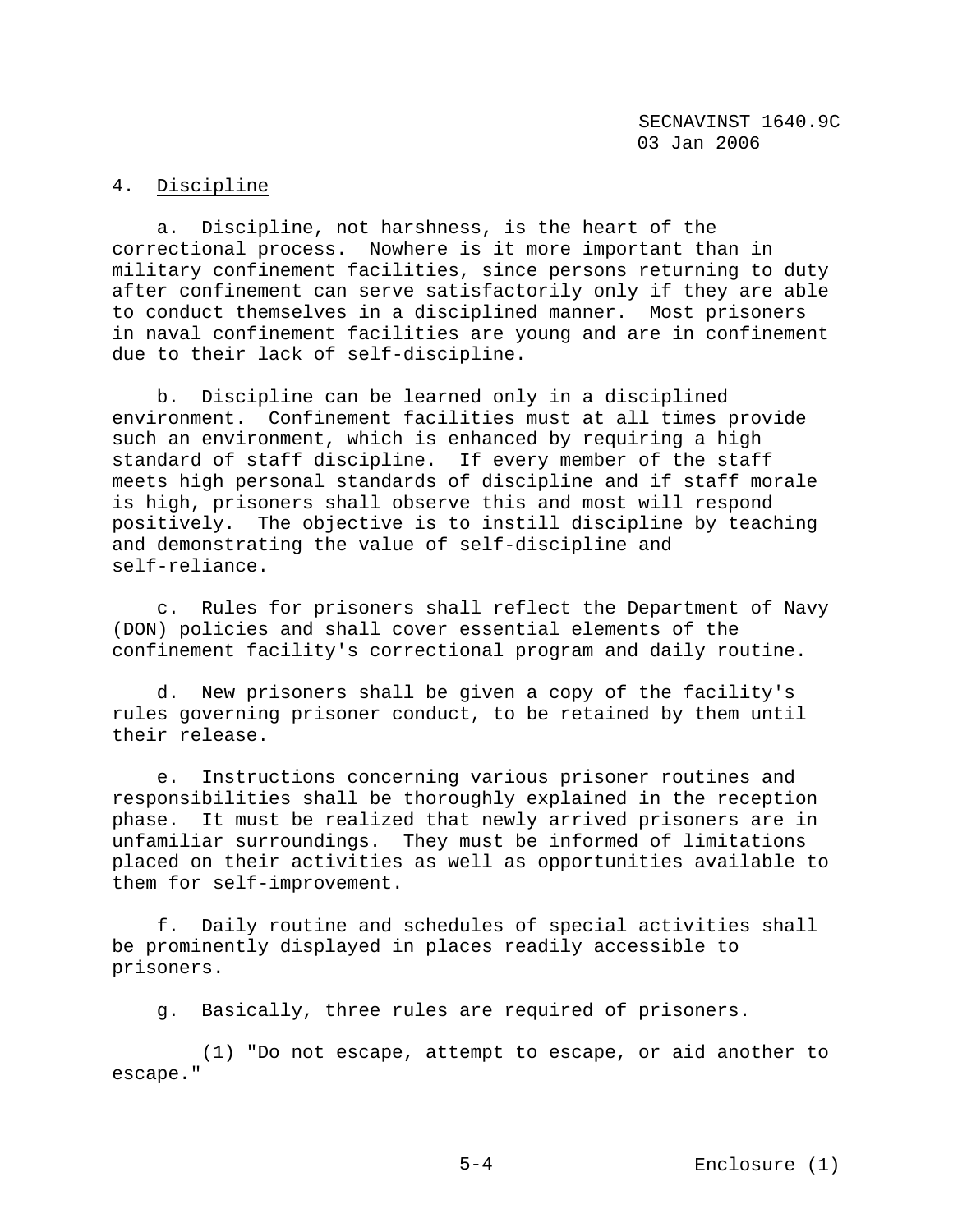4. Discipline

a. Discipline, not harshness, is the heart of the correctional process. Nowhere is it more important than in military confinement facilities, since persons returning to duty after confinement can serve satisfactorily only if they are able to conduct themselves in a disciplined manner. Most prisoners in naval confinement facilities are young and are in confinement due to their lack of self-discipline.

b. Discipline can be learned only in a disciplined environment. Confinement facilities must at all times provide such an environment, which is enhanced by requiring a high standard of staff discipline. If every member of the staff meets high personal standards of discipline and if staff morale is high, prisoners shall observe this and most will respond positively. The objective is to instill discipline by teaching and demonstrating the value of self-discipline and self-reliance.

c. Rules for prisoners shall reflect the Department of Navy (DON) policies and shall cover essential elements of the confinement facility's correctional program and daily routine.

d. New prisoners shall be given a copy of the facility's rules governing prisoner conduct, to be retained by them until their release.

e. Instructions concerning various prisoner routines and responsibilities shall be thoroughly explained in the reception phase. It must be realized that newly arrived prisoners are in unfamiliar surroundings. They must be informed of limitations placed on their activities as well as opportunities available to them for self-improvement.

f. Daily routine and schedules of special activities shall be prominently displayed in places readily accessible to prisoners.

g. Basically, three rules are required of prisoners.

(1) "Do not escape, attempt to escape, or aid another to escape."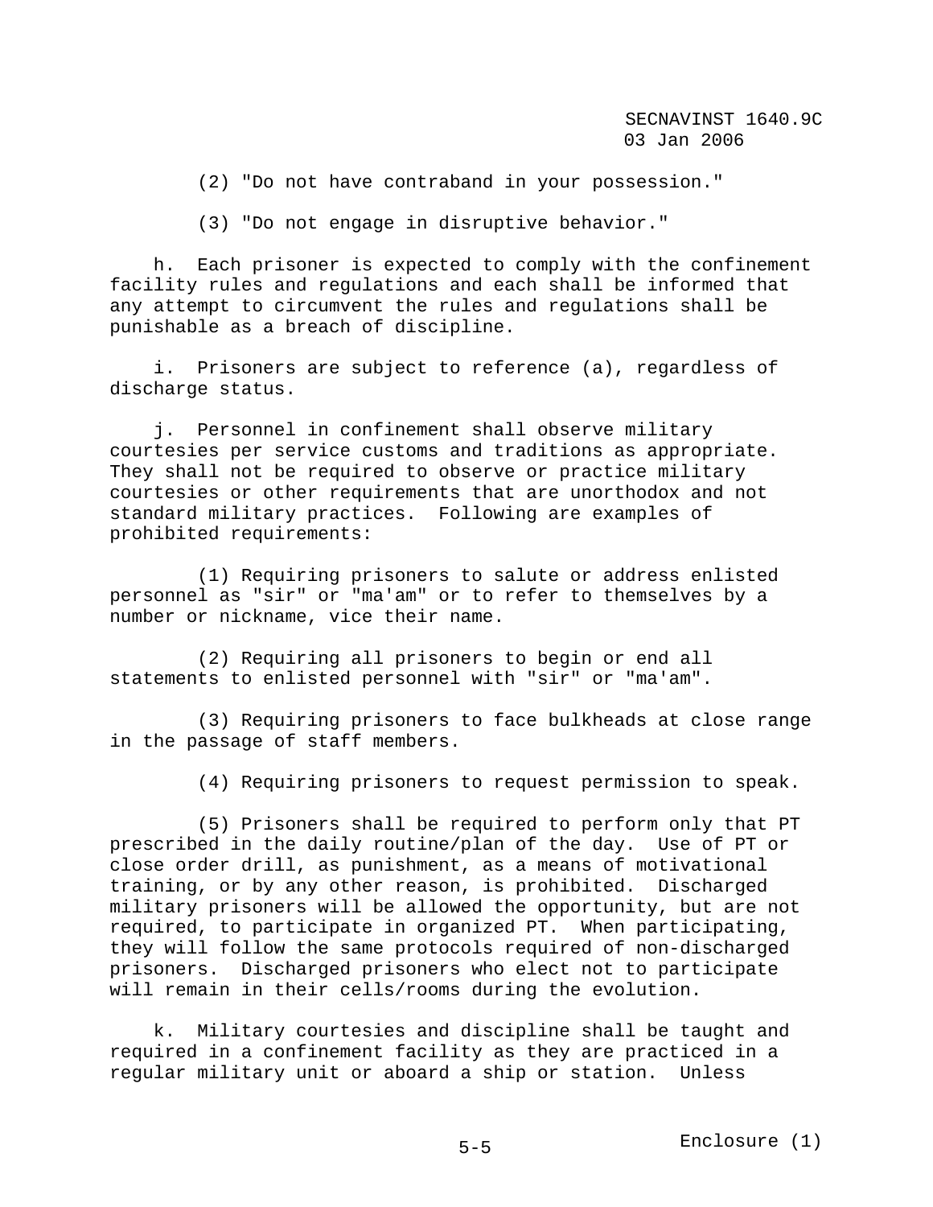(2) "Do not have contraband in your possession."

(3) "Do not engage in disruptive behavior."

h. Each prisoner is expected to comply with the confinement facility rules and regulations and each shall be informed that any attempt to circumvent the rules and regulations shall be punishable as a breach of discipline.

i. Prisoners are subject to reference (a), regardless of discharge status.

j. Personnel in confinement shall observe military courtesies per service customs and traditions as appropriate. They shall not be required to observe or practice military courtesies or other requirements that are unorthodox and not standard military practices. Following are examples of prohibited requirements:

(1) Requiring prisoners to salute or address enlisted personnel as "sir" or "ma'am" or to refer to themselves by a number or nickname, vice their name.

(2) Requiring all prisoners to begin or end all statements to enlisted personnel with "sir" or "ma'am".

(3) Requiring prisoners to face bulkheads at close range in the passage of staff members.

(4) Requiring prisoners to request permission to speak.

(5) Prisoners shall be required to perform only that PT prescribed in the daily routine/plan of the day. Use of PT or close order drill, as punishment, as a means of motivational training, or by any other reason, is prohibited. Discharged military prisoners will be allowed the opportunity, but are not required, to participate in organized PT. When participating, they will follow the same protocols required of non-discharged prisoners. Discharged prisoners who elect not to participate will remain in their cells/rooms during the evolution.

k. Military courtesies and discipline shall be taught and required in a confinement facility as they are practiced in a regular military unit or aboard a ship or station. Unless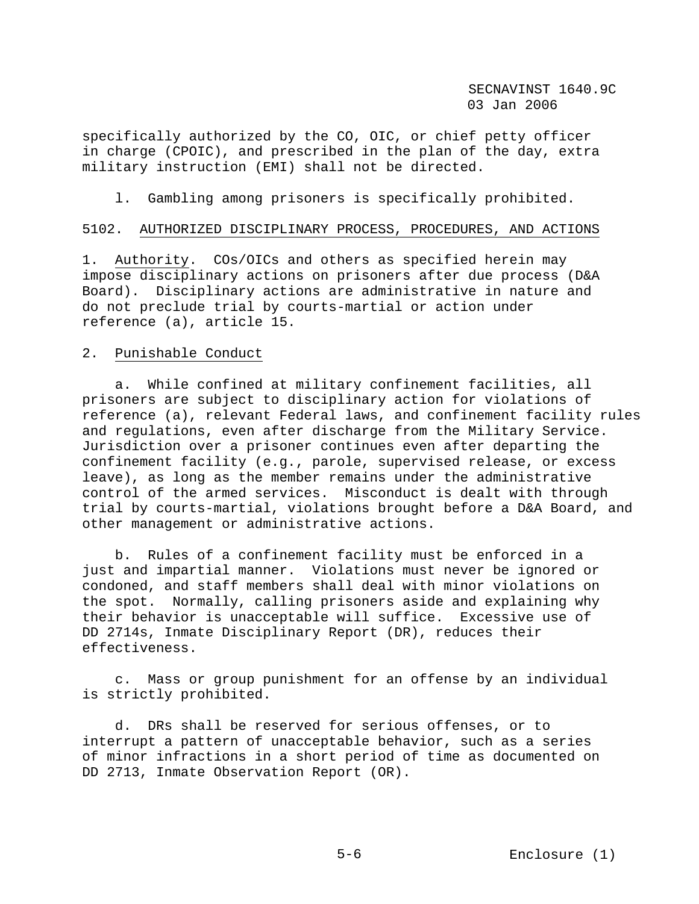specifically authorized by the CO, OIC, or chief petty officer in charge (CPOIC), and prescribed in the plan of the day, extra military instruction (EMI) shall not be directed.

l. Gambling among prisoners is specifically prohibited.

## 5102. AUTHORIZED DISCIPLINARY PROCESS, PROCEDURES, AND ACTIONS

1. Authority. COs/OICs and others as specified herein may impose disciplinary actions on prisoners after due process (D&A Board). Disciplinary actions are administrative in nature and do not preclude trial by courts-martial or action under reference (a), article 15.

2. Punishable Conduct

a. While confined at military confinement facilities, all prisoners are subject to disciplinary action for violations of reference (a), relevant Federal laws, and confinement facility rules and regulations, even after discharge from the Military Service. Jurisdiction over a prisoner continues even after departing the confinement facility (e.g., parole, supervised release, or excess leave), as long as the member remains under the administrative control of the armed services. Misconduct is dealt with through trial by courts-martial, violations brought before a D&A Board, and other management or administrative actions.

b. Rules of a confinement facility must be enforced in a just and impartial manner. Violations must never be ignored or condoned, and staff members shall deal with minor violations on the spot. Normally, calling prisoners aside and explaining why their behavior is unacceptable will suffice. Excessive use of DD 2714s, Inmate Disciplinary Report (DR), reduces their effectiveness.

c. Mass or group punishment for an offense by an individual is strictly prohibited.

d. DRs shall be reserved for serious offenses, or to interrupt a pattern of unacceptable behavior, such as a series of minor infractions in a short period of time as documented on DD 2713, Inmate Observation Report (OR).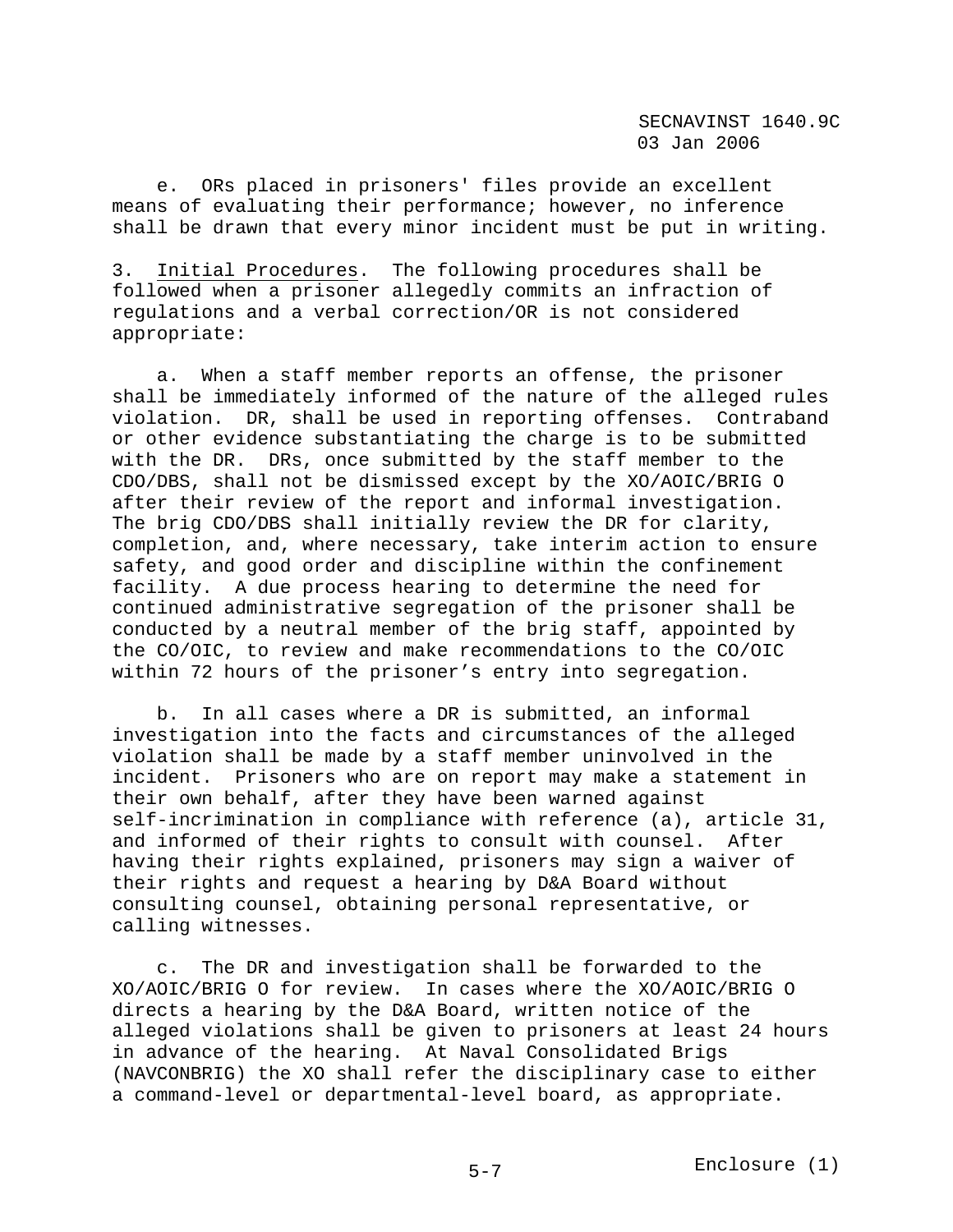e. ORs placed in prisoners' files provide an excellent means of evaluating their performance; however, no inference shall be drawn that every minor incident must be put in writing.

3. Initial Procedures. The following procedures shall be followed when a prisoner allegedly commits an infraction of regulations and a verbal correction/OR is not considered appropriate:

a. When a staff member reports an offense, the prisoner shall be immediately informed of the nature of the alleged rules violation. DR, shall be used in reporting offenses. Contraband or other evidence substantiating the charge is to be submitted with the DR. DRs, once submitted by the staff member to the CDO/DBS, shall not be dismissed except by the XO/AOIC/BRIG O after their review of the report and informal investigation. The brig CDO/DBS shall initially review the DR for clarity, completion, and, where necessary, take interim action to ensure safety, and good order and discipline within the confinement facility. A due process hearing to determine the need for continued administrative segregation of the prisoner shall be conducted by a neutral member of the brig staff, appointed by the CO/OIC, to review and make recommendations to the CO/OIC within 72 hours of the prisoner's entry into segregation.

b. In all cases where a DR is submitted, an informal investigation into the facts and circumstances of the alleged violation shall be made by a staff member uninvolved in the incident. Prisoners who are on report may make a statement in their own behalf, after they have been warned against self-incrimination in compliance with reference (a), article 31, and informed of their rights to consult with counsel. After having their rights explained, prisoners may sign a waiver of their rights and request a hearing by D&A Board without consulting counsel, obtaining personal representative, or calling witnesses.

c. The DR and investigation shall be forwarded to the XO/AOIC/BRIG O for review. In cases where the XO/AOIC/BRIG O directs a hearing by the D&A Board, written notice of the alleged violations shall be given to prisoners at least 24 hours in advance of the hearing. At Naval Consolidated Brigs (NAVCONBRIG) the XO shall refer the disciplinary case to either a command-level or departmental-level board, as appropriate.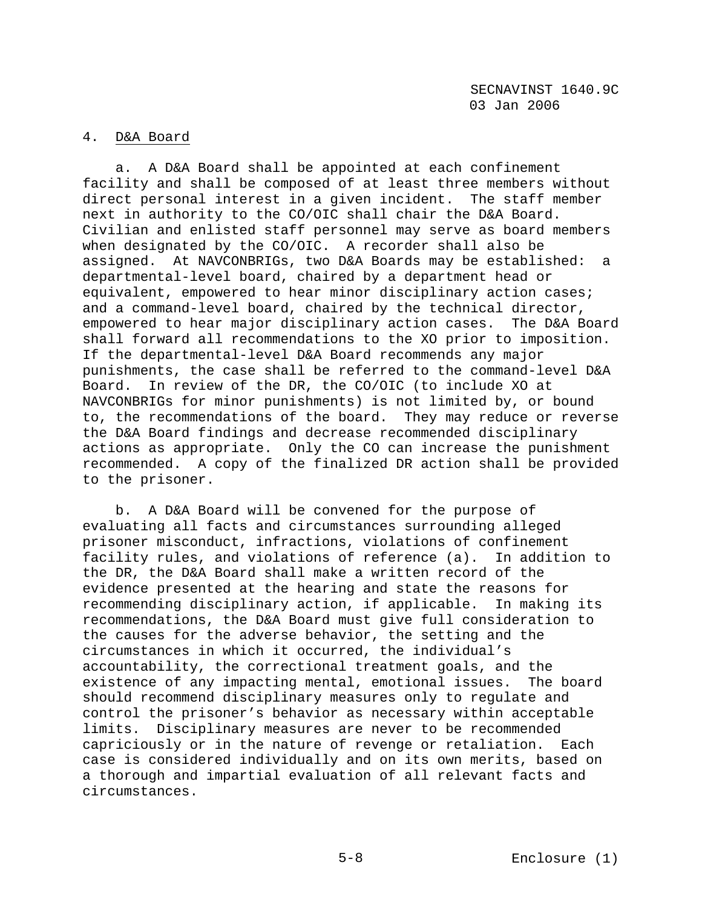4. D&A Board

a. A D&A Board shall be appointed at each confinement facility and shall be composed of at least three members without direct personal interest in a given incident. The staff member next in authority to the CO/OIC shall chair the D&A Board. Civilian and enlisted staff personnel may serve as board members when designated by the CO/OIC. A recorder shall also be assigned. At NAVCONBRIGs, two D&A Boards may be established: a departmental-level board, chaired by a department head or equivalent, empowered to hear minor disciplinary action cases; and a command-level board, chaired by the technical director, empowered to hear major disciplinary action cases. The D&A Board shall forward all recommendations to the XO prior to imposition. If the departmental-level D&A Board recommends any major punishments, the case shall be referred to the command-level D&A Board. In review of the DR, the CO/OIC (to include XO at NAVCONBRIGs for minor punishments) is not limited by, or bound to, the recommendations of the board. They may reduce or reverse the D&A Board findings and decrease recommended disciplinary actions as appropriate. Only the CO can increase the punishment recommended. A copy of the finalized DR action shall be provided to the prisoner.

b. A D&A Board will be convened for the purpose of evaluating all facts and circumstances surrounding alleged prisoner misconduct, infractions, violations of confinement facility rules, and violations of reference (a). In addition to the DR, the D&A Board shall make a written record of the evidence presented at the hearing and state the reasons for recommending disciplinary action, if applicable. In making its recommendations, the D&A Board must give full consideration to the causes for the adverse behavior, the setting and the circumstances in which it occurred, the individual's accountability, the correctional treatment goals, and the existence of any impacting mental, emotional issues. The board should recommend disciplinary measures only to regulate and control the prisoner's behavior as necessary within acceptable limits. Disciplinary measures are never to be recommended capriciously or in the nature of revenge or retaliation. Each case is considered individually and on its own merits, based on a thorough and impartial evaluation of all relevant facts and circumstances.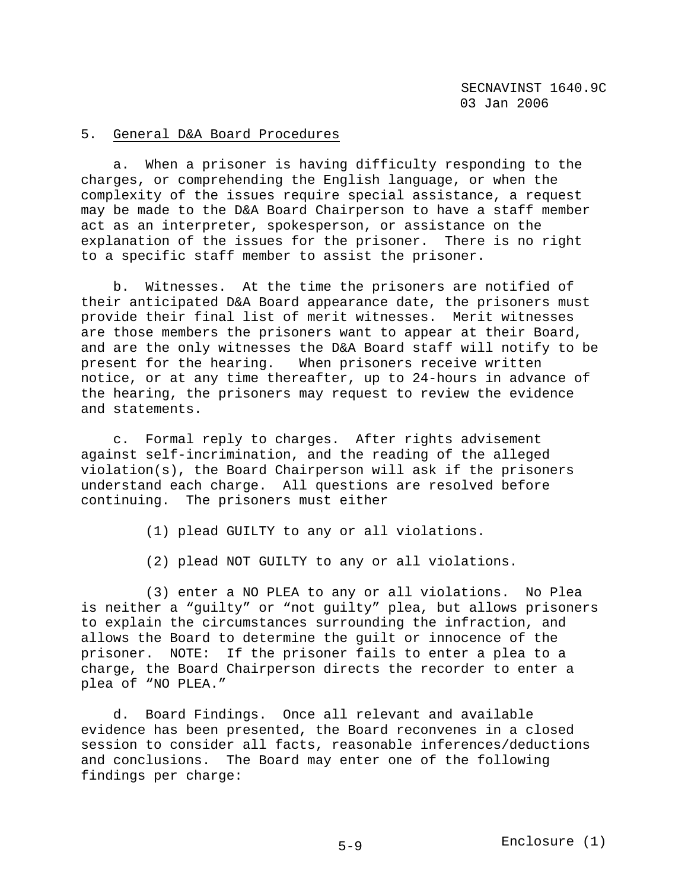5. General D&A Board Procedures

a. When a prisoner is having difficulty responding to the charges, or comprehending the English language, or when the complexity of the issues require special assistance, a request may be made to the D&A Board Chairperson to have a staff member act as an interpreter, spokesperson, or assistance on the explanation of the issues for the prisoner. There is no right to a specific staff member to assist the prisoner.

b. Witnesses. At the time the prisoners are notified of their anticipated D&A Board appearance date, the prisoners must provide their final list of merit witnesses. Merit witnesses are those members the prisoners want to appear at their Board, and are the only witnesses the D&A Board staff will notify to be present for the hearing. When prisoners receive written notice, or at any time thereafter, up to 24-hours in advance of the hearing, the prisoners may request to review the evidence and statements.

c. Formal reply to charges. After rights advisement against self-incrimination, and the reading of the alleged violation(s), the Board Chairperson will ask if the prisoners understand each charge. All questions are resolved before continuing. The prisoners must either

(1) plead GUILTY to any or all violations.

(2) plead NOT GUILTY to any or all violations.

(3) enter a NO PLEA to any or all violations. No Plea is neither a "guilty" or "not guilty" plea, but allows prisoners to explain the circumstances surrounding the infraction, and allows the Board to determine the guilt or innocence of the prisoner. NOTE: If the prisoner fails to enter a plea to a charge, the Board Chairperson directs the recorder to enter a plea of "NO PLEA."

d. Board Findings. Once all relevant and available evidence has been presented, the Board reconvenes in a closed session to consider all facts, reasonable inferences/deductions and conclusions. The Board may enter one of the following findings per charge: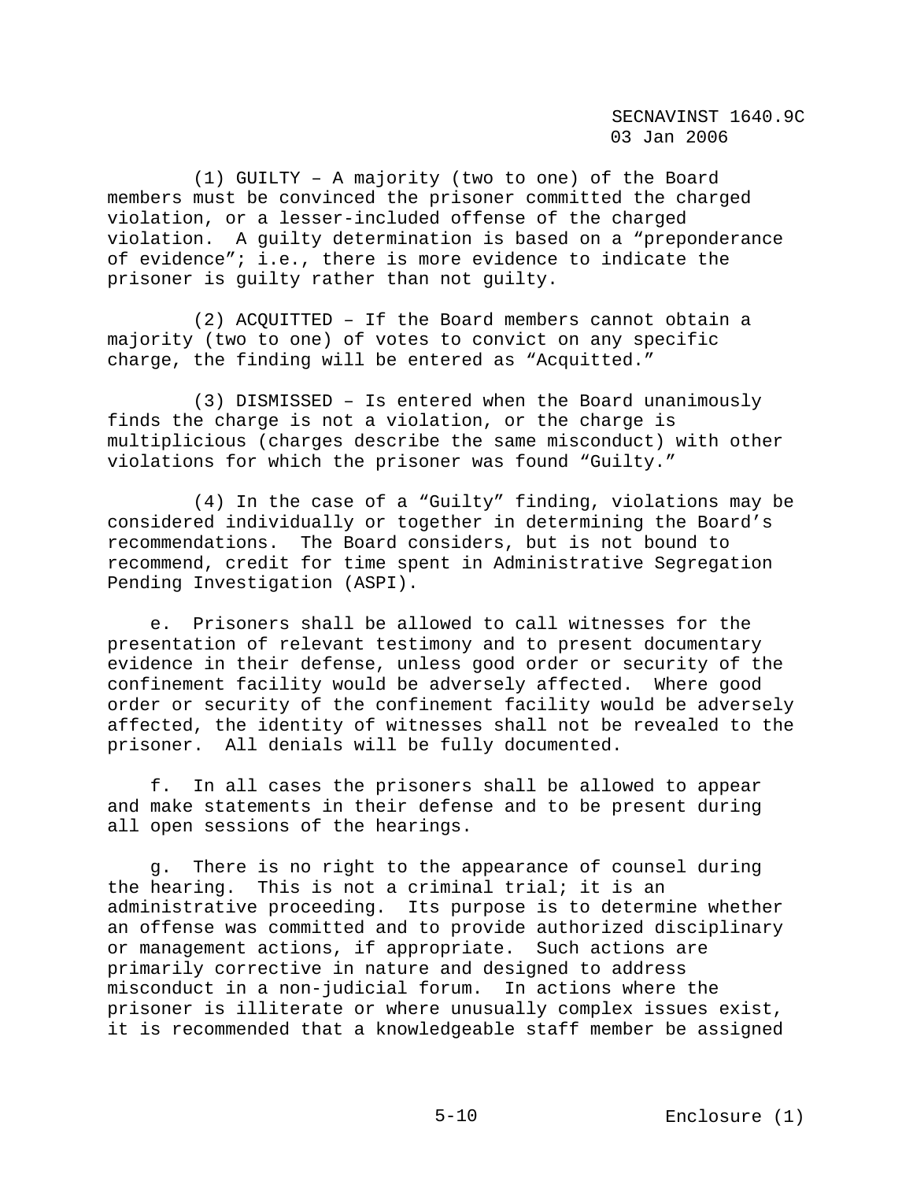(1) GUILTY – A majority (two to one) of the Board members must be convinced the prisoner committed the charged violation, or a lesser-included offense of the charged violation. A guilty determination is based on a "preponderance of evidence"; i.e., there is more evidence to indicate the prisoner is guilty rather than not guilty.

(2) ACQUITTED – If the Board members cannot obtain a majority (two to one) of votes to convict on any specific charge, the finding will be entered as "Acquitted."

(3) DISMISSED – Is entered when the Board unanimously finds the charge is not a violation, or the charge is multiplicious (charges describe the same misconduct) with other violations for which the prisoner was found "Guilty."

(4) In the case of a "Guilty" finding, violations may be considered individually or together in determining the Board's recommendations. The Board considers, but is not bound to recommend, credit for time spent in Administrative Segregation Pending Investigation (ASPI).

e. Prisoners shall be allowed to call witnesses for the presentation of relevant testimony and to present documentary evidence in their defense, unless good order or security of the confinement facility would be adversely affected. Where good order or security of the confinement facility would be adversely affected, the identity of witnesses shall not be revealed to the prisoner. All denials will be fully documented.

f. In all cases the prisoners shall be allowed to appear and make statements in their defense and to be present during all open sessions of the hearings.

g. There is no right to the appearance of counsel during the hearing. This is not a criminal trial; it is an administrative proceeding. Its purpose is to determine whether an offense was committed and to provide authorized disciplinary or management actions, if appropriate. Such actions are primarily corrective in nature and designed to address misconduct in a non-judicial forum. In actions where the prisoner is illiterate or where unusually complex issues exist, it is recommended that a knowledgeable staff member be assigned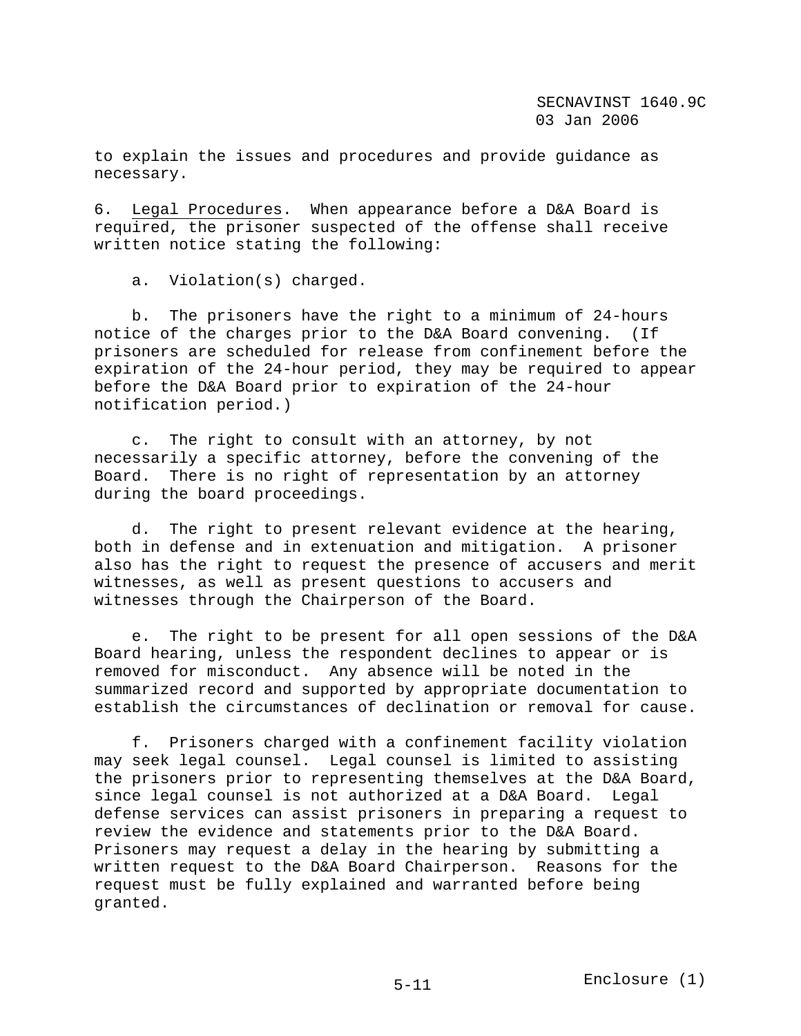to explain the issues and procedures and provide guidance as necessary.

6. Legal Procedures. When appearance before a D&A Board is required, the prisoner suspected of the offense shall receive written notice stating the following:

a. Violation(s) charged.

b. The prisoners have the right to a minimum of 24-hours notice of the charges prior to the D&A Board convening. (If prisoners are scheduled for release from confinement before the expiration of the 24-hour period, they may be required to appear before the D&A Board prior to expiration of the 24-hour notification period.)

c. The right to consult with an attorney, by not necessarily a specific attorney, before the convening of the Board. There is no right of representation by an attorney during the board proceedings.

d. The right to present relevant evidence at the hearing, both in defense and in extenuation and mitigation. A prisoner also has the right to request the presence of accusers and merit witnesses, as well as present questions to accusers and witnesses through the Chairperson of the Board.

e. The right to be present for all open sessions of the D&A Board hearing, unless the respondent declines to appear or is removed for misconduct. Any absence will be noted in the summarized record and supported by appropriate documentation to establish the circumstances of declination or removal for cause.

f. Prisoners charged with a confinement facility violation may seek legal counsel. Legal counsel is limited to assisting the prisoners prior to representing themselves at the D&A Board, since legal counsel is not authorized at a D&A Board. Legal defense services can assist prisoners in preparing a request to review the evidence and statements prior to the D&A Board. Prisoners may request a delay in the hearing by submitting a written request to the D&A Board Chairperson. Reasons for the request must be fully explained and warranted before being granted.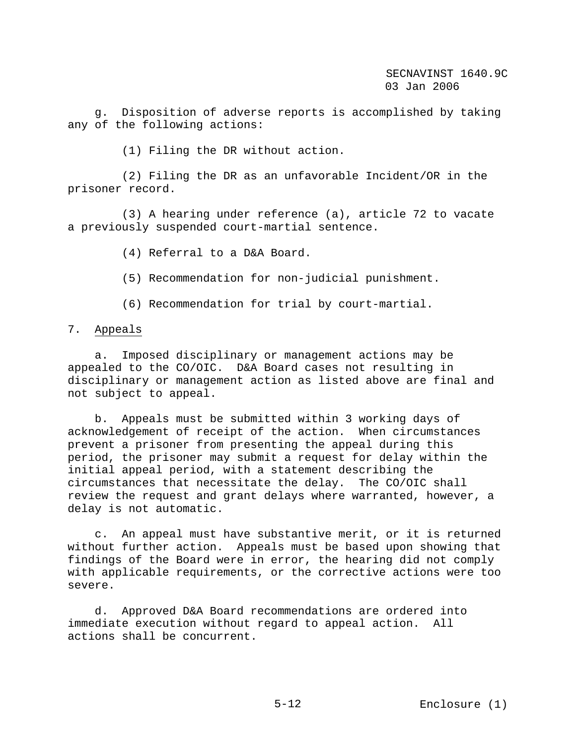g. Disposition of adverse reports is accomplished by taking any of the following actions:

(1) Filing the DR without action.

(2) Filing the DR as an unfavorable Incident/OR in the prisoner record.

(3) A hearing under reference (a), article 72 to vacate a previously suspended court-martial sentence.

(4) Referral to a D&A Board.

(5) Recommendation for non-judicial punishment.

(6) Recommendation for trial by court-martial.

7. Appeals

a. Imposed disciplinary or management actions may be appealed to the CO/OIC. D&A Board cases not resulting in disciplinary or management action as listed above are final and not subject to appeal.

b. Appeals must be submitted within 3 working days of acknowledgement of receipt of the action. When circumstances prevent a prisoner from presenting the appeal during this period, the prisoner may submit a request for delay within the initial appeal period, with a statement describing the circumstances that necessitate the delay. The CO/OIC shall review the request and grant delays where warranted, however, a delay is not automatic.

c. An appeal must have substantive merit, or it is returned without further action. Appeals must be based upon showing that findings of the Board were in error, the hearing did not comply with applicable requirements, or the corrective actions were too severe.

d. Approved D&A Board recommendations are ordered into immediate execution without regard to appeal action. All actions shall be concurrent.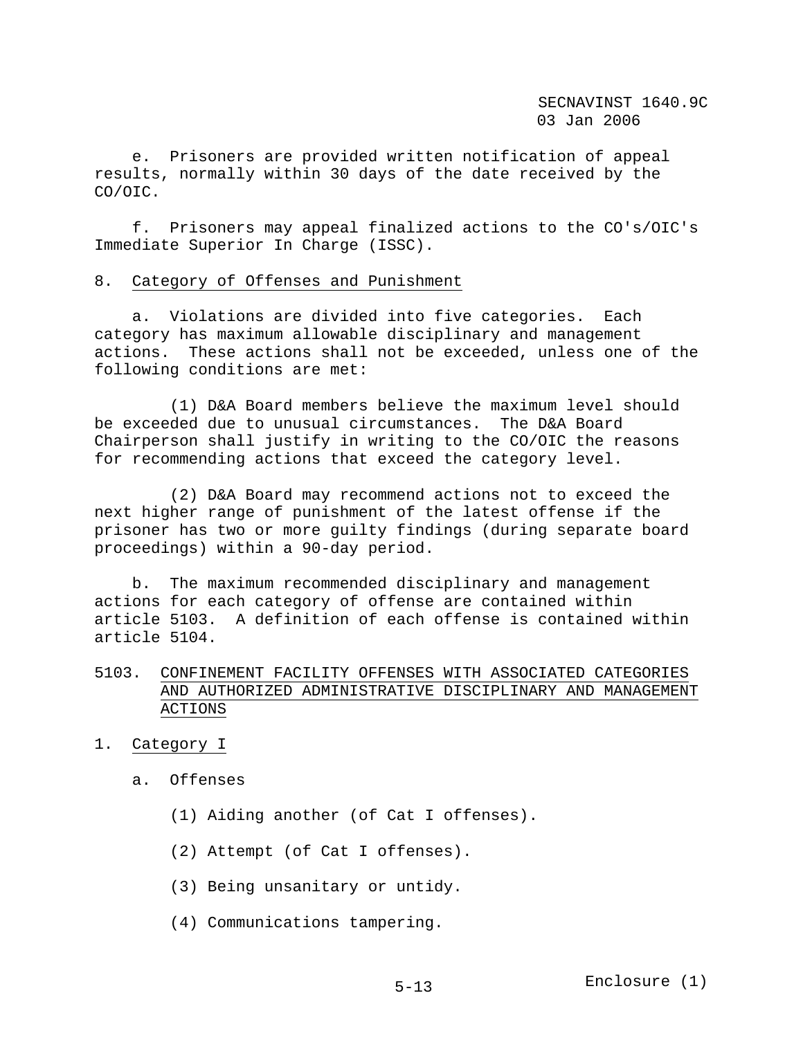e. Prisoners are provided written notification of appeal results, normally within 30 days of the date received by the CO/OIC.

f. Prisoners may appeal finalized actions to the CO's/OIC's Immediate Superior In Charge (ISSC).

8. Category of Offenses and Punishment

a. Violations are divided into five categories. Each category has maximum allowable disciplinary and management actions. These actions shall not be exceeded, unless one of the following conditions are met:

(1) D&A Board members believe the maximum level should be exceeded due to unusual circumstances. The D&A Board Chairperson shall justify in writing to the CO/OIC the reasons for recommending actions that exceed the category level.

(2) D&A Board may recommend actions not to exceed the next higher range of punishment of the latest offense if the prisoner has two or more guilty findings (during separate board proceedings) within a 90-day period.

b. The maximum recommended disciplinary and management actions for each category of offense are contained within article 5103. A definition of each offense is contained within article 5104.

## 5103. CONFINEMENT FACILITY OFFENSES WITH ASSOCIATED CATEGORIES AND AUTHORIZED ADMINISTRATIVE DISCIPLINARY AND MANAGEMENT ACTIONS

1. Category I

a. Offenses

(1) Aiding another (of Cat I offenses).

(2) Attempt (of Cat I offenses).

(3) Being unsanitary or untidy.

(4) Communications tampering.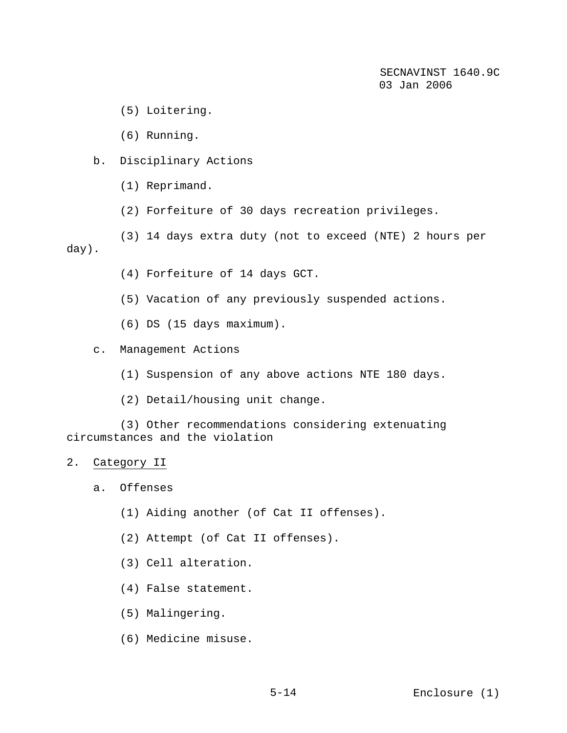(5) Loitering.

(6) Running.

b. Disciplinary Actions

(1) Reprimand.

(2) Forfeiture of 30 days recreation privileges.

(3) 14 days extra duty (not to exceed (NTE) 2 hours per day).

(4) Forfeiture of 14 days GCT.

(5) Vacation of any previously suspended actions.

(6) DS (15 days maximum).

c. Management Actions

(1) Suspension of any above actions NTE 180 days.

(2) Detail/housing unit change.

(3) Other recommendations considering extenuating circumstances and the violation

2. Category II

a. Offenses

(1) Aiding another (of Cat II offenses).

(2) Attempt (of Cat II offenses).

(3) Cell alteration.

(4) False statement.

(5) Malingering.

(6) Medicine misuse.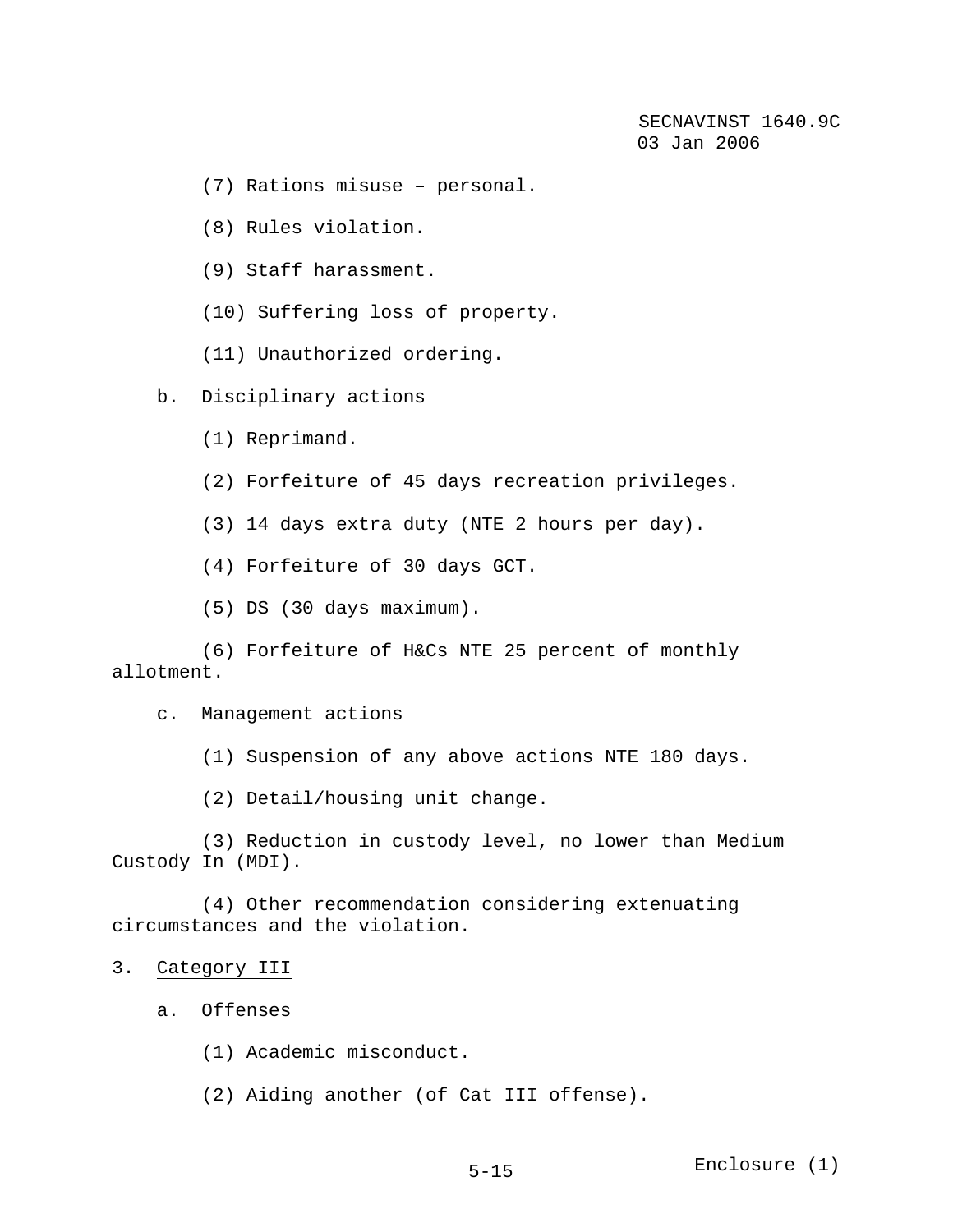(7) Rations misuse – personal.

(8) Rules violation.

(9) Staff harassment.

(10) Suffering loss of property.

(11) Unauthorized ordering.

b. Disciplinary actions

(1) Reprimand.

(2) Forfeiture of 45 days recreation privileges.

(3) 14 days extra duty (NTE 2 hours per day).

(4) Forfeiture of 30 days GCT.

(5) DS (30 days maximum).

(6) Forfeiture of H&Cs NTE 25 percent of monthly allotment.

c. Management actions

(1) Suspension of any above actions NTE 180 days.

(2) Detail/housing unit change.

(3) Reduction in custody level, no lower than Medium Custody In (MDI).

(4) Other recommendation considering extenuating circumstances and the violation.

3. Category III

a. Offenses

(1) Academic misconduct.

(2) Aiding another (of Cat III offense).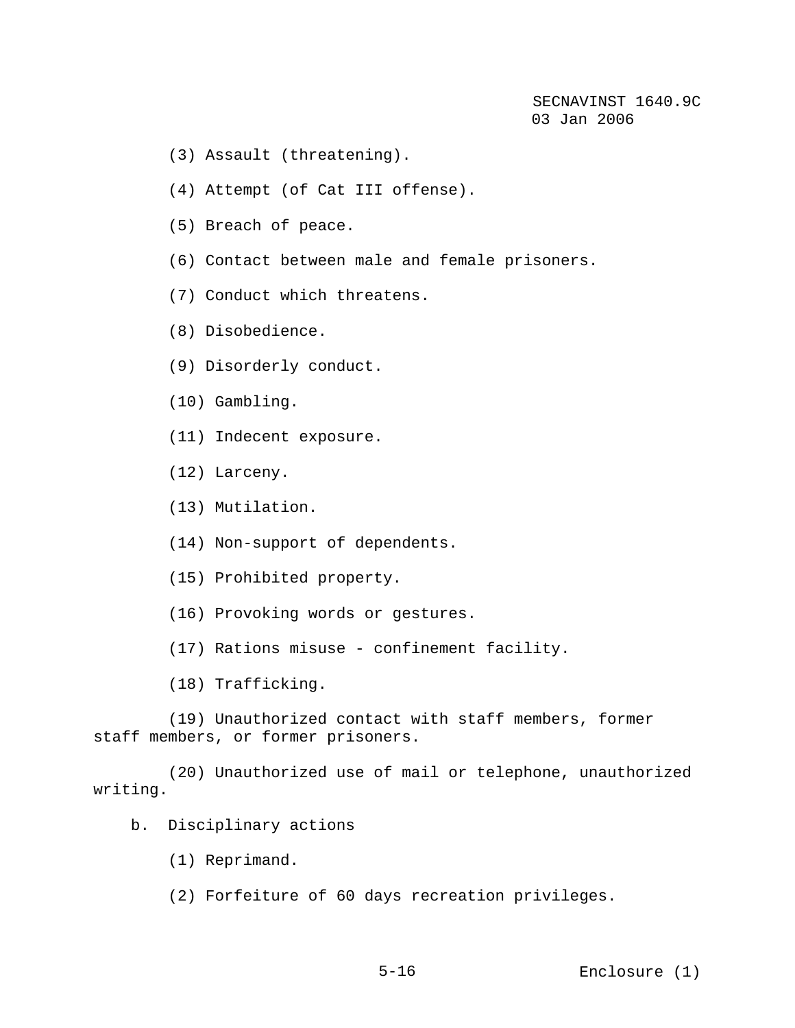(3) Assault (threatening).

(4) Attempt (of Cat III offense).

(5) Breach of peace.

(6) Contact between male and female prisoners.

(7) Conduct which threatens.

(8) Disobedience.

(9) Disorderly conduct.

(10) Gambling.

(11) Indecent exposure.

(12) Larceny.

(13) Mutilation.

(14) Non-support of dependents.

(15) Prohibited property.

(16) Provoking words or gestures.

(17) Rations misuse - confinement facility.

(18) Trafficking.

(19) Unauthorized contact with staff members, former staff members, or former prisoners.

(20) Unauthorized use of mail or telephone, unauthorized writing.

b. Disciplinary actions

(1) Reprimand.

(2) Forfeiture of 60 days recreation privileges.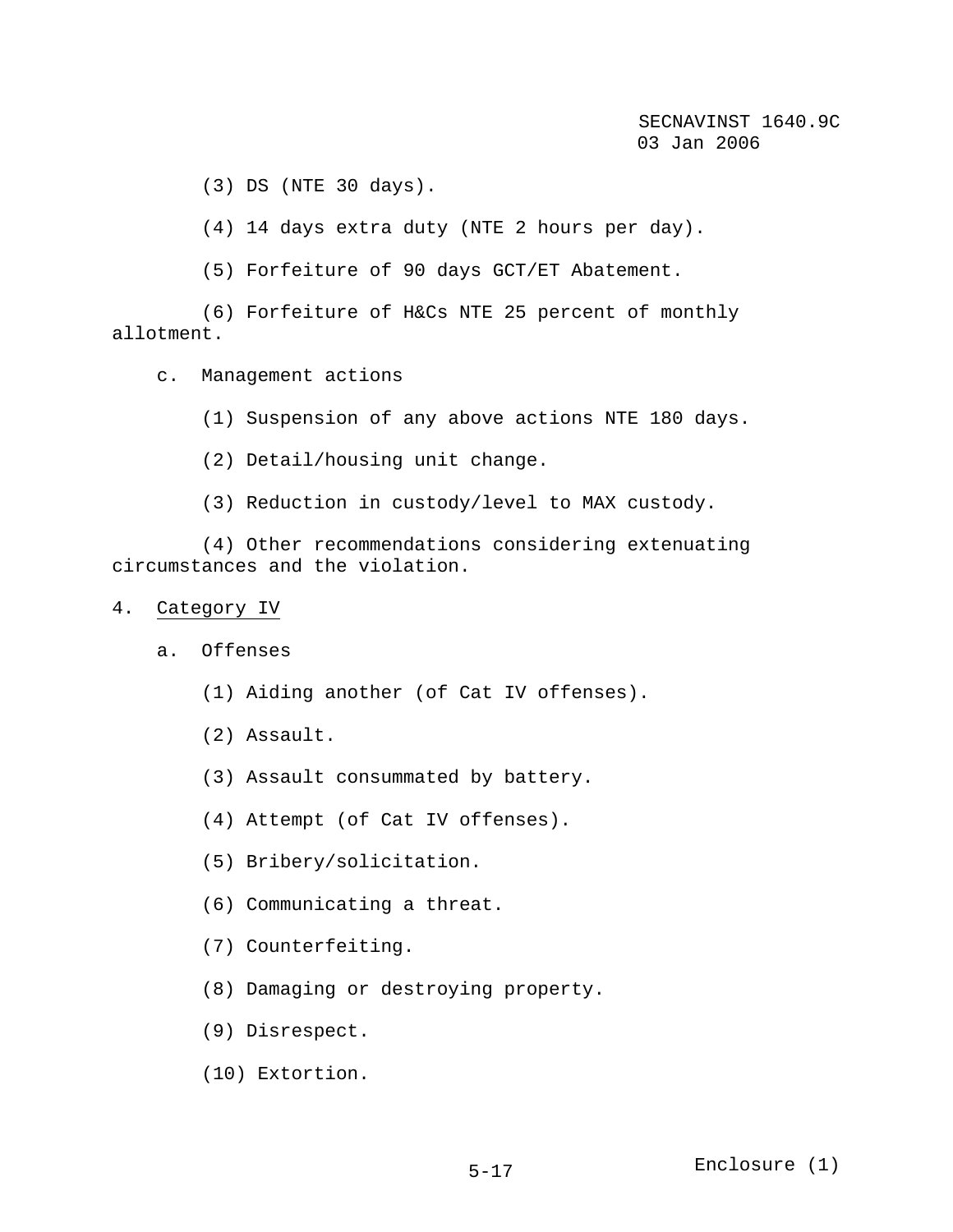(3) DS (NTE 30 days).

(4) 14 days extra duty (NTE 2 hours per day).

(5) Forfeiture of 90 days GCT/ET Abatement.

(6) Forfeiture of H&Cs NTE 25 percent of monthly allotment.

c. Management actions

(1) Suspension of any above actions NTE 180 days.

(2) Detail/housing unit change.

(3) Reduction in custody/level to MAX custody.

(4) Other recommendations considering extenuating circumstances and the violation.

4. Category IV

a. Offenses

(1) Aiding another (of Cat IV offenses).

(2) Assault.

(3) Assault consummated by battery.

(4) Attempt (of Cat IV offenses).

(5) Bribery/solicitation.

(6) Communicating a threat.

(7) Counterfeiting.

(8) Damaging or destroying property.

(9) Disrespect.

(10) Extortion.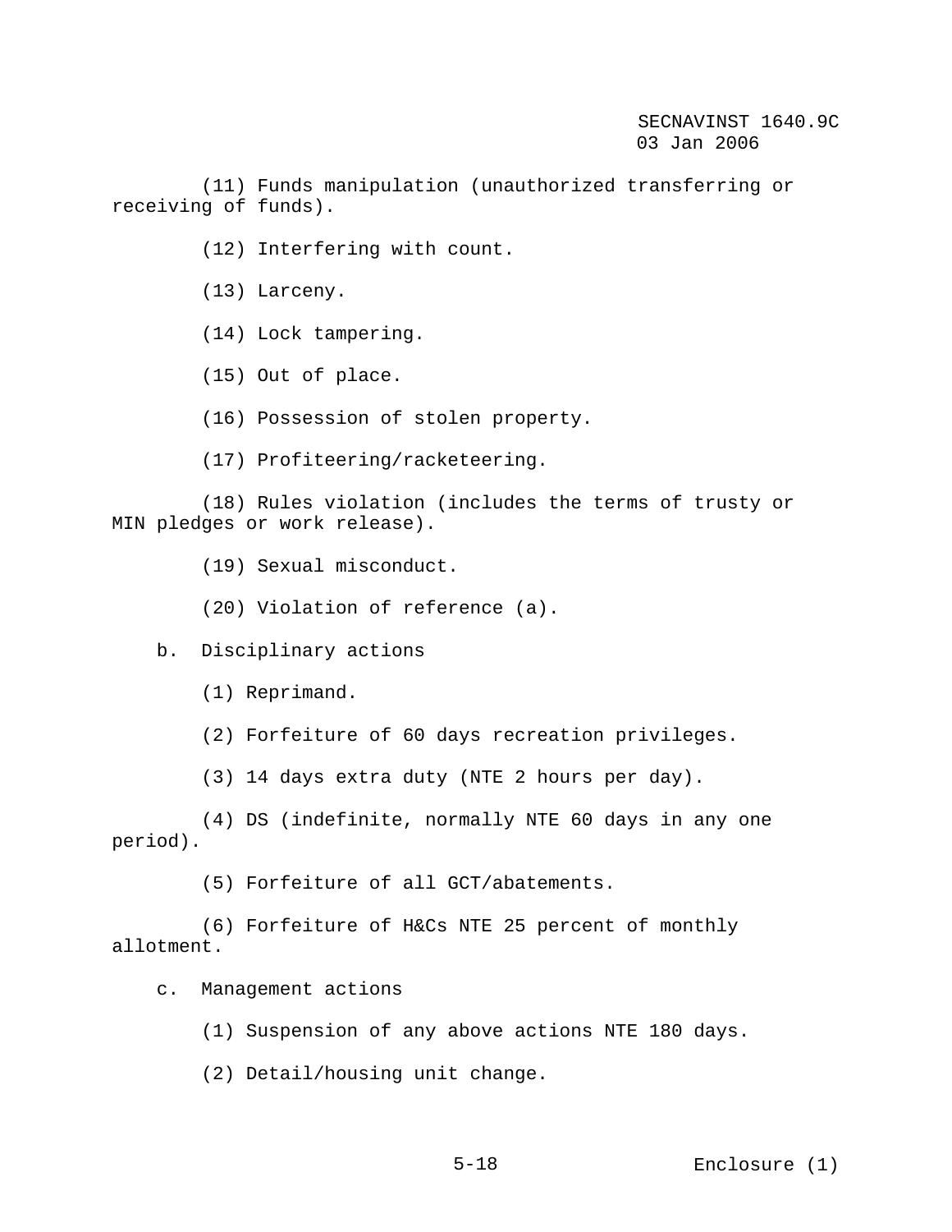(11) Funds manipulation (unauthorized transferring or receiving of funds).

(12) Interfering with count.

(13) Larceny.

(14) Lock tampering.

(15) Out of place.

(16) Possession of stolen property.

(17) Profiteering/racketeering.

(18) Rules violation (includes the terms of trusty or MIN pledges or work release).

(19) Sexual misconduct.

(20) Violation of reference (a).

b. Disciplinary actions

(1) Reprimand.

(2) Forfeiture of 60 days recreation privileges.

(3) 14 days extra duty (NTE 2 hours per day).

(4) DS (indefinite, normally NTE 60 days in any one period).

(5) Forfeiture of all GCT/abatements.

(6) Forfeiture of H&Cs NTE 25 percent of monthly allotment.

c. Management actions

(1) Suspension of any above actions NTE 180 days.

(2) Detail/housing unit change.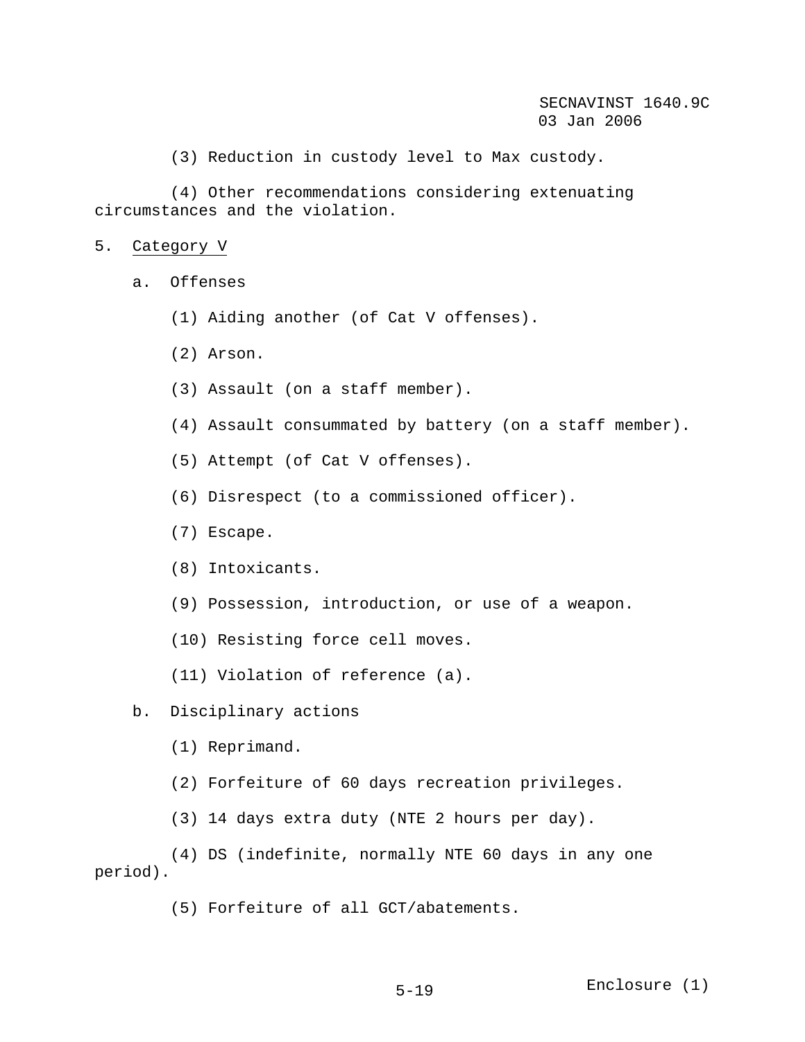(3) Reduction in custody level to Max custody.

(4) Other recommendations considering extenuating circumstances and the violation.

5. <u>Category V</u>

a. Offenses

(1) Aiding another (of Cat V offenses).

(2) Arson.

(3) Assault (on a staff member).

(4) Assault consummated by battery (on a staff member).

(5) Attempt (of Cat V offenses).

(6) Disrespect (to a commissioned officer).

(7) Escape.

(8) Intoxicants.

(9) Possession, introduction, or use of a weapon.

(10) Resisting force cell moves.

(11) Violation of reference (a).

b. Disciplinary actions

(1) Reprimand.

(2) Forfeiture of 60 days recreation privileges.

(3) 14 days extra duty (NTE 2 hours per day).

(4) DS (indefinite, normally NTE 60 days in any one period).

(5) Forfeiture of all GCT/abatements.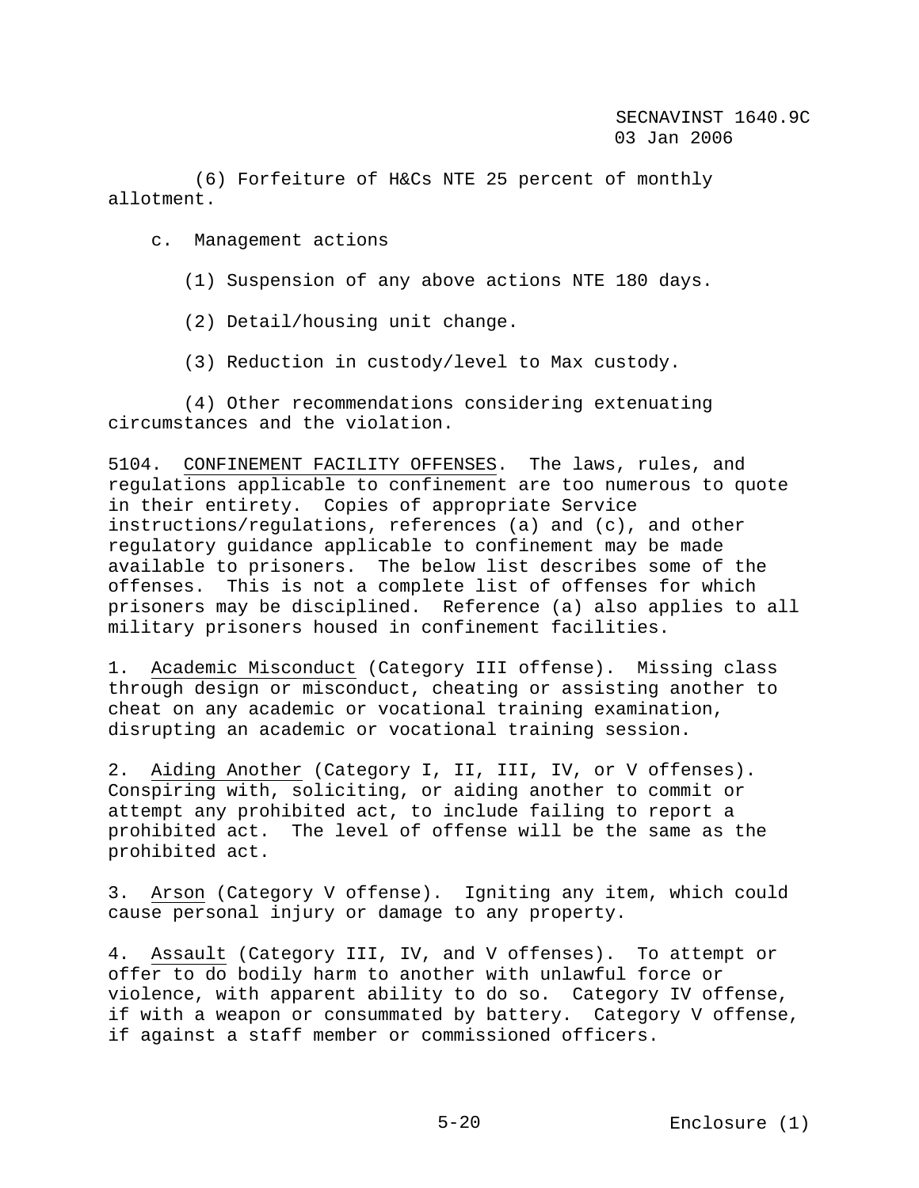(6) Forfeiture of H&Cs NTE 25 percent of monthly allotment.

c. Management actions

(1) Suspension of any above actions NTE 180 days.

(2) Detail/housing unit change.

(3) Reduction in custody/level to Max custody.

(4) Other recommendations considering extenuating circumstances and the violation.

5104. CONFINEMENT FACILITY OFFENSES. The laws, rules, and regulations applicable to confinement are too numerous to quote in their entirety. Copies of appropriate Service instructions/regulations, references (a) and (c), and other regulatory guidance applicable to confinement may be made available to prisoners. The below list describes some of the offenses. This is not a complete list of offenses for which prisoners may be disciplined. Reference (a) also applies to all military prisoners housed in confinement facilities.

1. Academic Misconduct (Category III offense). Missing class through design or misconduct, cheating or assisting another to cheat on any academic or vocational training examination, disrupting an academic or vocational training session.

2. Aiding Another (Category I, II, III, IV, or V offenses). Conspiring with, soliciting, or aiding another to commit or attempt any prohibited act, to include failing to report a prohibited act. The level of offense will be the same as the prohibited act.

3. Arson (Category V offense). Igniting any item, which could cause personal injury or damage to any property.

4. Assault (Category III, IV, and V offenses). To attempt or offer to do bodily harm to another with unlawful force or violence, with apparent ability to do so. Category IV offense, if with a weapon or consummated by battery. Category V offense, if against a staff member or commissioned officers.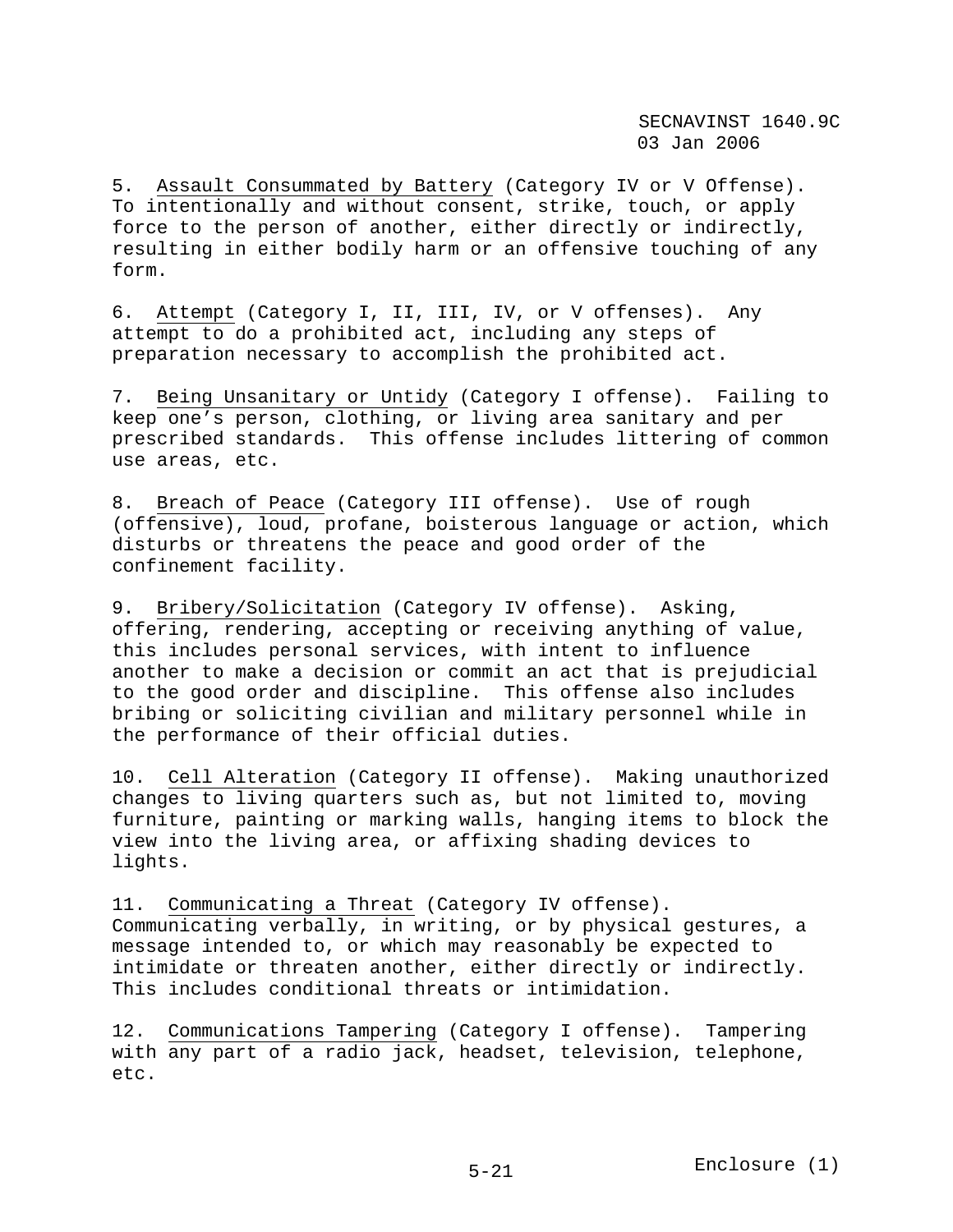5. Assault Consummated by Battery (Category IV or V Offense). To intentionally and without consent, strike, touch, or apply force to the person of another, either directly or indirectly, resulting in either bodily harm or an offensive touching of any form.

6. Attempt (Category I, II, III, IV, or V offenses). Any attempt to do a prohibited act, including any steps of preparation necessary to accomplish the prohibited act.

7. Being Unsanitary or Untidy (Category I offense). Failing to keep one's person, clothing, or living area sanitary and per prescribed standards. This offense includes littering of common use areas, etc.

8. Breach of Peace (Category III offense). Use of rough (offensive), loud, profane, boisterous language or action, which disturbs or threatens the peace and good order of the confinement facility.

9. Bribery/Solicitation (Category IV offense). Asking, offering, rendering, accepting or receiving anything of value, this includes personal services, with intent to influence another to make a decision or commit an act that is prejudicial to the good order and discipline. This offense also includes bribing or soliciting civilian and military personnel while in the performance of their official duties.

10. Cell Alteration (Category II offense). Making unauthorized changes to living quarters such as, but not limited to, moving furniture, painting or marking walls, hanging items to block the view into the living area, or affixing shading devices to lights.

11. Communicating a Threat (Category IV offense). Communicating verbally, in writing, or by physical gestures, a message intended to, or which may reasonably be expected to intimidate or threaten another, either directly or indirectly. This includes conditional threats or intimidation.

12. Communications Tampering (Category I offense). Tampering with any part of a radio jack, headset, television, telephone, etc.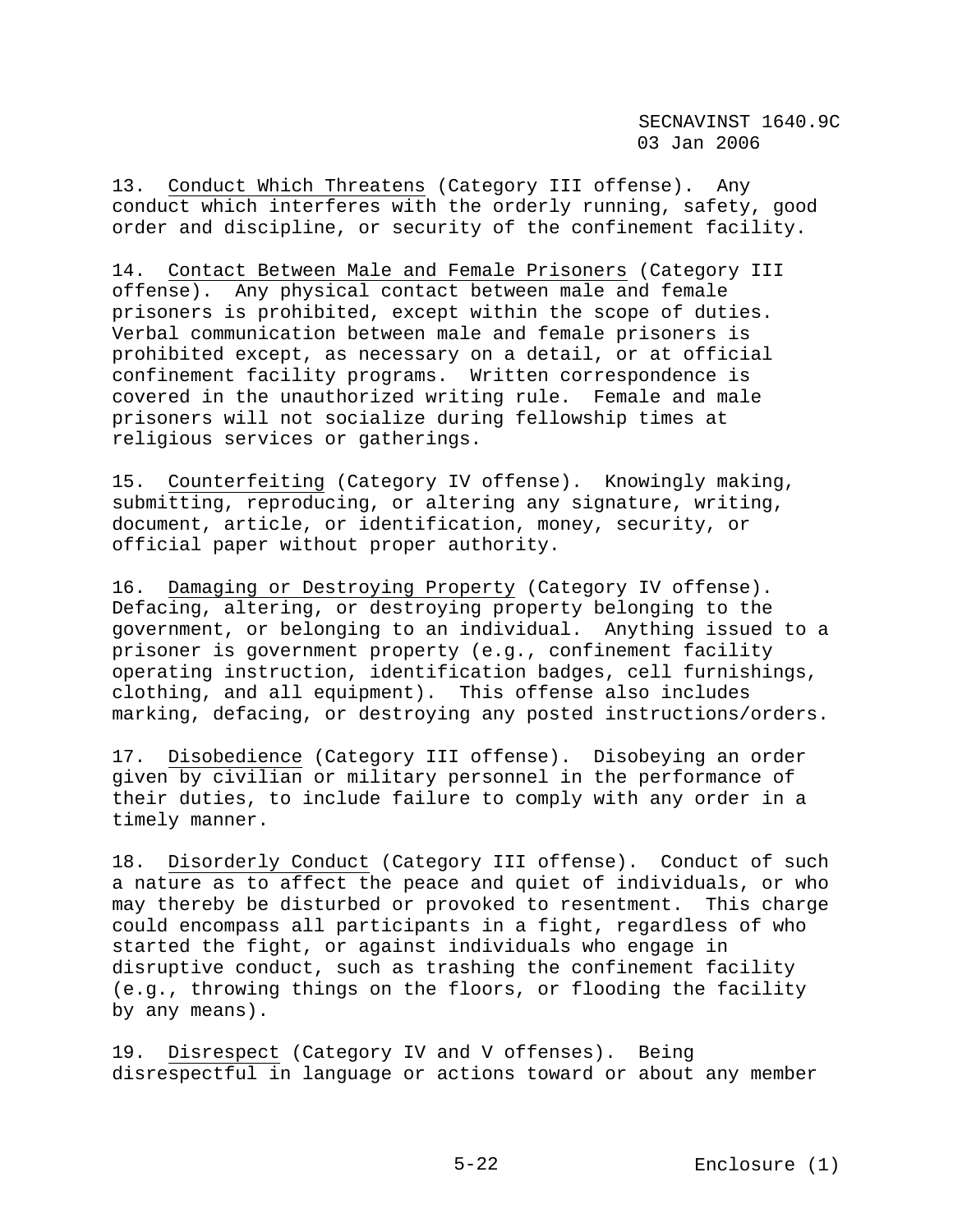13. Conduct Which Threatens (Category III offense). Any conduct which interferes with the orderly running, safety, good order and discipline, or security of the confinement facility.

14. Contact Between Male and Female Prisoners (Category III offense). Any physical contact between male and female prisoners is prohibited, except within the scope of duties. Verbal communication between male and female prisoners is prohibited except, as necessary on a detail, or at official confinement facility programs. Written correspondence is covered in the unauthorized writing rule. Female and male prisoners will not socialize during fellowship times at religious services or gatherings.

15. Counterfeiting (Category IV offense). Knowingly making, submitting, reproducing, or altering any signature, writing, document, article, or identification, money, security, or official paper without proper authority.

16. Damaging or Destroying Property (Category IV offense). Defacing, altering, or destroying property belonging to the government, or belonging to an individual. Anything issued to a prisoner is government property (e.g., confinement facility operating instruction, identification badges, cell furnishings, clothing, and all equipment). This offense also includes marking, defacing, or destroying any posted instructions/orders.

17. Disobedience (Category III offense). Disobeying an order given by civilian or military personnel in the performance of their duties, to include failure to comply with any order in a timely manner.

18. Disorderly Conduct (Category III offense). Conduct of such a nature as to affect the peace and quiet of individuals, or who may thereby be disturbed or provoked to resentment. This charge could encompass all participants in a fight, regardless of who started the fight, or against individuals who engage in disruptive conduct, such as trashing the confinement facility (e.g., throwing things on the floors, or flooding the facility by any means).

19. Disrespect (Category IV and V offenses). Being disrespectful in language or actions toward or about any member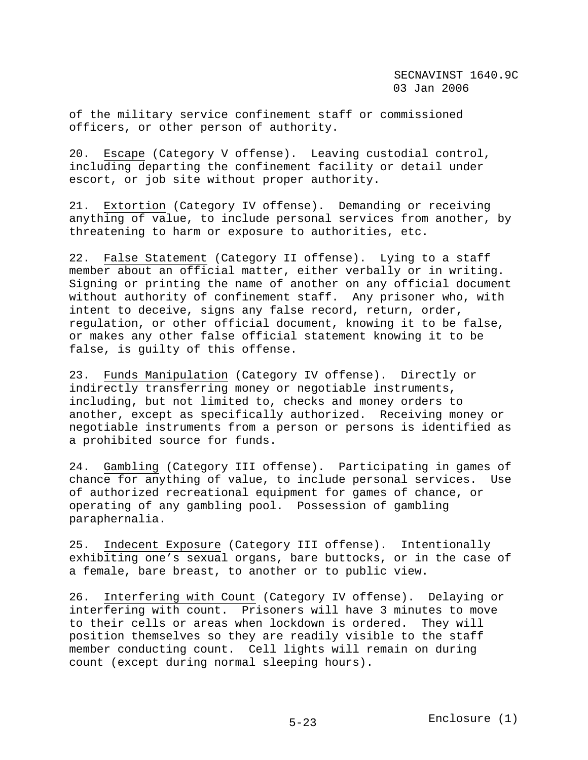of the military service confinement staff or commissioned officers, or other person of authority.

20. Escape (Category V offense). Leaving custodial control, including departing the confinement facility or detail under escort, or job site without proper authority.

21. Extortion (Category IV offense). Demanding or receiving anything of value, to include personal services from another, by threatening to harm or exposure to authorities, etc.

22. False Statement (Category II offense). Lying to a staff member about an official matter, either verbally or in writing. Signing or printing the name of another on any official document without authority of confinement staff. Any prisoner who, with intent to deceive, signs any false record, return, order, regulation, or other official document, knowing it to be false, or makes any other false official statement knowing it to be false, is guilty of this offense.

23. Funds Manipulation (Category IV offense). Directly or indirectly transferring money or negotiable instruments, including, but not limited to, checks and money orders to another, except as specifically authorized. Receiving money or negotiable instruments from a person or persons is identified as a prohibited source for funds.

24. Gambling (Category III offense). Participating in games of chance for anything of value, to include personal services. Use of authorized recreational equipment for games of chance, or operating of any gambling pool. Possession of gambling paraphernalia.

25. Indecent Exposure (Category III offense). Intentionally exhibiting one's sexual organs, bare buttocks, or in the case of a female, bare breast, to another or to public view.

26. Interfering with Count (Category IV offense). Delaying or interfering with count. Prisoners will have 3 minutes to move to their cells or areas when lockdown is ordered. They will position themselves so they are readily visible to the staff member conducting count. Cell lights will remain on during count (except during normal sleeping hours).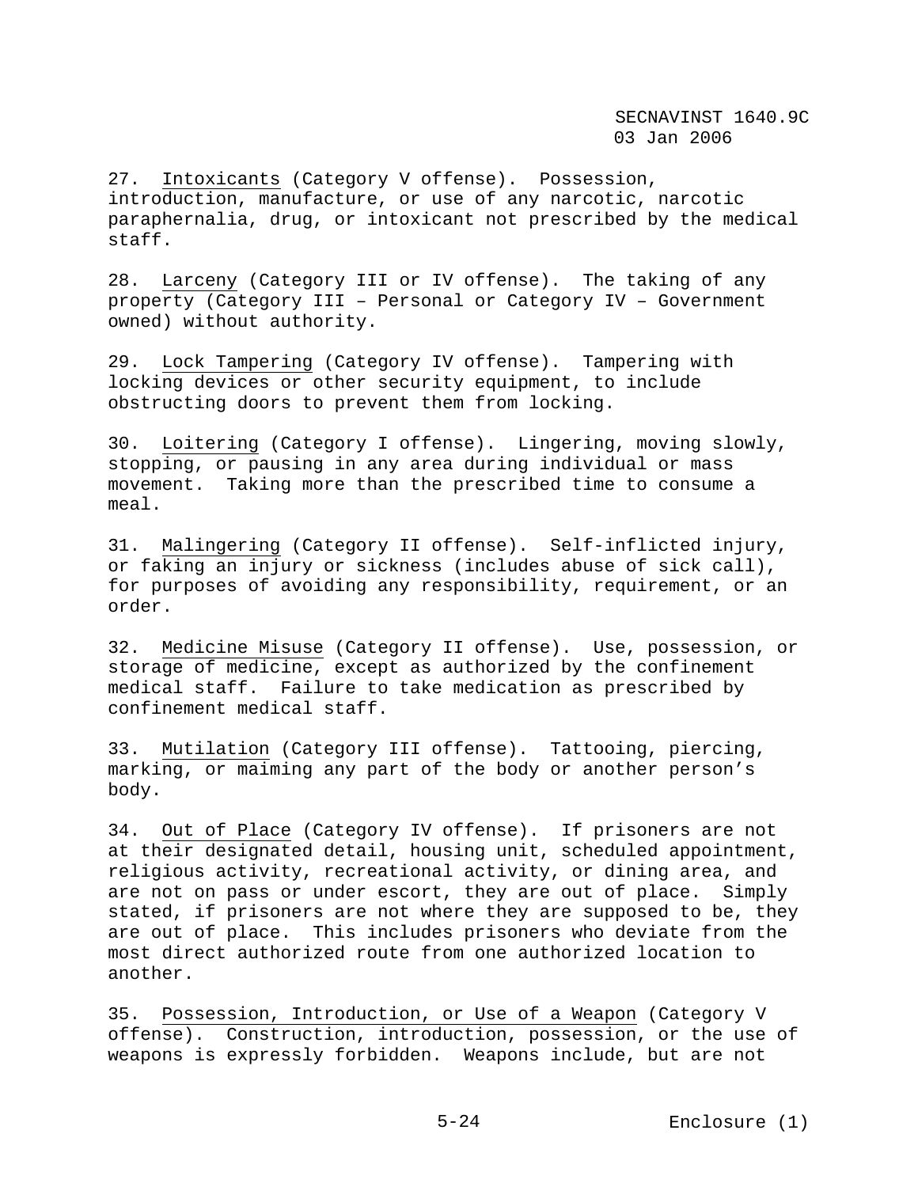27. Intoxicants (Category V offense). Possession, introduction, manufacture, or use of any narcotic, narcotic paraphernalia, drug, or intoxicant not prescribed by the medical staff.

28. Larceny (Category III or IV offense). The taking of any property (Category III – Personal or Category IV – Government owned) without authority.

29. Lock Tampering (Category IV offense). Tampering with locking devices or other security equipment, to include obstructing doors to prevent them from locking.

30. Loitering (Category I offense). Lingering, moving slowly, stopping, or pausing in any area during individual or mass movement. Taking more than the prescribed time to consume a meal.

31. Malingering (Category II offense). Self-inflicted injury, or faking an injury or sickness (includes abuse of sick call), for purposes of avoiding any responsibility, requirement, or an order.

32. Medicine Misuse (Category II offense). Use, possession, or storage of medicine, except as authorized by the confinement medical staff. Failure to take medication as prescribed by confinement medical staff.

33. Mutilation (Category III offense). Tattooing, piercing, marking, or maiming any part of the body or another person's body.

34. Out of Place (Category IV offense). If prisoners are not at their designated detail, housing unit, scheduled appointment, religious activity, recreational activity, or dining area, and are not on pass or under escort, they are out of place. Simply stated, if prisoners are not where they are supposed to be, they are out of place. This includes prisoners who deviate from the most direct authorized route from one authorized location to another.

35. Possession, Introduction, or Use of a Weapon (Category V offense). Construction, introduction, possession, or the use of weapons is expressly forbidden. Weapons include, but are not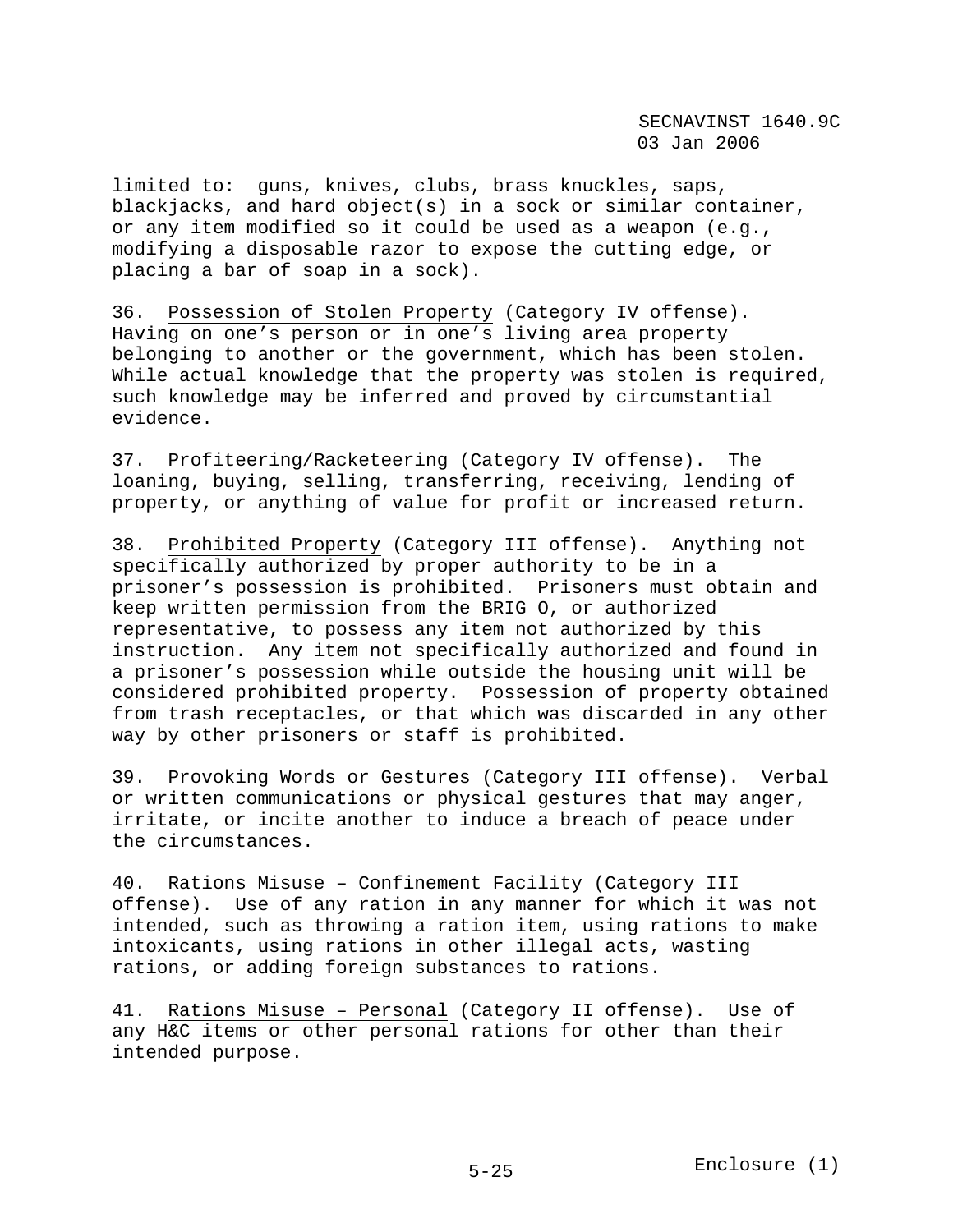limited to: guns, knives, clubs, brass knuckles, saps, blackjacks, and hard object(s) in a sock or similar container, or any item modified so it could be used as a weapon (e.g., modifying a disposable razor to expose the cutting edge, or placing a bar of soap in a sock).

36. Possession of Stolen Property (Category IV offense). Having on one's person or in one's living area property belonging to another or the government, which has been stolen. While actual knowledge that the property was stolen is required, such knowledge may be inferred and proved by circumstantial evidence.

37. Profiteering/Racketeering (Category IV offense). The loaning, buying, selling, transferring, receiving, lending of property, or anything of value for profit or increased return.

38. Prohibited Property (Category III offense). Anything not specifically authorized by proper authority to be in a prisoner's possession is prohibited. Prisoners must obtain and keep written permission from the BRIG O, or authorized representative, to possess any item not authorized by this instruction. Any item not specifically authorized and found in a prisoner's possession while outside the housing unit will be considered prohibited property. Possession of property obtained from trash receptacles, or that which was discarded in any other way by other prisoners or staff is prohibited.

39. Provoking Words or Gestures (Category III offense). Verbal or written communications or physical gestures that may anger, irritate, or incite another to induce a breach of peace under the circumstances.

40. Rations Misuse – Confinement Facility (Category III offense). Use of any ration in any manner for which it was not intended, such as throwing a ration item, using rations to make intoxicants, using rations in other illegal acts, wasting rations, or adding foreign substances to rations.

41. Rations Misuse – Personal (Category II offense). Use of any H&C items or other personal rations for other than their intended purpose.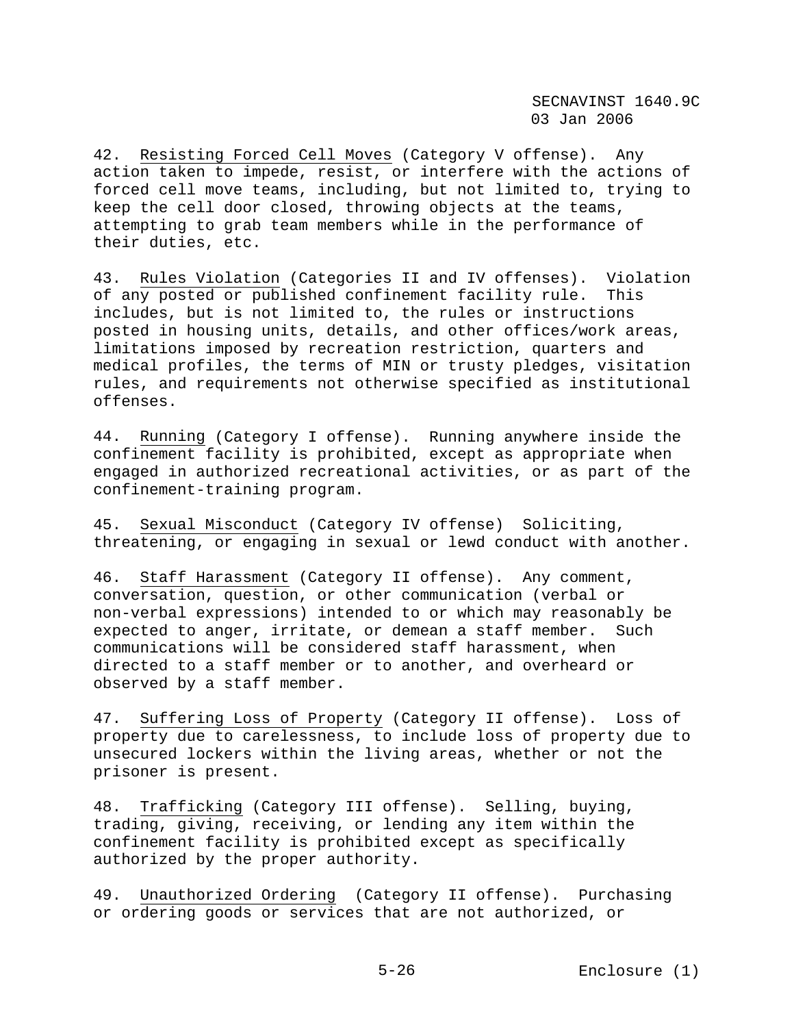42. Resisting Forced Cell Moves (Category V offense). Any action taken to impede, resist, or interfere with the actions of forced cell move teams, including, but not limited to, trying to keep the cell door closed, throwing objects at the teams, attempting to grab team members while in the performance of their duties, etc.

43. Rules Violation (Categories II and IV offenses). Violation of any posted or published confinement facility rule. This includes, but is not limited to, the rules or instructions posted in housing units, details, and other offices/work areas, limitations imposed by recreation restriction, quarters and medical profiles, the terms of MIN or trusty pledges, visitation rules, and requirements not otherwise specified as institutional offenses.

44. Running (Category I offense). Running anywhere inside the confinement facility is prohibited, except as appropriate when engaged in authorized recreational activities, or as part of the confinement-training program.

45. Sexual Misconduct (Category IV offense) Soliciting, threatening, or engaging in sexual or lewd conduct with another.

46. Staff Harassment (Category II offense). Any comment, conversation, question, or other communication (verbal or non-verbal expressions) intended to or which may reasonably be expected to anger, irritate, or demean a staff member. Such communications will be considered staff harassment, when directed to a staff member or to another, and overheard or observed by a staff member.

47. Suffering Loss of Property (Category II offense). Loss of property due to carelessness, to include loss of property due to unsecured lockers within the living areas, whether or not the prisoner is present.

48. Trafficking (Category III offense). Selling, buying, trading, giving, receiving, or lending any item within the confinement facility is prohibited except as specifically authorized by the proper authority.

49. Unauthorized Ordering (Category II offense). Purchasing or ordering goods or services that are not authorized, or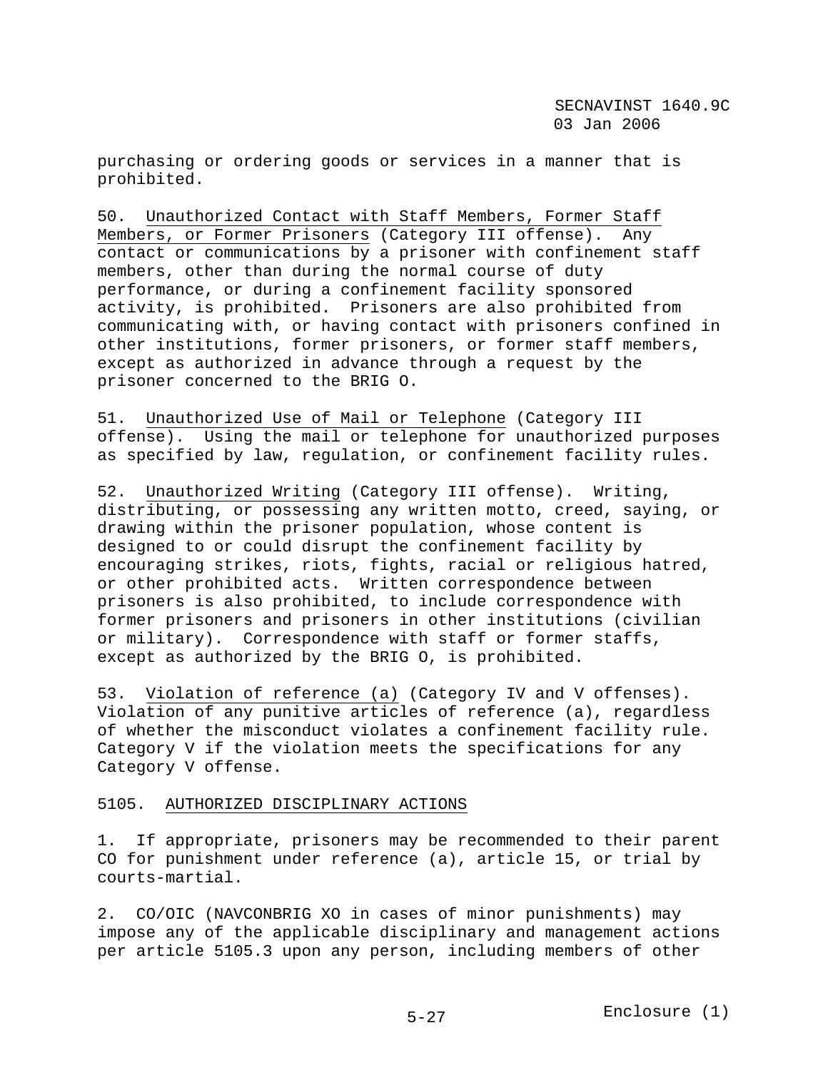purchasing or ordering goods or services in a manner that is prohibited.

50. Unauthorized Contact with Staff Members, Former Staff Members, or Former Prisoners (Category III offense). Any contact or communications by a prisoner with confinement staff members, other than during the normal course of duty performance, or during a confinement facility sponsored activity, is prohibited. Prisoners are also prohibited from communicating with, or having contact with prisoners confined in other institutions, former prisoners, or former staff members, except as authorized in advance through a request by the prisoner concerned to the BRIG O.

51. Unauthorized Use of Mail or Telephone (Category III offense). Using the mail or telephone for unauthorized purposes as specified by law, regulation, or confinement facility rules.

52. Unauthorized Writing (Category III offense). Writing, distributing, or possessing any written motto, creed, saying, or drawing within the prisoner population, whose content is designed to or could disrupt the confinement facility by encouraging strikes, riots, fights, racial or religious hatred, or other prohibited acts. Written correspondence between prisoners is also prohibited, to include correspondence with former prisoners and prisoners in other institutions (civilian or military). Correspondence with staff or former staffs, except as authorized by the BRIG O, is prohibited.

53. Violation of reference (a) (Category IV and V offenses). Violation of any punitive articles of reference (a), regardless of whether the misconduct violates a confinement facility rule. Category V if the violation meets the specifications for any Category V offense.

## 5105. AUTHORIZED DISCIPLINARY ACTIONS

1. If appropriate, prisoners may be recommended to their parent CO for punishment under reference (a), article 15, or trial by courts-martial.

2. CO/OIC (NAVCONBRIG XO in cases of minor punishments) may impose any of the applicable disciplinary and management actions per article 5105.3 upon any person, including members of other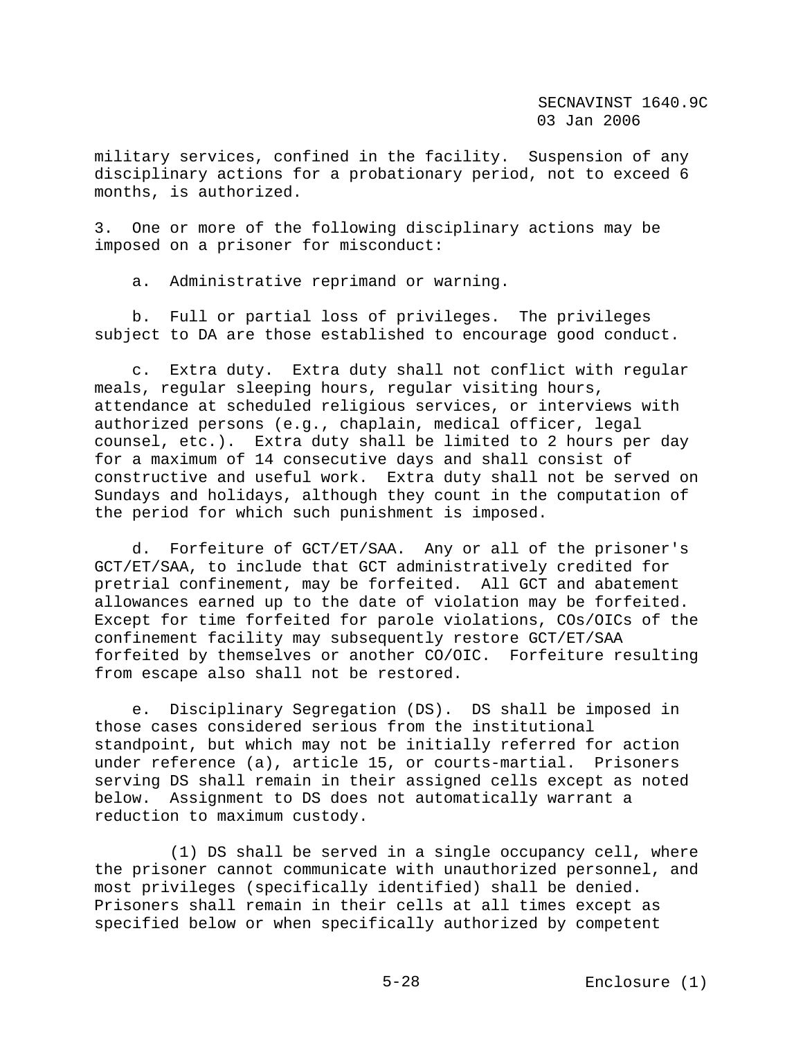military services, confined in the facility. Suspension of any disciplinary actions for a probationary period, not to exceed 6 months, is authorized.

3. One or more of the following disciplinary actions may be imposed on a prisoner for misconduct:

a. Administrative reprimand or warning.

b. Full or partial loss of privileges. The privileges subject to DA are those established to encourage good conduct.

c. Extra duty. Extra duty shall not conflict with regular meals, regular sleeping hours, regular visiting hours, attendance at scheduled religious services, or interviews with authorized persons (e.g., chaplain, medical officer, legal counsel, etc.). Extra duty shall be limited to 2 hours per day for a maximum of 14 consecutive days and shall consist of constructive and useful work. Extra duty shall not be served on Sundays and holidays, although they count in the computation of the period for which such punishment is imposed.

d. Forfeiture of GCT/ET/SAA. Any or all of the prisoner's GCT/ET/SAA, to include that GCT administratively credited for pretrial confinement, may be forfeited. All GCT and abatement allowances earned up to the date of violation may be forfeited. Except for time forfeited for parole violations, COs/OICs of the confinement facility may subsequently restore GCT/ET/SAA forfeited by themselves or another CO/OIC. Forfeiture resulting from escape also shall not be restored.

e. Disciplinary Segregation (DS). DS shall be imposed in those cases considered serious from the institutional standpoint, but which may not be initially referred for action under reference (a), article 15, or courts-martial. Prisoners serving DS shall remain in their assigned cells except as noted below. Assignment to DS does not automatically warrant a reduction to maximum custody.

(1) DS shall be served in a single occupancy cell, where the prisoner cannot communicate with unauthorized personnel, and most privileges (specifically identified) shall be denied. Prisoners shall remain in their cells at all times except as specified below or when specifically authorized by competent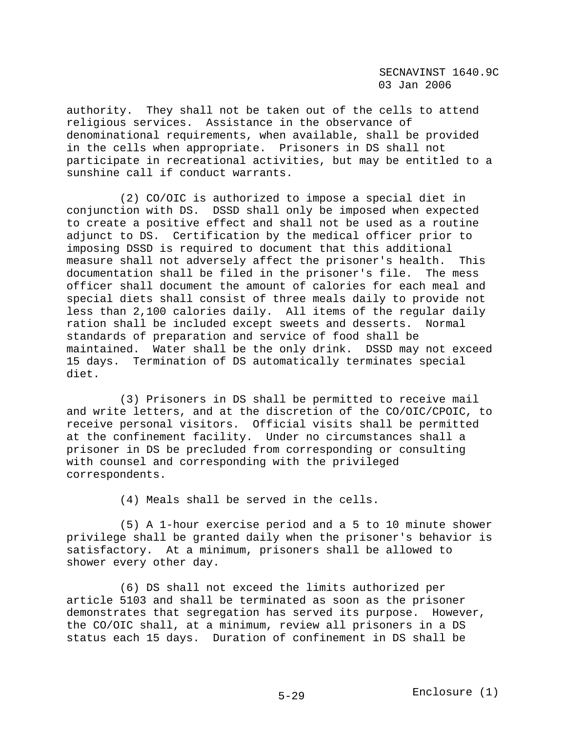authority. They shall not be taken out of the cells to attend religious services. Assistance in the observance of denominational requirements, when available, shall be provided in the cells when appropriate. Prisoners in DS shall not participate in recreational activities, but may be entitled to a sunshine call if conduct warrants.

(2) CO/OIC is authorized to impose a special diet in conjunction with DS. DSSD shall only be imposed when expected to create a positive effect and shall not be used as a routine adjunct to DS. Certification by the medical officer prior to imposing DSSD is required to document that this additional measure shall not adversely affect the prisoner's health. This documentation shall be filed in the prisoner's file. The mess officer shall document the amount of calories for each meal and special diets shall consist of three meals daily to provide not less than 2,100 calories daily. All items of the regular daily ration shall be included except sweets and desserts. Normal standards of preparation and service of food shall be maintained. Water shall be the only drink. DSSD may not exceed 15 days. Termination of DS automatically terminates special diet.

(3) Prisoners in DS shall be permitted to receive mail and write letters, and at the discretion of the CO/OIC/CPOIC, to receive personal visitors. Official visits shall be permitted at the confinement facility. Under no circumstances shall a prisoner in DS be precluded from corresponding or consulting with counsel and corresponding with the privileged correspondents.

(4) Meals shall be served in the cells.

(5) A 1-hour exercise period and a 5 to 10 minute shower privilege shall be granted daily when the prisoner's behavior is satisfactory. At a minimum, prisoners shall be allowed to shower every other day.

(6) DS shall not exceed the limits authorized per article 5103 and shall be terminated as soon as the prisoner demonstrates that segregation has served its purpose. However, the CO/OIC shall, at a minimum, review all prisoners in a DS status each 15 days. Duration of confinement in DS shall be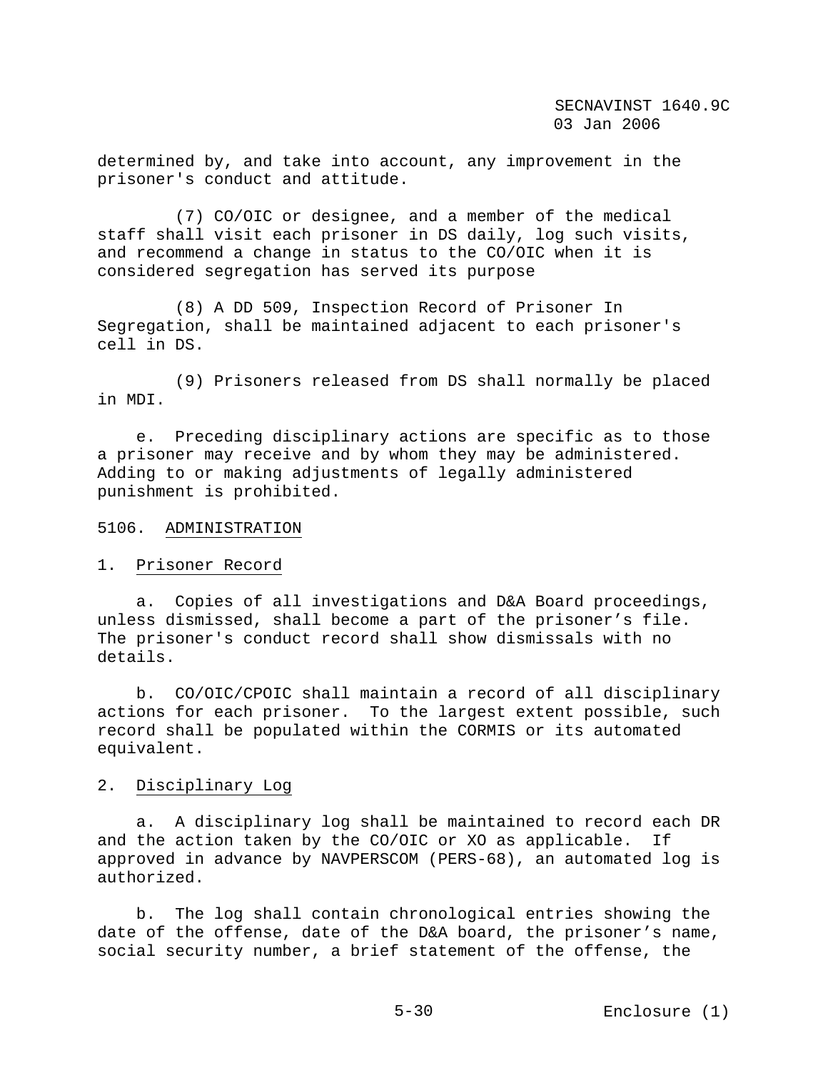determined by, and take into account, any improvement in the prisoner's conduct and attitude.

(7) CO/OIC or designee, and a member of the medical staff shall visit each prisoner in DS daily, log such visits, and recommend a change in status to the CO/OIC when it is considered segregation has served its purpose

(8) A DD 509, Inspection Record of Prisoner In Segregation, shall be maintained adjacent to each prisoner's cell in DS.

(9) Prisoners released from DS shall normally be placed in MDI.

e. Preceding disciplinary actions are specific as to those a prisoner may receive and by whom they may be administered. Adding to or making adjustments of legally administered punishment is prohibited.

5106. <u>ADMINISTRATION</u>

1. <u>Prisoner Record</u>

a. Copies of all investigations and D&A Board proceedings, unless dismissed, shall become a part of the prisoner's file. The prisoner's conduct record shall show dismissals with no details.

b. CO/OIC/CPOIC shall maintain a record of all disciplinary actions for each prisoner. To the largest extent possible, such record shall be populated within the CORMIS or its automated equivalent.

2. <u>Disciplinary Log</u>

a. A disciplinary log shall be maintained to record each DR and the action taken by the CO/OIC or XO as applicable. If approved in advance by NAVPERSCOM (PERS-68), an automated log is authorized.

b. The log shall contain chronological entries showing the date of the offense, date of the D&A board, the prisoner's name, social security number, a brief statement of the offense, the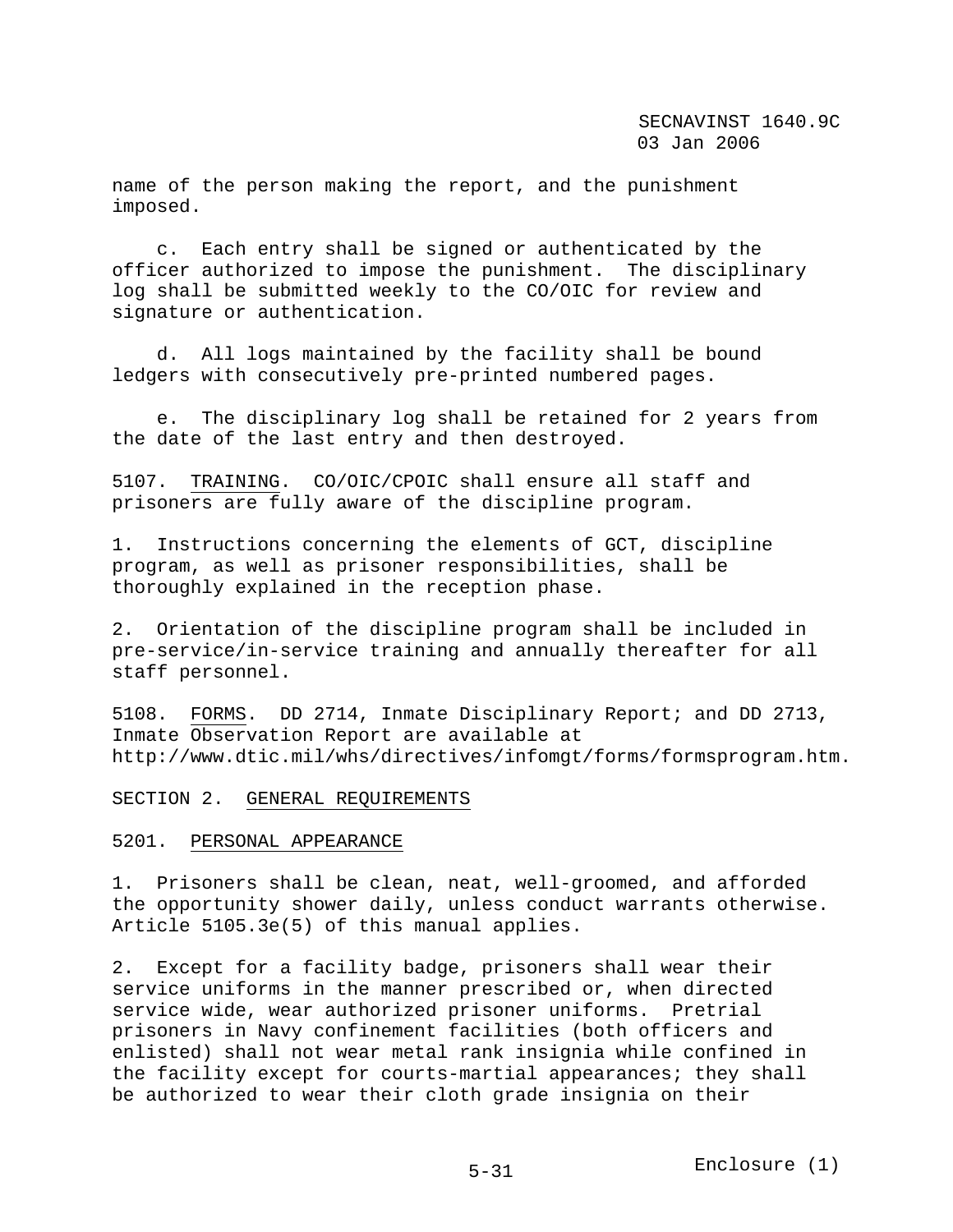name of the person making the report, and the punishment imposed.

c. Each entry shall be signed or authenticated by the officer authorized to impose the punishment. The disciplinary log shall be submitted weekly to the CO/OIC for review and signature or authentication.

d. All logs maintained by the facility shall be bound ledgers with consecutively pre-printed numbered pages.

e. The disciplinary log shall be retained for 2 years from the date of the last entry and then destroyed.

5107. TRAINING. CO/OIC/CPOIC shall ensure all staff and prisoners are fully aware of the discipline program.

1. Instructions concerning the elements of GCT, discipline program, as well as prisoner responsibilities, shall be thoroughly explained in the reception phase.

2. Orientation of the discipline program shall be included in pre-service/in-service training and annually thereafter for all staff personnel.

5108. FORMS. DD 2714, Inmate Disciplinary Report; and DD 2713, Inmate Observation Report are available at http://www.dtic.mil/whs/directives/infomgt/forms/formsprogram.htm.

## SECTION 2. GENERAL REQUIREMENTS

5201. PERSONAL APPEARANCE

1. Prisoners shall be clean, neat, well-groomed, and afforded the opportunity shower daily, unless conduct warrants otherwise. Article 5105.3e(5) of this manual applies.

2. Except for a facility badge, prisoners shall wear their service uniforms in the manner prescribed or, when directed service wide, wear authorized prisoner uniforms. Pretrial prisoners in Navy confinement facilities (both officers and enlisted) shall not wear metal rank insignia while confined in the facility except for courts-martial appearances; they shall be authorized to wear their cloth grade insignia on their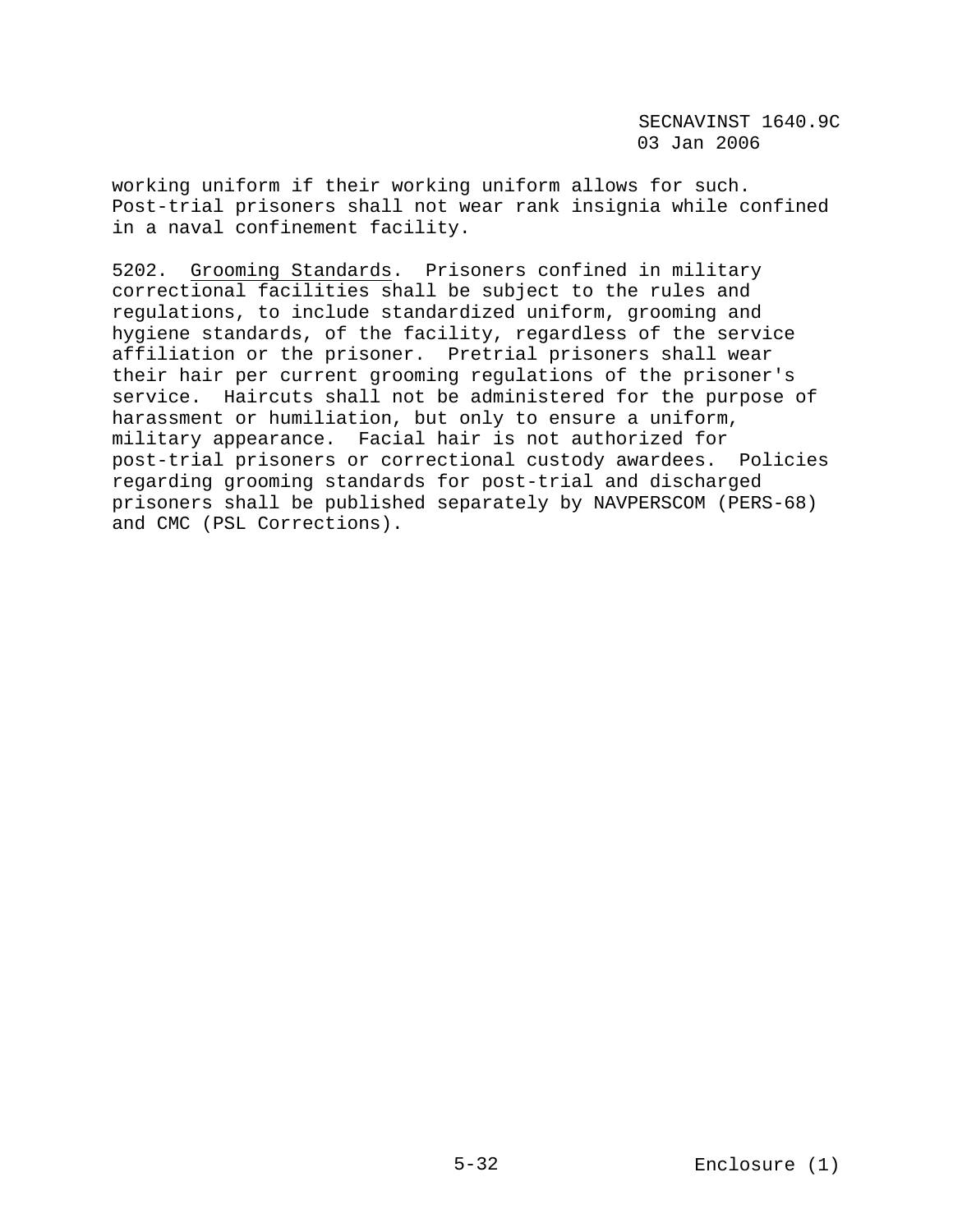working uniform if their working uniform allows for such. Post-trial prisoners shall not wear rank insignia while confined in a naval confinement facility.

5202. Grooming Standards. Prisoners confined in military correctional facilities shall be subject to the rules and regulations, to include standardized uniform, grooming and hygiene standards, of the facility, regardless of the service affiliation or the prisoner. Pretrial prisoners shall wear their hair per current grooming regulations of the prisoner's service. Haircuts shall not be administered for the purpose of harassment or humiliation, but only to ensure a uniform, military appearance. Facial hair is not authorized for post-trial prisoners or correctional custody awardees. Policies regarding grooming standards for post-trial and discharged prisoners shall be published separately by NAVPERSCOM (PERS-68) and CMC (PSL Corrections).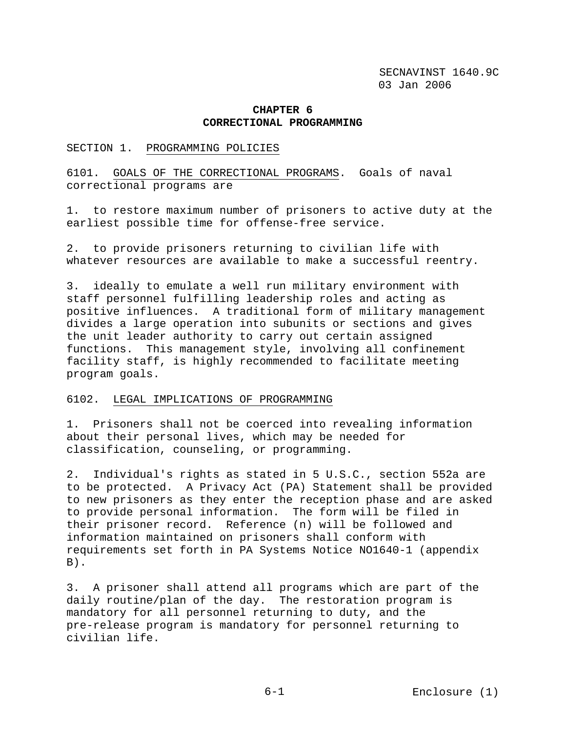# CHAPTER 6
# CORRECTIONAL PROGRAMMING

## SECTION 1. PROGRAMMING POLICIES

6101. GOALS OF THE CORRECTIONAL PROGRAMS. Goals of naval correctional programs are

1. to restore maximum number of prisoners to active duty at the earliest possible time for offense-free service.

2. to provide prisoners returning to civilian life with whatever resources are available to make a successful reentry.

3. ideally to emulate a well run military environment with staff personnel fulfilling leadership roles and acting as positive influences. A traditional form of military management divides a large operation into subunits or sections and gives the unit leader authority to carry out certain assigned functions. This management style, involving all confinement facility staff, is highly recommended to facilitate meeting program goals.

6102. LEGAL IMPLICATIONS OF PROGRAMMING

1. Prisoners shall not be coerced into revealing information about their personal lives, which may be needed for classification, counseling, or programming.

2. Individual's rights as stated in 5 U.S.C., section 552a are to be protected. A Privacy Act (PA) Statement shall be provided to new prisoners as they enter the reception phase and are asked to provide personal information. The form will be filed in their prisoner record. Reference (n) will be followed and information maintained on prisoners shall conform with requirements set forth in PA Systems Notice NO1640-1 (appendix B).

3. A prisoner shall attend all programs which are part of the daily routine/plan of the day. The restoration program is mandatory for all personnel returning to duty, and the pre-release program is mandatory for personnel returning to civilian life.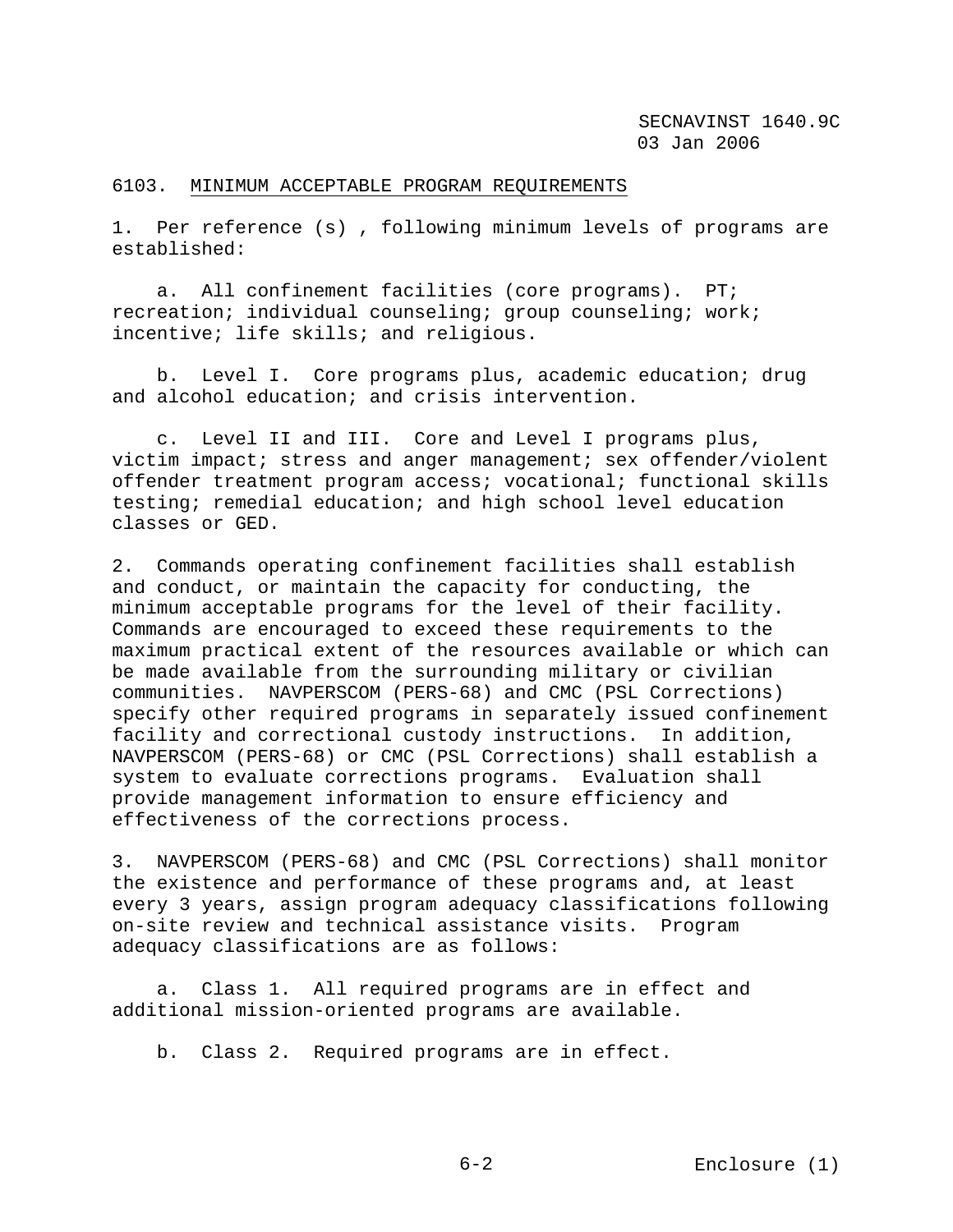## 6103. MINIMUM ACCEPTABLE PROGRAM REQUIREMENTS

1. Per reference (s) , following minimum levels of programs are established:

    a. All confinement facilities (core programs). PT; recreation; individual counseling; group counseling; work; incentive; life skills; and religious.

    b. Level I. Core programs plus, academic education; drug and alcohol education; and crisis intervention.

    c. Level II and III. Core and Level I programs plus, victim impact; stress and anger management; sex offender/violent offender treatment program access; vocational; functional skills testing; remedial education; and high school level education classes or GED.

2. Commands operating confinement facilities shall establish and conduct, or maintain the capacity for conducting, the minimum acceptable programs for the level of their facility. Commands are encouraged to exceed these requirements to the maximum practical extent of the resources available or which can be made available from the surrounding military or civilian communities. NAVPERSCOM (PERS-68) and CMC (PSL Corrections) specify other required programs in separately issued confinement facility and correctional custody instructions. In addition, NAVPERSCOM (PERS-68) or CMC (PSL Corrections) shall establish a system to evaluate corrections programs. Evaluation shall provide management information to ensure efficiency and effectiveness of the corrections process.

3. NAVPERSCOM (PERS-68) and CMC (PSL Corrections) shall monitor the existence and performance of these programs and, at least every 3 years, assign program adequacy classifications following on-site review and technical assistance visits. Program adequacy classifications are as follows:

    a. Class 1. All required programs are in effect and additional mission-oriented programs are available.

    b. Class 2. Required programs are in effect.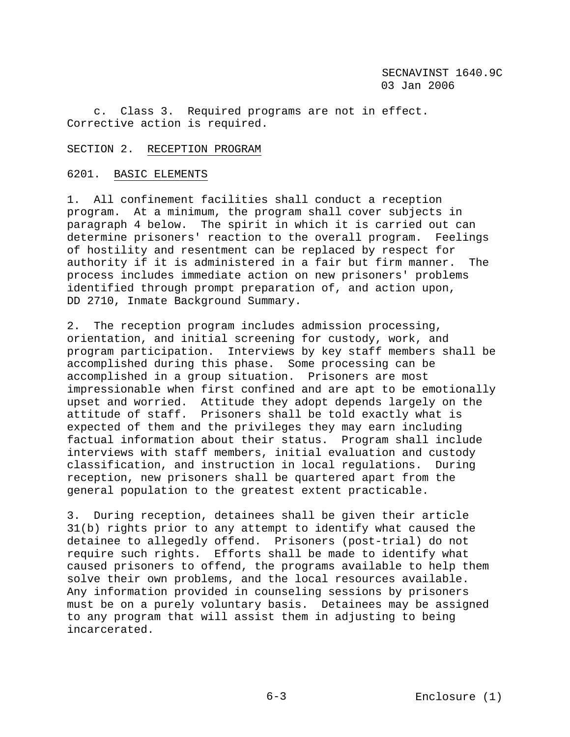c. Class 3. Required programs are not in effect. Corrective action is required.

## SECTION 2. RECEPTION PROGRAM

### 6201. BASIC ELEMENTS

1. All confinement facilities shall conduct a reception program. At a minimum, the program shall cover subjects in paragraph 4 below. The spirit in which it is carried out can determine prisoners' reaction to the overall program. Feelings of hostility and resentment can be replaced by respect for authority if it is administered in a fair but firm manner. The process includes immediate action on new prisoners' problems identified through prompt preparation of, and action upon, DD 2710, Inmate Background Summary.

2. The reception program includes admission processing, orientation, and initial screening for custody, work, and program participation. Interviews by key staff members shall be accomplished during this phase. Some processing can be accomplished in a group situation. Prisoners are most impressionable when first confined and are apt to be emotionally upset and worried. Attitude they adopt depends largely on the attitude of staff. Prisoners shall be told exactly what is expected of them and the privileges they may earn including factual information about their status. Program shall include interviews with staff members, initial evaluation and custody classification, and instruction in local regulations. During reception, new prisoners shall be quartered apart from the general population to the greatest extent practicable.

3. During reception, detainees shall be given their article 31(b) rights prior to any attempt to identify what caused the detainee to allegedly offend. Prisoners (post-trial) do not require such rights. Efforts shall be made to identify what caused prisoners to offend, the programs available to help them solve their own problems, and the local resources available. Any information provided in counseling sessions by prisoners must be on a purely voluntary basis. Detainees may be assigned to any program that will assist them in adjusting to being incarcerated.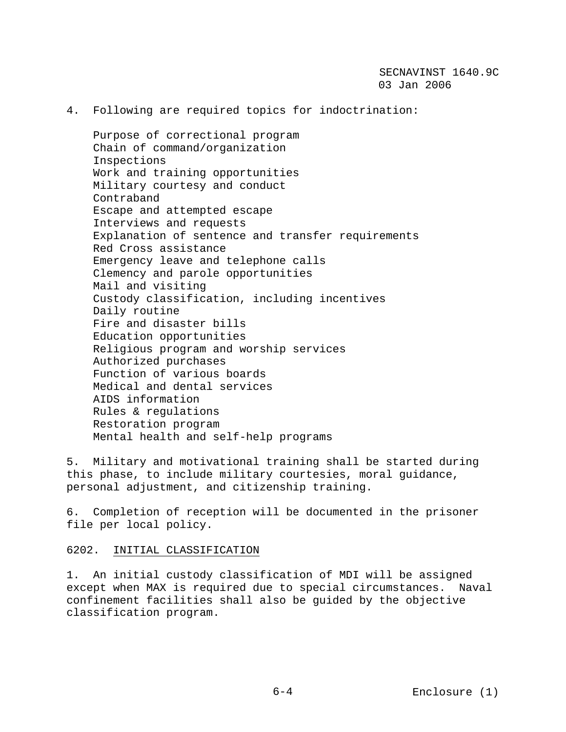4. Following are required topics for indoctrination:

- Purpose of correctional program
- Chain of command/organization
- Inspections
- Work and training opportunities
- Military courtesy and conduct
- Contraband
- Escape and attempted escape
- Interviews and requests
- Explanation of sentence and transfer requirements
- Red Cross assistance
- Emergency leave and telephone calls
- Clemency and parole opportunities
- Mail and visiting
- Custody classification, including incentives
- Daily routine
- Fire and disaster bills
- Education opportunities
- Religious program and worship services
- Authorized purchases
- Function of various boards
- Medical and dental services
- AIDS information
- Rules & regulations
- Restoration program
- Mental health and self-help programs

5. Military and motivational training shall be started during this phase, to include military courtesies, moral guidance, personal adjustment, and citizenship training.

6. Completion of reception will be documented in the prisoner file per local policy.

6202. INITIAL CLASSIFICATION

1. An initial custody classification of MDI will be assigned except when MAX is required due to special circumstances. Naval confinement facilities shall also be guided by the objective classification program.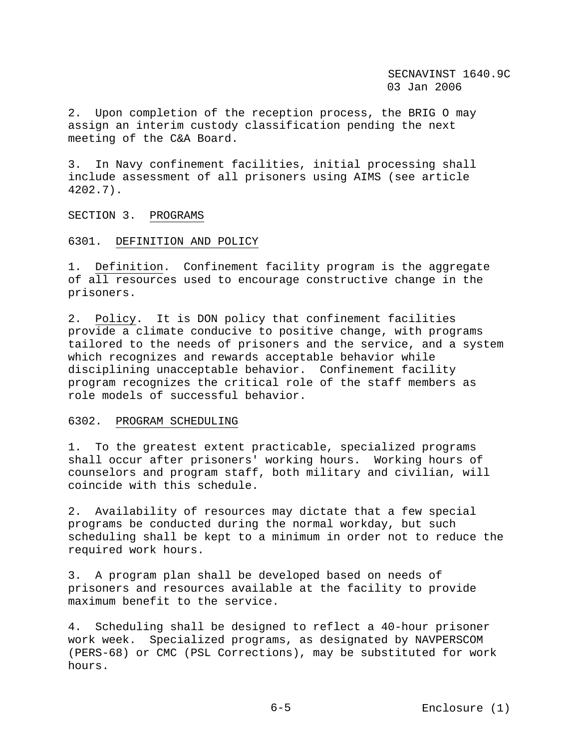2. Upon completion of the reception process, the BRIG O may assign an interim custody classification pending the next meeting of the C&A Board.

3. In Navy confinement facilities, initial processing shall include assessment of all prisoners using AIMS (see article 4202.7).

## SECTION 3. PROGRAMS

### 6301. DEFINITION AND POLICY

1. Definition. Confinement facility program is the aggregate of all resources used to encourage constructive change in the prisoners.

2. Policy. It is DON policy that confinement facilities provide a climate conducive to positive change, with programs tailored to the needs of prisoners and the service, and a system which recognizes and rewards acceptable behavior while disciplining unacceptable behavior. Confinement facility program recognizes the critical role of the staff members as role models of successful behavior.

### 6302. PROGRAM SCHEDULING

1. To the greatest extent practicable, specialized programs shall occur after prisoners' working hours. Working hours of counselors and program staff, both military and civilian, will coincide with this schedule.

2. Availability of resources may dictate that a few special programs be conducted during the normal workday, but such scheduling shall be kept to a minimum in order not to reduce the required work hours.

3. A program plan shall be developed based on needs of prisoners and resources available at the facility to provide maximum benefit to the service.

4. Scheduling shall be designed to reflect a 40-hour prisoner work week. Specialized programs, as designated by NAVPERSCOM (PERS-68) or CMC (PSL Corrections), may be substituted for work hours.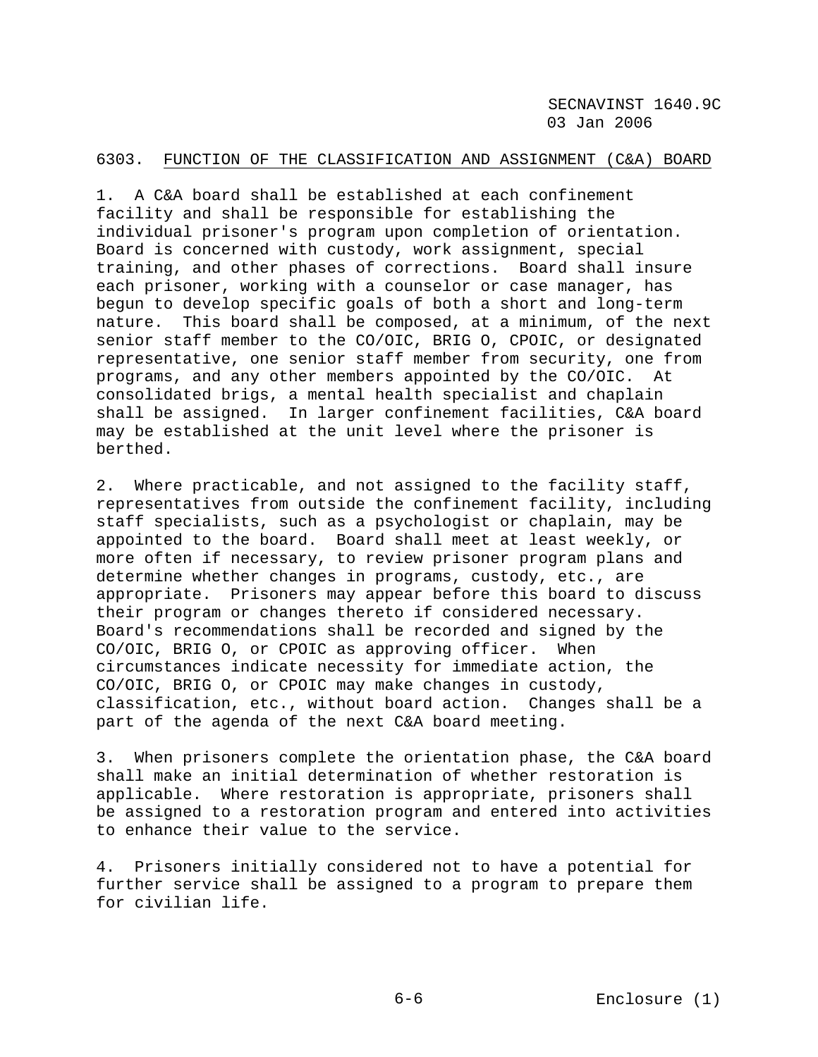## 6303. FUNCTION OF THE CLASSIFICATION AND ASSIGNMENT (C&A) BOARD

1. A C&A board shall be established at each confinement facility and shall be responsible for establishing the individual prisoner's program upon completion of orientation. Board is concerned with custody, work assignment, special training, and other phases of corrections. Board shall insure each prisoner, working with a counselor or case manager, has begun to develop specific goals of both a short and long-term nature. This board shall be composed, at a minimum, of the next senior staff member to the CO/OIC, BRIG O, CPOIC, or designated representative, one senior staff member from security, one from programs, and any other members appointed by the CO/OIC. At consolidated brigs, a mental health specialist and chaplain shall be assigned. In larger confinement facilities, C&A board may be established at the unit level where the prisoner is berthed.

2. Where practicable, and not assigned to the facility staff, representatives from outside the confinement facility, including staff specialists, such as a psychologist or chaplain, may be appointed to the board. Board shall meet at least weekly, or more often if necessary, to review prisoner program plans and determine whether changes in programs, custody, etc., are appropriate. Prisoners may appear before this board to discuss their program or changes thereto if considered necessary. Board's recommendations shall be recorded and signed by the CO/OIC, BRIG O, or CPOIC as approving officer. When circumstances indicate necessity for immediate action, the CO/OIC, BRIG O, or CPOIC may make changes in custody, classification, etc., without board action. Changes shall be a part of the agenda of the next C&A board meeting.

3. When prisoners complete the orientation phase, the C&A board shall make an initial determination of whether restoration is applicable. Where restoration is appropriate, prisoners shall be assigned to a restoration program and entered into activities to enhance their value to the service.

4. Prisoners initially considered not to have a potential for further service shall be assigned to a program to prepare them for civilian life.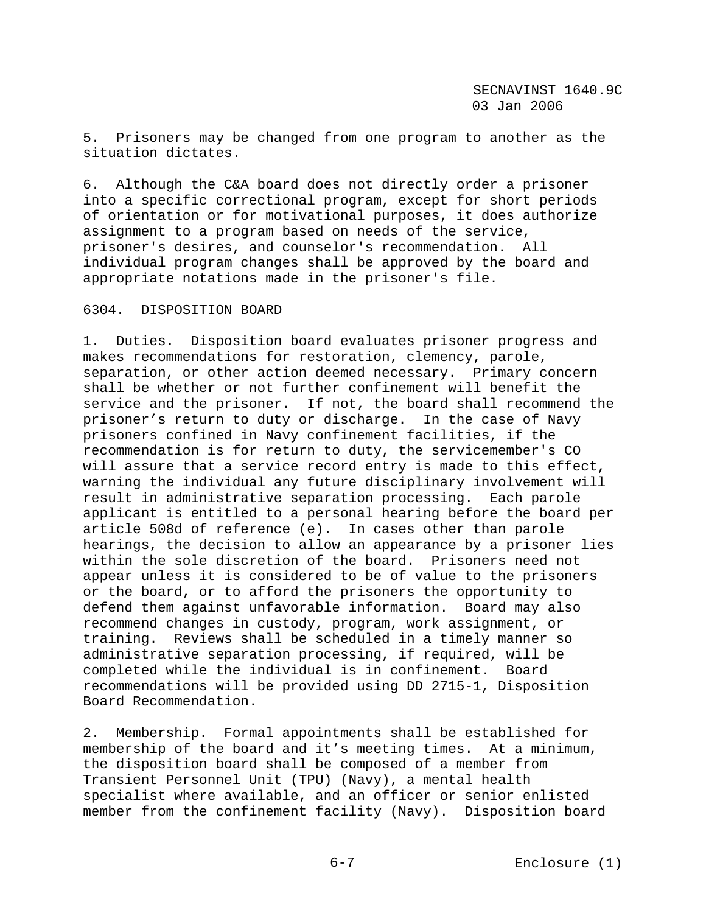5. Prisoners may be changed from one program to another as the situation dictates.

6. Although the C&A board does not directly order a prisoner into a specific correctional program, except for short periods of orientation or for motivational purposes, it does authorize assignment to a program based on needs of the service, prisoner's desires, and counselor's recommendation. All individual program changes shall be approved by the board and appropriate notations made in the prisoner's file.

6304. DISPOSITION BOARD

1. Duties. Disposition board evaluates prisoner progress and makes recommendations for restoration, clemency, parole, separation, or other action deemed necessary. Primary concern shall be whether or not further confinement will benefit the service and the prisoner. If not, the board shall recommend the prisoner's return to duty or discharge. In the case of Navy prisoners confined in Navy confinement facilities, if the recommendation is for return to duty, the servicemember's CO will assure that a service record entry is made to this effect, warning the individual any future disciplinary involvement will result in administrative separation processing. Each parole applicant is entitled to a personal hearing before the board per article 508d of reference (e). In cases other than parole hearings, the decision to allow an appearance by a prisoner lies within the sole discretion of the board. Prisoners need not appear unless it is considered to be of value to the prisoners or the board, or to afford the prisoners the opportunity to defend them against unfavorable information. Board may also recommend changes in custody, program, work assignment, or training. Reviews shall be scheduled in a timely manner so administrative separation processing, if required, will be completed while the individual is in confinement. Board recommendations will be provided using DD 2715-1, Disposition Board Recommendation.

2. Membership. Formal appointments shall be established for membership of the board and it's meeting times. At a minimum, the disposition board shall be composed of a member from Transient Personnel Unit (TPU) (Navy), a mental health specialist where available, and an officer or senior enlisted member from the confinement facility (Navy). Disposition board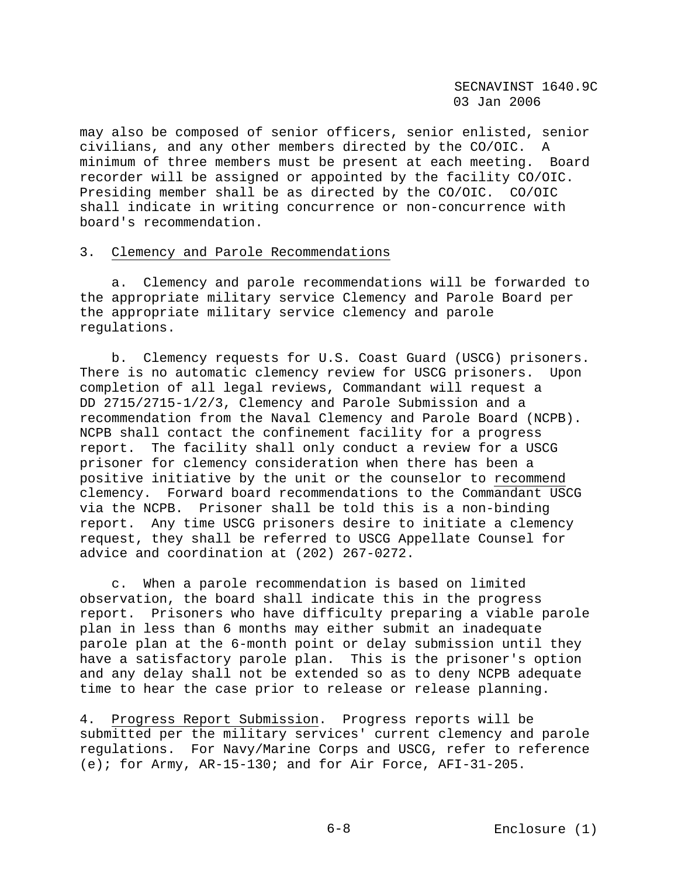may also be composed of senior officers, senior enlisted, senior civilians, and any other members directed by the CO/OIC. A minimum of three members must be present at each meeting. Board recorder will be assigned or appointed by the facility CO/OIC. Presiding member shall be as directed by the CO/OIC. CO/OIC shall indicate in writing concurrence or non-concurrence with board's recommendation.

3. Clemency and Parole Recommendations

a. Clemency and parole recommendations will be forwarded to the appropriate military service Clemency and Parole Board per the appropriate military service clemency and parole regulations.

b. Clemency requests for U.S. Coast Guard (USCG) prisoners. There is no automatic clemency review for USCG prisoners. Upon completion of all legal reviews, Commandant will request a DD 2715/2715-1/2/3, Clemency and Parole Submission and a recommendation from the Naval Clemency and Parole Board (NCPB). NCPB shall contact the confinement facility for a progress report. The facility shall only conduct a review for a USCG prisoner for clemency consideration when there has been a positive initiative by the unit or the counselor to recommend clemency. Forward board recommendations to the Commandant USCG via the NCPB. Prisoner shall be told this is a non-binding report. Any time USCG prisoners desire to initiate a clemency request, they shall be referred to USCG Appellate Counsel for advice and coordination at (202) 267-0272.

c. When a parole recommendation is based on limited observation, the board shall indicate this in the progress report. Prisoners who have difficulty preparing a viable parole plan in less than 6 months may either submit an inadequate parole plan at the 6-month point or delay submission until they have a satisfactory parole plan. This is the prisoner's option and any delay shall not be extended so as to deny NCPB adequate time to hear the case prior to release or release planning.

4. Progress Report Submission. Progress reports will be submitted per the military services' current clemency and parole regulations. For Navy/Marine Corps and USCG, refer to reference (e); for Army, AR-15-130; and for Air Force, AFI-31-205.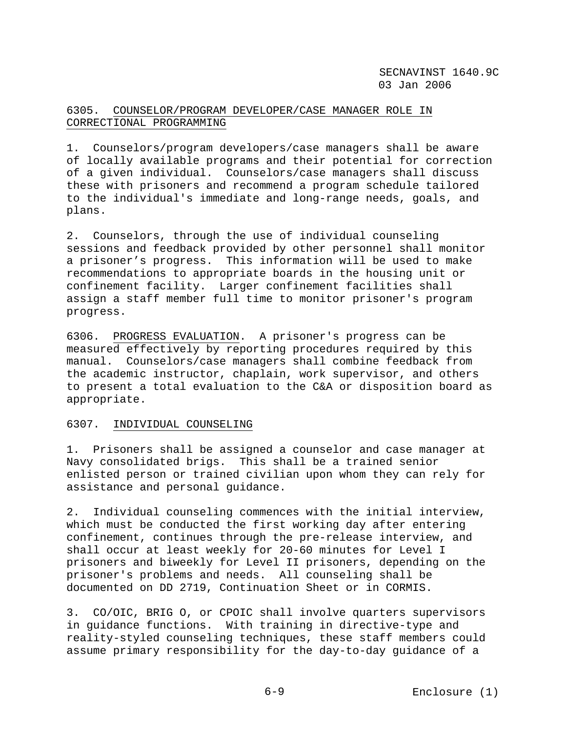6305. COUNSELOR/PROGRAM DEVELOPER/CASE MANAGER ROLE IN CORRECTIONAL PROGRAMMING

1. Counselors/program developers/case managers shall be aware of locally available programs and their potential for correction of a given individual. Counselors/case managers shall discuss these with prisoners and recommend a program schedule tailored to the individual's immediate and long-range needs, goals, and plans.

2. Counselors, through the use of individual counseling sessions and feedback provided by other personnel shall monitor a prisoner's progress. This information will be used to make recommendations to appropriate boards in the housing unit or confinement facility. Larger confinement facilities shall assign a staff member full time to monitor prisoner's program progress.

6306. PROGRESS EVALUATION. A prisoner's progress can be measured effectively by reporting procedures required by this manual. Counselors/case managers shall combine feedback from the academic instructor, chaplain, work supervisor, and others to present a total evaluation to the C&A or disposition board as appropriate.

6307. INDIVIDUAL COUNSELING

1. Prisoners shall be assigned a counselor and case manager at Navy consolidated brigs. This shall be a trained senior enlisted person or trained civilian upon whom they can rely for assistance and personal guidance.

2. Individual counseling commences with the initial interview, which must be conducted the first working day after entering confinement, continues through the pre-release interview, and shall occur at least weekly for 20-60 minutes for Level I prisoners and biweekly for Level II prisoners, depending on the prisoner's problems and needs. All counseling shall be documented on DD 2719, Continuation Sheet or in CORMIS.

3. CO/OIC, BRIG O, or CPOIC shall involve quarters supervisors in guidance functions. With training in directive-type and reality-styled counseling techniques, these staff members could assume primary responsibility for the day-to-day guidance of a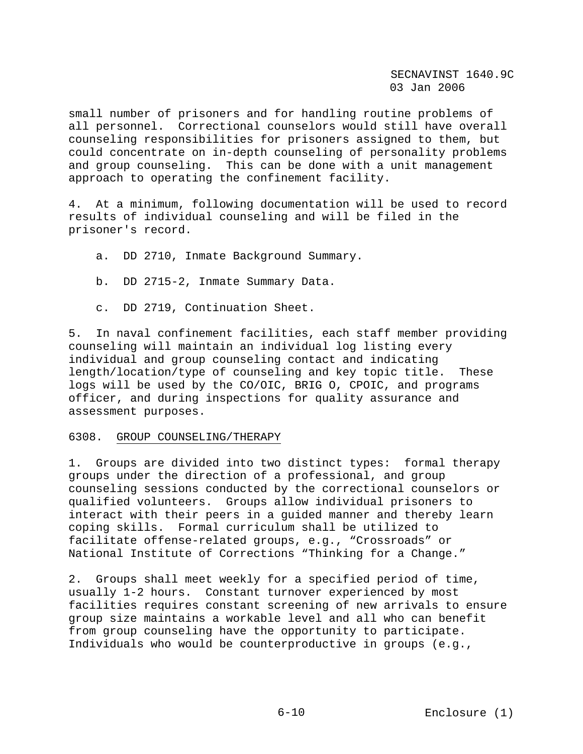small number of prisoners and for handling routine problems of all personnel. Correctional counselors would still have overall counseling responsibilities for prisoners assigned to them, but could concentrate on in-depth counseling of personality problems and group counseling. This can be done with a unit management approach to operating the confinement facility.

4. At a minimum, following documentation will be used to record results of individual counseling and will be filed in the prisoner's record.

   a. DD 2710, Inmate Background Summary.

   b. DD 2715-2, Inmate Summary Data.

   c. DD 2719, Continuation Sheet.

5. In naval confinement facilities, each staff member providing counseling will maintain an individual log listing every individual and group counseling contact and indicating length/location/type of counseling and key topic title. These logs will be used by the CO/OIC, BRIG O, CPOIC, and programs officer, and during inspections for quality assurance and assessment purposes.

6308. GROUP COUNSELING/THERAPY

1. Groups are divided into two distinct types: formal therapy groups under the direction of a professional, and group counseling sessions conducted by the correctional counselors or qualified volunteers. Groups allow individual prisoners to interact with their peers in a guided manner and thereby learn coping skills. Formal curriculum shall be utilized to facilitate offense-related groups, e.g., “Crossroads” or National Institute of Corrections “Thinking for a Change.”

2. Groups shall meet weekly for a specified period of time, usually 1-2 hours. Constant turnover experienced by most facilities requires constant screening of new arrivals to ensure group size maintains a workable level and all who can benefit from group counseling have the opportunity to participate. Individuals who would be counterproductive in groups (e.g.,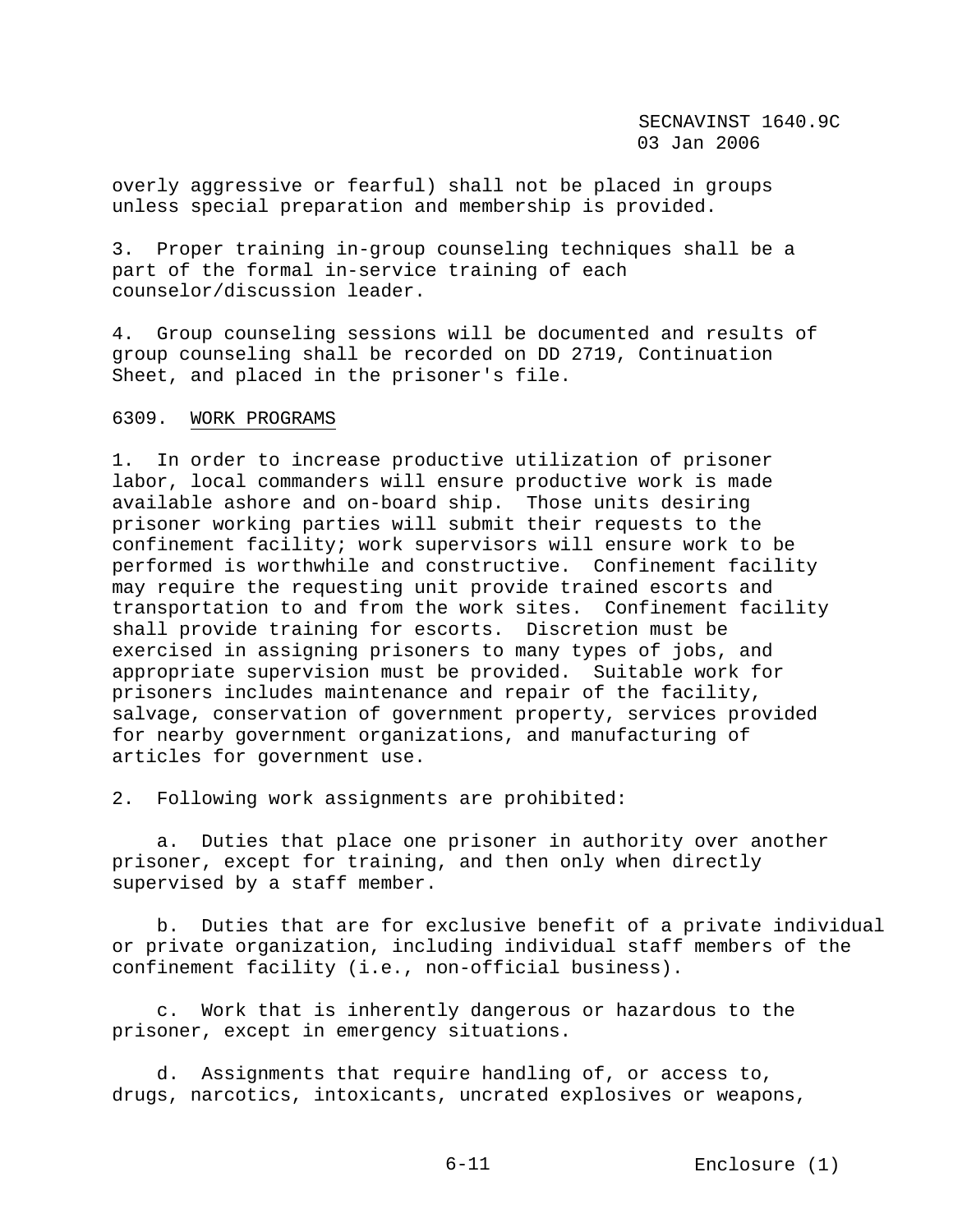overly aggressive or fearful) shall not be placed in groups unless special preparation and membership is provided.

3. Proper training in-group counseling techniques shall be a part of the formal in-service training of each counselor/discussion leader.

4. Group counseling sessions will be documented and results of group counseling shall be recorded on DD 2719, Continuation Sheet, and placed in the prisoner's file.

6309. <u>WORK PROGRAMS</u>

1. In order to increase productive utilization of prisoner labor, local commanders will ensure productive work is made available ashore and on-board ship. Those units desiring prisoner working parties will submit their requests to the confinement facility; work supervisors will ensure work to be performed is worthwhile and constructive. Confinement facility may require the requesting unit provide trained escorts and transportation to and from the work sites. Confinement facility shall provide training for escorts. Discretion must be exercised in assigning prisoners to many types of jobs, and appropriate supervision must be provided. Suitable work for prisoners includes maintenance and repair of the facility, salvage, conservation of government property, services provided for nearby government organizations, and manufacturing of articles for government use.

2. Following work assignments are prohibited:

a. Duties that place one prisoner in authority over another prisoner, except for training, and then only when directly supervised by a staff member.

b. Duties that are for exclusive benefit of a private individual or private organization, including individual staff members of the confinement facility (i.e., non-official business).

c. Work that is inherently dangerous or hazardous to the prisoner, except in emergency situations.

d. Assignments that require handling of, or access to, drugs, narcotics, intoxicants, uncrated explosives or weapons,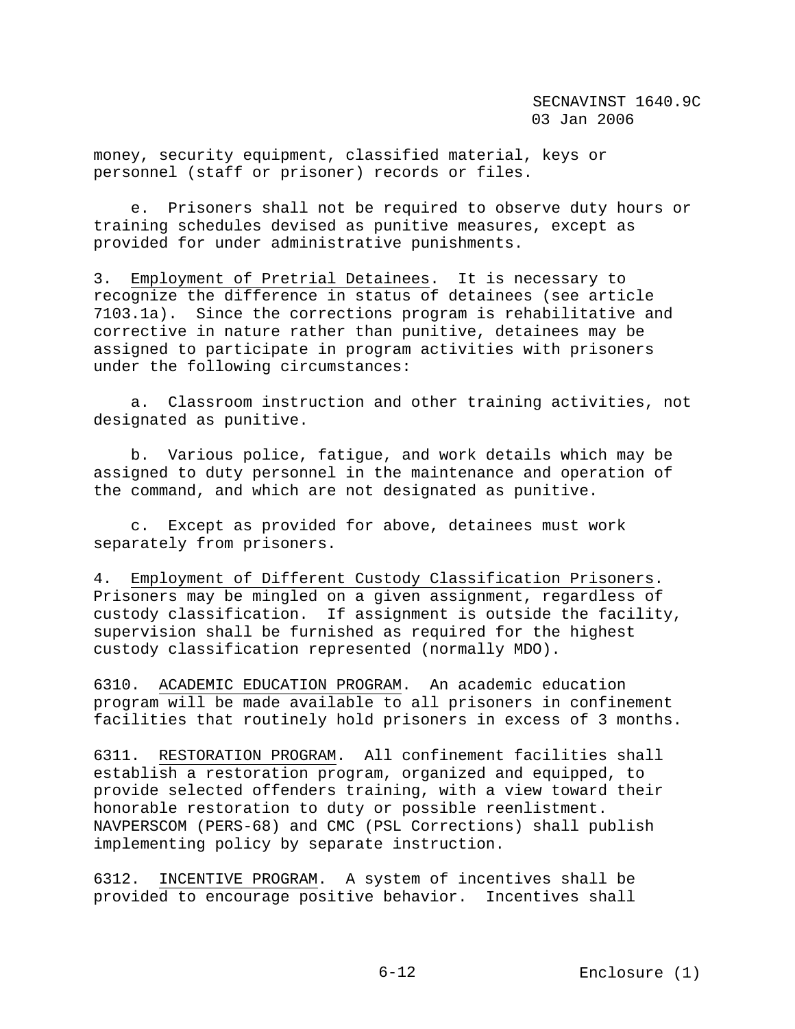money, security equipment, classified material, keys or personnel (staff or prisoner) records or files.

e. Prisoners shall not be required to observe duty hours or training schedules devised as punitive measures, except as provided for under administrative punishments.

3. Employment of Pretrial Detainees. It is necessary to recognize the difference in status of detainees (see article 7103.1a). Since the corrections program is rehabilitative and corrective in nature rather than punitive, detainees may be assigned to participate in program activities with prisoners under the following circumstances:

a. Classroom instruction and other training activities, not designated as punitive.

b. Various police, fatigue, and work details which may be assigned to duty personnel in the maintenance and operation of the command, and which are not designated as punitive.

c. Except as provided for above, detainees must work separately from prisoners.

4. Employment of Different Custody Classification Prisoners. Prisoners may be mingled on a given assignment, regardless of custody classification. If assignment is outside the facility, supervision shall be furnished as required for the highest custody classification represented (normally MDO).

6310. ACADEMIC EDUCATION PROGRAM. An academic education program will be made available to all prisoners in confinement facilities that routinely hold prisoners in excess of 3 months.

6311. RESTORATION PROGRAM. All confinement facilities shall establish a restoration program, organized and equipped, to provide selected offenders training, with a view toward their honorable restoration to duty or possible reenlistment. NAVPERSCOM (PERS-68) and CMC (PSL Corrections) shall publish implementing policy by separate instruction.

6312. INCENTIVE PROGRAM. A system of incentives shall be provided to encourage positive behavior. Incentives shall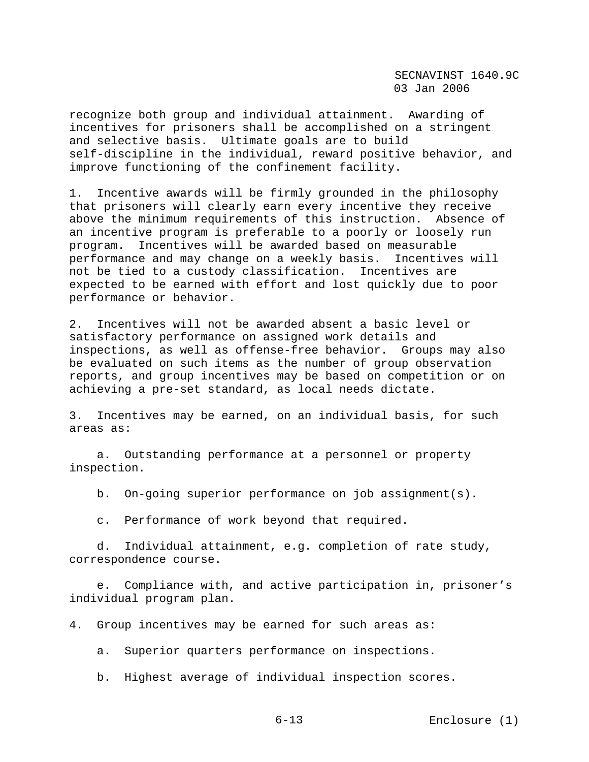recognize both group and individual attainment. Awarding of incentives for prisoners shall be accomplished on a stringent and selective basis. Ultimate goals are to build self-discipline in the individual, reward positive behavior, and improve functioning of the confinement facility.

1. Incentive awards will be firmly grounded in the philosophy that prisoners will clearly earn every incentive they receive above the minimum requirements of this instruction. Absence of an incentive program is preferable to a poorly or loosely run program. Incentives will be awarded based on measurable performance and may change on a weekly basis. Incentives will not be tied to a custody classification. Incentives are expected to be earned with effort and lost quickly due to poor performance or behavior.

2. Incentives will not be awarded absent a basic level or satisfactory performance on assigned work details and inspections, as well as offense-free behavior. Groups may also be evaluated on such items as the number of group observation reports, and group incentives may be based on competition or on achieving a pre-set standard, as local needs dictate.

3. Incentives may be earned, on an individual basis, for such areas as:

   a. Outstanding performance at a personnel or property inspection.

   b. On-going superior performance on job assignment(s).

   c. Performance of work beyond that required.

   d. Individual attainment, e.g. completion of rate study, correspondence course.

   e. Compliance with, and active participation in, prisoner's individual program plan.

4. Group incentives may be earned for such areas as:

   a. Superior quarters performance on inspections.

   b. Highest average of individual inspection scores.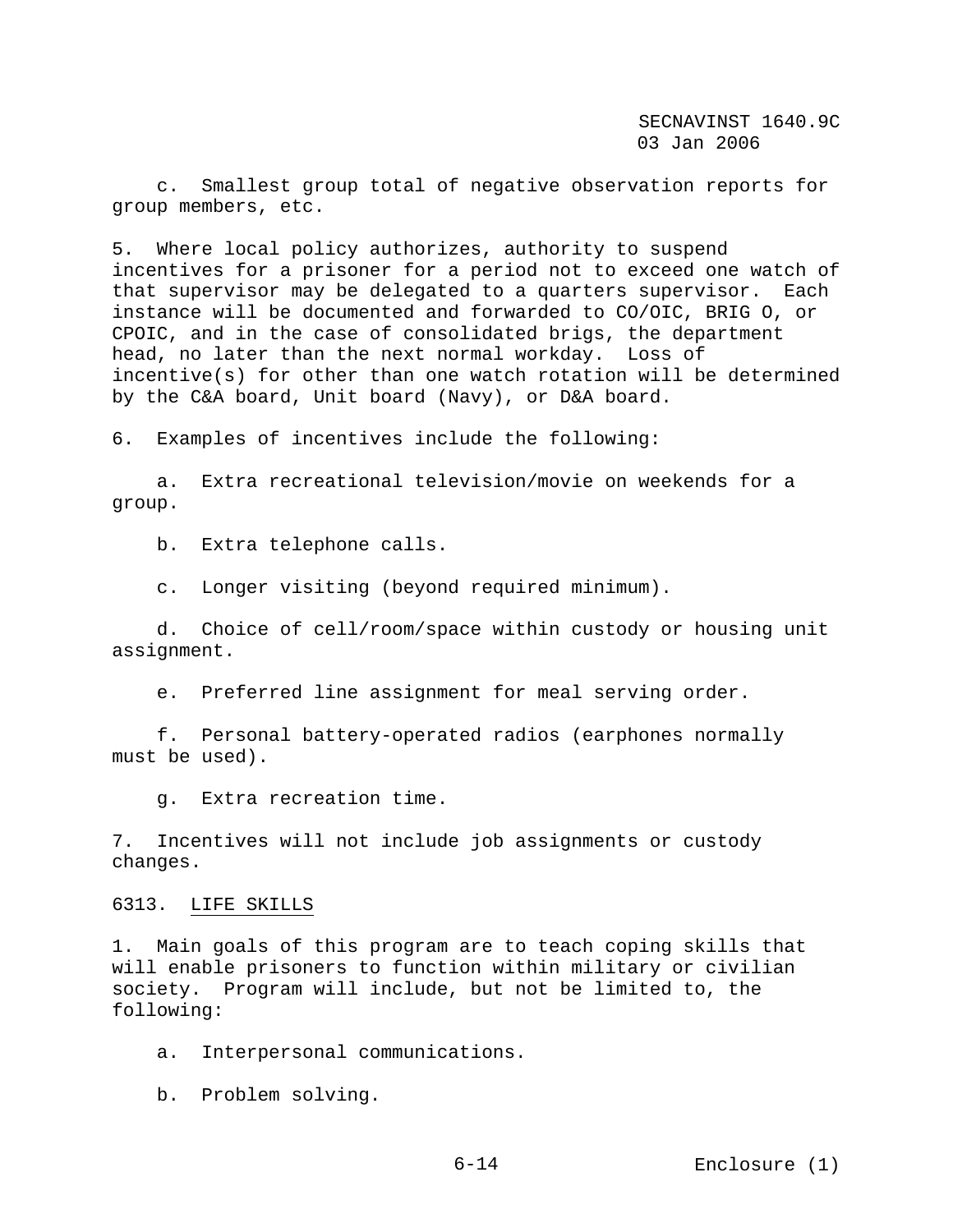c. Smallest group total of negative observation reports for group members, etc.

5. Where local policy authorizes, authority to suspend incentives for a prisoner for a period not to exceed one watch of that supervisor may be delegated to a quarters supervisor. Each instance will be documented and forwarded to CO/OIC, BRIG O, or CPOIC, and in the case of consolidated brigs, the department head, no later than the next normal workday. Loss of incentive(s) for other than one watch rotation will be determined by the C&A board, Unit board (Navy), or D&A board.

6. Examples of incentives include the following:

a. Extra recreational television/movie on weekends for a group.

b. Extra telephone calls.

c. Longer visiting (beyond required minimum).

d. Choice of cell/room/space within custody or housing unit assignment.

e. Preferred line assignment for meal serving order.

f. Personal battery-operated radios (earphones normally must be used).

g. Extra recreation time.

7. Incentives will not include job assignments or custody changes.

## 6313. LIFE SKILLS

1. Main goals of this program are to teach coping skills that will enable prisoners to function within military or civilian society. Program will include, but not be limited to, the following:

a. Interpersonal communications.

b. Problem solving.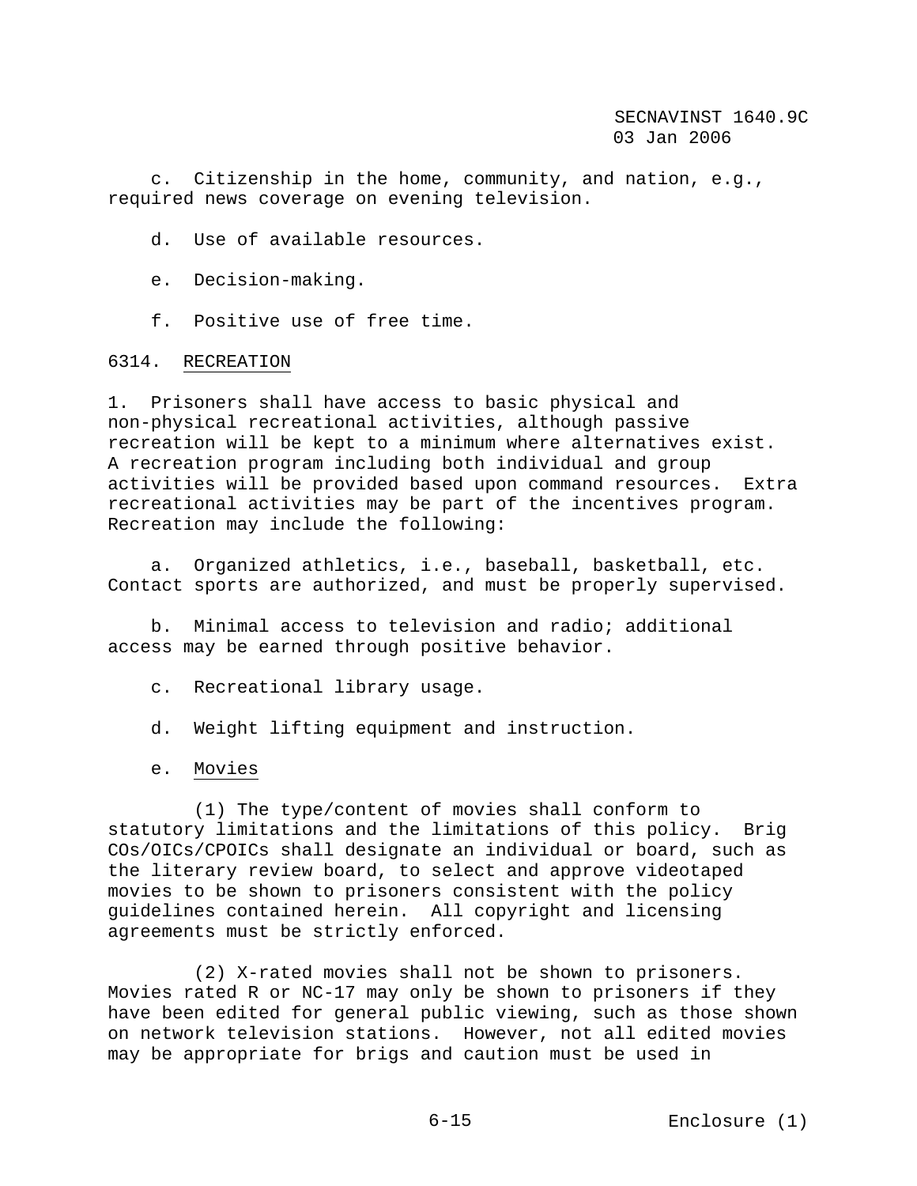c. Citizenship in the home, community, and nation, e.g., required news coverage on evening television.

d. Use of available resources.

e. Decision-making.

f. Positive use of free time.

6314. RECREATION

1. Prisoners shall have access to basic physical and non-physical recreational activities, although passive recreation will be kept to a minimum where alternatives exist. A recreation program including both individual and group activities will be provided based upon command resources. Extra recreational activities may be part of the incentives program. Recreation may include the following:

a. Organized athletics, i.e., baseball, basketball, etc. Contact sports are authorized, and must be properly supervised.

b. Minimal access to television and radio; additional access may be earned through positive behavior.

c. Recreational library usage.

d. Weight lifting equipment and instruction.

e. Movies

(1) The type/content of movies shall conform to statutory limitations and the limitations of this policy. Brig COs/OICs/CPOICs shall designate an individual or board, such as the literary review board, to select and approve videotaped movies to be shown to prisoners consistent with the policy guidelines contained herein. All copyright and licensing agreements must be strictly enforced.

(2) X-rated movies shall not be shown to prisoners. Movies rated R or NC-17 may only be shown to prisoners if they have been edited for general public viewing, such as those shown on network television stations. However, not all edited movies may be appropriate for brigs and caution must be used in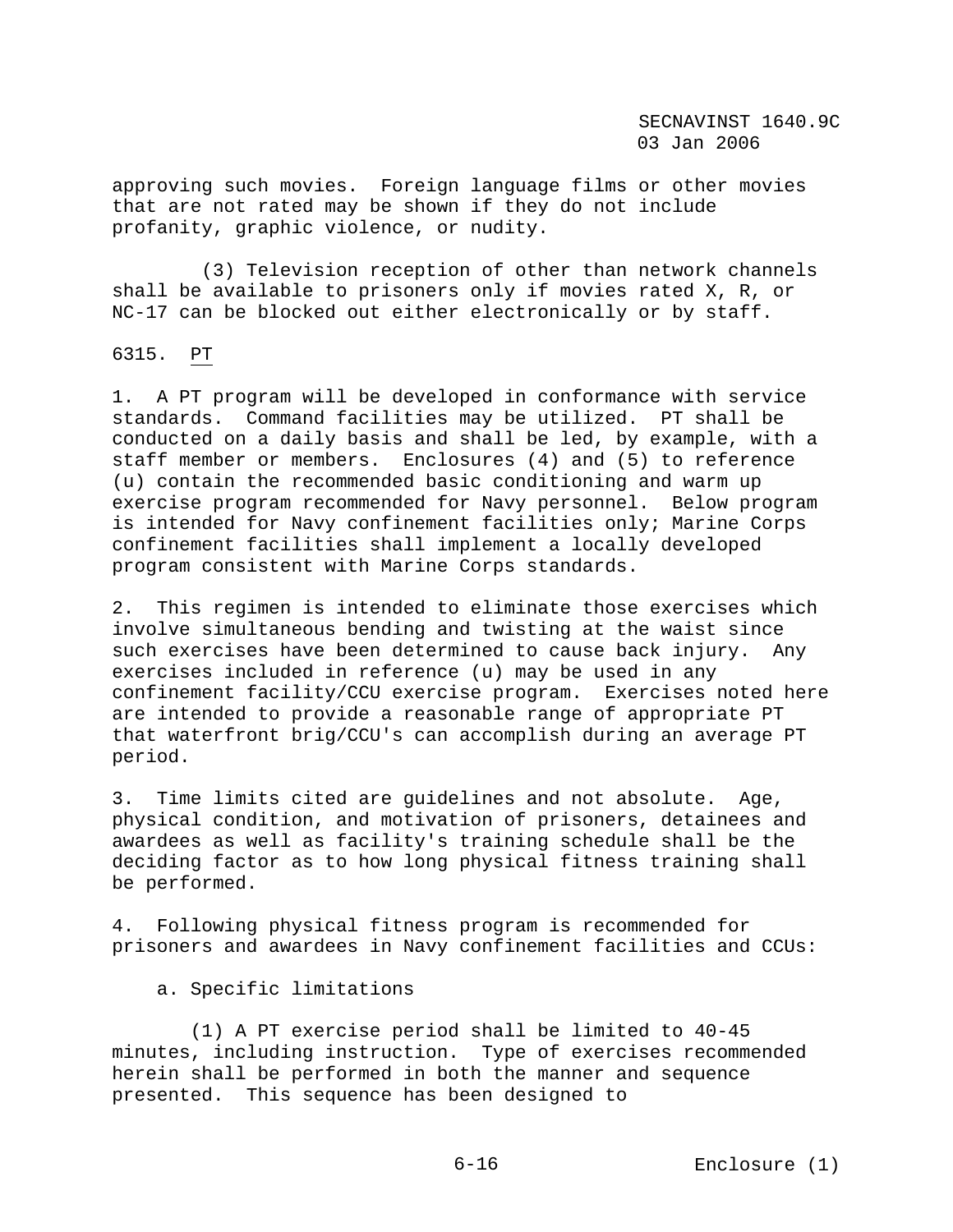approving such movies. Foreign language films or other movies that are not rated may be shown if they do not include profanity, graphic violence, or nudity.

(3) Television reception of other than network channels shall be available to prisoners only if movies rated X, R, or NC-17 can be blocked out either electronically or by staff.

6315. PT

1. A PT program will be developed in conformance with service standards. Command facilities may be utilized. PT shall be conducted on a daily basis and shall be led, by example, with a staff member or members. Enclosures (4) and (5) to reference (u) contain the recommended basic conditioning and warm up exercise program recommended for Navy personnel. Below program is intended for Navy confinement facilities only; Marine Corps confinement facilities shall implement a locally developed program consistent with Marine Corps standards.

2. This regimen is intended to eliminate those exercises which involve simultaneous bending and twisting at the waist since such exercises have been determined to cause back injury. Any exercises included in reference (u) may be used in any confinement facility/CCU exercise program. Exercises noted here are intended to provide a reasonable range of appropriate PT that waterfront brig/CCU's can accomplish during an average PT period.

3. Time limits cited are guidelines and not absolute. Age, physical condition, and motivation of prisoners, detainees and awardees as well as facility's training schedule shall be the deciding factor as to how long physical fitness training shall be performed.

4. Following physical fitness program is recommended for prisoners and awardees in Navy confinement facilities and CCUs:

a. Specific limitations

(1) A PT exercise period shall be limited to 40-45 minutes, including instruction. Type of exercises recommended herein shall be performed in both the manner and sequence presented. This sequence has been designed to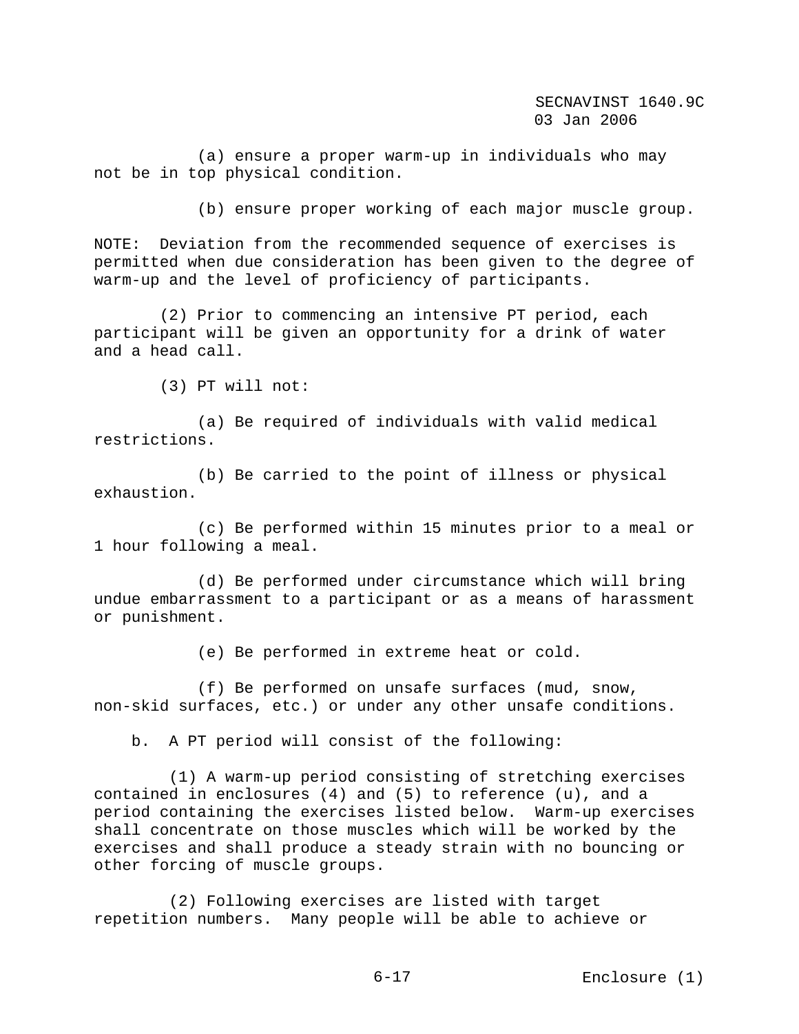(a) ensure a proper warm-up in individuals who may not be in top physical condition.

(b) ensure proper working of each major muscle group.

NOTE: Deviation from the recommended sequence of exercises is permitted when due consideration has been given to the degree of warm-up and the level of proficiency of participants.

(2) Prior to commencing an intensive PT period, each participant will be given an opportunity for a drink of water and a head call.

(3) PT will not:

(a) Be required of individuals with valid medical restrictions.

(b) Be carried to the point of illness or physical exhaustion.

(c) Be performed within 15 minutes prior to a meal or 1 hour following a meal.

(d) Be performed under circumstance which will bring undue embarrassment to a participant or as a means of harassment or punishment.

(e) Be performed in extreme heat or cold.

(f) Be performed on unsafe surfaces (mud, snow, non-skid surfaces, etc.) or under any other unsafe conditions.

b. A PT period will consist of the following:

(1) A warm-up period consisting of stretching exercises contained in enclosures (4) and (5) to reference (u), and a period containing the exercises listed below. Warm-up exercises shall concentrate on those muscles which will be worked by the exercises and shall produce a steady strain with no bouncing or other forcing of muscle groups.

(2) Following exercises are listed with target repetition numbers. Many people will be able to achieve or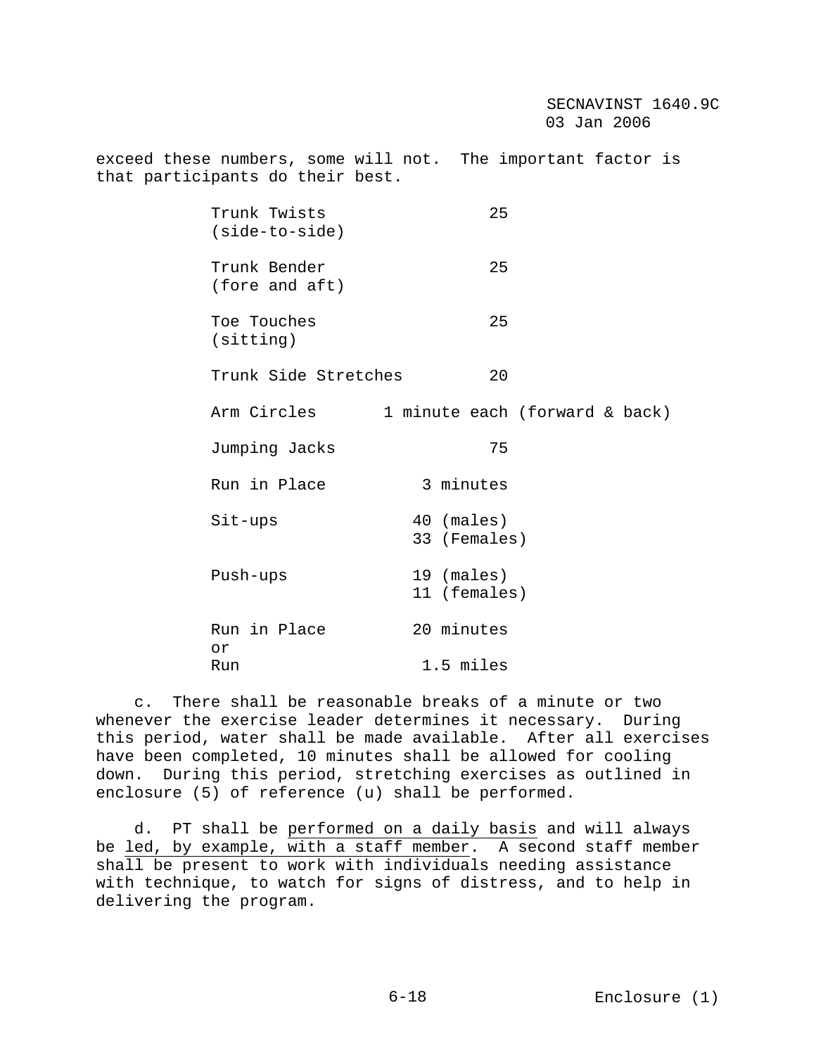exceed these numbers, some will not. The important factor is that participants do their best.

| Exercise | Repetitions |
|---|---|
| Trunk Twists (side-to-side) | 25 |
| Trunk Bender (fore and aft) | 25 |
| Toe Touches (sitting) | 25 |
| Trunk Side Stretches | 20 |
| Arm Circles | 1 minute each (forward & back) |
| Jumping Jacks | 75 |
| Run in Place | 3 minutes |
| Sit-ups | 40 (males)<br>33 (Females) |
| Push-ups | 19 (males)<br>11 (females) |
| Run in Place<br>or<br>Run | 20 minutes<br><br>1.5 miles |

c. There shall be reasonable breaks of a minute or two whenever the exercise leader determines it necessary. During this period, water shall be made available. After all exercises have been completed, 10 minutes shall be allowed for cooling down. During this period, stretching exercises as outlined in enclosure (5) of reference (u) shall be performed.

d. PT shall be <u>performed on a daily basis</u> and will always be <u>led, by example, with a staff member</u>. A second staff member shall be present to work with individuals needing assistance with technique, to watch for signs of distress, and to help in delivering the program.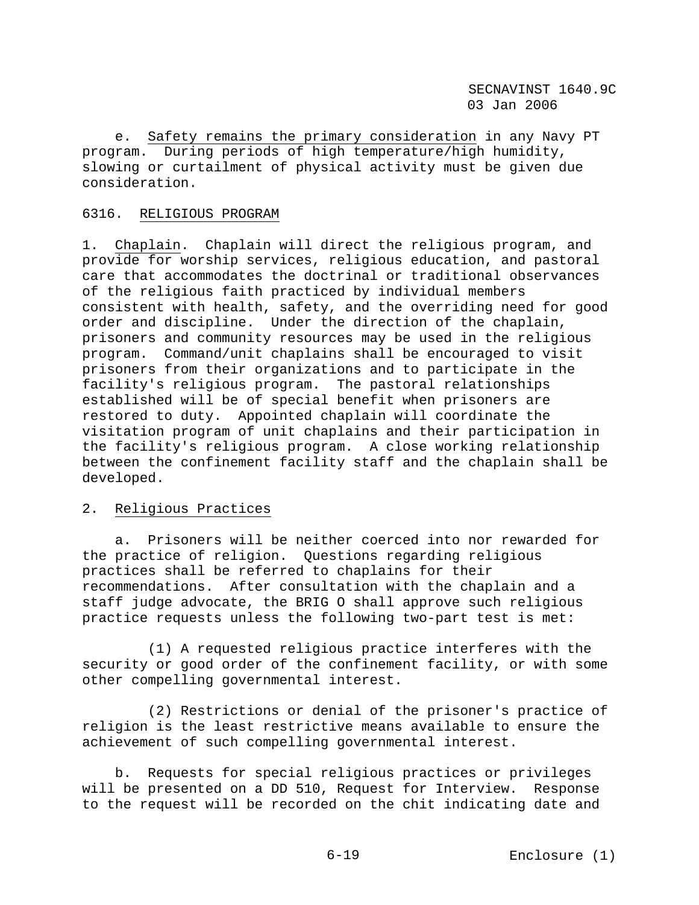e. Safety remains the primary consideration in any Navy PT program. During periods of high temperature/high humidity, slowing or curtailment of physical activity must be given due consideration.

## 6316. RELIGIOUS PROGRAM

1. Chaplain. Chaplain will direct the religious program, and provide for worship services, religious education, and pastoral care that accommodates the doctrinal or traditional observances of the religious faith practiced by individual members consistent with health, safety, and the overriding need for good order and discipline. Under the direction of the chaplain, prisoners and community resources may be used in the religious program. Command/unit chaplains shall be encouraged to visit prisoners from their organizations and to participate in the facility's religious program. The pastoral relationships established will be of special benefit when prisoners are restored to duty. Appointed chaplain will coordinate the visitation program of unit chaplains and their participation in the facility's religious program. A close working relationship between the confinement facility staff and the chaplain shall be developed.

2. Religious Practices

a. Prisoners will be neither coerced into nor rewarded for the practice of religion. Questions regarding religious practices shall be referred to chaplains for their recommendations. After consultation with the chaplain and a staff judge advocate, the BRIG O shall approve such religious practice requests unless the following two-part test is met:

(1) A requested religious practice interferes with the security or good order of the confinement facility, or with some other compelling governmental interest.

(2) Restrictions or denial of the prisoner's practice of religion is the least restrictive means available to ensure the achievement of such compelling governmental interest.

b. Requests for special religious practices or privileges will be presented on a DD 510, Request for Interview. Response to the request will be recorded on the chit indicating date and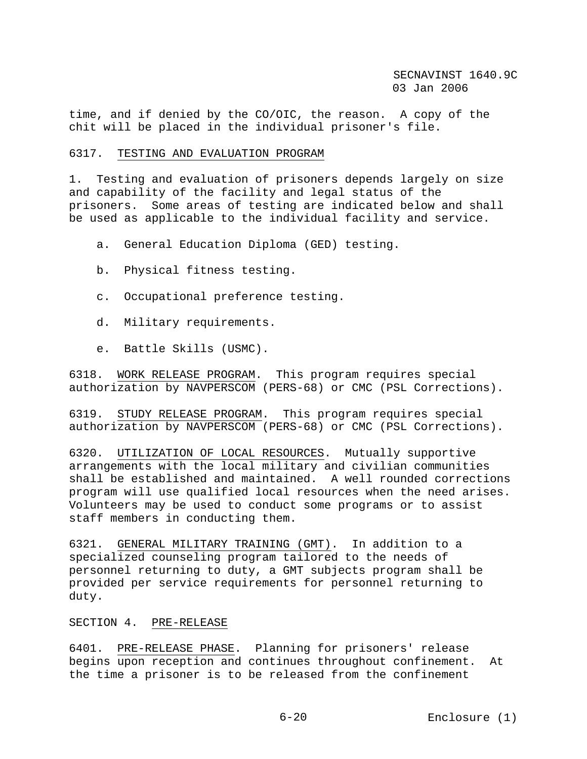time, and if denied by the CO/OIC, the reason. A copy of the chit will be placed in the individual prisoner's file.

6317. TESTING AND EVALUATION PROGRAM

1. Testing and evaluation of prisoners depends largely on size and capability of the facility and legal status of the prisoners. Some areas of testing are indicated below and shall be used as applicable to the individual facility and service.

   a. General Education Diploma (GED) testing.

   b. Physical fitness testing.

   c. Occupational preference testing.

   d. Military requirements.

   e. Battle Skills (USMC).

6318. WORK RELEASE PROGRAM. This program requires special authorization by NAVPERSCOM (PERS-68) or CMC (PSL Corrections).

6319. STUDY RELEASE PROGRAM. This program requires special authorization by NAVPERSCOM (PERS-68) or CMC (PSL Corrections).

6320. UTILIZATION OF LOCAL RESOURCES. Mutually supportive arrangements with the local military and civilian communities shall be established and maintained. A well rounded corrections program will use qualified local resources when the need arises. Volunteers may be used to conduct some programs or to assist staff members in conducting them.

6321. GENERAL MILITARY TRAINING (GMT). In addition to a specialized counseling program tailored to the needs of personnel returning to duty, a GMT subjects program shall be provided per service requirements for personnel returning to duty.

SECTION 4. PRE-RELEASE

6401. PRE-RELEASE PHASE. Planning for prisoners' release begins upon reception and continues throughout confinement. At the time a prisoner is to be released from the confinement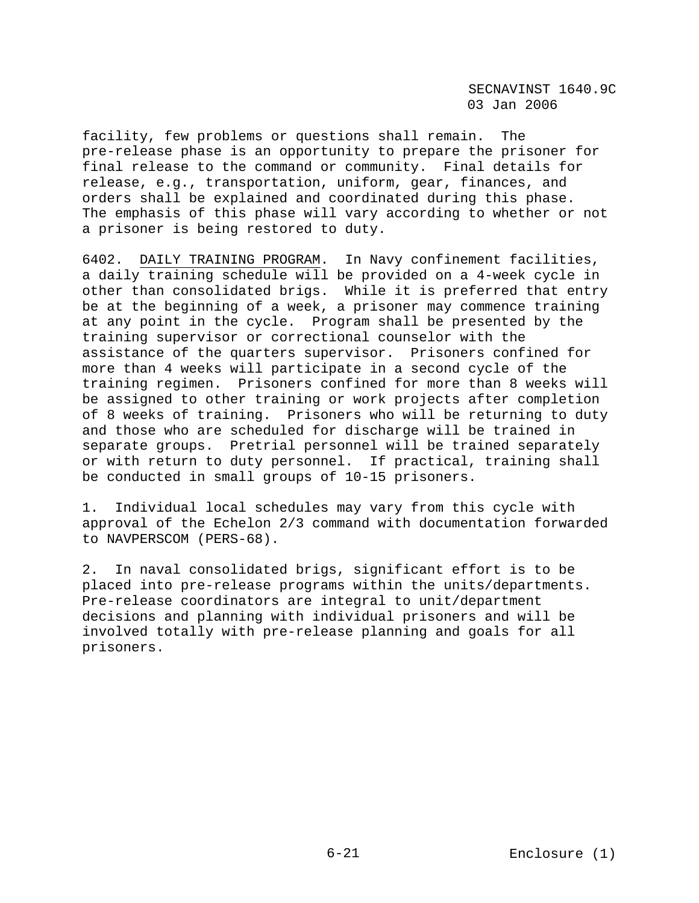facility, few problems or questions shall remain. The pre-release phase is an opportunity to prepare the prisoner for final release to the command or community. Final details for release, e.g., transportation, uniform, gear, finances, and orders shall be explained and coordinated during this phase. The emphasis of this phase will vary according to whether or not a prisoner is being restored to duty.

6402. DAILY TRAINING PROGRAM. In Navy confinement facilities, a daily training schedule will be provided on a 4-week cycle in other than consolidated brigs. While it is preferred that entry be at the beginning of a week, a prisoner may commence training at any point in the cycle. Program shall be presented by the training supervisor or correctional counselor with the assistance of the quarters supervisor. Prisoners confined for more than 4 weeks will participate in a second cycle of the training regimen. Prisoners confined for more than 8 weeks will be assigned to other training or work projects after completion of 8 weeks of training. Prisoners who will be returning to duty and those who are scheduled for discharge will be trained in separate groups. Pretrial personnel will be trained separately or with return to duty personnel. If practical, training shall be conducted in small groups of 10-15 prisoners.

1. Individual local schedules may vary from this cycle with approval of the Echelon 2/3 command with documentation forwarded to NAVPERSCOM (PERS-68).

2. In naval consolidated brigs, significant effort is to be placed into pre-release programs within the units/departments. Pre-release coordinators are integral to unit/department decisions and planning with individual prisoners and will be involved totally with pre-release planning and goals for all prisoners.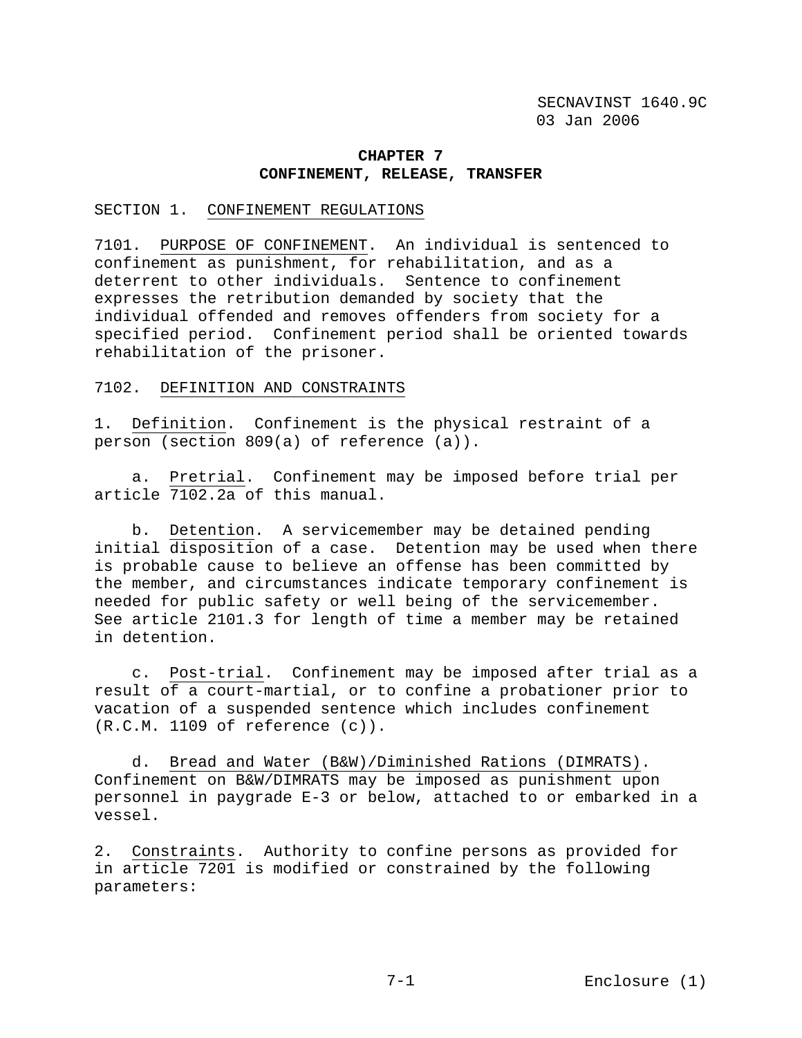# CHAPTER 7
# CONFINEMENT, RELEASE, TRANSFER

## SECTION 1. CONFINEMENT REGULATIONS

7101. PURPOSE OF CONFINEMENT. An individual is sentenced to confinement as punishment, for rehabilitation, and as a deterrent to other individuals. Sentence to confinement expresses the retribution demanded by society that the individual offended and removes offenders from society for a specified period. Confinement period shall be oriented towards rehabilitation of the prisoner.

7102. DEFINITION AND CONSTRAINTS

1. Definition. Confinement is the physical restraint of a person (section 809(a) of reference (a)).

    a. Pretrial. Confinement may be imposed before trial per article 7102.2a of this manual.

    b. Detention. A servicemember may be detained pending initial disposition of a case. Detention may be used when there is probable cause to believe an offense has been committed by the member, and circumstances indicate temporary confinement is needed for public safety or well being of the servicemember. See article 2101.3 for length of time a member may be retained in detention.

    c. Post-trial. Confinement may be imposed after trial as a result of a court-martial, or to confine a probationer prior to vacation of a suspended sentence which includes confinement (R.C.M. 1109 of reference (c)).

    d. Bread and Water (B&W)/Diminished Rations (DIMRATS). Confinement on B&W/DIMRATS may be imposed as punishment upon personnel in paygrade E-3 or below, attached to or embarked in a vessel.

2. Constraints. Authority to confine persons as provided for in article 7201 is modified or constrained by the following parameters: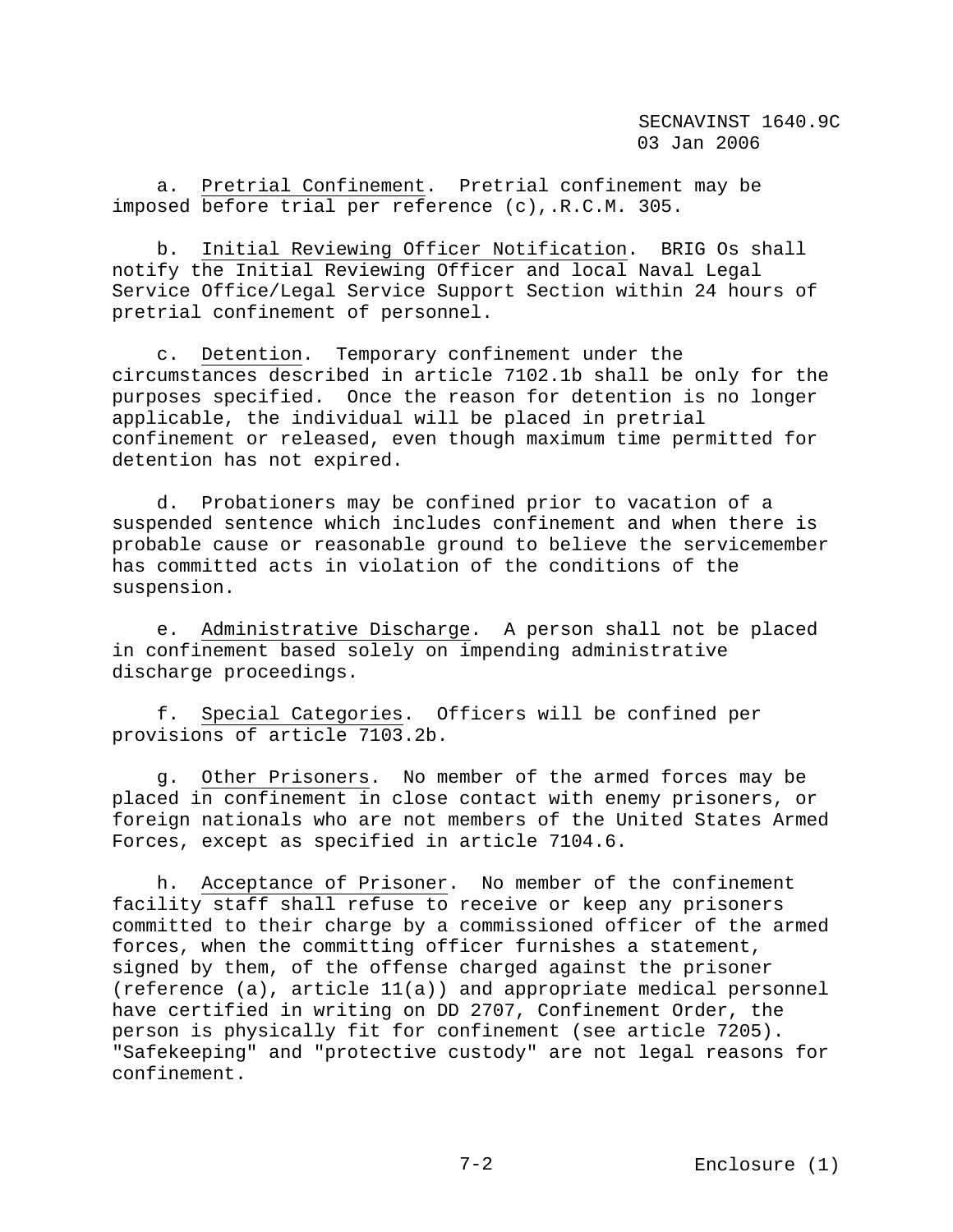a. Pretrial Confinement. Pretrial confinement may be imposed before trial per reference (c),.R.C.M. 305.

b. Initial Reviewing Officer Notification. BRIG Os shall notify the Initial Reviewing Officer and local Naval Legal Service Office/Legal Service Support Section within 24 hours of pretrial confinement of personnel.

c. Detention. Temporary confinement under the circumstances described in article 7102.1b shall be only for the purposes specified. Once the reason for detention is no longer applicable, the individual will be placed in pretrial confinement or released, even though maximum time permitted for detention has not expired.

d. Probationers may be confined prior to vacation of a suspended sentence which includes confinement and when there is probable cause or reasonable ground to believe the servicemember has committed acts in violation of the conditions of the suspension.

e. Administrative Discharge. A person shall not be placed in confinement based solely on impending administrative discharge proceedings.

f. Special Categories. Officers will be confined per provisions of article 7103.2b.

g. Other Prisoners. No member of the armed forces may be placed in confinement in close contact with enemy prisoners, or foreign nationals who are not members of the United States Armed Forces, except as specified in article 7104.6.

h. Acceptance of Prisoner. No member of the confinement facility staff shall refuse to receive or keep any prisoners committed to their charge by a commissioned officer of the armed forces, when the committing officer furnishes a statement, signed by them, of the offense charged against the prisoner (reference (a), article 11(a)) and appropriate medical personnel have certified in writing on DD 2707, Confinement Order, the person is physically fit for confinement (see article 7205). "Safekeeping" and "protective custody" are not legal reasons for confinement.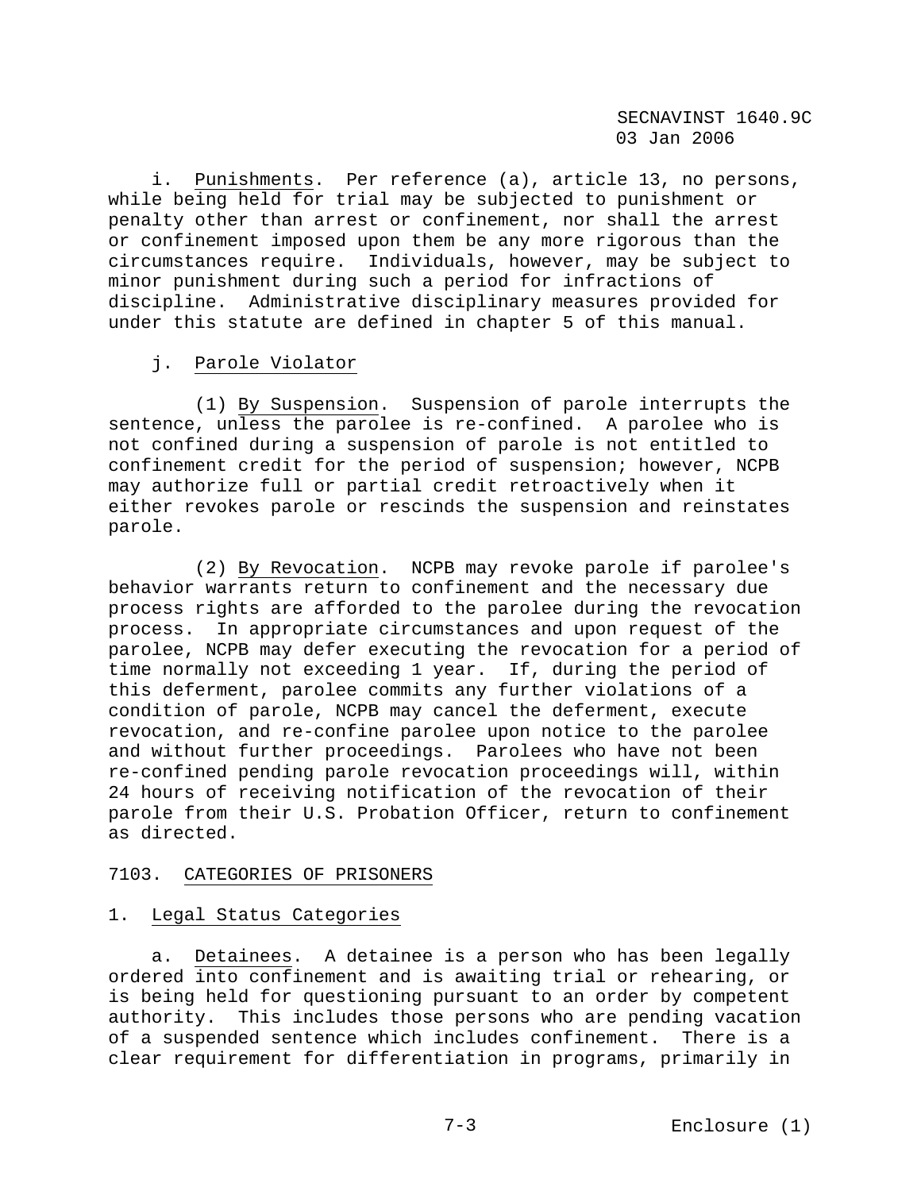i. Punishments. Per reference (a), article 13, no persons, while being held for trial may be subjected to punishment or penalty other than arrest or confinement, nor shall the arrest or confinement imposed upon them be any more rigorous than the circumstances require. Individuals, however, may be subject to minor punishment during such a period for infractions of discipline. Administrative disciplinary measures provided for under this statute are defined in chapter 5 of this manual.

j. Parole Violator

(1) By Suspension. Suspension of parole interrupts the sentence, unless the parolee is re-confined. A parolee who is not confined during a suspension of parole is not entitled to confinement credit for the period of suspension; however, NCPB may authorize full or partial credit retroactively when it either revokes parole or rescinds the suspension and reinstates parole.

(2) By Revocation. NCPB may revoke parole if parolee's behavior warrants return to confinement and the necessary due process rights are afforded to the parolee during the revocation process. In appropriate circumstances and upon request of the parolee, NCPB may defer executing the revocation for a period of time normally not exceeding 1 year. If, during the period of this deferment, parolee commits any further violations of a condition of parole, NCPB may cancel the deferment, execute revocation, and re-confine parolee upon notice to the parolee and without further proceedings. Parolees who have not been re-confined pending parole revocation proceedings will, within 24 hours of receiving notification of the revocation of their parole from their U.S. Probation Officer, return to confinement as directed.

## 7103. CATEGORIES OF PRISONERS

### 1. Legal Status Categories

a. Detainees. A detainee is a person who has been legally ordered into confinement and is awaiting trial or rehearing, or is being held for questioning pursuant to an order by competent authority. This includes those persons who are pending vacation of a suspended sentence which includes confinement. There is a clear requirement for differentiation in programs, primarily in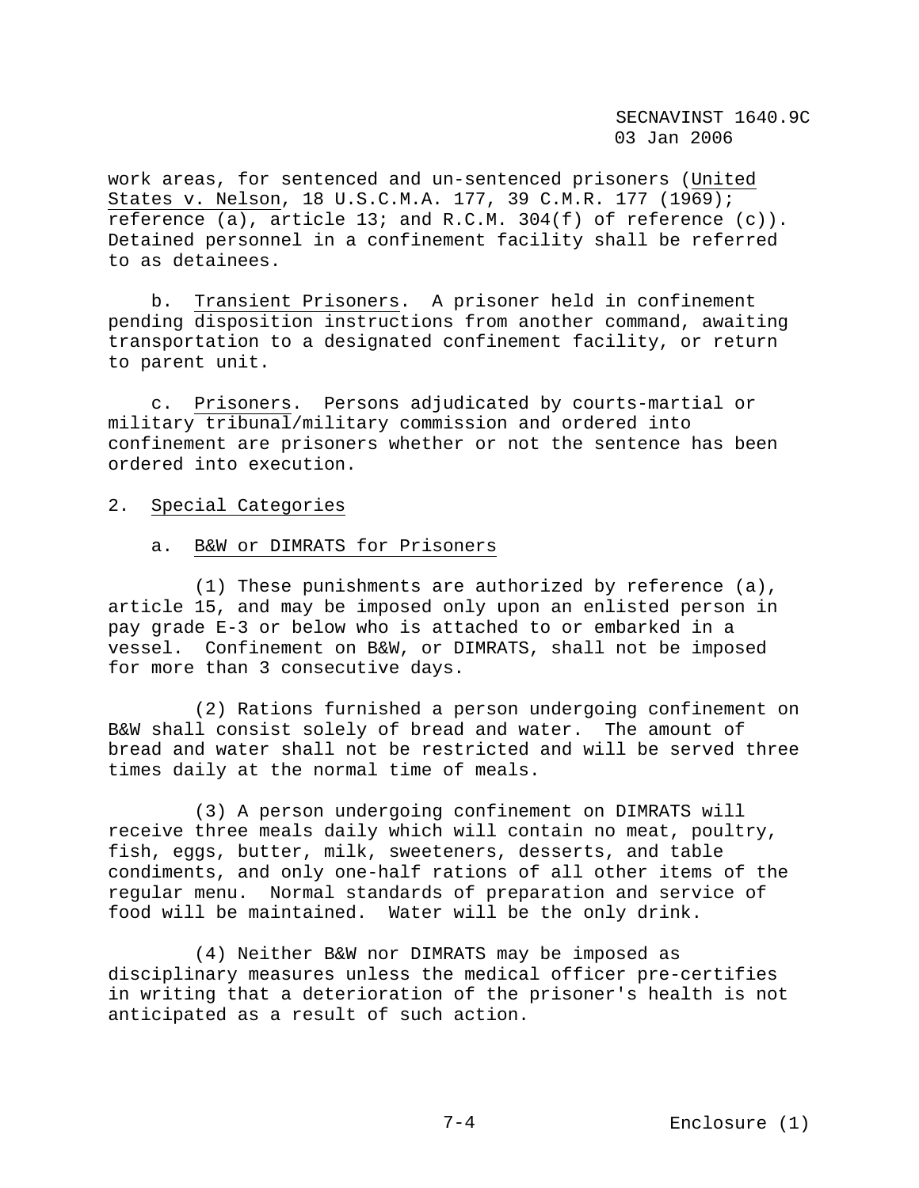work areas, for sentenced and un-sentenced prisoners (United States v. Nelson, 18 U.S.C.M.A. 177, 39 C.M.R. 177 (1969); reference (a), article 13; and R.C.M. 304(f) of reference (c)). Detained personnel in a confinement facility shall be referred to as detainees.

b. Transient Prisoners. A prisoner held in confinement pending disposition instructions from another command, awaiting transportation to a designated confinement facility, or return to parent unit.

c. Prisoners. Persons adjudicated by courts-martial or military tribunal/military commission and ordered into confinement are prisoners whether or not the sentence has been ordered into execution.

2. Special Categories

a. B&W or DIMRATS for Prisoners

(1) These punishments are authorized by reference (a), article 15, and may be imposed only upon an enlisted person in pay grade E-3 or below who is attached to or embarked in a vessel. Confinement on B&W, or DIMRATS, shall not be imposed for more than 3 consecutive days.

(2) Rations furnished a person undergoing confinement on B&W shall consist solely of bread and water. The amount of bread and water shall not be restricted and will be served three times daily at the normal time of meals.

(3) A person undergoing confinement on DIMRATS will receive three meals daily which will contain no meat, poultry, fish, eggs, butter, milk, sweeteners, desserts, and table condiments, and only one-half rations of all other items of the regular menu. Normal standards of preparation and service of food will be maintained. Water will be the only drink.

(4) Neither B&W nor DIMRATS may be imposed as disciplinary measures unless the medical officer pre-certifies in writing that a deterioration of the prisoner's health is not anticipated as a result of such action.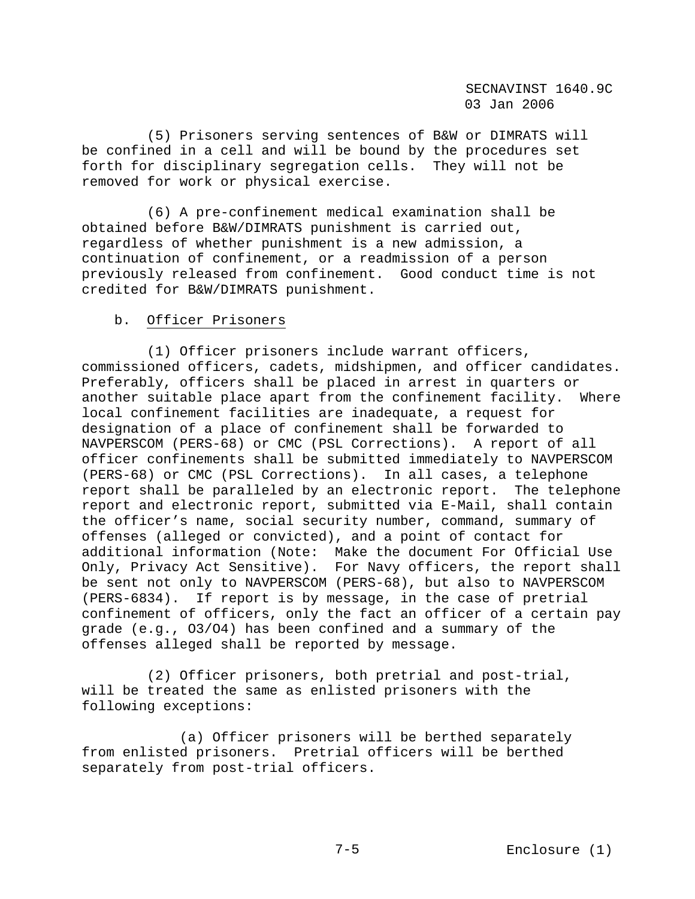(5) Prisoners serving sentences of B&W or DIMRATS will be confined in a cell and will be bound by the procedures set forth for disciplinary segregation cells. They will not be removed for work or physical exercise.

(6) A pre-confinement medical examination shall be obtained before B&W/DIMRATS punishment is carried out, regardless of whether punishment is a new admission, a continuation of confinement, or a readmission of a person previously released from confinement. Good conduct time is not credited for B&W/DIMRATS punishment.

b. Officer Prisoners

(1) Officer prisoners include warrant officers, commissioned officers, cadets, midshipmen, and officer candidates. Preferably, officers shall be placed in arrest in quarters or another suitable place apart from the confinement facility. Where local confinement facilities are inadequate, a request for designation of a place of confinement shall be forwarded to NAVPERSCOM (PERS-68) or CMC (PSL Corrections). A report of all officer confinements shall be submitted immediately to NAVPERSCOM (PERS-68) or CMC (PSL Corrections). In all cases, a telephone report shall be paralleled by an electronic report. The telephone report and electronic report, submitted via E-Mail, shall contain the officer's name, social security number, command, summary of offenses (alleged or convicted), and a point of contact for additional information (Note: Make the document For Official Use Only, Privacy Act Sensitive). For Navy officers, the report shall be sent not only to NAVPERSCOM (PERS-68), but also to NAVPERSCOM (PERS-6834). If report is by message, in the case of pretrial confinement of officers, only the fact an officer of a certain pay grade (e.g., O3/O4) has been confined and a summary of the offenses alleged shall be reported by message.

(2) Officer prisoners, both pretrial and post-trial, will be treated the same as enlisted prisoners with the following exceptions:

(a) Officer prisoners will be berthed separately from enlisted prisoners. Pretrial officers will be berthed separately from post-trial officers.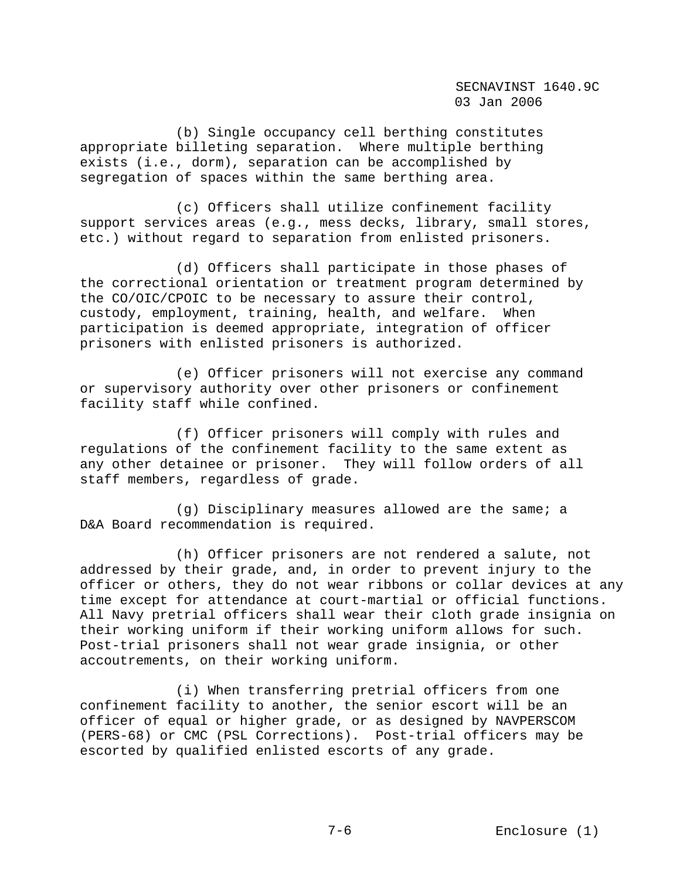(b) Single occupancy cell berthing constitutes appropriate billeting separation. Where multiple berthing exists (i.e., dorm), separation can be accomplished by segregation of spaces within the same berthing area.

(c) Officers shall utilize confinement facility support services areas (e.g., mess decks, library, small stores, etc.) without regard to separation from enlisted prisoners.

(d) Officers shall participate in those phases of the correctional orientation or treatment program determined by the CO/OIC/CPOIC to be necessary to assure their control, custody, employment, training, health, and welfare. When participation is deemed appropriate, integration of officer prisoners with enlisted prisoners is authorized.

(e) Officer prisoners will not exercise any command or supervisory authority over other prisoners or confinement facility staff while confined.

(f) Officer prisoners will comply with rules and regulations of the confinement facility to the same extent as any other detainee or prisoner. They will follow orders of all staff members, regardless of grade.

(g) Disciplinary measures allowed are the same; a D&A Board recommendation is required.

(h) Officer prisoners are not rendered a salute, not addressed by their grade, and, in order to prevent injury to the officer or others, they do not wear ribbons or collar devices at any time except for attendance at court-martial or official functions. All Navy pretrial officers shall wear their cloth grade insignia on their working uniform if their working uniform allows for such. Post-trial prisoners shall not wear grade insignia, or other accoutrements, on their working uniform.

(i) When transferring pretrial officers from one confinement facility to another, the senior escort will be an officer of equal or higher grade, or as designed by NAVPERSCOM (PERS-68) or CMC (PSL Corrections). Post-trial officers may be escorted by qualified enlisted escorts of any grade.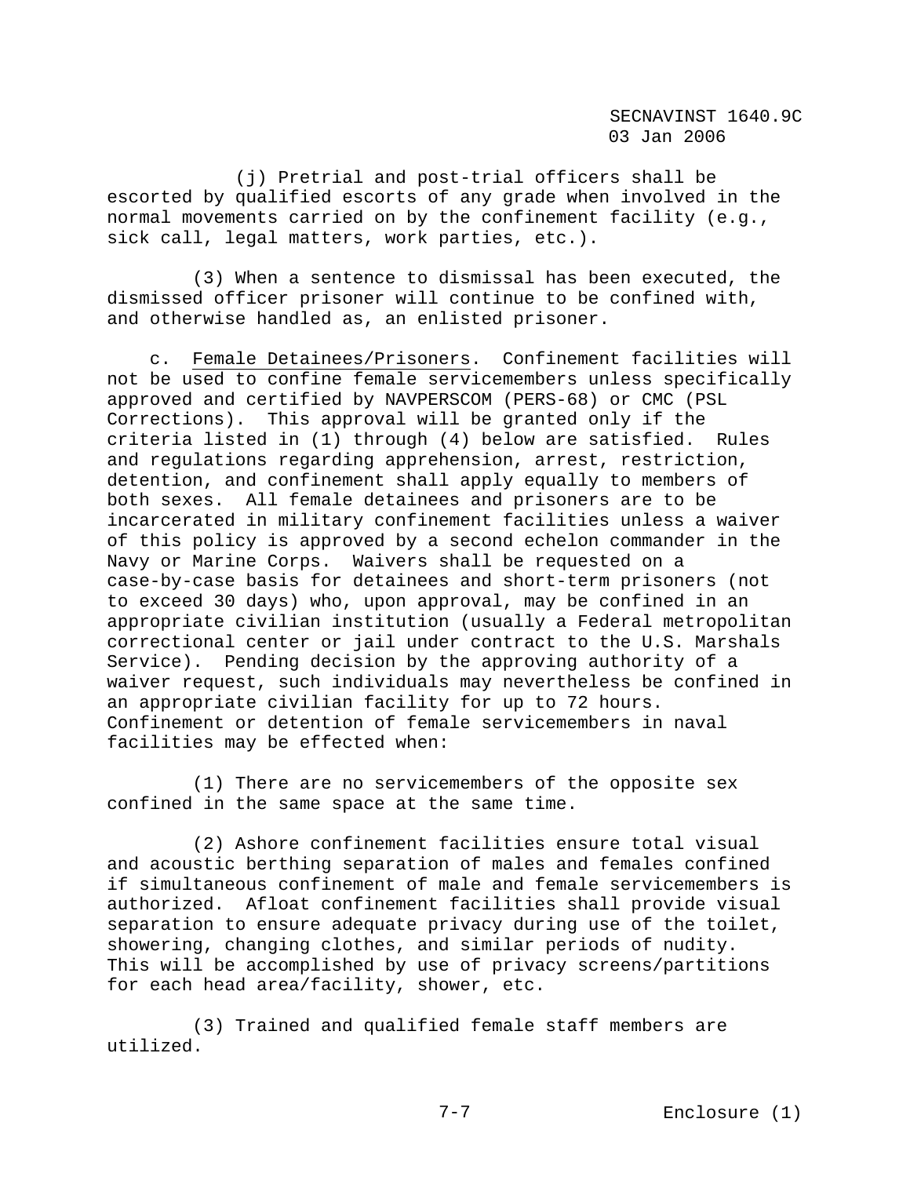(j) Pretrial and post-trial officers shall be escorted by qualified escorts of any grade when involved in the normal movements carried on by the confinement facility (e.g., sick call, legal matters, work parties, etc.).

(3) When a sentence to dismissal has been executed, the dismissed officer prisoner will continue to be confined with, and otherwise handled as, an enlisted prisoner.

c. Female Detainees/Prisoners. Confinement facilities will not be used to confine female servicemembers unless specifically approved and certified by NAVPERSCOM (PERS-68) or CMC (PSL Corrections). This approval will be granted only if the criteria listed in (1) through (4) below are satisfied. Rules and regulations regarding apprehension, arrest, restriction, detention, and confinement shall apply equally to members of both sexes. All female detainees and prisoners are to be incarcerated in military confinement facilities unless a waiver of this policy is approved by a second echelon commander in the Navy or Marine Corps. Waivers shall be requested on a case-by-case basis for detainees and short-term prisoners (not to exceed 30 days) who, upon approval, may be confined in an appropriate civilian institution (usually a Federal metropolitan correctional center or jail under contract to the U.S. Marshals Service). Pending decision by the approving authority of a waiver request, such individuals may nevertheless be confined in an appropriate civilian facility for up to 72 hours. Confinement or detention of female servicemembers in naval facilities may be effected when:

(1) There are no servicemembers of the opposite sex confined in the same space at the same time.

(2) Ashore confinement facilities ensure total visual and acoustic berthing separation of males and females confined if simultaneous confinement of male and female servicemembers is authorized. Afloat confinement facilities shall provide visual separation to ensure adequate privacy during use of the toilet, showering, changing clothes, and similar periods of nudity. This will be accomplished by use of privacy screens/partitions for each head area/facility, shower, etc.

(3) Trained and qualified female staff members are utilized.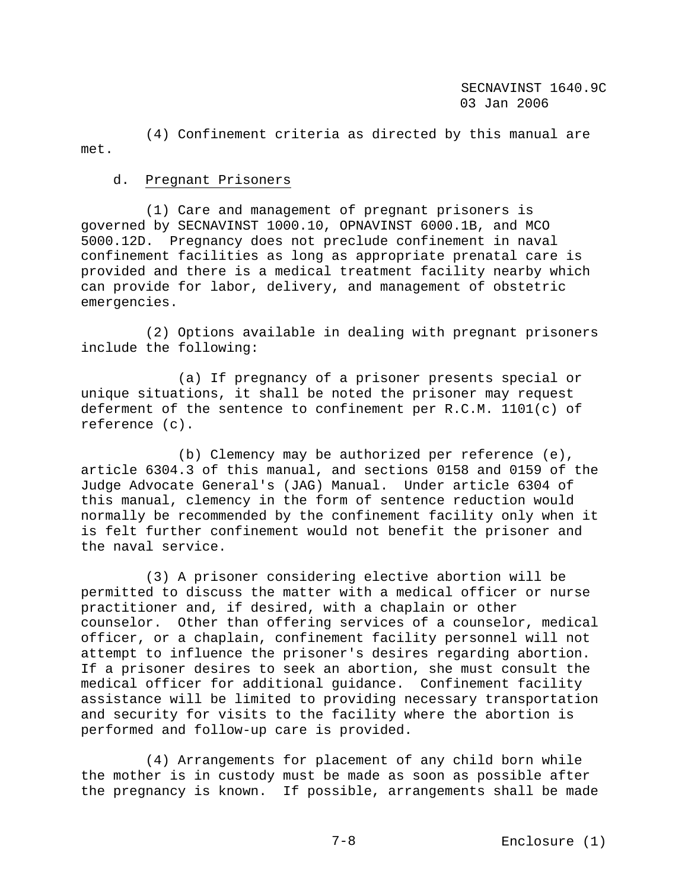(4) Confinement criteria as directed by this manual are met.

d. Pregnant Prisoners

(1) Care and management of pregnant prisoners is governed by SECNAVINST 1000.10, OPNAVINST 6000.1B, and MCO 5000.12D. Pregnancy does not preclude confinement in naval confinement facilities as long as appropriate prenatal care is provided and there is a medical treatment facility nearby which can provide for labor, delivery, and management of obstetric emergencies.

(2) Options available in dealing with pregnant prisoners include the following:

(a) If pregnancy of a prisoner presents special or unique situations, it shall be noted the prisoner may request deferment of the sentence to confinement per R.C.M. 1101(c) of reference (c).

(b) Clemency may be authorized per reference (e), article 6304.3 of this manual, and sections 0158 and 0159 of the Judge Advocate General's (JAG) Manual. Under article 6304 of this manual, clemency in the form of sentence reduction would normally be recommended by the confinement facility only when it is felt further confinement would not benefit the prisoner and the naval service.

(3) A prisoner considering elective abortion will be permitted to discuss the matter with a medical officer or nurse practitioner and, if desired, with a chaplain or other counselor. Other than offering services of a counselor, medical officer, or a chaplain, confinement facility personnel will not attempt to influence the prisoner's desires regarding abortion. If a prisoner desires to seek an abortion, she must consult the medical officer for additional guidance. Confinement facility assistance will be limited to providing necessary transportation and security for visits to the facility where the abortion is performed and follow-up care is provided.

(4) Arrangements for placement of any child born while the mother is in custody must be made as soon as possible after the pregnancy is known. If possible, arrangements shall be made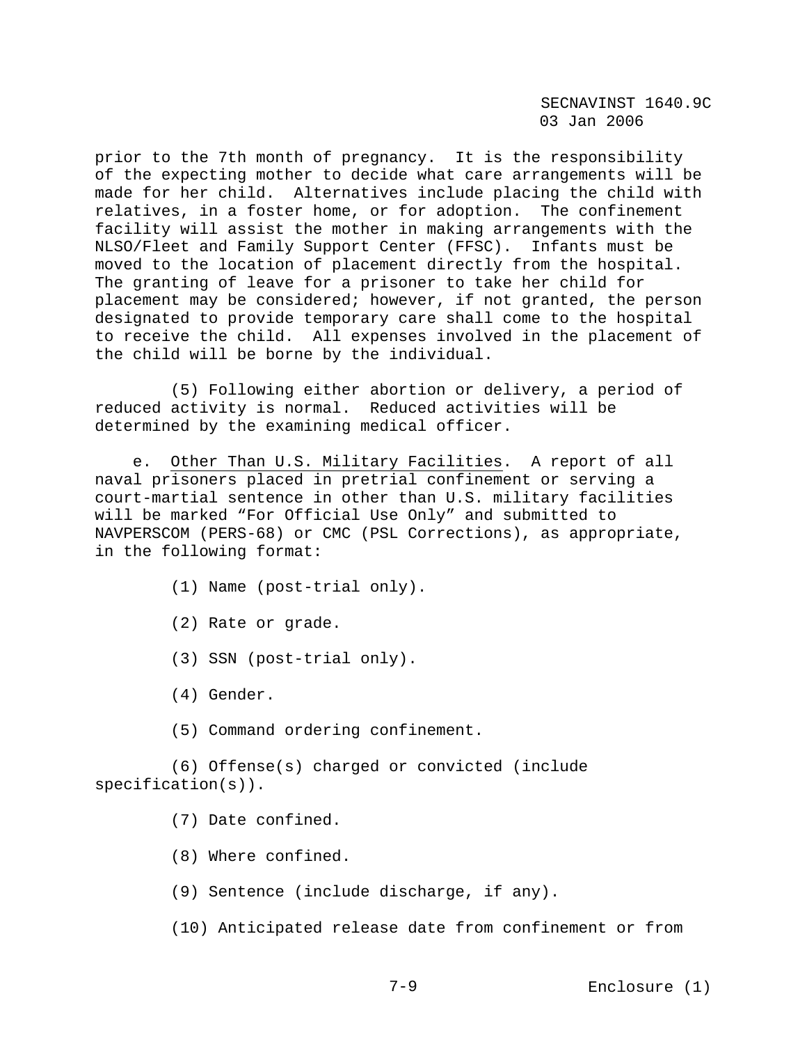prior to the 7th month of pregnancy. It is the responsibility of the expecting mother to decide what care arrangements will be made for her child. Alternatives include placing the child with relatives, in a foster home, or for adoption. The confinement facility will assist the mother in making arrangements with the NLSO/Fleet and Family Support Center (FFSC). Infants must be moved to the location of placement directly from the hospital. The granting of leave for a prisoner to take her child for placement may be considered; however, if not granted, the person designated to provide temporary care shall come to the hospital to receive the child. All expenses involved in the placement of the child will be borne by the individual.

(5) Following either abortion or delivery, a period of reduced activity is normal. Reduced activities will be determined by the examining medical officer.

e. Other Than U.S. Military Facilities. A report of all naval prisoners placed in pretrial confinement or serving a court-martial sentence in other than U.S. military facilities will be marked "For Official Use Only" and submitted to NAVPERSCOM (PERS-68) or CMC (PSL Corrections), as appropriate, in the following format:

(1) Name (post-trial only).

(2) Rate or grade.

(3) SSN (post-trial only).

(4) Gender.

(5) Command ordering confinement.

(6) Offense(s) charged or convicted (include specification(s)).

(7) Date confined.

(8) Where confined.

(9) Sentence (include discharge, if any).

(10) Anticipated release date from confinement or from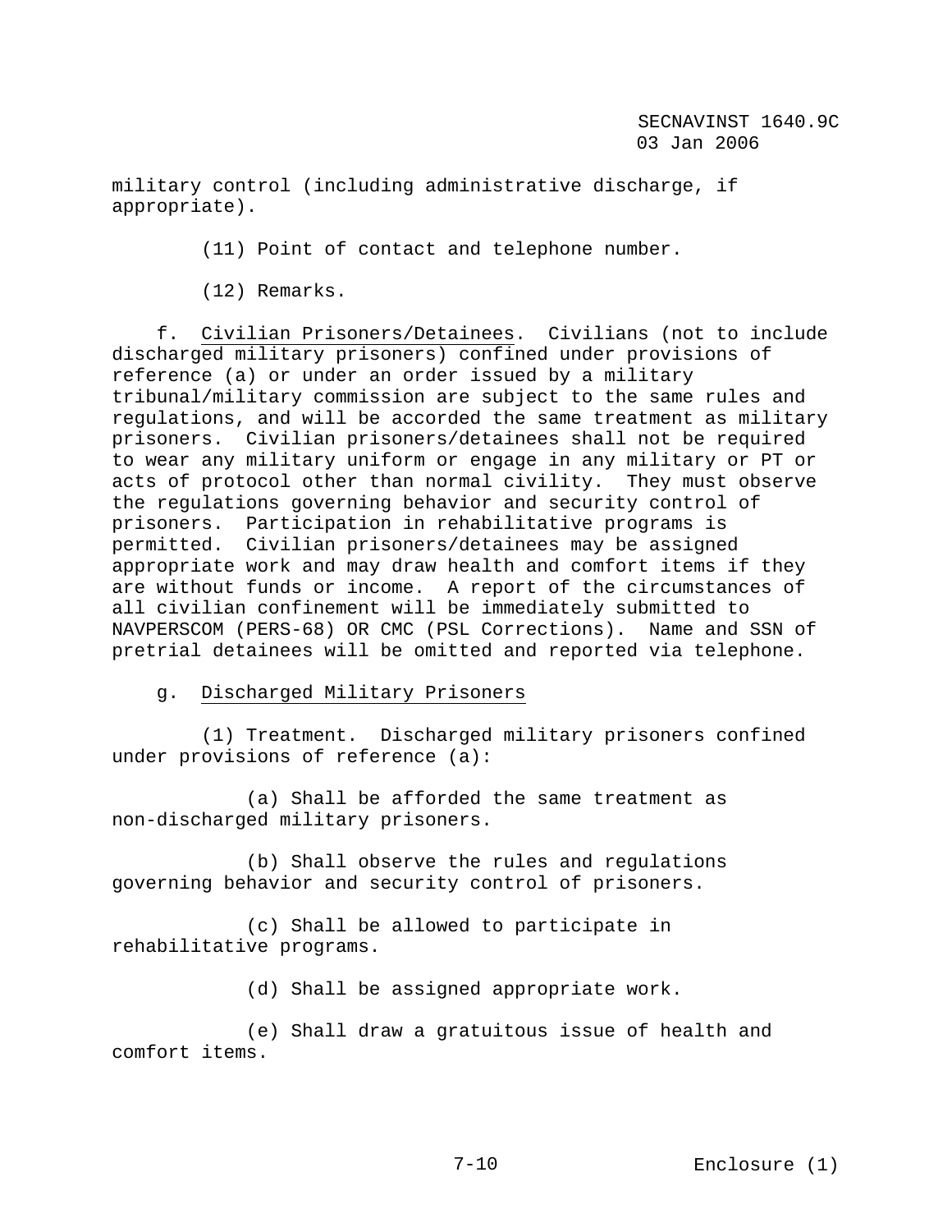military control (including administrative discharge, if appropriate).

(11) Point of contact and telephone number.

(12) Remarks.

f. Civilian Prisoners/Detainees. Civilians (not to include discharged military prisoners) confined under provisions of reference (a) or under an order issued by a military tribunal/military commission are subject to the same rules and regulations, and will be accorded the same treatment as military prisoners. Civilian prisoners/detainees shall not be required to wear any military uniform or engage in any military or PT or acts of protocol other than normal civility. They must observe the regulations governing behavior and security control of prisoners. Participation in rehabilitative programs is permitted. Civilian prisoners/detainees may be assigned appropriate work and may draw health and comfort items if they are without funds or income. A report of the circumstances of all civilian confinement will be immediately submitted to NAVPERSCOM (PERS-68) OR CMC (PSL Corrections). Name and SSN of pretrial detainees will be omitted and reported via telephone.

g. Discharged Military Prisoners

(1) Treatment. Discharged military prisoners confined under provisions of reference (a):

(a) Shall be afforded the same treatment as non-discharged military prisoners.

(b) Shall observe the rules and regulations governing behavior and security control of prisoners.

(c) Shall be allowed to participate in rehabilitative programs.

(d) Shall be assigned appropriate work.

(e) Shall draw a gratuitous issue of health and comfort items.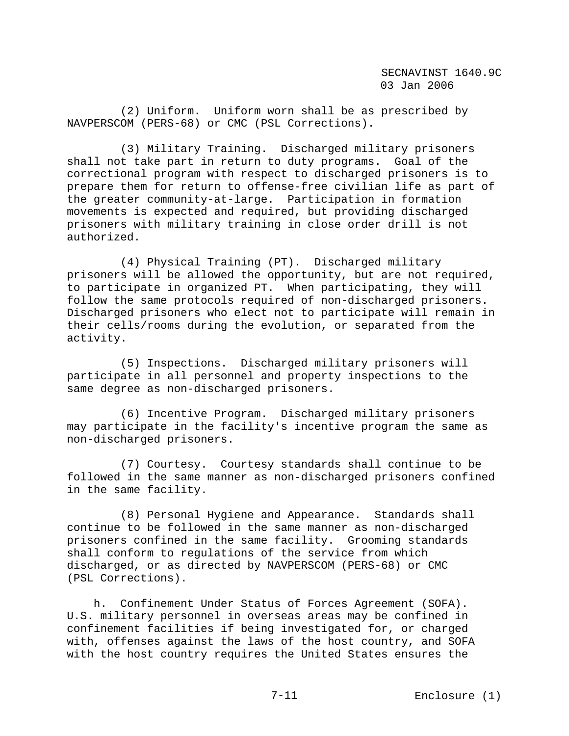(2) Uniform. Uniform worn shall be as prescribed by NAVPERSCOM (PERS-68) or CMC (PSL Corrections).

(3) Military Training. Discharged military prisoners shall not take part in return to duty programs. Goal of the correctional program with respect to discharged prisoners is to prepare them for return to offense-free civilian life as part of the greater community-at-large. Participation in formation movements is expected and required, but providing discharged prisoners with military training in close order drill is not authorized.

(4) Physical Training (PT). Discharged military prisoners will be allowed the opportunity, but are not required, to participate in organized PT. When participating, they will follow the same protocols required of non-discharged prisoners. Discharged prisoners who elect not to participate will remain in their cells/rooms during the evolution, or separated from the activity.

(5) Inspections. Discharged military prisoners will participate in all personnel and property inspections to the same degree as non-discharged prisoners.

(6) Incentive Program. Discharged military prisoners may participate in the facility's incentive program the same as non-discharged prisoners.

(7) Courtesy. Courtesy standards shall continue to be followed in the same manner as non-discharged prisoners confined in the same facility.

(8) Personal Hygiene and Appearance. Standards shall continue to be followed in the same manner as non-discharged prisoners confined in the same facility. Grooming standards shall conform to regulations of the service from which discharged, or as directed by NAVPERSCOM (PERS-68) or CMC (PSL Corrections).

h. Confinement Under Status of Forces Agreement (SOFA). U.S. military personnel in overseas areas may be confined in confinement facilities if being investigated for, or charged with, offenses against the laws of the host country, and SOFA with the host country requires the United States ensures the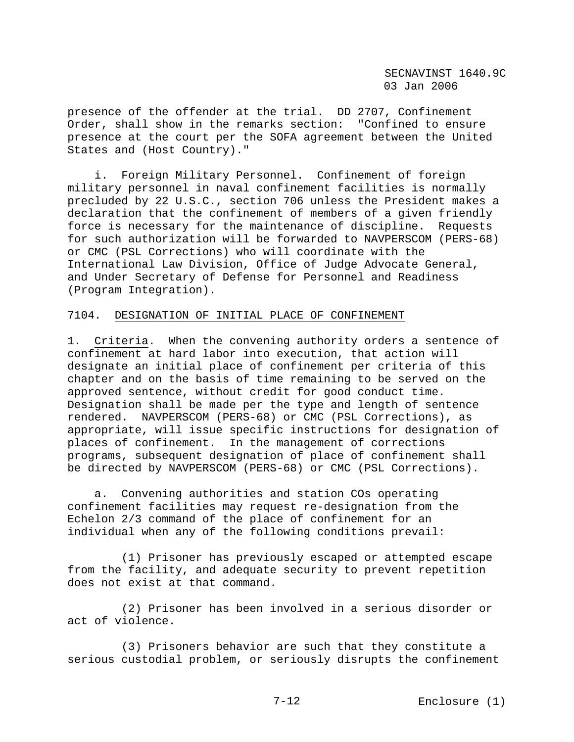presence of the offender at the trial. DD 2707, Confinement Order, shall show in the remarks section: "Confined to ensure presence at the court per the SOFA agreement between the United States and (Host Country)."

i. Foreign Military Personnel. Confinement of foreign military personnel in naval confinement facilities is normally precluded by 22 U.S.C., section 706 unless the President makes a declaration that the confinement of members of a given friendly force is necessary for the maintenance of discipline. Requests for such authorization will be forwarded to NAVPERSCOM (PERS-68) or CMC (PSL Corrections) who will coordinate with the International Law Division, Office of Judge Advocate General, and Under Secretary of Defense for Personnel and Readiness (Program Integration).

7104. DESIGNATION OF INITIAL PLACE OF CONFINEMENT

1. Criteria. When the convening authority orders a sentence of confinement at hard labor into execution, that action will designate an initial place of confinement per criteria of this chapter and on the basis of time remaining to be served on the approved sentence, without credit for good conduct time. Designation shall be made per the type and length of sentence rendered. NAVPERSCOM (PERS-68) or CMC (PSL Corrections), as appropriate, will issue specific instructions for designation of places of confinement. In the management of corrections programs, subsequent designation of place of confinement shall be directed by NAVPERSCOM (PERS-68) or CMC (PSL Corrections).

a. Convening authorities and station COs operating confinement facilities may request re-designation from the Echelon 2/3 command of the place of confinement for an individual when any of the following conditions prevail:

(1) Prisoner has previously escaped or attempted escape from the facility, and adequate security to prevent repetition does not exist at that command.

(2) Prisoner has been involved in a serious disorder or act of violence.

(3) Prisoners behavior are such that they constitute a serious custodial problem, or seriously disrupts the confinement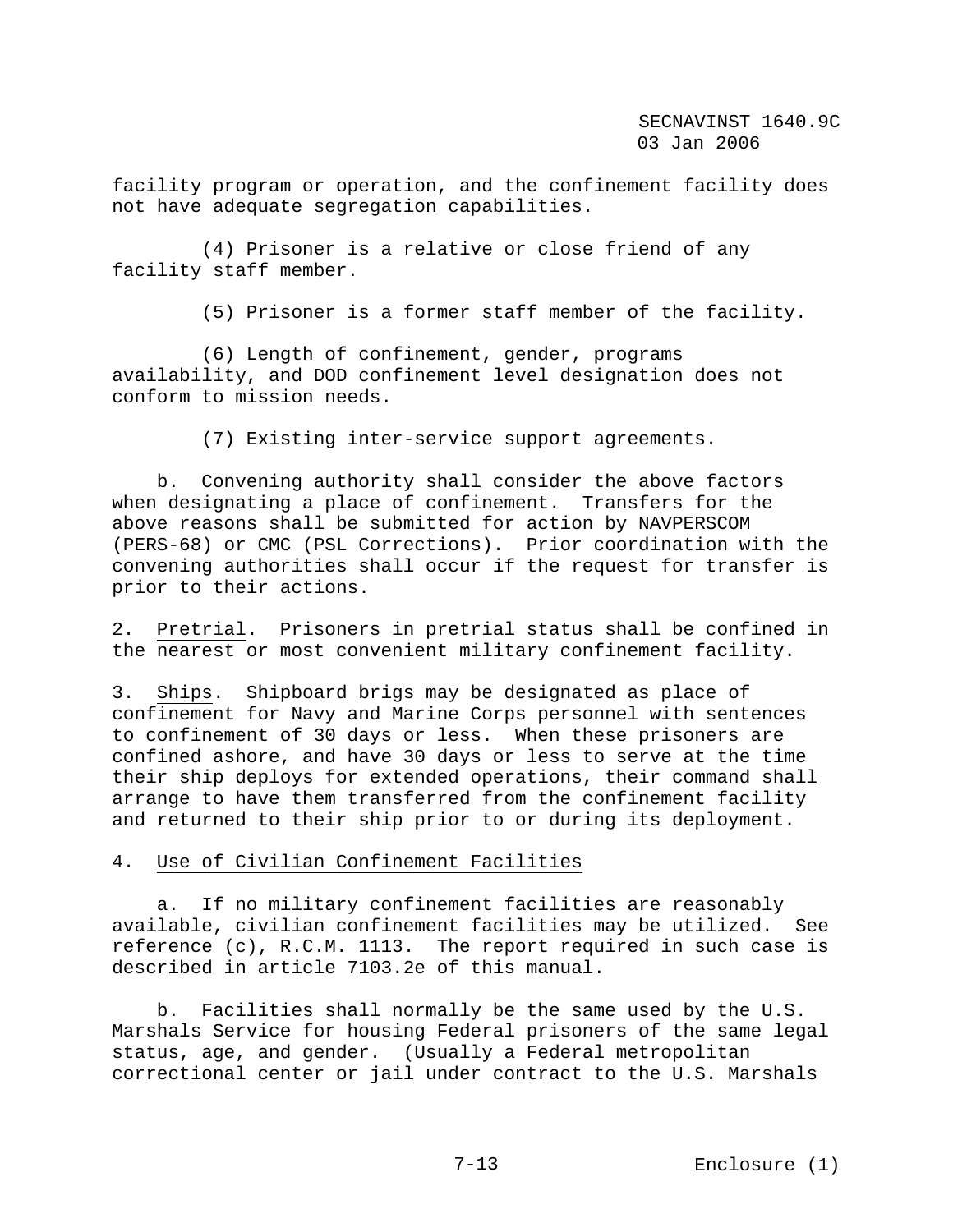facility program or operation, and the confinement facility does not have adequate segregation capabilities.

(4) Prisoner is a relative or close friend of any facility staff member.

(5) Prisoner is a former staff member of the facility.

(6) Length of confinement, gender, programs availability, and DOD confinement level designation does not conform to mission needs.

(7) Existing inter-service support agreements.

b. Convening authority shall consider the above factors when designating a place of confinement. Transfers for the above reasons shall be submitted for action by NAVPERSCOM (PERS-68) or CMC (PSL Corrections). Prior coordination with the convening authorities shall occur if the request for transfer is prior to their actions.

2. Pretrial. Prisoners in pretrial status shall be confined in the nearest or most convenient military confinement facility.

3. Ships. Shipboard brigs may be designated as place of confinement for Navy and Marine Corps personnel with sentences to confinement of 30 days or less. When these prisoners are confined ashore, and have 30 days or less to serve at the time their ship deploys for extended operations, their command shall arrange to have them transferred from the confinement facility and returned to their ship prior to or during its deployment.

4. Use of Civilian Confinement Facilities

a. If no military confinement facilities are reasonably available, civilian confinement facilities may be utilized. See reference (c), R.C.M. 1113. The report required in such case is described in article 7103.2e of this manual.

b. Facilities shall normally be the same used by the U.S. Marshals Service for housing Federal prisoners of the same legal status, age, and gender. (Usually a Federal metropolitan correctional center or jail under contract to the U.S. Marshals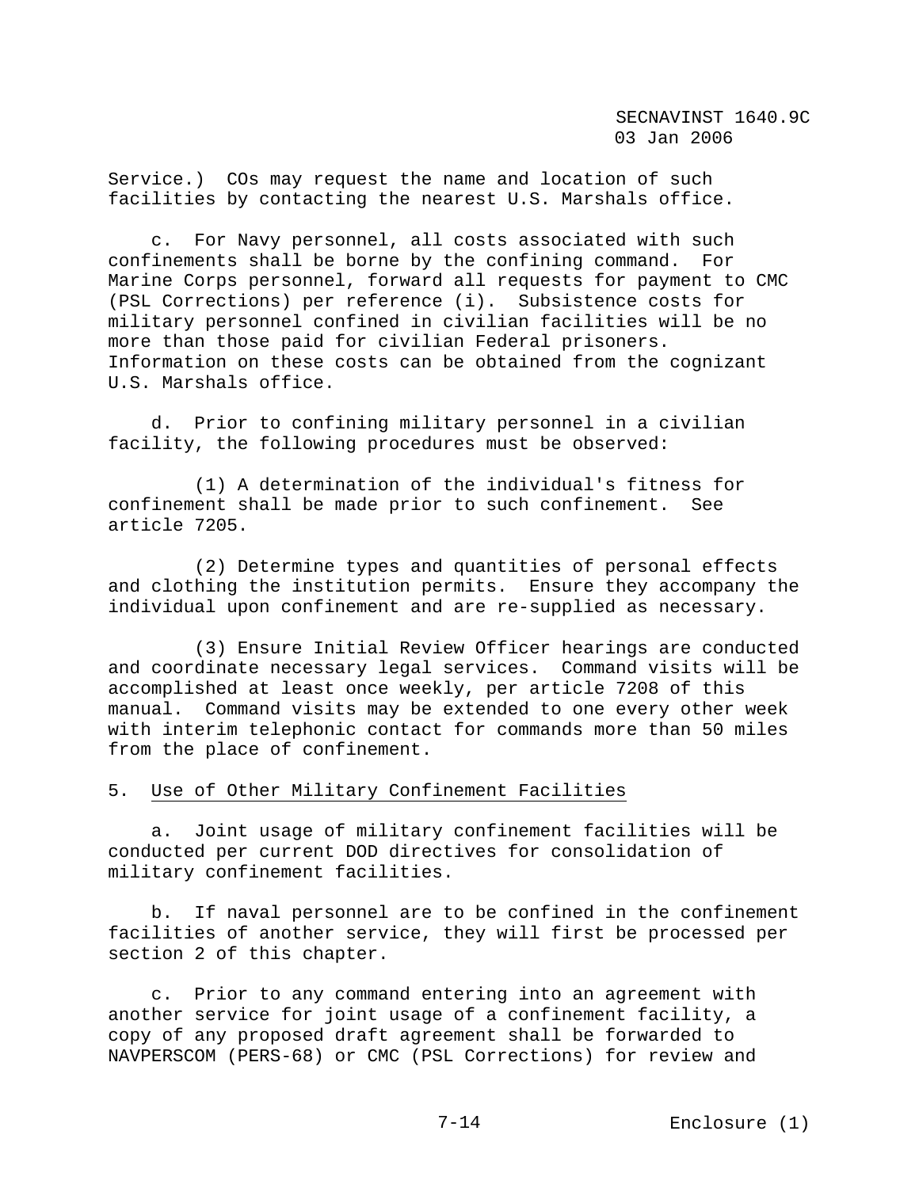Service.) COs may request the name and location of such facilities by contacting the nearest U.S. Marshals office.

c. For Navy personnel, all costs associated with such confinements shall be borne by the confining command. For Marine Corps personnel, forward all requests for payment to CMC (PSL Corrections) per reference (i). Subsistence costs for military personnel confined in civilian facilities will be no more than those paid for civilian Federal prisoners. Information on these costs can be obtained from the cognizant U.S. Marshals office.

d. Prior to confining military personnel in a civilian facility, the following procedures must be observed:

(1) A determination of the individual's fitness for confinement shall be made prior to such confinement. See article 7205.

(2) Determine types and quantities of personal effects and clothing the institution permits. Ensure they accompany the individual upon confinement and are re-supplied as necessary.

(3) Ensure Initial Review Officer hearings are conducted and coordinate necessary legal services. Command visits will be accomplished at least once weekly, per article 7208 of this manual. Command visits may be extended to one every other week with interim telephonic contact for commands more than 50 miles from the place of confinement.

5. Use of Other Military Confinement Facilities

a. Joint usage of military confinement facilities will be conducted per current DOD directives for consolidation of military confinement facilities.

b. If naval personnel are to be confined in the confinement facilities of another service, they will first be processed per section 2 of this chapter.

c. Prior to any command entering into an agreement with another service for joint usage of a confinement facility, a copy of any proposed draft agreement shall be forwarded to NAVPERSCOM (PERS-68) or CMC (PSL Corrections) for review and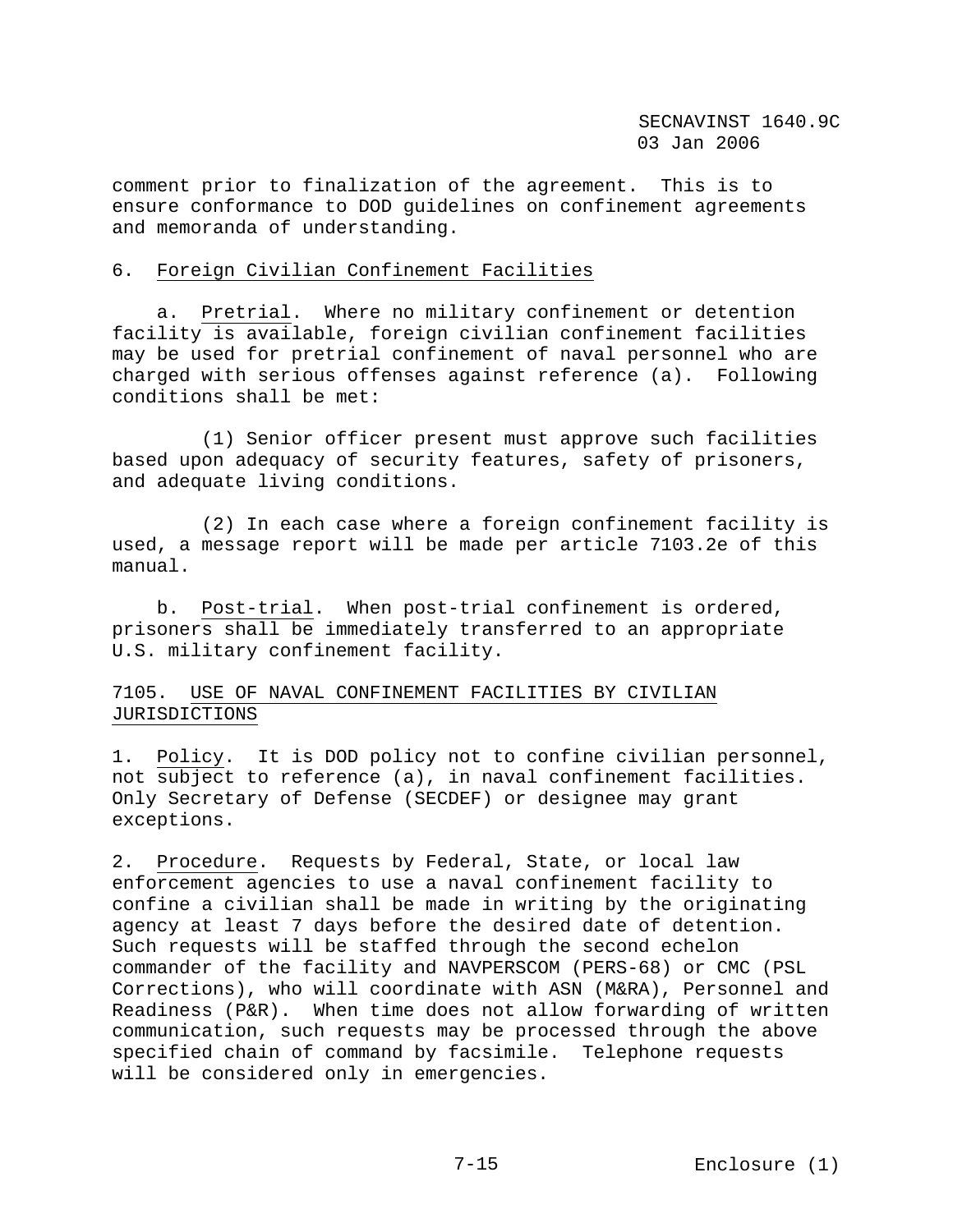comment prior to finalization of the agreement. This is to ensure conformance to DOD guidelines on confinement agreements and memoranda of understanding.

6. Foreign Civilian Confinement Facilities

a. Pretrial. Where no military confinement or detention facility is available, foreign civilian confinement facilities may be used for pretrial confinement of naval personnel who are charged with serious offenses against reference (a). Following conditions shall be met:

(1) Senior officer present must approve such facilities based upon adequacy of security features, safety of prisoners, and adequate living conditions.

(2) In each case where a foreign confinement facility is used, a message report will be made per article 7103.2e of this manual.

b. Post-trial. When post-trial confinement is ordered, prisoners shall be immediately transferred to an appropriate U.S. military confinement facility.

## 7105. USE OF NAVAL CONFINEMENT FACILITIES BY CIVILIAN JURISDICTIONS

1. Policy. It is DOD policy not to confine civilian personnel, not subject to reference (a), in naval confinement facilities. Only Secretary of Defense (SECDEF) or designee may grant exceptions.

2. Procedure. Requests by Federal, State, or local law enforcement agencies to use a naval confinement facility to confine a civilian shall be made in writing by the originating agency at least 7 days before the desired date of detention. Such requests will be staffed through the second echelon commander of the facility and NAVPERSCOM (PERS-68) or CMC (PSL Corrections), who will coordinate with ASN (M&RA), Personnel and Readiness (P&R). When time does not allow forwarding of written communication, such requests may be processed through the above specified chain of command by facsimile. Telephone requests will be considered only in emergencies.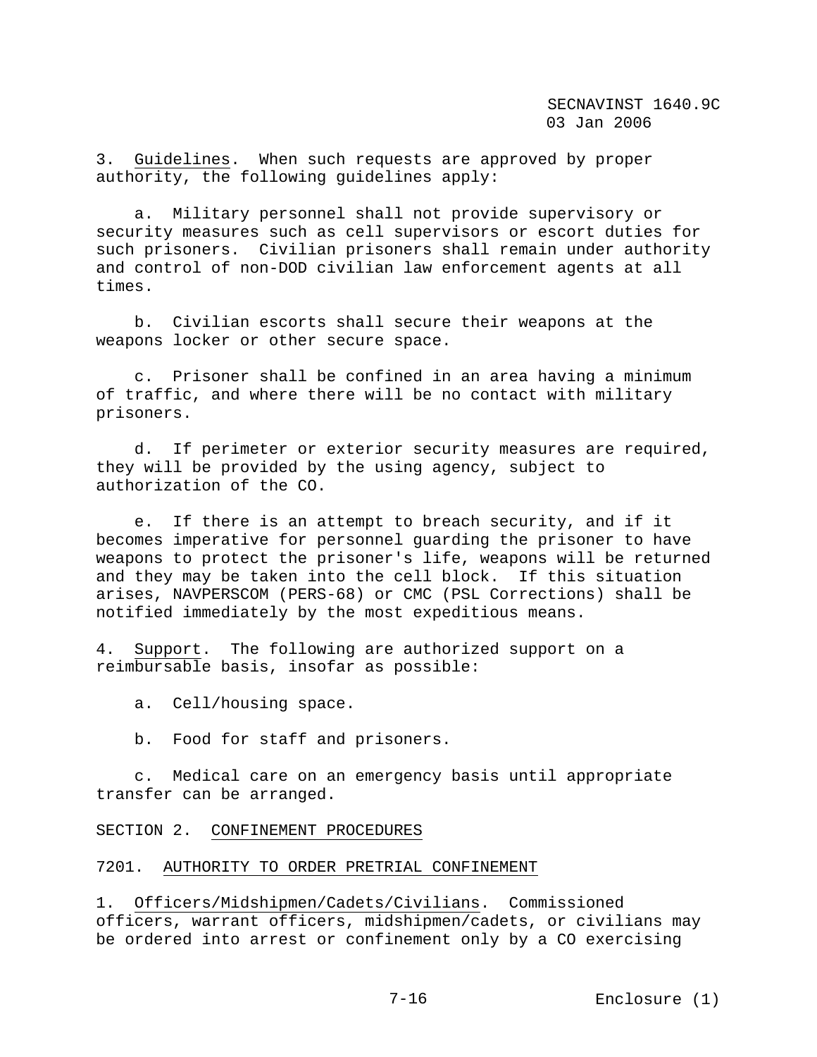3. Guidelines. When such requests are approved by proper authority, the following guidelines apply:

a. Military personnel shall not provide supervisory or security measures such as cell supervisors or escort duties for such prisoners. Civilian prisoners shall remain under authority and control of non-DOD civilian law enforcement agents at all times.

b. Civilian escorts shall secure their weapons at the weapons locker or other secure space.

c. Prisoner shall be confined in an area having a minimum of traffic, and where there will be no contact with military prisoners.

d. If perimeter or exterior security measures are required, they will be provided by the using agency, subject to authorization of the CO.

e. If there is an attempt to breach security, and if it becomes imperative for personnel guarding the prisoner to have weapons to protect the prisoner's life, weapons will be returned and they may be taken into the cell block. If this situation arises, NAVPERSCOM (PERS-68) or CMC (PSL Corrections) shall be notified immediately by the most expeditious means.

4. Support. The following are authorized support on a reimbursable basis, insofar as possible:

a. Cell/housing space.

b. Food for staff and prisoners.

c. Medical care on an emergency basis until appropriate transfer can be arranged.

## SECTION 2. CONFINEMENT PROCEDURES

### 7201. AUTHORITY TO ORDER PRETRIAL CONFINEMENT

1. Officers/Midshipmen/Cadets/Civilians. Commissioned officers, warrant officers, midshipmen/cadets, or civilians may be ordered into arrest or confinement only by a CO exercising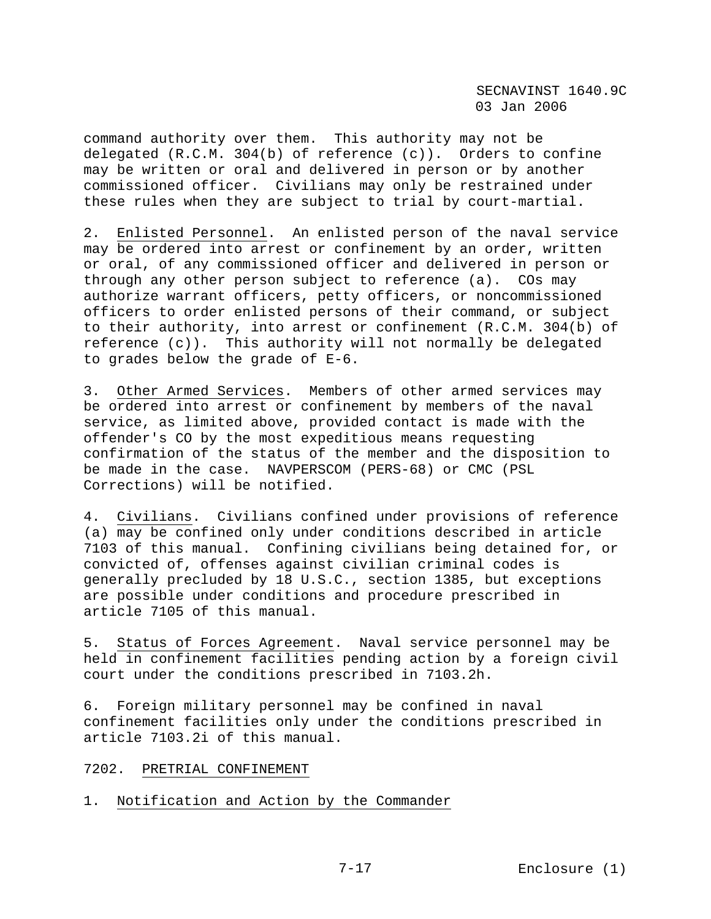command authority over them. This authority may not be delegated (R.C.M. 304(b) of reference (c)). Orders to confine may be written or oral and delivered in person or by another commissioned officer. Civilians may only be restrained under these rules when they are subject to trial by court-martial.

2. Enlisted Personnel. An enlisted person of the naval service may be ordered into arrest or confinement by an order, written or oral, of any commissioned officer and delivered in person or through any other person subject to reference (a). COs may authorize warrant officers, petty officers, or noncommissioned officers to order enlisted persons of their command, or subject to their authority, into arrest or confinement (R.C.M. 304(b) of reference (c)). This authority will not normally be delegated to grades below the grade of E-6.

3. Other Armed Services. Members of other armed services may be ordered into arrest or confinement by members of the naval service, as limited above, provided contact is made with the offender's CO by the most expeditious means requesting confirmation of the status of the member and the disposition to be made in the case. NAVPERSCOM (PERS-68) or CMC (PSL Corrections) will be notified.

4. Civilians. Civilians confined under provisions of reference (a) may be confined only under conditions described in article 7103 of this manual. Confining civilians being detained for, or convicted of, offenses against civilian criminal codes is generally precluded by 18 U.S.C., section 1385, but exceptions are possible under conditions and procedure prescribed in article 7105 of this manual.

5. Status of Forces Agreement. Naval service personnel may be held in confinement facilities pending action by a foreign civil court under the conditions prescribed in 7103.2h.

6. Foreign military personnel may be confined in naval confinement facilities only under the conditions prescribed in article 7103.2i of this manual.

## 7202. PRETRIAL CONFINEMENT

1. Notification and Action by the Commander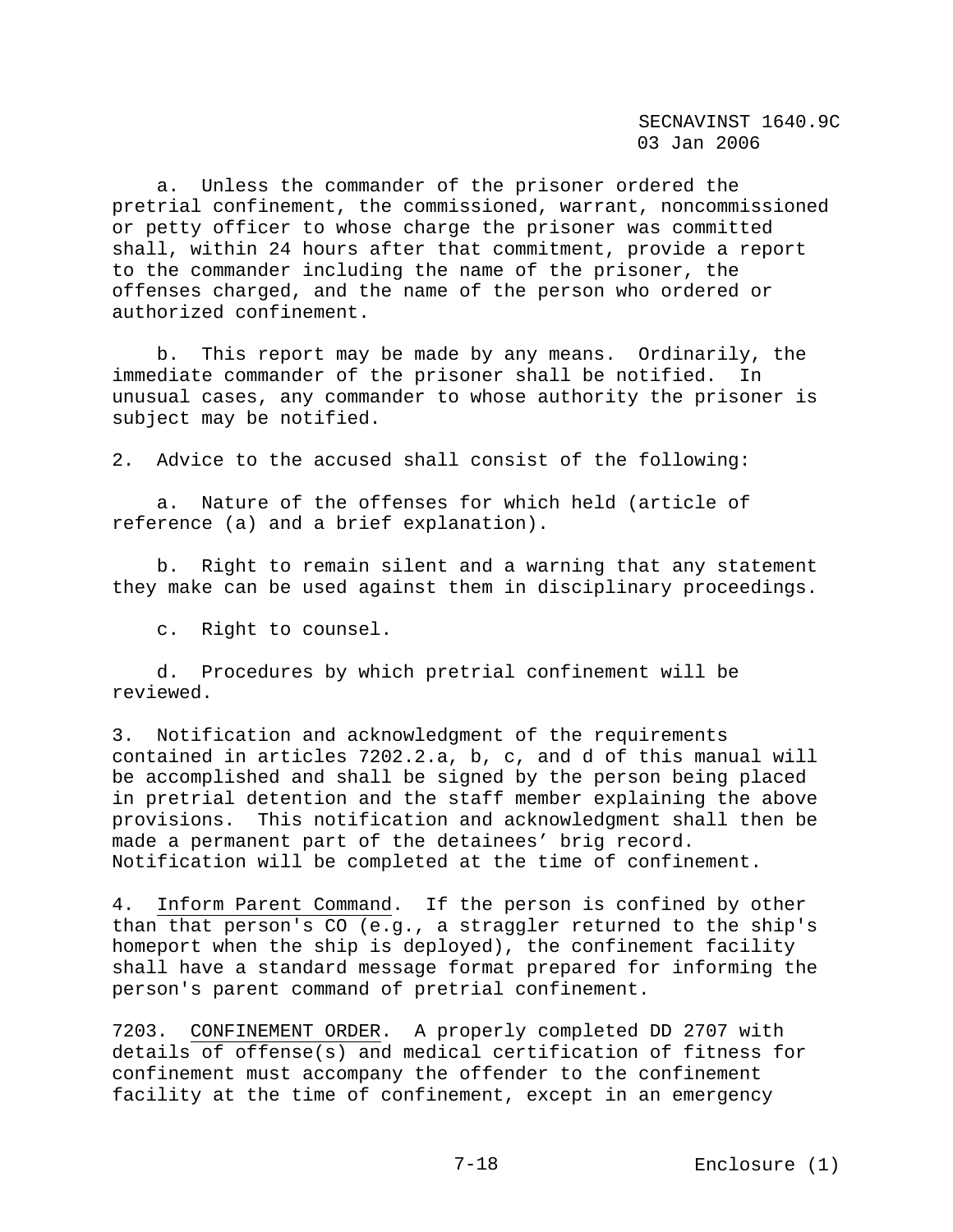a. Unless the commander of the prisoner ordered the pretrial confinement, the commissioned, warrant, noncommissioned or petty officer to whose charge the prisoner was committed shall, within 24 hours after that commitment, provide a report to the commander including the name of the prisoner, the offenses charged, and the name of the person who ordered or authorized confinement.

b. This report may be made by any means. Ordinarily, the immediate commander of the prisoner shall be notified. In unusual cases, any commander to whose authority the prisoner is subject may be notified.

2. Advice to the accused shall consist of the following:

a. Nature of the offenses for which held (article of reference (a) and a brief explanation).

b. Right to remain silent and a warning that any statement they make can be used against them in disciplinary proceedings.

c. Right to counsel.

d. Procedures by which pretrial confinement will be reviewed.

3. Notification and acknowledgment of the requirements contained in articles 7202.2.a, b, c, and d of this manual will be accomplished and shall be signed by the person being placed in pretrial detention and the staff member explaining the above provisions. This notification and acknowledgment shall then be made a permanent part of the detainees' brig record. Notification will be completed at the time of confinement.

4. Inform Parent Command. If the person is confined by other than that person's CO (e.g., a straggler returned to the ship's homeport when the ship is deployed), the confinement facility shall have a standard message format prepared for informing the person's parent command of pretrial confinement.

7203. CONFINEMENT ORDER. A properly completed DD 2707 with details of offense(s) and medical certification of fitness for confinement must accompany the offender to the confinement facility at the time of confinement, except in an emergency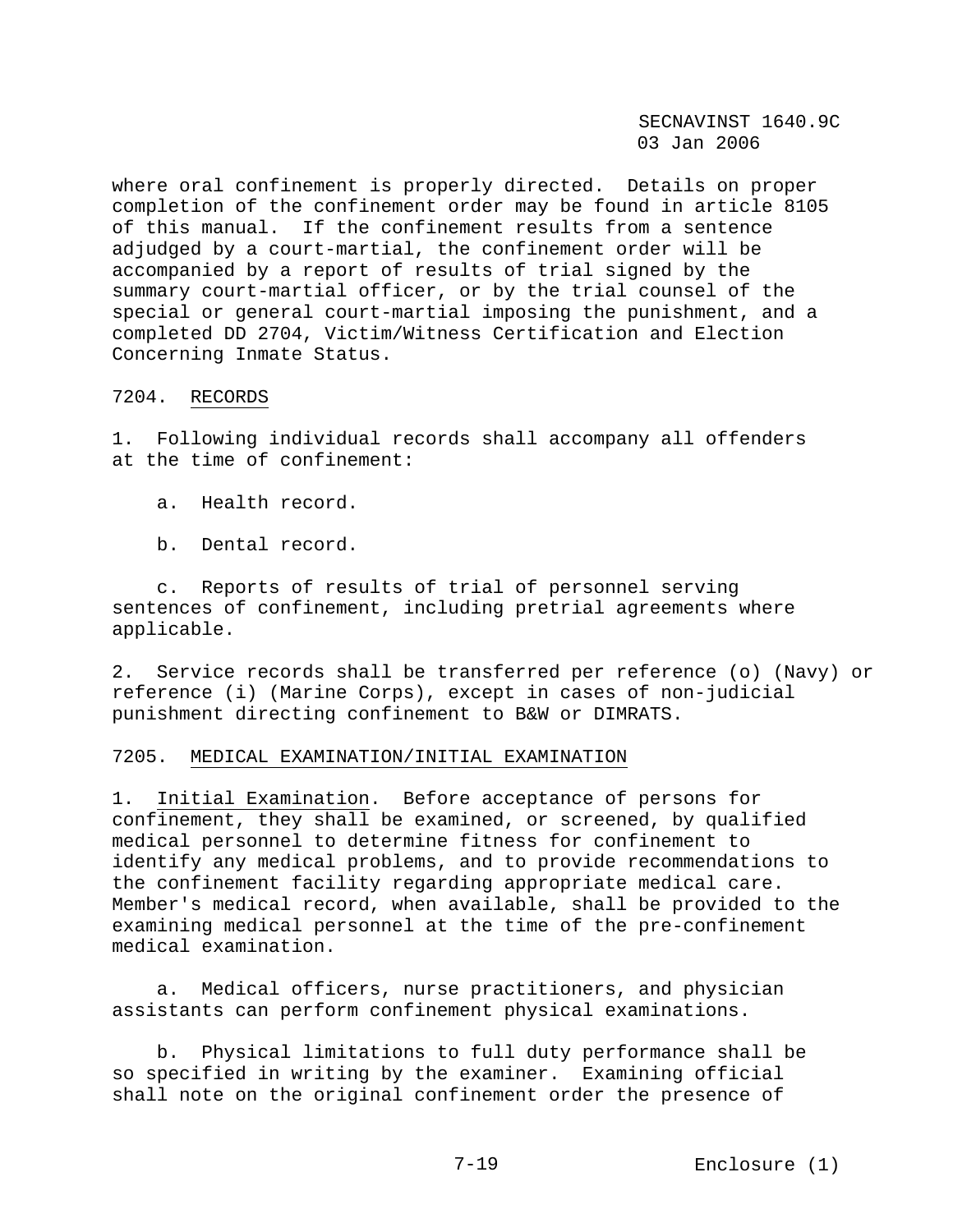where oral confinement is properly directed. Details on proper completion of the confinement order may be found in article 8105 of this manual. If the confinement results from a sentence adjudged by a court-martial, the confinement order will be accompanied by a report of results of trial signed by the summary court-martial officer, or by the trial counsel of the special or general court-martial imposing the punishment, and a completed DD 2704, Victim/Witness Certification and Election Concerning Inmate Status.

7204. RECORDS

1. Following individual records shall accompany all offenders at the time of confinement:

   a. Health record.

   b. Dental record.

   c. Reports of results of trial of personnel serving sentences of confinement, including pretrial agreements where applicable.

2. Service records shall be transferred per reference (o) (Navy) or reference (i) (Marine Corps), except in cases of non-judicial punishment directing confinement to B&W or DIMRATS.

7205. MEDICAL EXAMINATION/INITIAL EXAMINATION

1. Initial Examination. Before acceptance of persons for confinement, they shall be examined, or screened, by qualified medical personnel to determine fitness for confinement to identify any medical problems, and to provide recommendations to the confinement facility regarding appropriate medical care. Member's medical record, when available, shall be provided to the examining medical personnel at the time of the pre-confinement medical examination.

   a. Medical officers, nurse practitioners, and physician assistants can perform confinement physical examinations.

   b. Physical limitations to full duty performance shall be so specified in writing by the examiner. Examining official shall note on the original confinement order the presence of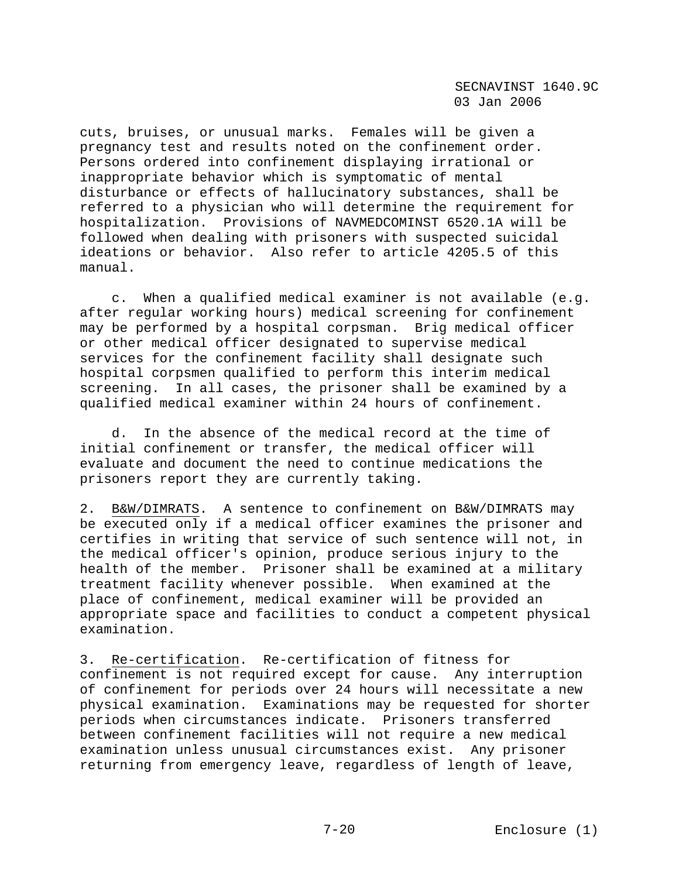cuts, bruises, or unusual marks. Females will be given a pregnancy test and results noted on the confinement order. Persons ordered into confinement displaying irrational or inappropriate behavior which is symptomatic of mental disturbance or effects of hallucinatory substances, shall be referred to a physician who will determine the requirement for hospitalization. Provisions of NAVMEDCOMINST 6520.1A will be followed when dealing with prisoners with suspected suicidal ideations or behavior. Also refer to article 4205.5 of this manual.

c. When a qualified medical examiner is not available (e.g. after regular working hours) medical screening for confinement may be performed by a hospital corpsman. Brig medical officer or other medical officer designated to supervise medical services for the confinement facility shall designate such hospital corpsmen qualified to perform this interim medical screening. In all cases, the prisoner shall be examined by a qualified medical examiner within 24 hours of confinement.

d. In the absence of the medical record at the time of initial confinement or transfer, the medical officer will evaluate and document the need to continue medications the prisoners report they are currently taking.

2. B&W/DIMRATS. A sentence to confinement on B&W/DIMRATS may be executed only if a medical officer examines the prisoner and certifies in writing that service of such sentence will not, in the medical officer's opinion, produce serious injury to the health of the member. Prisoner shall be examined at a military treatment facility whenever possible. When examined at the place of confinement, medical examiner will be provided an appropriate space and facilities to conduct a competent physical examination.

3. Re-certification. Re-certification of fitness for confinement is not required except for cause. Any interruption of confinement for periods over 24 hours will necessitate a new physical examination. Examinations may be requested for shorter periods when circumstances indicate. Prisoners transferred between confinement facilities will not require a new medical examination unless unusual circumstances exist. Any prisoner returning from emergency leave, regardless of length of leave,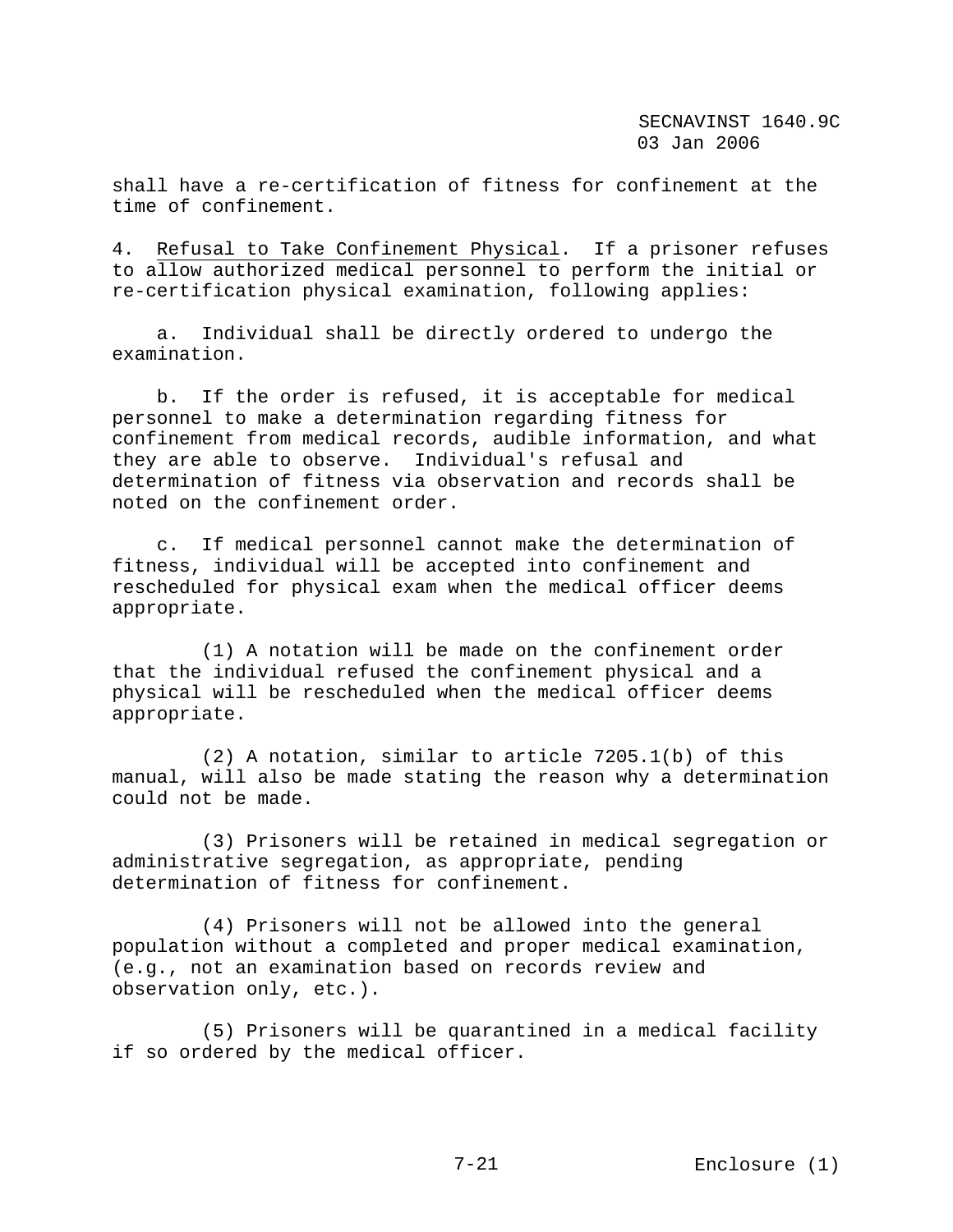shall have a re-certification of fitness for confinement at the time of confinement.

4. Refusal to Take Confinement Physical. If a prisoner refuses to allow authorized medical personnel to perform the initial or re-certification physical examination, following applies:

a. Individual shall be directly ordered to undergo the examination.

b. If the order is refused, it is acceptable for medical personnel to make a determination regarding fitness for confinement from medical records, audible information, and what they are able to observe. Individual's refusal and determination of fitness via observation and records shall be noted on the confinement order.

c. If medical personnel cannot make the determination of fitness, individual will be accepted into confinement and rescheduled for physical exam when the medical officer deems appropriate.

(1) A notation will be made on the confinement order that the individual refused the confinement physical and a physical will be rescheduled when the medical officer deems appropriate.

(2) A notation, similar to article 7205.1(b) of this manual, will also be made stating the reason why a determination could not be made.

(3) Prisoners will be retained in medical segregation or administrative segregation, as appropriate, pending determination of fitness for confinement.

(4) Prisoners will not be allowed into the general population without a completed and proper medical examination, (e.g., not an examination based on records review and observation only, etc.).

(5) Prisoners will be quarantined in a medical facility if so ordered by the medical officer.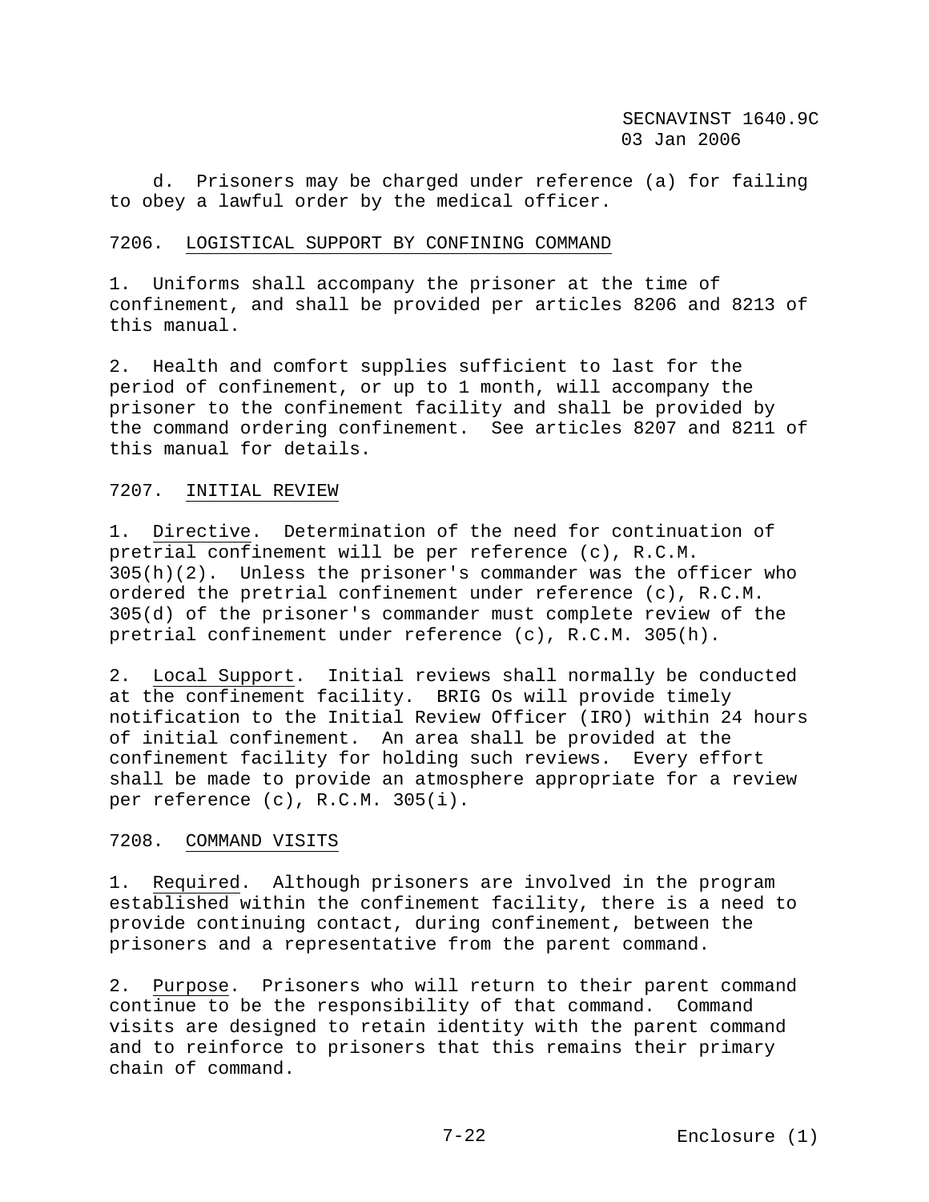d. Prisoners may be charged under reference (a) for failing to obey a lawful order by the medical officer.

## 7206. LOGISTICAL SUPPORT BY CONFINING COMMAND

1. Uniforms shall accompany the prisoner at the time of confinement, and shall be provided per articles 8206 and 8213 of this manual.

2. Health and comfort supplies sufficient to last for the period of confinement, or up to 1 month, will accompany the prisoner to the confinement facility and shall be provided by the command ordering confinement. See articles 8207 and 8211 of this manual for details.

## 7207. INITIAL REVIEW

1. Directive. Determination of the need for continuation of pretrial confinement will be per reference (c), R.C.M. 305(h)(2). Unless the prisoner's commander was the officer who ordered the pretrial confinement under reference (c), R.C.M. 305(d) of the prisoner's commander must complete review of the pretrial confinement under reference (c), R.C.M. 305(h).

2. Local Support. Initial reviews shall normally be conducted at the confinement facility. BRIG Os will provide timely notification to the Initial Review Officer (IRO) within 24 hours of initial confinement. An area shall be provided at the confinement facility for holding such reviews. Every effort shall be made to provide an atmosphere appropriate for a review per reference (c), R.C.M. 305(i).

## 7208. COMMAND VISITS

1. Required. Although prisoners are involved in the program established within the confinement facility, there is a need to provide continuing contact, during confinement, between the prisoners and a representative from the parent command.

2. Purpose. Prisoners who will return to their parent command continue to be the responsibility of that command. Command visits are designed to retain identity with the parent command and to reinforce to prisoners that this remains their primary chain of command.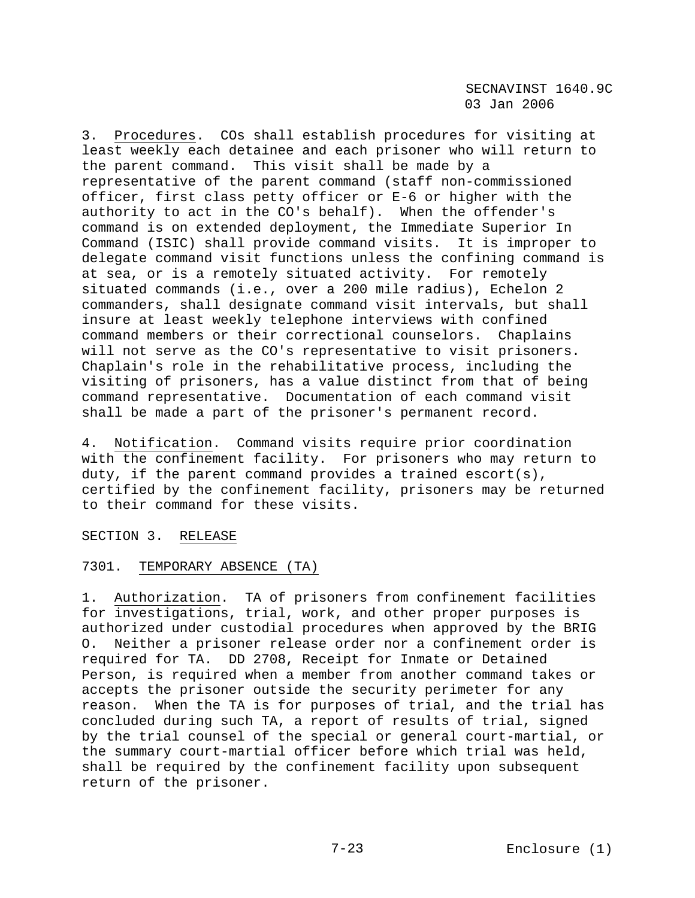3. Procedures. COs shall establish procedures for visiting at least weekly each detainee and each prisoner who will return to the parent command. This visit shall be made by a representative of the parent command (staff non-commissioned officer, first class petty officer or E-6 or higher with the authority to act in the CO's behalf). When the offender's command is on extended deployment, the Immediate Superior In Command (ISIC) shall provide command visits. It is improper to delegate command visit functions unless the confining command is at sea, or is a remotely situated activity. For remotely situated commands (i.e., over a 200 mile radius), Echelon 2 commanders, shall designate command visit intervals, but shall insure at least weekly telephone interviews with confined command members or their correctional counselors. Chaplains will not serve as the CO's representative to visit prisoners. Chaplain's role in the rehabilitative process, including the visiting of prisoners, has a value distinct from that of being command representative. Documentation of each command visit shall be made a part of the prisoner's permanent record.

4. Notification. Command visits require prior coordination with the confinement facility. For prisoners who may return to duty, if the parent command provides a trained escort(s), certified by the confinement facility, prisoners may be returned to their command for these visits.

## SECTION 3. RELEASE

### 7301. TEMPORARY ABSENCE (TA)

1. Authorization. TA of prisoners from confinement facilities for investigations, trial, work, and other proper purposes is authorized under custodial procedures when approved by the BRIG O. Neither a prisoner release order nor a confinement order is required for TA. DD 2708, Receipt for Inmate or Detained Person, is required when a member from another command takes or accepts the prisoner outside the security perimeter for any reason. When the TA is for purposes of trial, and the trial has concluded during such TA, a report of results of trial, signed by the trial counsel of the special or general court-martial, or the summary court-martial officer before which trial was held, shall be required by the confinement facility upon subsequent return of the prisoner.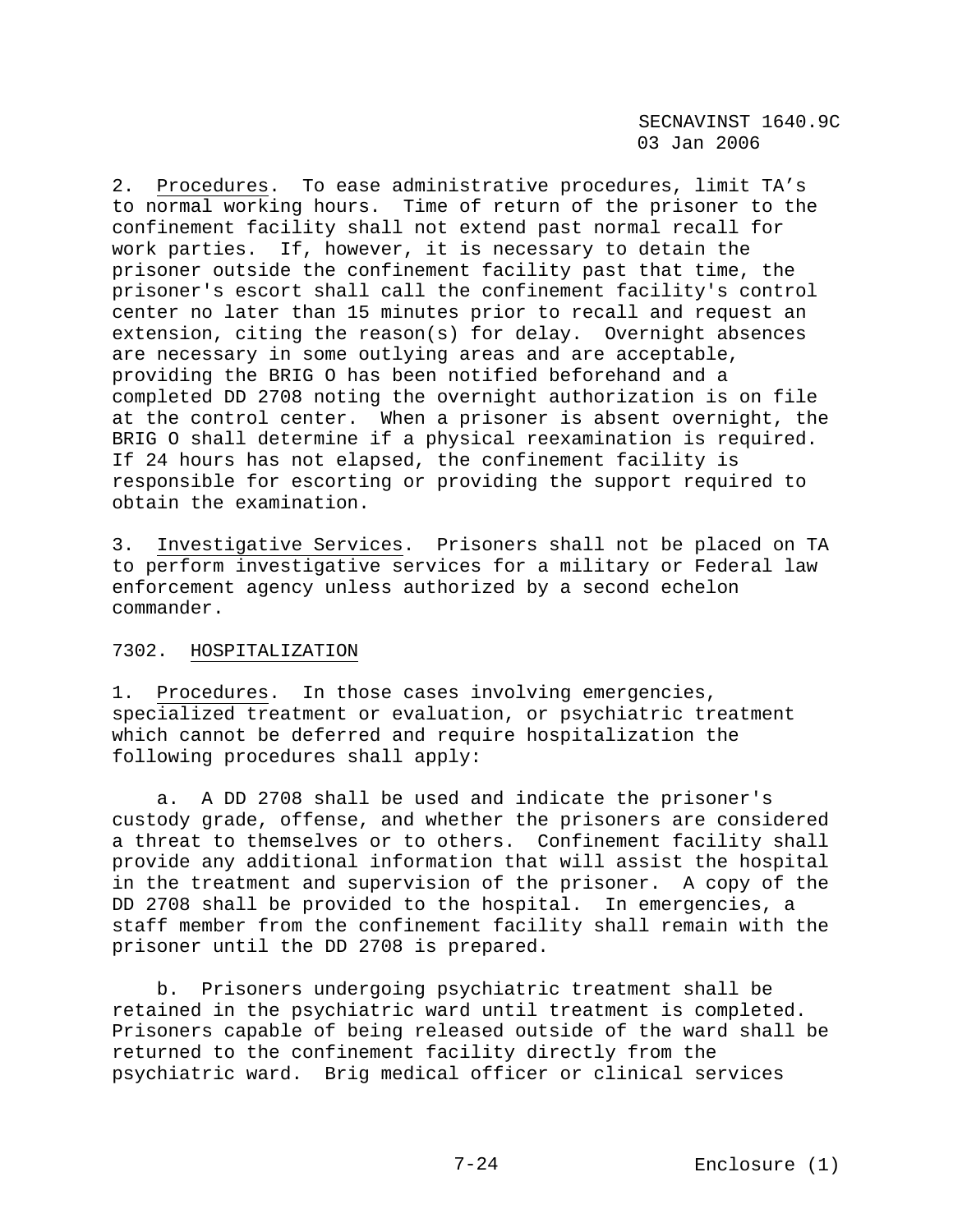2. Procedures. To ease administrative procedures, limit TA's to normal working hours. Time of return of the prisoner to the confinement facility shall not extend past normal recall for work parties. If, however, it is necessary to detain the prisoner outside the confinement facility past that time, the prisoner's escort shall call the confinement facility's control center no later than 15 minutes prior to recall and request an extension, citing the reason(s) for delay. Overnight absences are necessary in some outlying areas and are acceptable, providing the BRIG O has been notified beforehand and a completed DD 2708 noting the overnight authorization is on file at the control center. When a prisoner is absent overnight, the BRIG O shall determine if a physical reexamination is required. If 24 hours has not elapsed, the confinement facility is responsible for escorting or providing the support required to obtain the examination.

3. Investigative Services. Prisoners shall not be placed on TA to perform investigative services for a military or Federal law enforcement agency unless authorized by a second echelon commander.

7302. HOSPITALIZATION

1. Procedures. In those cases involving emergencies, specialized treatment or evaluation, or psychiatric treatment which cannot be deferred and require hospitalization the following procedures shall apply:

a. A DD 2708 shall be used and indicate the prisoner's custody grade, offense, and whether the prisoners are considered a threat to themselves or to others. Confinement facility shall provide any additional information that will assist the hospital in the treatment and supervision of the prisoner. A copy of the DD 2708 shall be provided to the hospital. In emergencies, a staff member from the confinement facility shall remain with the prisoner until the DD 2708 is prepared.

b. Prisoners undergoing psychiatric treatment shall be retained in the psychiatric ward until treatment is completed. Prisoners capable of being released outside of the ward shall be returned to the confinement facility directly from the psychiatric ward. Brig medical officer or clinical services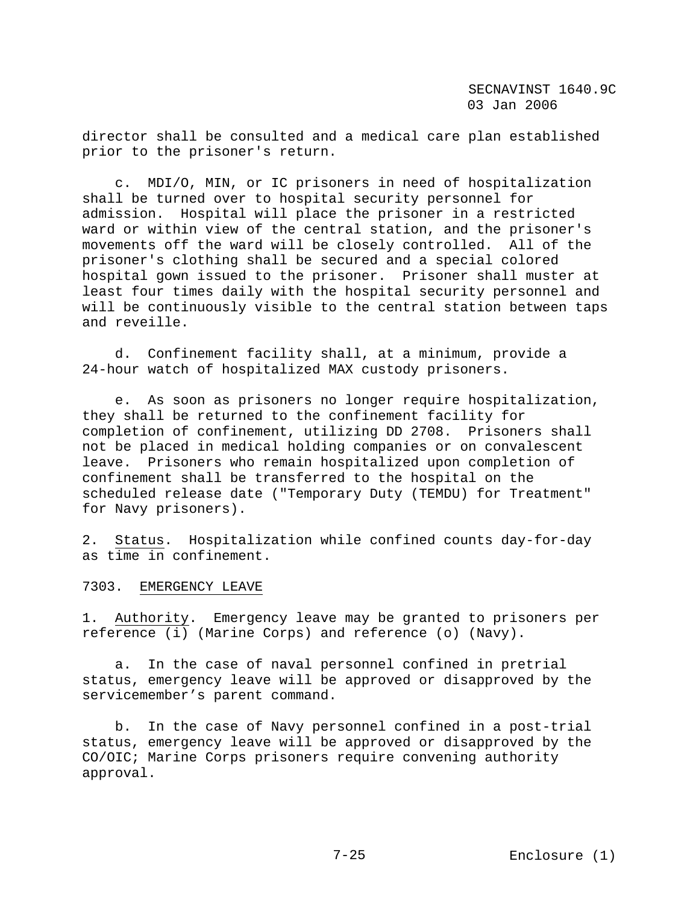director shall be consulted and a medical care plan established prior to the prisoner's return.

c. MDI/O, MIN, or IC prisoners in need of hospitalization shall be turned over to hospital security personnel for admission. Hospital will place the prisoner in a restricted ward or within view of the central station, and the prisoner's movements off the ward will be closely controlled. All of the prisoner's clothing shall be secured and a special colored hospital gown issued to the prisoner. Prisoner shall muster at least four times daily with the hospital security personnel and will be continuously visible to the central station between taps and reveille.

d. Confinement facility shall, at a minimum, provide a 24-hour watch of hospitalized MAX custody prisoners.

e. As soon as prisoners no longer require hospitalization, they shall be returned to the confinement facility for completion of confinement, utilizing DD 2708. Prisoners shall not be placed in medical holding companies or on convalescent leave. Prisoners who remain hospitalized upon completion of confinement shall be transferred to the hospital on the scheduled release date ("Temporary Duty (TEMDU) for Treatment" for Navy prisoners).

2. Status. Hospitalization while confined counts day-for-day as time in confinement.

## 7303. EMERGENCY LEAVE

1. Authority. Emergency leave may be granted to prisoners per reference (i) (Marine Corps) and reference (o) (Navy).

a. In the case of naval personnel confined in pretrial status, emergency leave will be approved or disapproved by the servicemember’s parent command.

b. In the case of Navy personnel confined in a post-trial status, emergency leave will be approved or disapproved by the CO/OIC; Marine Corps prisoners require convening authority approval.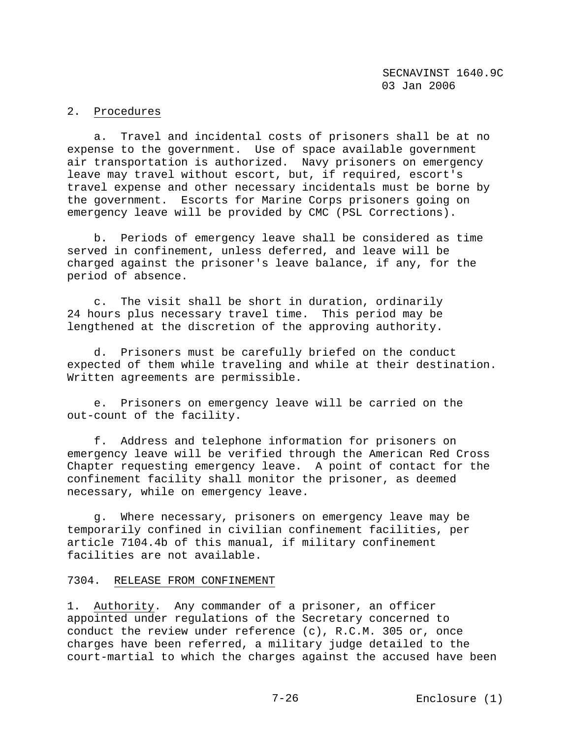2. <u>Procedures</u>

a. Travel and incidental costs of prisoners shall be at no expense to the government. Use of space available government air transportation is authorized. Navy prisoners on emergency leave may travel without escort, but, if required, escort's travel expense and other necessary incidentals must be borne by the government. Escorts for Marine Corps prisoners going on emergency leave will be provided by CMC (PSL Corrections).

b. Periods of emergency leave shall be considered as time served in confinement, unless deferred, and leave will be charged against the prisoner's leave balance, if any, for the period of absence.

c. The visit shall be short in duration, ordinarily 24 hours plus necessary travel time. This period may be lengthened at the discretion of the approving authority.

d. Prisoners must be carefully briefed on the conduct expected of them while traveling and while at their destination. Written agreements are permissible.

e. Prisoners on emergency leave will be carried on the out-count of the facility.

f. Address and telephone information for prisoners on emergency leave will be verified through the American Red Cross Chapter requesting emergency leave. A point of contact for the confinement facility shall monitor the prisoner, as deemed necessary, while on emergency leave.

g. Where necessary, prisoners on emergency leave may be temporarily confined in civilian confinement facilities, per article 7104.4b of this manual, if military confinement facilities are not available.

7304. <u>RELEASE FROM CONFINEMENT</u>

1. <u>Authority</u>. Any commander of a prisoner, an officer appointed under regulations of the Secretary concerned to conduct the review under reference (c), R.C.M. 305 or, once charges have been referred, a military judge detailed to the court-martial to which the charges against the accused have been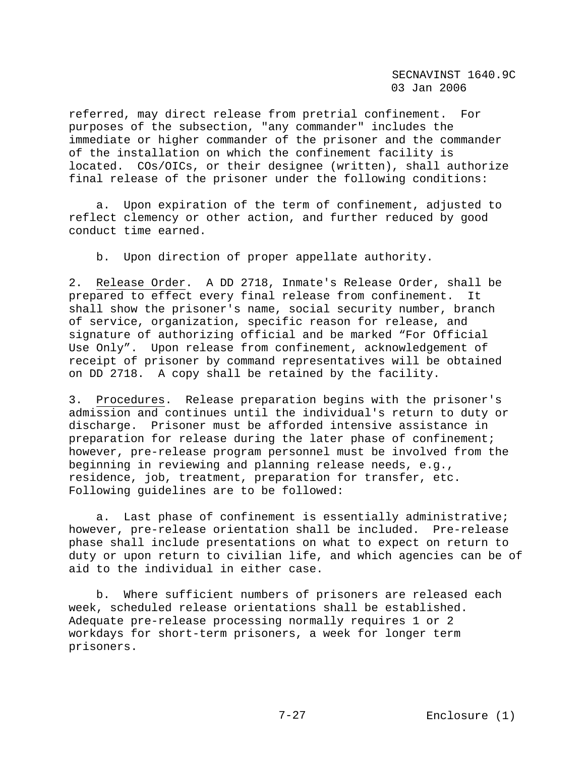referred, may direct release from pretrial confinement. For purposes of the subsection, "any commander" includes the immediate or higher commander of the prisoner and the commander of the installation on which the confinement facility is located. COs/OICs, or their designee (written), shall authorize final release of the prisoner under the following conditions:

a. Upon expiration of the term of confinement, adjusted to reflect clemency or other action, and further reduced by good conduct time earned.

b. Upon direction of proper appellate authority.

2. Release Order. A DD 2718, Inmate's Release Order, shall be prepared to effect every final release from confinement. It shall show the prisoner's name, social security number, branch of service, organization, specific reason for release, and signature of authorizing official and be marked “For Official Use Only”. Upon release from confinement, acknowledgement of receipt of prisoner by command representatives will be obtained on DD 2718. A copy shall be retained by the facility.

3. Procedures. Release preparation begins with the prisoner's admission and continues until the individual's return to duty or discharge. Prisoner must be afforded intensive assistance in preparation for release during the later phase of confinement; however, pre-release program personnel must be involved from the beginning in reviewing and planning release needs, e.g., residence, job, treatment, preparation for transfer, etc. Following guidelines are to be followed:

a. Last phase of confinement is essentially administrative; however, pre-release orientation shall be included. Pre-release phase shall include presentations on what to expect on return to duty or upon return to civilian life, and which agencies can be of aid to the individual in either case.

b. Where sufficient numbers of prisoners are released each week, scheduled release orientations shall be established. Adequate pre-release processing normally requires 1 or 2 workdays for short-term prisoners, a week for longer term prisoners.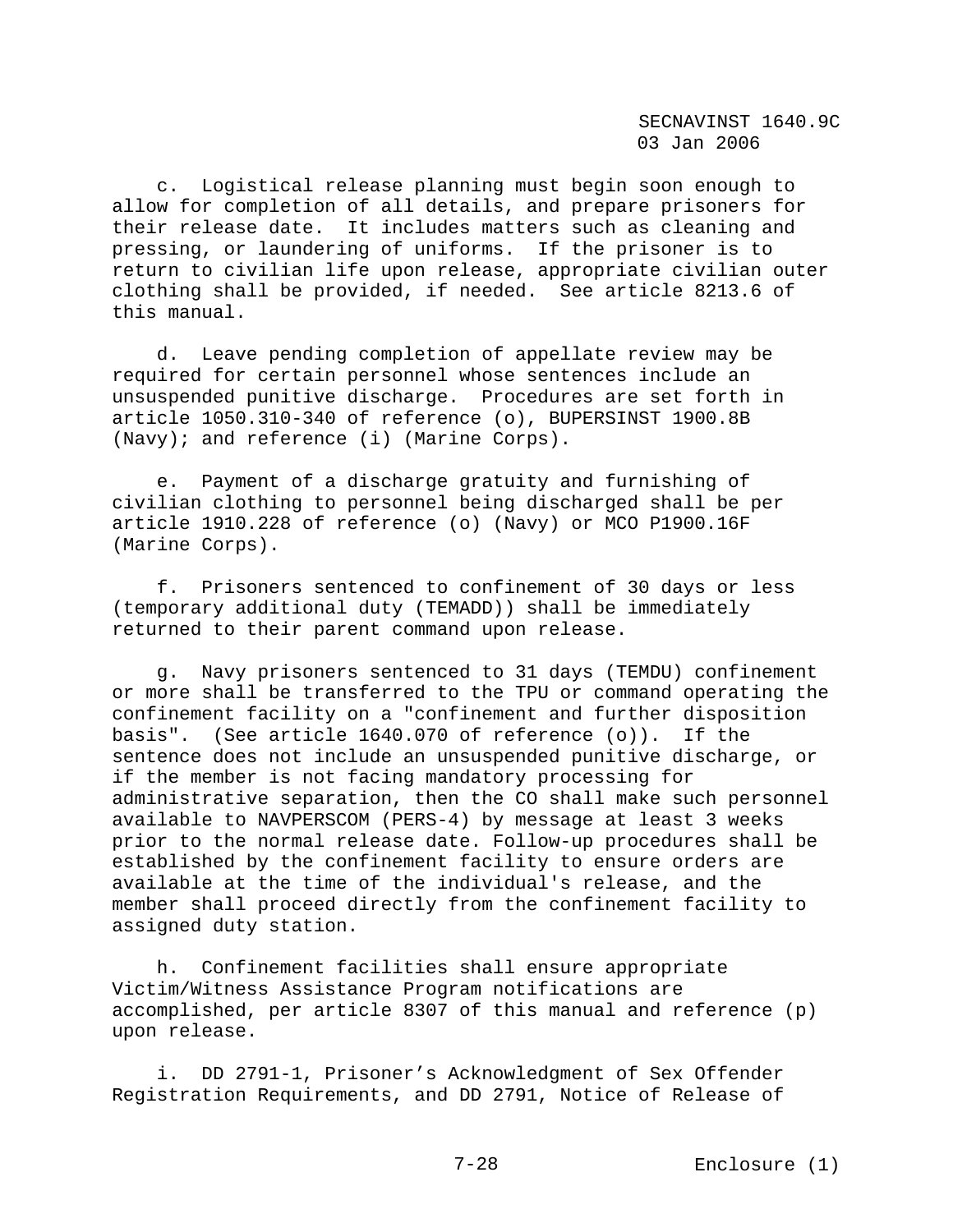c. Logistical release planning must begin soon enough to allow for completion of all details, and prepare prisoners for their release date. It includes matters such as cleaning and pressing, or laundering of uniforms. If the prisoner is to return to civilian life upon release, appropriate civilian outer clothing shall be provided, if needed. See article 8213.6 of this manual.

d. Leave pending completion of appellate review may be required for certain personnel whose sentences include an unsuspended punitive discharge. Procedures are set forth in article 1050.310-340 of reference (o), BUPERSINST 1900.8B (Navy); and reference (i) (Marine Corps).

e. Payment of a discharge gratuity and furnishing of civilian clothing to personnel being discharged shall be per article 1910.228 of reference (o) (Navy) or MCO P1900.16F (Marine Corps).

f. Prisoners sentenced to confinement of 30 days or less (temporary additional duty (TEMADD)) shall be immediately returned to their parent command upon release.

g. Navy prisoners sentenced to 31 days (TEMDU) confinement or more shall be transferred to the TPU or command operating the confinement facility on a "confinement and further disposition basis". (See article 1640.070 of reference (o)). If the sentence does not include an unsuspended punitive discharge, or if the member is not facing mandatory processing for administrative separation, then the CO shall make such personnel available to NAVPERSCOM (PERS-4) by message at least 3 weeks prior to the normal release date. Follow-up procedures shall be established by the confinement facility to ensure orders are available at the time of the individual's release, and the member shall proceed directly from the confinement facility to assigned duty station.

h. Confinement facilities shall ensure appropriate Victim/Witness Assistance Program notifications are accomplished, per article 8307 of this manual and reference (p) upon release.

i. DD 2791-1, Prisoner's Acknowledgment of Sex Offender Registration Requirements, and DD 2791, Notice of Release of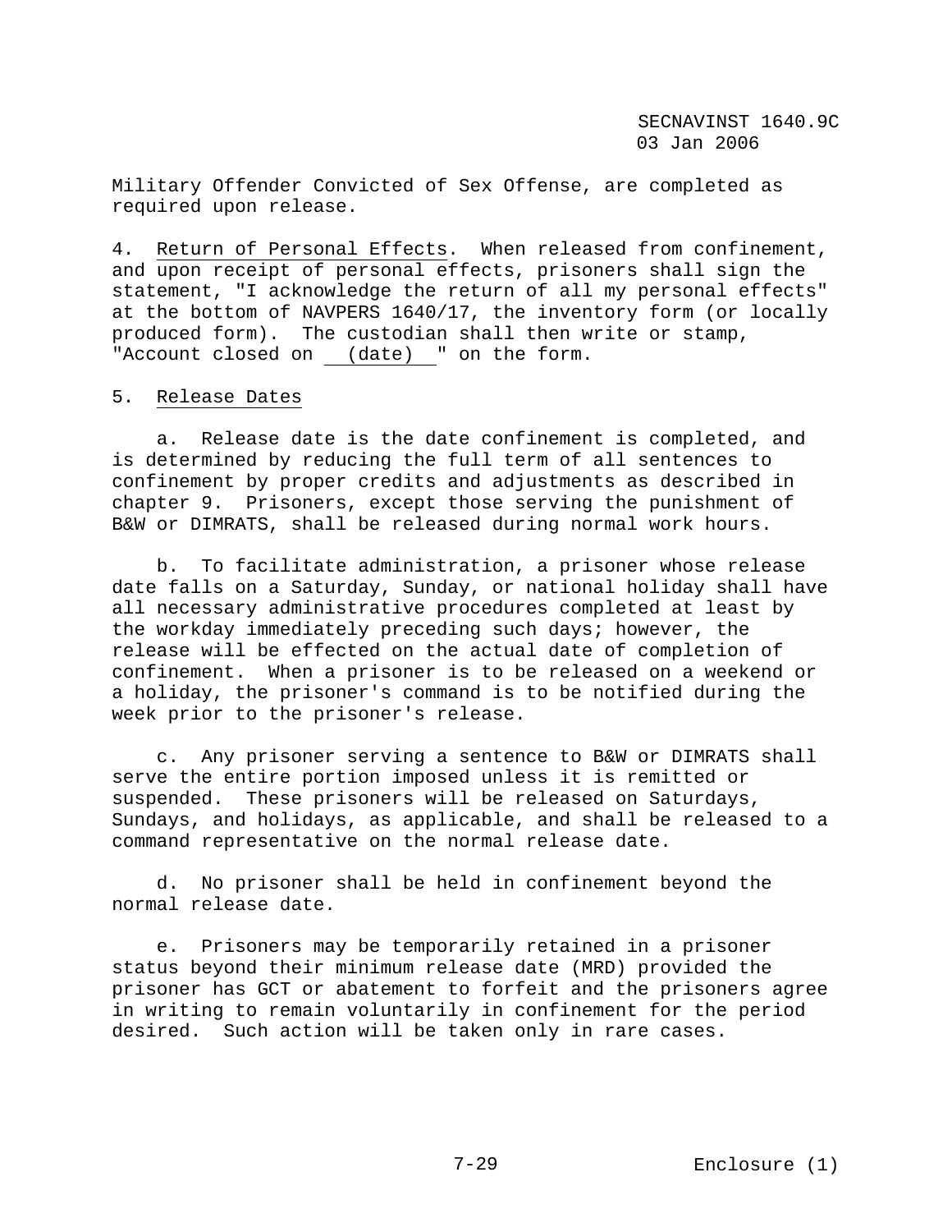Military Offender Convicted of Sex Offense, are completed as required upon release.

4. Return of Personal Effects. When released from confinement, and upon receipt of personal effects, prisoners shall sign the statement, "I acknowledge the return of all my personal effects" at the bottom of NAVPERS 1640/17, the inventory form (or locally produced form). The custodian shall then write or stamp, "Account closed on  (date)  " on the form.

5. Release Dates

a. Release date is the date confinement is completed, and is determined by reducing the full term of all sentences to confinement by proper credits and adjustments as described in chapter 9. Prisoners, except those serving the punishment of B&W or DIMRATS, shall be released during normal work hours.

b. To facilitate administration, a prisoner whose release date falls on a Saturday, Sunday, or national holiday shall have all necessary administrative procedures completed at least by the workday immediately preceding such days; however, the release will be effected on the actual date of completion of confinement. When a prisoner is to be released on a weekend or a holiday, the prisoner's command is to be notified during the week prior to the prisoner's release.

c. Any prisoner serving a sentence to B&W or DIMRATS shall serve the entire portion imposed unless it is remitted or suspended. These prisoners will be released on Saturdays, Sundays, and holidays, as applicable, and shall be released to a command representative on the normal release date.

d. No prisoner shall be held in confinement beyond the normal release date.

e. Prisoners may be temporarily retained in a prisoner status beyond their minimum release date (MRD) provided the prisoner has GCT or abatement to forfeit and the prisoners agree in writing to remain voluntarily in confinement for the period desired. Such action will be taken only in rare cases.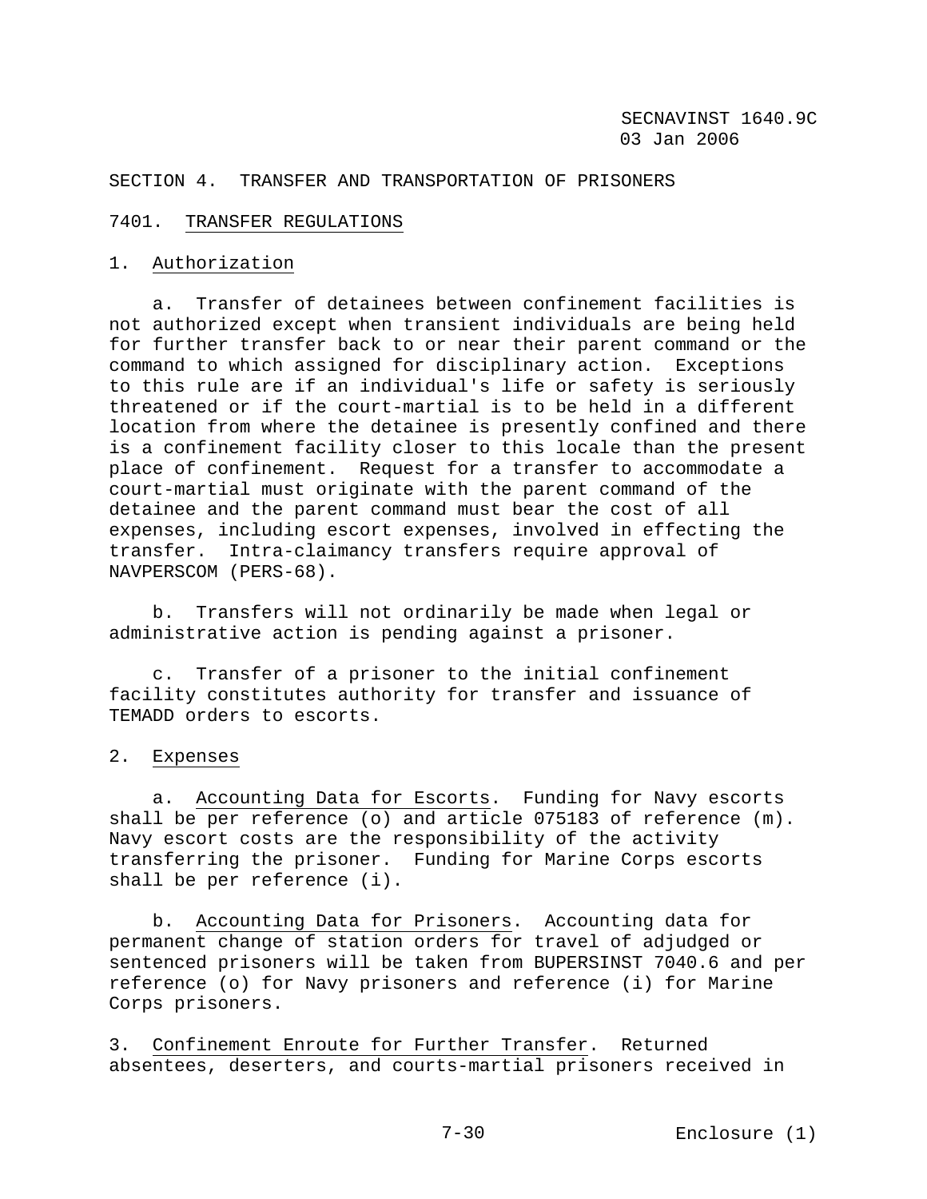SECTION 4. TRANSFER AND TRANSPORTATION OF PRISONERS

7401. TRANSFER REGULATIONS

1. Authorization

a. Transfer of detainees between confinement facilities is not authorized except when transient individuals are being held for further transfer back to or near their parent command or the command to which assigned for disciplinary action. Exceptions to this rule are if an individual's life or safety is seriously threatened or if the court-martial is to be held in a different location from where the detainee is presently confined and there is a confinement facility closer to this locale than the present place of confinement. Request for a transfer to accommodate a court-martial must originate with the parent command of the detainee and the parent command must bear the cost of all expenses, including escort expenses, involved in effecting the transfer. Intra-claimancy transfers require approval of NAVPERSCOM (PERS-68).

b. Transfers will not ordinarily be made when legal or administrative action is pending against a prisoner.

c. Transfer of a prisoner to the initial confinement facility constitutes authority for transfer and issuance of TEMADD orders to escorts.

2. Expenses

a. Accounting Data for Escorts. Funding for Navy escorts shall be per reference (o) and article 075183 of reference (m). Navy escort costs are the responsibility of the activity transferring the prisoner. Funding for Marine Corps escorts shall be per reference (i).

b. Accounting Data for Prisoners. Accounting data for permanent change of station orders for travel of adjudged or sentenced prisoners will be taken from BUPERSINST 7040.6 and per reference (o) for Navy prisoners and reference (i) for Marine Corps prisoners.

3. Confinement Enroute for Further Transfer. Returned absentees, deserters, and courts-martial prisoners received in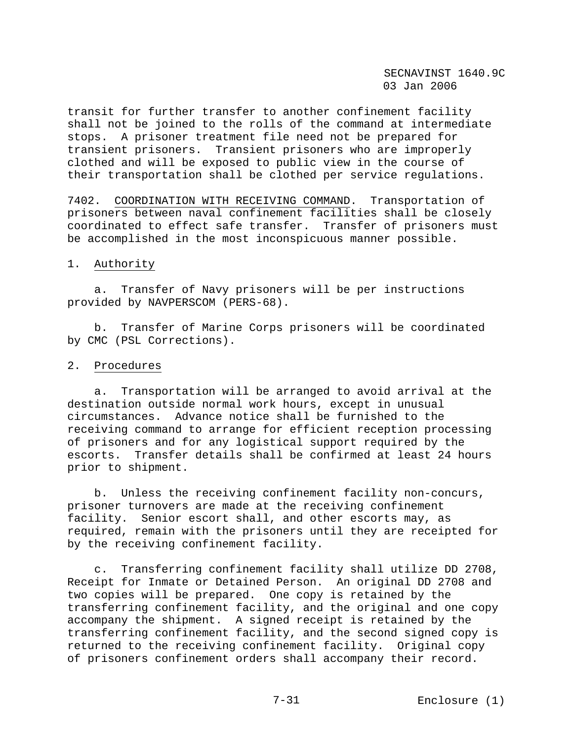transit for further transfer to another confinement facility shall not be joined to the rolls of the command at intermediate stops. A prisoner treatment file need not be prepared for transient prisoners. Transient prisoners who are improperly clothed and will be exposed to public view in the course of their transportation shall be clothed per service regulations.

7402. <u>COORDINATION WITH RECEIVING COMMAND</u>. Transportation of prisoners between naval confinement facilities shall be closely coordinated to effect safe transfer. Transfer of prisoners must be accomplished in the most inconspicuous manner possible.

1. <u>Authority</u>

 a. Transfer of Navy prisoners will be per instructions provided by NAVPERSCOM (PERS-68).

 b. Transfer of Marine Corps prisoners will be coordinated by CMC (PSL Corrections).

2. <u>Procedures</u>

 a. Transportation will be arranged to avoid arrival at the destination outside normal work hours, except in unusual circumstances. Advance notice shall be furnished to the receiving command to arrange for efficient reception processing of prisoners and for any logistical support required by the escorts. Transfer details shall be confirmed at least 24 hours prior to shipment.

 b. Unless the receiving confinement facility non-concurs, prisoner turnovers are made at the receiving confinement facility. Senior escort shall, and other escorts may, as required, remain with the prisoners until they are receipted for by the receiving confinement facility.

 c. Transferring confinement facility shall utilize DD 2708, Receipt for Inmate or Detained Person. An original DD 2708 and two copies will be prepared. One copy is retained by the transferring confinement facility, and the original and one copy accompany the shipment. A signed receipt is retained by the transferring confinement facility, and the second signed copy is returned to the receiving confinement facility. Original copy of prisoners confinement orders shall accompany their record.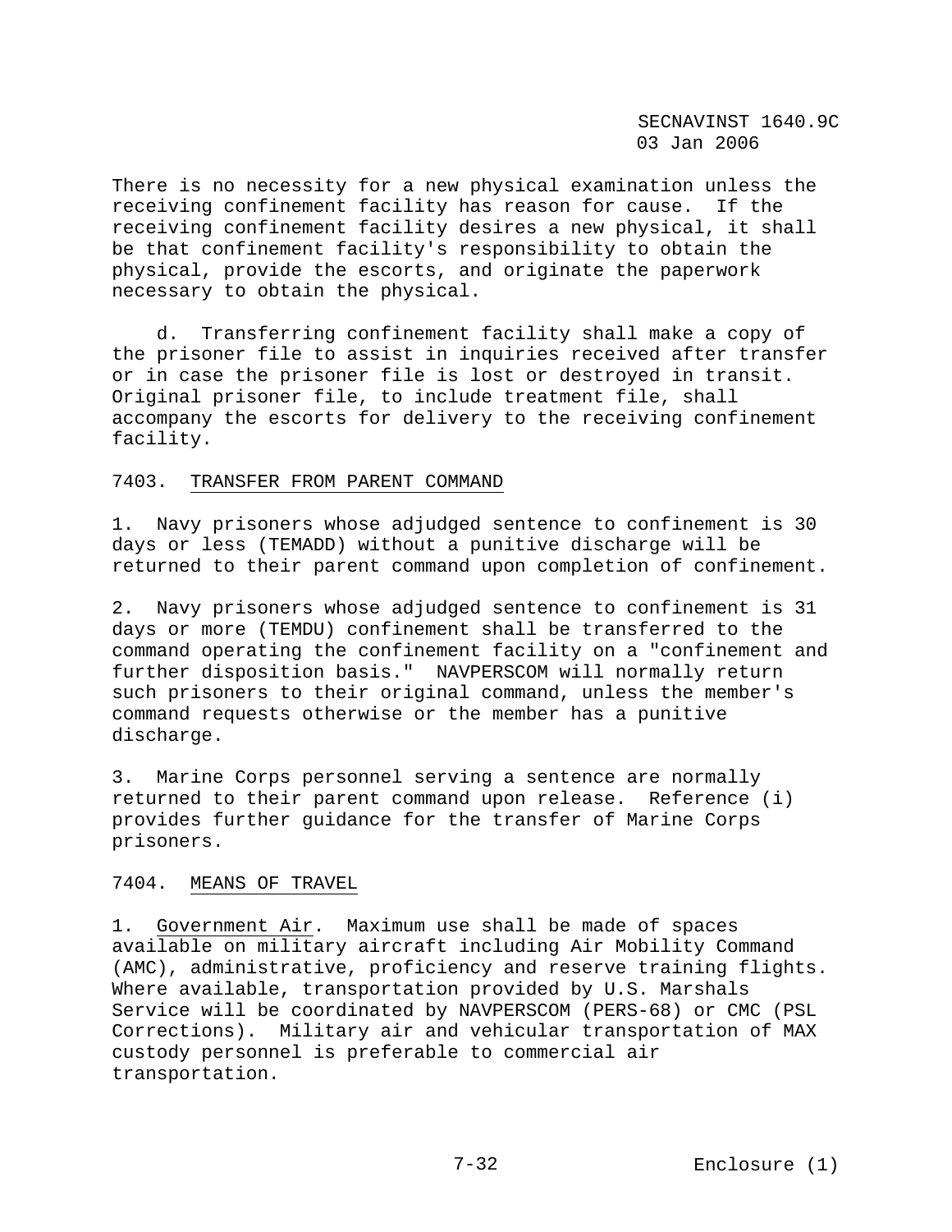There is no necessity for a new physical examination unless the receiving confinement facility has reason for cause. If the receiving confinement facility desires a new physical, it shall be that confinement facility's responsibility to obtain the physical, provide the escorts, and originate the paperwork necessary to obtain the physical.

d. Transferring confinement facility shall make a copy of the prisoner file to assist in inquiries received after transfer or in case the prisoner file is lost or destroyed in transit. Original prisoner file, to include treatment file, shall accompany the escorts for delivery to the receiving confinement facility.

7403. TRANSFER FROM PARENT COMMAND

1. Navy prisoners whose adjudged sentence to confinement is 30 days or less (TEMADD) without a punitive discharge will be returned to their parent command upon completion of confinement.

2. Navy prisoners whose adjudged sentence to confinement is 31 days or more (TEMDU) confinement shall be transferred to the command operating the confinement facility on a "confinement and further disposition basis." NAVPERSCOM will normally return such prisoners to their original command, unless the member's command requests otherwise or the member has a punitive discharge.

3. Marine Corps personnel serving a sentence are normally returned to their parent command upon release. Reference (i) provides further guidance for the transfer of Marine Corps prisoners.

7404. MEANS OF TRAVEL

1. Government Air. Maximum use shall be made of spaces available on military aircraft including Air Mobility Command (AMC), administrative, proficiency and reserve training flights. Where available, transportation provided by U.S. Marshals Service will be coordinated by NAVPERSCOM (PERS-68) or CMC (PSL Corrections). Military air and vehicular transportation of MAX custody personnel is preferable to commercial air transportation.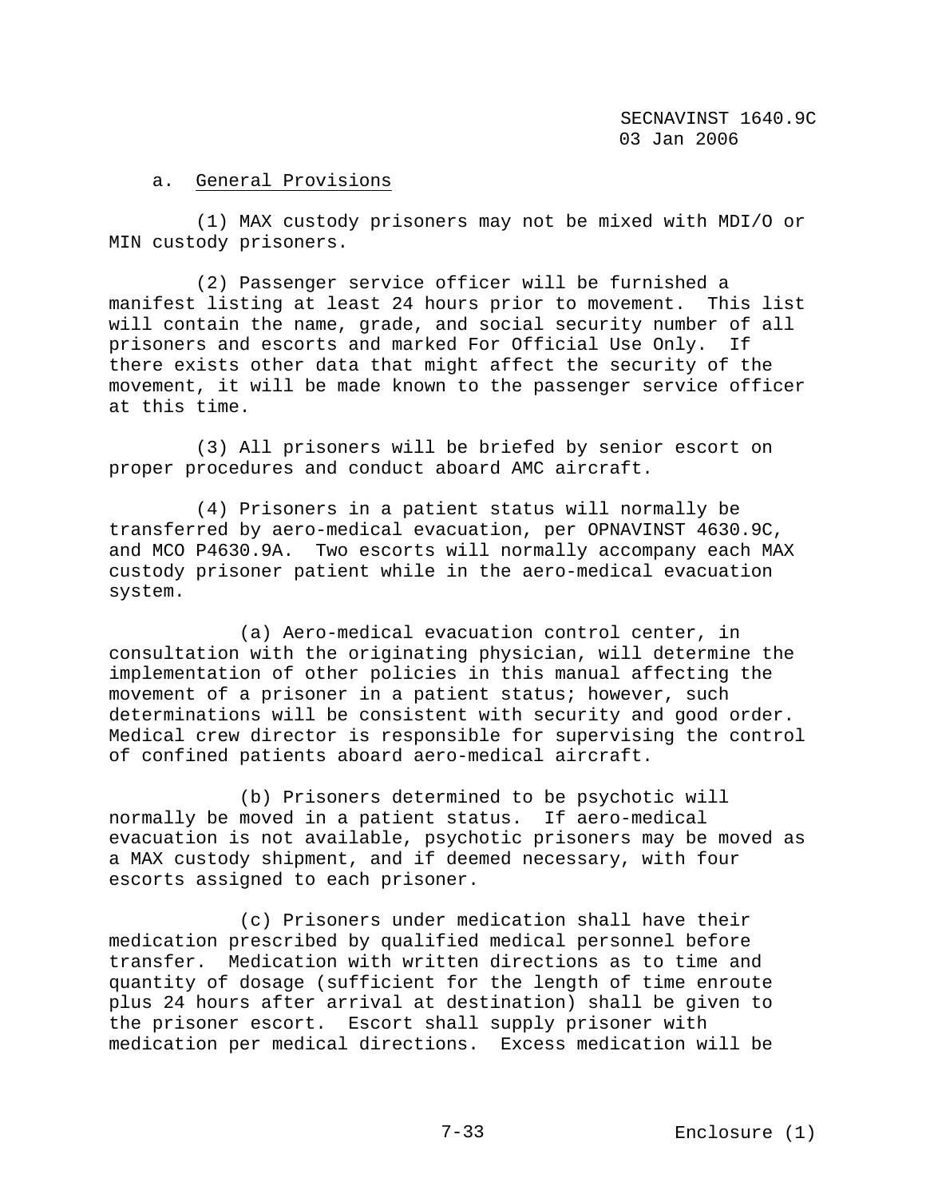a. General Provisions

(1) MAX custody prisoners may not be mixed with MDI/O or MIN custody prisoners.

(2) Passenger service officer will be furnished a manifest listing at least 24 hours prior to movement. This list will contain the name, grade, and social security number of all prisoners and escorts and marked For Official Use Only. If there exists other data that might affect the security of the movement, it will be made known to the passenger service officer at this time.

(3) All prisoners will be briefed by senior escort on proper procedures and conduct aboard AMC aircraft.

(4) Prisoners in a patient status will normally be transferred by aero-medical evacuation, per OPNAVINST 4630.9C, and MCO P4630.9A. Two escorts will normally accompany each MAX custody prisoner patient while in the aero-medical evacuation system.

(a) Aero-medical evacuation control center, in consultation with the originating physician, will determine the implementation of other policies in this manual affecting the movement of a prisoner in a patient status; however, such determinations will be consistent with security and good order. Medical crew director is responsible for supervising the control of confined patients aboard aero-medical aircraft.

(b) Prisoners determined to be psychotic will normally be moved in a patient status. If aero-medical evacuation is not available, psychotic prisoners may be moved as a MAX custody shipment, and if deemed necessary, with four escorts assigned to each prisoner.

(c) Prisoners under medication shall have their medication prescribed by qualified medical personnel before transfer. Medication with written directions as to time and quantity of dosage (sufficient for the length of time enroute plus 24 hours after arrival at destination) shall be given to the prisoner escort. Escort shall supply prisoner with medication per medical directions. Excess medication will be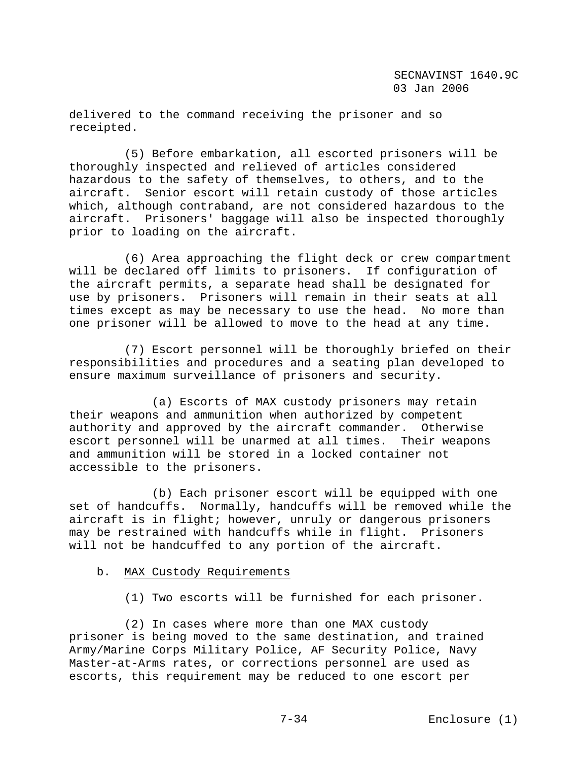delivered to the command receiving the prisoner and so receipted.

(5) Before embarkation, all escorted prisoners will be thoroughly inspected and relieved of articles considered hazardous to the safety of themselves, to others, and to the aircraft. Senior escort will retain custody of those articles which, although contraband, are not considered hazardous to the aircraft. Prisoners' baggage will also be inspected thoroughly prior to loading on the aircraft.

(6) Area approaching the flight deck or crew compartment will be declared off limits to prisoners. If configuration of the aircraft permits, a separate head shall be designated for use by prisoners. Prisoners will remain in their seats at all times except as may be necessary to use the head. No more than one prisoner will be allowed to move to the head at any time.

(7) Escort personnel will be thoroughly briefed on their responsibilities and procedures and a seating plan developed to ensure maximum surveillance of prisoners and security.

(a) Escorts of MAX custody prisoners may retain their weapons and ammunition when authorized by competent authority and approved by the aircraft commander. Otherwise escort personnel will be unarmed at all times. Their weapons and ammunition will be stored in a locked container not accessible to the prisoners.

(b) Each prisoner escort will be equipped with one set of handcuffs. Normally, handcuffs will be removed while the aircraft is in flight; however, unruly or dangerous prisoners may be restrained with handcuffs while in flight. Prisoners will not be handcuffed to any portion of the aircraft.

b. MAX Custody Requirements

(1) Two escorts will be furnished for each prisoner.

(2) In cases where more than one MAX custody prisoner is being moved to the same destination, and trained Army/Marine Corps Military Police, AF Security Police, Navy Master-at-Arms rates, or corrections personnel are used as escorts, this requirement may be reduced to one escort per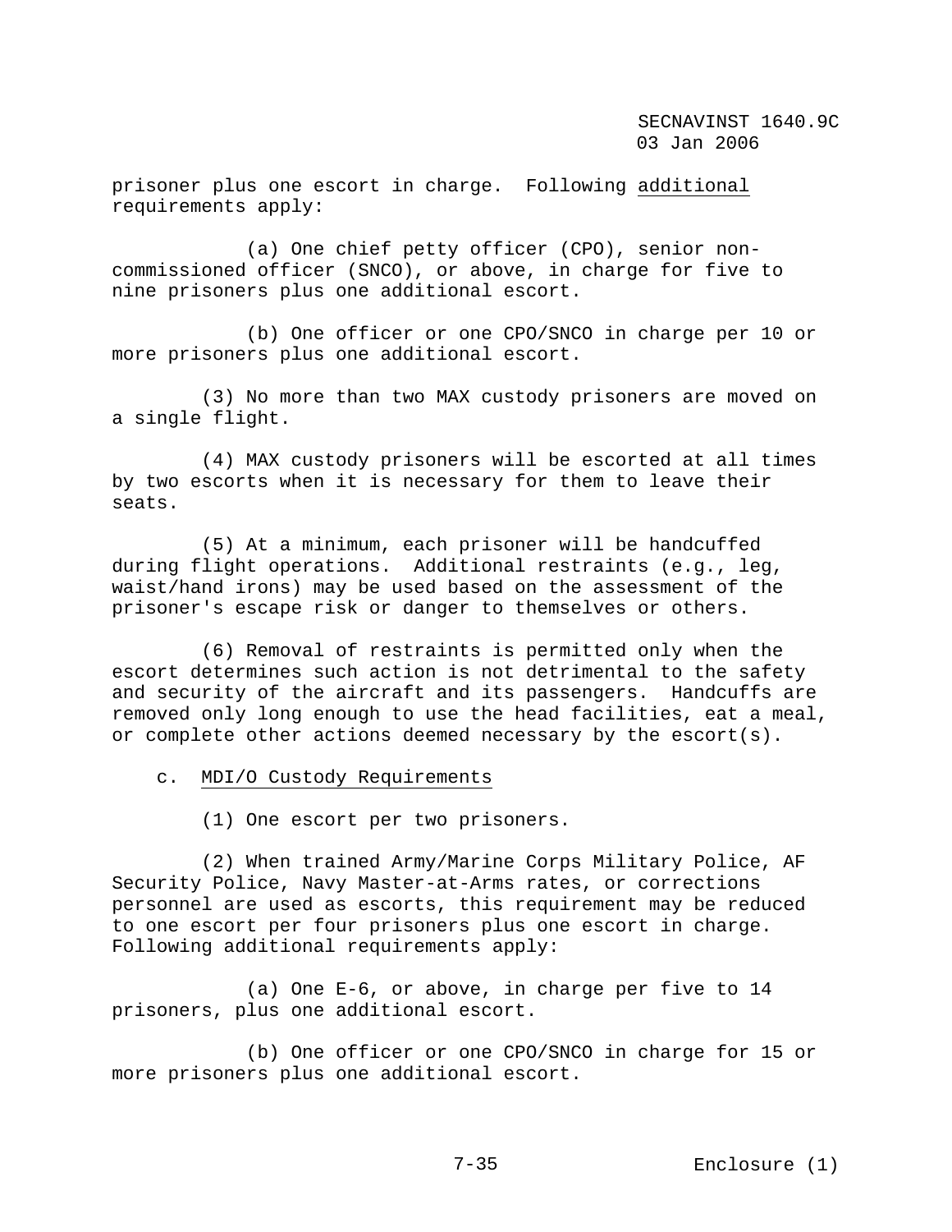prisoner plus one escort in charge. Following additional requirements apply:

(a) One chief petty officer (CPO), senior non-commissioned officer (SNCO), or above, in charge for five to nine prisoners plus one additional escort.

(b) One officer or one CPO/SNCO in charge per 10 or more prisoners plus one additional escort.

(3) No more than two MAX custody prisoners are moved on a single flight.

(4) MAX custody prisoners will be escorted at all times by two escorts when it is necessary for them to leave their seats.

(5) At a minimum, each prisoner will be handcuffed during flight operations. Additional restraints (e.g., leg, waist/hand irons) may be used based on the assessment of the prisoner's escape risk or danger to themselves or others.

(6) Removal of restraints is permitted only when the escort determines such action is not detrimental to the safety and security of the aircraft and its passengers. Handcuffs are removed only long enough to use the head facilities, eat a meal, or complete other actions deemed necessary by the escort(s).

c. MDI/O Custody Requirements

(1) One escort per two prisoners.

(2) When trained Army/Marine Corps Military Police, AF Security Police, Navy Master-at-Arms rates, or corrections personnel are used as escorts, this requirement may be reduced to one escort per four prisoners plus one escort in charge. Following additional requirements apply:

(a) One E-6, or above, in charge per five to 14 prisoners, plus one additional escort.

(b) One officer or one CPO/SNCO in charge for 15 or more prisoners plus one additional escort.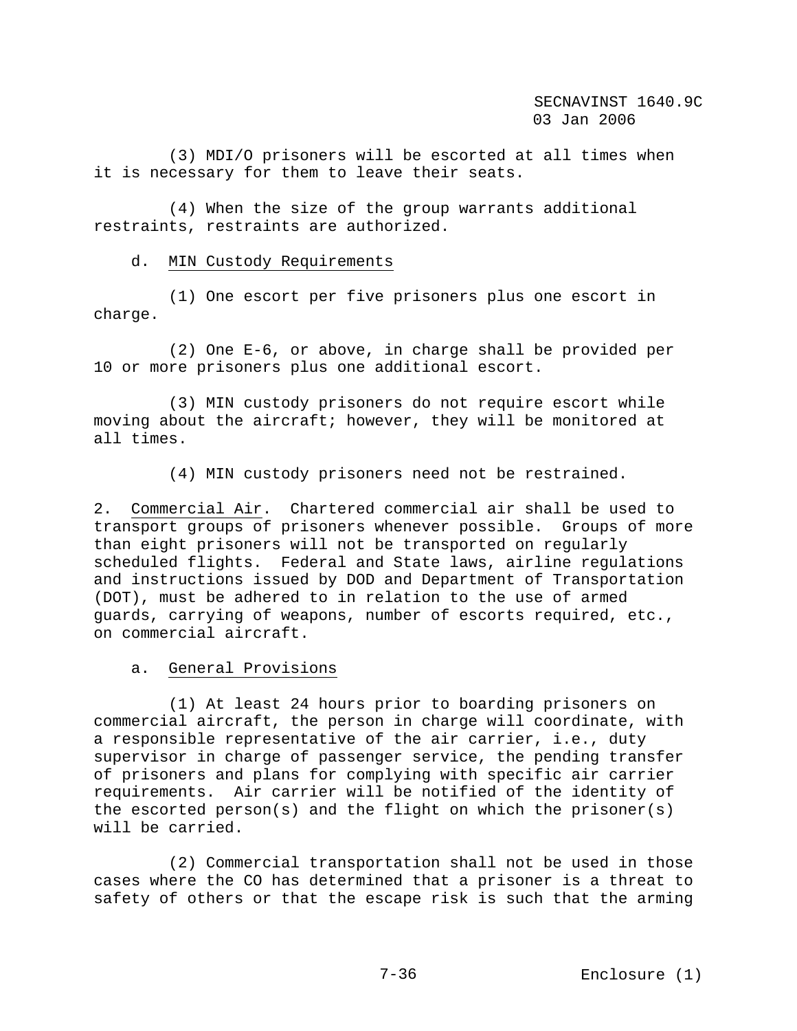(3) MDI/O prisoners will be escorted at all times when it is necessary for them to leave their seats.

(4) When the size of the group warrants additional restraints, restraints are authorized.

d. MIN Custody Requirements

(1) One escort per five prisoners plus one escort in charge.

(2) One E-6, or above, in charge shall be provided per 10 or more prisoners plus one additional escort.

(3) MIN custody prisoners do not require escort while moving about the aircraft; however, they will be monitored at all times.

(4) MIN custody prisoners need not be restrained.

2. Commercial Air. Chartered commercial air shall be used to transport groups of prisoners whenever possible. Groups of more than eight prisoners will not be transported on regularly scheduled flights. Federal and State laws, airline regulations and instructions issued by DOD and Department of Transportation (DOT), must be adhered to in relation to the use of armed guards, carrying of weapons, number of escorts required, etc., on commercial aircraft.

a. General Provisions

(1) At least 24 hours prior to boarding prisoners on commercial aircraft, the person in charge will coordinate, with a responsible representative of the air carrier, i.e., duty supervisor in charge of passenger service, the pending transfer of prisoners and plans for complying with specific air carrier requirements. Air carrier will be notified of the identity of the escorted person(s) and the flight on which the prisoner(s) will be carried.

(2) Commercial transportation shall not be used in those cases where the CO has determined that a prisoner is a threat to safety of others or that the escape risk is such that the arming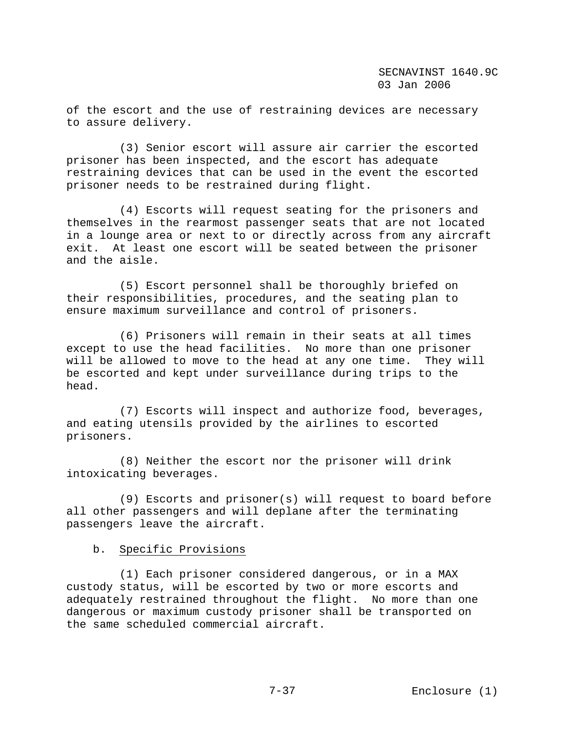of the escort and the use of restraining devices are necessary to assure delivery.

(3) Senior escort will assure air carrier the escorted prisoner has been inspected, and the escort has adequate restraining devices that can be used in the event the escorted prisoner needs to be restrained during flight.

(4) Escorts will request seating for the prisoners and themselves in the rearmost passenger seats that are not located in a lounge area or next to or directly across from any aircraft exit. At least one escort will be seated between the prisoner and the aisle.

(5) Escort personnel shall be thoroughly briefed on their responsibilities, procedures, and the seating plan to ensure maximum surveillance and control of prisoners.

(6) Prisoners will remain in their seats at all times except to use the head facilities. No more than one prisoner will be allowed to move to the head at any one time. They will be escorted and kept under surveillance during trips to the head.

(7) Escorts will inspect and authorize food, beverages, and eating utensils provided by the airlines to escorted prisoners.

(8) Neither the escort nor the prisoner will drink intoxicating beverages.

(9) Escorts and prisoner(s) will request to board before all other passengers and will deplane after the terminating passengers leave the aircraft.

b. Specific Provisions

(1) Each prisoner considered dangerous, or in a MAX custody status, will be escorted by two or more escorts and adequately restrained throughout the flight. No more than one dangerous or maximum custody prisoner shall be transported on the same scheduled commercial aircraft.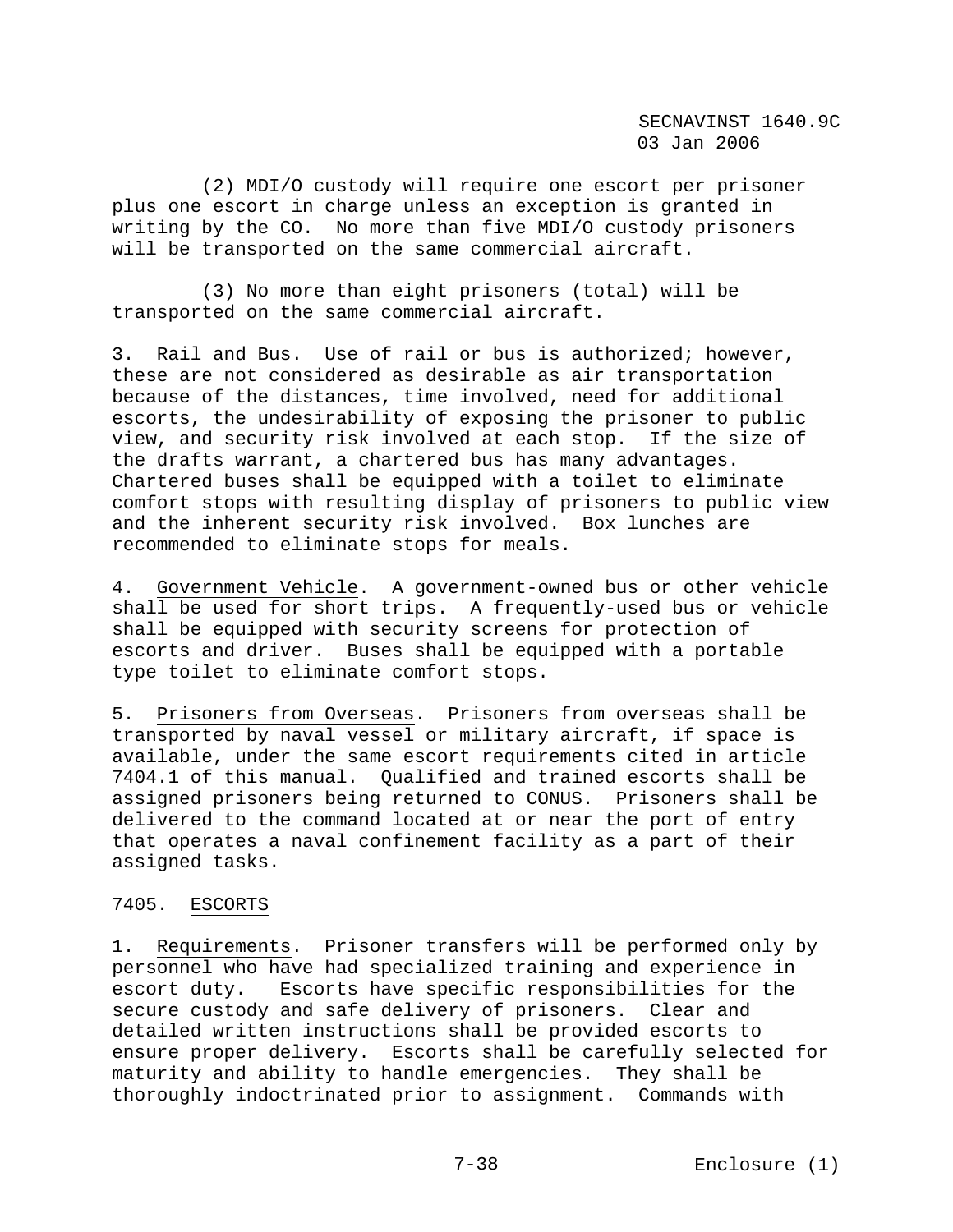(2) MDI/O custody will require one escort per prisoner plus one escort in charge unless an exception is granted in writing by the CO. No more than five MDI/O custody prisoners will be transported on the same commercial aircraft.

(3) No more than eight prisoners (total) will be transported on the same commercial aircraft.

3. Rail and Bus. Use of rail or bus is authorized; however, these are not considered as desirable as air transportation because of the distances, time involved, need for additional escorts, the undesirability of exposing the prisoner to public view, and security risk involved at each stop. If the size of the drafts warrant, a chartered bus has many advantages. Chartered buses shall be equipped with a toilet to eliminate comfort stops with resulting display of prisoners to public view and the inherent security risk involved. Box lunches are recommended to eliminate stops for meals.

4. Government Vehicle. A government-owned bus or other vehicle shall be used for short trips. A frequently-used bus or vehicle shall be equipped with security screens for protection of escorts and driver. Buses shall be equipped with a portable type toilet to eliminate comfort stops.

5. Prisoners from Overseas. Prisoners from overseas shall be transported by naval vessel or military aircraft, if space is available, under the same escort requirements cited in article 7404.1 of this manual. Qualified and trained escorts shall be assigned prisoners being returned to CONUS. Prisoners shall be delivered to the command located at or near the port of entry that operates a naval confinement facility as a part of their assigned tasks.

## 7405. ESCORTS

1. Requirements. Prisoner transfers will be performed only by personnel who have had specialized training and experience in escort duty. Escorts have specific responsibilities for the secure custody and safe delivery of prisoners. Clear and detailed written instructions shall be provided escorts to ensure proper delivery. Escorts shall be carefully selected for maturity and ability to handle emergencies. They shall be thoroughly indoctrinated prior to assignment. Commands with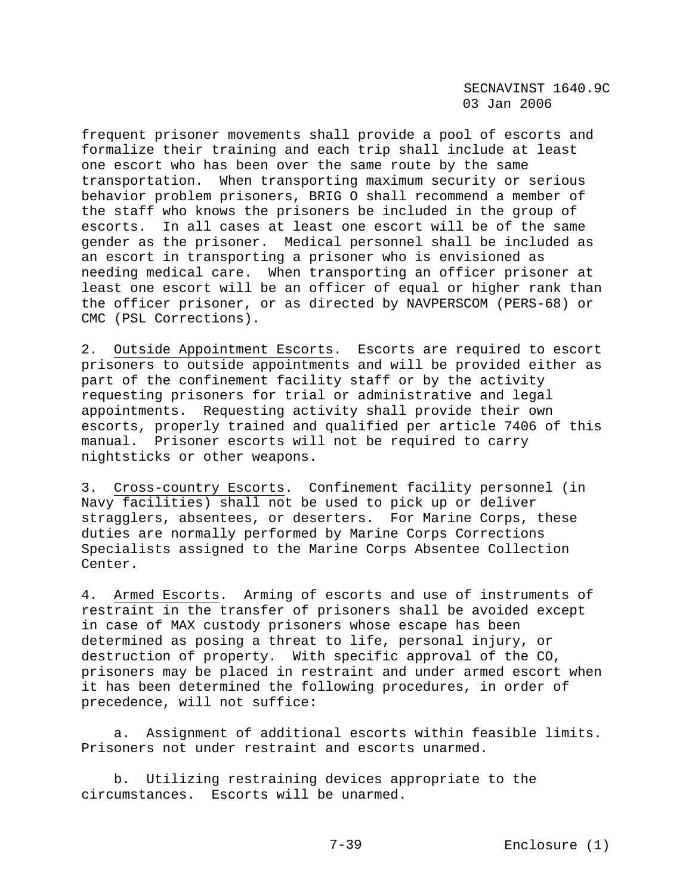frequent prisoner movements shall provide a pool of escorts and formalize their training and each trip shall include at least one escort who has been over the same route by the same transportation. When transporting maximum security or serious behavior problem prisoners, BRIG O shall recommend a member of the staff who knows the prisoners be included in the group of escorts. In all cases at least one escort will be of the same gender as the prisoner. Medical personnel shall be included as an escort in transporting a prisoner who is envisioned as needing medical care. When transporting an officer prisoner at least one escort will be an officer of equal or higher rank than the officer prisoner, or as directed by NAVPERSCOM (PERS-68) or CMC (PSL Corrections).

2. Outside Appointment Escorts. Escorts are required to escort prisoners to outside appointments and will be provided either as part of the confinement facility staff or by the activity requesting prisoners for trial or administrative and legal appointments. Requesting activity shall provide their own escorts, properly trained and qualified per article 7406 of this manual. Prisoner escorts will not be required to carry nightsticks or other weapons.

3. Cross-country Escorts. Confinement facility personnel (in Navy facilities) shall not be used to pick up or deliver stragglers, absentees, or deserters. For Marine Corps, these duties are normally performed by Marine Corps Corrections Specialists assigned to the Marine Corps Absentee Collection Center.

4. Armed Escorts. Arming of escorts and use of instruments of restraint in the transfer of prisoners shall be avoided except in case of MAX custody prisoners whose escape has been determined as posing a threat to life, personal injury, or destruction of property. With specific approval of the CO, prisoners may be placed in restraint and under armed escort when it has been determined the following procedures, in order of precedence, will not suffice:

a. Assignment of additional escorts within feasible limits. Prisoners not under restraint and escorts unarmed.

b. Utilizing restraining devices appropriate to the circumstances. Escorts will be unarmed.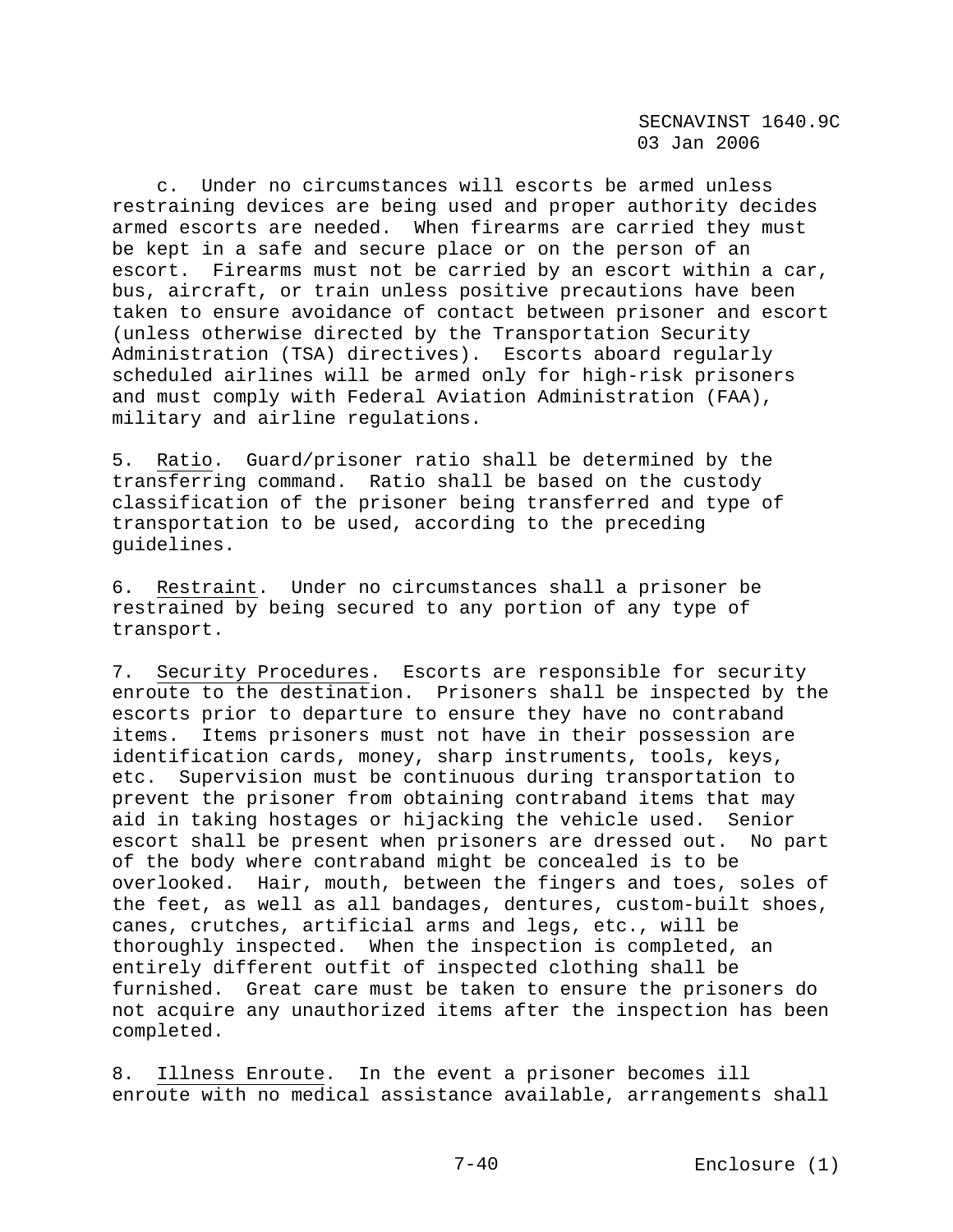c. Under no circumstances will escorts be armed unless restraining devices are being used and proper authority decides armed escorts are needed. When firearms are carried they must be kept in a safe and secure place or on the person of an escort. Firearms must not be carried by an escort within a car, bus, aircraft, or train unless positive precautions have been taken to ensure avoidance of contact between prisoner and escort (unless otherwise directed by the Transportation Security Administration (TSA) directives). Escorts aboard regularly scheduled airlines will be armed only for high-risk prisoners and must comply with Federal Aviation Administration (FAA), military and airline regulations.

5. Ratio. Guard/prisoner ratio shall be determined by the transferring command. Ratio shall be based on the custody classification of the prisoner being transferred and type of transportation to be used, according to the preceding guidelines.

6. Restraint. Under no circumstances shall a prisoner be restrained by being secured to any portion of any type of transport.

7. Security Procedures. Escorts are responsible for security enroute to the destination. Prisoners shall be inspected by the escorts prior to departure to ensure they have no contraband items. Items prisoners must not have in their possession are identification cards, money, sharp instruments, tools, keys, etc. Supervision must be continuous during transportation to prevent the prisoner from obtaining contraband items that may aid in taking hostages or hijacking the vehicle used. Senior escort shall be present when prisoners are dressed out. No part of the body where contraband might be concealed is to be overlooked. Hair, mouth, between the fingers and toes, soles of the feet, as well as all bandages, dentures, custom-built shoes, canes, crutches, artificial arms and legs, etc., will be thoroughly inspected. When the inspection is completed, an entirely different outfit of inspected clothing shall be furnished. Great care must be taken to ensure the prisoners do not acquire any unauthorized items after the inspection has been completed.

8. Illness Enroute. In the event a prisoner becomes ill enroute with no medical assistance available, arrangements shall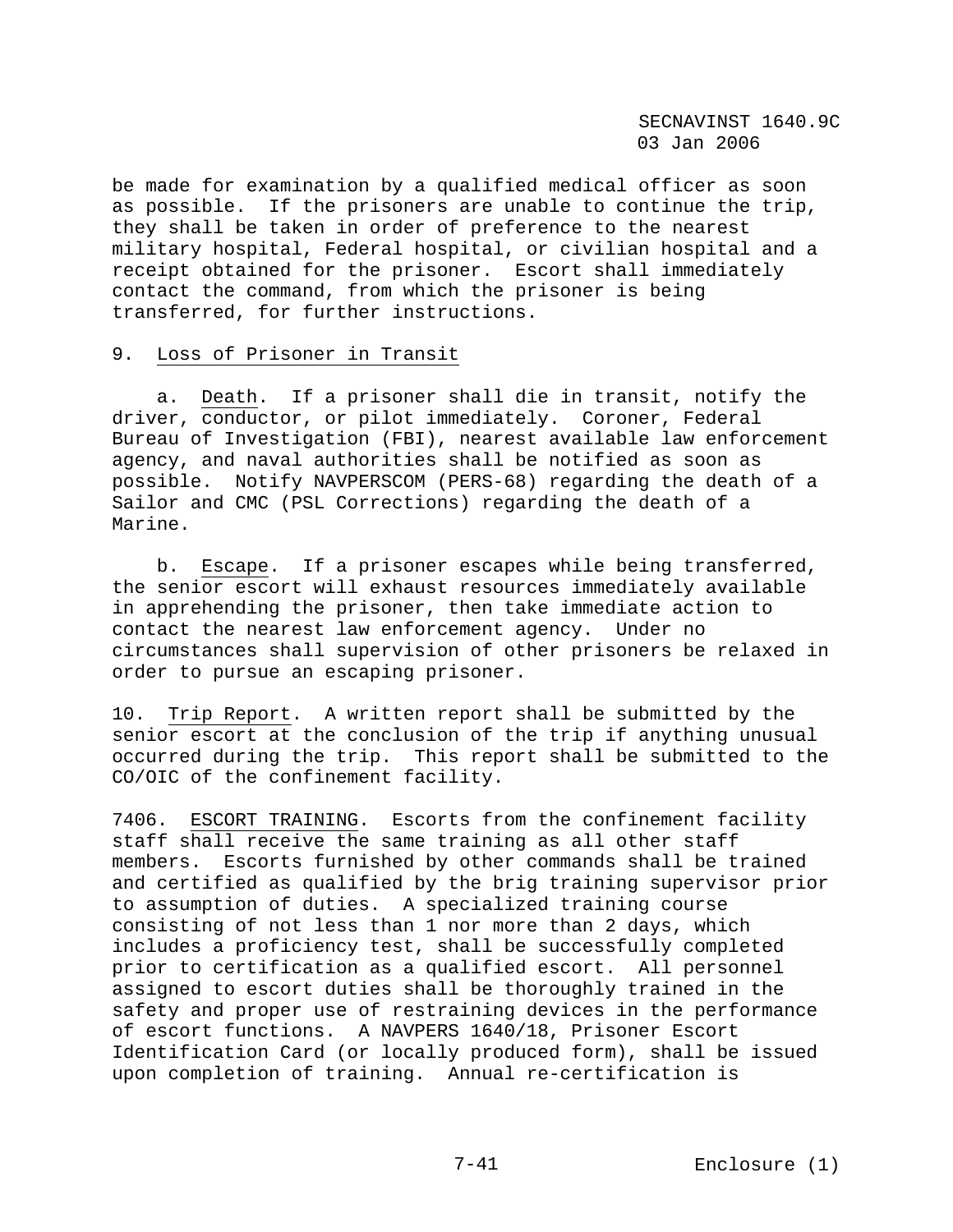be made for examination by a qualified medical officer as soon as possible. If the prisoners are unable to continue the trip, they shall be taken in order of preference to the nearest military hospital, Federal hospital, or civilian hospital and a receipt obtained for the prisoner. Escort shall immediately contact the command, from which the prisoner is being transferred, for further instructions.

9. Loss of Prisoner in Transit

a. Death. If a prisoner shall die in transit, notify the driver, conductor, or pilot immediately. Coroner, Federal Bureau of Investigation (FBI), nearest available law enforcement agency, and naval authorities shall be notified as soon as possible. Notify NAVPERSCOM (PERS-68) regarding the death of a Sailor and CMC (PSL Corrections) regarding the death of a Marine.

b. Escape. If a prisoner escapes while being transferred, the senior escort will exhaust resources immediately available in apprehending the prisoner, then take immediate action to contact the nearest law enforcement agency. Under no circumstances shall supervision of other prisoners be relaxed in order to pursue an escaping prisoner.

10. Trip Report. A written report shall be submitted by the senior escort at the conclusion of the trip if anything unusual occurred during the trip. This report shall be submitted to the CO/OIC of the confinement facility.

7406. ESCORT TRAINING. Escorts from the confinement facility staff shall receive the same training as all other staff members. Escorts furnished by other commands shall be trained and certified as qualified by the brig training supervisor prior to assumption of duties. A specialized training course consisting of not less than 1 nor more than 2 days, which includes a proficiency test, shall be successfully completed prior to certification as a qualified escort. All personnel assigned to escort duties shall be thoroughly trained in the safety and proper use of restraining devices in the performance of escort functions. A NAVPERS 1640/18, Prisoner Escort Identification Card (or locally produced form), shall be issued upon completion of training. Annual re-certification is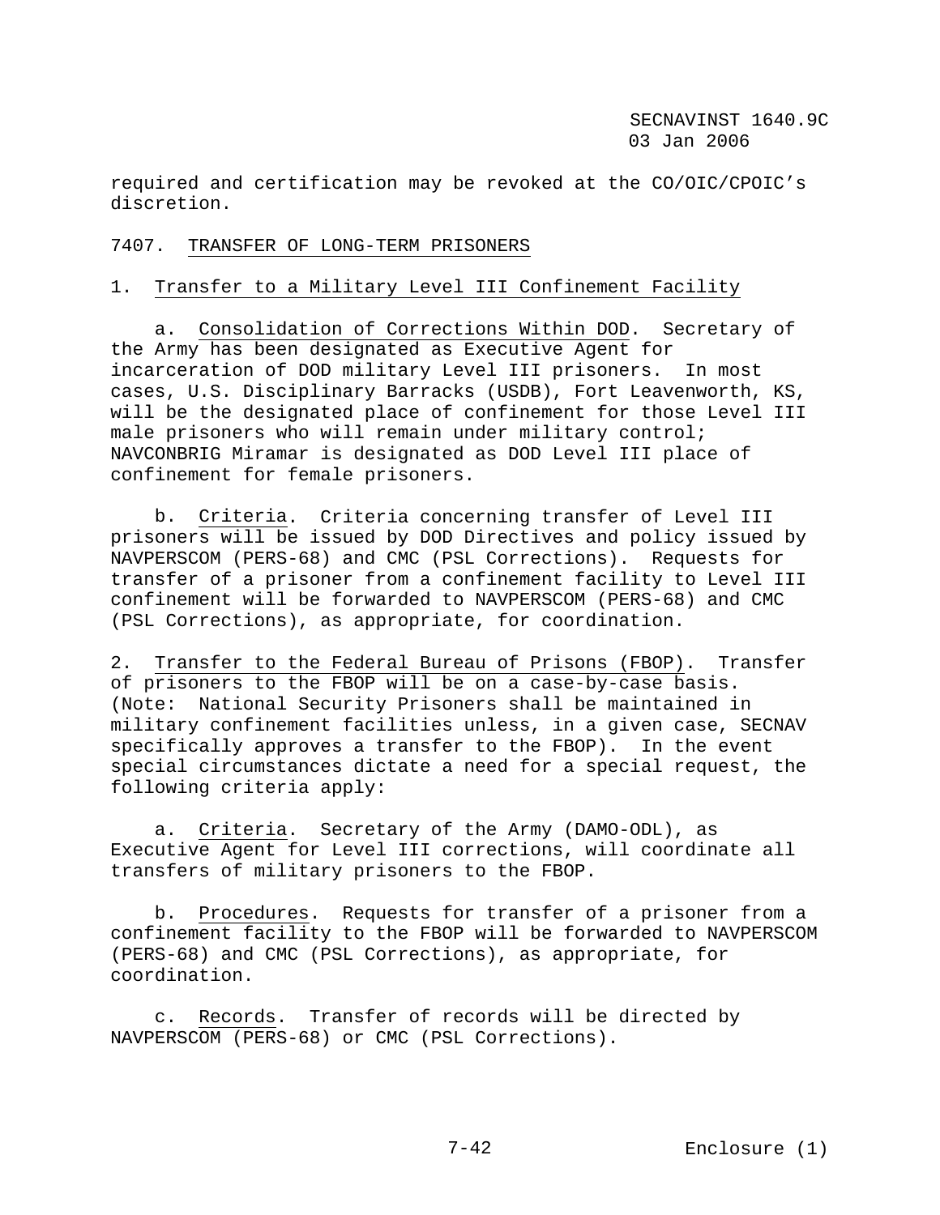required and certification may be revoked at the CO/OIC/CPOIC's discretion.

7407. TRANSFER OF LONG-TERM PRISONERS

1. Transfer to a Military Level III Confinement Facility

a. Consolidation of Corrections Within DOD. Secretary of the Army has been designated as Executive Agent for incarceration of DOD military Level III prisoners. In most cases, U.S. Disciplinary Barracks (USDB), Fort Leavenworth, KS, will be the designated place of confinement for those Level III male prisoners who will remain under military control; NAVCONBRIG Miramar is designated as DOD Level III place of confinement for female prisoners.

b. Criteria. Criteria concerning transfer of Level III prisoners will be issued by DOD Directives and policy issued by NAVPERSCOM (PERS-68) and CMC (PSL Corrections). Requests for transfer of a prisoner from a confinement facility to Level III confinement will be forwarded to NAVPERSCOM (PERS-68) and CMC (PSL Corrections), as appropriate, for coordination.

2. Transfer to the Federal Bureau of Prisons (FBOP). Transfer of prisoners to the FBOP will be on a case-by-case basis. (Note: National Security Prisoners shall be maintained in military confinement facilities unless, in a given case, SECNAV specifically approves a transfer to the FBOP). In the event special circumstances dictate a need for a special request, the following criteria apply:

a. Criteria. Secretary of the Army (DAMO-ODL), as Executive Agent for Level III corrections, will coordinate all transfers of military prisoners to the FBOP.

b. Procedures. Requests for transfer of a prisoner from a confinement facility to the FBOP will be forwarded to NAVPERSCOM (PERS-68) and CMC (PSL Corrections), as appropriate, for coordination.

c. Records. Transfer of records will be directed by NAVPERSCOM (PERS-68) or CMC (PSL Corrections).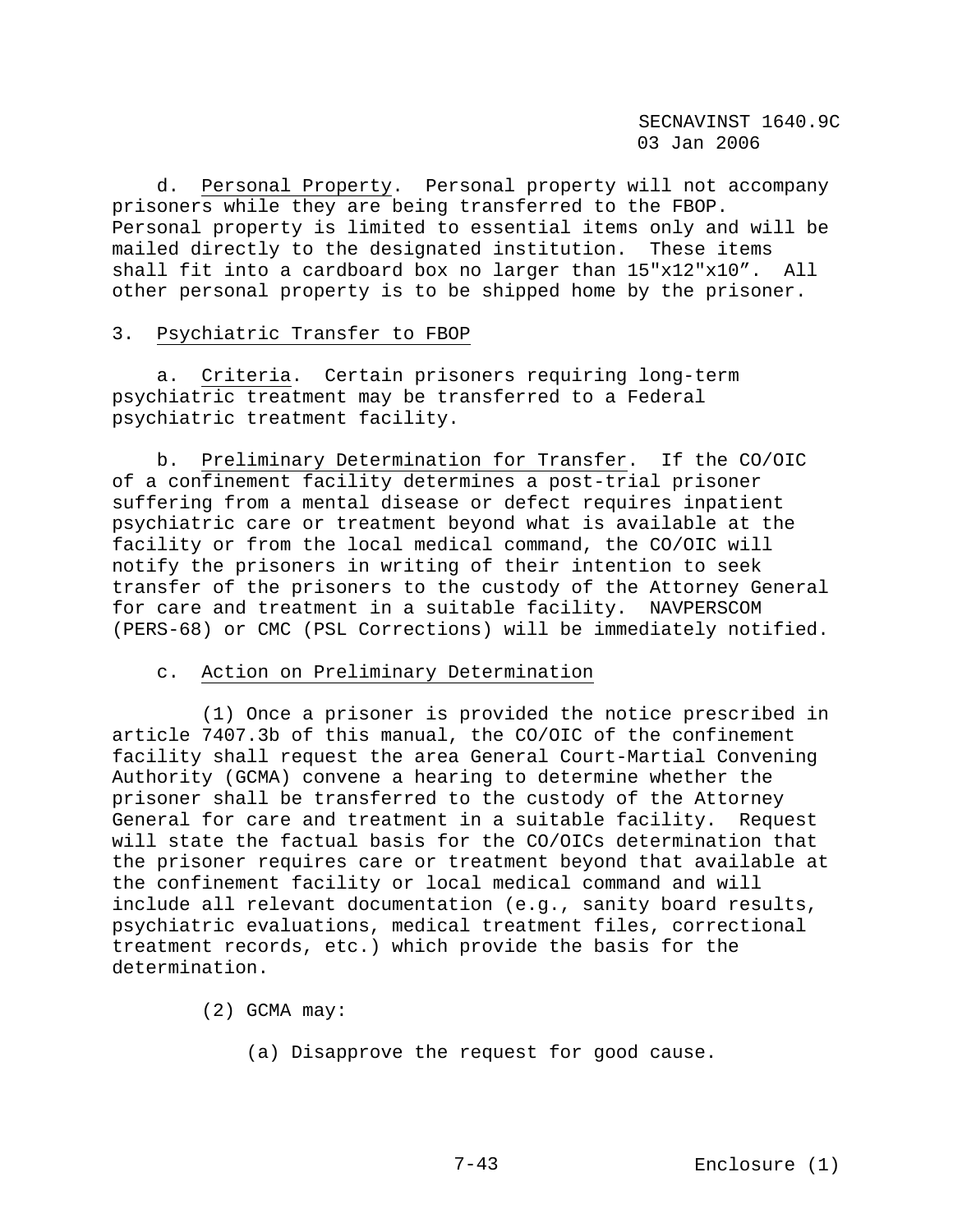d. Personal Property. Personal property will not accompany prisoners while they are being transferred to the FBOP. Personal property is limited to essential items only and will be mailed directly to the designated institution. These items shall fit into a cardboard box no larger than 15"x12"x10". All other personal property is to be shipped home by the prisoner.

3. Psychiatric Transfer to FBOP

a. Criteria. Certain prisoners requiring long-term psychiatric treatment may be transferred to a Federal psychiatric treatment facility.

b. Preliminary Determination for Transfer. If the CO/OIC of a confinement facility determines a post-trial prisoner suffering from a mental disease or defect requires inpatient psychiatric care or treatment beyond what is available at the facility or from the local medical command, the CO/OIC will notify the prisoners in writing of their intention to seek transfer of the prisoners to the custody of the Attorney General for care and treatment in a suitable facility. NAVPERSCOM (PERS-68) or CMC (PSL Corrections) will be immediately notified.

c. Action on Preliminary Determination

(1) Once a prisoner is provided the notice prescribed in article 7407.3b of this manual, the CO/OIC of the confinement facility shall request the area General Court-Martial Convening Authority (GCMA) convene a hearing to determine whether the prisoner shall be transferred to the custody of the Attorney General for care and treatment in a suitable facility. Request will state the factual basis for the CO/OICs determination that the prisoner requires care or treatment beyond that available at the confinement facility or local medical command and will include all relevant documentation (e.g., sanity board results, psychiatric evaluations, medical treatment files, correctional treatment records, etc.) which provide the basis for the determination.

(2) GCMA may:

(a) Disapprove the request for good cause.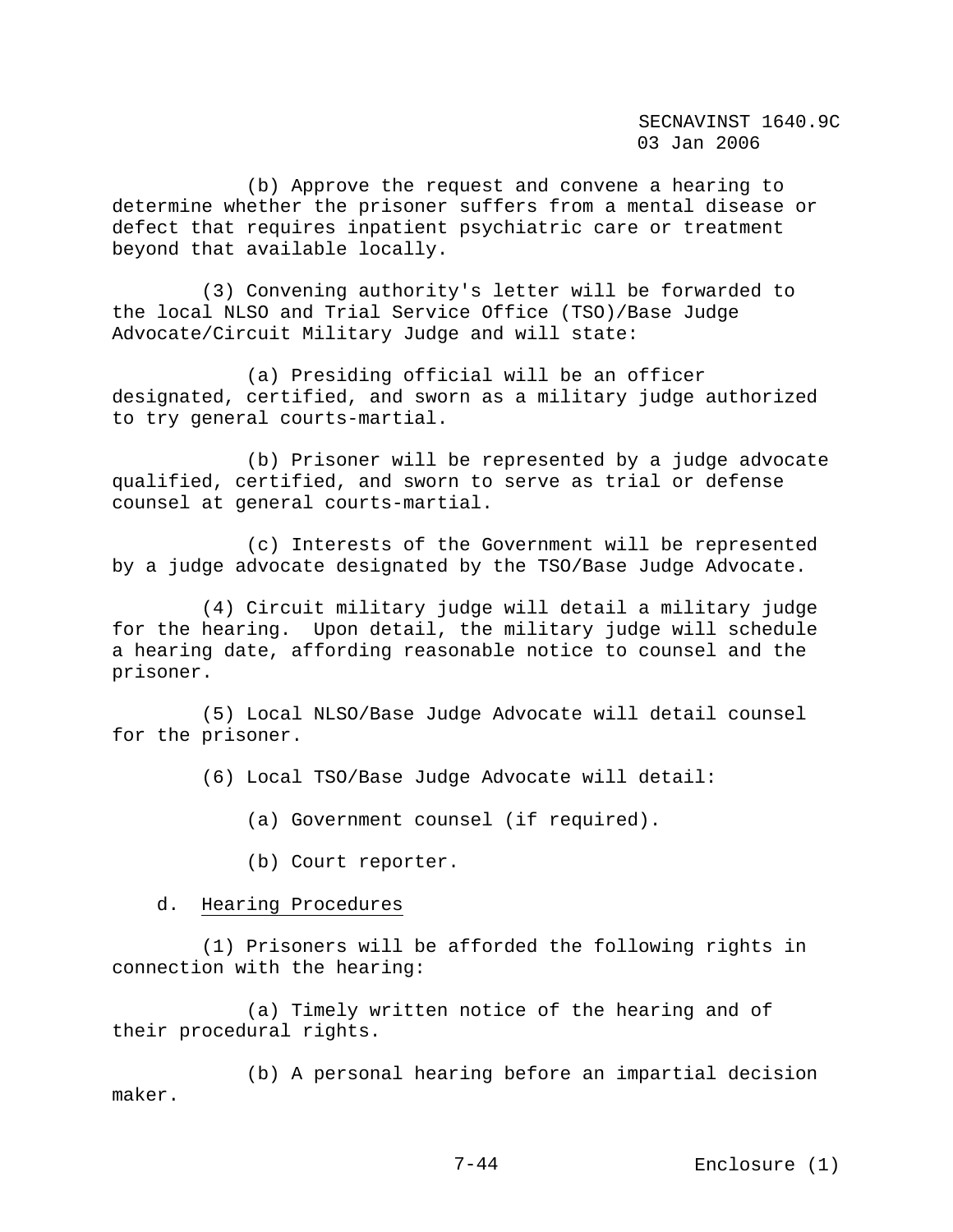(b) Approve the request and convene a hearing to determine whether the prisoner suffers from a mental disease or defect that requires inpatient psychiatric care or treatment beyond that available locally.

(3) Convening authority's letter will be forwarded to the local NLSO and Trial Service Office (TSO)/Base Judge Advocate/Circuit Military Judge and will state:

(a) Presiding official will be an officer designated, certified, and sworn as a military judge authorized to try general courts-martial.

(b) Prisoner will be represented by a judge advocate qualified, certified, and sworn to serve as trial or defense counsel at general courts-martial.

(c) Interests of the Government will be represented by a judge advocate designated by the TSO/Base Judge Advocate.

(4) Circuit military judge will detail a military judge for the hearing. Upon detail, the military judge will schedule a hearing date, affording reasonable notice to counsel and the prisoner.

(5) Local NLSO/Base Judge Advocate will detail counsel for the prisoner.

(6) Local TSO/Base Judge Advocate will detail:

(a) Government counsel (if required).

(b) Court reporter.

d. Hearing Procedures

(1) Prisoners will be afforded the following rights in connection with the hearing:

(a) Timely written notice of the hearing and of their procedural rights.

(b) A personal hearing before an impartial decision maker.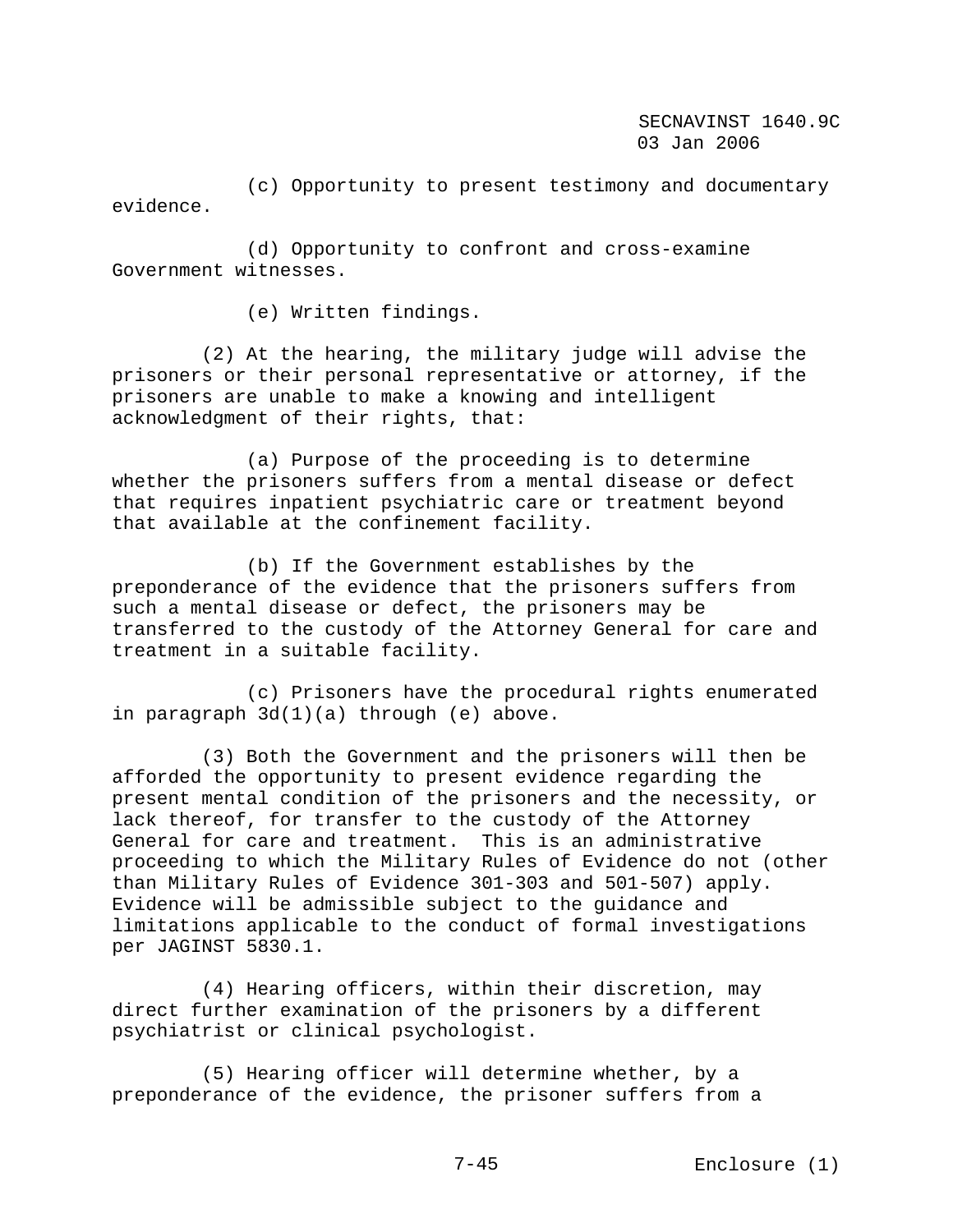(c) Opportunity to present testimony and documentary evidence.

(d) Opportunity to confront and cross-examine Government witnesses.

(e) Written findings.

(2) At the hearing, the military judge will advise the prisoners or their personal representative or attorney, if the prisoners are unable to make a knowing and intelligent acknowledgment of their rights, that:

(a) Purpose of the proceeding is to determine whether the prisoners suffers from a mental disease or defect that requires inpatient psychiatric care or treatment beyond that available at the confinement facility.

(b) If the Government establishes by the preponderance of the evidence that the prisoners suffers from such a mental disease or defect, the prisoners may be transferred to the custody of the Attorney General for care and treatment in a suitable facility.

(c) Prisoners have the procedural rights enumerated in paragraph 3d(1)(a) through (e) above.

(3) Both the Government and the prisoners will then be afforded the opportunity to present evidence regarding the present mental condition of the prisoners and the necessity, or lack thereof, for transfer to the custody of the Attorney General for care and treatment. This is an administrative proceeding to which the Military Rules of Evidence do not (other than Military Rules of Evidence 301-303 and 501-507) apply. Evidence will be admissible subject to the guidance and limitations applicable to the conduct of formal investigations per JAGINST 5830.1.

(4) Hearing officers, within their discretion, may direct further examination of the prisoners by a different psychiatrist or clinical psychologist.

(5) Hearing officer will determine whether, by a preponderance of the evidence, the prisoner suffers from a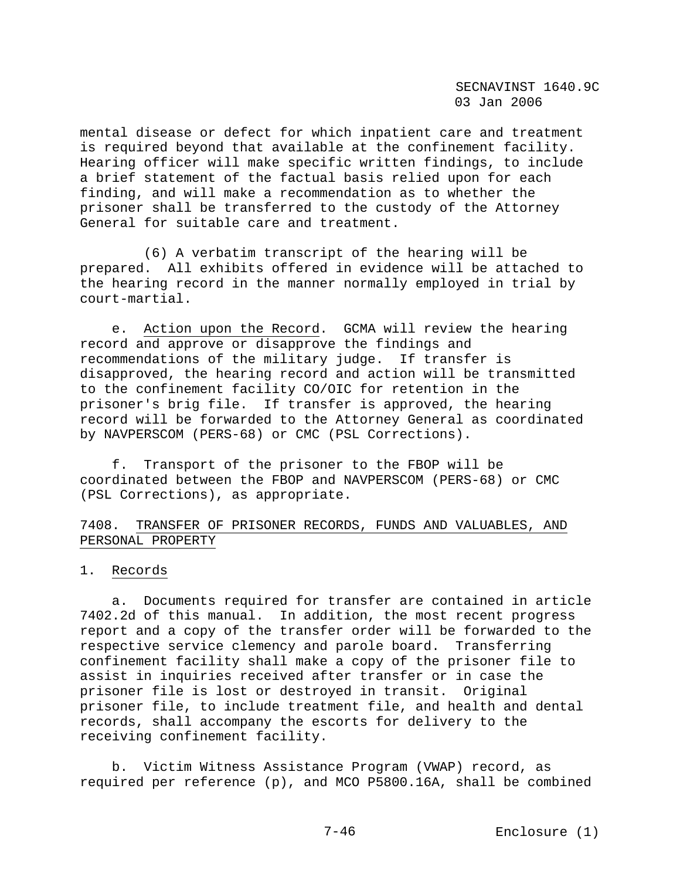mental disease or defect for which inpatient care and treatment is required beyond that available at the confinement facility. Hearing officer will make specific written findings, to include a brief statement of the factual basis relied upon for each finding, and will make a recommendation as to whether the prisoner shall be transferred to the custody of the Attorney General for suitable care and treatment.

(6) A verbatim transcript of the hearing will be prepared. All exhibits offered in evidence will be attached to the hearing record in the manner normally employed in trial by court-martial.

e. Action upon the Record. GCMA will review the hearing record and approve or disapprove the findings and recommendations of the military judge. If transfer is disapproved, the hearing record and action will be transmitted to the confinement facility CO/OIC for retention in the prisoner's brig file. If transfer is approved, the hearing record will be forwarded to the Attorney General as coordinated by NAVPERSCOM (PERS-68) or CMC (PSL Corrections).

f. Transport of the prisoner to the FBOP will be coordinated between the FBOP and NAVPERSCOM (PERS-68) or CMC (PSL Corrections), as appropriate.

## 7408. TRANSFER OF PRISONER RECORDS, FUNDS AND VALUABLES, AND PERSONAL PROPERTY

1. Records

a. Documents required for transfer are contained in article 7402.2d of this manual. In addition, the most recent progress report and a copy of the transfer order will be forwarded to the respective service clemency and parole board. Transferring confinement facility shall make a copy of the prisoner file to assist in inquiries received after transfer or in case the prisoner file is lost or destroyed in transit. Original prisoner file, to include treatment file, and health and dental records, shall accompany the escorts for delivery to the receiving confinement facility.

b. Victim Witness Assistance Program (VWAP) record, as required per reference (p), and MCO P5800.16A, shall be combined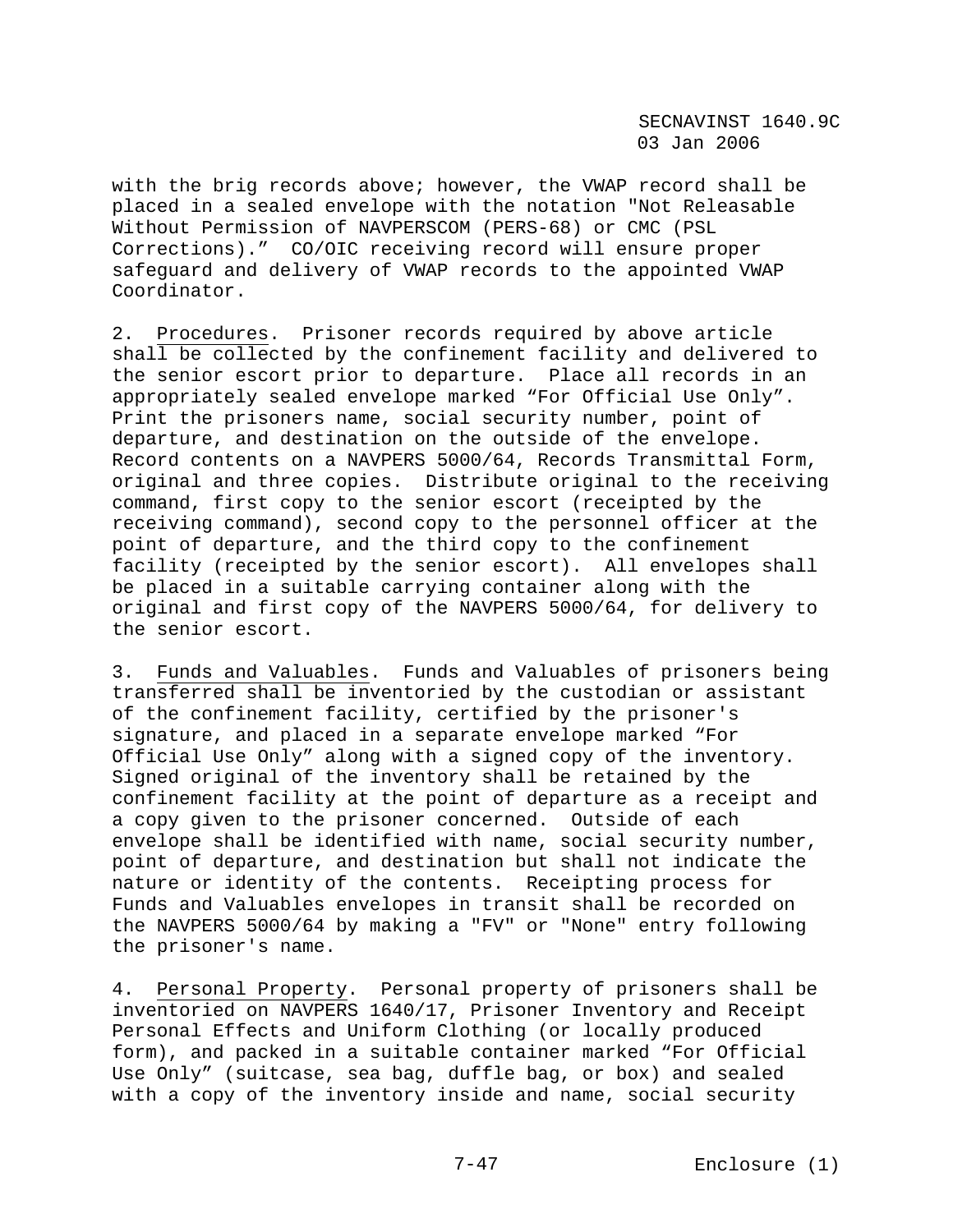with the brig records above; however, the VWAP record shall be placed in a sealed envelope with the notation "Not Releasable Without Permission of NAVPERSCOM (PERS-68) or CMC (PSL Corrections)." CO/OIC receiving record will ensure proper safeguard and delivery of VWAP records to the appointed VWAP Coordinator.

2. Procedures. Prisoner records required by above article shall be collected by the confinement facility and delivered to the senior escort prior to departure. Place all records in an appropriately sealed envelope marked "For Official Use Only". Print the prisoners name, social security number, point of departure, and destination on the outside of the envelope. Record contents on a NAVPERS 5000/64, Records Transmittal Form, original and three copies. Distribute original to the receiving command, first copy to the senior escort (receipted by the receiving command), second copy to the personnel officer at the point of departure, and the third copy to the confinement facility (receipted by the senior escort). All envelopes shall be placed in a suitable carrying container along with the original and first copy of the NAVPERS 5000/64, for delivery to the senior escort.

3. Funds and Valuables. Funds and Valuables of prisoners being transferred shall be inventoried by the custodian or assistant of the confinement facility, certified by the prisoner's signature, and placed in a separate envelope marked "For Official Use Only" along with a signed copy of the inventory. Signed original of the inventory shall be retained by the confinement facility at the point of departure as a receipt and a copy given to the prisoner concerned. Outside of each envelope shall be identified with name, social security number, point of departure, and destination but shall not indicate the nature or identity of the contents. Receipting process for Funds and Valuables envelopes in transit shall be recorded on the NAVPERS 5000/64 by making a "FV" or "None" entry following the prisoner's name.

4. Personal Property. Personal property of prisoners shall be inventoried on NAVPERS 1640/17, Prisoner Inventory and Receipt Personal Effects and Uniform Clothing (or locally produced form), and packed in a suitable container marked "For Official Use Only" (suitcase, sea bag, duffle bag, or box) and sealed with a copy of the inventory inside and name, social security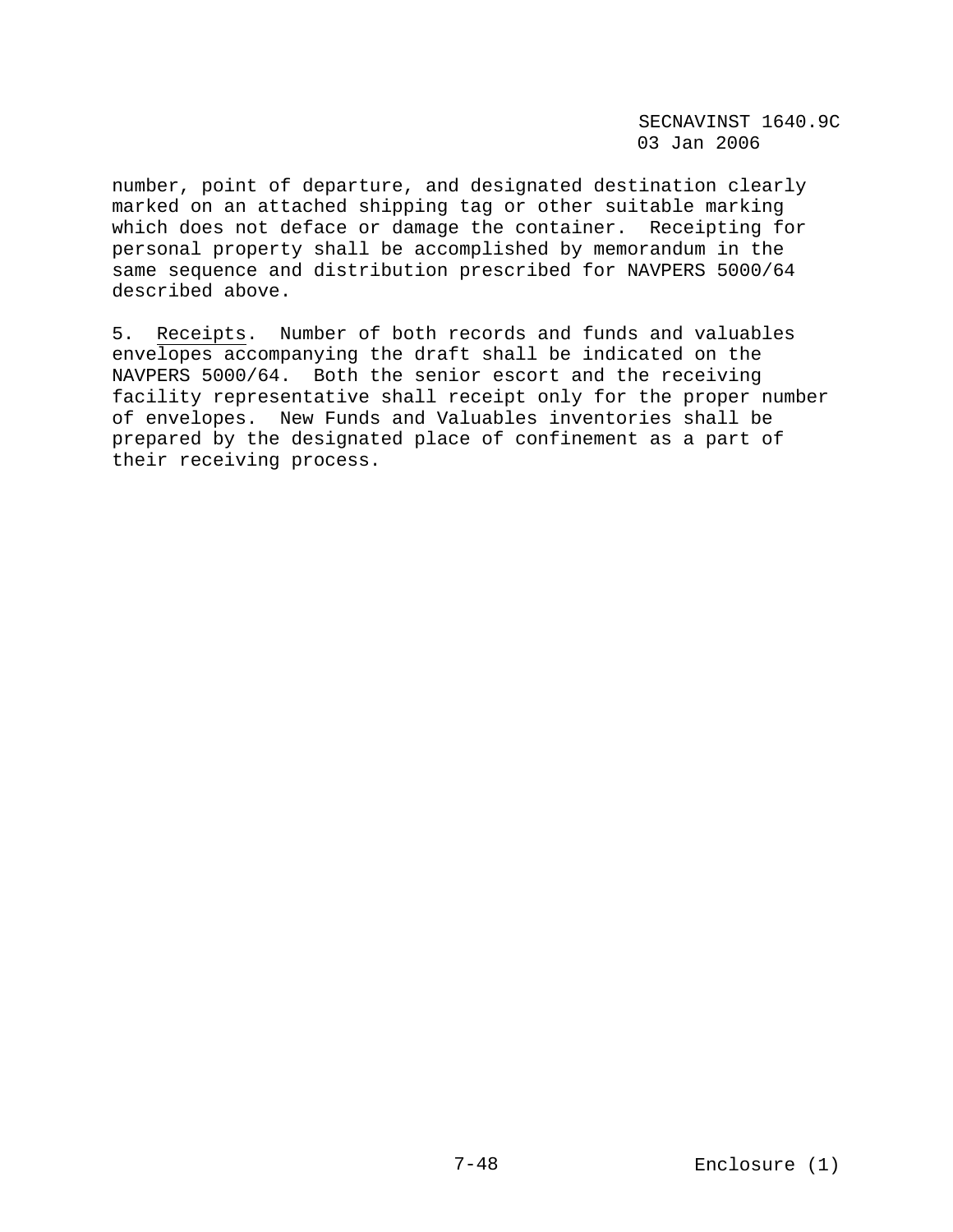number, point of departure, and designated destination clearly marked on an attached shipping tag or other suitable marking which does not deface or damage the container. Receipting for personal property shall be accomplished by memorandum in the same sequence and distribution prescribed for NAVPERS 5000/64 described above.

5. Receipts. Number of both records and funds and valuables envelopes accompanying the draft shall be indicated on the NAVPERS 5000/64. Both the senior escort and the receiving facility representative shall receipt only for the proper number of envelopes. New Funds and Valuables inventories shall be prepared by the designated place of confinement as a part of their receiving process.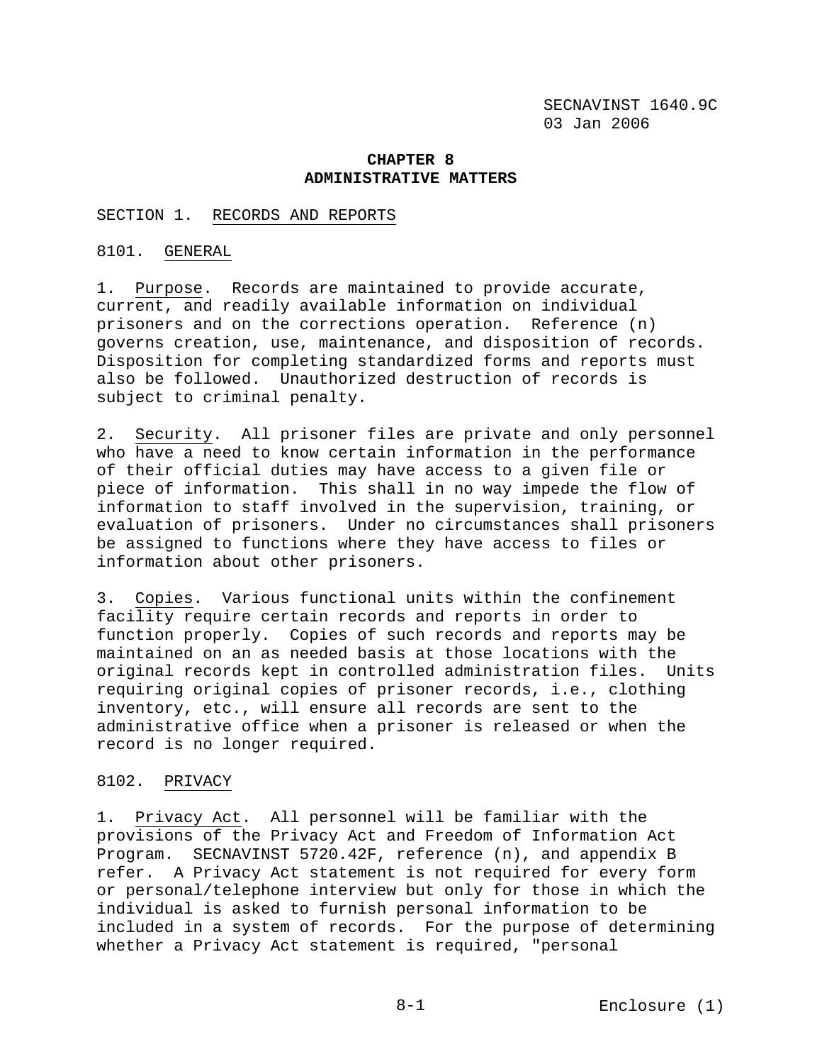## CHAPTER 8
## ADMINISTRATIVE MATTERS

SECTION 1. RECORDS AND REPORTS

8101. GENERAL

1. Purpose. Records are maintained to provide accurate, current, and readily available information on individual prisoners and on the corrections operation. Reference (n) governs creation, use, maintenance, and disposition of records. Disposition for completing standardized forms and reports must also be followed. Unauthorized destruction of records is subject to criminal penalty.

2. Security. All prisoner files are private and only personnel who have a need to know certain information in the performance of their official duties may have access to a given file or piece of information. This shall in no way impede the flow of information to staff involved in the supervision, training, or evaluation of prisoners. Under no circumstances shall prisoners be assigned to functions where they have access to files or information about other prisoners.

3. Copies. Various functional units within the confinement facility require certain records and reports in order to function properly. Copies of such records and reports may be maintained on an as needed basis at those locations with the original records kept in controlled administration files. Units requiring original copies of prisoner records, i.e., clothing inventory, etc., will ensure all records are sent to the administrative office when a prisoner is released or when the record is no longer required.

8102. PRIVACY

1. Privacy Act. All personnel will be familiar with the provisions of the Privacy Act and Freedom of Information Act Program. SECNAVINST 5720.42F, reference (n), and appendix B refer. A Privacy Act statement is not required for every form or personal/telephone interview but only for those in which the individual is asked to furnish personal information to be included in a system of records. For the purpose of determining whether a Privacy Act statement is required, "personal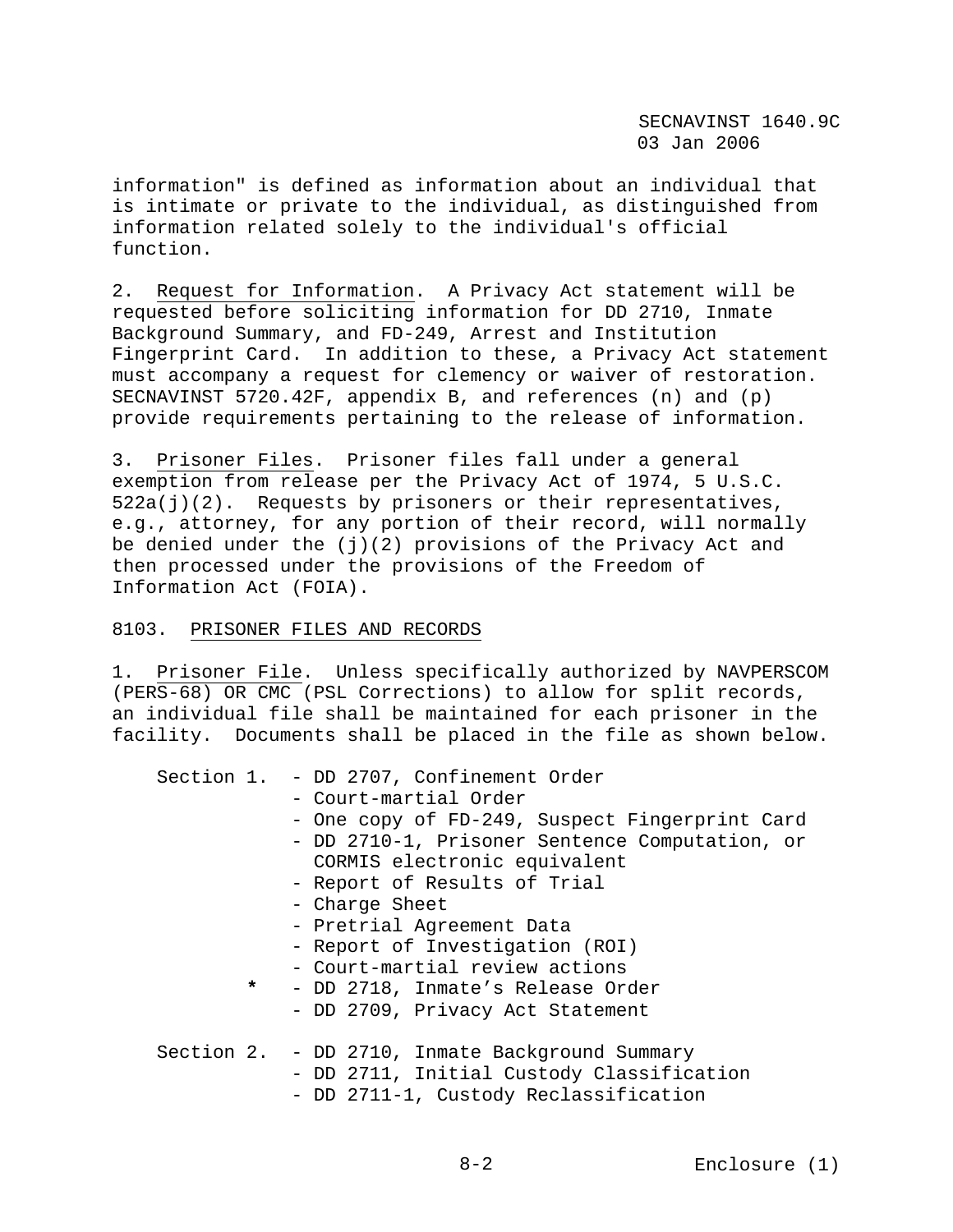information" is defined as information about an individual that is intimate or private to the individual, as distinguished from information related solely to the individual's official function.

2. Request for Information. A Privacy Act statement will be requested before soliciting information for DD 2710, Inmate Background Summary, and FD-249, Arrest and Institution Fingerprint Card. In addition to these, a Privacy Act statement must accompany a request for clemency or waiver of restoration. SECNAVINST 5720.42F, appendix B, and references (n) and (p) provide requirements pertaining to the release of information.

3. Prisoner Files. Prisoner files fall under a general exemption from release per the Privacy Act of 1974, 5 U.S.C. 522a(j)(2). Requests by prisoners or their representatives, e.g., attorney, for any portion of their record, will normally be denied under the (j)(2) provisions of the Privacy Act and then processed under the provisions of the Freedom of Information Act (FOIA).

8103. PRISONER FILES AND RECORDS

1. Prisoner File. Unless specifically authorized by NAVPERSCOM (PERS-68) OR CMC (PSL Corrections) to allow for split records, an individual file shall be maintained for each prisoner in the facility. Documents shall be placed in the file as shown below.

Section 1.
- DD 2707, Confinement Order
- Court-martial Order
- One copy of FD-249, Suspect Fingerprint Card
- DD 2710-1, Prisoner Sentence Computation, or CORMIS electronic equivalent
- Report of Results of Trial
- Charge Sheet
- Pretrial Agreement Data
- Report of Investigation (ROI)
- Court-martial review actions
- * DD 2718, Inmate's Release Order
- DD 2709, Privacy Act Statement

Section 2.
- DD 2710, Inmate Background Summary
- DD 2711, Initial Custody Classification
- DD 2711-1, Custody Reclassification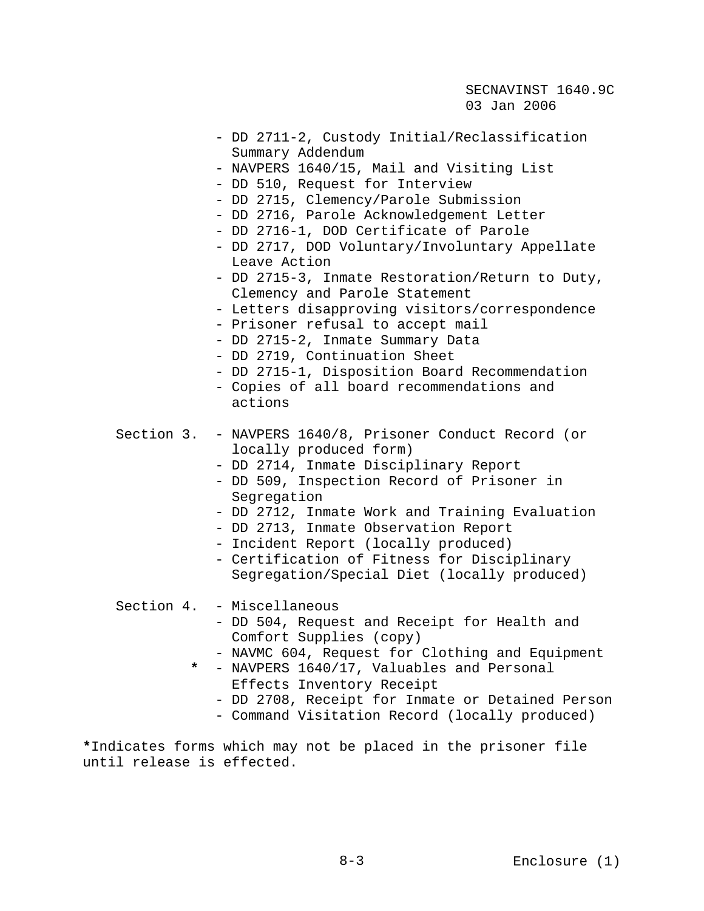- DD 2711-2, Custody Initial/Reclassification Summary Addendum
- NAVPERS 1640/15, Mail and Visiting List
- DD 510, Request for Interview
- DD 2715, Clemency/Parole Submission
- DD 2716, Parole Acknowledgement Letter
- DD 2716-1, DOD Certificate of Parole
- DD 2717, DOD Voluntary/Involuntary Appellate Leave Action
- DD 2715-3, Inmate Restoration/Return to Duty, Clemency and Parole Statement
- Letters disapproving visitors/correspondence
- Prisoner refusal to accept mail
- DD 2715-2, Inmate Summary Data
- DD 2719, Continuation Sheet
- DD 2715-1, Disposition Board Recommendation
- Copies of all board recommendations and actions

Section 3.
- NAVPERS 1640/8, Prisoner Conduct Record (or locally produced form)
- DD 2714, Inmate Disciplinary Report
- DD 509, Inspection Record of Prisoner in Segregation
- DD 2712, Inmate Work and Training Evaluation
- DD 2713, Inmate Observation Report
- Incident Report (locally produced)
- Certification of Fitness for Disciplinary Segregation/Special Diet (locally produced)

Section 4.
- Miscellaneous
- DD 504, Request and Receipt for Health and Comfort Supplies (copy)
- NAVMC 604, Request for Clothing and Equipment
- **\*** NAVPERS 1640/17, Valuables and Personal Effects Inventory Receipt
- DD 2708, Receipt for Inmate or Detained Person
- Command Visitation Record (locally produced)

**\***Indicates forms which may not be placed in the prisoner file until release is effected.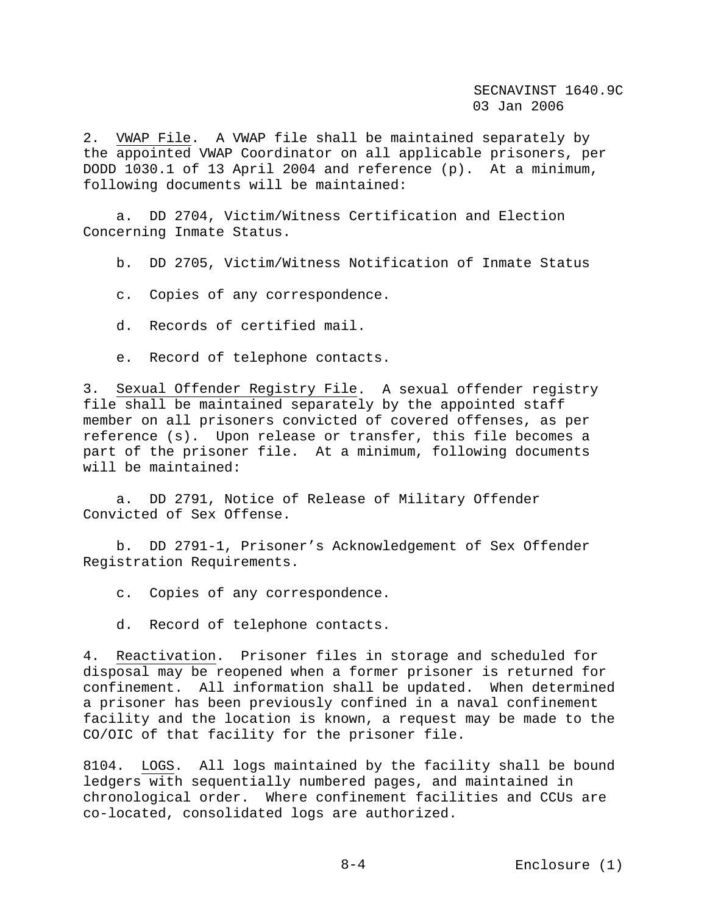2. VWAP File. A VWAP file shall be maintained separately by the appointed VWAP Coordinator on all applicable prisoners, per DODD 1030.1 of 13 April 2004 and reference (p). At a minimum, following documents will be maintained:

a. DD 2704, Victim/Witness Certification and Election Concerning Inmate Status.

b. DD 2705, Victim/Witness Notification of Inmate Status

c. Copies of any correspondence.

d. Records of certified mail.

e. Record of telephone contacts.

3. Sexual Offender Registry File. A sexual offender registry file shall be maintained separately by the appointed staff member on all prisoners convicted of covered offenses, as per reference (s). Upon release or transfer, this file becomes a part of the prisoner file. At a minimum, following documents will be maintained:

a. DD 2791, Notice of Release of Military Offender Convicted of Sex Offense.

b. DD 2791-1, Prisoner's Acknowledgement of Sex Offender Registration Requirements.

c. Copies of any correspondence.

d. Record of telephone contacts.

4. Reactivation. Prisoner files in storage and scheduled for disposal may be reopened when a former prisoner is returned for confinement. All information shall be updated. When determined a prisoner has been previously confined in a naval confinement facility and the location is known, a request may be made to the CO/OIC of that facility for the prisoner file.

8104. LOGS. All logs maintained by the facility shall be bound ledgers with sequentially numbered pages, and maintained in chronological order. Where confinement facilities and CCUs are co-located, consolidated logs are authorized.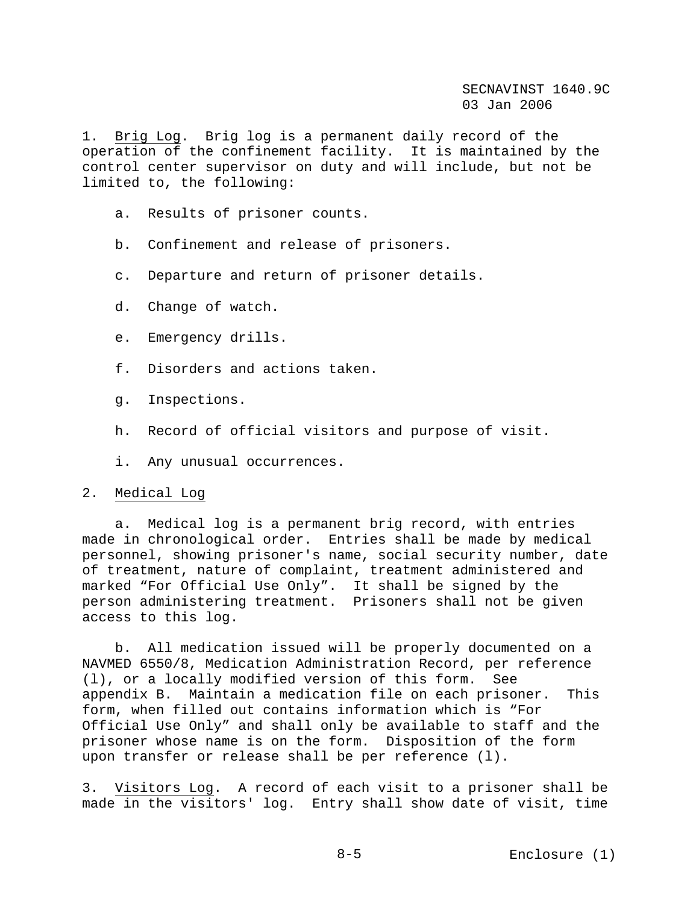1. Brig Log. Brig log is a permanent daily record of the operation of the confinement facility. It is maintained by the control center supervisor on duty and will include, but not be limited to, the following:

   a. Results of prisoner counts.

   b. Confinement and release of prisoners.

   c. Departure and return of prisoner details.

   d. Change of watch.

   e. Emergency drills.

   f. Disorders and actions taken.

   g. Inspections.

   h. Record of official visitors and purpose of visit.

   i. Any unusual occurrences.

2. Medical Log

   a. Medical log is a permanent brig record, with entries made in chronological order. Entries shall be made by medical personnel, showing prisoner's name, social security number, date of treatment, nature of complaint, treatment administered and marked "For Official Use Only". It shall be signed by the person administering treatment. Prisoners shall not be given access to this log.

   b. All medication issued will be properly documented on a NAVMED 6550/8, Medication Administration Record, per reference (l), or a locally modified version of this form. See appendix B. Maintain a medication file on each prisoner. This form, when filled out contains information which is "For Official Use Only" and shall only be available to staff and the prisoner whose name is on the form. Disposition of the form upon transfer or release shall be per reference (l).

3. Visitors Log. A record of each visit to a prisoner shall be made in the visitors' log. Entry shall show date of visit, time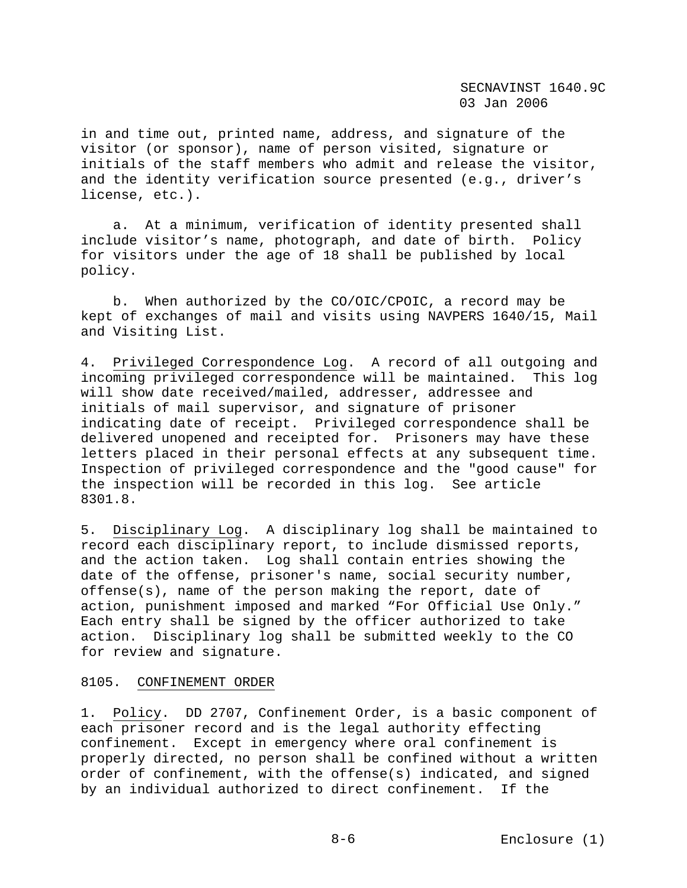in and time out, printed name, address, and signature of the visitor (or sponsor), name of person visited, signature or initials of the staff members who admit and release the visitor, and the identity verification source presented (e.g., driver's license, etc.).

a. At a minimum, verification of identity presented shall include visitor's name, photograph, and date of birth. Policy for visitors under the age of 18 shall be published by local policy.

b. When authorized by the CO/OIC/CPOIC, a record may be kept of exchanges of mail and visits using NAVPERS 1640/15, Mail and Visiting List.

4. Privileged Correspondence Log. A record of all outgoing and incoming privileged correspondence will be maintained. This log will show date received/mailed, addresser, addressee and initials of mail supervisor, and signature of prisoner indicating date of receipt. Privileged correspondence shall be delivered unopened and receipted for. Prisoners may have these letters placed in their personal effects at any subsequent time. Inspection of privileged correspondence and the "good cause" for the inspection will be recorded in this log. See article 8301.8.

5. Disciplinary Log. A disciplinary log shall be maintained to record each disciplinary report, to include dismissed reports, and the action taken. Log shall contain entries showing the date of the offense, prisoner's name, social security number, offense(s), name of the person making the report, date of action, punishment imposed and marked "For Official Use Only." Each entry shall be signed by the officer authorized to take action. Disciplinary log shall be submitted weekly to the CO for review and signature.

## 8105. CONFINEMENT ORDER

1. Policy. DD 2707, Confinement Order, is a basic component of each prisoner record and is the legal authority effecting confinement. Except in emergency where oral confinement is properly directed, no person shall be confined without a written order of confinement, with the offense(s) indicated, and signed by an individual authorized to direct confinement. If the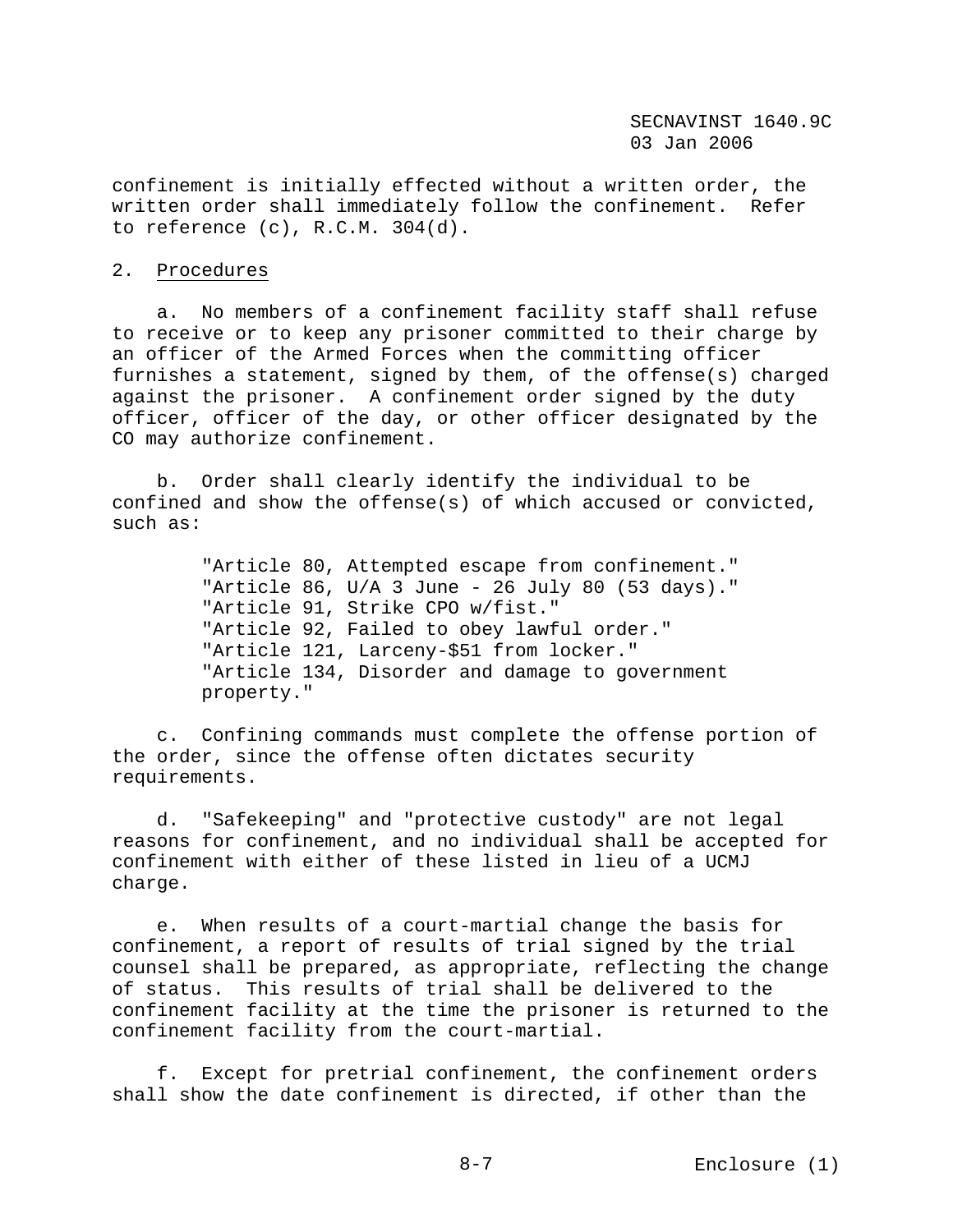confinement is initially effected without a written order, the written order shall immediately follow the confinement. Refer to reference (c), R.C.M. 304(d).

2. Procedures

a. No members of a confinement facility staff shall refuse to receive or to keep any prisoner committed to their charge by an officer of the Armed Forces when the committing officer furnishes a statement, signed by them, of the offense(s) charged against the prisoner. A confinement order signed by the duty officer, officer of the day, or other officer designated by the CO may authorize confinement.

b. Order shall clearly identify the individual to be confined and show the offense(s) of which accused or convicted, such as:

"Article 80, Attempted escape from confinement."
"Article 86, U/A 3 June - 26 July 80 (53 days)."
"Article 91, Strike CPO w/fist."
"Article 92, Failed to obey lawful order."
"Article 121, Larceny-$51 from locker."
"Article 134, Disorder and damage to government property."

c. Confining commands must complete the offense portion of the order, since the offense often dictates security requirements.

d. "Safekeeping" and "protective custody" are not legal reasons for confinement, and no individual shall be accepted for confinement with either of these listed in lieu of a UCMJ charge.

e. When results of a court-martial change the basis for confinement, a report of results of trial signed by the trial counsel shall be prepared, as appropriate, reflecting the change of status. This results of trial shall be delivered to the confinement facility at the time the prisoner is returned to the confinement facility from the court-martial.

f. Except for pretrial confinement, the confinement orders shall show the date confinement is directed, if other than the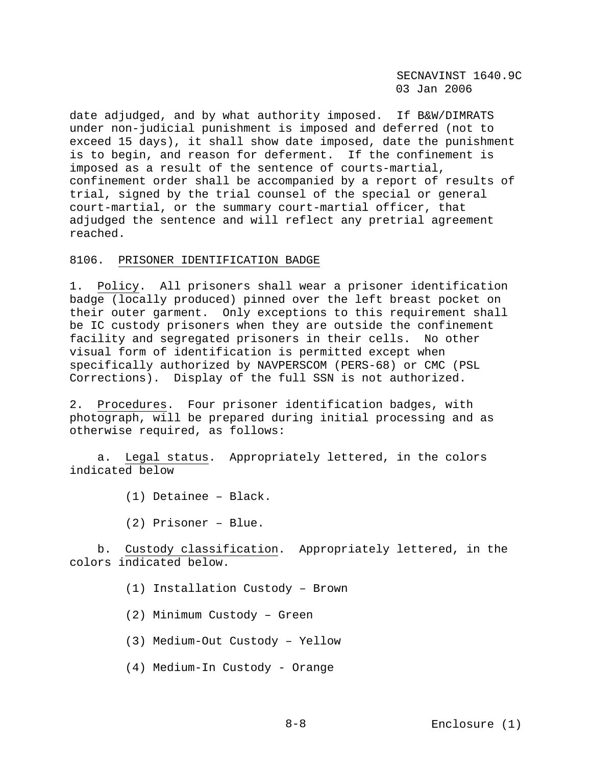date adjudged, and by what authority imposed. If B&W/DIMRATS under non-judicial punishment is imposed and deferred (not to exceed 15 days), it shall show date imposed, date the punishment is to begin, and reason for deferment. If the confinement is imposed as a result of the sentence of courts-martial, confinement order shall be accompanied by a report of results of trial, signed by the trial counsel of the special or general court-martial, or the summary court-martial officer, that adjudged the sentence and will reflect any pretrial agreement reached.

## 8106. PRISONER IDENTIFICATION BADGE

1. Policy. All prisoners shall wear a prisoner identification badge (locally produced) pinned over the left breast pocket on their outer garment. Only exceptions to this requirement shall be IC custody prisoners when they are outside the confinement facility and segregated prisoners in their cells. No other visual form of identification is permitted except when specifically authorized by NAVPERSCOM (PERS-68) or CMC (PSL Corrections). Display of the full SSN is not authorized.

2. Procedures. Four prisoner identification badges, with photograph, will be prepared during initial processing and as otherwise required, as follows:

   a. Legal status. Appropriately lettered, in the colors indicated below

      (1) Detainee – Black.

      (2) Prisoner – Blue.

   b. Custody classification. Appropriately lettered, in the colors indicated below.

      (1) Installation Custody – Brown

      (2) Minimum Custody – Green

      (3) Medium-Out Custody – Yellow

      (4) Medium-In Custody - Orange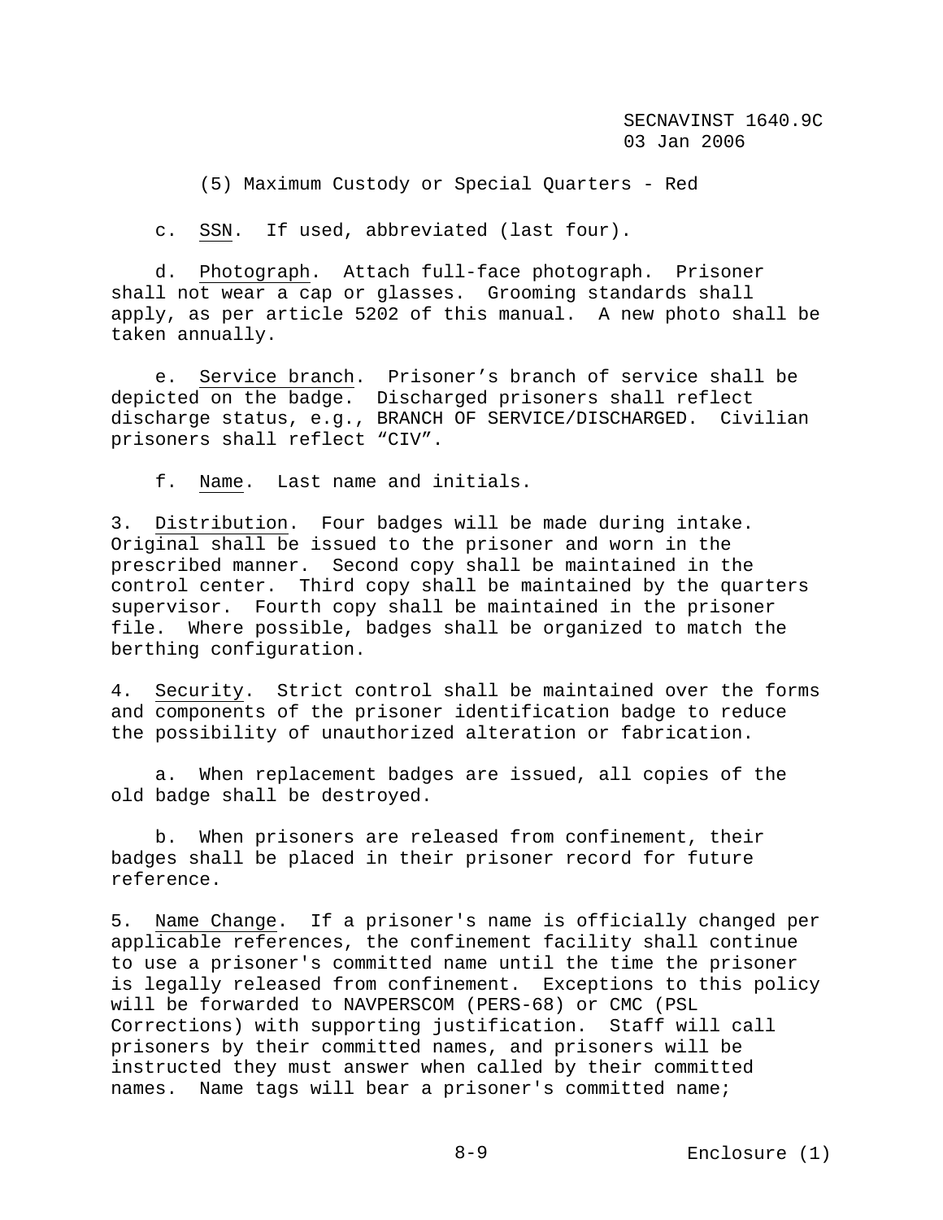(5) Maximum Custody or Special Quarters - Red

c. SSN. If used, abbreviated (last four).

d. Photograph. Attach full-face photograph. Prisoner shall not wear a cap or glasses. Grooming standards shall apply, as per article 5202 of this manual. A new photo shall be taken annually.

e. Service branch. Prisoner's branch of service shall be depicted on the badge. Discharged prisoners shall reflect discharge status, e.g., BRANCH OF SERVICE/DISCHARGED. Civilian prisoners shall reflect "CIV".

f. Name. Last name and initials.

3. Distribution. Four badges will be made during intake. Original shall be issued to the prisoner and worn in the prescribed manner. Second copy shall be maintained in the control center. Third copy shall be maintained by the quarters supervisor. Fourth copy shall be maintained in the prisoner file. Where possible, badges shall be organized to match the berthing configuration.

4. Security. Strict control shall be maintained over the forms and components of the prisoner identification badge to reduce the possibility of unauthorized alteration or fabrication.

a. When replacement badges are issued, all copies of the old badge shall be destroyed.

b. When prisoners are released from confinement, their badges shall be placed in their prisoner record for future reference.

5. Name Change. If a prisoner's name is officially changed per applicable references, the confinement facility shall continue to use a prisoner's committed name until the time the prisoner is legally released from confinement. Exceptions to this policy will be forwarded to NAVPERSCOM (PERS-68) or CMC (PSL Corrections) with supporting justification. Staff will call prisoners by their committed names, and prisoners will be instructed they must answer when called by their committed names. Name tags will bear a prisoner's committed name;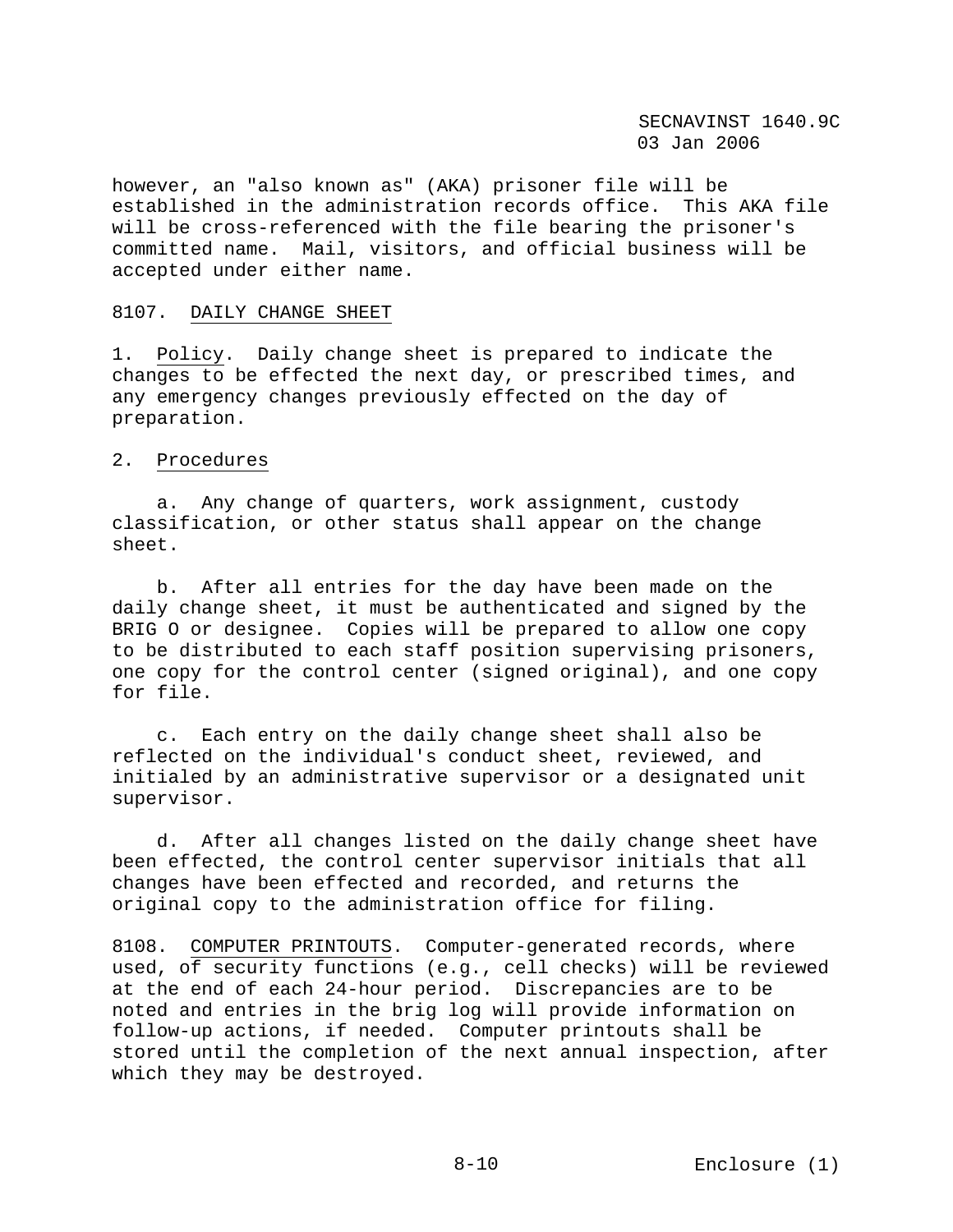however, an "also known as" (AKA) prisoner file will be established in the administration records office. This AKA file will be cross-referenced with the file bearing the prisoner's committed name. Mail, visitors, and official business will be accepted under either name.

8107. <u>DAILY CHANGE SHEET</u>

1. <u>Policy</u>. Daily change sheet is prepared to indicate the changes to be effected the next day, or prescribed times, and any emergency changes previously effected on the day of preparation.

2. <u>Procedures</u>

a. Any change of quarters, work assignment, custody classification, or other status shall appear on the change sheet.

b. After all entries for the day have been made on the daily change sheet, it must be authenticated and signed by the BRIG O or designee. Copies will be prepared to allow one copy to be distributed to each staff position supervising prisoners, one copy for the control center (signed original), and one copy for file.

c. Each entry on the daily change sheet shall also be reflected on the individual's conduct sheet, reviewed, and initialed by an administrative supervisor or a designated unit supervisor.

d. After all changes listed on the daily change sheet have been effected, the control center supervisor initials that all changes have been effected and recorded, and returns the original copy to the administration office for filing.

8108. <u>COMPUTER PRINTOUTS</u>. Computer-generated records, where used, of security functions (e.g., cell checks) will be reviewed at the end of each 24-hour period. Discrepancies are to be noted and entries in the brig log will provide information on follow-up actions, if needed. Computer printouts shall be stored until the completion of the next annual inspection, after which they may be destroyed.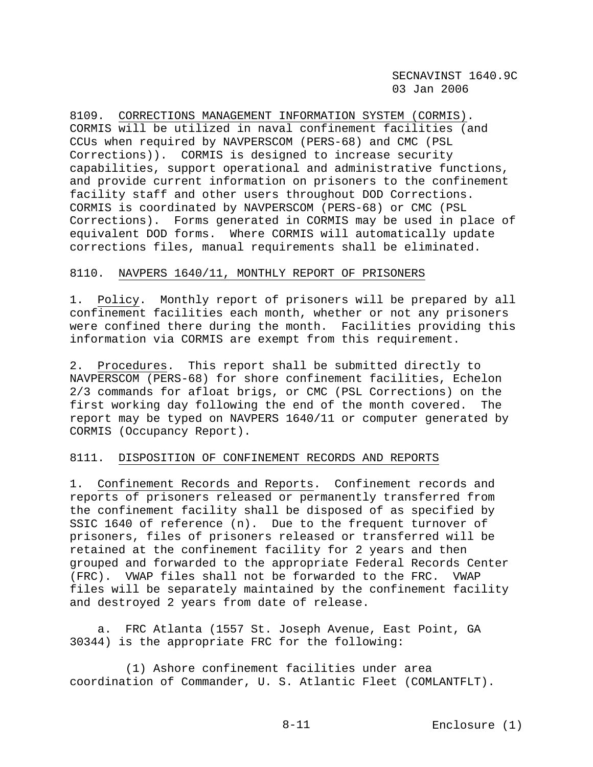8109. CORRECTIONS MANAGEMENT INFORMATION SYSTEM (CORMIS). CORMIS will be utilized in naval confinement facilities (and CCUs when required by NAVPERSCOM (PERS-68) and CMC (PSL Corrections)). CORMIS is designed to increase security capabilities, support operational and administrative functions, and provide current information on prisoners to the confinement facility staff and other users throughout DOD Corrections. CORMIS is coordinated by NAVPERSCOM (PERS-68) or CMC (PSL Corrections). Forms generated in CORMIS may be used in place of equivalent DOD forms. Where CORMIS will automatically update corrections files, manual requirements shall be eliminated.

8110. NAVPERS 1640/11, MONTHLY REPORT OF PRISONERS

1. Policy. Monthly report of prisoners will be prepared by all confinement facilities each month, whether or not any prisoners were confined there during the month. Facilities providing this information via CORMIS are exempt from this requirement.

2. Procedures. This report shall be submitted directly to NAVPERSCOM (PERS-68) for shore confinement facilities, Echelon 2/3 commands for afloat brigs, or CMC (PSL Corrections) on the first working day following the end of the month covered. The report may be typed on NAVPERS 1640/11 or computer generated by CORMIS (Occupancy Report).

8111. DISPOSITION OF CONFINEMENT RECORDS AND REPORTS

1. Confinement Records and Reports. Confinement records and reports of prisoners released or permanently transferred from the confinement facility shall be disposed of as specified by SSIC 1640 of reference (n). Due to the frequent turnover of prisoners, files of prisoners released or transferred will be retained at the confinement facility for 2 years and then grouped and forwarded to the appropriate Federal Records Center (FRC). VWAP files shall not be forwarded to the FRC. VWAP files will be separately maintained by the confinement facility and destroyed 2 years from date of release.

a. FRC Atlanta (1557 St. Joseph Avenue, East Point, GA 30344) is the appropriate FRC for the following:

(1) Ashore confinement facilities under area coordination of Commander, U. S. Atlantic Fleet (COMLANTFLT).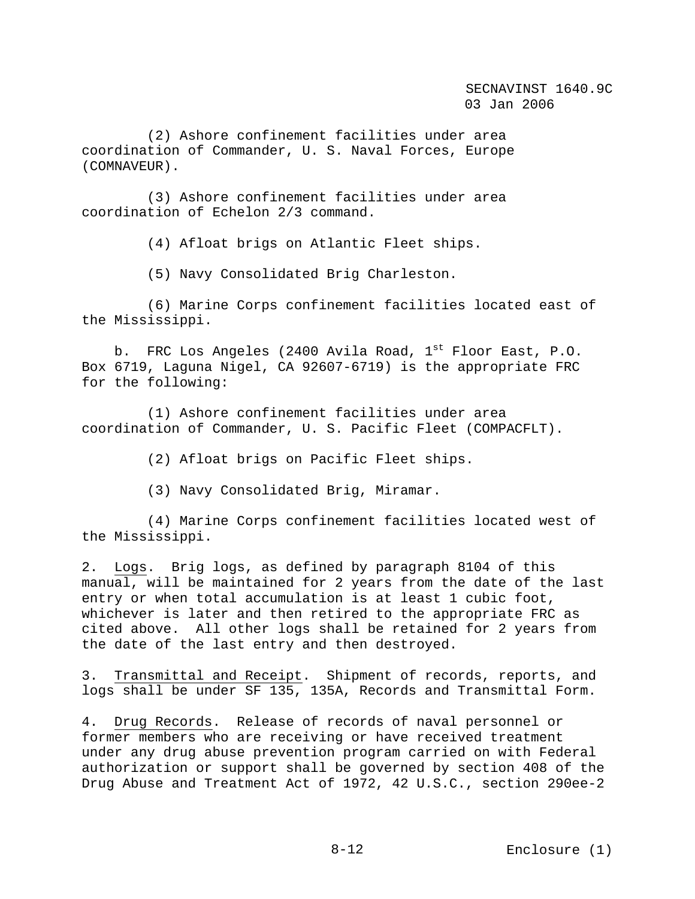(2) Ashore confinement facilities under area coordination of Commander, U. S. Naval Forces, Europe (COMNAVEUR).

(3) Ashore confinement facilities under area coordination of Echelon 2/3 command.

(4) Afloat brigs on Atlantic Fleet ships.

(5) Navy Consolidated Brig Charleston.

(6) Marine Corps confinement facilities located east of the Mississippi.

b. FRC Los Angeles (2400 Avila Road, 1st Floor East, P.O. Box 6719, Laguna Nigel, CA 92607-6719) is the appropriate FRC for the following:

(1) Ashore confinement facilities under area coordination of Commander, U. S. Pacific Fleet (COMPACFLT).

(2) Afloat brigs on Pacific Fleet ships.

(3) Navy Consolidated Brig, Miramar.

(4) Marine Corps confinement facilities located west of the Mississippi.

2. Logs. Brig logs, as defined by paragraph 8104 of this manual, will be maintained for 2 years from the date of the last entry or when total accumulation is at least 1 cubic foot, whichever is later and then retired to the appropriate FRC as cited above. All other logs shall be retained for 2 years from the date of the last entry and then destroyed.

3. Transmittal and Receipt. Shipment of records, reports, and logs shall be under SF 135, 135A, Records and Transmittal Form.

4. Drug Records. Release of records of naval personnel or former members who are receiving or have received treatment under any drug abuse prevention program carried on with Federal authorization or support shall be governed by section 408 of the Drug Abuse and Treatment Act of 1972, 42 U.S.C., section 290ee-2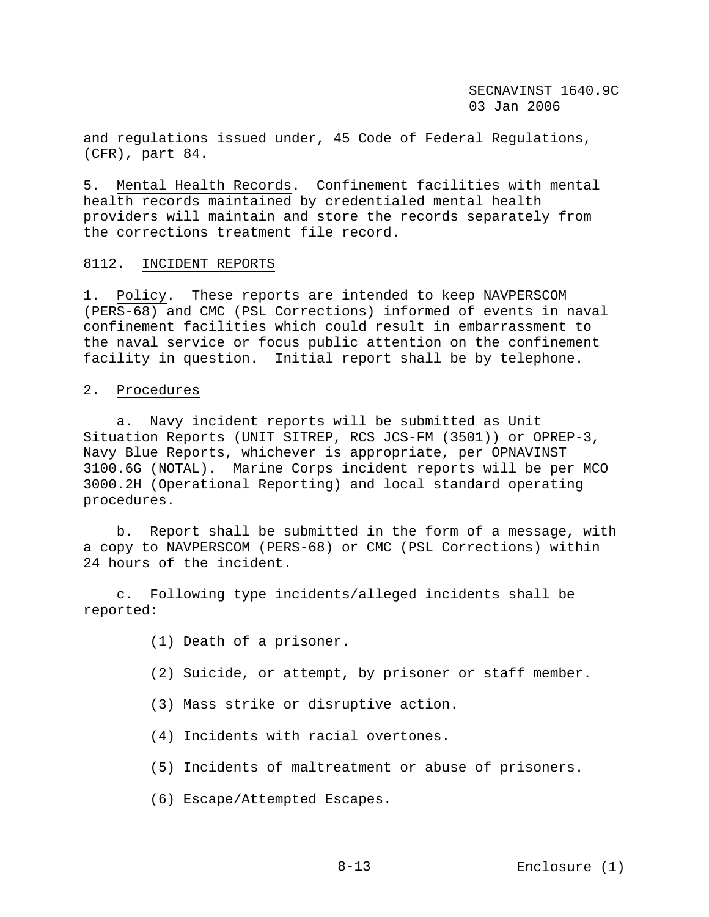and regulations issued under, 45 Code of Federal Regulations, (CFR), part 84.

5. Mental Health Records. Confinement facilities with mental health records maintained by credentialed mental health providers will maintain and store the records separately from the corrections treatment file record.

## 8112. INCIDENT REPORTS

1. Policy. These reports are intended to keep NAVPERSCOM (PERS-68) and CMC (PSL Corrections) informed of events in naval confinement facilities which could result in embarrassment to the naval service or focus public attention on the confinement facility in question. Initial report shall be by telephone.

2. Procedures

a. Navy incident reports will be submitted as Unit Situation Reports (UNIT SITREP, RCS JCS-FM (3501)) or OPREP-3, Navy Blue Reports, whichever is appropriate, per OPNAVINST 3100.6G (NOTAL). Marine Corps incident reports will be per MCO 3000.2H (Operational Reporting) and local standard operating procedures.

b. Report shall be submitted in the form of a message, with a copy to NAVPERSCOM (PERS-68) or CMC (PSL Corrections) within 24 hours of the incident.

c. Following type incidents/alleged incidents shall be reported:

(1) Death of a prisoner.

(2) Suicide, or attempt, by prisoner or staff member.

(3) Mass strike or disruptive action.

(4) Incidents with racial overtones.

(5) Incidents of maltreatment or abuse of prisoners.

(6) Escape/Attempted Escapes.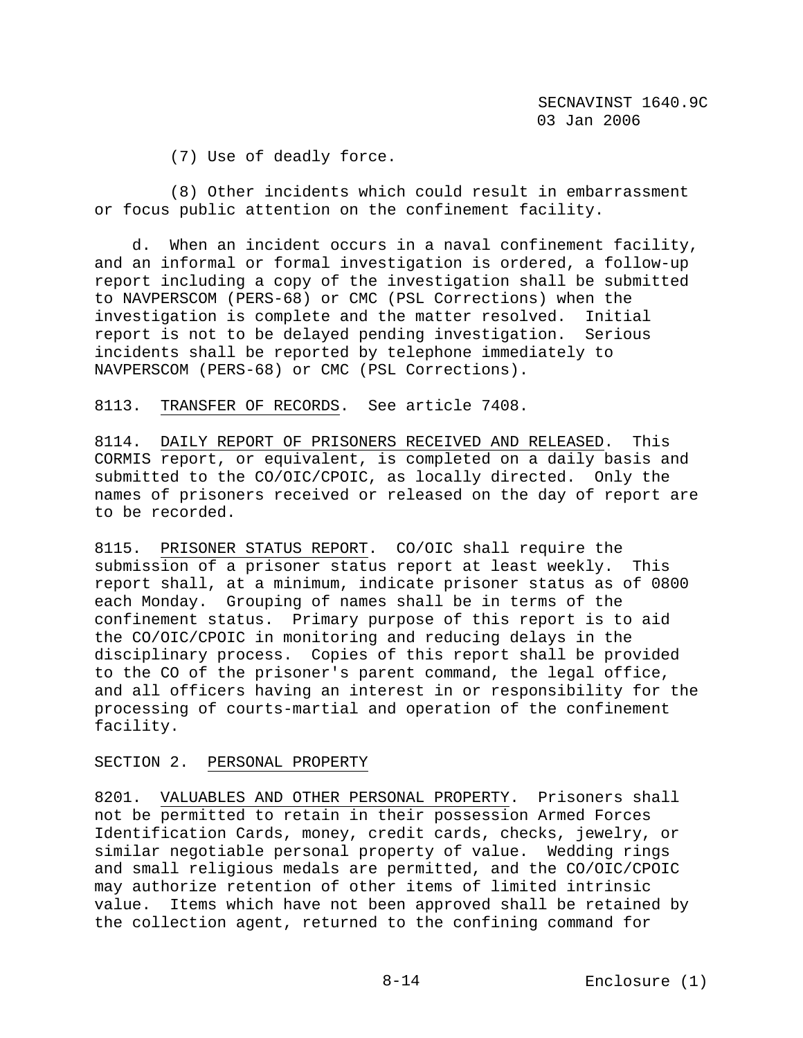(7) Use of deadly force.

(8) Other incidents which could result in embarrassment or focus public attention on the confinement facility.

d. When an incident occurs in a naval confinement facility, and an informal or formal investigation is ordered, a follow-up report including a copy of the investigation shall be submitted to NAVPERSCOM (PERS-68) or CMC (PSL Corrections) when the investigation is complete and the matter resolved. Initial report is not to be delayed pending investigation. Serious incidents shall be reported by telephone immediately to NAVPERSCOM (PERS-68) or CMC (PSL Corrections).

8113. TRANSFER OF RECORDS. See article 7408.

8114. DAILY REPORT OF PRISONERS RECEIVED AND RELEASED. This CORMIS report, or equivalent, is completed on a daily basis and submitted to the CO/OIC/CPOIC, as locally directed. Only the names of prisoners received or released on the day of report are to be recorded.

8115. PRISONER STATUS REPORT. CO/OIC shall require the submission of a prisoner status report at least weekly. This report shall, at a minimum, indicate prisoner status as of 0800 each Monday. Grouping of names shall be in terms of the confinement status. Primary purpose of this report is to aid the CO/OIC/CPOIC in monitoring and reducing delays in the disciplinary process. Copies of this report shall be provided to the CO of the prisoner's parent command, the legal office, and all officers having an interest in or responsibility for the processing of courts-martial and operation of the confinement facility.

## SECTION 2. PERSONAL PROPERTY

8201. VALUABLES AND OTHER PERSONAL PROPERTY. Prisoners shall not be permitted to retain in their possession Armed Forces Identification Cards, money, credit cards, checks, jewelry, or similar negotiable personal property of value. Wedding rings and small religious medals are permitted, and the CO/OIC/CPOIC may authorize retention of other items of limited intrinsic value. Items which have not been approved shall be retained by the collection agent, returned to the confining command for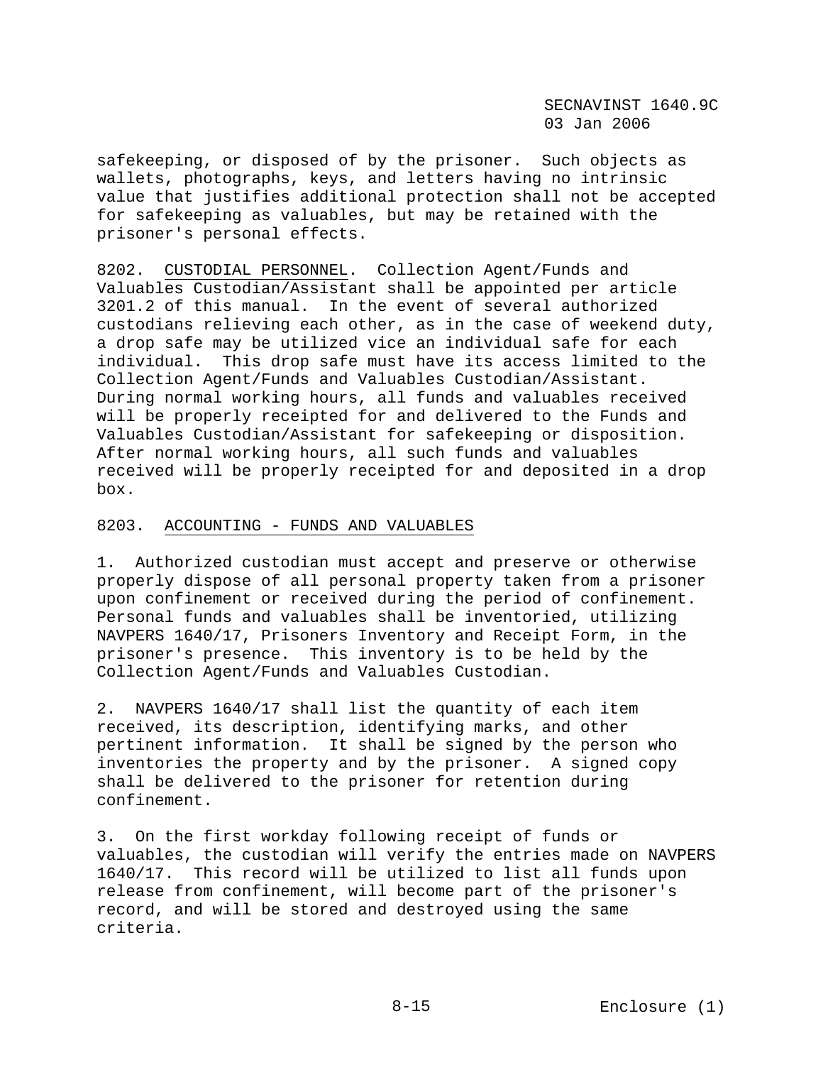safekeeping, or disposed of by the prisoner. Such objects as wallets, photographs, keys, and letters having no intrinsic value that justifies additional protection shall not be accepted for safekeeping as valuables, but may be retained with the prisoner's personal effects.

8202. CUSTODIAL PERSONNEL. Collection Agent/Funds and Valuables Custodian/Assistant shall be appointed per article 3201.2 of this manual. In the event of several authorized custodians relieving each other, as in the case of weekend duty, a drop safe may be utilized vice an individual safe for each individual. This drop safe must have its access limited to the Collection Agent/Funds and Valuables Custodian/Assistant. During normal working hours, all funds and valuables received will be properly receipted for and delivered to the Funds and Valuables Custodian/Assistant for safekeeping or disposition. After normal working hours, all such funds and valuables received will be properly receipted for and deposited in a drop box.

8203. ACCOUNTING - FUNDS AND VALUABLES

1. Authorized custodian must accept and preserve or otherwise properly dispose of all personal property taken from a prisoner upon confinement or received during the period of confinement. Personal funds and valuables shall be inventoried, utilizing NAVPERS 1640/17, Prisoners Inventory and Receipt Form, in the prisoner's presence. This inventory is to be held by the Collection Agent/Funds and Valuables Custodian.

2. NAVPERS 1640/17 shall list the quantity of each item received, its description, identifying marks, and other pertinent information. It shall be signed by the person who inventories the property and by the prisoner. A signed copy shall be delivered to the prisoner for retention during confinement.

3. On the first workday following receipt of funds or valuables, the custodian will verify the entries made on NAVPERS 1640/17. This record will be utilized to list all funds upon release from confinement, will become part of the prisoner's record, and will be stored and destroyed using the same criteria.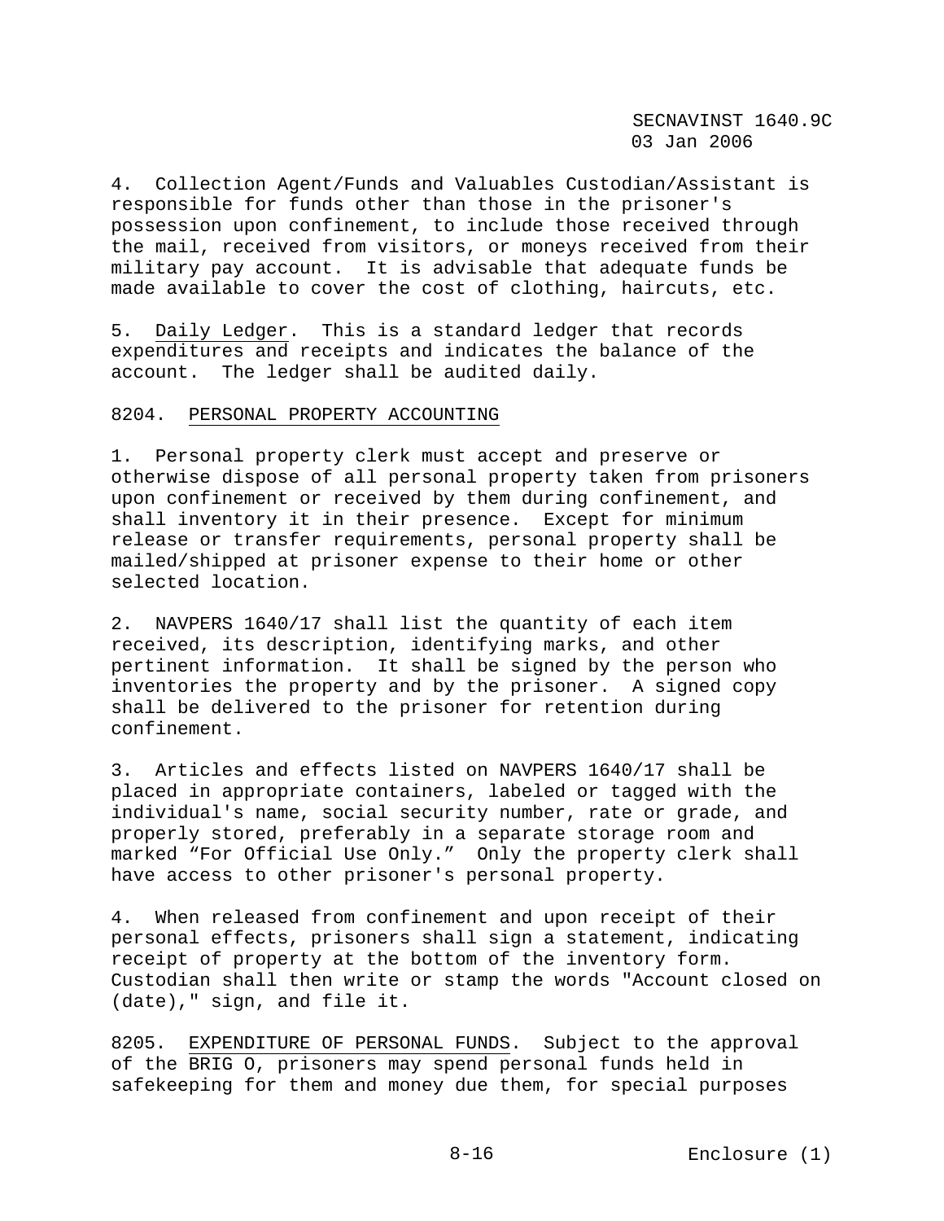4. Collection Agent/Funds and Valuables Custodian/Assistant is responsible for funds other than those in the prisoner's possession upon confinement, to include those received through the mail, received from visitors, or moneys received from their military pay account. It is advisable that adequate funds be made available to cover the cost of clothing, haircuts, etc.

5. Daily Ledger. This is a standard ledger that records expenditures and receipts and indicates the balance of the account. The ledger shall be audited daily.

8204. PERSONAL PROPERTY ACCOUNTING

1. Personal property clerk must accept and preserve or otherwise dispose of all personal property taken from prisoners upon confinement or received by them during confinement, and shall inventory it in their presence. Except for minimum release or transfer requirements, personal property shall be mailed/shipped at prisoner expense to their home or other selected location.

2. NAVPERS 1640/17 shall list the quantity of each item received, its description, identifying marks, and other pertinent information. It shall be signed by the person who inventories the property and by the prisoner. A signed copy shall be delivered to the prisoner for retention during confinement.

3. Articles and effects listed on NAVPERS 1640/17 shall be placed in appropriate containers, labeled or tagged with the individual's name, social security number, rate or grade, and properly stored, preferably in a separate storage room and marked "For Official Use Only." Only the property clerk shall have access to other prisoner's personal property.

4. When released from confinement and upon receipt of their personal effects, prisoners shall sign a statement, indicating receipt of property at the bottom of the inventory form. Custodian shall then write or stamp the words "Account closed on (date)," sign, and file it.

8205. EXPENDITURE OF PERSONAL FUNDS. Subject to the approval of the BRIG O, prisoners may spend personal funds held in safekeeping for them and money due them, for special purposes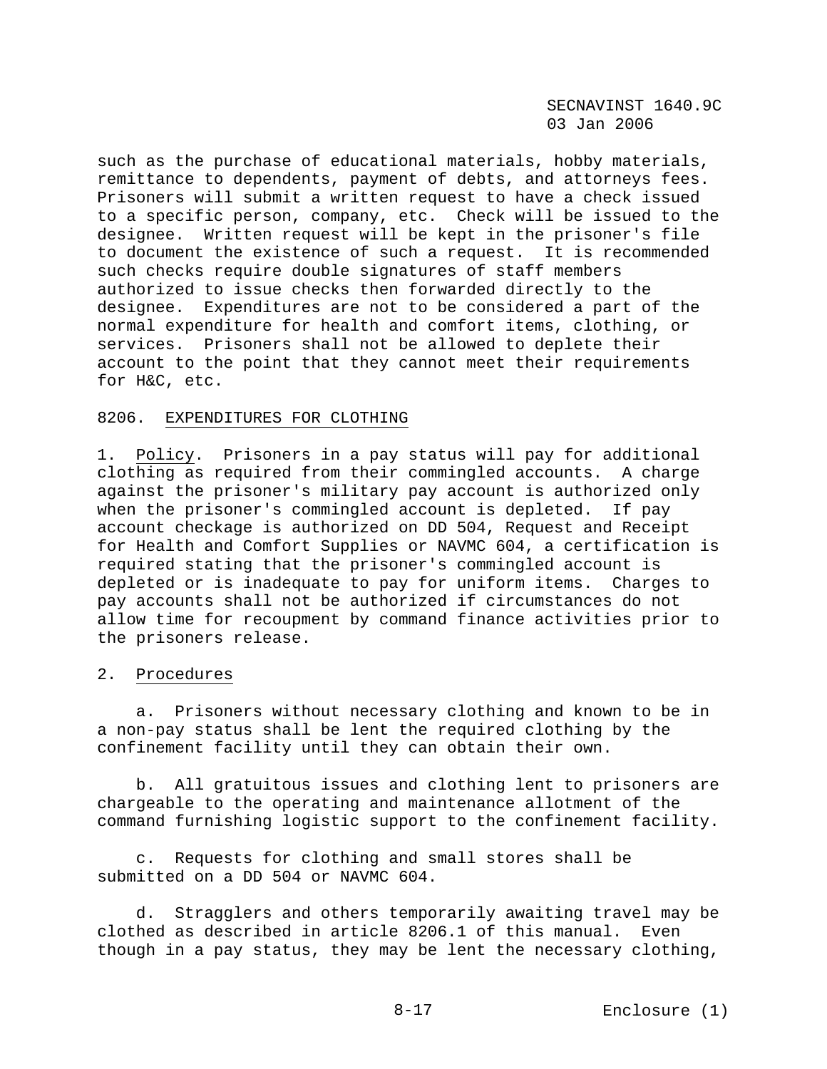such as the purchase of educational materials, hobby materials, remittance to dependents, payment of debts, and attorneys fees. Prisoners will submit a written request to have a check issued to a specific person, company, etc. Check will be issued to the designee. Written request will be kept in the prisoner's file to document the existence of such a request. It is recommended such checks require double signatures of staff members authorized to issue checks then forwarded directly to the designee. Expenditures are not to be considered a part of the normal expenditure for health and comfort items, clothing, or services. Prisoners shall not be allowed to deplete their account to the point that they cannot meet their requirements for H&C, etc.

8206. EXPENDITURES FOR CLOTHING

1. Policy. Prisoners in a pay status will pay for additional clothing as required from their commingled accounts. A charge against the prisoner's military pay account is authorized only when the prisoner's commingled account is depleted. If pay account checkage is authorized on DD 504, Request and Receipt for Health and Comfort Supplies or NAVMC 604, a certification is required stating that the prisoner's commingled account is depleted or is inadequate to pay for uniform items. Charges to pay accounts shall not be authorized if circumstances do not allow time for recoupment by command finance activities prior to the prisoners release.

2. Procedures

a. Prisoners without necessary clothing and known to be in a non-pay status shall be lent the required clothing by the confinement facility until they can obtain their own.

b. All gratuitous issues and clothing lent to prisoners are chargeable to the operating and maintenance allotment of the command furnishing logistic support to the confinement facility.

c. Requests for clothing and small stores shall be submitted on a DD 504 or NAVMC 604.

d. Stragglers and others temporarily awaiting travel may be clothed as described in article 8206.1 of this manual. Even though in a pay status, they may be lent the necessary clothing,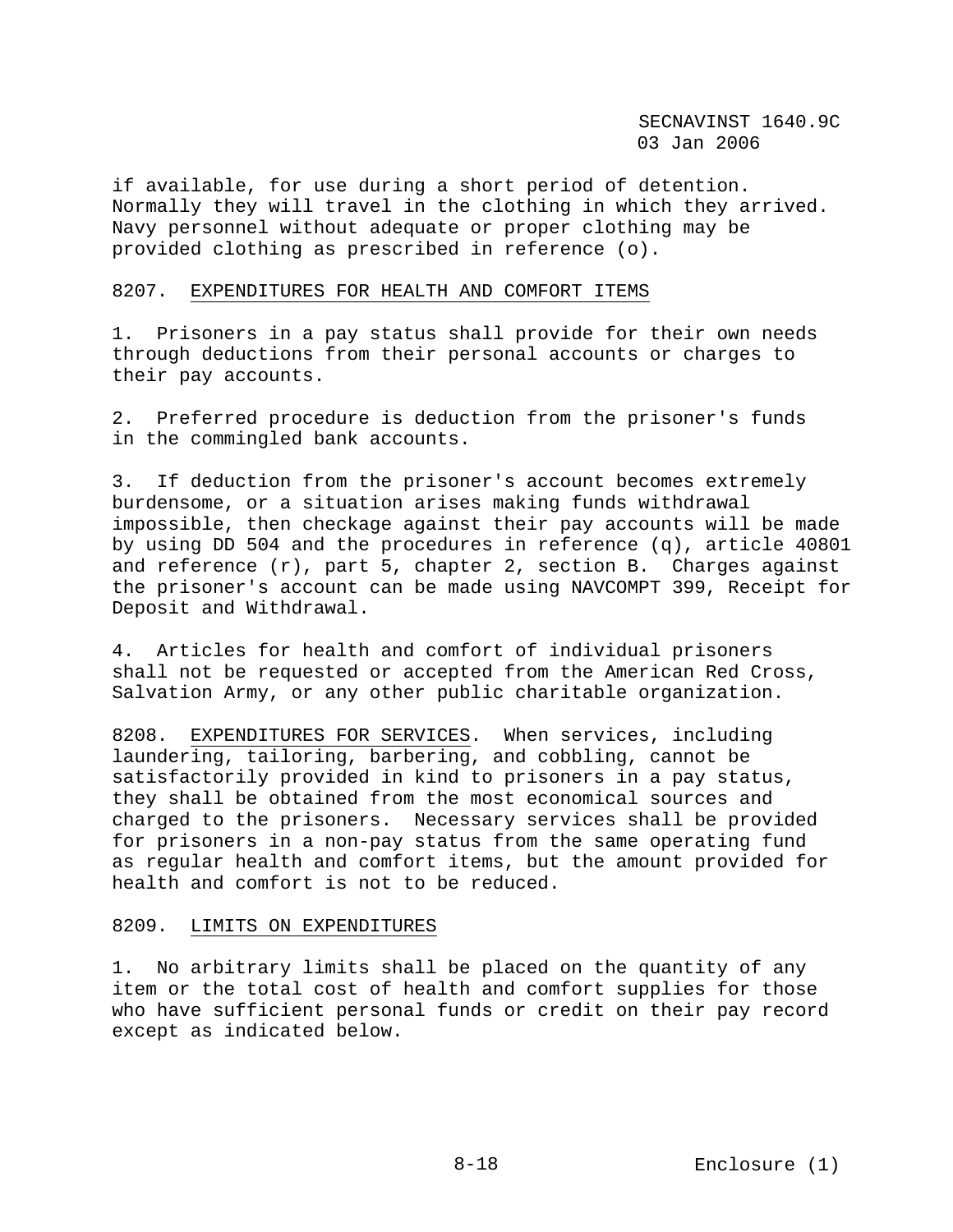if available, for use during a short period of detention. Normally they will travel in the clothing in which they arrived. Navy personnel without adequate or proper clothing may be provided clothing as prescribed in reference (o).

8207. EXPENDITURES FOR HEALTH AND COMFORT ITEMS

1. Prisoners in a pay status shall provide for their own needs through deductions from their personal accounts or charges to their pay accounts.

2. Preferred procedure is deduction from the prisoner's funds in the commingled bank accounts.

3. If deduction from the prisoner's account becomes extremely burdensome, or a situation arises making funds withdrawal impossible, then checkage against their pay accounts will be made by using DD 504 and the procedures in reference (q), article 40801 and reference (r), part 5, chapter 2, section B. Charges against the prisoner's account can be made using NAVCOMPT 399, Receipt for Deposit and Withdrawal.

4. Articles for health and comfort of individual prisoners shall not be requested or accepted from the American Red Cross, Salvation Army, or any other public charitable organization.

8208. EXPENDITURES FOR SERVICES. When services, including laundering, tailoring, barbering, and cobbling, cannot be satisfactorily provided in kind to prisoners in a pay status, they shall be obtained from the most economical sources and charged to the prisoners. Necessary services shall be provided for prisoners in a non-pay status from the same operating fund as regular health and comfort items, but the amount provided for health and comfort is not to be reduced.

8209. LIMITS ON EXPENDITURES

1. No arbitrary limits shall be placed on the quantity of any item or the total cost of health and comfort supplies for those who have sufficient personal funds or credit on their pay record except as indicated below.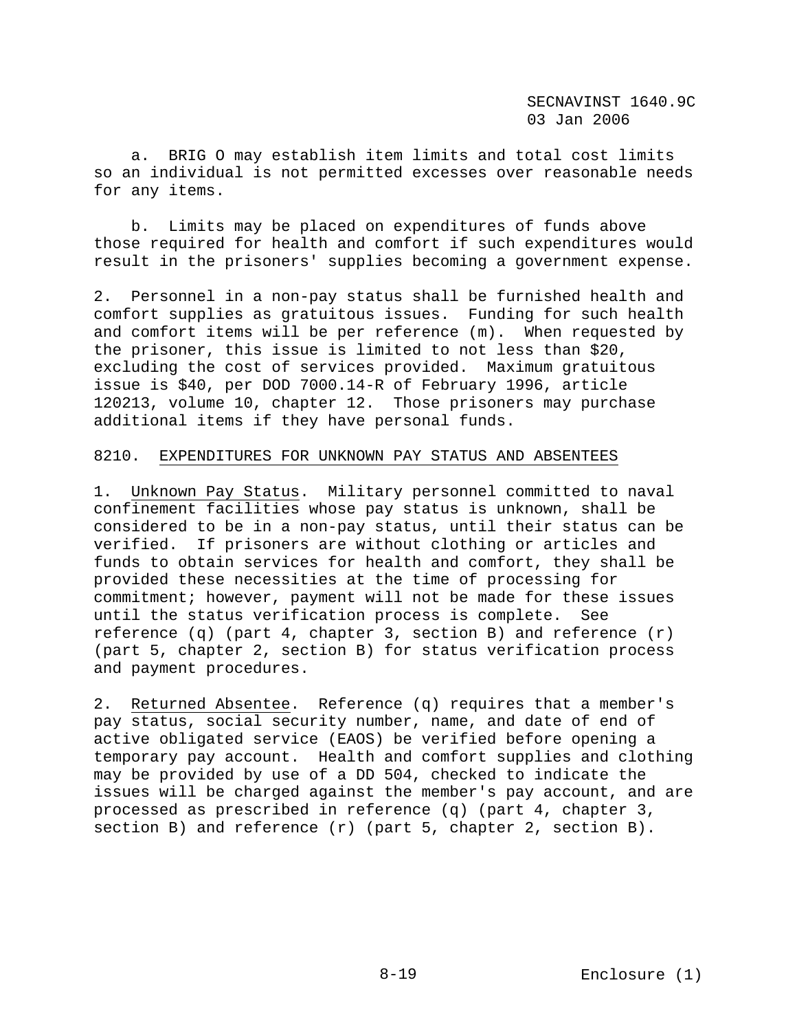a. BRIG O may establish item limits and total cost limits so an individual is not permitted excesses over reasonable needs for any items.

b. Limits may be placed on expenditures of funds above those required for health and comfort if such expenditures would result in the prisoners' supplies becoming a government expense.

2. Personnel in a non-pay status shall be furnished health and comfort supplies as gratuitous issues. Funding for such health and comfort items will be per reference (m). When requested by the prisoner, this issue is limited to not less than $20, excluding the cost of services provided. Maximum gratuitous issue is $40, per DOD 7000.14-R of February 1996, article 120213, volume 10, chapter 12. Those prisoners may purchase additional items if they have personal funds.

## 8210. EXPENDITURES FOR UNKNOWN PAY STATUS AND ABSENTEES

1. Unknown Pay Status. Military personnel committed to naval confinement facilities whose pay status is unknown, shall be considered to be in a non-pay status, until their status can be verified. If prisoners are without clothing or articles and funds to obtain services for health and comfort, they shall be provided these necessities at the time of processing for commitment; however, payment will not be made for these issues until the status verification process is complete. See reference (q) (part 4, chapter 3, section B) and reference (r) (part 5, chapter 2, section B) for status verification process and payment procedures.

2. Returned Absentee. Reference (q) requires that a member's pay status, social security number, name, and date of end of active obligated service (EAOS) be verified before opening a temporary pay account. Health and comfort supplies and clothing may be provided by use of a DD 504, checked to indicate the issues will be charged against the member's pay account, and are processed as prescribed in reference (q) (part 4, chapter 3, section B) and reference (r) (part 5, chapter 2, section B).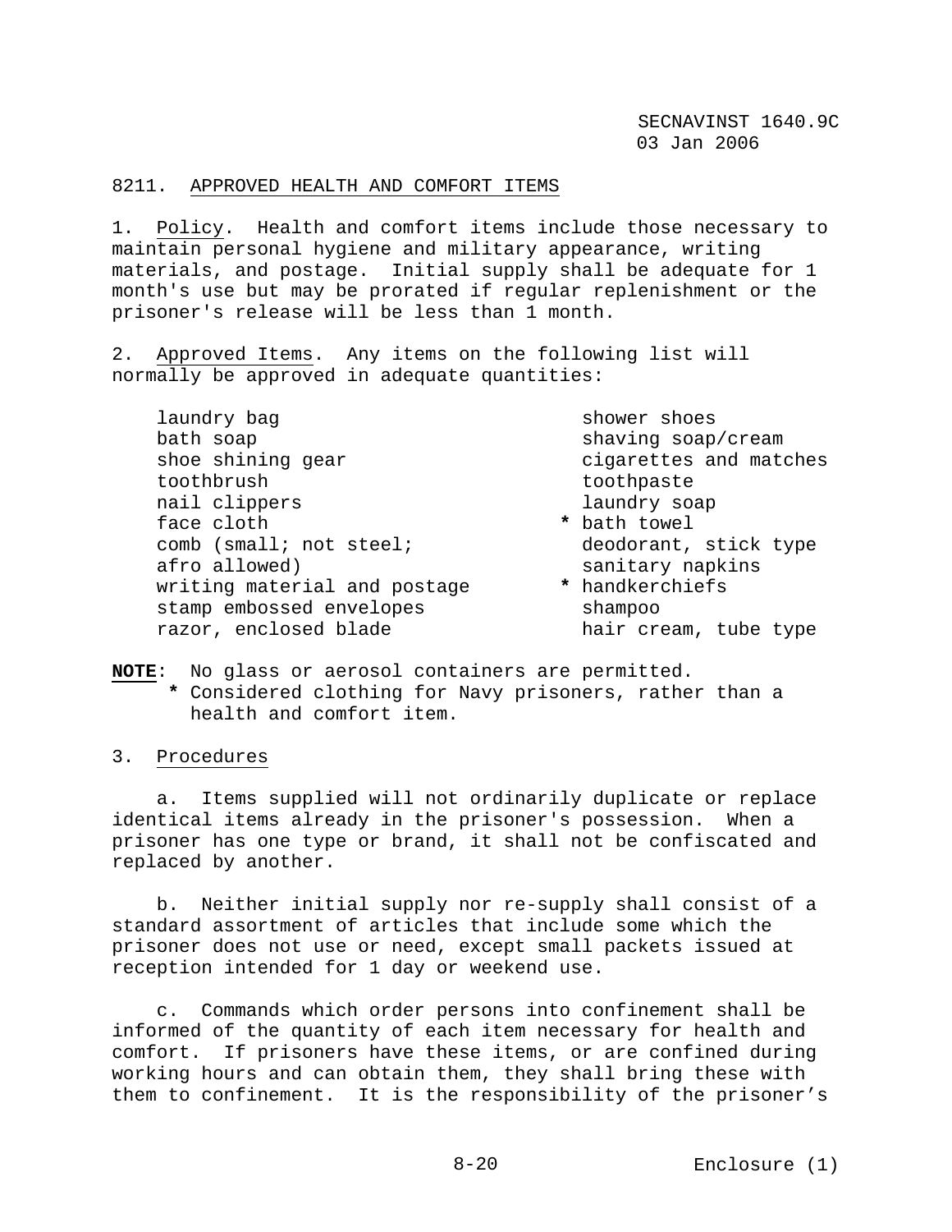## 8211. APPROVED HEALTH AND COMFORT ITEMS

1. Policy. Health and comfort items include those necessary to maintain personal hygiene and military appearance, writing materials, and postage. Initial supply shall be adequate for 1 month's use but may be prorated if regular replenishment or the prisoner's release will be less than 1 month.

2. Approved Items. Any items on the following list will normally be approved in adequate quantities:

- laundry bag
- bath soap
- shoe shining gear
- toothbrush
- nail clippers
- face cloth
- comb (small; not steel; afro allowed)
- writing material and postage
- stamp embossed envelopes
- razor, enclosed blade
- shower shoes
- shaving soap/cream
- cigarettes and matches
- toothpaste
- laundry soap
- * bath towel
- deodorant, stick type
- sanitary napkins
- * handkerchiefs
- shampoo
- hair cream, tube type

**NOTE**: No glass or aerosol containers are permitted.
* Considered clothing for Navy prisoners, rather than a health and comfort item.

3. Procedures

a. Items supplied will not ordinarily duplicate or replace identical items already in the prisoner's possession. When a prisoner has one type or brand, it shall not be confiscated and replaced by another.

b. Neither initial supply nor re-supply shall consist of a standard assortment of articles that include some which the prisoner does not use or need, except small packets issued at reception intended for 1 day or weekend use.

c. Commands which order persons into confinement shall be informed of the quantity of each item necessary for health and comfort. If prisoners have these items, or are confined during working hours and can obtain them, they shall bring these with them to confinement. It is the responsibility of the prisoner's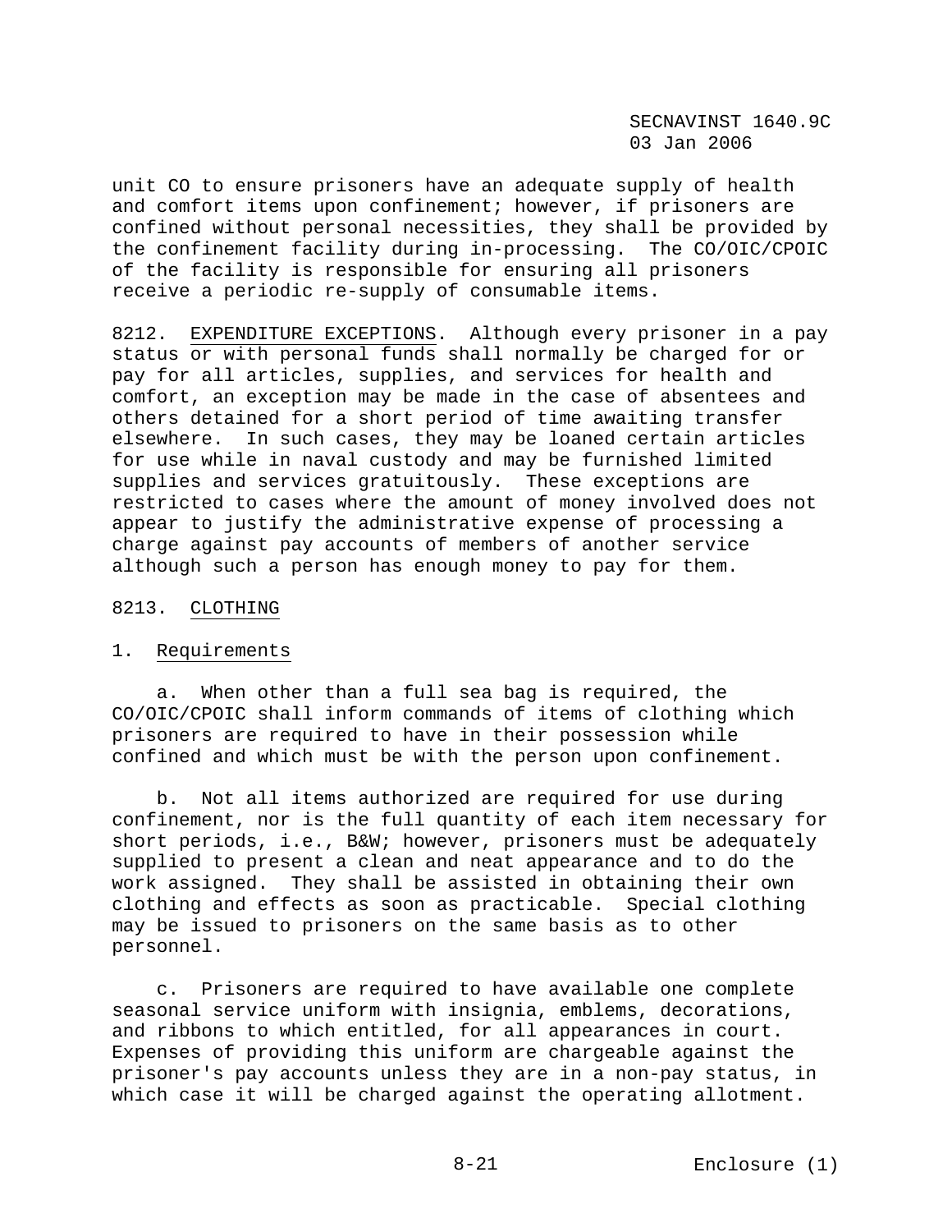unit CO to ensure prisoners have an adequate supply of health and comfort items upon confinement; however, if prisoners are confined without personal necessities, they shall be provided by the confinement facility during in-processing. The CO/OIC/CPOIC of the facility is responsible for ensuring all prisoners receive a periodic re-supply of consumable items.

8212. EXPENDITURE EXCEPTIONS. Although every prisoner in a pay status or with personal funds shall normally be charged for or pay for all articles, supplies, and services for health and comfort, an exception may be made in the case of absentees and others detained for a short period of time awaiting transfer elsewhere. In such cases, they may be loaned certain articles for use while in naval custody and may be furnished limited supplies and services gratuitously. These exceptions are restricted to cases where the amount of money involved does not appear to justify the administrative expense of processing a charge against pay accounts of members of another service although such a person has enough money to pay for them.

8213. CLOTHING

1. Requirements

a. When other than a full sea bag is required, the CO/OIC/CPOIC shall inform commands of items of clothing which prisoners are required to have in their possession while confined and which must be with the person upon confinement.

b. Not all items authorized are required for use during confinement, nor is the full quantity of each item necessary for short periods, i.e., B&W; however, prisoners must be adequately supplied to present a clean and neat appearance and to do the work assigned. They shall be assisted in obtaining their own clothing and effects as soon as practicable. Special clothing may be issued to prisoners on the same basis as to other personnel.

c. Prisoners are required to have available one complete seasonal service uniform with insignia, emblems, decorations, and ribbons to which entitled, for all appearances in court. Expenses of providing this uniform are chargeable against the prisoner's pay accounts unless they are in a non-pay status, in which case it will be charged against the operating allotment.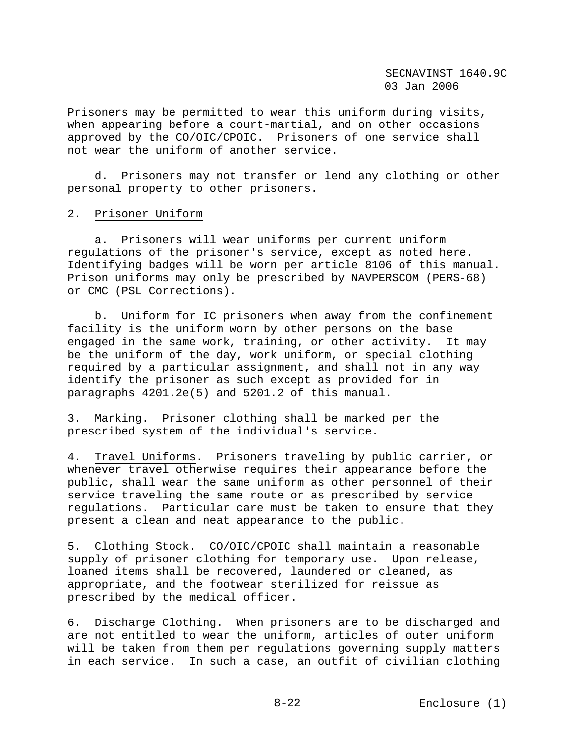Prisoners may be permitted to wear this uniform during visits, when appearing before a court-martial, and on other occasions approved by the CO/OIC/CPOIC. Prisoners of one service shall not wear the uniform of another service.

d. Prisoners may not transfer or lend any clothing or other personal property to other prisoners.

2. Prisoner Uniform

a. Prisoners will wear uniforms per current uniform regulations of the prisoner's service, except as noted here. Identifying badges will be worn per article 8106 of this manual. Prison uniforms may only be prescribed by NAVPERSCOM (PERS-68) or CMC (PSL Corrections).

b. Uniform for IC prisoners when away from the confinement facility is the uniform worn by other persons on the base engaged in the same work, training, or other activity. It may be the uniform of the day, work uniform, or special clothing required by a particular assignment, and shall not in any way identify the prisoner as such except as provided for in paragraphs 4201.2e(5) and 5201.2 of this manual.

3. Marking. Prisoner clothing shall be marked per the prescribed system of the individual's service.

4. Travel Uniforms. Prisoners traveling by public carrier, or whenever travel otherwise requires their appearance before the public, shall wear the same uniform as other personnel of their service traveling the same route or as prescribed by service regulations. Particular care must be taken to ensure that they present a clean and neat appearance to the public.

5. Clothing Stock. CO/OIC/CPOIC shall maintain a reasonable supply of prisoner clothing for temporary use. Upon release, loaned items shall be recovered, laundered or cleaned, as appropriate, and the footwear sterilized for reissue as prescribed by the medical officer.

6. Discharge Clothing. When prisoners are to be discharged and are not entitled to wear the uniform, articles of outer uniform will be taken from them per regulations governing supply matters in each service. In such a case, an outfit of civilian clothing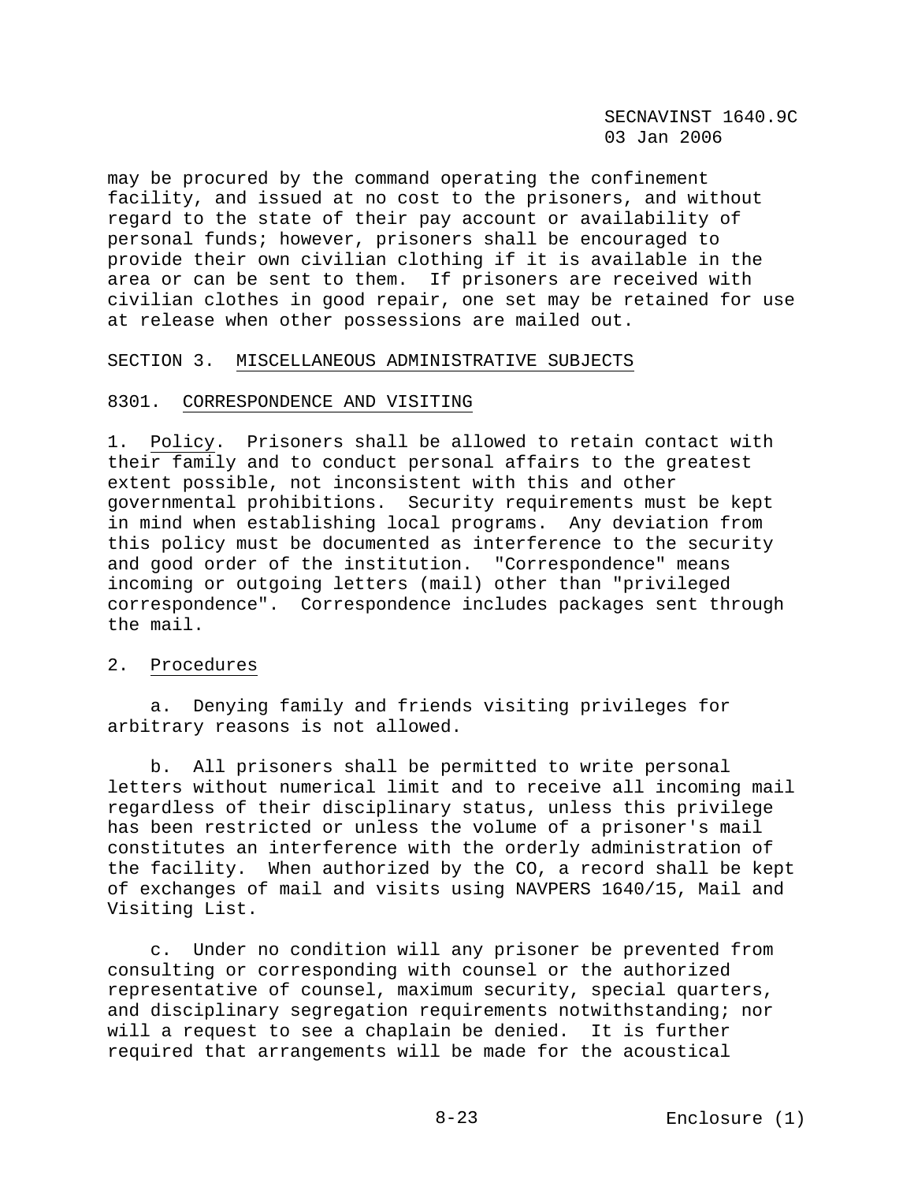may be procured by the command operating the confinement facility, and issued at no cost to the prisoners, and without regard to the state of their pay account or availability of personal funds; however, prisoners shall be encouraged to provide their own civilian clothing if it is available in the area or can be sent to them. If prisoners are received with civilian clothes in good repair, one set may be retained for use at release when other possessions are mailed out.

## SECTION 3. MISCELLANEOUS ADMINISTRATIVE SUBJECTS

### 8301. CORRESPONDENCE AND VISITING

1. Policy. Prisoners shall be allowed to retain contact with their family and to conduct personal affairs to the greatest extent possible, not inconsistent with this and other governmental prohibitions. Security requirements must be kept in mind when establishing local programs. Any deviation from this policy must be documented as interference to the security and good order of the institution. "Correspondence" means incoming or outgoing letters (mail) other than "privileged correspondence". Correspondence includes packages sent through the mail.

2. Procedures

   a. Denying family and friends visiting privileges for arbitrary reasons is not allowed.

   b. All prisoners shall be permitted to write personal letters without numerical limit and to receive all incoming mail regardless of their disciplinary status, unless this privilege has been restricted or unless the volume of a prisoner's mail constitutes an interference with the orderly administration of the facility. When authorized by the CO, a record shall be kept of exchanges of mail and visits using NAVPERS 1640/15, Mail and Visiting List.

   c. Under no condition will any prisoner be prevented from consulting or corresponding with counsel or the authorized representative of counsel, maximum security, special quarters, and disciplinary segregation requirements notwithstanding; nor will a request to see a chaplain be denied. It is further required that arrangements will be made for the acoustical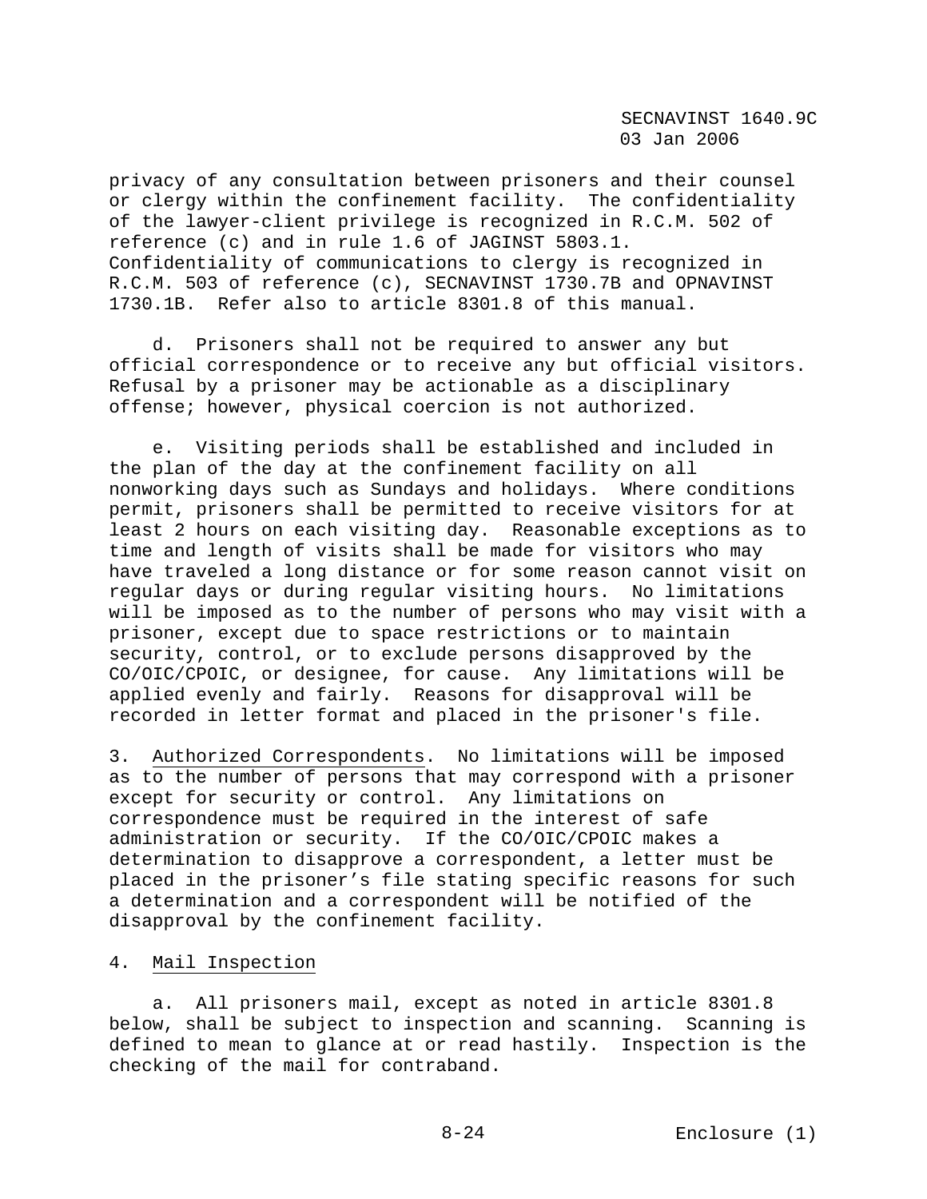privacy of any consultation between prisoners and their counsel or clergy within the confinement facility. The confidentiality of the lawyer-client privilege is recognized in R.C.M. 502 of reference (c) and in rule 1.6 of JAGINST 5803.1. Confidentiality of communications to clergy is recognized in R.C.M. 503 of reference (c), SECNAVINST 1730.7B and OPNAVINST 1730.1B. Refer also to article 8301.8 of this manual.

d. Prisoners shall not be required to answer any but official correspondence or to receive any but official visitors. Refusal by a prisoner may be actionable as a disciplinary offense; however, physical coercion is not authorized.

e. Visiting periods shall be established and included in the plan of the day at the confinement facility on all nonworking days such as Sundays and holidays. Where conditions permit, prisoners shall be permitted to receive visitors for at least 2 hours on each visiting day. Reasonable exceptions as to time and length of visits shall be made for visitors who may have traveled a long distance or for some reason cannot visit on regular days or during regular visiting hours. No limitations will be imposed as to the number of persons who may visit with a prisoner, except due to space restrictions or to maintain security, control, or to exclude persons disapproved by the CO/OIC/CPOIC, or designee, for cause. Any limitations will be applied evenly and fairly. Reasons for disapproval will be recorded in letter format and placed in the prisoner's file.

3. Authorized Correspondents. No limitations will be imposed as to the number of persons that may correspond with a prisoner except for security or control. Any limitations on correspondence must be required in the interest of safe administration or security. If the CO/OIC/CPOIC makes a determination to disapprove a correspondent, a letter must be placed in the prisoner's file stating specific reasons for such a determination and a correspondent will be notified of the disapproval by the confinement facility.

4. Mail Inspection

a. All prisoners mail, except as noted in article 8301.8 below, shall be subject to inspection and scanning. Scanning is defined to mean to glance at or read hastily. Inspection is the checking of the mail for contraband.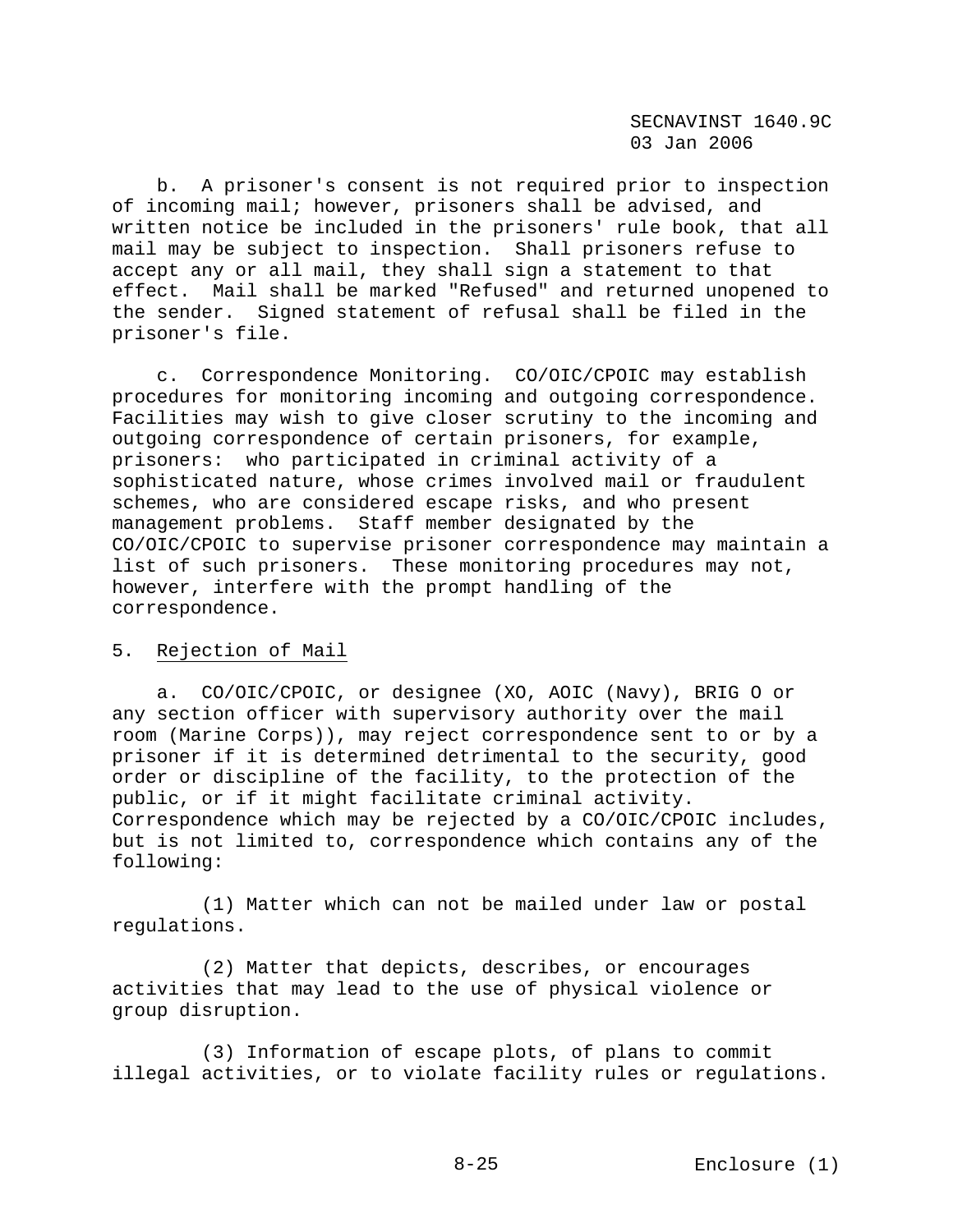b. A prisoner's consent is not required prior to inspection of incoming mail; however, prisoners shall be advised, and written notice be included in the prisoners' rule book, that all mail may be subject to inspection. Shall prisoners refuse to accept any or all mail, they shall sign a statement to that effect. Mail shall be marked "Refused" and returned unopened to the sender. Signed statement of refusal shall be filed in the prisoner's file.

c. Correspondence Monitoring. CO/OIC/CPOIC may establish procedures for monitoring incoming and outgoing correspondence. Facilities may wish to give closer scrutiny to the incoming and outgoing correspondence of certain prisoners, for example, prisoners: who participated in criminal activity of a sophisticated nature, whose crimes involved mail or fraudulent schemes, who are considered escape risks, and who present management problems. Staff member designated by the CO/OIC/CPOIC to supervise prisoner correspondence may maintain a list of such prisoners. These monitoring procedures may not, however, interfere with the prompt handling of the correspondence.

5. Rejection of Mail

a. CO/OIC/CPOIC, or designee (XO, AOIC (Navy), BRIG O or any section officer with supervisory authority over the mail room (Marine Corps)), may reject correspondence sent to or by a prisoner if it is determined detrimental to the security, good order or discipline of the facility, to the protection of the public, or if it might facilitate criminal activity. Correspondence which may be rejected by a CO/OIC/CPOIC includes, but is not limited to, correspondence which contains any of the following:

(1) Matter which can not be mailed under law or postal regulations.

(2) Matter that depicts, describes, or encourages activities that may lead to the use of physical violence or group disruption.

(3) Information of escape plots, of plans to commit illegal activities, or to violate facility rules or regulations.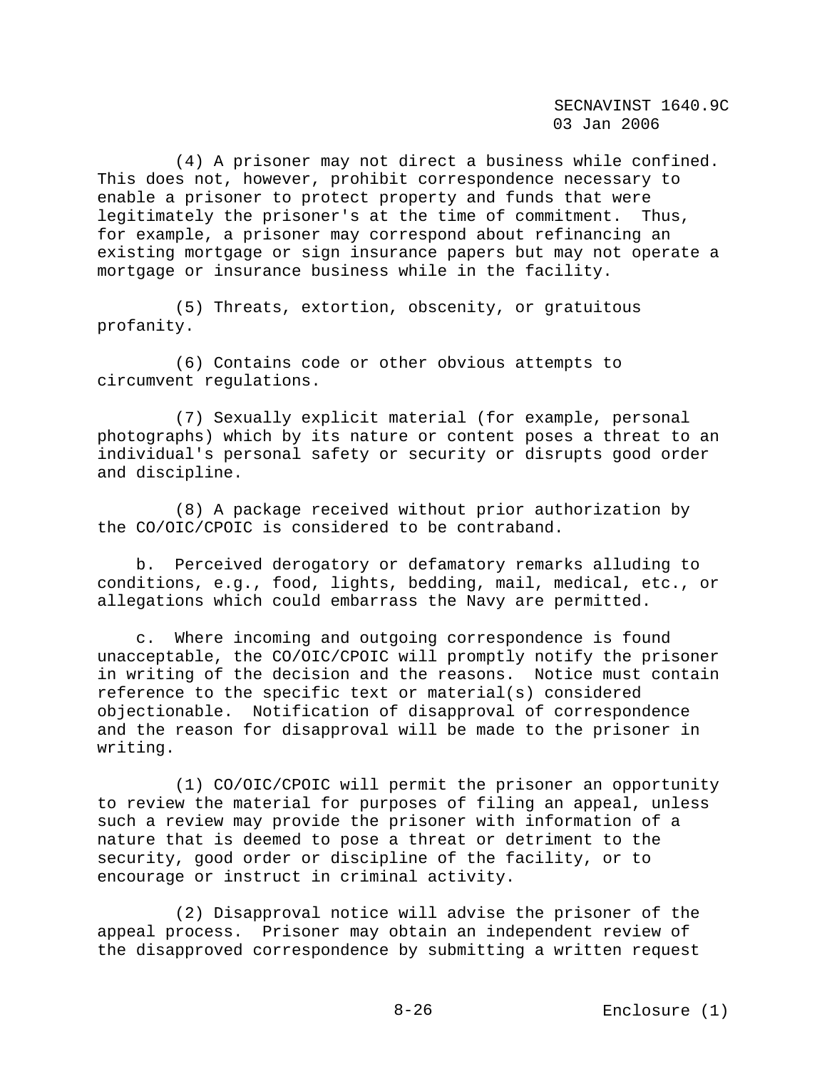(4) A prisoner may not direct a business while confined. This does not, however, prohibit correspondence necessary to enable a prisoner to protect property and funds that were legitimately the prisoner's at the time of commitment. Thus, for example, a prisoner may correspond about refinancing an existing mortgage or sign insurance papers but may not operate a mortgage or insurance business while in the facility.

(5) Threats, extortion, obscenity, or gratuitous profanity.

(6) Contains code or other obvious attempts to circumvent regulations.

(7) Sexually explicit material (for example, personal photographs) which by its nature or content poses a threat to an individual's personal safety or security or disrupts good order and discipline.

(8) A package received without prior authorization by the CO/OIC/CPOIC is considered to be contraband.

b. Perceived derogatory or defamatory remarks alluding to conditions, e.g., food, lights, bedding, mail, medical, etc., or allegations which could embarrass the Navy are permitted.

c. Where incoming and outgoing correspondence is found unacceptable, the CO/OIC/CPOIC will promptly notify the prisoner in writing of the decision and the reasons. Notice must contain reference to the specific text or material(s) considered objectionable. Notification of disapproval of correspondence and the reason for disapproval will be made to the prisoner in writing.

(1) CO/OIC/CPOIC will permit the prisoner an opportunity to review the material for purposes of filing an appeal, unless such a review may provide the prisoner with information of a nature that is deemed to pose a threat or detriment to the security, good order or discipline of the facility, or to encourage or instruct in criminal activity.

(2) Disapproval notice will advise the prisoner of the appeal process. Prisoner may obtain an independent review of the disapproved correspondence by submitting a written request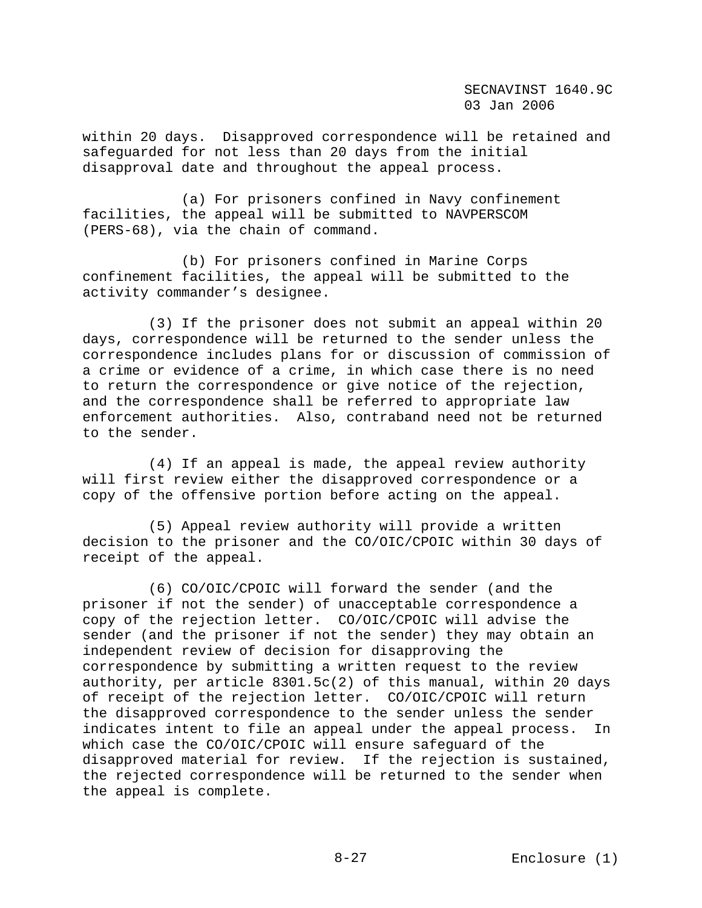within 20 days. Disapproved correspondence will be retained and safeguarded for not less than 20 days from the initial disapproval date and throughout the appeal process.

(a) For prisoners confined in Navy confinement facilities, the appeal will be submitted to NAVPERSCOM (PERS-68), via the chain of command.

(b) For prisoners confined in Marine Corps confinement facilities, the appeal will be submitted to the activity commander's designee.

(3) If the prisoner does not submit an appeal within 20 days, correspondence will be returned to the sender unless the correspondence includes plans for or discussion of commission of a crime or evidence of a crime, in which case there is no need to return the correspondence or give notice of the rejection, and the correspondence shall be referred to appropriate law enforcement authorities. Also, contraband need not be returned to the sender.

(4) If an appeal is made, the appeal review authority will first review either the disapproved correspondence or a copy of the offensive portion before acting on the appeal.

(5) Appeal review authority will provide a written decision to the prisoner and the CO/OIC/CPOIC within 30 days of receipt of the appeal.

(6) CO/OIC/CPOIC will forward the sender (and the prisoner if not the sender) of unacceptable correspondence a copy of the rejection letter. CO/OIC/CPOIC will advise the sender (and the prisoner if not the sender) they may obtain an independent review of decision for disapproving the correspondence by submitting a written request to the review authority, per article 8301.5c(2) of this manual, within 20 days of receipt of the rejection letter. CO/OIC/CPOIC will return the disapproved correspondence to the sender unless the sender indicates intent to file an appeal under the appeal process. In which case the CO/OIC/CPOIC will ensure safeguard of the disapproved material for review. If the rejection is sustained, the rejected correspondence will be returned to the sender when the appeal is complete.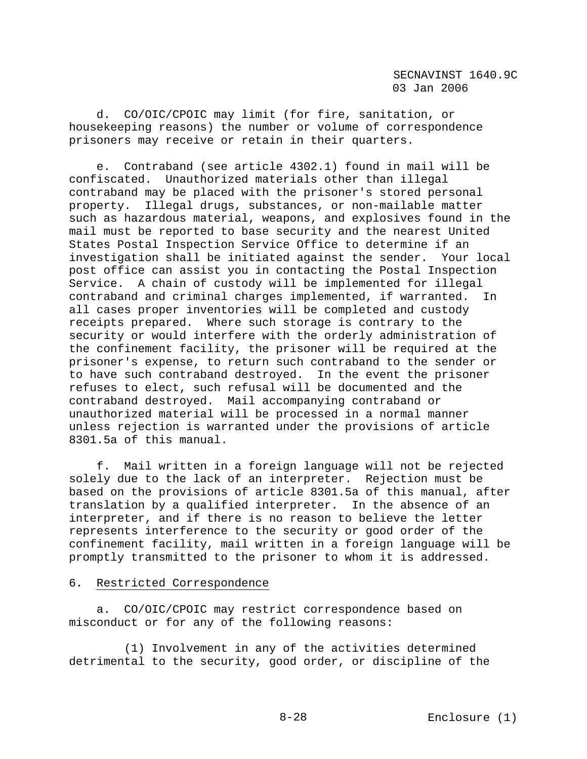d. CO/OIC/CPOIC may limit (for fire, sanitation, or housekeeping reasons) the number or volume of correspondence prisoners may receive or retain in their quarters.

e. Contraband (see article 4302.1) found in mail will be confiscated. Unauthorized materials other than illegal contraband may be placed with the prisoner's stored personal property. Illegal drugs, substances, or non-mailable matter such as hazardous material, weapons, and explosives found in the mail must be reported to base security and the nearest United States Postal Inspection Service Office to determine if an investigation shall be initiated against the sender. Your local post office can assist you in contacting the Postal Inspection Service. A chain of custody will be implemented for illegal contraband and criminal charges implemented, if warranted. In all cases proper inventories will be completed and custody receipts prepared. Where such storage is contrary to the security or would interfere with the orderly administration of the confinement facility, the prisoner will be required at the prisoner's expense, to return such contraband to the sender or to have such contraband destroyed. In the event the prisoner refuses to elect, such refusal will be documented and the contraband destroyed. Mail accompanying contraband or unauthorized material will be processed in a normal manner unless rejection is warranted under the provisions of article 8301.5a of this manual.

f. Mail written in a foreign language will not be rejected solely due to the lack of an interpreter. Rejection must be based on the provisions of article 8301.5a of this manual, after translation by a qualified interpreter. In the absence of an interpreter, and if there is no reason to believe the letter represents interference to the security or good order of the confinement facility, mail written in a foreign language will be promptly transmitted to the prisoner to whom it is addressed.

6. <u>Restricted Correspondence</u>

a. CO/OIC/CPOIC may restrict correspondence based on misconduct or for any of the following reasons:

(1) Involvement in any of the activities determined detrimental to the security, good order, or discipline of the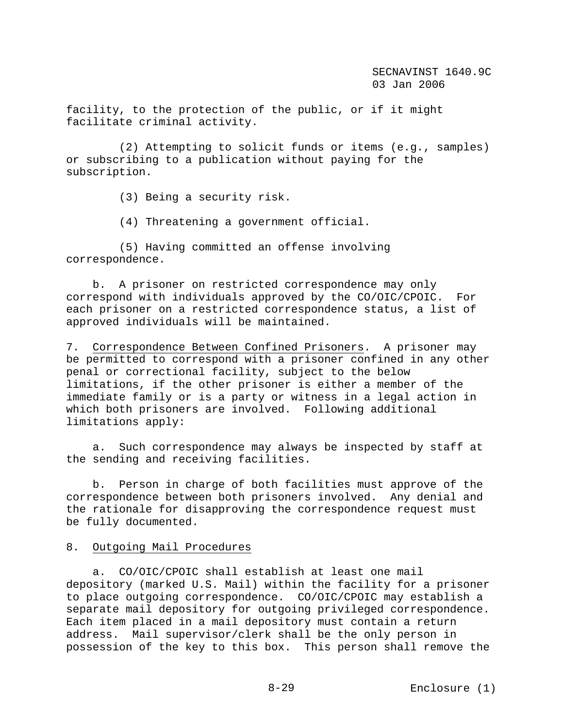facility, to the protection of the public, or if it might facilitate criminal activity.

(2) Attempting to solicit funds or items (e.g., samples) or subscribing to a publication without paying for the subscription.

(3) Being a security risk.

(4) Threatening a government official.

(5) Having committed an offense involving correspondence.

b. A prisoner on restricted correspondence may only correspond with individuals approved by the CO/OIC/CPOIC. For each prisoner on a restricted correspondence status, a list of approved individuals will be maintained.

7. Correspondence Between Confined Prisoners. A prisoner may be permitted to correspond with a prisoner confined in any other penal or correctional facility, subject to the below limitations, if the other prisoner is either a member of the immediate family or is a party or witness in a legal action in which both prisoners are involved. Following additional limitations apply:

a. Such correspondence may always be inspected by staff at the sending and receiving facilities.

b. Person in charge of both facilities must approve of the correspondence between both prisoners involved. Any denial and the rationale for disapproving the correspondence request must be fully documented.

8. Outgoing Mail Procedures

a. CO/OIC/CPOIC shall establish at least one mail depository (marked U.S. Mail) within the facility for a prisoner to place outgoing correspondence. CO/OIC/CPOIC may establish a separate mail depository for outgoing privileged correspondence. Each item placed in a mail depository must contain a return address. Mail supervisor/clerk shall be the only person in possession of the key to this box. This person shall remove the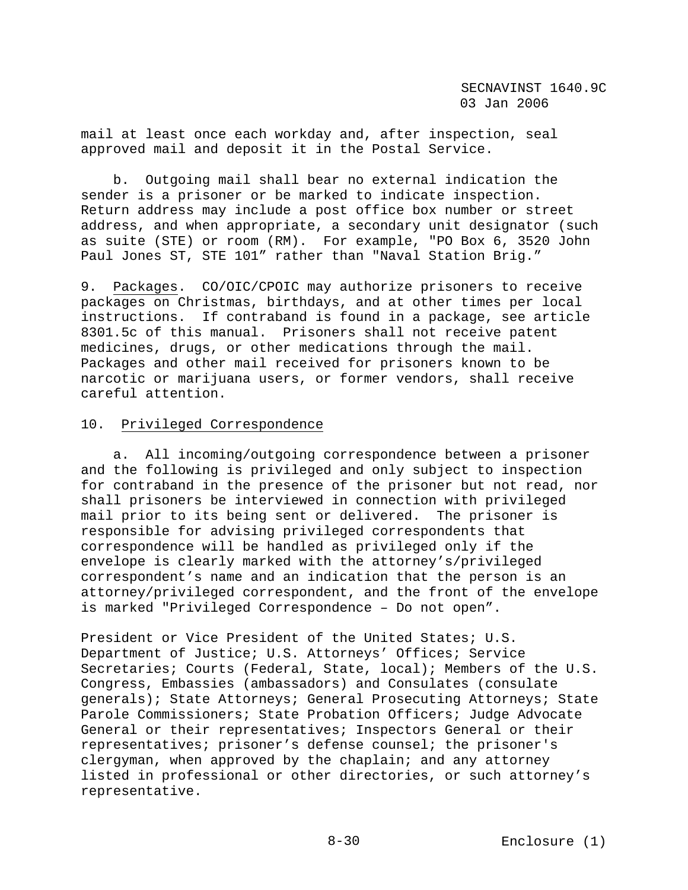mail at least once each workday and, after inspection, seal approved mail and deposit it in the Postal Service.

b. Outgoing mail shall bear no external indication the sender is a prisoner or be marked to indicate inspection. Return address may include a post office box number or street address, and when appropriate, a secondary unit designator (such as suite (STE) or room (RM). For example, "PO Box 6, 3520 John Paul Jones ST, STE 101" rather than "Naval Station Brig."

9. Packages. CO/OIC/CPOIC may authorize prisoners to receive packages on Christmas, birthdays, and at other times per local instructions. If contraband is found in a package, see article 8301.5c of this manual. Prisoners shall not receive patent medicines, drugs, or other medications through the mail. Packages and other mail received for prisoners known to be narcotic or marijuana users, or former vendors, shall receive careful attention.

10. Privileged Correspondence

a. All incoming/outgoing correspondence between a prisoner and the following is privileged and only subject to inspection for contraband in the presence of the prisoner but not read, nor shall prisoners be interviewed in connection with privileged mail prior to its being sent or delivered. The prisoner is responsible for advising privileged correspondents that correspondence will be handled as privileged only if the envelope is clearly marked with the attorney's/privileged correspondent's name and an indication that the person is an attorney/privileged correspondent, and the front of the envelope is marked "Privileged Correspondence – Do not open".

President or Vice President of the United States; U.S. Department of Justice; U.S. Attorneys' Offices; Service Secretaries; Courts (Federal, State, local); Members of the U.S. Congress, Embassies (ambassadors) and Consulates (consulate generals); State Attorneys; General Prosecuting Attorneys; State Parole Commissioners; State Probation Officers; Judge Advocate General or their representatives; Inspectors General or their representatives; prisoner's defense counsel; the prisoner's clergyman, when approved by the chaplain; and any attorney listed in professional or other directories, or such attorney's representative.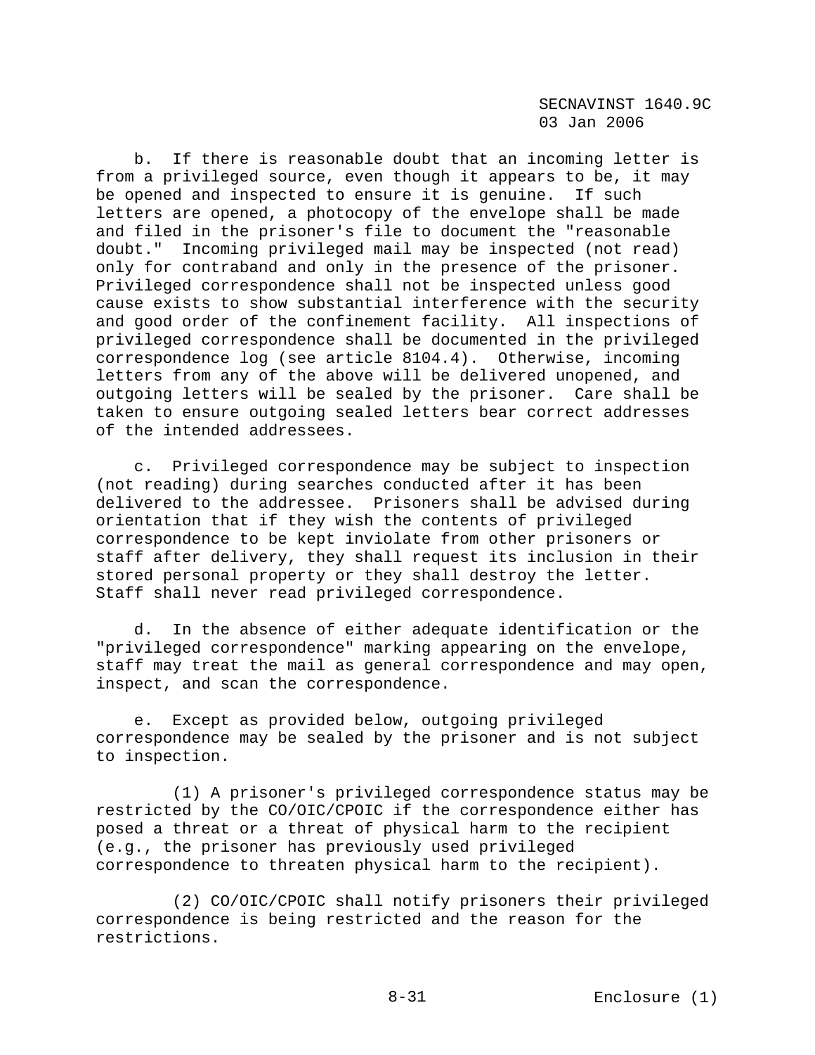b. If there is reasonable doubt that an incoming letter is from a privileged source, even though it appears to be, it may be opened and inspected to ensure it is genuine. If such letters are opened, a photocopy of the envelope shall be made and filed in the prisoner's file to document the "reasonable doubt." Incoming privileged mail may be inspected (not read) only for contraband and only in the presence of the prisoner. Privileged correspondence shall not be inspected unless good cause exists to show substantial interference with the security and good order of the confinement facility. All inspections of privileged correspondence shall be documented in the privileged correspondence log (see article 8104.4). Otherwise, incoming letters from any of the above will be delivered unopened, and outgoing letters will be sealed by the prisoner. Care shall be taken to ensure outgoing sealed letters bear correct addresses of the intended addressees.

c. Privileged correspondence may be subject to inspection (not reading) during searches conducted after it has been delivered to the addressee. Prisoners shall be advised during orientation that if they wish the contents of privileged correspondence to be kept inviolate from other prisoners or staff after delivery, they shall request its inclusion in their stored personal property or they shall destroy the letter. Staff shall never read privileged correspondence.

d. In the absence of either adequate identification or the "privileged correspondence" marking appearing on the envelope, staff may treat the mail as general correspondence and may open, inspect, and scan the correspondence.

e. Except as provided below, outgoing privileged correspondence may be sealed by the prisoner and is not subject to inspection.

(1) A prisoner's privileged correspondence status may be restricted by the CO/OIC/CPOIC if the correspondence either has posed a threat or a threat of physical harm to the recipient (e.g., the prisoner has previously used privileged correspondence to threaten physical harm to the recipient).

(2) CO/OIC/CPOIC shall notify prisoners their privileged correspondence is being restricted and the reason for the restrictions.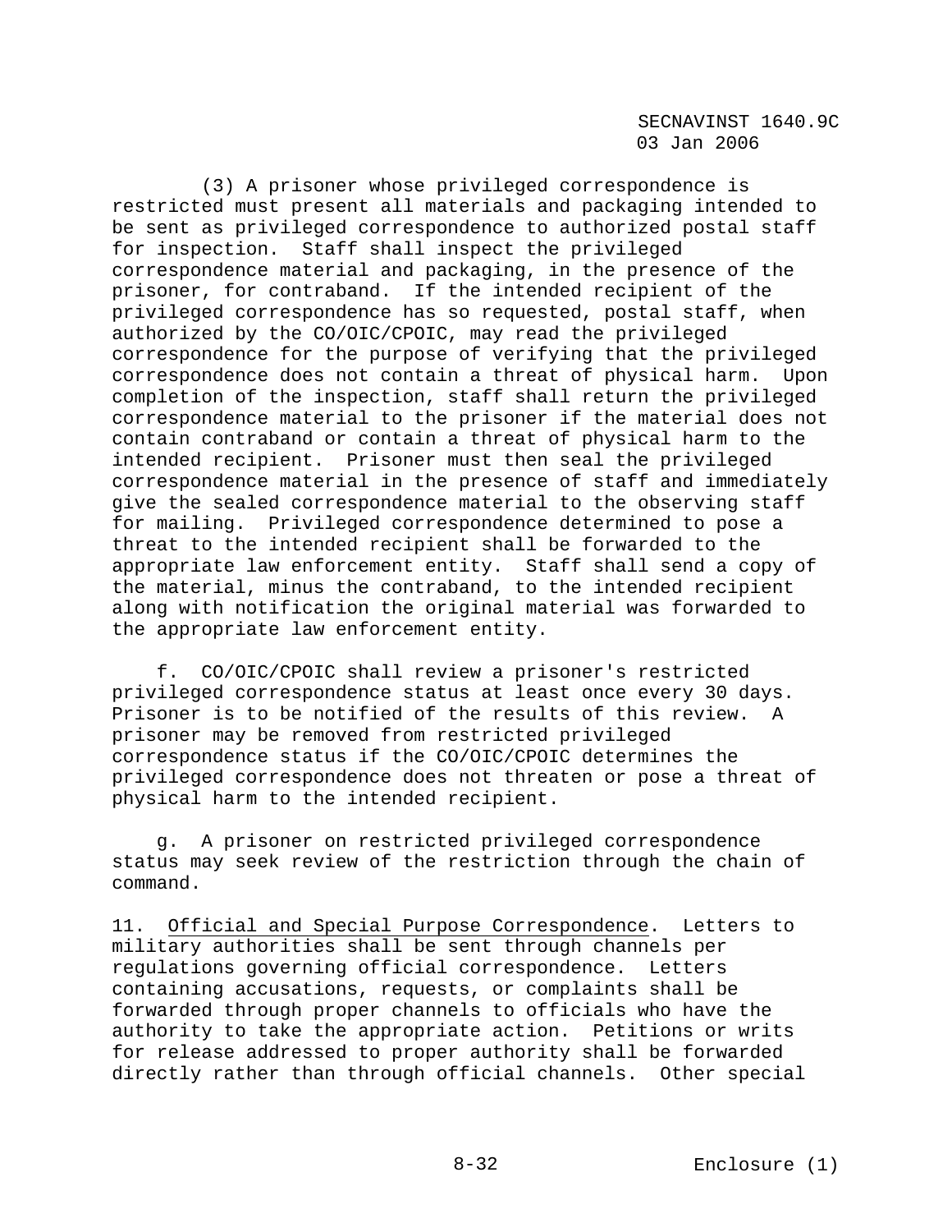(3) A prisoner whose privileged correspondence is restricted must present all materials and packaging intended to be sent as privileged correspondence to authorized postal staff for inspection. Staff shall inspect the privileged correspondence material and packaging, in the presence of the prisoner, for contraband. If the intended recipient of the privileged correspondence has so requested, postal staff, when authorized by the CO/OIC/CPOIC, may read the privileged correspondence for the purpose of verifying that the privileged correspondence does not contain a threat of physical harm. Upon completion of the inspection, staff shall return the privileged correspondence material to the prisoner if the material does not contain contraband or contain a threat of physical harm to the intended recipient. Prisoner must then seal the privileged correspondence material in the presence of staff and immediately give the sealed correspondence material to the observing staff for mailing. Privileged correspondence determined to pose a threat to the intended recipient shall be forwarded to the appropriate law enforcement entity. Staff shall send a copy of the material, minus the contraband, to the intended recipient along with notification the original material was forwarded to the appropriate law enforcement entity.

f. CO/OIC/CPOIC shall review a prisoner's restricted privileged correspondence status at least once every 30 days. Prisoner is to be notified of the results of this review. A prisoner may be removed from restricted privileged correspondence status if the CO/OIC/CPOIC determines the privileged correspondence does not threaten or pose a threat of physical harm to the intended recipient.

g. A prisoner on restricted privileged correspondence status may seek review of the restriction through the chain of command.

11. Official and Special Purpose Correspondence. Letters to military authorities shall be sent through channels per regulations governing official correspondence. Letters containing accusations, requests, or complaints shall be forwarded through proper channels to officials who have the authority to take the appropriate action. Petitions or writs for release addressed to proper authority shall be forwarded directly rather than through official channels. Other special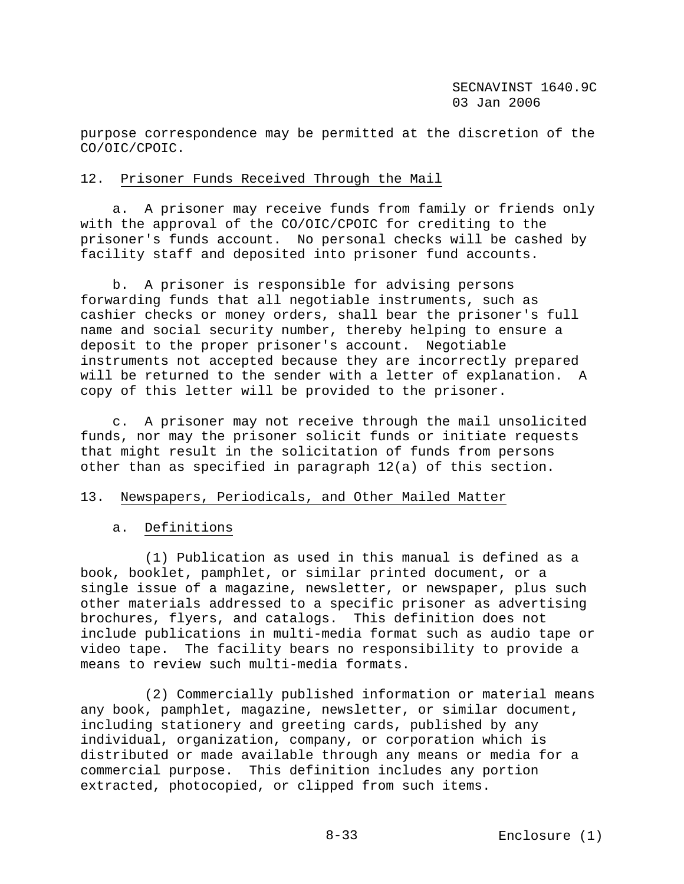purpose correspondence may be permitted at the discretion of the CO/OIC/CPOIC.

12. Prisoner Funds Received Through the Mail

a. A prisoner may receive funds from family or friends only with the approval of the CO/OIC/CPOIC for crediting to the prisoner's funds account. No personal checks will be cashed by facility staff and deposited into prisoner fund accounts.

b. A prisoner is responsible for advising persons forwarding funds that all negotiable instruments, such as cashier checks or money orders, shall bear the prisoner's full name and social security number, thereby helping to ensure a deposit to the proper prisoner's account. Negotiable instruments not accepted because they are incorrectly prepared will be returned to the sender with a letter of explanation. A copy of this letter will be provided to the prisoner.

c. A prisoner may not receive through the mail unsolicited funds, nor may the prisoner solicit funds or initiate requests that might result in the solicitation of funds from persons other than as specified in paragraph 12(a) of this section.

13. Newspapers, Periodicals, and Other Mailed Matter

a. Definitions

(1) Publication as used in this manual is defined as a book, booklet, pamphlet, or similar printed document, or a single issue of a magazine, newsletter, or newspaper, plus such other materials addressed to a specific prisoner as advertising brochures, flyers, and catalogs. This definition does not include publications in multi-media format such as audio tape or video tape. The facility bears no responsibility to provide a means to review such multi-media formats.

(2) Commercially published information or material means any book, pamphlet, magazine, newsletter, or similar document, including stationery and greeting cards, published by any individual, organization, company, or corporation which is distributed or made available through any means or media for a commercial purpose. This definition includes any portion extracted, photocopied, or clipped from such items.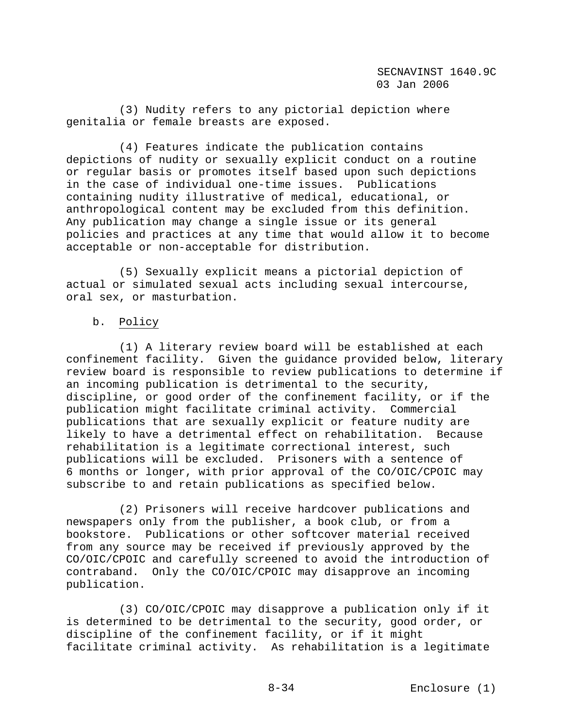(3) Nudity refers to any pictorial depiction where genitalia or female breasts are exposed.

(4) Features indicate the publication contains depictions of nudity or sexually explicit conduct on a routine or regular basis or promotes itself based upon such depictions in the case of individual one-time issues. Publications containing nudity illustrative of medical, educational, or anthropological content may be excluded from this definition. Any publication may change a single issue or its general policies and practices at any time that would allow it to become acceptable or non-acceptable for distribution.

(5) Sexually explicit means a pictorial depiction of actual or simulated sexual acts including sexual intercourse, oral sex, or masturbation.

b. Policy

(1) A literary review board will be established at each confinement facility. Given the guidance provided below, literary review board is responsible to review publications to determine if an incoming publication is detrimental to the security, discipline, or good order of the confinement facility, or if the publication might facilitate criminal activity. Commercial publications that are sexually explicit or feature nudity are likely to have a detrimental effect on rehabilitation. Because rehabilitation is a legitimate correctional interest, such publications will be excluded. Prisoners with a sentence of 6 months or longer, with prior approval of the CO/OIC/CPOIC may subscribe to and retain publications as specified below.

(2) Prisoners will receive hardcover publications and newspapers only from the publisher, a book club, or from a bookstore. Publications or other softcover material received from any source may be received if previously approved by the CO/OIC/CPOIC and carefully screened to avoid the introduction of contraband. Only the CO/OIC/CPOIC may disapprove an incoming publication.

(3) CO/OIC/CPOIC may disapprove a publication only if it is determined to be detrimental to the security, good order, or discipline of the confinement facility, or if it might facilitate criminal activity. As rehabilitation is a legitimate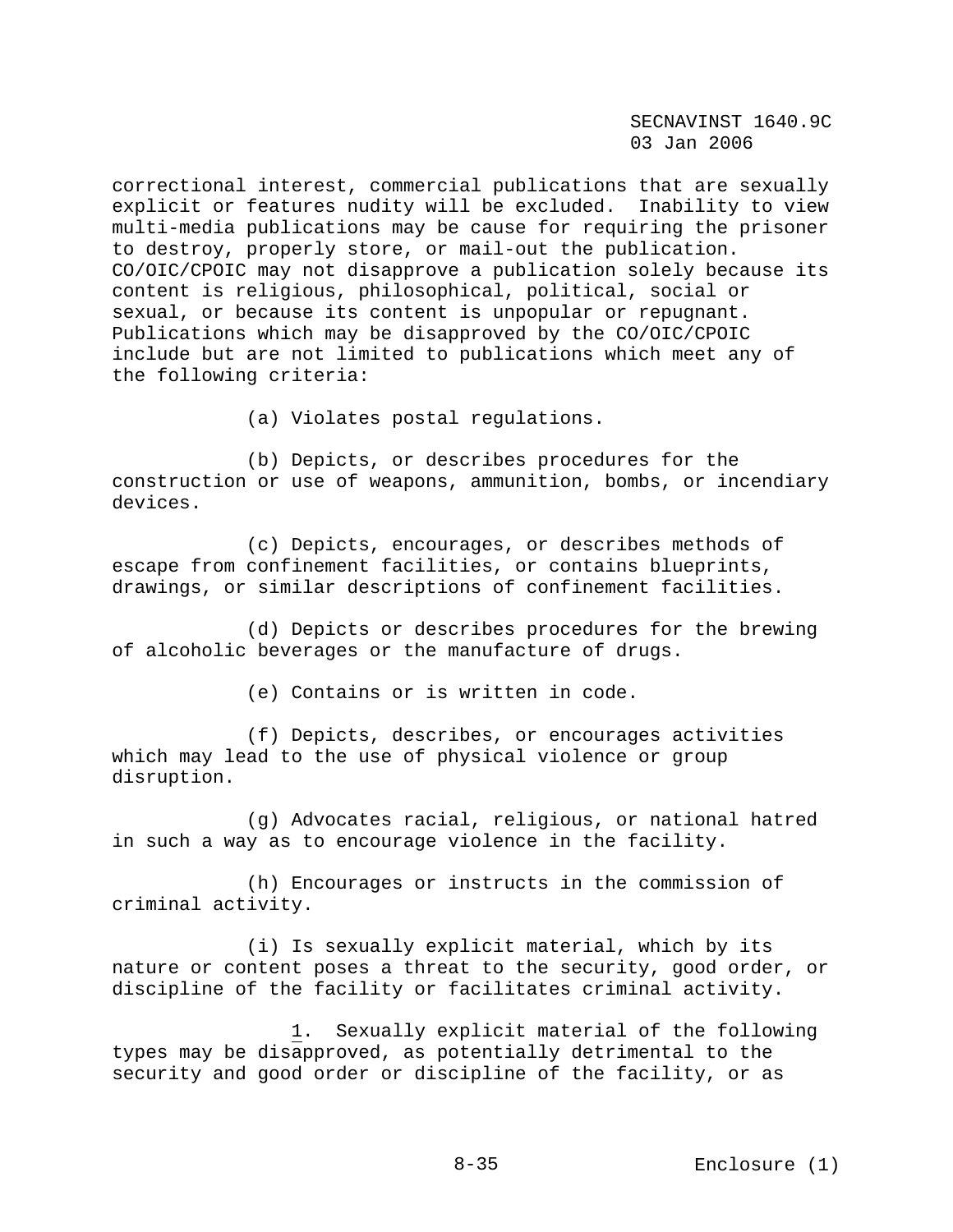correctional interest, commercial publications that are sexually explicit or features nudity will be excluded. Inability to view multi-media publications may be cause for requiring the prisoner to destroy, properly store, or mail-out the publication. CO/OIC/CPOIC may not disapprove a publication solely because its content is religious, philosophical, political, social or sexual, or because its content is unpopular or repugnant. Publications which may be disapproved by the CO/OIC/CPOIC include but are not limited to publications which meet any of the following criteria:

(a) Violates postal regulations.

(b) Depicts, or describes procedures for the construction or use of weapons, ammunition, bombs, or incendiary devices.

(c) Depicts, encourages, or describes methods of escape from confinement facilities, or contains blueprints, drawings, or similar descriptions of confinement facilities.

(d) Depicts or describes procedures for the brewing of alcoholic beverages or the manufacture of drugs.

(e) Contains or is written in code.

(f) Depicts, describes, or encourages activities which may lead to the use of physical violence or group disruption.

(g) Advocates racial, religious, or national hatred in such a way as to encourage violence in the facility.

(h) Encourages or instructs in the commission of criminal activity.

(i) Is sexually explicit material, which by its nature or content poses a threat to the security, good order, or discipline of the facility or facilitates criminal activity.

1. Sexually explicit material of the following types may be disapproved, as potentially detrimental to the security and good order or discipline of the facility, or as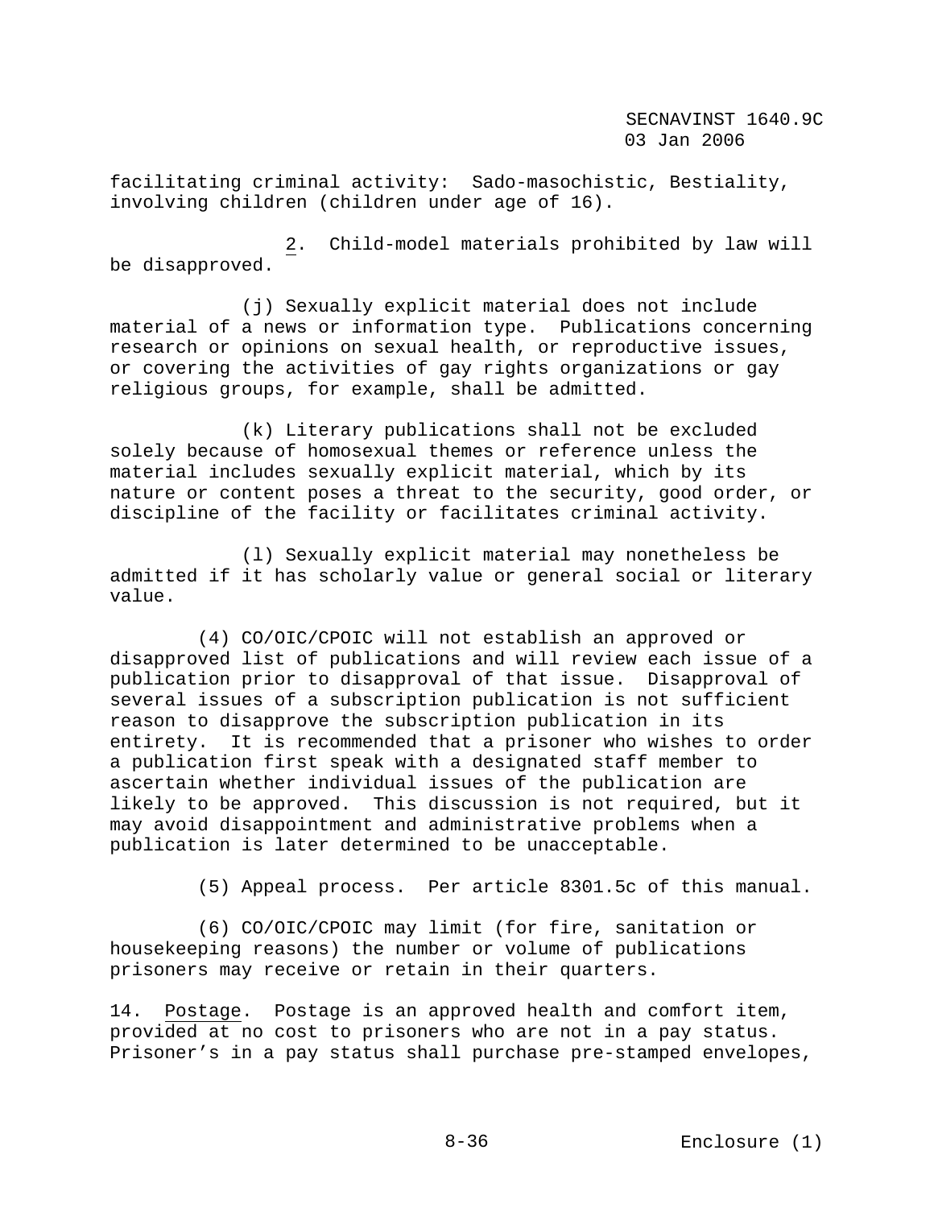facilitating criminal activity: Sado-masochistic, Bestiality, involving children (children under age of 16).

2. Child-model materials prohibited by law will be disapproved.

(j) Sexually explicit material does not include material of a news or information type. Publications concerning research or opinions on sexual health, or reproductive issues, or covering the activities of gay rights organizations or gay religious groups, for example, shall be admitted.

(k) Literary publications shall not be excluded solely because of homosexual themes or reference unless the material includes sexually explicit material, which by its nature or content poses a threat to the security, good order, or discipline of the facility or facilitates criminal activity.

(l) Sexually explicit material may nonetheless be admitted if it has scholarly value or general social or literary value.

(4) CO/OIC/CPOIC will not establish an approved or disapproved list of publications and will review each issue of a publication prior to disapproval of that issue. Disapproval of several issues of a subscription publication is not sufficient reason to disapprove the subscription publication in its entirety. It is recommended that a prisoner who wishes to order a publication first speak with a designated staff member to ascertain whether individual issues of the publication are likely to be approved. This discussion is not required, but it may avoid disappointment and administrative problems when a publication is later determined to be unacceptable.

(5) Appeal process. Per article 8301.5c of this manual.

(6) CO/OIC/CPOIC may limit (for fire, sanitation or housekeeping reasons) the number or volume of publications prisoners may receive or retain in their quarters.

14. Postage. Postage is an approved health and comfort item, provided at no cost to prisoners who are not in a pay status. Prisoner's in a pay status shall purchase pre-stamped envelopes,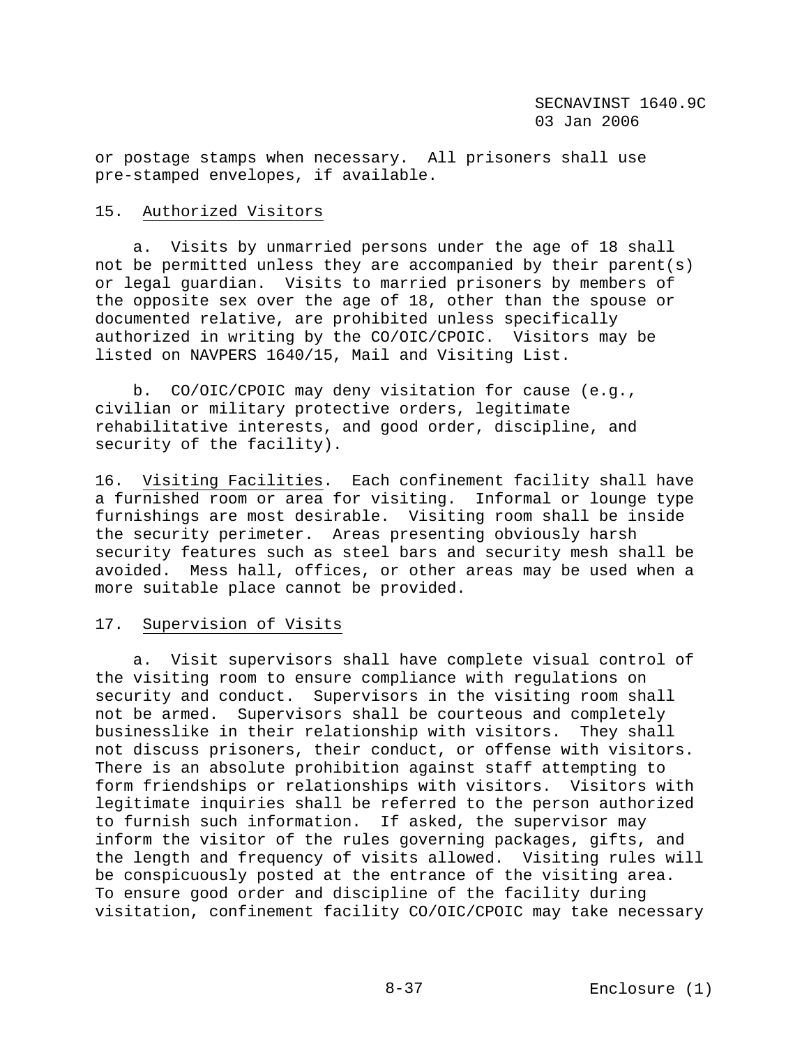or postage stamps when necessary. All prisoners shall use pre-stamped envelopes, if available.

15. Authorized Visitors

a. Visits by unmarried persons under the age of 18 shall not be permitted unless they are accompanied by their parent(s) or legal guardian. Visits to married prisoners by members of the opposite sex over the age of 18, other than the spouse or documented relative, are prohibited unless specifically authorized in writing by the CO/OIC/CPOIC. Visitors may be listed on NAVPERS 1640/15, Mail and Visiting List.

b. CO/OIC/CPOIC may deny visitation for cause (e.g., civilian or military protective orders, legitimate rehabilitative interests, and good order, discipline, and security of the facility).

16. Visiting Facilities. Each confinement facility shall have a furnished room or area for visiting. Informal or lounge type furnishings are most desirable. Visiting room shall be inside the security perimeter. Areas presenting obviously harsh security features such as steel bars and security mesh shall be avoided. Mess hall, offices, or other areas may be used when a more suitable place cannot be provided.

17. Supervision of Visits

a. Visit supervisors shall have complete visual control of the visiting room to ensure compliance with regulations on security and conduct. Supervisors in the visiting room shall not be armed. Supervisors shall be courteous and completely businesslike in their relationship with visitors. They shall not discuss prisoners, their conduct, or offense with visitors. There is an absolute prohibition against staff attempting to form friendships or relationships with visitors. Visitors with legitimate inquiries shall be referred to the person authorized to furnish such information. If asked, the supervisor may inform the visitor of the rules governing packages, gifts, and the length and frequency of visits allowed. Visiting rules will be conspicuously posted at the entrance of the visiting area. To ensure good order and discipline of the facility during visitation, confinement facility CO/OIC/CPOIC may take necessary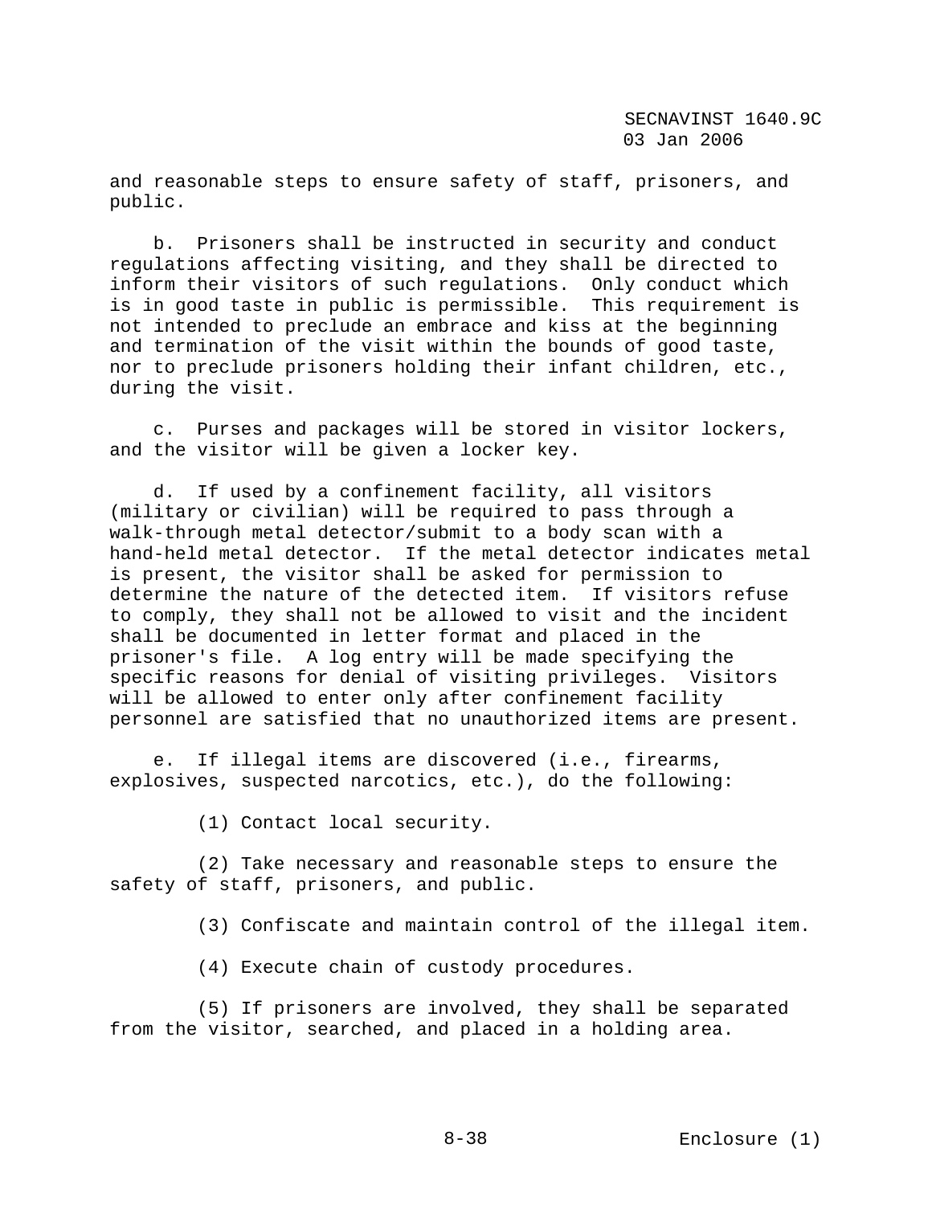and reasonable steps to ensure safety of staff, prisoners, and public.

b. Prisoners shall be instructed in security and conduct regulations affecting visiting, and they shall be directed to inform their visitors of such regulations. Only conduct which is in good taste in public is permissible. This requirement is not intended to preclude an embrace and kiss at the beginning and termination of the visit within the bounds of good taste, nor to preclude prisoners holding their infant children, etc., during the visit.

c. Purses and packages will be stored in visitor lockers, and the visitor will be given a locker key.

d. If used by a confinement facility, all visitors (military or civilian) will be required to pass through a walk-through metal detector/submit to a body scan with a hand-held metal detector. If the metal detector indicates metal is present, the visitor shall be asked for permission to determine the nature of the detected item. If visitors refuse to comply, they shall not be allowed to visit and the incident shall be documented in letter format and placed in the prisoner's file. A log entry will be made specifying the specific reasons for denial of visiting privileges. Visitors will be allowed to enter only after confinement facility personnel are satisfied that no unauthorized items are present.

e. If illegal items are discovered (i.e., firearms, explosives, suspected narcotics, etc.), do the following:

(1) Contact local security.

(2) Take necessary and reasonable steps to ensure the safety of staff, prisoners, and public.

(3) Confiscate and maintain control of the illegal item.

(4) Execute chain of custody procedures.

(5) If prisoners are involved, they shall be separated from the visitor, searched, and placed in a holding area.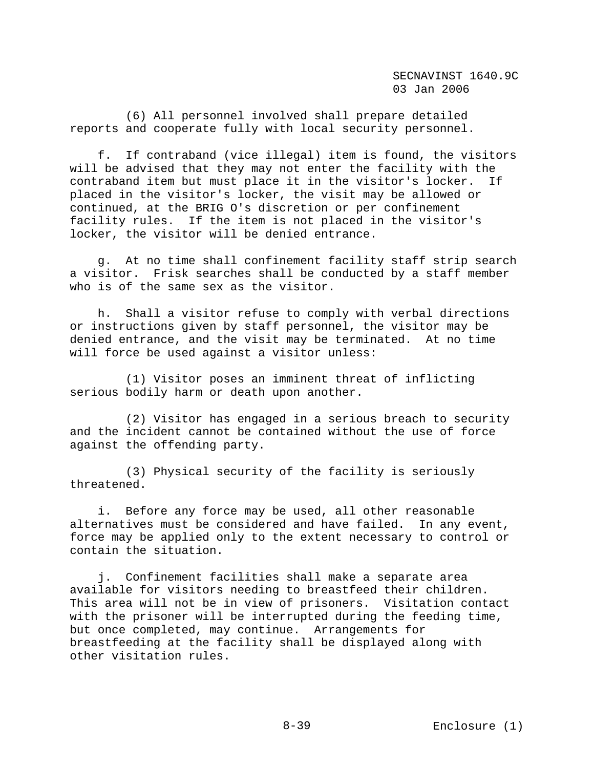(6) All personnel involved shall prepare detailed reports and cooperate fully with local security personnel.

f. If contraband (vice illegal) item is found, the visitors will be advised that they may not enter the facility with the contraband item but must place it in the visitor's locker. If placed in the visitor's locker, the visit may be allowed or continued, at the BRIG O's discretion or per confinement facility rules. If the item is not placed in the visitor's locker, the visitor will be denied entrance.

g. At no time shall confinement facility staff strip search a visitor. Frisk searches shall be conducted by a staff member who is of the same sex as the visitor.

h. Shall a visitor refuse to comply with verbal directions or instructions given by staff personnel, the visitor may be denied entrance, and the visit may be terminated. At no time will force be used against a visitor unless:

(1) Visitor poses an imminent threat of inflicting serious bodily harm or death upon another.

(2) Visitor has engaged in a serious breach to security and the incident cannot be contained without the use of force against the offending party.

(3) Physical security of the facility is seriously threatened.

i. Before any force may be used, all other reasonable alternatives must be considered and have failed. In any event, force may be applied only to the extent necessary to control or contain the situation.

j. Confinement facilities shall make a separate area available for visitors needing to breastfeed their children. This area will not be in view of prisoners. Visitation contact with the prisoner will be interrupted during the feeding time, but once completed, may continue. Arrangements for breastfeeding at the facility shall be displayed along with other visitation rules.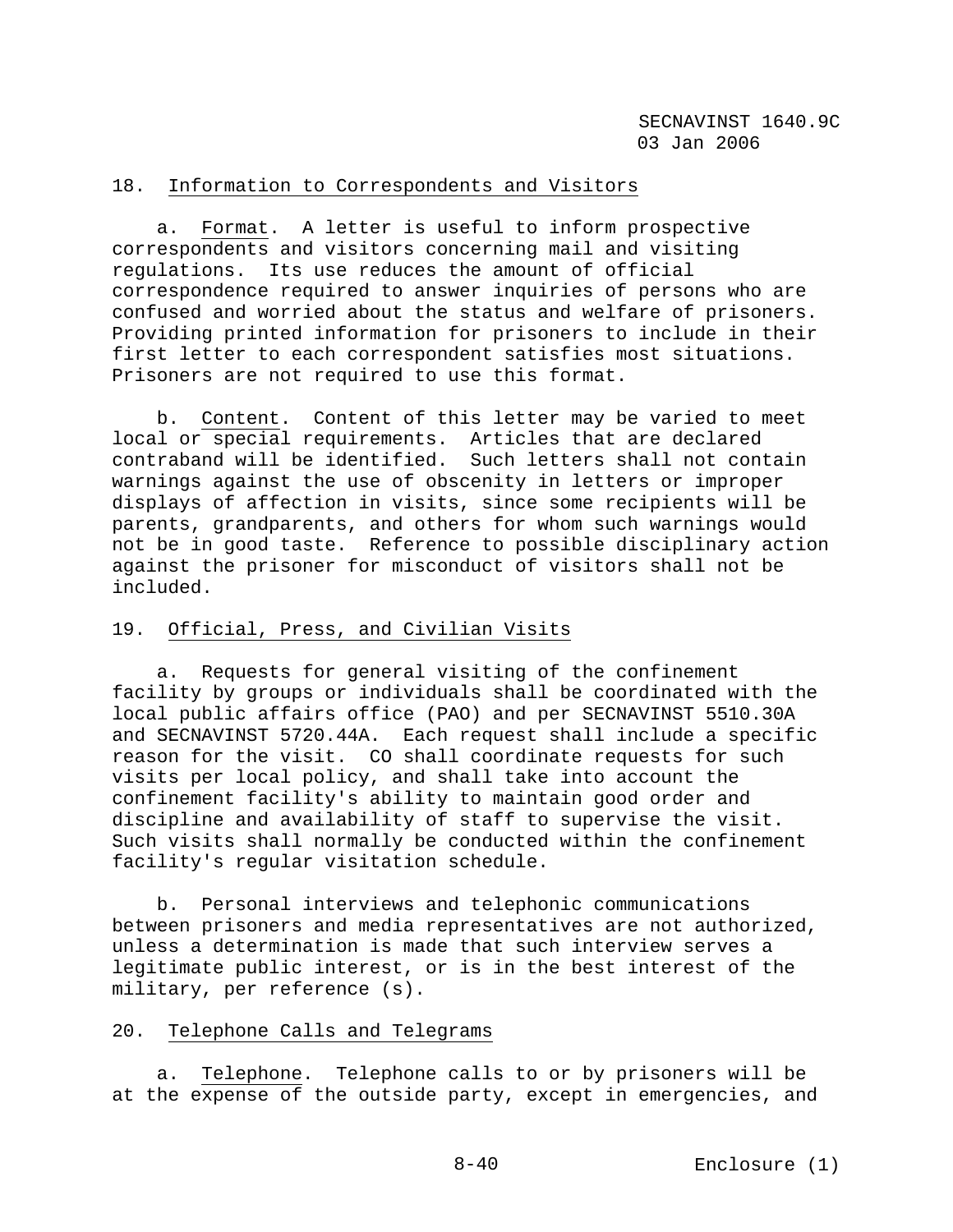18. Information to Correspondents and Visitors

a. Format. A letter is useful to inform prospective correspondents and visitors concerning mail and visiting regulations. Its use reduces the amount of official correspondence required to answer inquiries of persons who are confused and worried about the status and welfare of prisoners. Providing printed information for prisoners to include in their first letter to each correspondent satisfies most situations. Prisoners are not required to use this format.

b. Content. Content of this letter may be varied to meet local or special requirements. Articles that are declared contraband will be identified. Such letters shall not contain warnings against the use of obscenity in letters or improper displays of affection in visits, since some recipients will be parents, grandparents, and others for whom such warnings would not be in good taste. Reference to possible disciplinary action against the prisoner for misconduct of visitors shall not be included.

19. Official, Press, and Civilian Visits

a. Requests for general visiting of the confinement facility by groups or individuals shall be coordinated with the local public affairs office (PAO) and per SECNAVINST 5510.30A and SECNAVINST 5720.44A. Each request shall include a specific reason for the visit. CO shall coordinate requests for such visits per local policy, and shall take into account the confinement facility's ability to maintain good order and discipline and availability of staff to supervise the visit. Such visits shall normally be conducted within the confinement facility's regular visitation schedule.

b. Personal interviews and telephonic communications between prisoners and media representatives are not authorized, unless a determination is made that such interview serves a legitimate public interest, or is in the best interest of the military, per reference (s).

20. Telephone Calls and Telegrams

a. Telephone. Telephone calls to or by prisoners will be at the expense of the outside party, except in emergencies, and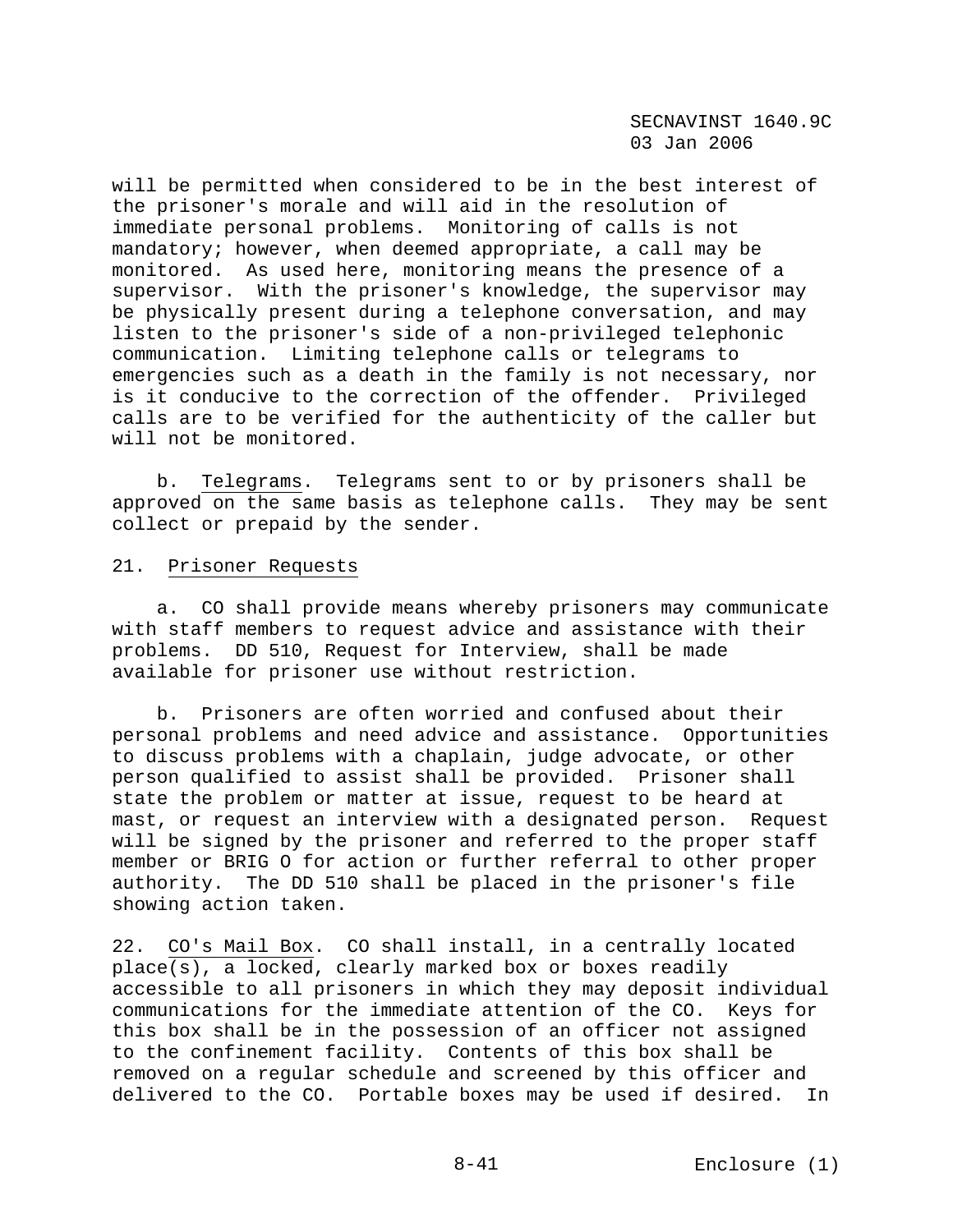will be permitted when considered to be in the best interest of the prisoner's morale and will aid in the resolution of immediate personal problems. Monitoring of calls is not mandatory; however, when deemed appropriate, a call may be monitored. As used here, monitoring means the presence of a supervisor. With the prisoner's knowledge, the supervisor may be physically present during a telephone conversation, and may listen to the prisoner's side of a non-privileged telephonic communication. Limiting telephone calls or telegrams to emergencies such as a death in the family is not necessary, nor is it conducive to the correction of the offender. Privileged calls are to be verified for the authenticity of the caller but will not be monitored.

b. Telegrams. Telegrams sent to or by prisoners shall be approved on the same basis as telephone calls. They may be sent collect or prepaid by the sender.

21. Prisoner Requests

a. CO shall provide means whereby prisoners may communicate with staff members to request advice and assistance with their problems. DD 510, Request for Interview, shall be made available for prisoner use without restriction.

b. Prisoners are often worried and confused about their personal problems and need advice and assistance. Opportunities to discuss problems with a chaplain, judge advocate, or other person qualified to assist shall be provided. Prisoner shall state the problem or matter at issue, request to be heard at mast, or request an interview with a designated person. Request will be signed by the prisoner and referred to the proper staff member or BRIG O for action or further referral to other proper authority. The DD 510 shall be placed in the prisoner's file showing action taken.

22. CO's Mail Box. CO shall install, in a centrally located place(s), a locked, clearly marked box or boxes readily accessible to all prisoners in which they may deposit individual communications for the immediate attention of the CO. Keys for this box shall be in the possession of an officer not assigned to the confinement facility. Contents of this box shall be removed on a regular schedule and screened by this officer and delivered to the CO. Portable boxes may be used if desired. In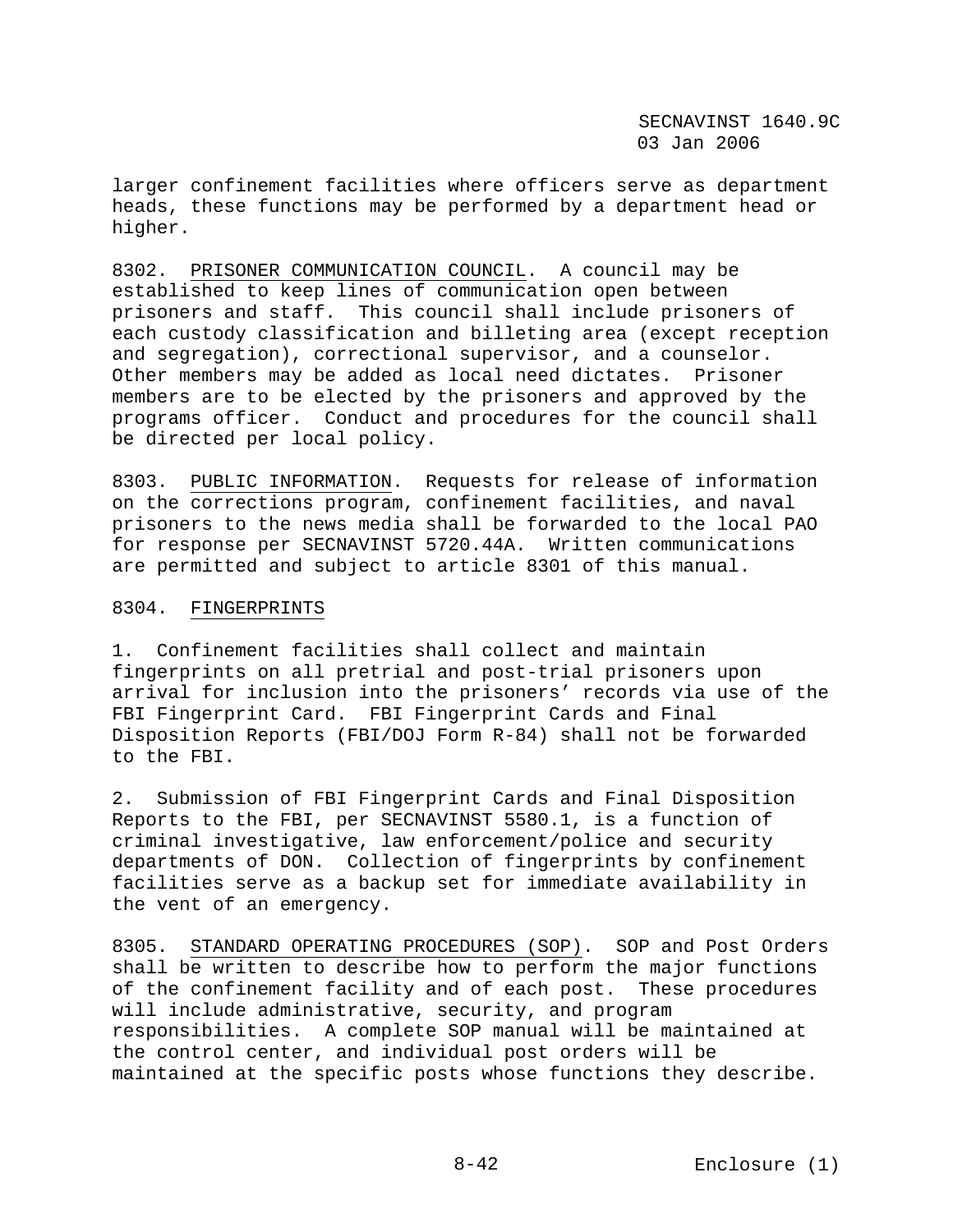larger confinement facilities where officers serve as department heads, these functions may be performed by a department head or higher.

8302. PRISONER COMMUNICATION COUNCIL. A council may be established to keep lines of communication open between prisoners and staff. This council shall include prisoners of each custody classification and billeting area (except reception and segregation), correctional supervisor, and a counselor. Other members may be added as local need dictates. Prisoner members are to be elected by the prisoners and approved by the programs officer. Conduct and procedures for the council shall be directed per local policy.

8303. PUBLIC INFORMATION. Requests for release of information on the corrections program, confinement facilities, and naval prisoners to the news media shall be forwarded to the local PAO for response per SECNAVINST 5720.44A. Written communications are permitted and subject to article 8301 of this manual.

8304. FINGERPRINTS

1. Confinement facilities shall collect and maintain fingerprints on all pretrial and post-trial prisoners upon arrival for inclusion into the prisoners' records via use of the FBI Fingerprint Card. FBI Fingerprint Cards and Final Disposition Reports (FBI/DOJ Form R-84) shall not be forwarded to the FBI.

2. Submission of FBI Fingerprint Cards and Final Disposition Reports to the FBI, per SECNAVINST 5580.1, is a function of criminal investigative, law enforcement/police and security departments of DON. Collection of fingerprints by confinement facilities serve as a backup set for immediate availability in the vent of an emergency.

8305. STANDARD OPERATING PROCEDURES (SOP). SOP and Post Orders shall be written to describe how to perform the major functions of the confinement facility and of each post. These procedures will include administrative, security, and program responsibilities. A complete SOP manual will be maintained at the control center, and individual post orders will be maintained at the specific posts whose functions they describe.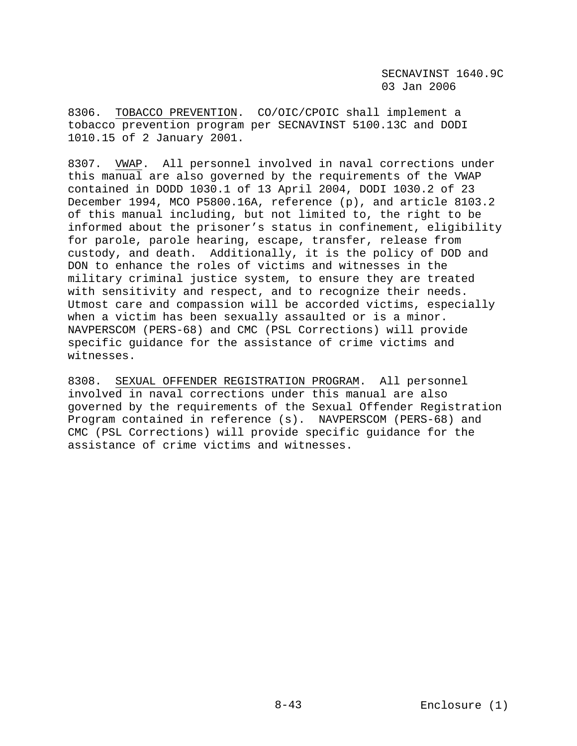8306. <u>TOBACCO PREVENTION</u>. CO/OIC/CPOIC shall implement a tobacco prevention program per SECNAVINST 5100.13C and DODI 1010.15 of 2 January 2001.

8307. <u>VWAP</u>. All personnel involved in naval corrections under this manual are also governed by the requirements of the VWAP contained in DODD 1030.1 of 13 April 2004, DODI 1030.2 of 23 December 1994, MCO P5800.16A, reference (p), and article 8103.2 of this manual including, but not limited to, the right to be informed about the prisoner's status in confinement, eligibility for parole, parole hearing, escape, transfer, release from custody, and death. Additionally, it is the policy of DOD and DON to enhance the roles of victims and witnesses in the military criminal justice system, to ensure they are treated with sensitivity and respect, and to recognize their needs. Utmost care and compassion will be accorded victims, especially when a victim has been sexually assaulted or is a minor. NAVPERSCOM (PERS-68) and CMC (PSL Corrections) will provide specific guidance for the assistance of crime victims and witnesses.

8308. <u>SEXUAL OFFENDER REGISTRATION PROGRAM</u>. All personnel involved in naval corrections under this manual are also governed by the requirements of the Sexual Offender Registration Program contained in reference (s). NAVPERSCOM (PERS-68) and CMC (PSL Corrections) will provide specific guidance for the assistance of crime victims and witnesses.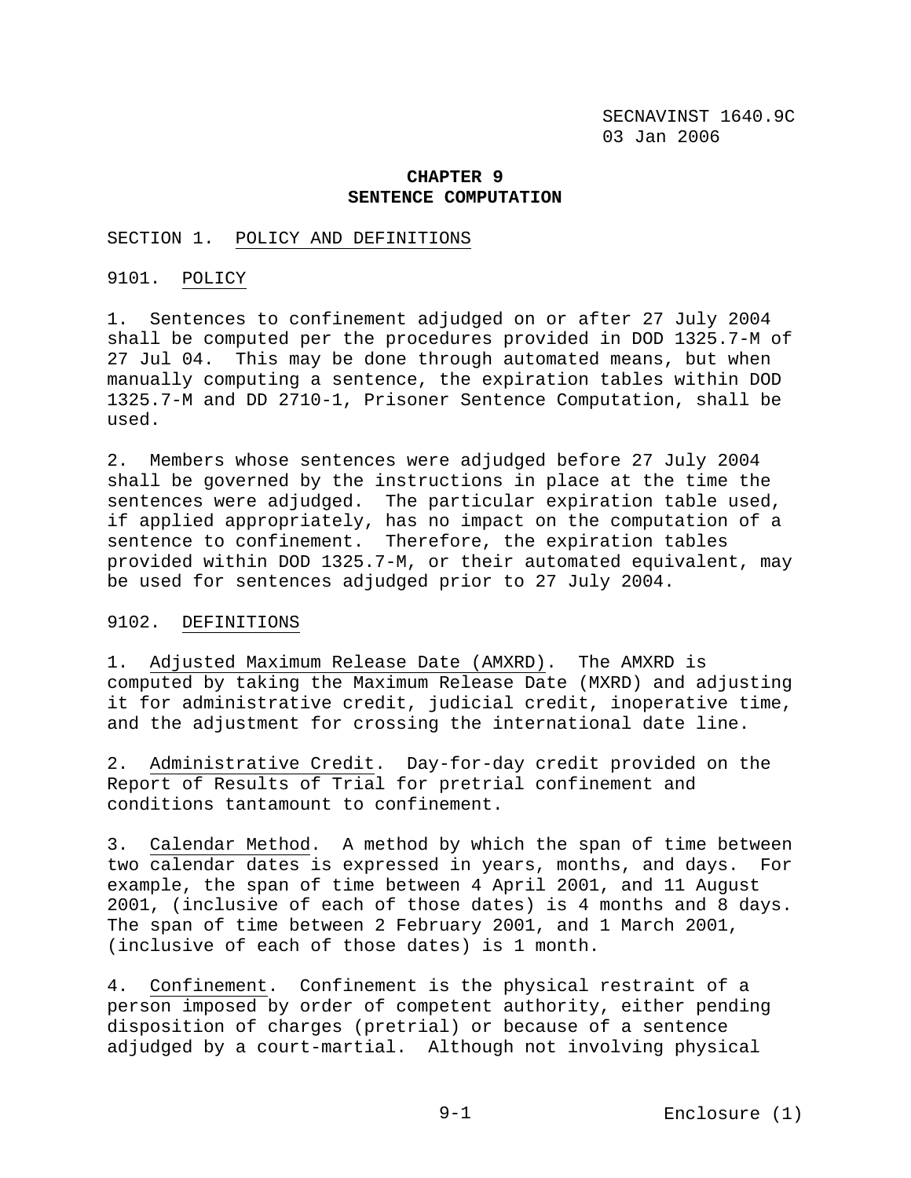# CHAPTER 9
# SENTENCE COMPUTATION

## SECTION 1. POLICY AND DEFINITIONS

### 9101. POLICY

1. Sentences to confinement adjudged on or after 27 July 2004 shall be computed per the procedures provided in DOD 1325.7-M of 27 Jul 04. This may be done through automated means, but when manually computing a sentence, the expiration tables within DOD 1325.7-M and DD 2710-1, Prisoner Sentence Computation, shall be used.

2. Members whose sentences were adjudged before 27 July 2004 shall be governed by the instructions in place at the time the sentences were adjudged. The particular expiration table used, if applied appropriately, has no impact on the computation of a sentence to confinement. Therefore, the expiration tables provided within DOD 1325.7-M, or their automated equivalent, may be used for sentences adjudged prior to 27 July 2004.

### 9102. DEFINITIONS

1. Adjusted Maximum Release Date (AMXRD). The AMXRD is computed by taking the Maximum Release Date (MXRD) and adjusting it for administrative credit, judicial credit, inoperative time, and the adjustment for crossing the international date line.

2. Administrative Credit. Day-for-day credit provided on the Report of Results of Trial for pretrial confinement and conditions tantamount to confinement.

3. Calendar Method. A method by which the span of time between two calendar dates is expressed in years, months, and days. For example, the span of time between 4 April 2001, and 11 August 2001, (inclusive of each of those dates) is 4 months and 8 days. The span of time between 2 February 2001, and 1 March 2001, (inclusive of each of those dates) is 1 month.

4. Confinement. Confinement is the physical restraint of a person imposed by order of competent authority, either pending disposition of charges (pretrial) or because of a sentence adjudged by a court-martial. Although not involving physical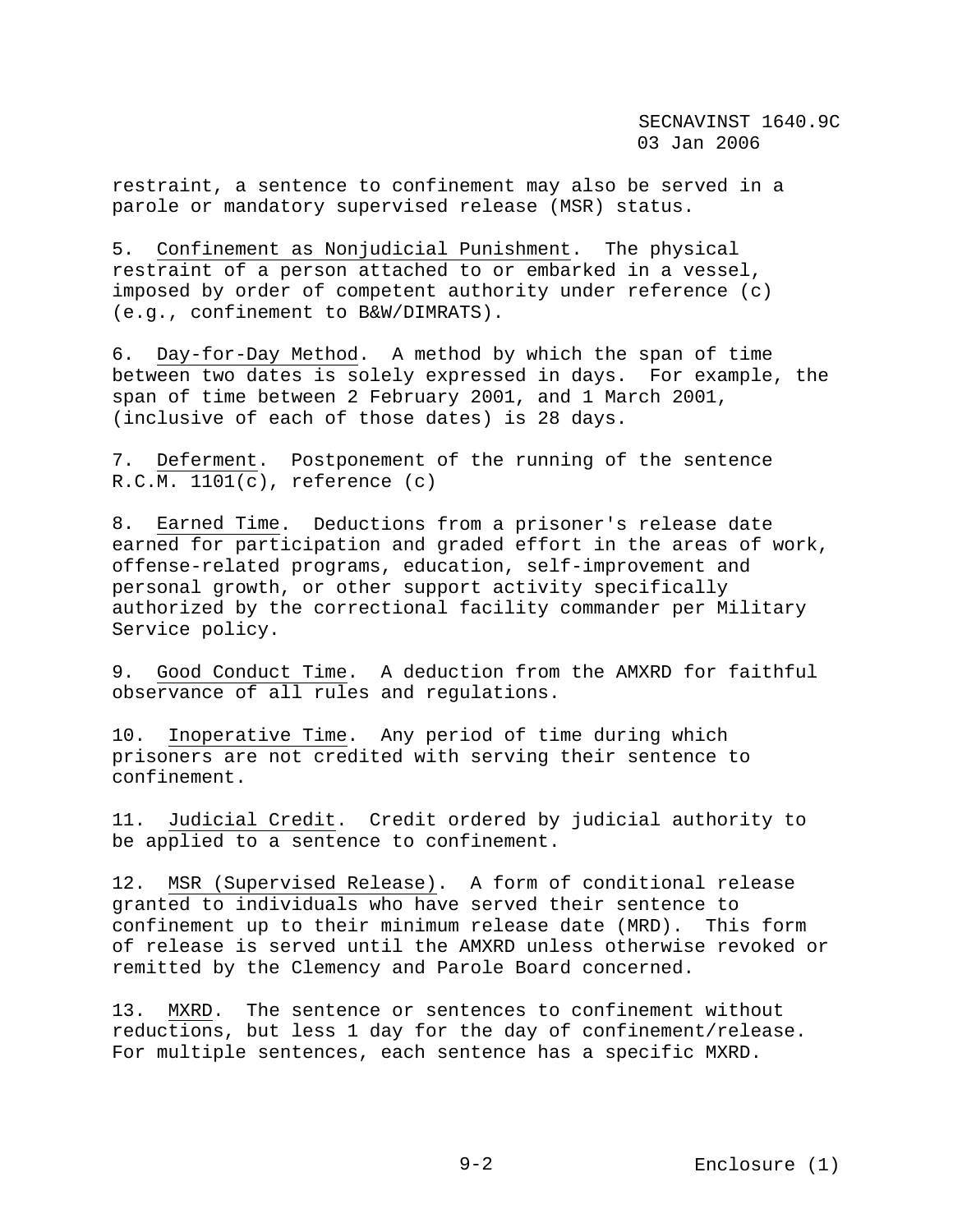restraint, a sentence to confinement may also be served in a parole or mandatory supervised release (MSR) status.

5. Confinement as Nonjudicial Punishment. The physical restraint of a person attached to or embarked in a vessel, imposed by order of competent authority under reference (c) (e.g., confinement to B&W/DIMRATS).

6. Day-for-Day Method. A method by which the span of time between two dates is solely expressed in days. For example, the span of time between 2 February 2001, and 1 March 2001, (inclusive of each of those dates) is 28 days.

7. Deferment. Postponement of the running of the sentence R.C.M. 1101(c), reference (c)

8. Earned Time. Deductions from a prisoner's release date earned for participation and graded effort in the areas of work, offense-related programs, education, self-improvement and personal growth, or other support activity specifically authorized by the correctional facility commander per Military Service policy.

9. Good Conduct Time. A deduction from the AMXRD for faithful observance of all rules and regulations.

10. Inoperative Time. Any period of time during which prisoners are not credited with serving their sentence to confinement.

11. Judicial Credit. Credit ordered by judicial authority to be applied to a sentence to confinement.

12. MSR (Supervised Release). A form of conditional release granted to individuals who have served their sentence to confinement up to their minimum release date (MRD). This form of release is served until the AMXRD unless otherwise revoked or remitted by the Clemency and Parole Board concerned.

13. MXRD. The sentence or sentences to confinement without reductions, but less 1 day for the day of confinement/release. For multiple sentences, each sentence has a specific MXRD.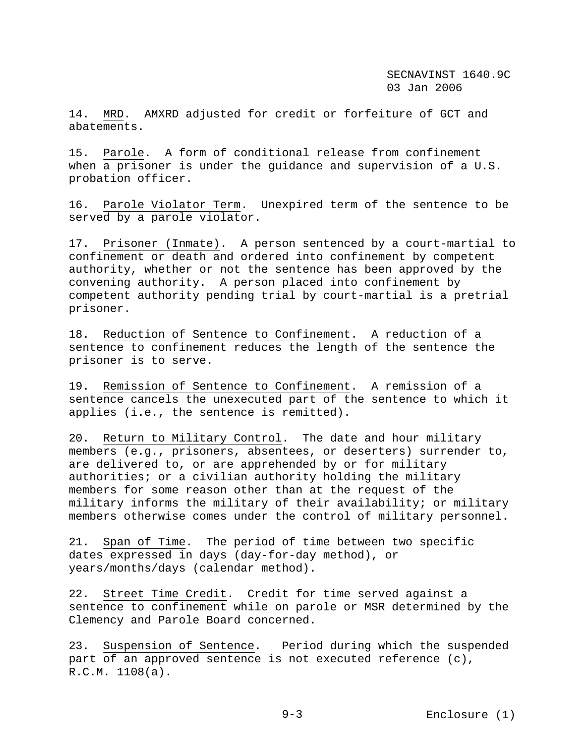14. MRD. AMXRD adjusted for credit or forfeiture of GCT and abatements.

15. Parole. A form of conditional release from confinement when a prisoner is under the guidance and supervision of a U.S. probation officer.

16. Parole Violator Term. Unexpired term of the sentence to be served by a parole violator.

17. Prisoner (Inmate). A person sentenced by a court-martial to confinement or death and ordered into confinement by competent authority, whether or not the sentence has been approved by the convening authority. A person placed into confinement by competent authority pending trial by court-martial is a pretrial prisoner.

18. Reduction of Sentence to Confinement. A reduction of a sentence to confinement reduces the length of the sentence the prisoner is to serve.

19. Remission of Sentence to Confinement. A remission of a sentence cancels the unexecuted part of the sentence to which it applies (i.e., the sentence is remitted).

20. Return to Military Control. The date and hour military members (e.g., prisoners, absentees, or deserters) surrender to, are delivered to, or are apprehended by or for military authorities; or a civilian authority holding the military members for some reason other than at the request of the military informs the military of their availability; or military members otherwise comes under the control of military personnel.

21. Span of Time. The period of time between two specific dates expressed in days (day-for-day method), or years/months/days (calendar method).

22. Street Time Credit. Credit for time served against a sentence to confinement while on parole or MSR determined by the Clemency and Parole Board concerned.

23. Suspension of Sentence. Period during which the suspended part of an approved sentence is not executed reference (c), R.C.M. 1108(a).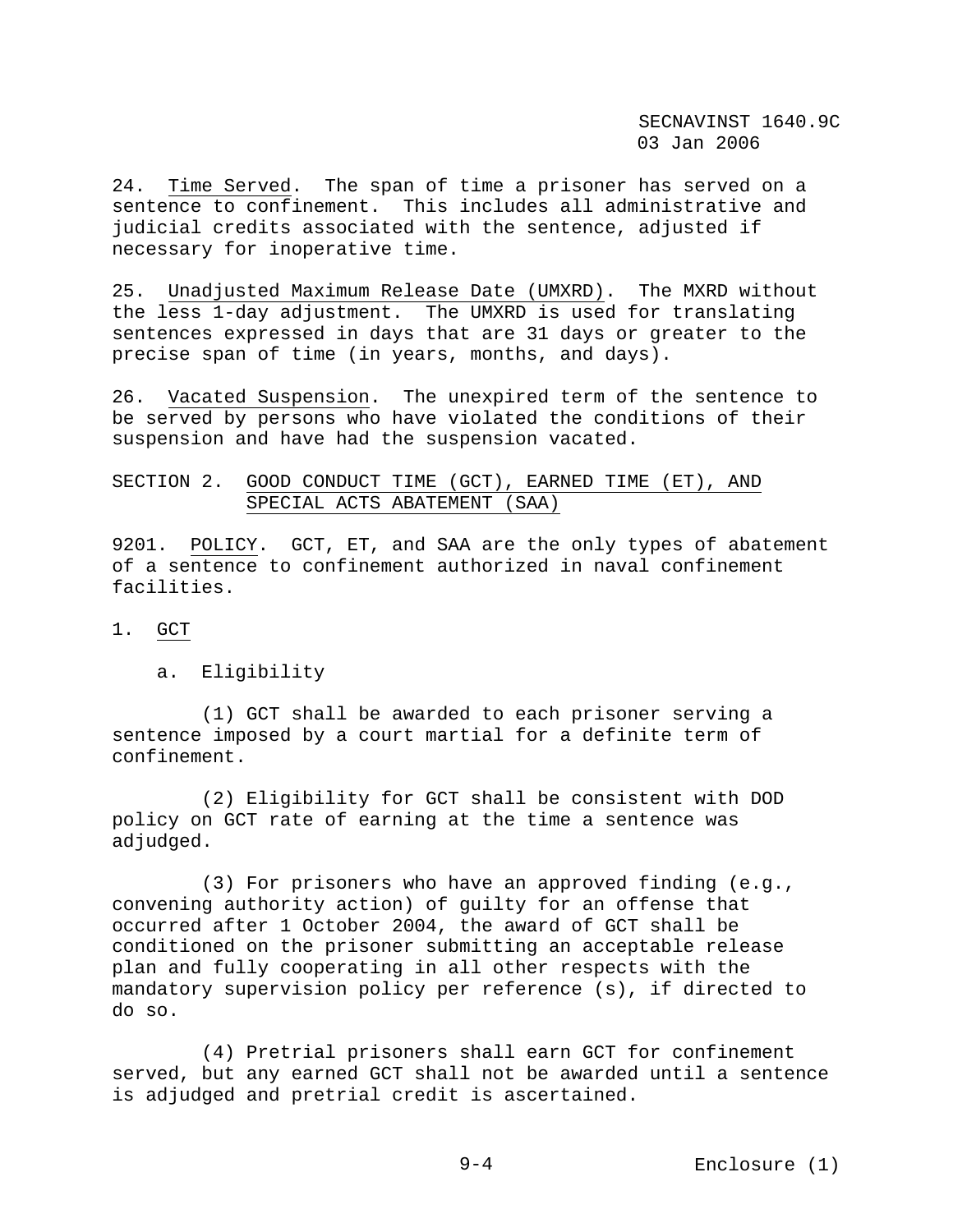24. Time Served. The span of time a prisoner has served on a sentence to confinement. This includes all administrative and judicial credits associated with the sentence, adjusted if necessary for inoperative time.

25. Unadjusted Maximum Release Date (UMXRD). The MXRD without the less 1-day adjustment. The UMXRD is used for translating sentences expressed in days that are 31 days or greater to the precise span of time (in years, months, and days).

26. Vacated Suspension. The unexpired term of the sentence to be served by persons who have violated the conditions of their suspension and have had the suspension vacated.

## SECTION 2. GOOD CONDUCT TIME (GCT), EARNED TIME (ET), AND SPECIAL ACTS ABATEMENT (SAA)

9201. POLICY. GCT, ET, and SAA are the only types of abatement of a sentence to confinement authorized in naval confinement facilities.

1. GCT

a. Eligibility

(1) GCT shall be awarded to each prisoner serving a sentence imposed by a court martial for a definite term of confinement.

(2) Eligibility for GCT shall be consistent with DOD policy on GCT rate of earning at the time a sentence was adjudged.

(3) For prisoners who have an approved finding (e.g., convening authority action) of guilty for an offense that occurred after 1 October 2004, the award of GCT shall be conditioned on the prisoner submitting an acceptable release plan and fully cooperating in all other respects with the mandatory supervision policy per reference (s), if directed to do so.

(4) Pretrial prisoners shall earn GCT for confinement served, but any earned GCT shall not be awarded until a sentence is adjudged and pretrial credit is ascertained.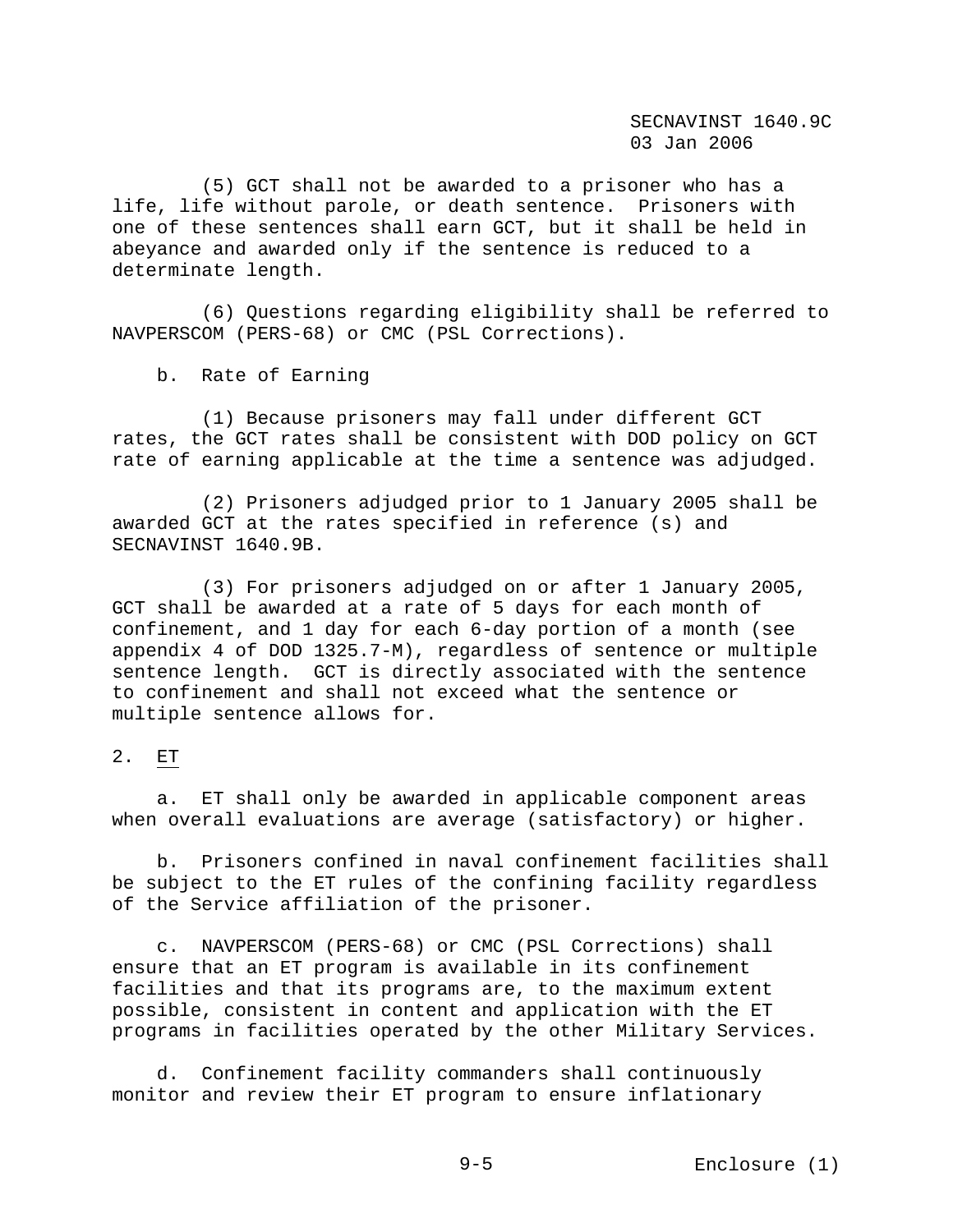(5) GCT shall not be awarded to a prisoner who has a life, life without parole, or death sentence. Prisoners with one of these sentences shall earn GCT, but it shall be held in abeyance and awarded only if the sentence is reduced to a determinate length.

(6) Questions regarding eligibility shall be referred to NAVPERSCOM (PERS-68) or CMC (PSL Corrections).

b. Rate of Earning

(1) Because prisoners may fall under different GCT rates, the GCT rates shall be consistent with DOD policy on GCT rate of earning applicable at the time a sentence was adjudged.

(2) Prisoners adjudged prior to 1 January 2005 shall be awarded GCT at the rates specified in reference (s) and SECNAVINST 1640.9B.

(3) For prisoners adjudged on or after 1 January 2005, GCT shall be awarded at a rate of 5 days for each month of confinement, and 1 day for each 6-day portion of a month (see appendix 4 of DOD 1325.7-M), regardless of sentence or multiple sentence length. GCT is directly associated with the sentence to confinement and shall not exceed what the sentence or multiple sentence allows for.

2. ET

a. ET shall only be awarded in applicable component areas when overall evaluations are average (satisfactory) or higher.

b. Prisoners confined in naval confinement facilities shall be subject to the ET rules of the confining facility regardless of the Service affiliation of the prisoner.

c. NAVPERSCOM (PERS-68) or CMC (PSL Corrections) shall ensure that an ET program is available in its confinement facilities and that its programs are, to the maximum extent possible, consistent in content and application with the ET programs in facilities operated by the other Military Services.

d. Confinement facility commanders shall continuously monitor and review their ET program to ensure inflationary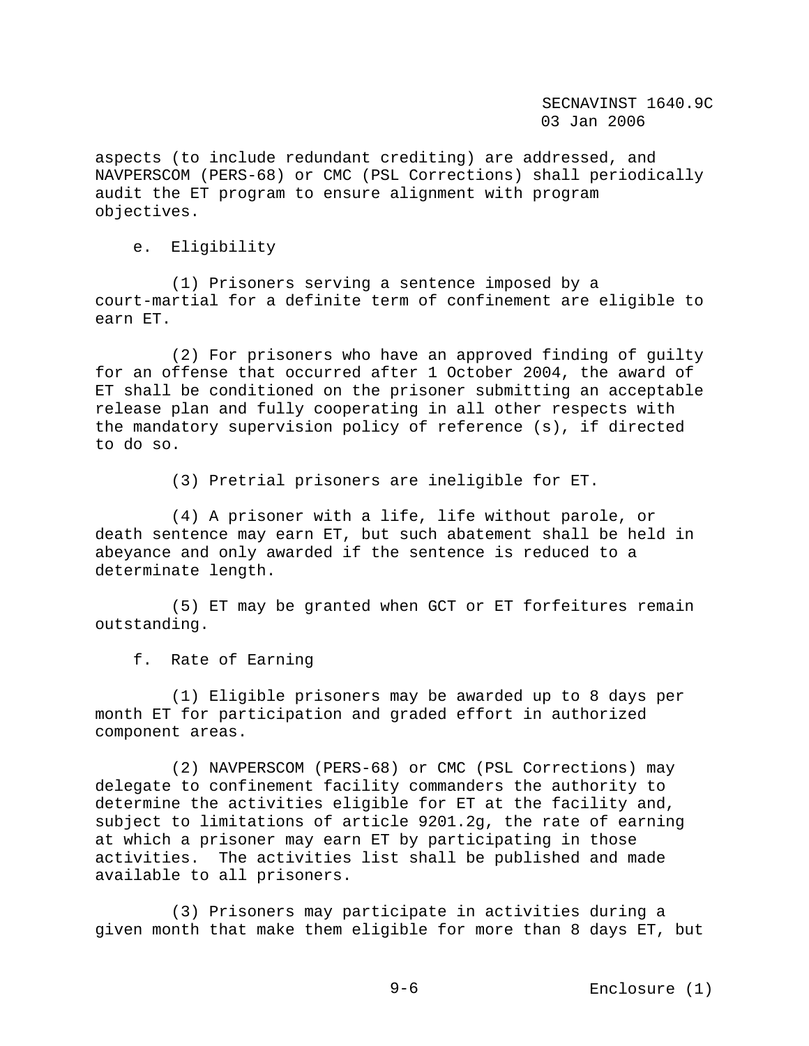aspects (to include redundant crediting) are addressed, and NAVPERSCOM (PERS-68) or CMC (PSL Corrections) shall periodically audit the ET program to ensure alignment with program objectives.

e. Eligibility

(1) Prisoners serving a sentence imposed by a court-martial for a definite term of confinement are eligible to earn ET.

(2) For prisoners who have an approved finding of guilty for an offense that occurred after 1 October 2004, the award of ET shall be conditioned on the prisoner submitting an acceptable release plan and fully cooperating in all other respects with the mandatory supervision policy of reference (s), if directed to do so.

(3) Pretrial prisoners are ineligible for ET.

(4) A prisoner with a life, life without parole, or death sentence may earn ET, but such abatement shall be held in abeyance and only awarded if the sentence is reduced to a determinate length.

(5) ET may be granted when GCT or ET forfeitures remain outstanding.

f. Rate of Earning

(1) Eligible prisoners may be awarded up to 8 days per month ET for participation and graded effort in authorized component areas.

(2) NAVPERSCOM (PERS-68) or CMC (PSL Corrections) may delegate to confinement facility commanders the authority to determine the activities eligible for ET at the facility and, subject to limitations of article 9201.2g, the rate of earning at which a prisoner may earn ET by participating in those activities. The activities list shall be published and made available to all prisoners.

(3) Prisoners may participate in activities during a given month that make them eligible for more than 8 days ET, but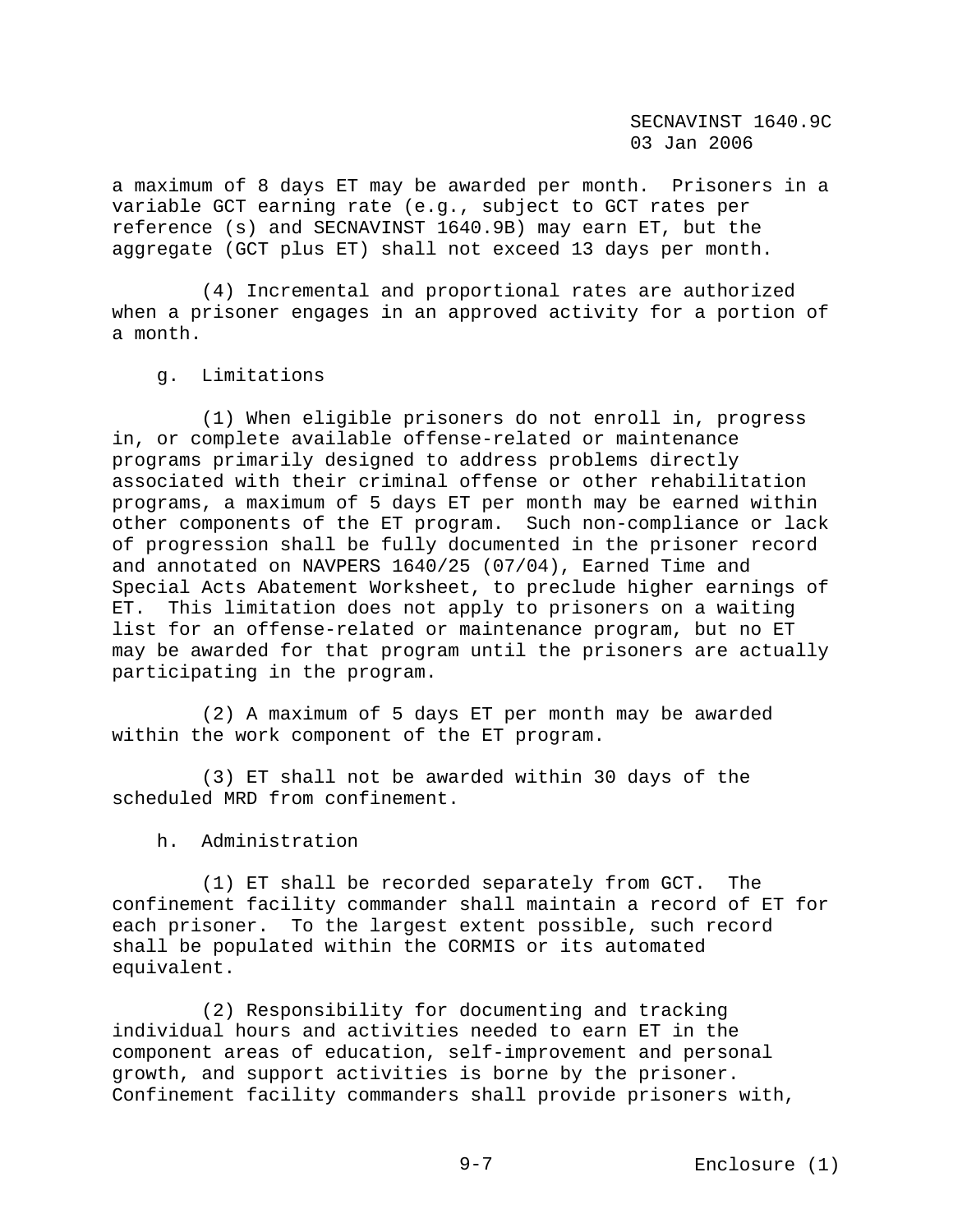a maximum of 8 days ET may be awarded per month. Prisoners in a variable GCT earning rate (e.g., subject to GCT rates per reference (s) and SECNAVINST 1640.9B) may earn ET, but the aggregate (GCT plus ET) shall not exceed 13 days per month.

(4) Incremental and proportional rates are authorized when a prisoner engages in an approved activity for a portion of a month.

g. Limitations

(1) When eligible prisoners do not enroll in, progress in, or complete available offense-related or maintenance programs primarily designed to address problems directly associated with their criminal offense or other rehabilitation programs, a maximum of 5 days ET per month may be earned within other components of the ET program. Such non-compliance or lack of progression shall be fully documented in the prisoner record and annotated on NAVPERS 1640/25 (07/04), Earned Time and Special Acts Abatement Worksheet, to preclude higher earnings of ET. This limitation does not apply to prisoners on a waiting list for an offense-related or maintenance program, but no ET may be awarded for that program until the prisoners are actually participating in the program.

(2) A maximum of 5 days ET per month may be awarded within the work component of the ET program.

(3) ET shall not be awarded within 30 days of the scheduled MRD from confinement.

h. Administration

(1) ET shall be recorded separately from GCT. The confinement facility commander shall maintain a record of ET for each prisoner. To the largest extent possible, such record shall be populated within the CORMIS or its automated equivalent.

(2) Responsibility for documenting and tracking individual hours and activities needed to earn ET in the component areas of education, self-improvement and personal growth, and support activities is borne by the prisoner. Confinement facility commanders shall provide prisoners with,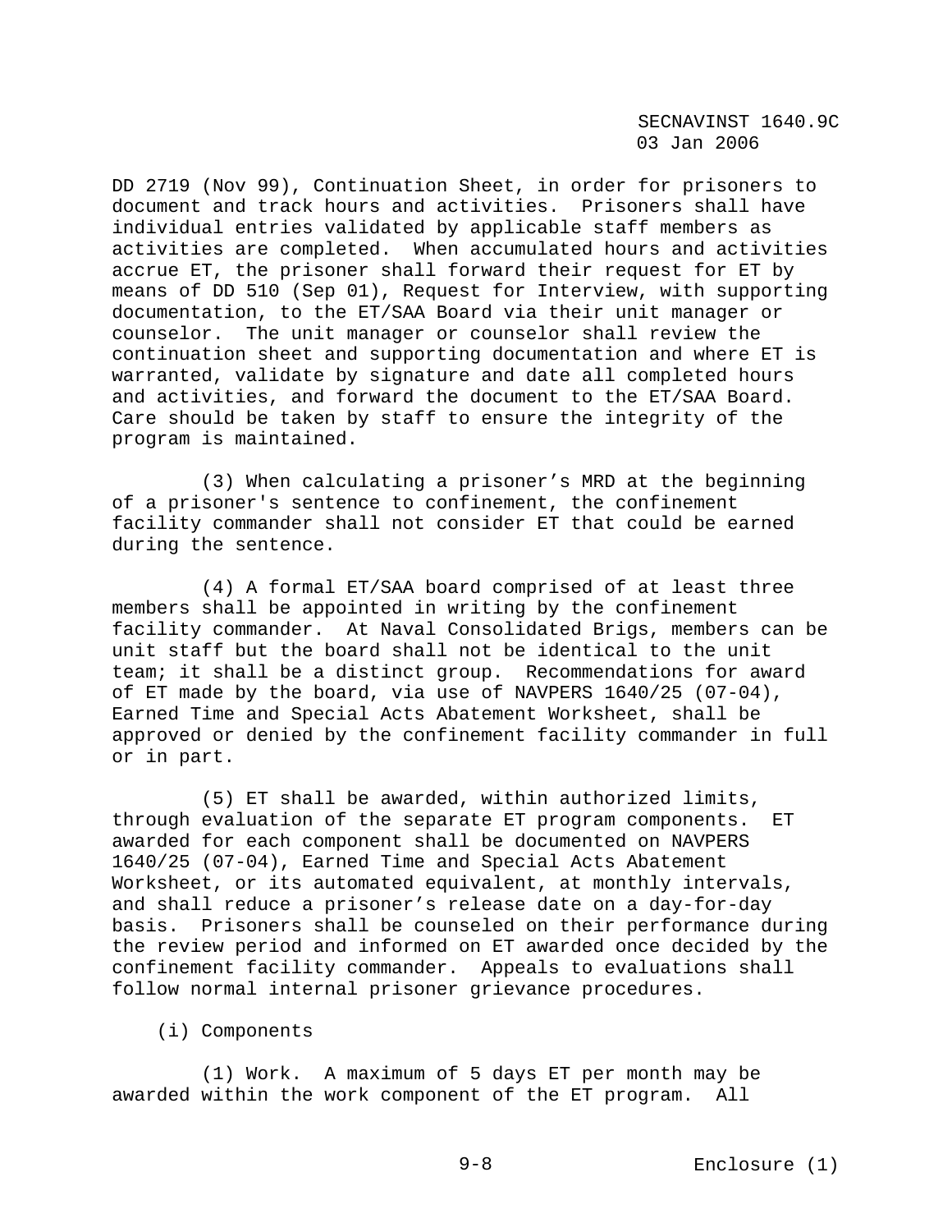DD 2719 (Nov 99), Continuation Sheet, in order for prisoners to document and track hours and activities. Prisoners shall have individual entries validated by applicable staff members as activities are completed. When accumulated hours and activities accrue ET, the prisoner shall forward their request for ET by means of DD 510 (Sep 01), Request for Interview, with supporting documentation, to the ET/SAA Board via their unit manager or counselor. The unit manager or counselor shall review the continuation sheet and supporting documentation and where ET is warranted, validate by signature and date all completed hours and activities, and forward the document to the ET/SAA Board. Care should be taken by staff to ensure the integrity of the program is maintained.

(3) When calculating a prisoner's MRD at the beginning of a prisoner's sentence to confinement, the confinement facility commander shall not consider ET that could be earned during the sentence.

(4) A formal ET/SAA board comprised of at least three members shall be appointed in writing by the confinement facility commander. At Naval Consolidated Brigs, members can be unit staff but the board shall not be identical to the unit team; it shall be a distinct group. Recommendations for award of ET made by the board, via use of NAVPERS 1640/25 (07-04), Earned Time and Special Acts Abatement Worksheet, shall be approved or denied by the confinement facility commander in full or in part.

(5) ET shall be awarded, within authorized limits, through evaluation of the separate ET program components. ET awarded for each component shall be documented on NAVPERS 1640/25 (07-04), Earned Time and Special Acts Abatement Worksheet, or its automated equivalent, at monthly intervals, and shall reduce a prisoner's release date on a day-for-day basis. Prisoners shall be counseled on their performance during the review period and informed on ET awarded once decided by the confinement facility commander. Appeals to evaluations shall follow normal internal prisoner grievance procedures.

(i) Components

(1) Work. A maximum of 5 days ET per month may be awarded within the work component of the ET program. All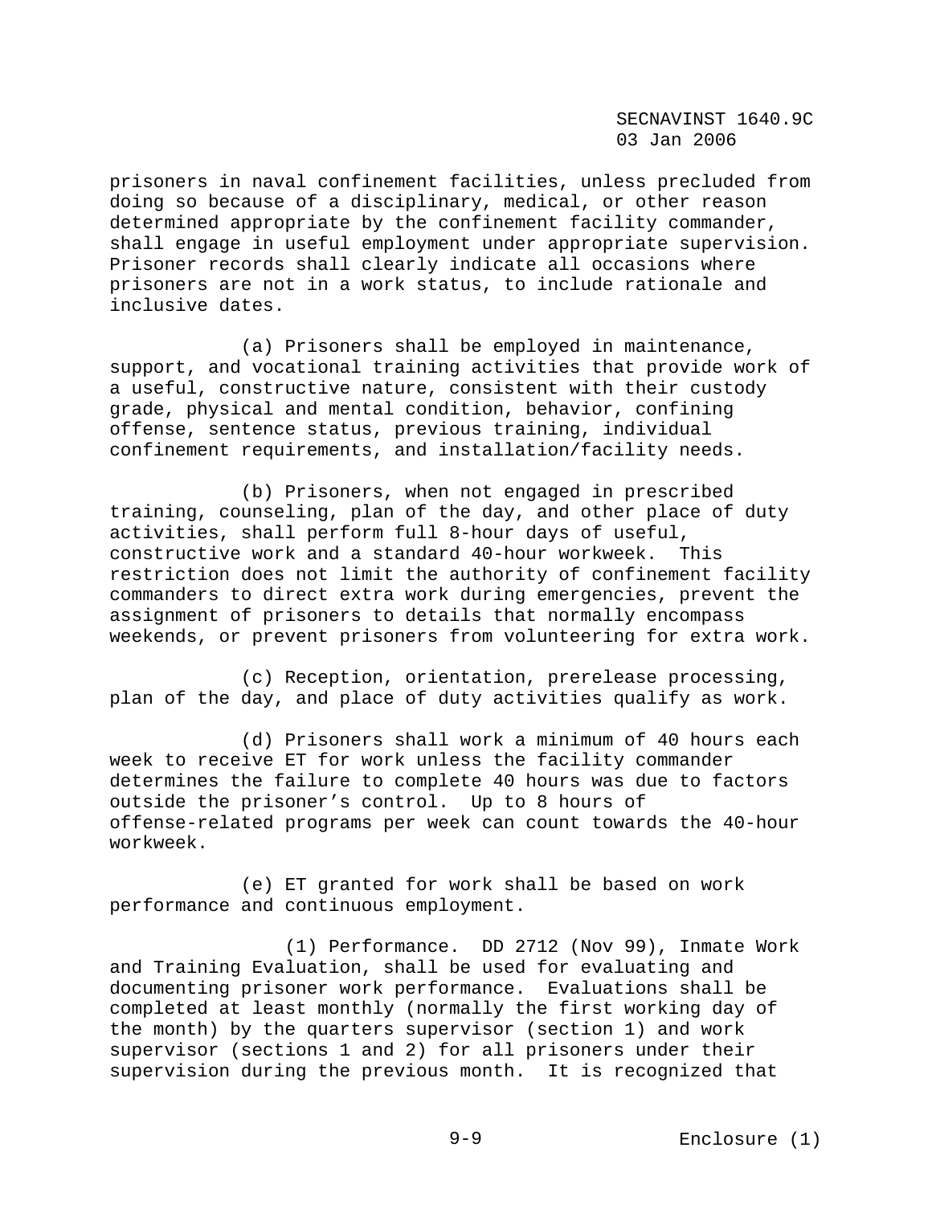prisoners in naval confinement facilities, unless precluded from doing so because of a disciplinary, medical, or other reason determined appropriate by the confinement facility commander, shall engage in useful employment under appropriate supervision. Prisoner records shall clearly indicate all occasions where prisoners are not in a work status, to include rationale and inclusive dates.

(a) Prisoners shall be employed in maintenance, support, and vocational training activities that provide work of a useful, constructive nature, consistent with their custody grade, physical and mental condition, behavior, confining offense, sentence status, previous training, individual confinement requirements, and installation/facility needs.

(b) Prisoners, when not engaged in prescribed training, counseling, plan of the day, and other place of duty activities, shall perform full 8-hour days of useful, constructive work and a standard 40-hour workweek. This restriction does not limit the authority of confinement facility commanders to direct extra work during emergencies, prevent the assignment of prisoners to details that normally encompass weekends, or prevent prisoners from volunteering for extra work.

(c) Reception, orientation, prerelease processing, plan of the day, and place of duty activities qualify as work.

(d) Prisoners shall work a minimum of 40 hours each week to receive ET for work unless the facility commander determines the failure to complete 40 hours was due to factors outside the prisoner's control. Up to 8 hours of offense-related programs per week can count towards the 40-hour workweek.

(e) ET granted for work shall be based on work performance and continuous employment.

(1) Performance. DD 2712 (Nov 99), Inmate Work and Training Evaluation, shall be used for evaluating and documenting prisoner work performance. Evaluations shall be completed at least monthly (normally the first working day of the month) by the quarters supervisor (section 1) and work supervisor (sections 1 and 2) for all prisoners under their supervision during the previous month. It is recognized that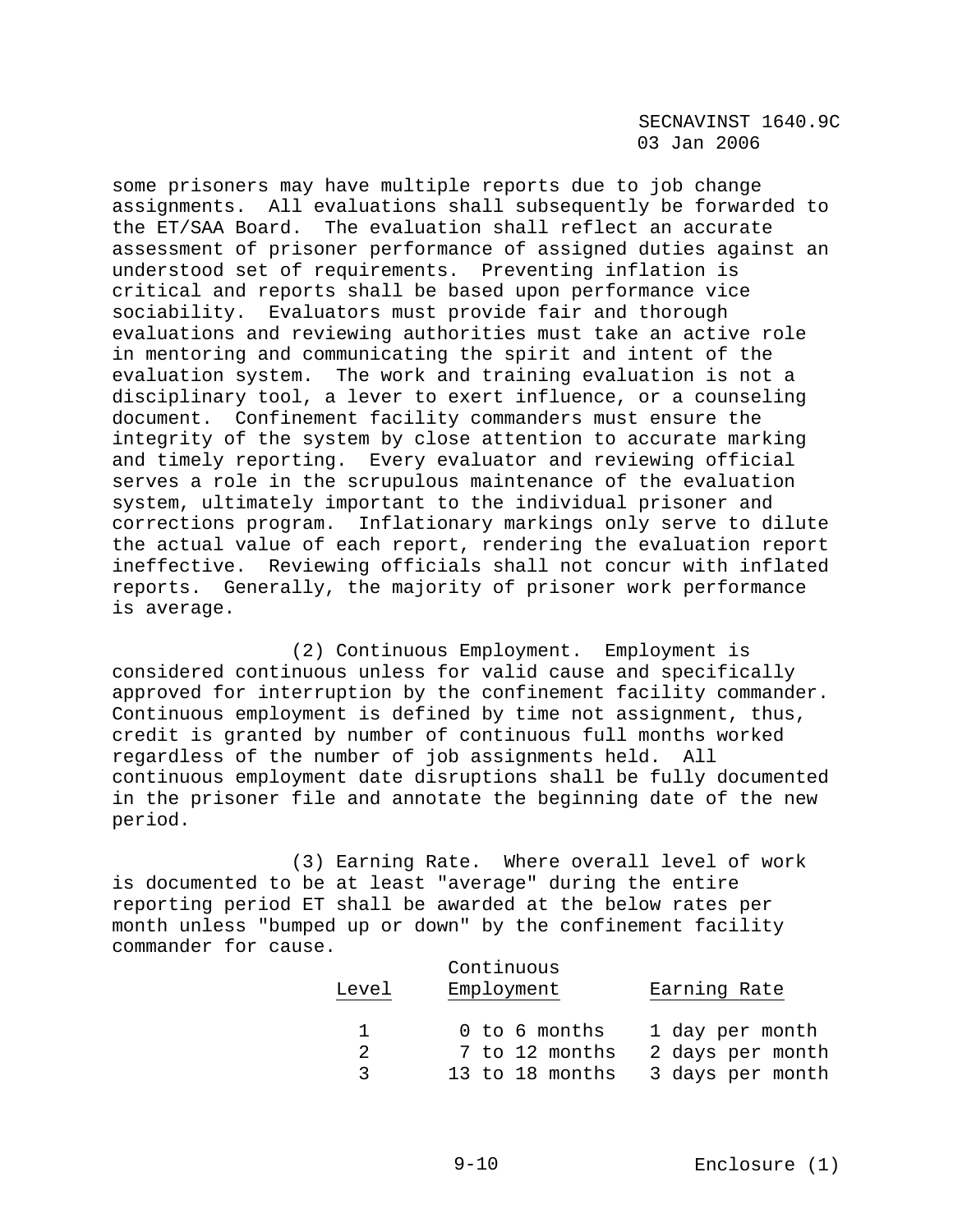some prisoners may have multiple reports due to job change assignments. All evaluations shall subsequently be forwarded to the ET/SAA Board. The evaluation shall reflect an accurate assessment of prisoner performance of assigned duties against an understood set of requirements. Preventing inflation is critical and reports shall be based upon performance vice sociability. Evaluators must provide fair and thorough evaluations and reviewing authorities must take an active role in mentoring and communicating the spirit and intent of the evaluation system. The work and training evaluation is not a disciplinary tool, a lever to exert influence, or a counseling document. Confinement facility commanders must ensure the integrity of the system by close attention to accurate marking and timely reporting. Every evaluator and reviewing official serves a role in the scrupulous maintenance of the evaluation system, ultimately important to the individual prisoner and corrections program. Inflationary markings only serve to dilute the actual value of each report, rendering the evaluation report ineffective. Reviewing officials shall not concur with inflated reports. Generally, the majority of prisoner work performance is average.

(2) Continuous Employment. Employment is considered continuous unless for valid cause and specifically approved for interruption by the confinement facility commander. Continuous employment is defined by time not assignment, thus, credit is granted by number of continuous full months worked regardless of the number of job assignments held. All continuous employment date disruptions shall be fully documented in the prisoner file and annotate the beginning date of the new period.

(3) Earning Rate. Where overall level of work is documented to be at least "average" during the entire reporting period ET shall be awarded at the below rates per month unless "bumped up or down" by the confinement facility commander for cause.

| Level | Continuous Employment | Earning Rate |
|---|---|---|
| 1 | 0 to 6 months | 1 day per month |
| 2 | 7 to 12 months | 2 days per month |
| 3 | 13 to 18 months | 3 days per month |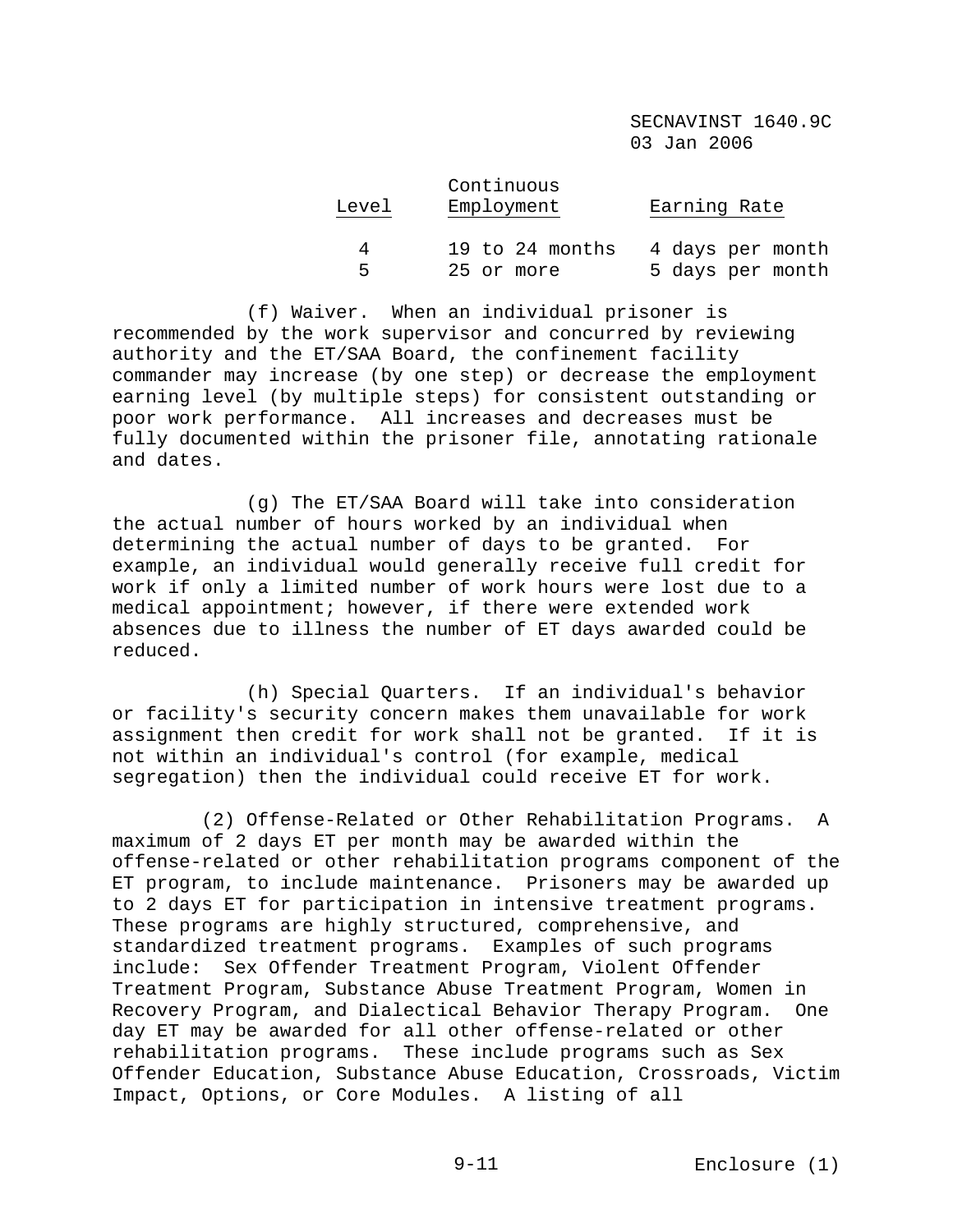| Level | Continuous Employment | Earning Rate |
| --- | --- | --- |
| 4 | 19 to 24 months | 4 days per month |
| 5 | 25 or more | 5 days per month |

(f) Waiver. When an individual prisoner is recommended by the work supervisor and concurred by reviewing authority and the ET/SAA Board, the confinement facility commander may increase (by one step) or decrease the employment earning level (by multiple steps) for consistent outstanding or poor work performance. All increases and decreases must be fully documented within the prisoner file, annotating rationale and dates.

(g) The ET/SAA Board will take into consideration the actual number of hours worked by an individual when determining the actual number of days to be granted. For example, an individual would generally receive full credit for work if only a limited number of work hours were lost due to a medical appointment; however, if there were extended work absences due to illness the number of ET days awarded could be reduced.

(h) Special Quarters. If an individual's behavior or facility's security concern makes them unavailable for work assignment then credit for work shall not be granted. If it is not within an individual's control (for example, medical segregation) then the individual could receive ET for work.

(2) Offense-Related or Other Rehabilitation Programs. A maximum of 2 days ET per month may be awarded within the offense-related or other rehabilitation programs component of the ET program, to include maintenance. Prisoners may be awarded up to 2 days ET for participation in intensive treatment programs. These programs are highly structured, comprehensive, and standardized treatment programs. Examples of such programs include: Sex Offender Treatment Program, Violent Offender Treatment Program, Substance Abuse Treatment Program, Women in Recovery Program, and Dialectical Behavior Therapy Program. One day ET may be awarded for all other offense-related or other rehabilitation programs. These include programs such as Sex Offender Education, Substance Abuse Education, Crossroads, Victim Impact, Options, or Core Modules. A listing of all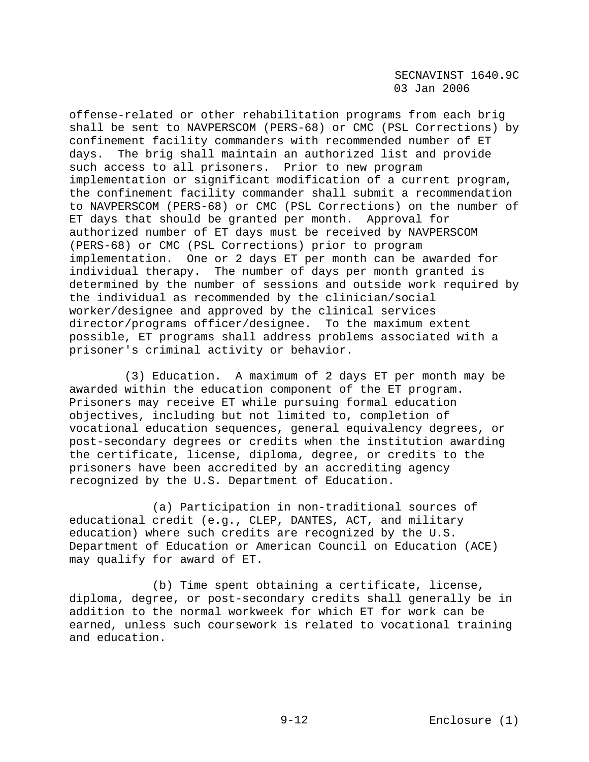offense-related or other rehabilitation programs from each brig shall be sent to NAVPERSCOM (PERS-68) or CMC (PSL Corrections) by confinement facility commanders with recommended number of ET days. The brig shall maintain an authorized list and provide such access to all prisoners. Prior to new program implementation or significant modification of a current program, the confinement facility commander shall submit a recommendation to NAVPERSCOM (PERS-68) or CMC (PSL Corrections) on the number of ET days that should be granted per month. Approval for authorized number of ET days must be received by NAVPERSCOM (PERS-68) or CMC (PSL Corrections) prior to program implementation. One or 2 days ET per month can be awarded for individual therapy. The number of days per month granted is determined by the number of sessions and outside work required by the individual as recommended by the clinician/social worker/designee and approved by the clinical services director/programs officer/designee. To the maximum extent possible, ET programs shall address problems associated with a prisoner's criminal activity or behavior.

(3) Education. A maximum of 2 days ET per month may be awarded within the education component of the ET program. Prisoners may receive ET while pursuing formal education objectives, including but not limited to, completion of vocational education sequences, general equivalency degrees, or post-secondary degrees or credits when the institution awarding the certificate, license, diploma, degree, or credits to the prisoners have been accredited by an accrediting agency recognized by the U.S. Department of Education.

(a) Participation in non-traditional sources of educational credit (e.g., CLEP, DANTES, ACT, and military education) where such credits are recognized by the U.S. Department of Education or American Council on Education (ACE) may qualify for award of ET.

(b) Time spent obtaining a certificate, license, diploma, degree, or post-secondary credits shall generally be in addition to the normal workweek for which ET for work can be earned, unless such coursework is related to vocational training and education.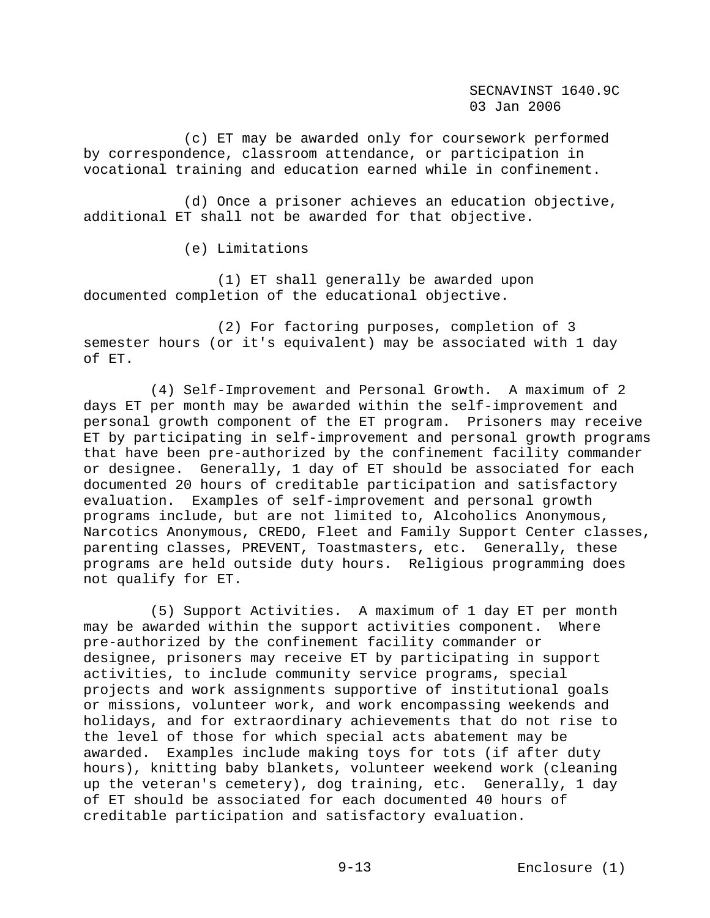(c) ET may be awarded only for coursework performed by correspondence, classroom attendance, or participation in vocational training and education earned while in confinement.

(d) Once a prisoner achieves an education objective, additional ET shall not be awarded for that objective.

(e) Limitations

(1) ET shall generally be awarded upon documented completion of the educational objective.

(2) For factoring purposes, completion of 3 semester hours (or it's equivalent) may be associated with 1 day of ET.

(4) Self-Improvement and Personal Growth. A maximum of 2 days ET per month may be awarded within the self-improvement and personal growth component of the ET program. Prisoners may receive ET by participating in self-improvement and personal growth programs that have been pre-authorized by the confinement facility commander or designee. Generally, 1 day of ET should be associated for each documented 20 hours of creditable participation and satisfactory evaluation. Examples of self-improvement and personal growth programs include, but are not limited to, Alcoholics Anonymous, Narcotics Anonymous, CREDO, Fleet and Family Support Center classes, parenting classes, PREVENT, Toastmasters, etc. Generally, these programs are held outside duty hours. Religious programming does not qualify for ET.

(5) Support Activities. A maximum of 1 day ET per month may be awarded within the support activities component. Where pre-authorized by the confinement facility commander or designee, prisoners may receive ET by participating in support activities, to include community service programs, special projects and work assignments supportive of institutional goals or missions, volunteer work, and work encompassing weekends and holidays, and for extraordinary achievements that do not rise to the level of those for which special acts abatement may be awarded. Examples include making toys for tots (if after duty hours), knitting baby blankets, volunteer weekend work (cleaning up the veteran's cemetery), dog training, etc. Generally, 1 day of ET should be associated for each documented 40 hours of creditable participation and satisfactory evaluation.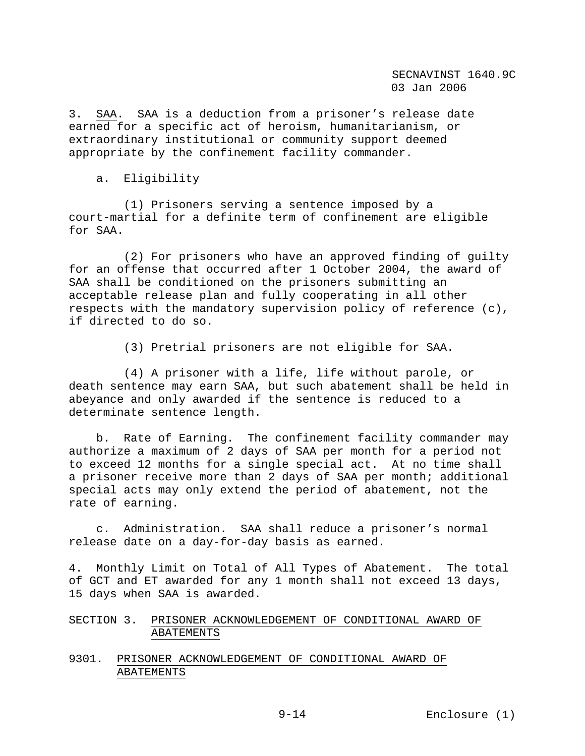3. SAA. SAA is a deduction from a prisoner's release date earned for a specific act of heroism, humanitarianism, or extraordinary institutional or community support deemed appropriate by the confinement facility commander.

a. Eligibility

(1) Prisoners serving a sentence imposed by a court-martial for a definite term of confinement are eligible for SAA.

(2) For prisoners who have an approved finding of guilty for an offense that occurred after 1 October 2004, the award of SAA shall be conditioned on the prisoners submitting an acceptable release plan and fully cooperating in all other respects with the mandatory supervision policy of reference (c), if directed to do so.

(3) Pretrial prisoners are not eligible for SAA.

(4) A prisoner with a life, life without parole, or death sentence may earn SAA, but such abatement shall be held in abeyance and only awarded if the sentence is reduced to a determinate sentence length.

b. Rate of Earning. The confinement facility commander may authorize a maximum of 2 days of SAA per month for a period not to exceed 12 months for a single special act. At no time shall a prisoner receive more than 2 days of SAA per month; additional special acts may only extend the period of abatement, not the rate of earning.

c. Administration. SAA shall reduce a prisoner's normal release date on a day-for-day basis as earned.

4. Monthly Limit on Total of All Types of Abatement. The total of GCT and ET awarded for any 1 month shall not exceed 13 days, 15 days when SAA is awarded.

## SECTION 3. PRISONER ACKNOWLEDGEMENT OF CONDITIONAL AWARD OF ABATEMENTS

### 9301. PRISONER ACKNOWLEDGEMENT OF CONDITIONAL AWARD OF ABATEMENTS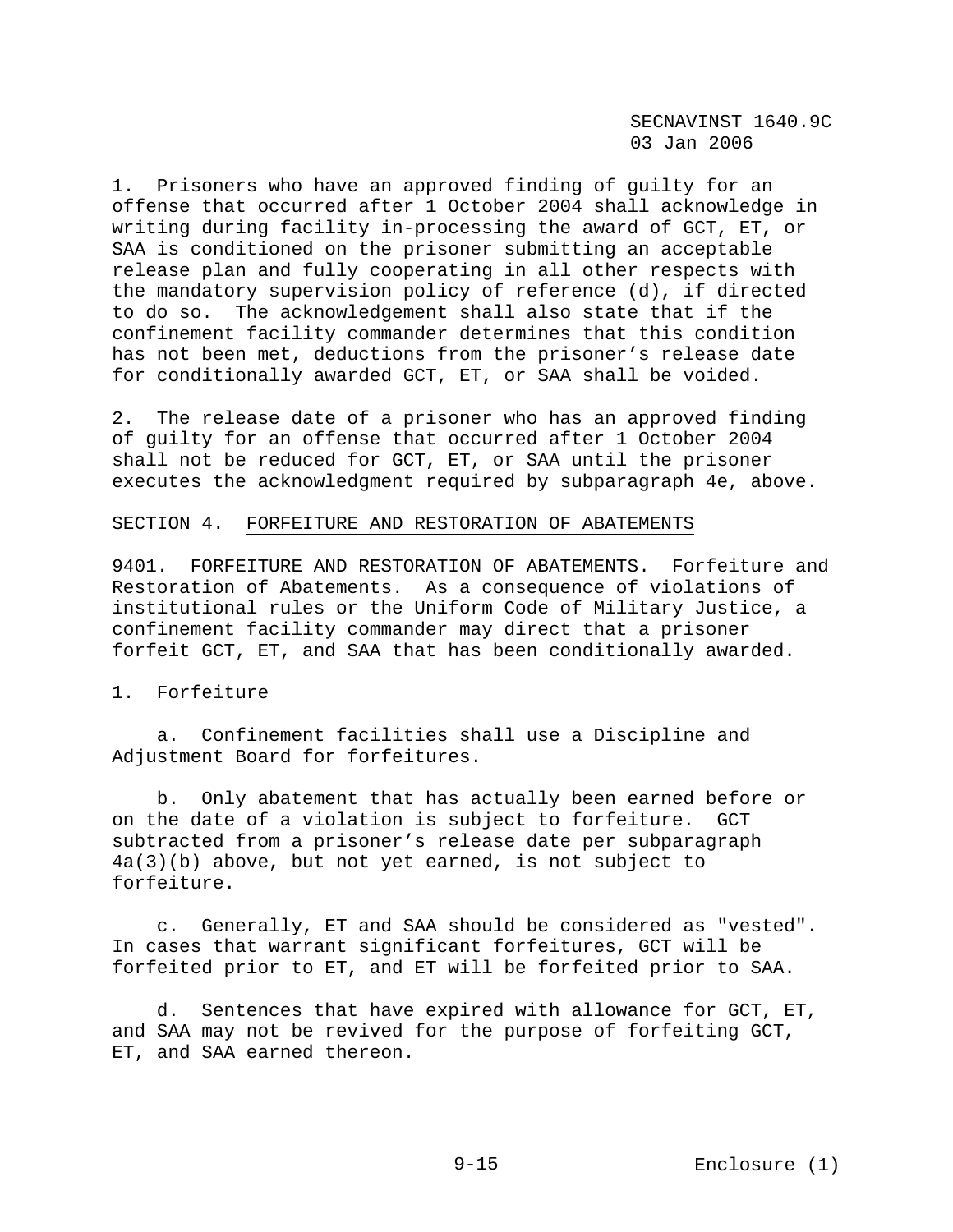1. Prisoners who have an approved finding of guilty for an offense that occurred after 1 October 2004 shall acknowledge in writing during facility in-processing the award of GCT, ET, or SAA is conditioned on the prisoner submitting an acceptable release plan and fully cooperating in all other respects with the mandatory supervision policy of reference (d), if directed to do so. The acknowledgement shall also state that if the confinement facility commander determines that this condition has not been met, deductions from the prisoner's release date for conditionally awarded GCT, ET, or SAA shall be voided.

2. The release date of a prisoner who has an approved finding of guilty for an offense that occurred after 1 October 2004 shall not be reduced for GCT, ET, or SAA until the prisoner executes the acknowledgment required by subparagraph 4e, above.

## SECTION 4. FORFEITURE AND RESTORATION OF ABATEMENTS

9401. FORFEITURE AND RESTORATION OF ABATEMENTS. Forfeiture and Restoration of Abatements. As a consequence of violations of institutional rules or the Uniform Code of Military Justice, a confinement facility commander may direct that a prisoner forfeit GCT, ET, and SAA that has been conditionally awarded.

1. Forfeiture

    a. Confinement facilities shall use a Discipline and Adjustment Board for forfeitures.

    b. Only abatement that has actually been earned before or on the date of a violation is subject to forfeiture. GCT subtracted from a prisoner's release date per subparagraph 4a(3)(b) above, but not yet earned, is not subject to forfeiture.

    c. Generally, ET and SAA should be considered as "vested". In cases that warrant significant forfeitures, GCT will be forfeited prior to ET, and ET will be forfeited prior to SAA.

    d. Sentences that have expired with allowance for GCT, ET, and SAA may not be revived for the purpose of forfeiting GCT, ET, and SAA earned thereon.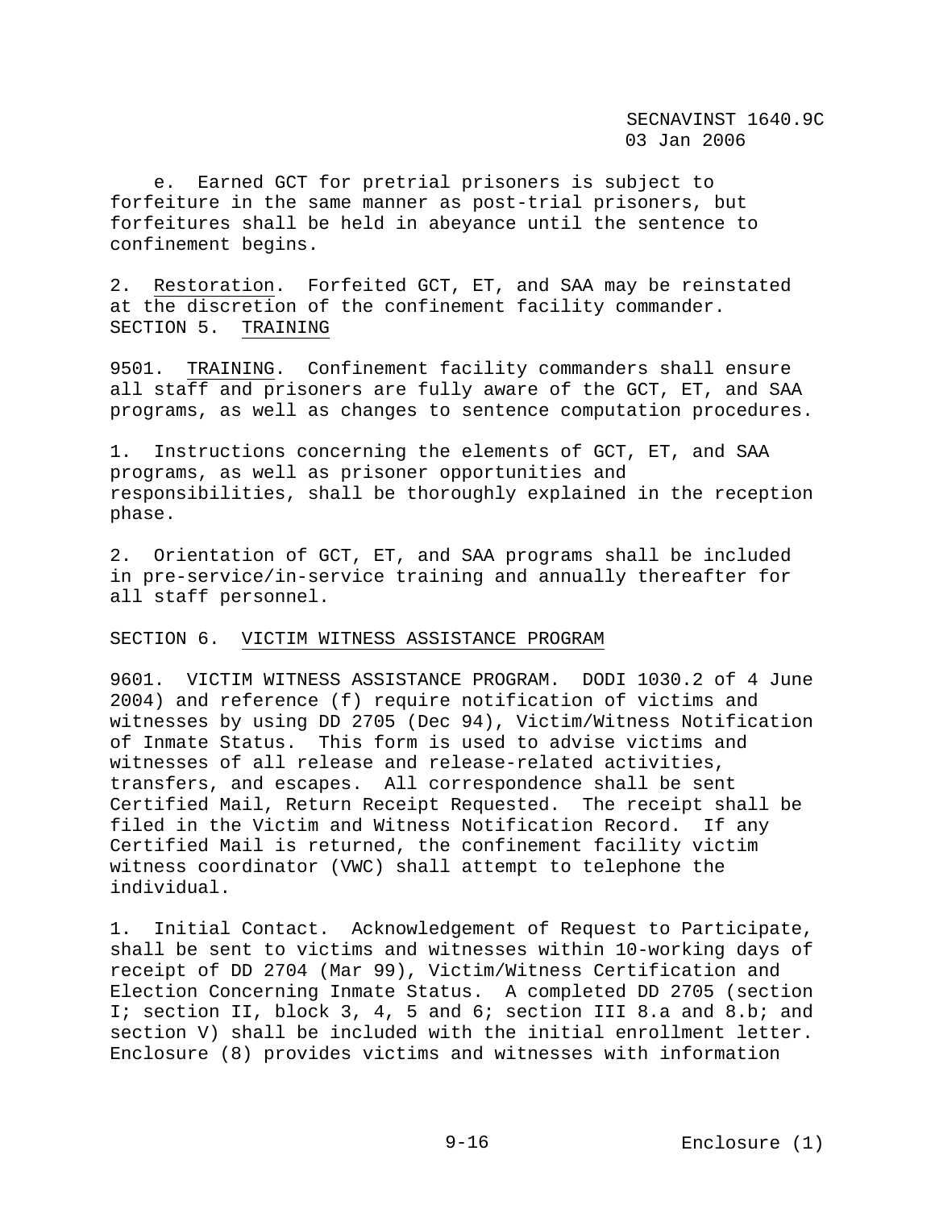e. Earned GCT for pretrial prisoners is subject to forfeiture in the same manner as post-trial prisoners, but forfeitures shall be held in abeyance until the sentence to confinement begins.

2. Restoration. Forfeited GCT, ET, and SAA may be reinstated at the discretion of the confinement facility commander.

## SECTION 5. TRAINING

9501. TRAINING. Confinement facility commanders shall ensure all staff and prisoners are fully aware of the GCT, ET, and SAA programs, as well as changes to sentence computation procedures.

1. Instructions concerning the elements of GCT, ET, and SAA programs, as well as prisoner opportunities and responsibilities, shall be thoroughly explained in the reception phase.

2. Orientation of GCT, ET, and SAA programs shall be included in pre-service/in-service training and annually thereafter for all staff personnel.

## SECTION 6. VICTIM WITNESS ASSISTANCE PROGRAM

9601. VICTIM WITNESS ASSISTANCE PROGRAM. DODI 1030.2 of 4 June 2004) and reference (f) require notification of victims and witnesses by using DD 2705 (Dec 94), Victim/Witness Notification of Inmate Status. This form is used to advise victims and witnesses of all release and release-related activities, transfers, and escapes. All correspondence shall be sent Certified Mail, Return Receipt Requested. The receipt shall be filed in the Victim and Witness Notification Record. If any Certified Mail is returned, the confinement facility victim witness coordinator (VWC) shall attempt to telephone the individual.

1. Initial Contact. Acknowledgement of Request to Participate, shall be sent to victims and witnesses within 10-working days of receipt of DD 2704 (Mar 99), Victim/Witness Certification and Election Concerning Inmate Status. A completed DD 2705 (section I; section II, block 3, 4, 5 and 6; section III 8.a and 8.b; and section V) shall be included with the initial enrollment letter. Enclosure (8) provides victims and witnesses with information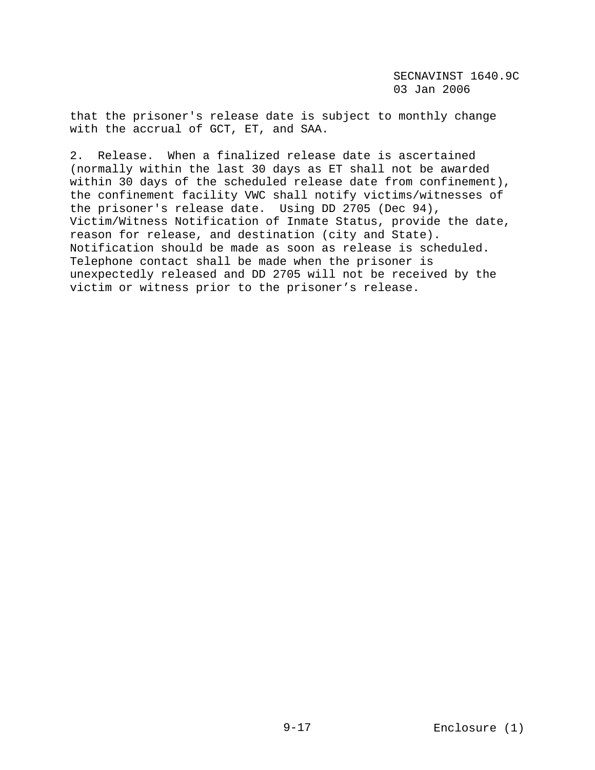that the prisoner's release date is subject to monthly change with the accrual of GCT, ET, and SAA.

2. Release. When a finalized release date is ascertained (normally within the last 30 days as ET shall not be awarded within 30 days of the scheduled release date from confinement), the confinement facility VWC shall notify victims/witnesses of the prisoner's release date. Using DD 2705 (Dec 94), Victim/Witness Notification of Inmate Status, provide the date, reason for release, and destination (city and State). Notification should be made as soon as release is scheduled. Telephone contact shall be made when the prisoner is unexpectedly released and DD 2705 will not be received by the victim or witness prior to the prisoner's release.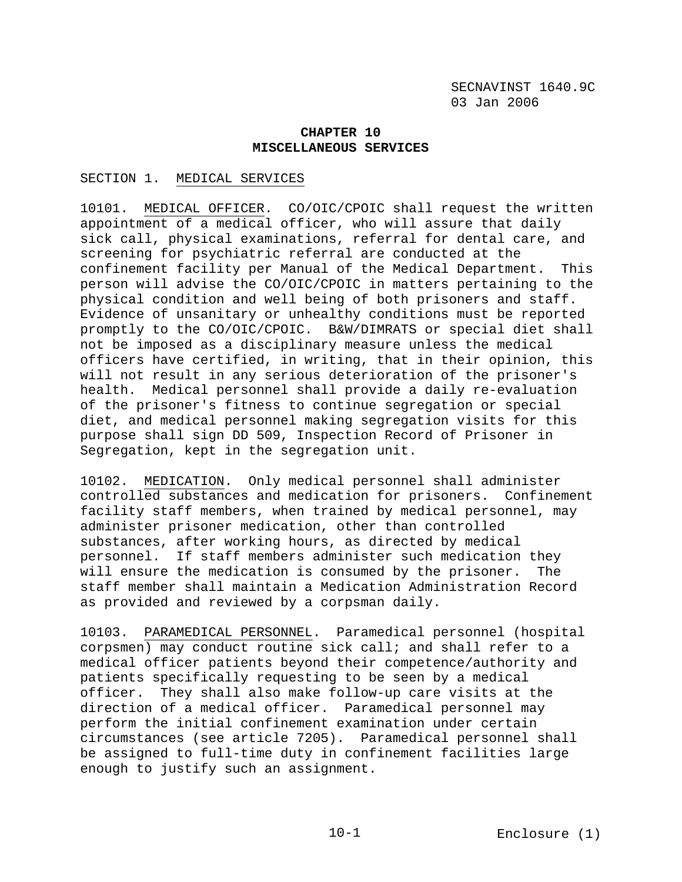# CHAPTER 10
# MISCELLANEOUS SERVICES

## SECTION 1. MEDICAL SERVICES

10101. MEDICAL OFFICER. CO/OIC/CPOIC shall request the written appointment of a medical officer, who will assure that daily sick call, physical examinations, referral for dental care, and screening for psychiatric referral are conducted at the confinement facility per Manual of the Medical Department. This person will advise the CO/OIC/CPOIC in matters pertaining to the physical condition and well being of both prisoners and staff. Evidence of unsanitary or unhealthy conditions must be reported promptly to the CO/OIC/CPOIC. B&W/DIMRATS or special diet shall not be imposed as a disciplinary measure unless the medical officers have certified, in writing, that in their opinion, this will not result in any serious deterioration of the prisoner's health. Medical personnel shall provide a daily re-evaluation of the prisoner's fitness to continue segregation or special diet, and medical personnel making segregation visits for this purpose shall sign DD 509, Inspection Record of Prisoner in Segregation, kept in the segregation unit.

10102. MEDICATION. Only medical personnel shall administer controlled substances and medication for prisoners. Confinement facility staff members, when trained by medical personnel, may administer prisoner medication, other than controlled substances, after working hours, as directed by medical personnel. If staff members administer such medication they will ensure the medication is consumed by the prisoner. The staff member shall maintain a Medication Administration Record as provided and reviewed by a corpsman daily.

10103. PARAMEDICAL PERSONNEL. Paramedical personnel (hospital corpsmen) may conduct routine sick call; and shall refer to a medical officer patients beyond their competence/authority and patients specifically requesting to be seen by a medical officer. They shall also make follow-up care visits at the direction of a medical officer. Paramedical personnel may perform the initial confinement examination under certain circumstances (see article 7205). Paramedical personnel shall be assigned to full-time duty in confinement facilities large enough to justify such an assignment.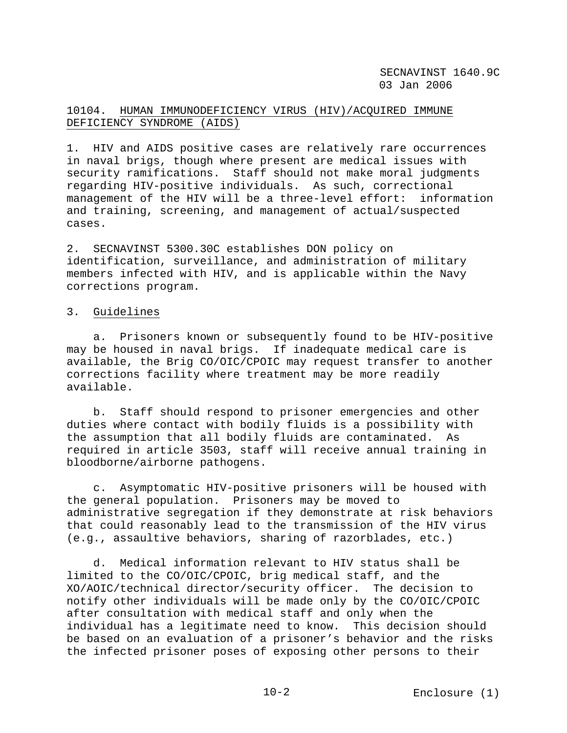## 10104. HUMAN IMMUNODEFICIENCY VIRUS (HIV)/ACQUIRED IMMUNE DEFICIENCY SYNDROME (AIDS)

1. HIV and AIDS positive cases are relatively rare occurrences in naval brigs, though where present are medical issues with security ramifications. Staff should not make moral judgments regarding HIV-positive individuals. As such, correctional management of the HIV will be a three-level effort: information and training, screening, and management of actual/suspected cases.

2. SECNAVINST 5300.30C establishes DON policy on identification, surveillance, and administration of military members infected with HIV, and is applicable within the Navy corrections program.

3. Guidelines

a. Prisoners known or subsequently found to be HIV-positive may be housed in naval brigs. If inadequate medical care is available, the Brig CO/OIC/CPOIC may request transfer to another corrections facility where treatment may be more readily available.

b. Staff should respond to prisoner emergencies and other duties where contact with bodily fluids is a possibility with the assumption that all bodily fluids are contaminated. As required in article 3503, staff will receive annual training in bloodborne/airborne pathogens.

c. Asymptomatic HIV-positive prisoners will be housed with the general population. Prisoners may be moved to administrative segregation if they demonstrate at risk behaviors that could reasonably lead to the transmission of the HIV virus (e.g., assaultive behaviors, sharing of razorblades, etc.)

d. Medical information relevant to HIV status shall be limited to the CO/OIC/CPOIC, brig medical staff, and the XO/AOIC/technical director/security officer. The decision to notify other individuals will be made only by the CO/OIC/CPOIC after consultation with medical staff and only when the individual has a legitimate need to know. This decision should be based on an evaluation of a prisoner's behavior and the risks the infected prisoner poses of exposing other persons to their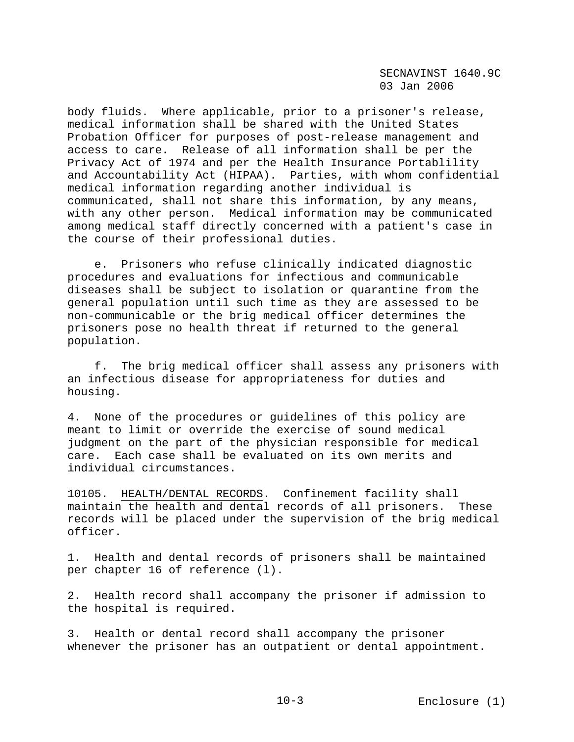body fluids. Where applicable, prior to a prisoner's release, medical information shall be shared with the United States Probation Officer for purposes of post-release management and access to care. Release of all information shall be per the Privacy Act of 1974 and per the Health Insurance Portablility and Accountability Act (HIPAA). Parties, with whom confidential medical information regarding another individual is communicated, shall not share this information, by any means, with any other person. Medical information may be communicated among medical staff directly concerned with a patient's case in the course of their professional duties.

e. Prisoners who refuse clinically indicated diagnostic procedures and evaluations for infectious and communicable diseases shall be subject to isolation or quarantine from the general population until such time as they are assessed to be non-communicable or the brig medical officer determines the prisoners pose no health threat if returned to the general population.

f. The brig medical officer shall assess any prisoners with an infectious disease for appropriateness for duties and housing.

4. None of the procedures or guidelines of this policy are meant to limit or override the exercise of sound medical judgment on the part of the physician responsible for medical care. Each case shall be evaluated on its own merits and individual circumstances.

10105. HEALTH/DENTAL RECORDS. Confinement facility shall maintain the health and dental records of all prisoners. These records will be placed under the supervision of the brig medical officer.

1. Health and dental records of prisoners shall be maintained per chapter 16 of reference (l).

2. Health record shall accompany the prisoner if admission to the hospital is required.

3. Health or dental record shall accompany the prisoner whenever the prisoner has an outpatient or dental appointment.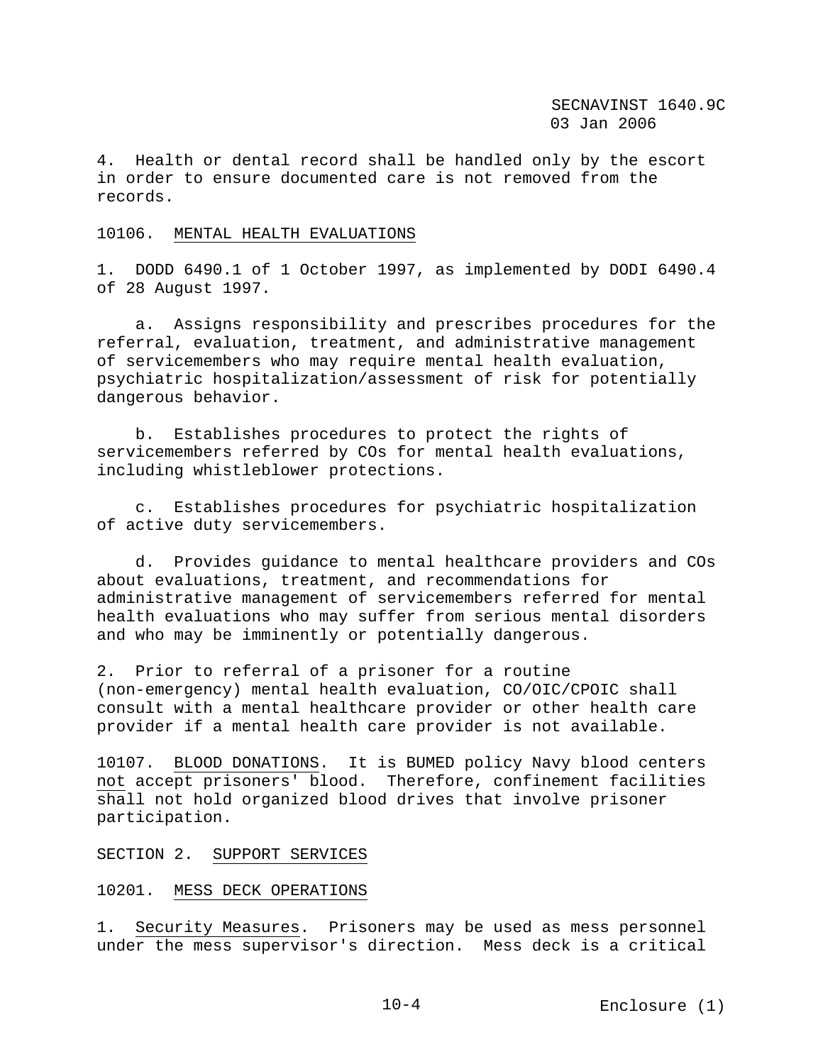4. Health or dental record shall be handled only by the escort in order to ensure documented care is not removed from the records.

10106. MENTAL HEALTH EVALUATIONS

1. DODD 6490.1 of 1 October 1997, as implemented by DODI 6490.4 of 28 August 1997.

   a. Assigns responsibility and prescribes procedures for the referral, evaluation, treatment, and administrative management of servicemembers who may require mental health evaluation, psychiatric hospitalization/assessment of risk for potentially dangerous behavior.

   b. Establishes procedures to protect the rights of servicemembers referred by COs for mental health evaluations, including whistleblower protections.

   c. Establishes procedures for psychiatric hospitalization of active duty servicemembers.

   d. Provides guidance to mental healthcare providers and COs about evaluations, treatment, and recommendations for administrative management of servicemembers referred for mental health evaluations who may suffer from serious mental disorders and who may be imminently or potentially dangerous.

2. Prior to referral of a prisoner for a routine (non-emergency) mental health evaluation, CO/OIC/CPOIC shall consult with a mental healthcare provider or other health care provider if a mental health care provider is not available.

10107. BLOOD DONATIONS. It is BUMED policy Navy blood centers not accept prisoners' blood. Therefore, confinement facilities shall not hold organized blood drives that involve prisoner participation.

SECTION 2. SUPPORT SERVICES

10201. MESS DECK OPERATIONS

1. Security Measures. Prisoners may be used as mess personnel under the mess supervisor's direction. Mess deck is a critical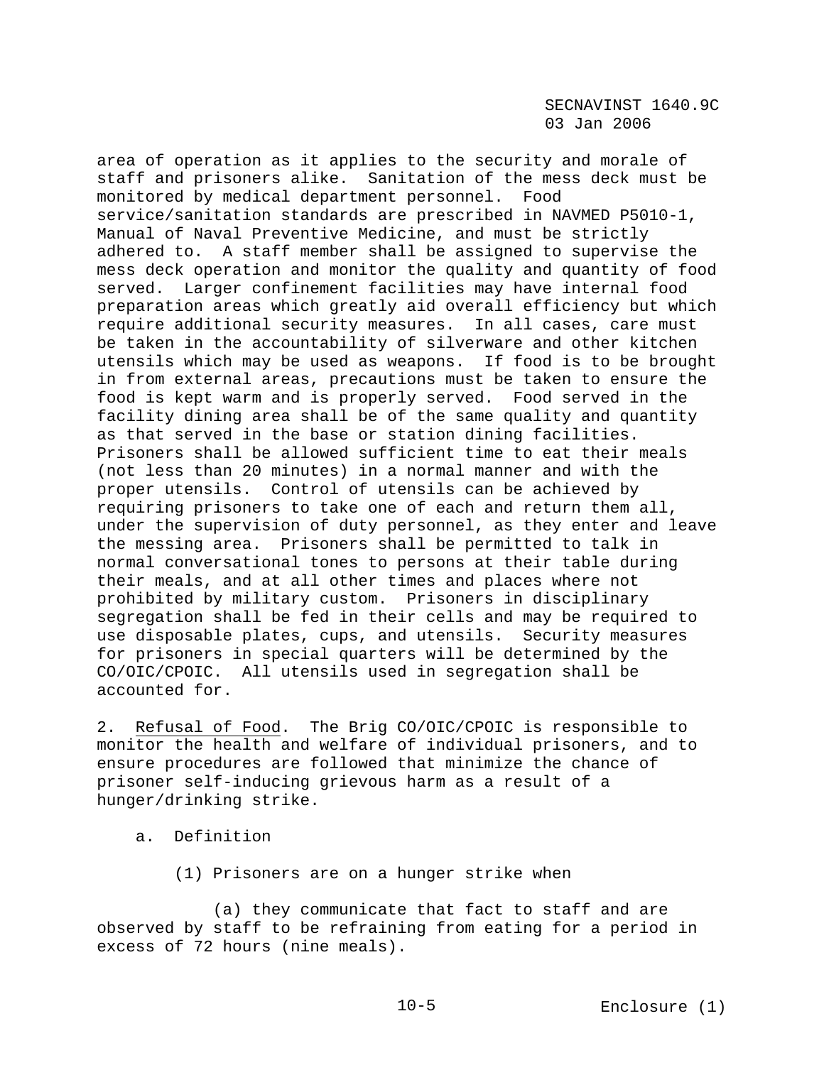area of operation as it applies to the security and morale of staff and prisoners alike. Sanitation of the mess deck must be monitored by medical department personnel. Food service/sanitation standards are prescribed in NAVMED P5010-1, Manual of Naval Preventive Medicine, and must be strictly adhered to. A staff member shall be assigned to supervise the mess deck operation and monitor the quality and quantity of food served. Larger confinement facilities may have internal food preparation areas which greatly aid overall efficiency but which require additional security measures. In all cases, care must be taken in the accountability of silverware and other kitchen utensils which may be used as weapons. If food is to be brought in from external areas, precautions must be taken to ensure the food is kept warm and is properly served. Food served in the facility dining area shall be of the same quality and quantity as that served in the base or station dining facilities. Prisoners shall be allowed sufficient time to eat their meals (not less than 20 minutes) in a normal manner and with the proper utensils. Control of utensils can be achieved by requiring prisoners to take one of each and return them all, under the supervision of duty personnel, as they enter and leave the messing area. Prisoners shall be permitted to talk in normal conversational tones to persons at their table during their meals, and at all other times and places where not prohibited by military custom. Prisoners in disciplinary segregation shall be fed in their cells and may be required to use disposable plates, cups, and utensils. Security measures for prisoners in special quarters will be determined by the CO/OIC/CPOIC. All utensils used in segregation shall be accounted for.

2. Refusal of Food. The Brig CO/OIC/CPOIC is responsible to monitor the health and welfare of individual prisoners, and to ensure procedures are followed that minimize the chance of prisoner self-inducing grievous harm as a result of a hunger/drinking strike.

a. Definition

(1) Prisoners are on a hunger strike when

(a) they communicate that fact to staff and are observed by staff to be refraining from eating for a period in excess of 72 hours (nine meals).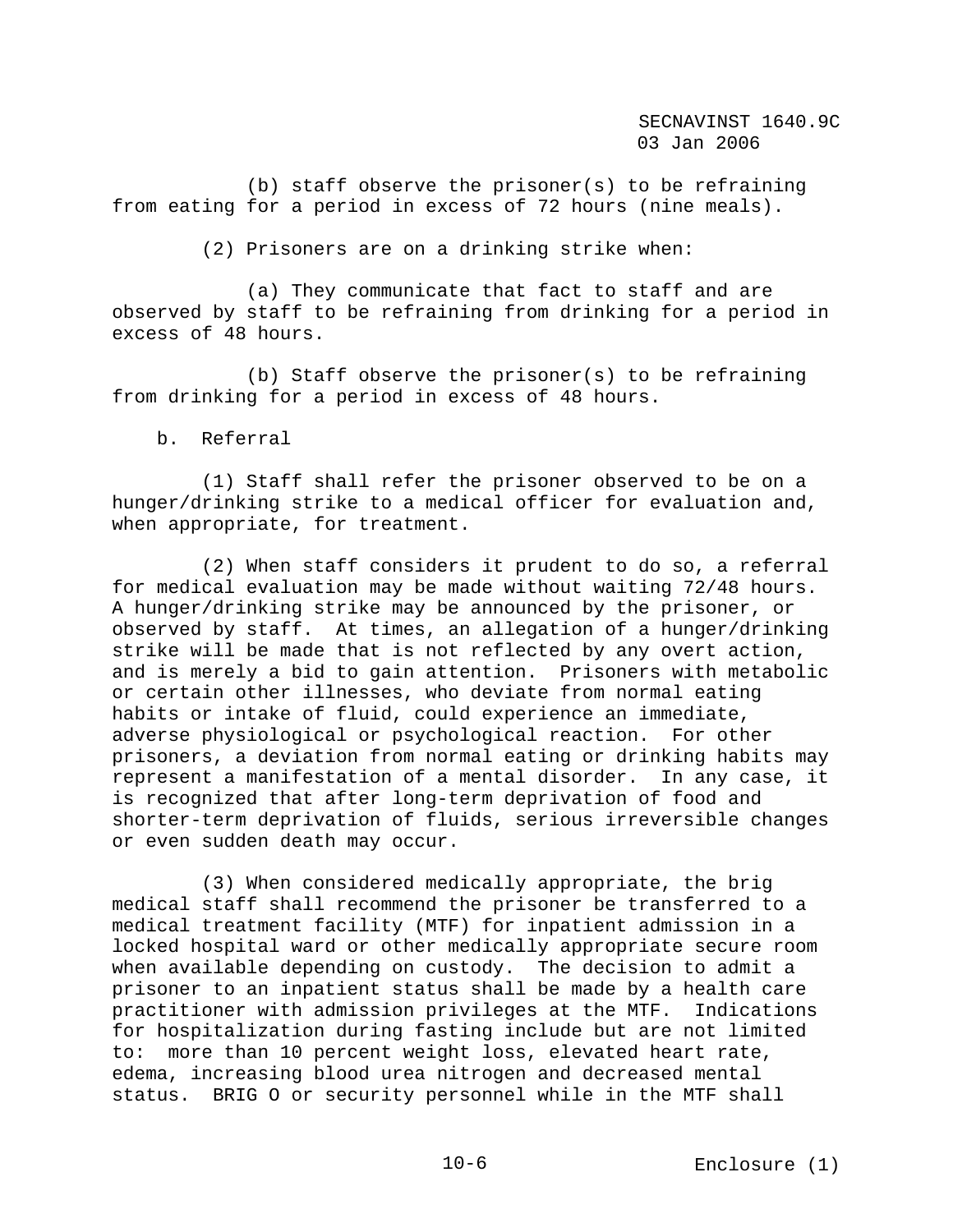(b) staff observe the prisoner(s) to be refraining from eating for a period in excess of 72 hours (nine meals).

(2) Prisoners are on a drinking strike when:

(a) They communicate that fact to staff and are observed by staff to be refraining from drinking for a period in excess of 48 hours.

(b) Staff observe the prisoner(s) to be refraining from drinking for a period in excess of 48 hours.

b. Referral

(1) Staff shall refer the prisoner observed to be on a hunger/drinking strike to a medical officer for evaluation and, when appropriate, for treatment.

(2) When staff considers it prudent to do so, a referral for medical evaluation may be made without waiting 72/48 hours. A hunger/drinking strike may be announced by the prisoner, or observed by staff. At times, an allegation of a hunger/drinking strike will be made that is not reflected by any overt action, and is merely a bid to gain attention. Prisoners with metabolic or certain other illnesses, who deviate from normal eating habits or intake of fluid, could experience an immediate, adverse physiological or psychological reaction. For other prisoners, a deviation from normal eating or drinking habits may represent a manifestation of a mental disorder. In any case, it is recognized that after long-term deprivation of food and shorter-term deprivation of fluids, serious irreversible changes or even sudden death may occur.

(3) When considered medically appropriate, the brig medical staff shall recommend the prisoner be transferred to a medical treatment facility (MTF) for inpatient admission in a locked hospital ward or other medically appropriate secure room when available depending on custody. The decision to admit a prisoner to an inpatient status shall be made by a health care practitioner with admission privileges at the MTF. Indications for hospitalization during fasting include but are not limited to: more than 10 percent weight loss, elevated heart rate, edema, increasing blood urea nitrogen and decreased mental status. BRIG O or security personnel while in the MTF shall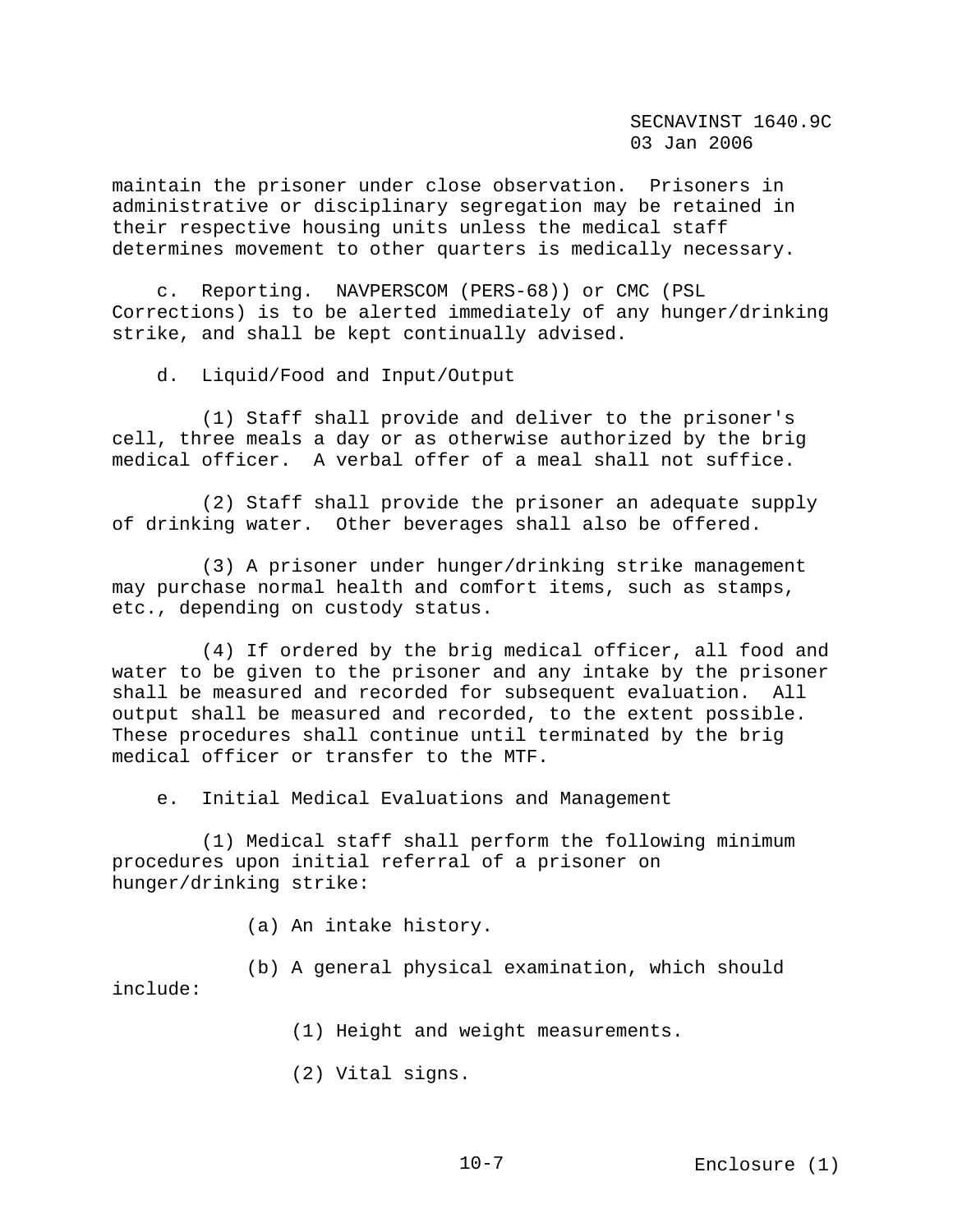maintain the prisoner under close observation. Prisoners in administrative or disciplinary segregation may be retained in their respective housing units unless the medical staff determines movement to other quarters is medically necessary.

c. Reporting. NAVPERSCOM (PERS-68)) or CMC (PSL Corrections) is to be alerted immediately of any hunger/drinking strike, and shall be kept continually advised.

d. Liquid/Food and Input/Output

(1) Staff shall provide and deliver to the prisoner's cell, three meals a day or as otherwise authorized by the brig medical officer. A verbal offer of a meal shall not suffice.

(2) Staff shall provide the prisoner an adequate supply of drinking water. Other beverages shall also be offered.

(3) A prisoner under hunger/drinking strike management may purchase normal health and comfort items, such as stamps, etc., depending on custody status.

(4) If ordered by the brig medical officer, all food and water to be given to the prisoner and any intake by the prisoner shall be measured and recorded for subsequent evaluation. All output shall be measured and recorded, to the extent possible. These procedures shall continue until terminated by the brig medical officer or transfer to the MTF.

e. Initial Medical Evaluations and Management

(1) Medical staff shall perform the following minimum procedures upon initial referral of a prisoner on hunger/drinking strike:

(a) An intake history.

(b) A general physical examination, which should include:

(1) Height and weight measurements.

(2) Vital signs.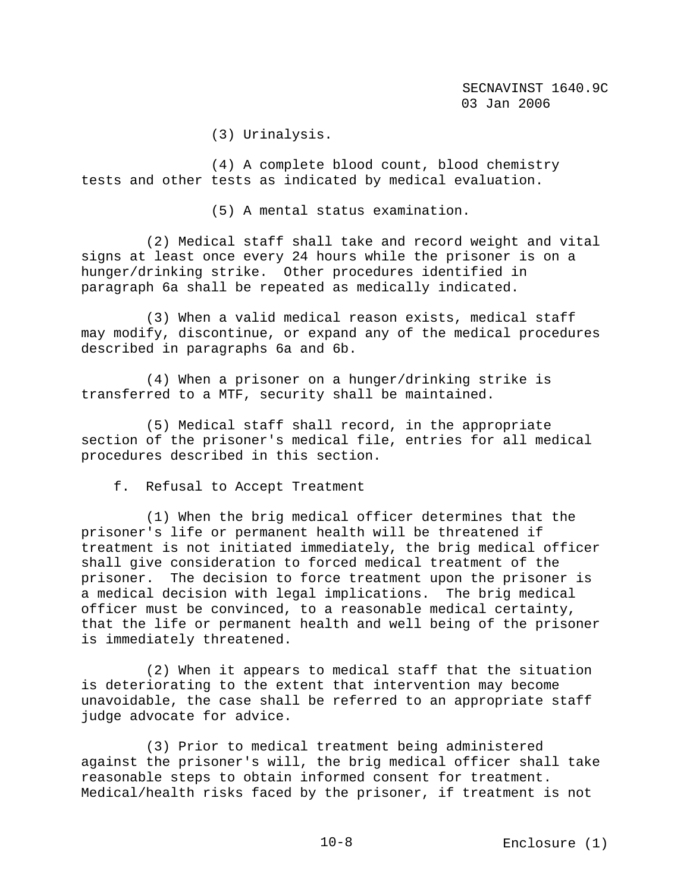(3) Urinalysis.

(4) A complete blood count, blood chemistry tests and other tests as indicated by medical evaluation.

(5) A mental status examination.

(2) Medical staff shall take and record weight and vital signs at least once every 24 hours while the prisoner is on a hunger/drinking strike. Other procedures identified in paragraph 6a shall be repeated as medically indicated.

(3) When a valid medical reason exists, medical staff may modify, discontinue, or expand any of the medical procedures described in paragraphs 6a and 6b.

(4) When a prisoner on a hunger/drinking strike is transferred to a MTF, security shall be maintained.

(5) Medical staff shall record, in the appropriate section of the prisoner's medical file, entries for all medical procedures described in this section.

f. Refusal to Accept Treatment

(1) When the brig medical officer determines that the prisoner's life or permanent health will be threatened if treatment is not initiated immediately, the brig medical officer shall give consideration to forced medical treatment of the prisoner. The decision to force treatment upon the prisoner is a medical decision with legal implications. The brig medical officer must be convinced, to a reasonable medical certainty, that the life or permanent health and well being of the prisoner is immediately threatened.

(2) When it appears to medical staff that the situation is deteriorating to the extent that intervention may become unavoidable, the case shall be referred to an appropriate staff judge advocate for advice.

(3) Prior to medical treatment being administered against the prisoner's will, the brig medical officer shall take reasonable steps to obtain informed consent for treatment. Medical/health risks faced by the prisoner, if treatment is not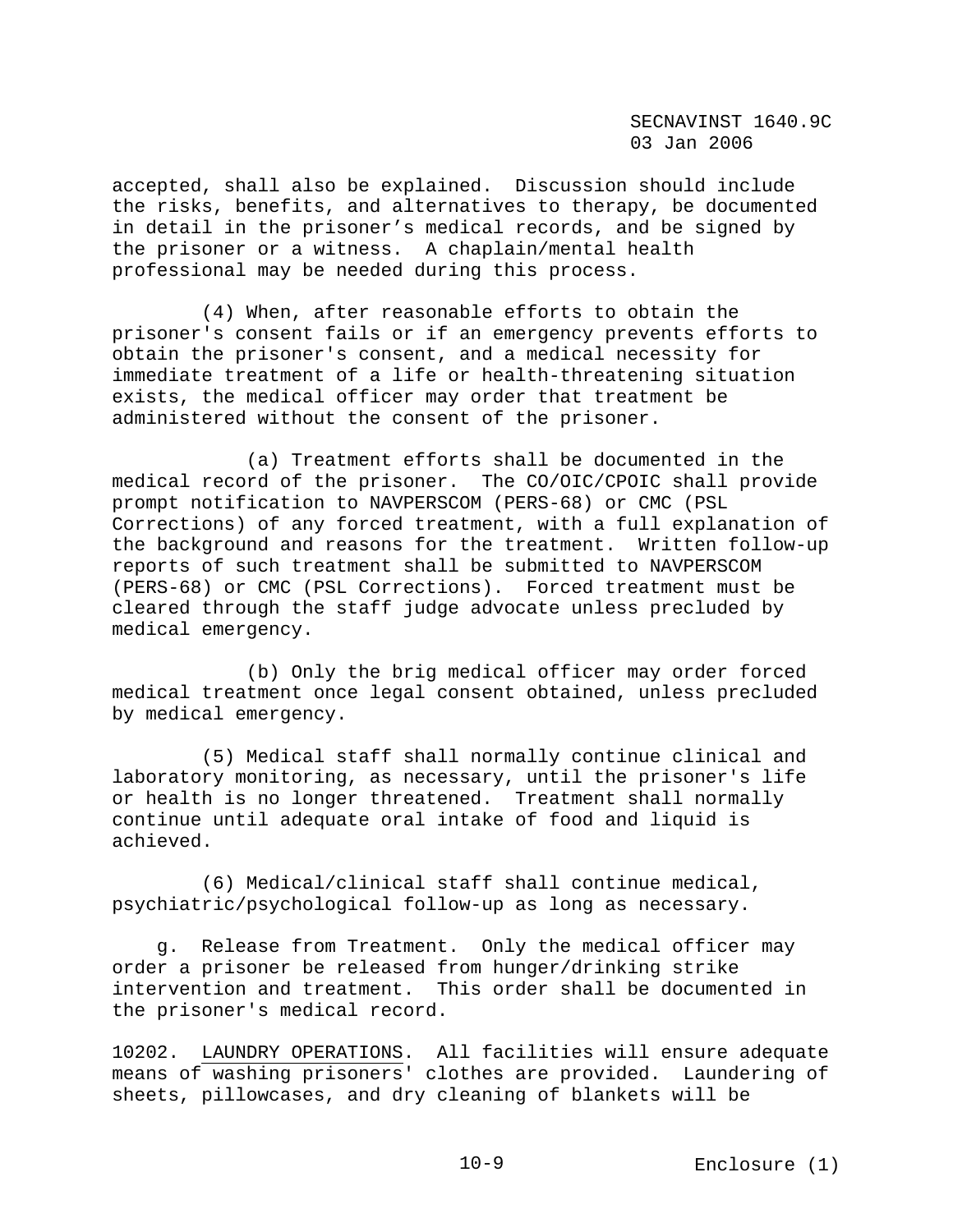accepted, shall also be explained. Discussion should include the risks, benefits, and alternatives to therapy, be documented in detail in the prisoner's medical records, and be signed by the prisoner or a witness. A chaplain/mental health professional may be needed during this process.

(4) When, after reasonable efforts to obtain the prisoner's consent fails or if an emergency prevents efforts to obtain the prisoner's consent, and a medical necessity for immediate treatment of a life or health-threatening situation exists, the medical officer may order that treatment be administered without the consent of the prisoner.

(a) Treatment efforts shall be documented in the medical record of the prisoner. The CO/OIC/CPOIC shall provide prompt notification to NAVPERSCOM (PERS-68) or CMC (PSL Corrections) of any forced treatment, with a full explanation of the background and reasons for the treatment. Written follow-up reports of such treatment shall be submitted to NAVPERSCOM (PERS-68) or CMC (PSL Corrections). Forced treatment must be cleared through the staff judge advocate unless precluded by medical emergency.

(b) Only the brig medical officer may order forced medical treatment once legal consent obtained, unless precluded by medical emergency.

(5) Medical staff shall normally continue clinical and laboratory monitoring, as necessary, until the prisoner's life or health is no longer threatened. Treatment shall normally continue until adequate oral intake of food and liquid is achieved.

(6) Medical/clinical staff shall continue medical, psychiatric/psychological follow-up as long as necessary.

g. Release from Treatment. Only the medical officer may order a prisoner be released from hunger/drinking strike intervention and treatment. This order shall be documented in the prisoner's medical record.

10202. LAUNDRY OPERATIONS. All facilities will ensure adequate means of washing prisoners' clothes are provided. Laundering of sheets, pillowcases, and dry cleaning of blankets will be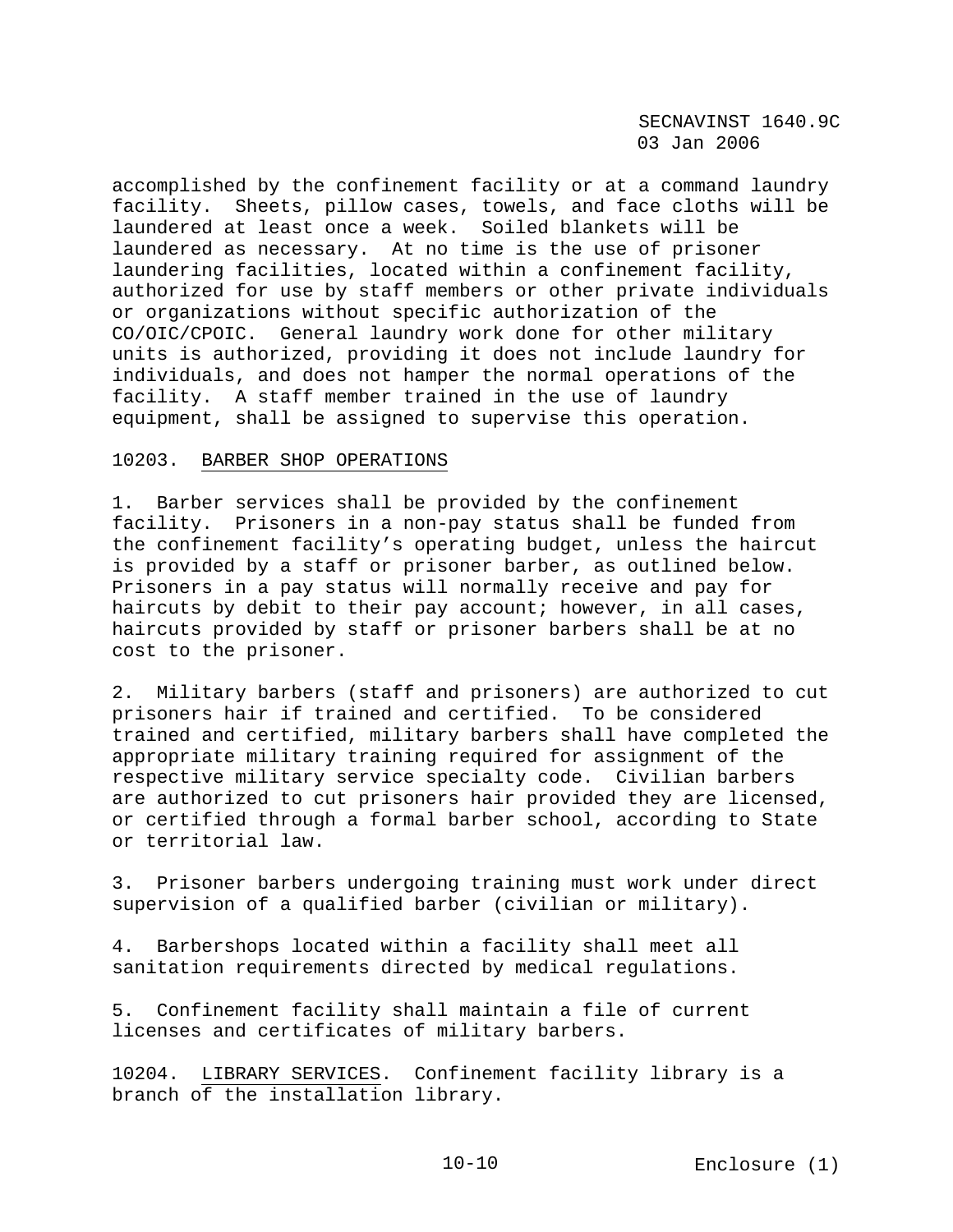accomplished by the confinement facility or at a command laundry facility. Sheets, pillow cases, towels, and face cloths will be laundered at least once a week. Soiled blankets will be laundered as necessary. At no time is the use of prisoner laundering facilities, located within a confinement facility, authorized for use by staff members or other private individuals or organizations without specific authorization of the CO/OIC/CPOIC. General laundry work done for other military units is authorized, providing it does not include laundry for individuals, and does not hamper the normal operations of the facility. A staff member trained in the use of laundry equipment, shall be assigned to supervise this operation.

10203. BARBER SHOP OPERATIONS

1. Barber services shall be provided by the confinement facility. Prisoners in a non-pay status shall be funded from the confinement facility's operating budget, unless the haircut is provided by a staff or prisoner barber, as outlined below. Prisoners in a pay status will normally receive and pay for haircuts by debit to their pay account; however, in all cases, haircuts provided by staff or prisoner barbers shall be at no cost to the prisoner.

2. Military barbers (staff and prisoners) are authorized to cut prisoners hair if trained and certified. To be considered trained and certified, military barbers shall have completed the appropriate military training required for assignment of the respective military service specialty code. Civilian barbers are authorized to cut prisoners hair provided they are licensed, or certified through a formal barber school, according to State or territorial law.

3. Prisoner barbers undergoing training must work under direct supervision of a qualified barber (civilian or military).

4. Barbershops located within a facility shall meet all sanitation requirements directed by medical regulations.

5. Confinement facility shall maintain a file of current licenses and certificates of military barbers.

10204. LIBRARY SERVICES. Confinement facility library is a branch of the installation library.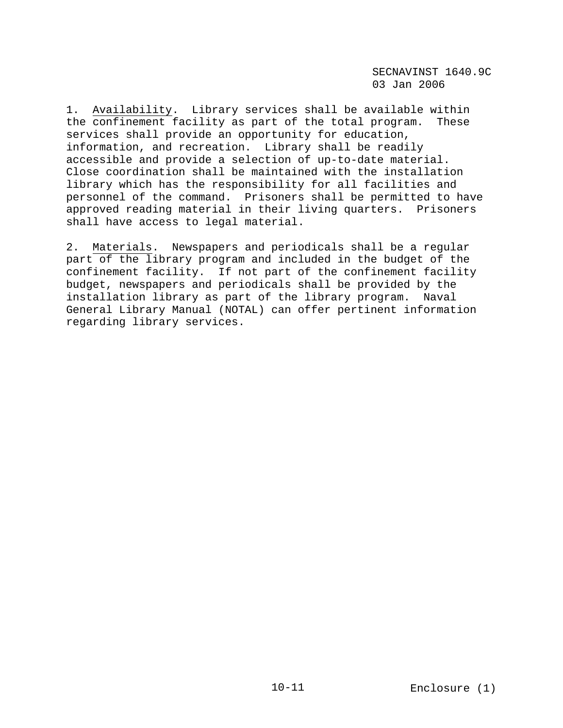1. Availability. Library services shall be available within the confinement facility as part of the total program. These services shall provide an opportunity for education, information, and recreation. Library shall be readily accessible and provide a selection of up-to-date material. Close coordination shall be maintained with the installation library which has the responsibility for all facilities and personnel of the command. Prisoners shall be permitted to have approved reading material in their living quarters. Prisoners shall have access to legal material.

2. Materials. Newspapers and periodicals shall be a regular part of the library program and included in the budget of the confinement facility. If not part of the confinement facility budget, newspapers and periodicals shall be provided by the installation library as part of the library program. Naval General Library Manual (NOTAL) can offer pertinent information regarding library services.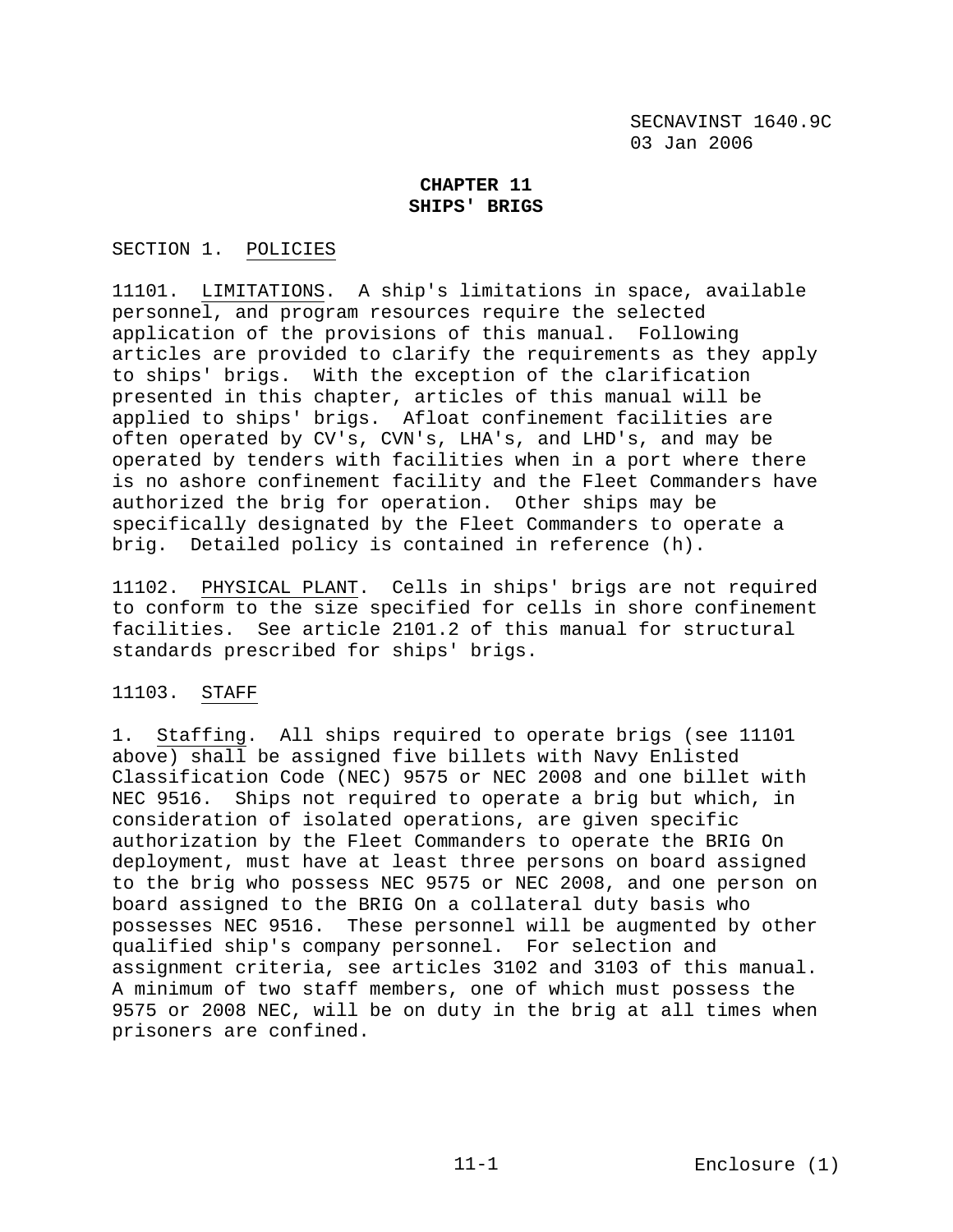# CHAPTER 11
# SHIPS' BRIGS

## SECTION 1. POLICIES

11101. LIMITATIONS. A ship's limitations in space, available personnel, and program resources require the selected application of the provisions of this manual. Following articles are provided to clarify the requirements as they apply to ships' brigs. With the exception of the clarification presented in this chapter, articles of this manual will be applied to ships' brigs. Afloat confinement facilities are often operated by CV's, CVN's, LHA's, and LHD's, and may be operated by tenders with facilities when in a port where there is no ashore confinement facility and the Fleet Commanders have authorized the brig for operation. Other ships may be specifically designated by the Fleet Commanders to operate a brig. Detailed policy is contained in reference (h).

11102. PHYSICAL PLANT. Cells in ships' brigs are not required to conform to the size specified for cells in shore confinement facilities. See article 2101.2 of this manual for structural standards prescribed for ships' brigs.

11103. STAFF

1. Staffing. All ships required to operate brigs (see 11101 above) shall be assigned five billets with Navy Enlisted Classification Code (NEC) 9575 or NEC 2008 and one billet with NEC 9516. Ships not required to operate a brig but which, in consideration of isolated operations, are given specific authorization by the Fleet Commanders to operate the BRIG On deployment, must have at least three persons on board assigned to the brig who possess NEC 9575 or NEC 2008, and one person on board assigned to the BRIG On a collateral duty basis who possesses NEC 9516. These personnel will be augmented by other qualified ship's company personnel. For selection and assignment criteria, see articles 3102 and 3103 of this manual. A minimum of two staff members, one of which must possess the 9575 or 2008 NEC, will be on duty in the brig at all times when prisoners are confined.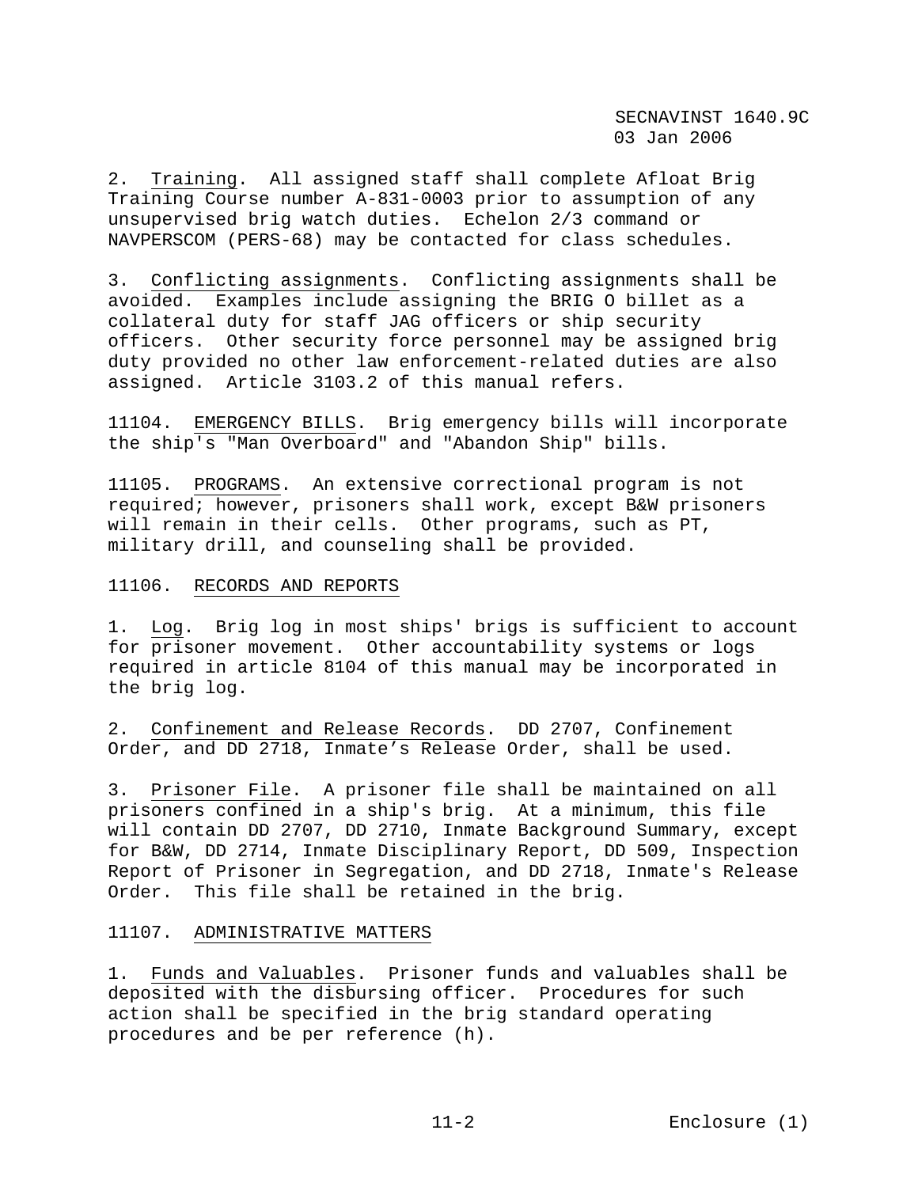2. Training. All assigned staff shall complete Afloat Brig Training Course number A-831-0003 prior to assumption of any unsupervised brig watch duties. Echelon 2/3 command or NAVPERSCOM (PERS-68) may be contacted for class schedules.

3. Conflicting assignments. Conflicting assignments shall be avoided. Examples include assigning the BRIG O billet as a collateral duty for staff JAG officers or ship security officers. Other security force personnel may be assigned brig duty provided no other law enforcement-related duties are also assigned. Article 3103.2 of this manual refers.

11104. EMERGENCY BILLS. Brig emergency bills will incorporate the ship's "Man Overboard" and "Abandon Ship" bills.

11105. PROGRAMS. An extensive correctional program is not required; however, prisoners shall work, except B&W prisoners will remain in their cells. Other programs, such as PT, military drill, and counseling shall be provided.

11106. RECORDS AND REPORTS

1. Log. Brig log in most ships' brigs is sufficient to account for prisoner movement. Other accountability systems or logs required in article 8104 of this manual may be incorporated in the brig log.

2. Confinement and Release Records. DD 2707, Confinement Order, and DD 2718, Inmate's Release Order, shall be used.

3. Prisoner File. A prisoner file shall be maintained on all prisoners confined in a ship's brig. At a minimum, this file will contain DD 2707, DD 2710, Inmate Background Summary, except for B&W, DD 2714, Inmate Disciplinary Report, DD 509, Inspection Report of Prisoner in Segregation, and DD 2718, Inmate's Release Order. This file shall be retained in the brig.

11107. ADMINISTRATIVE MATTERS

1. Funds and Valuables. Prisoner funds and valuables shall be deposited with the disbursing officer. Procedures for such action shall be specified in the brig standard operating procedures and be per reference (h).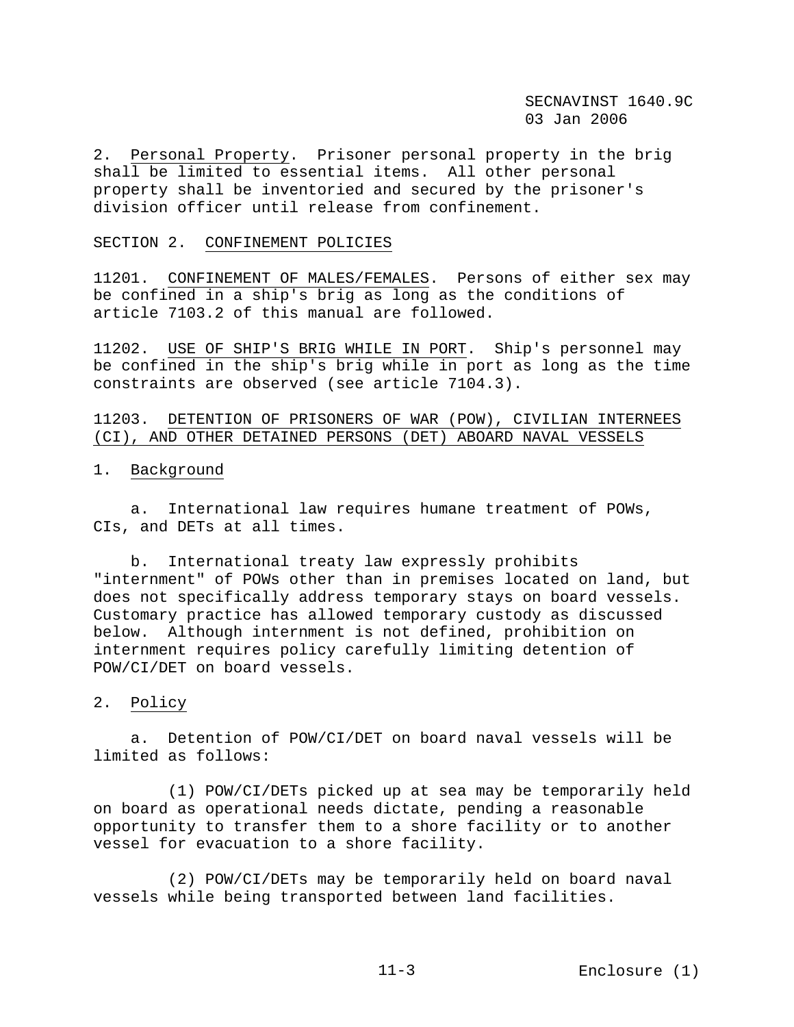2. Personal Property. Prisoner personal property in the brig shall be limited to essential items. All other personal property shall be inventoried and secured by the prisoner's division officer until release from confinement.

SECTION 2. CONFINEMENT POLICIES

11201. CONFINEMENT OF MALES/FEMALES. Persons of either sex may be confined in a ship's brig as long as the conditions of article 7103.2 of this manual are followed.

11202. USE OF SHIP'S BRIG WHILE IN PORT. Ship's personnel may be confined in the ship's brig while in port as long as the time constraints are observed (see article 7104.3).

11203. DETENTION OF PRISONERS OF WAR (POW), CIVILIAN INTERNEES (CI), AND OTHER DETAINED PERSONS (DET) ABOARD NAVAL VESSELS

1. Background

a. International law requires humane treatment of POWs, CIs, and DETs at all times.

b. International treaty law expressly prohibits "internment" of POWs other than in premises located on land, but does not specifically address temporary stays on board vessels. Customary practice has allowed temporary custody as discussed below. Although internment is not defined, prohibition on internment requires policy carefully limiting detention of POW/CI/DET on board vessels.

2. Policy

a. Detention of POW/CI/DET on board naval vessels will be limited as follows:

(1) POW/CI/DETs picked up at sea may be temporarily held on board as operational needs dictate, pending a reasonable opportunity to transfer them to a shore facility or to another vessel for evacuation to a shore facility.

(2) POW/CI/DETs may be temporarily held on board naval vessels while being transported between land facilities.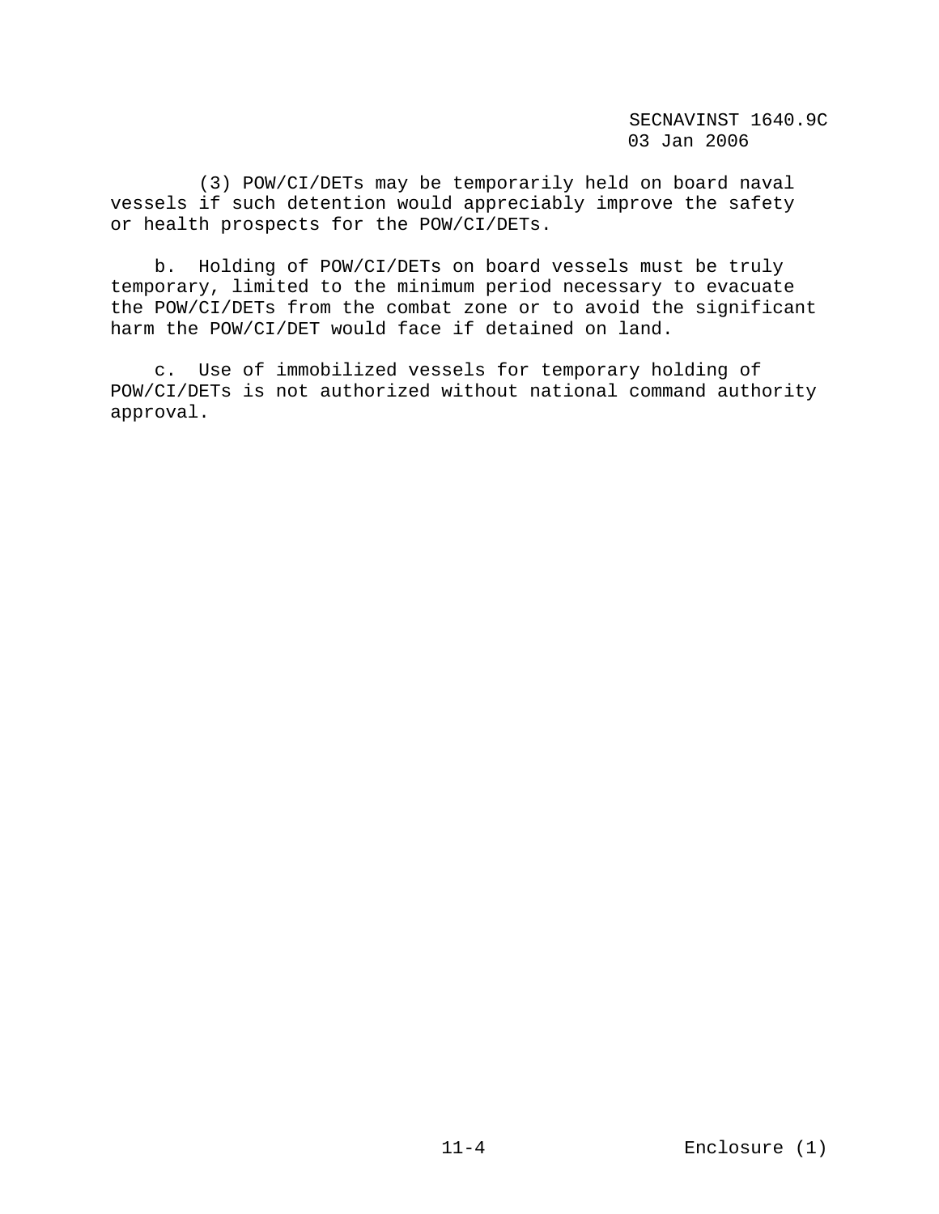(3) POW/CI/DETs may be temporarily held on board naval vessels if such detention would appreciably improve the safety or health prospects for the POW/CI/DETs.

b. Holding of POW/CI/DETs on board vessels must be truly temporary, limited to the minimum period necessary to evacuate the POW/CI/DETs from the combat zone or to avoid the significant harm the POW/CI/DET would face if detained on land.

c. Use of immobilized vessels for temporary holding of POW/CI/DETs is not authorized without national command authority approval.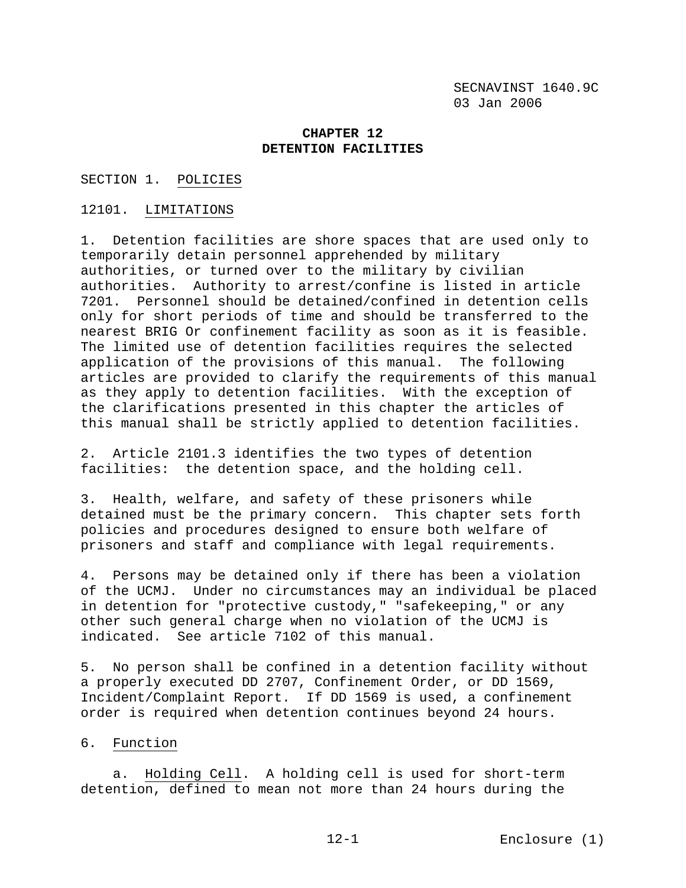# CHAPTER 12
# DETENTION FACILITIES

## SECTION 1. POLICIES

### 12101. LIMITATIONS

1. Detention facilities are shore spaces that are used only to temporarily detain personnel apprehended by military authorities, or turned over to the military by civilian authorities. Authority to arrest/confine is listed in article 7201. Personnel should be detained/confined in detention cells only for short periods of time and should be transferred to the nearest BRIG Or confinement facility as soon as it is feasible. The limited use of detention facilities requires the selected application of the provisions of this manual. The following articles are provided to clarify the requirements of this manual as they apply to detention facilities. With the exception of the clarifications presented in this chapter the articles of this manual shall be strictly applied to detention facilities.

2. Article 2101.3 identifies the two types of detention facilities: the detention space, and the holding cell.

3. Health, welfare, and safety of these prisoners while detained must be the primary concern. This chapter sets forth policies and procedures designed to ensure both welfare of prisoners and staff and compliance with legal requirements.

4. Persons may be detained only if there has been a violation of the UCMJ. Under no circumstances may an individual be placed in detention for "protective custody," "safekeeping," or any other such general charge when no violation of the UCMJ is indicated. See article 7102 of this manual.

5. No person shall be confined in a detention facility without a properly executed DD 2707, Confinement Order, or DD 1569, Incident/Complaint Report. If DD 1569 is used, a confinement order is required when detention continues beyond 24 hours.

6. Function

a. Holding Cell. A holding cell is used for short-term detention, defined to mean not more than 24 hours during the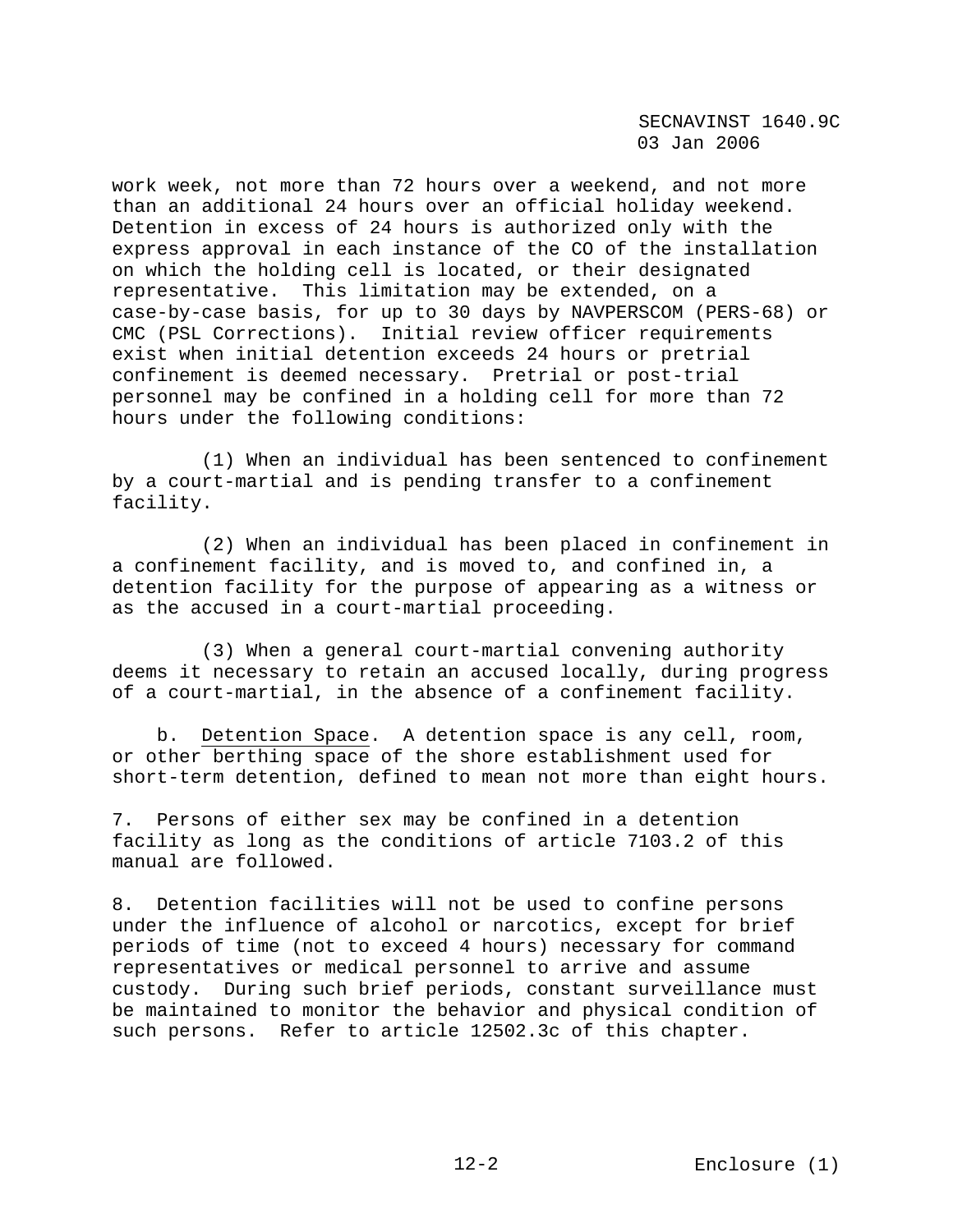work week, not more than 72 hours over a weekend, and not more than an additional 24 hours over an official holiday weekend. Detention in excess of 24 hours is authorized only with the express approval in each instance of the CO of the installation on which the holding cell is located, or their designated representative. This limitation may be extended, on a case-by-case basis, for up to 30 days by NAVPERSCOM (PERS-68) or CMC (PSL Corrections). Initial review officer requirements exist when initial detention exceeds 24 hours or pretrial confinement is deemed necessary. Pretrial or post-trial personnel may be confined in a holding cell for more than 72 hours under the following conditions:

(1) When an individual has been sentenced to confinement by a court-martial and is pending transfer to a confinement facility.

(2) When an individual has been placed in confinement in a confinement facility, and is moved to, and confined in, a detention facility for the purpose of appearing as a witness or as the accused in a court-martial proceeding.

(3) When a general court-martial convening authority deems it necessary to retain an accused locally, during progress of a court-martial, in the absence of a confinement facility.

b. Detention Space. A detention space is any cell, room, or other berthing space of the shore establishment used for short-term detention, defined to mean not more than eight hours.

7. Persons of either sex may be confined in a detention facility as long as the conditions of article 7103.2 of this manual are followed.

8. Detention facilities will not be used to confine persons under the influence of alcohol or narcotics, except for brief periods of time (not to exceed 4 hours) necessary for command representatives or medical personnel to arrive and assume custody. During such brief periods, constant surveillance must be maintained to monitor the behavior and physical condition of such persons. Refer to article 12502.3c of this chapter.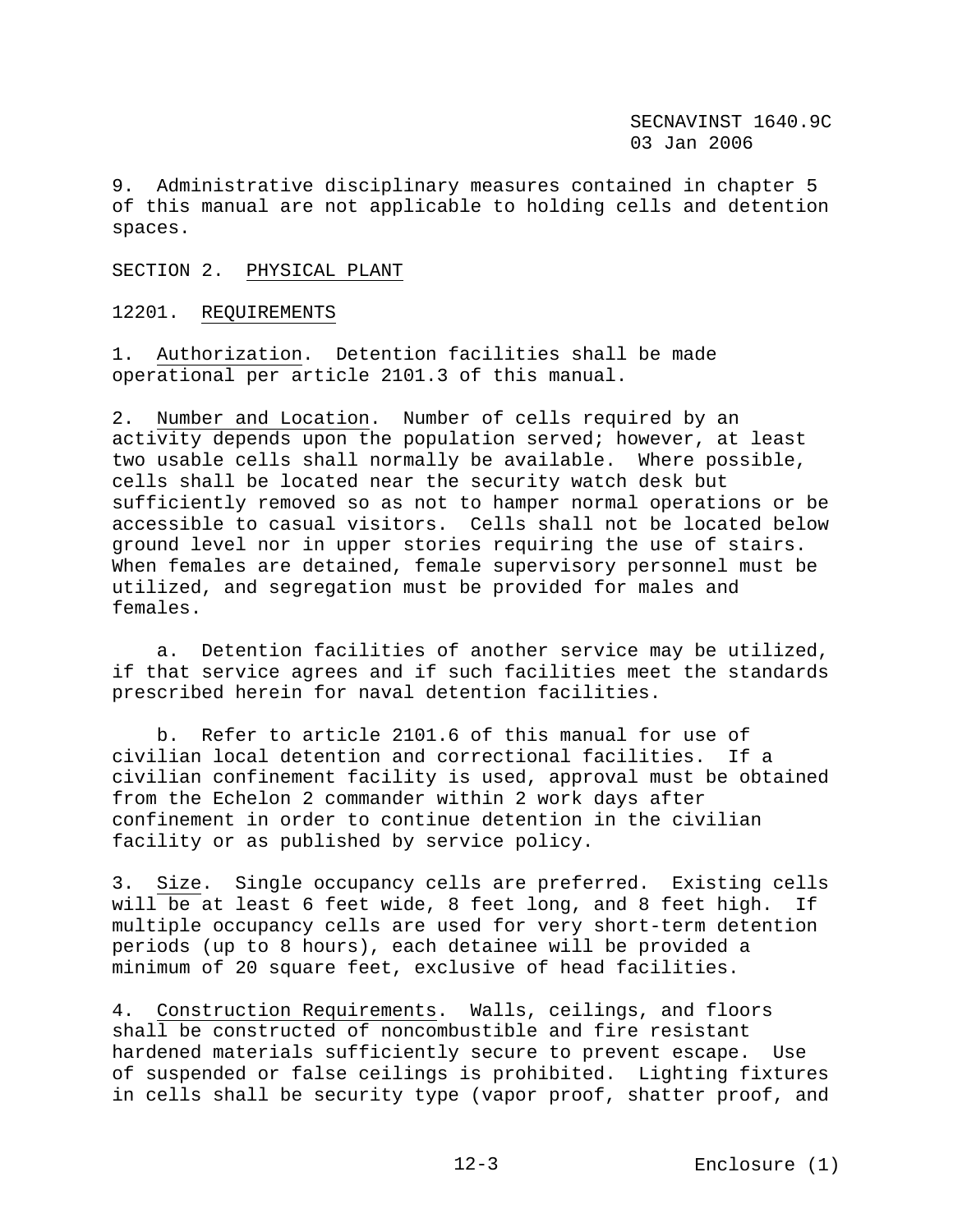9. Administrative disciplinary measures contained in chapter 5 of this manual are not applicable to holding cells and detention spaces.

## SECTION 2. PHYSICAL PLANT

### 12201. REQUIREMENTS

1. Authorization. Detention facilities shall be made operational per article 2101.3 of this manual.

2. Number and Location. Number of cells required by an activity depends upon the population served; however, at least two usable cells shall normally be available. Where possible, cells shall be located near the security watch desk but sufficiently removed so as not to hamper normal operations or be accessible to casual visitors. Cells shall not be located below ground level nor in upper stories requiring the use of stairs. When females are detained, female supervisory personnel must be utilized, and segregation must be provided for males and females.

    a. Detention facilities of another service may be utilized, if that service agrees and if such facilities meet the standards prescribed herein for naval detention facilities.

    b. Refer to article 2101.6 of this manual for use of civilian local detention and correctional facilities. If a civilian confinement facility is used, approval must be obtained from the Echelon 2 commander within 2 work days after confinement in order to continue detention in the civilian facility or as published by service policy.

3. Size. Single occupancy cells are preferred. Existing cells will be at least 6 feet wide, 8 feet long, and 8 feet high. If multiple occupancy cells are used for very short-term detention periods (up to 8 hours), each detainee will be provided a minimum of 20 square feet, exclusive of head facilities.

4. Construction Requirements. Walls, ceilings, and floors shall be constructed of noncombustible and fire resistant hardened materials sufficiently secure to prevent escape. Use of suspended or false ceilings is prohibited. Lighting fixtures in cells shall be security type (vapor proof, shatter proof, and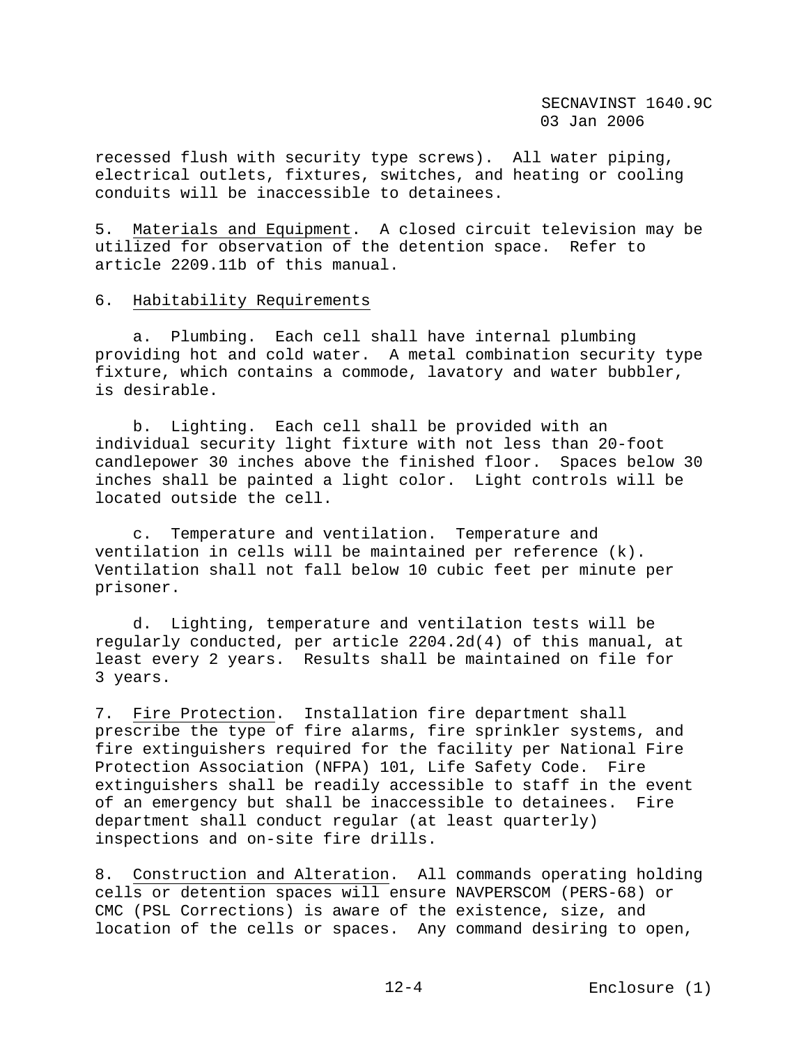recessed flush with security type screws). All water piping, electrical outlets, fixtures, switches, and heating or cooling conduits will be inaccessible to detainees.

5. Materials and Equipment. A closed circuit television may be utilized for observation of the detention space. Refer to article 2209.11b of this manual.

6. Habitability Requirements

a. Plumbing. Each cell shall have internal plumbing providing hot and cold water. A metal combination security type fixture, which contains a commode, lavatory and water bubbler, is desirable.

b. Lighting. Each cell shall be provided with an individual security light fixture with not less than 20-foot candlepower 30 inches above the finished floor. Spaces below 30 inches shall be painted a light color. Light controls will be located outside the cell.

c. Temperature and ventilation. Temperature and ventilation in cells will be maintained per reference (k). Ventilation shall not fall below 10 cubic feet per minute per prisoner.

d. Lighting, temperature and ventilation tests will be regularly conducted, per article 2204.2d(4) of this manual, at least every 2 years. Results shall be maintained on file for 3 years.

7. Fire Protection. Installation fire department shall prescribe the type of fire alarms, fire sprinkler systems, and fire extinguishers required for the facility per National Fire Protection Association (NFPA) 101, Life Safety Code. Fire extinguishers shall be readily accessible to staff in the event of an emergency but shall be inaccessible to detainees. Fire department shall conduct regular (at least quarterly) inspections and on-site fire drills.

8. Construction and Alteration. All commands operating holding cells or detention spaces will ensure NAVPERSCOM (PERS-68) or CMC (PSL Corrections) is aware of the existence, size, and location of the cells or spaces. Any command desiring to open,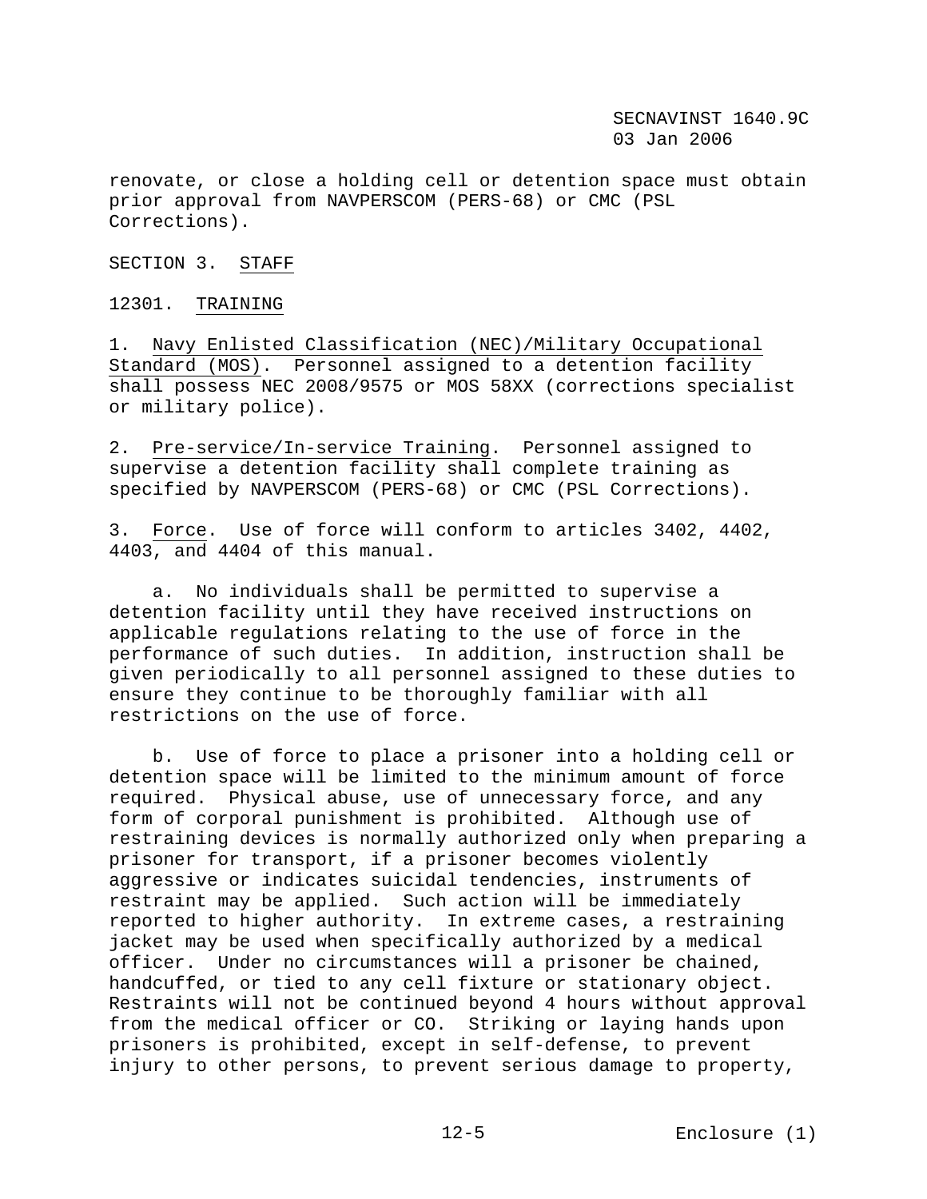renovate, or close a holding cell or detention space must obtain prior approval from NAVPERSCOM (PERS-68) or CMC (PSL Corrections).

SECTION 3. STAFF

12301. TRAINING

1. Navy Enlisted Classification (NEC)/Military Occupational Standard (MOS). Personnel assigned to a detention facility shall possess NEC 2008/9575 or MOS 58XX (corrections specialist or military police).

2. Pre-service/In-service Training. Personnel assigned to supervise a detention facility shall complete training as specified by NAVPERSCOM (PERS-68) or CMC (PSL Corrections).

3. Force. Use of force will conform to articles 3402, 4402, 4403, and 4404 of this manual.

a. No individuals shall be permitted to supervise a detention facility until they have received instructions on applicable regulations relating to the use of force in the performance of such duties. In addition, instruction shall be given periodically to all personnel assigned to these duties to ensure they continue to be thoroughly familiar with all restrictions on the use of force.

b. Use of force to place a prisoner into a holding cell or detention space will be limited to the minimum amount of force required. Physical abuse, use of unnecessary force, and any form of corporal punishment is prohibited. Although use of restraining devices is normally authorized only when preparing a prisoner for transport, if a prisoner becomes violently aggressive or indicates suicidal tendencies, instruments of restraint may be applied. Such action will be immediately reported to higher authority. In extreme cases, a restraining jacket may be used when specifically authorized by a medical officer. Under no circumstances will a prisoner be chained, handcuffed, or tied to any cell fixture or stationary object. Restraints will not be continued beyond 4 hours without approval from the medical officer or CO. Striking or laying hands upon prisoners is prohibited, except in self-defense, to prevent injury to other persons, to prevent serious damage to property,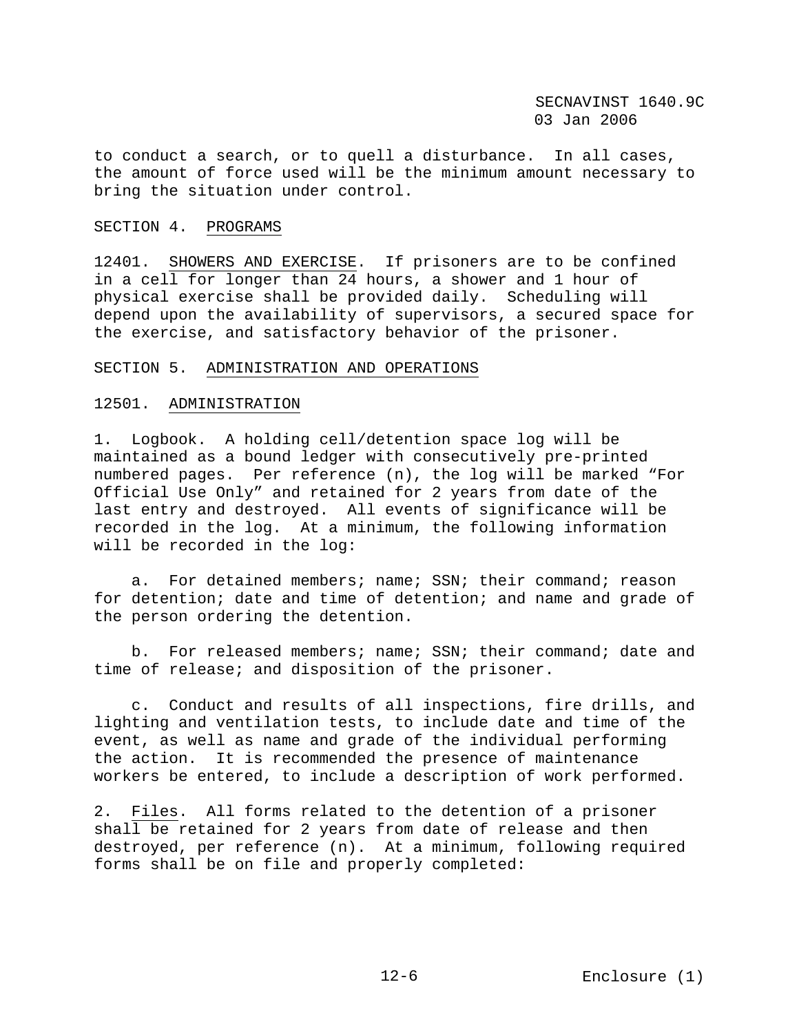to conduct a search, or to quell a disturbance. In all cases, the amount of force used will be the minimum amount necessary to bring the situation under control.

## SECTION 4. PROGRAMS

12401. SHOWERS AND EXERCISE. If prisoners are to be confined in a cell for longer than 24 hours, a shower and 1 hour of physical exercise shall be provided daily. Scheduling will depend upon the availability of supervisors, a secured space for the exercise, and satisfactory behavior of the prisoner.

## SECTION 5. ADMINISTRATION AND OPERATIONS

### 12501. ADMINISTRATION

1. Logbook. A holding cell/detention space log will be maintained as a bound ledger with consecutively pre-printed numbered pages. Per reference (n), the log will be marked "For Official Use Only" and retained for 2 years from date of the last entry and destroyed. All events of significance will be recorded in the log. At a minimum, the following information will be recorded in the log:

    a. For detained members; name; SSN; their command; reason for detention; date and time of detention; and name and grade of the person ordering the detention.

    b. For released members; name; SSN; their command; date and time of release; and disposition of the prisoner.

    c. Conduct and results of all inspections, fire drills, and lighting and ventilation tests, to include date and time of the event, as well as name and grade of the individual performing the action. It is recommended the presence of maintenance workers be entered, to include a description of work performed.

2. Files. All forms related to the detention of a prisoner shall be retained for 2 years from date of release and then destroyed, per reference (n). At a minimum, following required forms shall be on file and properly completed: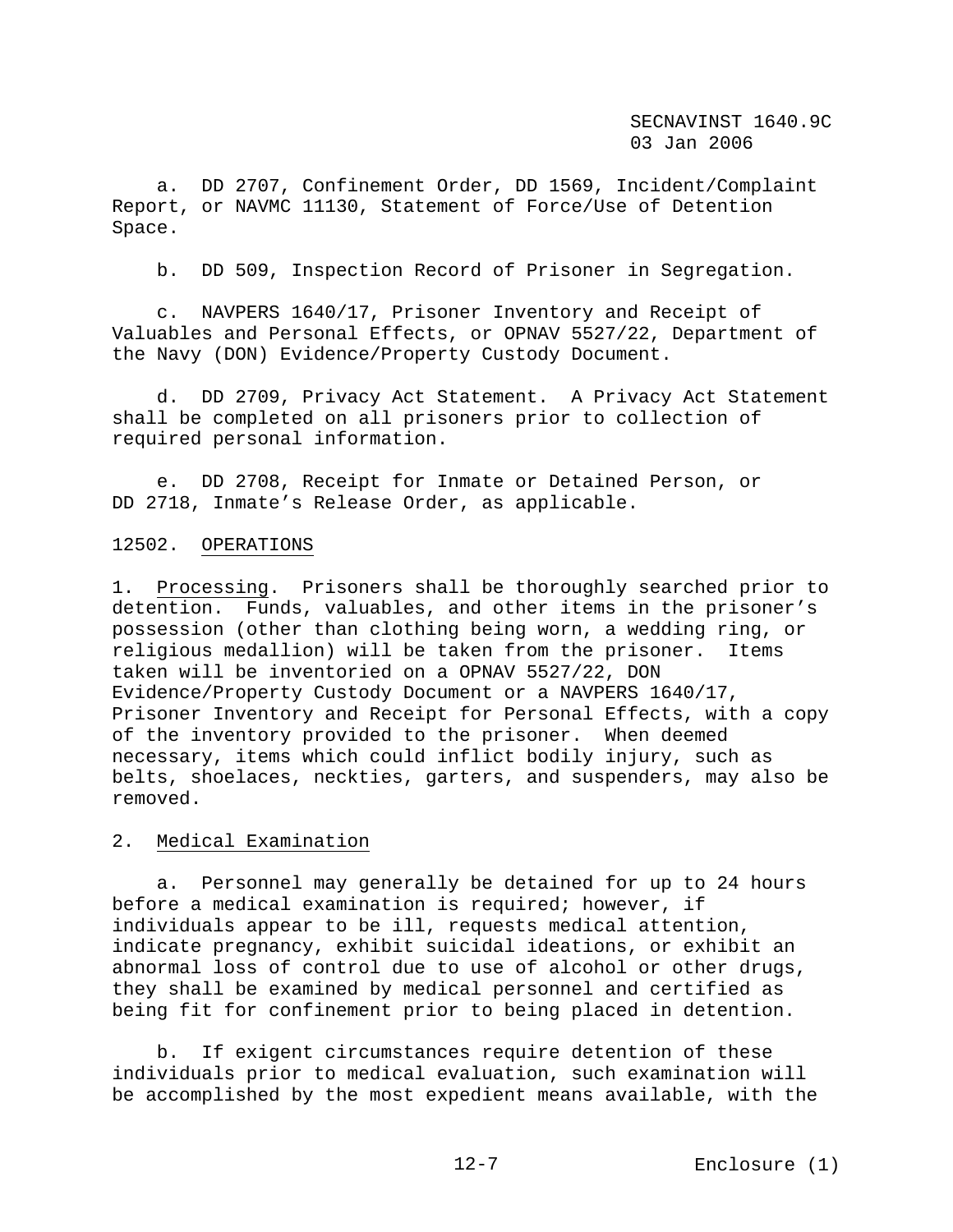a. DD 2707, Confinement Order, DD 1569, Incident/Complaint Report, or NAVMC 11130, Statement of Force/Use of Detention Space.

b. DD 509, Inspection Record of Prisoner in Segregation.

c. NAVPERS 1640/17, Prisoner Inventory and Receipt of Valuables and Personal Effects, or OPNAV 5527/22, Department of the Navy (DON) Evidence/Property Custody Document.

d. DD 2709, Privacy Act Statement. A Privacy Act Statement shall be completed on all prisoners prior to collection of required personal information.

e. DD 2708, Receipt for Inmate or Detained Person, or DD 2718, Inmate's Release Order, as applicable.

12502. OPERATIONS

1. Processing. Prisoners shall be thoroughly searched prior to detention. Funds, valuables, and other items in the prisoner's possession (other than clothing being worn, a wedding ring, or religious medallion) will be taken from the prisoner. Items taken will be inventoried on a OPNAV 5527/22, DON Evidence/Property Custody Document or a NAVPERS 1640/17, Prisoner Inventory and Receipt for Personal Effects, with a copy of the inventory provided to the prisoner. When deemed necessary, items which could inflict bodily injury, such as belts, shoelaces, neckties, garters, and suspenders, may also be removed.

2. Medical Examination

a. Personnel may generally be detained for up to 24 hours before a medical examination is required; however, if individuals appear to be ill, requests medical attention, indicate pregnancy, exhibit suicidal ideations, or exhibit an abnormal loss of control due to use of alcohol or other drugs, they shall be examined by medical personnel and certified as being fit for confinement prior to being placed in detention.

b. If exigent circumstances require detention of these individuals prior to medical evaluation, such examination will be accomplished by the most expedient means available, with the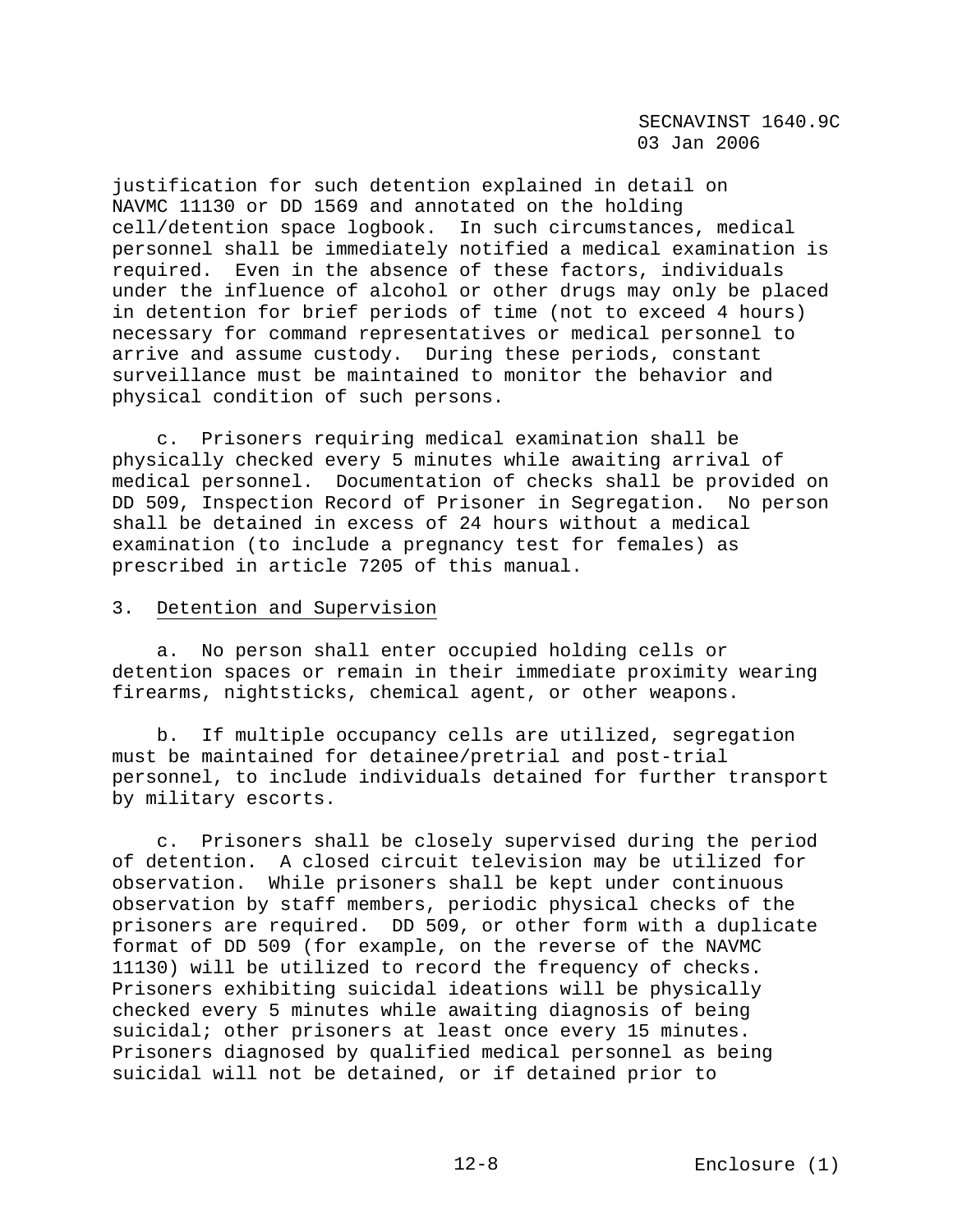justification for such detention explained in detail on NAVMC 11130 or DD 1569 and annotated on the holding cell/detention space logbook. In such circumstances, medical personnel shall be immediately notified a medical examination is required. Even in the absence of these factors, individuals under the influence of alcohol or other drugs may only be placed in detention for brief periods of time (not to exceed 4 hours) necessary for command representatives or medical personnel to arrive and assume custody. During these periods, constant surveillance must be maintained to monitor the behavior and physical condition of such persons.

c. Prisoners requiring medical examination shall be physically checked every 5 minutes while awaiting arrival of medical personnel. Documentation of checks shall be provided on DD 509, Inspection Record of Prisoner in Segregation. No person shall be detained in excess of 24 hours without a medical examination (to include a pregnancy test for females) as prescribed in article 7205 of this manual.

3. <u>Detention and Supervision</u>

a. No person shall enter occupied holding cells or detention spaces or remain in their immediate proximity wearing firearms, nightsticks, chemical agent, or other weapons.

b. If multiple occupancy cells are utilized, segregation must be maintained for detainee/pretrial and post-trial personnel, to include individuals detained for further transport by military escorts.

c. Prisoners shall be closely supervised during the period of detention. A closed circuit television may be utilized for observation. While prisoners shall be kept under continuous observation by staff members, periodic physical checks of the prisoners are required. DD 509, or other form with a duplicate format of DD 509 (for example, on the reverse of the NAVMC 11130) will be utilized to record the frequency of checks. Prisoners exhibiting suicidal ideations will be physically checked every 5 minutes while awaiting diagnosis of being suicidal; other prisoners at least once every 15 minutes. Prisoners diagnosed by qualified medical personnel as being suicidal will not be detained, or if detained prior to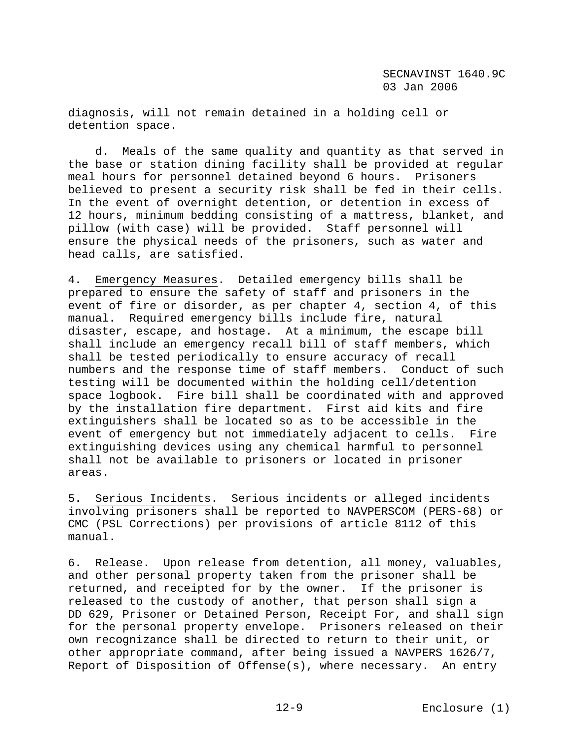diagnosis, will not remain detained in a holding cell or detention space.

d. Meals of the same quality and quantity as that served in the base or station dining facility shall be provided at regular meal hours for personnel detained beyond 6 hours. Prisoners believed to present a security risk shall be fed in their cells. In the event of overnight detention, or detention in excess of 12 hours, minimum bedding consisting of a mattress, blanket, and pillow (with case) will be provided. Staff personnel will ensure the physical needs of the prisoners, such as water and head calls, are satisfied.

4. Emergency Measures. Detailed emergency bills shall be prepared to ensure the safety of staff and prisoners in the event of fire or disorder, as per chapter 4, section 4, of this manual. Required emergency bills include fire, natural disaster, escape, and hostage. At a minimum, the escape bill shall include an emergency recall bill of staff members, which shall be tested periodically to ensure accuracy of recall numbers and the response time of staff members. Conduct of such testing will be documented within the holding cell/detention space logbook. Fire bill shall be coordinated with and approved by the installation fire department. First aid kits and fire extinguishers shall be located so as to be accessible in the event of emergency but not immediately adjacent to cells. Fire extinguishing devices using any chemical harmful to personnel shall not be available to prisoners or located in prisoner areas.

5. Serious Incidents. Serious incidents or alleged incidents involving prisoners shall be reported to NAVPERSCOM (PERS-68) or CMC (PSL Corrections) per provisions of article 8112 of this manual.

6. Release. Upon release from detention, all money, valuables, and other personal property taken from the prisoner shall be returned, and receipted for by the owner. If the prisoner is released to the custody of another, that person shall sign a DD 629, Prisoner or Detained Person, Receipt For, and shall sign for the personal property envelope. Prisoners released on their own recognizance shall be directed to return to their unit, or other appropriate command, after being issued a NAVPERS 1626/7, Report of Disposition of Offense(s), where necessary. An entry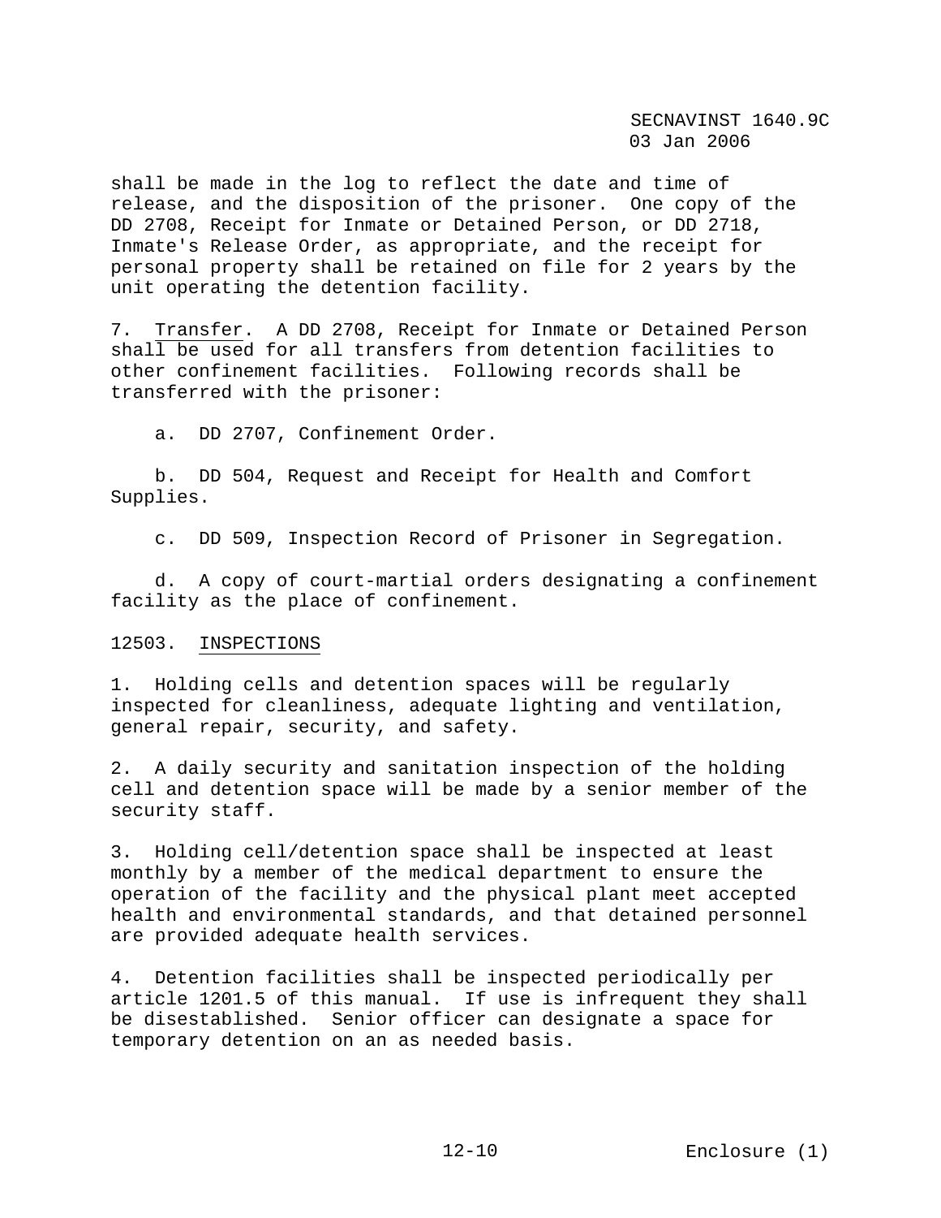shall be made in the log to reflect the date and time of release, and the disposition of the prisoner. One copy of the DD 2708, Receipt for Inmate or Detained Person, or DD 2718, Inmate's Release Order, as appropriate, and the receipt for personal property shall be retained on file for 2 years by the unit operating the detention facility.

7. Transfer. A DD 2708, Receipt for Inmate or Detained Person shall be used for all transfers from detention facilities to other confinement facilities. Following records shall be transferred with the prisoner:

a. DD 2707, Confinement Order.

b. DD 504, Request and Receipt for Health and Comfort Supplies.

c. DD 509, Inspection Record of Prisoner in Segregation.

d. A copy of court-martial orders designating a confinement facility as the place of confinement.

## 12503. INSPECTIONS

1. Holding cells and detention spaces will be regularly inspected for cleanliness, adequate lighting and ventilation, general repair, security, and safety.

2. A daily security and sanitation inspection of the holding cell and detention space will be made by a senior member of the security staff.

3. Holding cell/detention space shall be inspected at least monthly by a member of the medical department to ensure the operation of the facility and the physical plant meet accepted health and environmental standards, and that detained personnel are provided adequate health services.

4. Detention facilities shall be inspected periodically per article 1201.5 of this manual. If use is infrequent they shall be disestablished. Senior officer can designate a space for temporary detention on an as needed basis.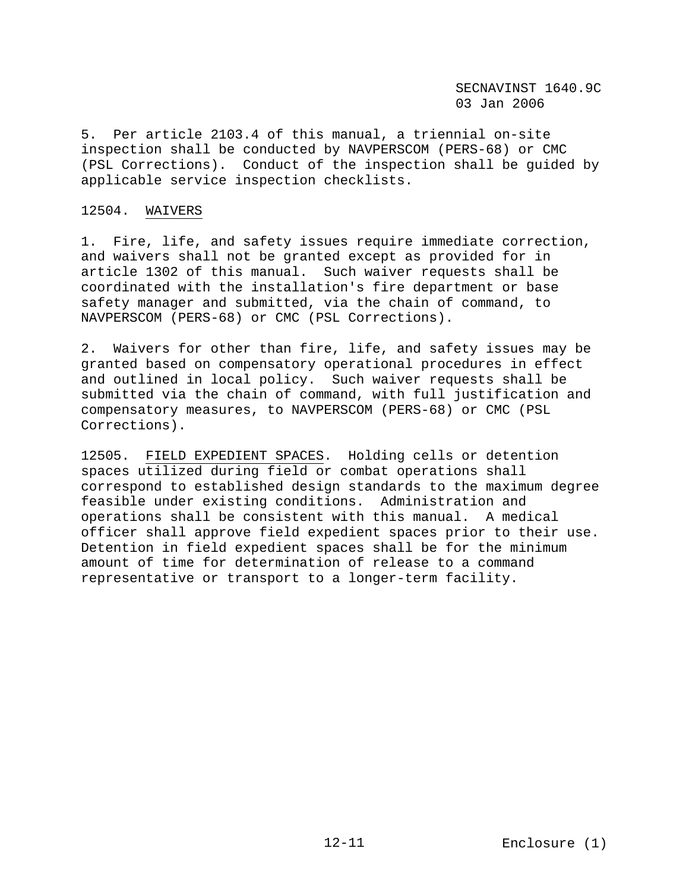5. Per article 2103.4 of this manual, a triennial on-site inspection shall be conducted by NAVPERSCOM (PERS-68) or CMC (PSL Corrections). Conduct of the inspection shall be guided by applicable service inspection checklists.

12504. WAIVERS

1. Fire, life, and safety issues require immediate correction, and waivers shall not be granted except as provided for in article 1302 of this manual. Such waiver requests shall be coordinated with the installation's fire department or base safety manager and submitted, via the chain of command, to NAVPERSCOM (PERS-68) or CMC (PSL Corrections).

2. Waivers for other than fire, life, and safety issues may be granted based on compensatory operational procedures in effect and outlined in local policy. Such waiver requests shall be submitted via the chain of command, with full justification and compensatory measures, to NAVPERSCOM (PERS-68) or CMC (PSL Corrections).

12505. FIELD EXPEDIENT SPACES. Holding cells or detention spaces utilized during field or combat operations shall correspond to established design standards to the maximum degree feasible under existing conditions. Administration and operations shall be consistent with this manual. A medical officer shall approve field expedient spaces prior to their use. Detention in field expedient spaces shall be for the minimum amount of time for determination of release to a command representative or transport to a longer-term facility.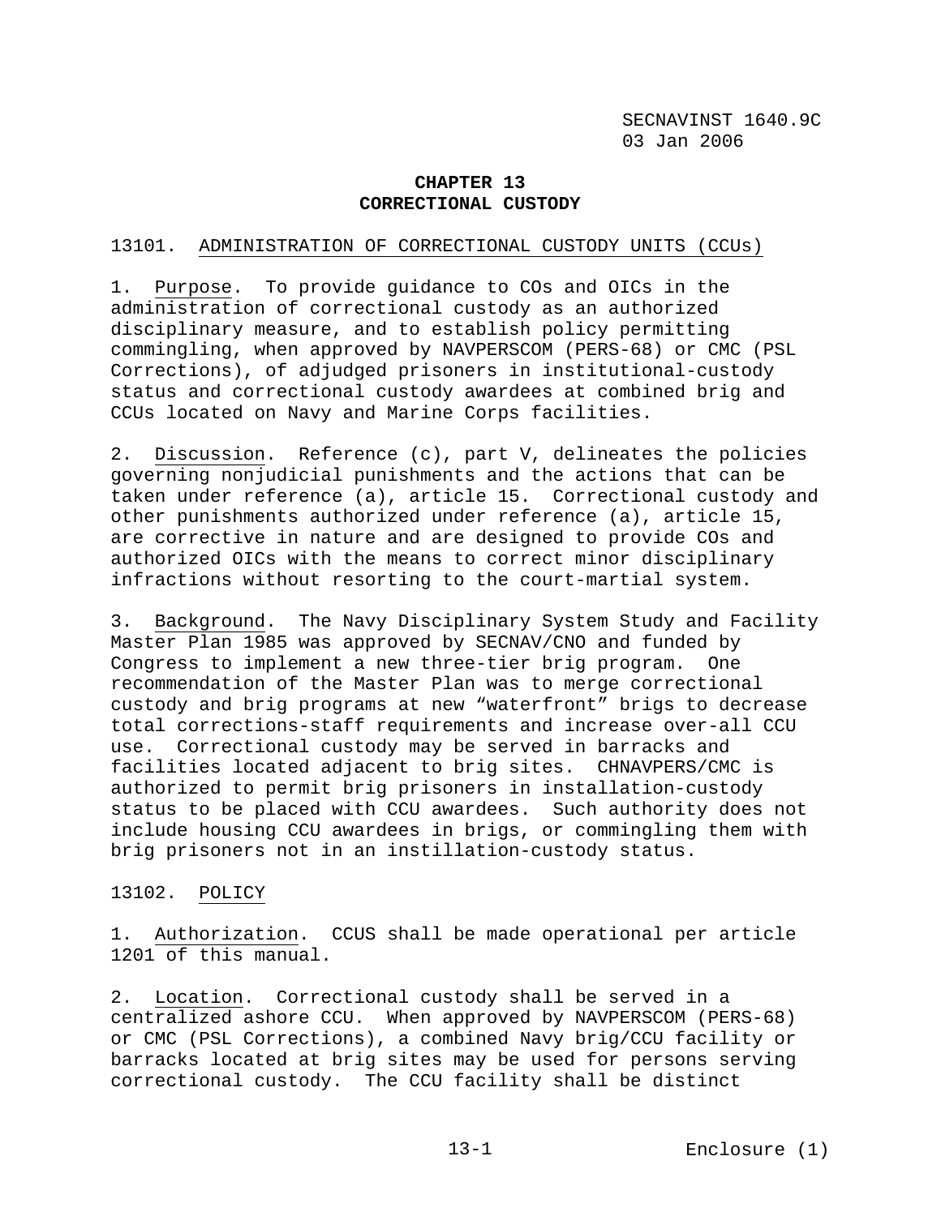# CHAPTER 13
# CORRECTIONAL CUSTODY

## 13101. ADMINISTRATION OF CORRECTIONAL CUSTODY UNITS (CCUs)

1. Purpose. To provide guidance to COs and OICs in the administration of correctional custody as an authorized disciplinary measure, and to establish policy permitting commingling, when approved by NAVPERSCOM (PERS-68) or CMC (PSL Corrections), of adjudged prisoners in institutional-custody status and correctional custody awardees at combined brig and CCUs located on Navy and Marine Corps facilities.

2. Discussion. Reference (c), part V, delineates the policies governing nonjudicial punishments and the actions that can be taken under reference (a), article 15. Correctional custody and other punishments authorized under reference (a), article 15, are corrective in nature and are designed to provide COs and authorized OICs with the means to correct minor disciplinary infractions without resorting to the court-martial system.

3. Background. The Navy Disciplinary System Study and Facility Master Plan 1985 was approved by SECNAV/CNO and funded by Congress to implement a new three-tier brig program. One recommendation of the Master Plan was to merge correctional custody and brig programs at new "waterfront" brigs to decrease total corrections-staff requirements and increase over-all CCU use. Correctional custody may be served in barracks and facilities located adjacent to brig sites. CHNAVPERS/CMC is authorized to permit brig prisoners in installation-custody status to be placed with CCU awardees. Such authority does not include housing CCU awardees in brigs, or commingling them with brig prisoners not in an instillation-custody status.

## 13102. POLICY

1. Authorization. CCUS shall be made operational per article 1201 of this manual.

2. Location. Correctional custody shall be served in a centralized ashore CCU. When approved by NAVPERSCOM (PERS-68) or CMC (PSL Corrections), a combined Navy brig/CCU facility or barracks located at brig sites may be used for persons serving correctional custody. The CCU facility shall be distinct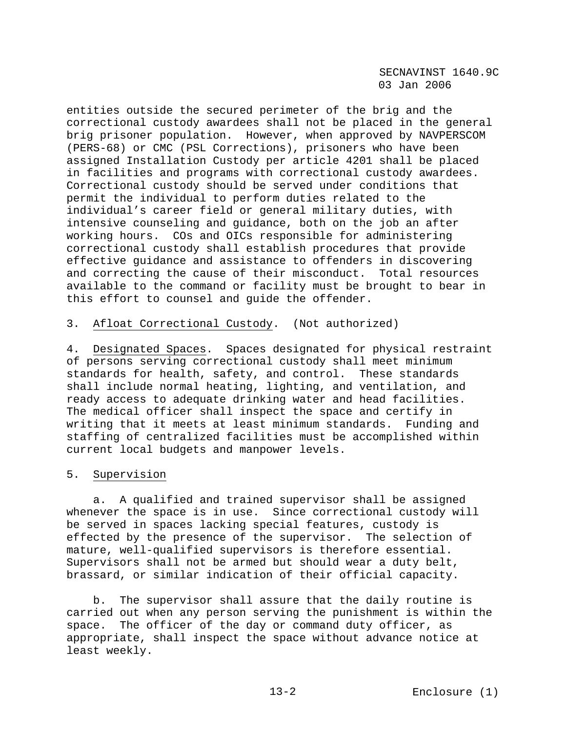entities outside the secured perimeter of the brig and the correctional custody awardees shall not be placed in the general brig prisoner population. However, when approved by NAVPERSCOM (PERS-68) or CMC (PSL Corrections), prisoners who have been assigned Installation Custody per article 4201 shall be placed in facilities and programs with correctional custody awardees. Correctional custody should be served under conditions that permit the individual to perform duties related to the individual's career field or general military duties, with intensive counseling and guidance, both on the job an after working hours. COs and OICs responsible for administering correctional custody shall establish procedures that provide effective guidance and assistance to offenders in discovering and correcting the cause of their misconduct. Total resources available to the command or facility must be brought to bear in this effort to counsel and guide the offender.

3. Afloat Correctional Custody. (Not authorized)

4. Designated Spaces. Spaces designated for physical restraint of persons serving correctional custody shall meet minimum standards for health, safety, and control. These standards shall include normal heating, lighting, and ventilation, and ready access to adequate drinking water and head facilities. The medical officer shall inspect the space and certify in writing that it meets at least minimum standards. Funding and staffing of centralized facilities must be accomplished within current local budgets and manpower levels.

5. Supervision

a. A qualified and trained supervisor shall be assigned whenever the space is in use. Since correctional custody will be served in spaces lacking special features, custody is effected by the presence of the supervisor. The selection of mature, well-qualified supervisors is therefore essential. Supervisors shall not be armed but should wear a duty belt, brassard, or similar indication of their official capacity.

b. The supervisor shall assure that the daily routine is carried out when any person serving the punishment is within the space. The officer of the day or command duty officer, as appropriate, shall inspect the space without advance notice at least weekly.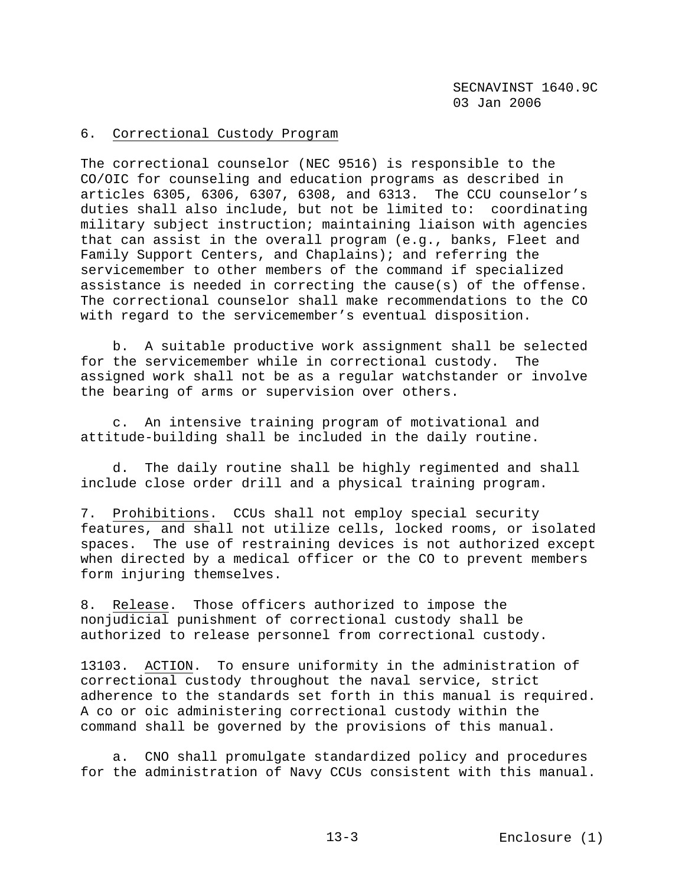6. Correctional Custody Program

The correctional counselor (NEC 9516) is responsible to the CO/OIC for counseling and education programs as described in articles 6305, 6306, 6307, 6308, and 6313. The CCU counselor's duties shall also include, but not be limited to: coordinating military subject instruction; maintaining liaison with agencies that can assist in the overall program (e.g., banks, Fleet and Family Support Centers, and Chaplains); and referring the servicemember to other members of the command if specialized assistance is needed in correcting the cause(s) of the offense. The correctional counselor shall make recommendations to the CO with regard to the servicemember's eventual disposition.

b. A suitable productive work assignment shall be selected for the servicemember while in correctional custody. The assigned work shall not be as a regular watchstander or involve the bearing of arms or supervision over others.

c. An intensive training program of motivational and attitude-building shall be included in the daily routine.

d. The daily routine shall be highly regimented and shall include close order drill and a physical training program.

7. Prohibitions. CCUs shall not employ special security features, and shall not utilize cells, locked rooms, or isolated spaces. The use of restraining devices is not authorized except when directed by a medical officer or the CO to prevent members form injuring themselves.

8. Release. Those officers authorized to impose the nonjudicial punishment of correctional custody shall be authorized to release personnel from correctional custody.

13103. ACTION. To ensure uniformity in the administration of correctional custody throughout the naval service, strict adherence to the standards set forth in this manual is required. A co or oic administering correctional custody within the command shall be governed by the provisions of this manual.

a. CNO shall promulgate standardized policy and procedures for the administration of Navy CCUs consistent with this manual.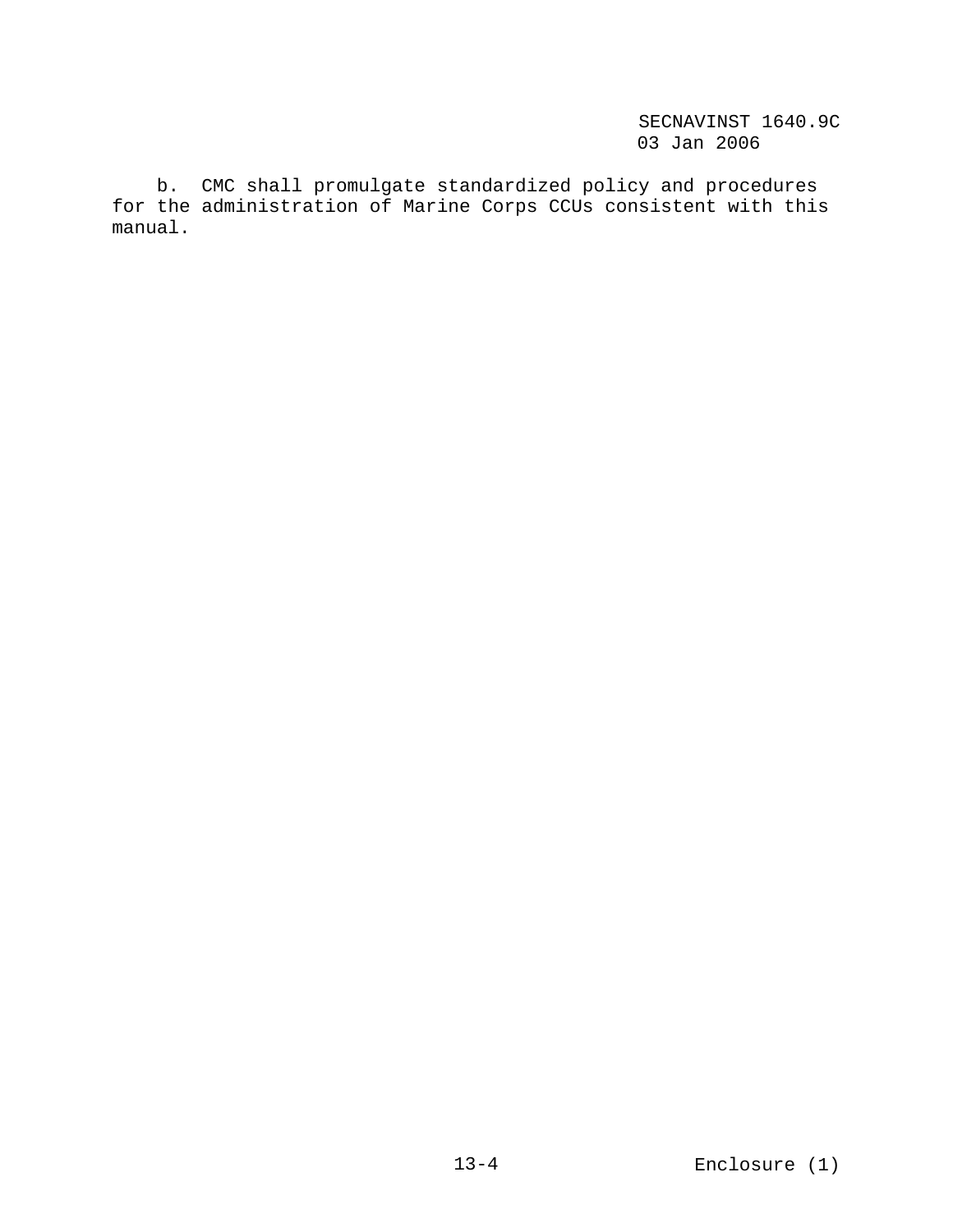b. CMC shall promulgate standardized policy and procedures for the administration of Marine Corps CCUs consistent with this manual.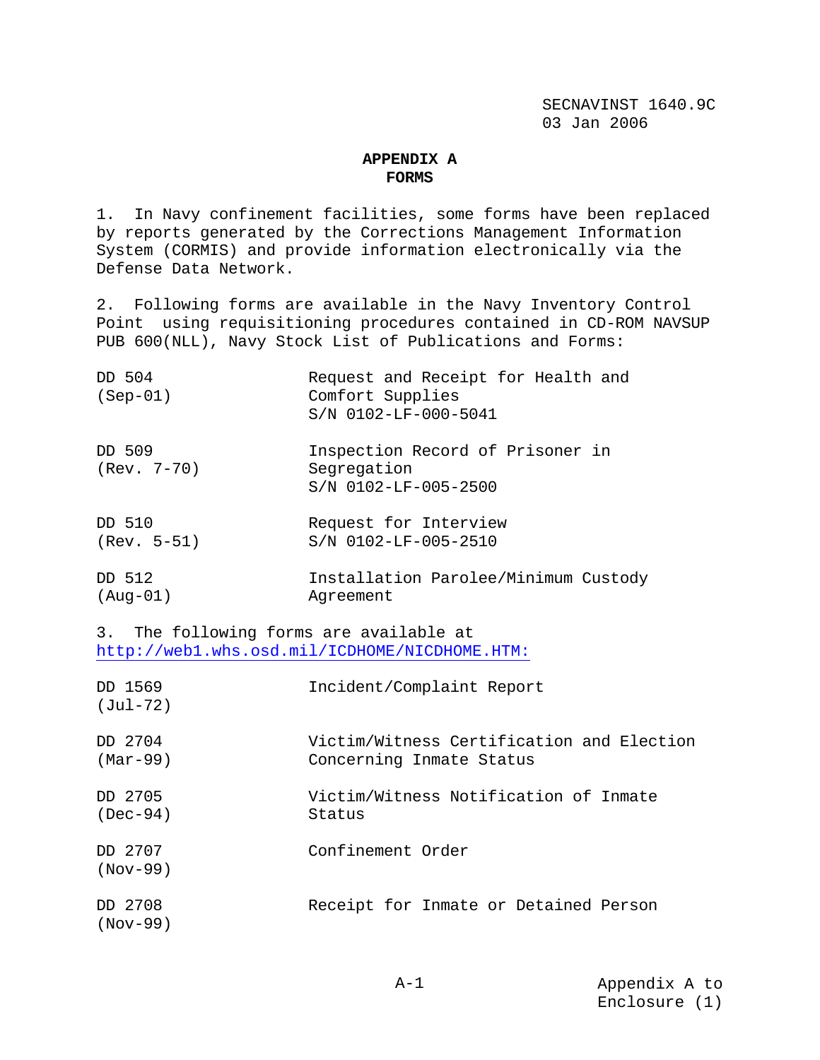## APPENDIX A
## FORMS

1. In Navy confinement facilities, some forms have been replaced by reports generated by the Corrections Management Information System (CORMIS) and provide information electronically via the Defense Data Network.

2. Following forms are available in the Navy Inventory Control Point using requisitioning procedures contained in CD-ROM NAVSUP PUB 600(NLL), Navy Stock List of Publications and Forms:

| Form | Title |
|---|---|
| DD 504 (Sep-01) | Request and Receipt for Health and Comfort Supplies S/N 0102-LF-000-5041 |
| DD 509 (Rev. 7-70) | Inspection Record of Prisoner in Segregation S/N 0102-LF-005-2500 |
| DD 510 (Rev. 5-51) | Request for Interview S/N 0102-LF-005-2510 |
| DD 512 (Aug-01) | Installation Parolee/Minimum Custody Agreement |

3. The following forms are available at http://web1.whs.osd.mil/ICDHOME/NICDHOME.HTM:

| Form | Title |
|---|---|
| DD 1569 (Jul-72) | Incident/Complaint Report |
| DD 2704 (Mar-99) | Victim/Witness Certification and Election Concerning Inmate Status |
| DD 2705 (Dec-94) | Victim/Witness Notification of Inmate Status |
| DD 2707 (Nov-99) | Confinement Order |
| DD 2708 (Nov-99) | Receipt for Inmate or Detained Person |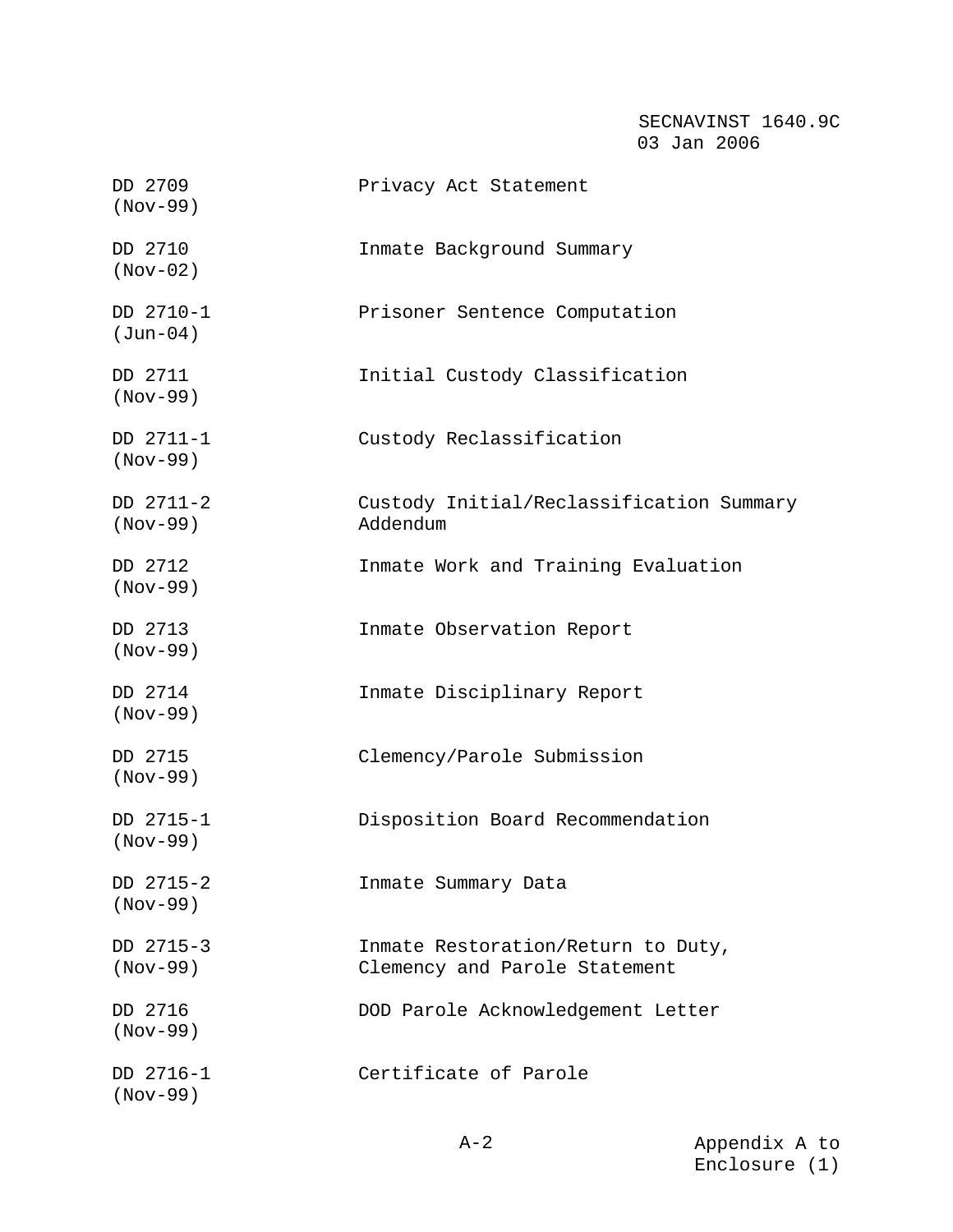| Form | Title |
|---|---|
| DD 2709 (Nov-99) | Privacy Act Statement |
| DD 2710 (Nov-02) | Inmate Background Summary |
| DD 2710-1 (Jun-04) | Prisoner Sentence Computation |
| DD 2711 (Nov-99) | Initial Custody Classification |
| DD 2711-1 (Nov-99) | Custody Reclassification |
| DD 2711-2 (Nov-99) | Custody Initial/Reclassification Summary Addendum |
| DD 2712 (Nov-99) | Inmate Work and Training Evaluation |
| DD 2713 (Nov-99) | Inmate Observation Report |
| DD 2714 (Nov-99) | Inmate Disciplinary Report |
| DD 2715 (Nov-99) | Clemency/Parole Submission |
| DD 2715-1 (Nov-99) | Disposition Board Recommendation |
| DD 2715-2 (Nov-99) | Inmate Summary Data |
| DD 2715-3 (Nov-99) | Inmate Restoration/Return to Duty, Clemency and Parole Statement |
| DD 2716 (Nov-99) | DOD Parole Acknowledgement Letter |
| DD 2716-1 (Nov-99) | Certificate of Parole |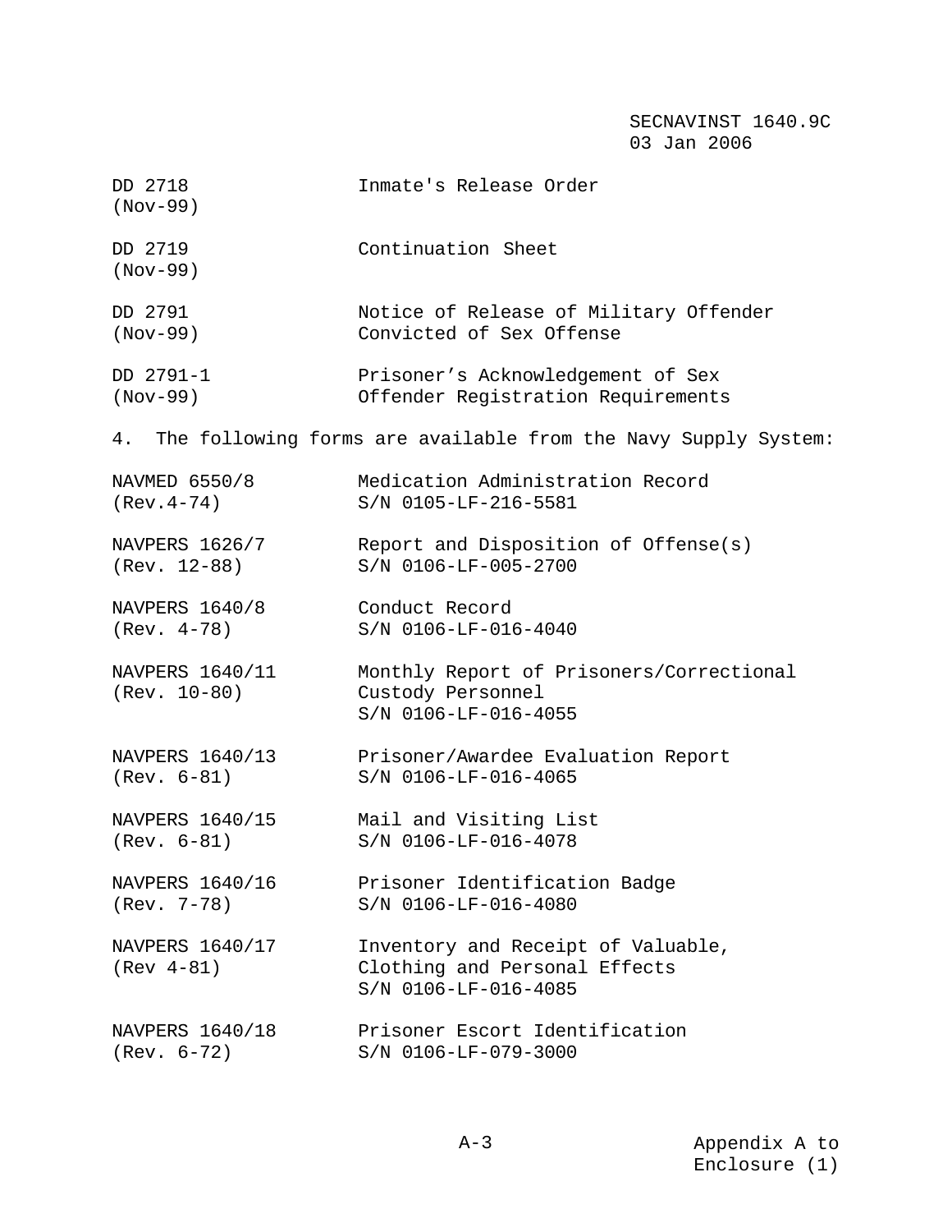| | |
|---|---|
| DD 2718 (Nov-99) | Inmate's Release Order |
| DD 2719 (Nov-99) | Continuation Sheet |
| DD 2791 (Nov-99) | Notice of Release of Military Offender Convicted of Sex Offense |
| DD 2791-1 (Nov-99) | Prisoner's Acknowledgement of Sex Offender Registration Requirements |

4. The following forms are available from the Navy Supply System:

| | |
|---|---|
| NAVMED 6550/8 (Rev.4-74) | Medication Administration Record S/N 0105-LF-216-5581 |
| NAVPERS 1626/7 (Rev. 12-88) | Report and Disposition of Offense(s) S/N 0106-LF-005-2700 |
| NAVPERS 1640/8 (Rev. 4-78) | Conduct Record S/N 0106-LF-016-4040 |
| NAVPERS 1640/11 (Rev. 10-80) | Monthly Report of Prisoners/Correctional Custody Personnel S/N 0106-LF-016-4055 |
| NAVPERS 1640/13 (Rev. 6-81) | Prisoner/Awardee Evaluation Report S/N 0106-LF-016-4065 |
| NAVPERS 1640/15 (Rev. 6-81) | Mail and Visiting List S/N 0106-LF-016-4078 |
| NAVPERS 1640/16 (Rev. 7-78) | Prisoner Identification Badge S/N 0106-LF-016-4080 |
| NAVPERS 1640/17 (Rev 4-81) | Inventory and Receipt of Valuable, Clothing and Personal Effects S/N 0106-LF-016-4085 |
| NAVPERS 1640/18 (Rev. 6-72) | Prisoner Escort Identification S/N 0106-LF-079-3000 |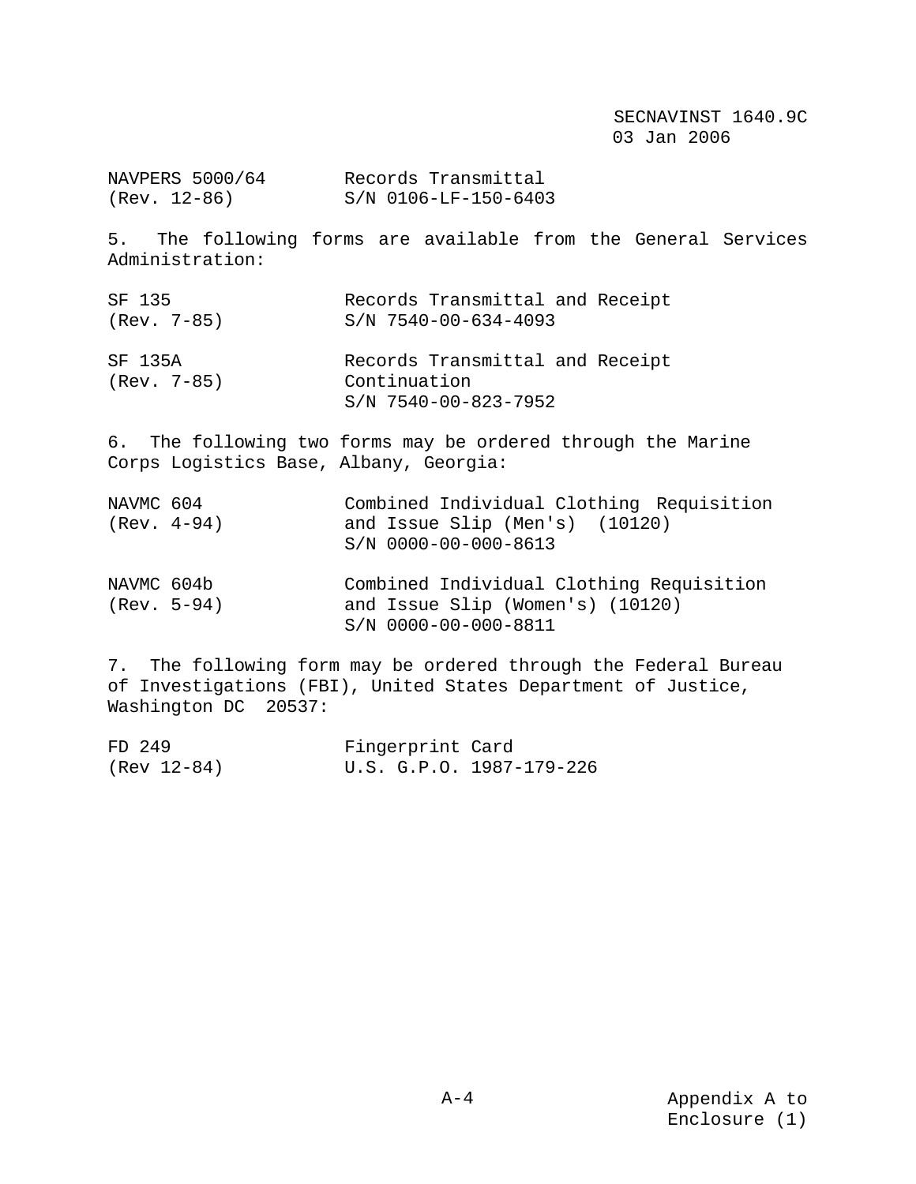| | |
|---|---|
| NAVPERS 5000/64 (Rev. 12-86) | Records Transmittal S/N 0106-LF-150-6403 |

5. The following forms are available from the General Services Administration:

| | |
|---|---|
| SF 135 (Rev. 7-85) | Records Transmittal and Receipt S/N 7540-00-634-4093 |
| SF 135A (Rev. 7-85) | Records Transmittal and Receipt Continuation S/N 7540-00-823-7952 |

6. The following two forms may be ordered through the Marine Corps Logistics Base, Albany, Georgia:

| | |
|---|---|
| NAVMC 604 (Rev. 4-94) | Combined Individual Clothing Requisition and Issue Slip (Men's) (10120) S/N 0000-00-000-8613 |
| NAVMC 604b (Rev. 5-94) | Combined Individual Clothing Requisition and Issue Slip (Women's) (10120) S/N 0000-00-000-8811 |

7. The following form may be ordered through the Federal Bureau of Investigations (FBI), United States Department of Justice, Washington DC 20537:

| | |
|---|---|
| FD 249 (Rev 12-84) | Fingerprint Card U.S. G.P.O. 1987-179-226 |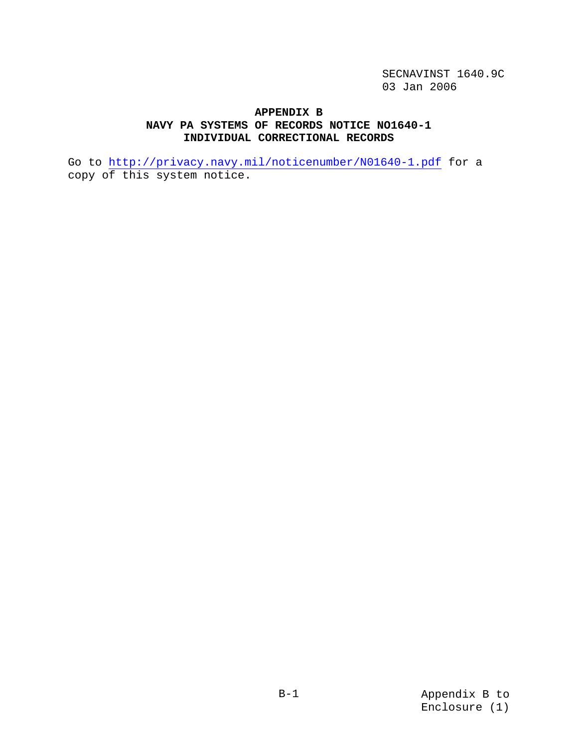# APPENDIX B
## NAVY PA SYSTEMS OF RECORDS NOTICE NO1640-1
## INDIVIDUAL CORRECTIONAL RECORDS

Go to http://privacy.navy.mil/noticenumber/N01640-1.pdf for a copy of this system notice.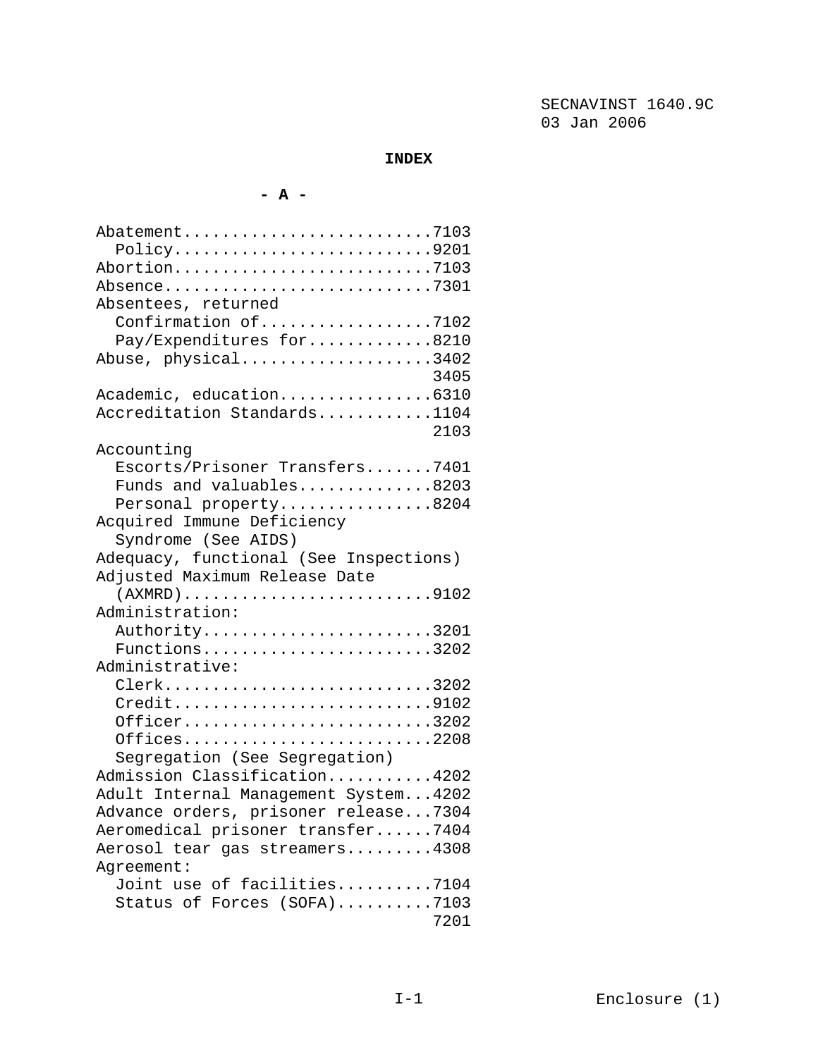# INDEX

## - A -

Abatement..........................7103
  Policy..........................9201
Abortion...........................7103
Absence............................7301
Absentees, returned
  Confirmation of.................7102
  Pay/Expenditures for............8210
Abuse, physical....................3402
                                   3405
Academic, education................6310
Accreditation Standards............1104
                                   2103
Accounting
  Escorts/Prisoner Transfers.......7401
  Funds and valuables..............8203
  Personal property................8204
Acquired Immune Deficiency
  Syndrome (See AIDS)
Adequacy, functional (See Inspections)
Adjusted Maximum Release Date
  (AXMRD).........................9102
Administration:
  Authority.......................3201
  Functions.......................3202
Administrative:
  Clerk...........................3202
  Credit..........................9102
  Officer.........................3202
  Offices.........................2208
  Segregation (See Segregation)
Admission Classification...........4202
Adult Internal Management System...4202
Advance orders, prisoner release...7304
Aeromedical prisoner transfer......7404
Aerosol tear gas streamers.........4308
Agreement:
  Joint use of facilities..........7104
  Status of Forces (SOFA)..........7103
                                   7201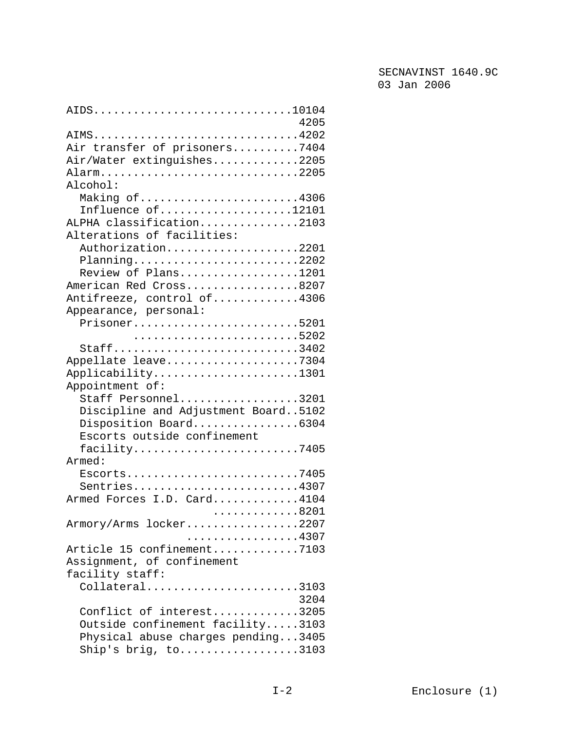AIDS.............................10104
4205

AIMS..............................4202

Air transfer of prisoners..........7404

Air/Water extinguishes.............2205

Alarm..............................2205

Alcohol:

- Making of........................4306
- Influence of....................12101

ALPHA classification...............2103

Alterations of facilities:

- Authorization....................2201
- Planning.........................2202
- Review of Plans..................1201

American Red Cross.................8207

Antifreeze, control of.............4306

Appearance, personal:

- Prisoner.........................5201
  ........................5202
- Staff............................3402

Appellate leave....................7304

Applicability......................1301

Appointment of:

- Staff Personnel..................3201
- Discipline and Adjustment Board..5102
- Disposition Board................6304
- Escorts outside confinement facility.........................7405

Armed:

- Escorts..........................7405
- Sentries.........................4307

Armed Forces I.D. Card.............4104
............8201

Armory/Arms locker.................2207
................4307

Article 15 confinement.............7103

Assignment, of confinement facility staff:

- Collateral.......................3103
  3204
- Conflict of interest.............3205
- Outside confinement facility.....3103
- Physical abuse charges pending...3405
- Ship's brig, to..................3103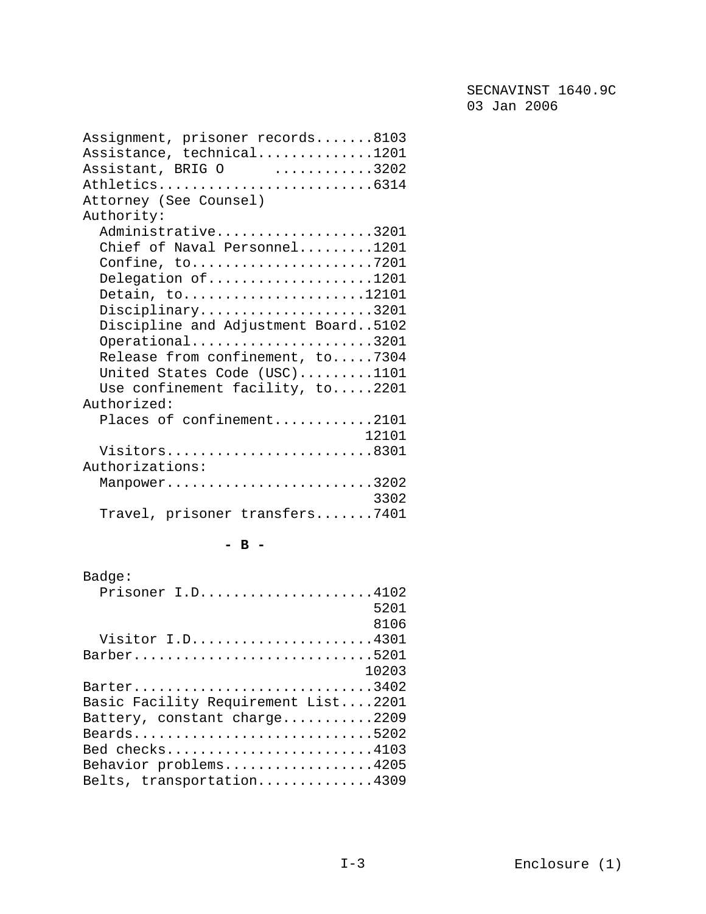Assignment, prisoner records.......8103
Assistance, technical..............1201
Assistant, BRIG O ............3202
Athletics..........................6314
Attorney (See Counsel)
Authority:
  Administrative...................3201
  Chief of Naval Personnel.........1201
  Confine, to......................7201
  Delegation of....................1201
  Detain, to......................12101
  Disciplinary.....................3201
  Discipline and Adjustment Board..5102
  Operational......................3201
  Release from confinement, to.....7304
  United States Code (USC).........1101
  Use confinement facility, to.....2201
Authorized:
  Places of confinement............2101
                                  12101
  Visitors.........................8301
Authorizations:
  Manpower.........................3202
                                   3302
  Travel, prisoner transfers.......7401

**- B -**

Badge:
  Prisoner I.D.....................4102
                                   5201
                                   8106
  Visitor I.D......................4301
Barber.............................5201
                                  10203
Barter.............................3402
Basic Facility Requirement List....2201
Battery, constant charge...........2209
Beards.............................5202
Bed checks.........................4103
Behavior problems..................4205
Belts, transportation..............4309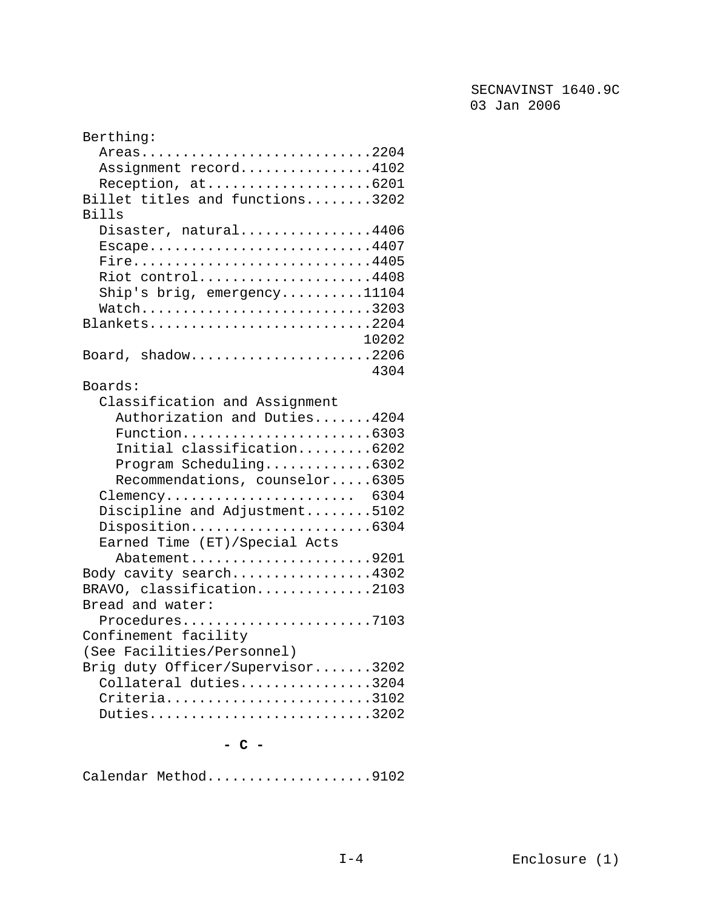Berthing:
  Areas............................2204
  Assignment record................4102
  Reception, at....................6201
Billet titles and functions........3202
Bills
  Disaster, natural................4406
  Escape...........................4407
  Fire.............................4405
  Riot control.....................4408
  Ship's brig, emergency..........11104
  Watch............................3203
Blankets...........................2204
                                  10202
Board, shadow......................2206
                                   4304
Boards:
  Classification and Assignment
    Authorization and Duties.......4204
    Function.......................6303
    Initial classification.........6202
    Program Scheduling.............6302
    Recommendations, counselor.....6305
  Clemency....................... 6304
  Discipline and Adjustment........5102
  Disposition......................6304
  Earned Time (ET)/Special Acts
    Abatement......................9201
Body cavity search.................4302
BRAVO, classification..............2103
Bread and water:
  Procedures.......................7103
Confinement facility
(See Facilities/Personnel)
Brig duty Officer/Supervisor.......3202
  Collateral duties................3204
  Criteria.........................3102
  Duties...........................3202

**- C -**

Calendar Method....................9102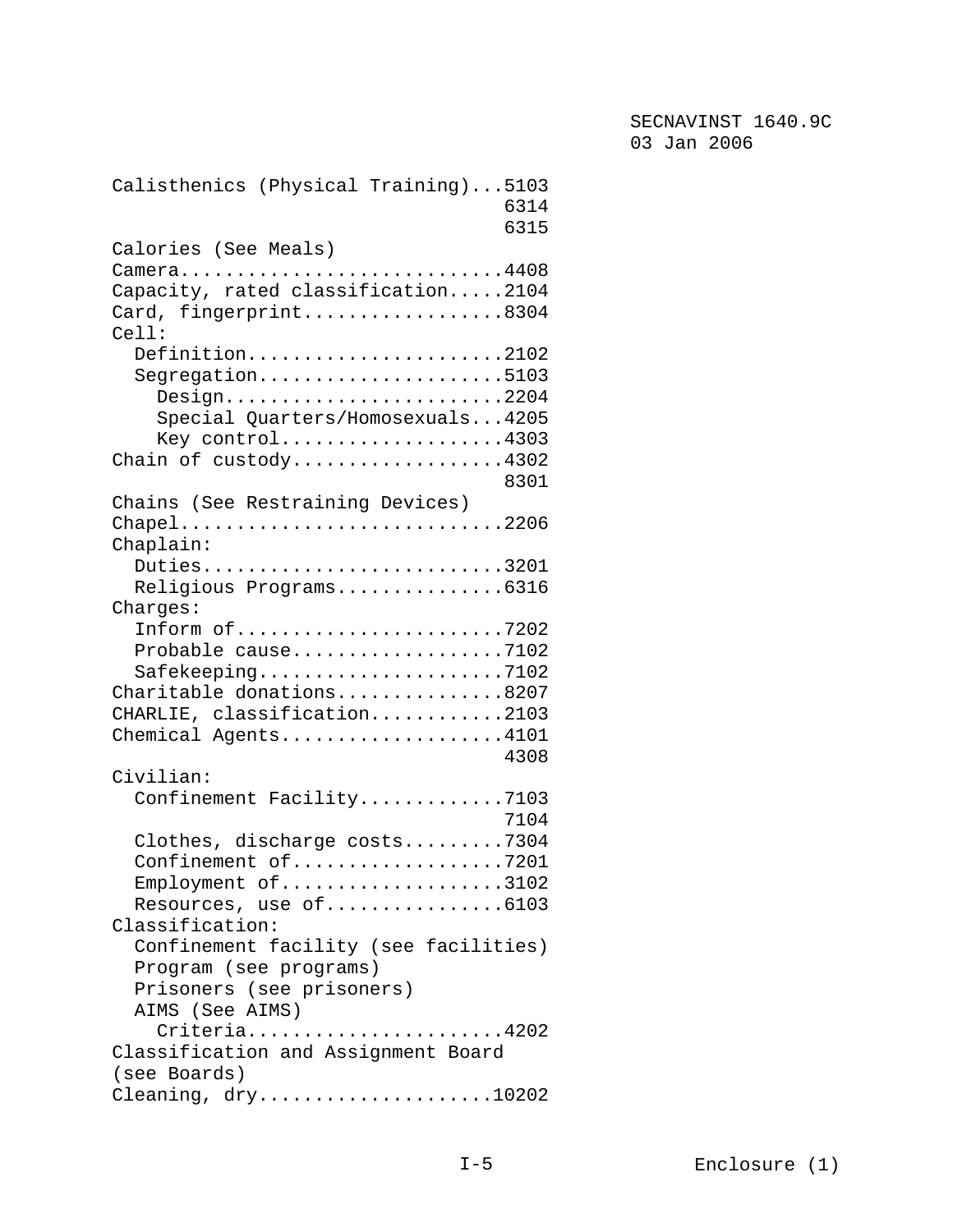Calisthenics (Physical Training)...5103
6314
6315

Calories (See Meals)

Camera............................4408

Capacity, rated classification.....2104

Card, fingerprint..................8304

Cell:

  Definition.......................2102

  Segregation......................5103

    Design.........................2204

    Special Quarters/Homosexuals...4205

    Key control....................4303

Chain of custody...................4302
8301

Chains (See Restraining Devices)

Chapel.............................2206

Chaplain:

  Duties...........................3201

  Religious Programs...............6316

Charges:

  Inform of........................7202

  Probable cause...................7102

  Safekeeping......................7102

Charitable donations...............8207

CHARLIE, classification............2103

Chemical Agents....................4101
4308

Civilian:

  Confinement Facility.............7103
7104

  Clothes, discharge costs.........7304

  Confinement of...................7201

  Employment of....................3102

  Resources, use of................6103

Classification:

  Confinement facility (see facilities)

  Program (see programs)

  Prisoners (see prisoners)

  AIMS (See AIMS)

    Criteria.......................4202

Classification and Assignment Board
(see Boards)

Cleaning, dry.....................10202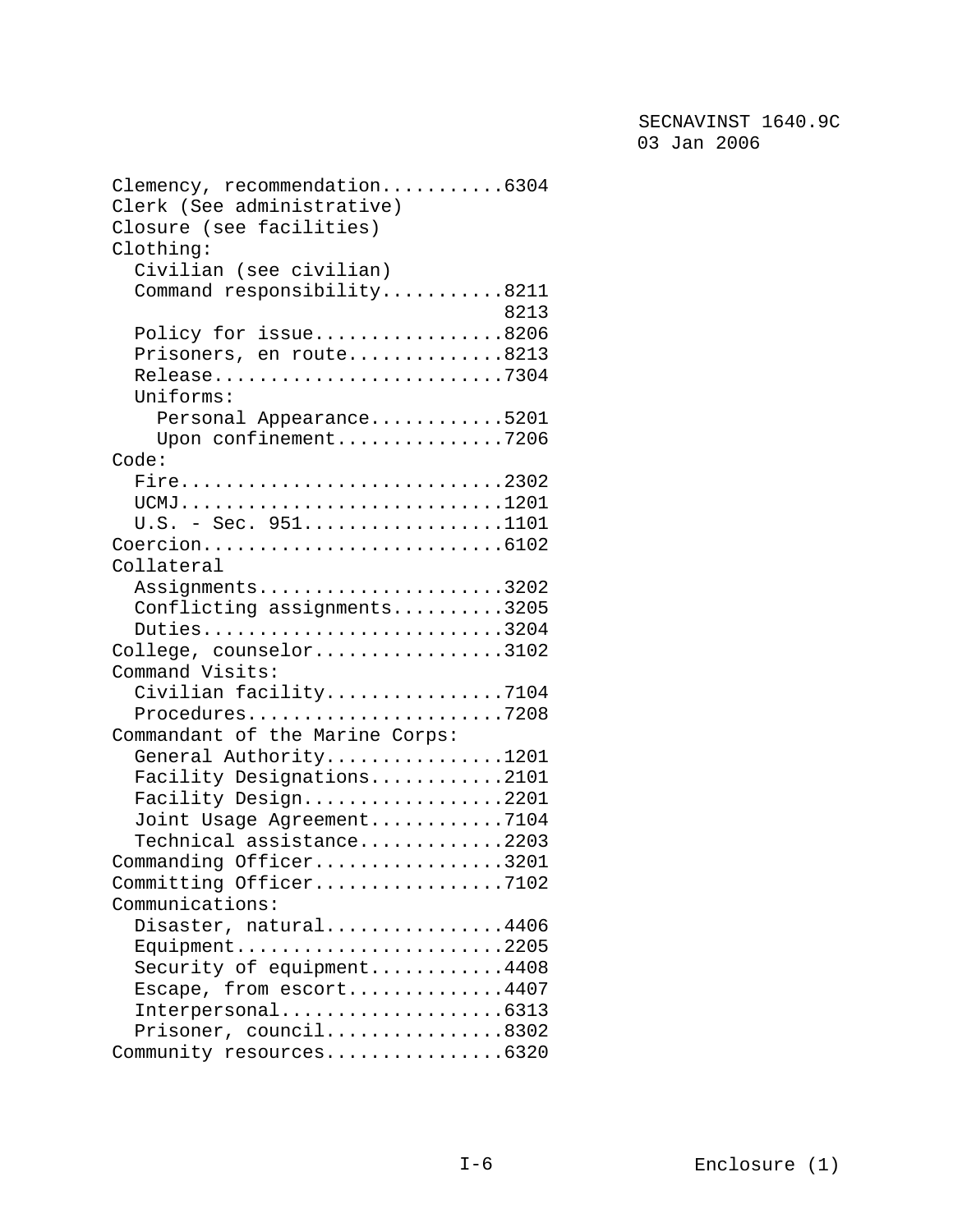Clemency, recommendation...........6304
Clerk (See administrative)
Closure (see facilities)
Clothing:
  Civilian (see civilian)
  Command responsibility...........8211
                                   8213
  Policy for issue.................8206
  Prisoners, en route..............8213
  Release..........................7304
  Uniforms:
    Personal Appearance............5201
    Upon confinement...............7206
Code:
  Fire.............................2302
  UCMJ.............................1201
  U.S. - Sec. 951..................1101
Coercion...........................6102
Collateral
  Assignments......................3202
  Conflicting assignments..........3205
  Duties...........................3204
College, counselor.................3102
Command Visits:
  Civilian facility................7104
  Procedures.......................7208
Commandant of the Marine Corps:
  General Authority................1201
  Facility Designations............2101
  Facility Design..................2201
  Joint Usage Agreement............7104
  Technical assistance.............2203
Commanding Officer.................3201
Committing Officer.................7102
Communications:
  Disaster, natural................4406
  Equipment........................2205
  Security of equipment............4408
  Escape, from escort..............4407
  Interpersonal....................6313
  Prisoner, council................8302
Community resources................6320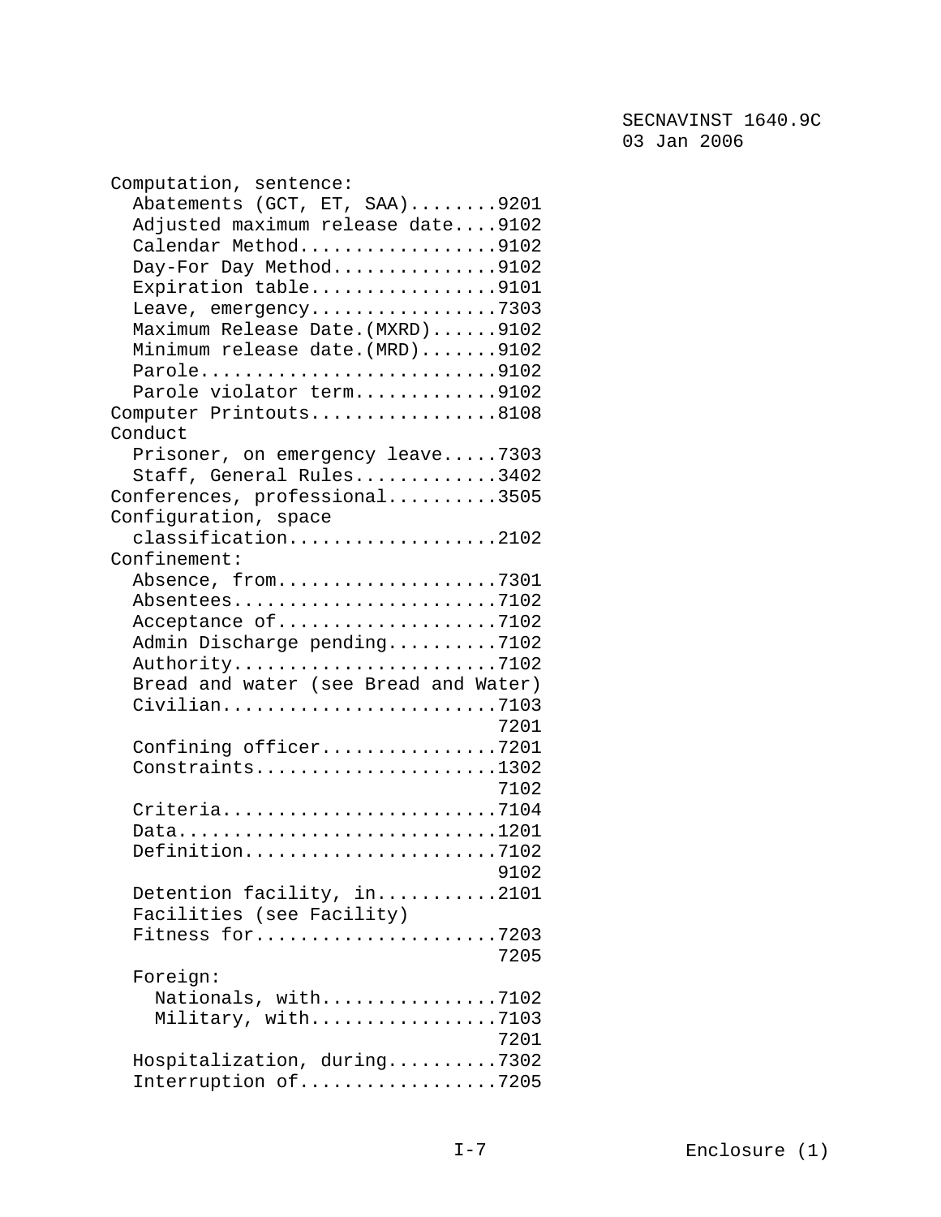Computation, sentence:
- Abatements (GCT, ET, SAA)........9201
- Adjusted maximum release date....9102
- Calendar Method..................9102
- Day-For Day Method...............9102
- Expiration table.................9101
- Leave, emergency.................7303
- Maximum Release Date.(MXRD)......9102
- Minimum release date.(MRD).......9102
- Parole...........................9102
- Parole violator term.............9102

Computer Printouts.................8108

Conduct
- Prisoner, on emergency leave.....7303
- Staff, General Rules.............3402

Conferences, professional..........3505

Configuration, space classification...................2102

Confinement:
- Absence, from....................7301
- Absentees........................7102
- Acceptance of....................7102
- Admin Discharge pending..........7102
- Authority........................7102
- Bread and water (see Bread and Water)
- Civilian.........................7103, 7201
- Confining officer................7201
- Constraints......................1302, 7102
- Criteria.........................7104
- Data.............................1201
- Definition.......................7102, 9102
- Detention facility, in...........2101
- Facilities (see Facility)
- Fitness for......................7203, 7205
- Foreign:
  - Nationals, with................7102
  - Military, with.................7103, 7201
- Hospitalization, during..........7302
- Interruption of..................7205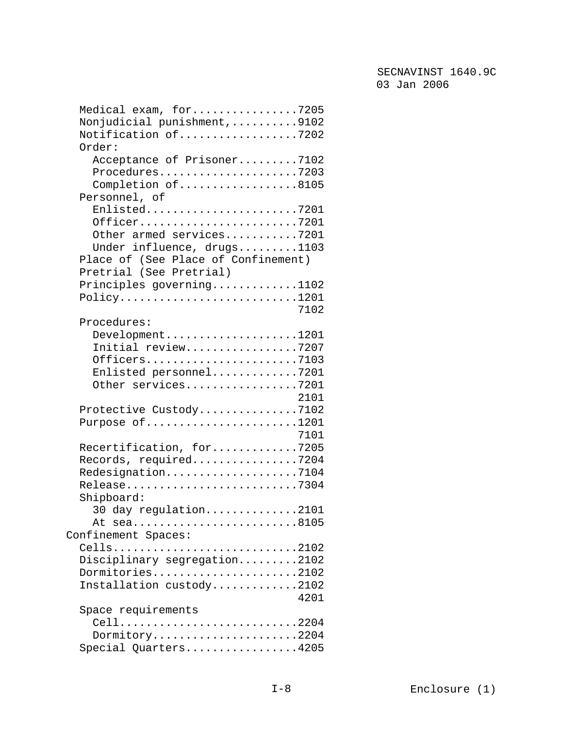Medical exam, for................7205
Nonjudicial punishment,..........9102
Notification of..................7202
Order:
  Acceptance of Prisoner.........7102
  Procedures.....................7203
  Completion of..................8105
Personnel, of
  Enlisted.......................7201
  Officer........................7201
  Other armed services...........7201
  Under influence, drugs.........1103
Place of (See Place of Confinement)
Pretrial (See Pretrial)
Principles governing.............1102
Policy...........................1201
                                 7102
Procedures:
  Development....................1201
  Initial review.................7207
  Officers.......................7103
  Enlisted personnel.............7201
  Other services.................7201
                                 2101
Protective Custody...............7102
Purpose of.......................1201
                                 7101
Recertification, for.............7205
Records, required................7204
Redesignation....................7104
Release..........................7304
Shipboard:
  30 day regulation..............2101
  At sea.........................8105

Confinement Spaces:
  Cells..........................2102
  Disciplinary segregation.......2102
  Dormitories....................2102
  Installation custody...........2102
                                 4201
  Space requirements
    Cell.........................2204
    Dormitory....................2204
  Special Quarters...............4205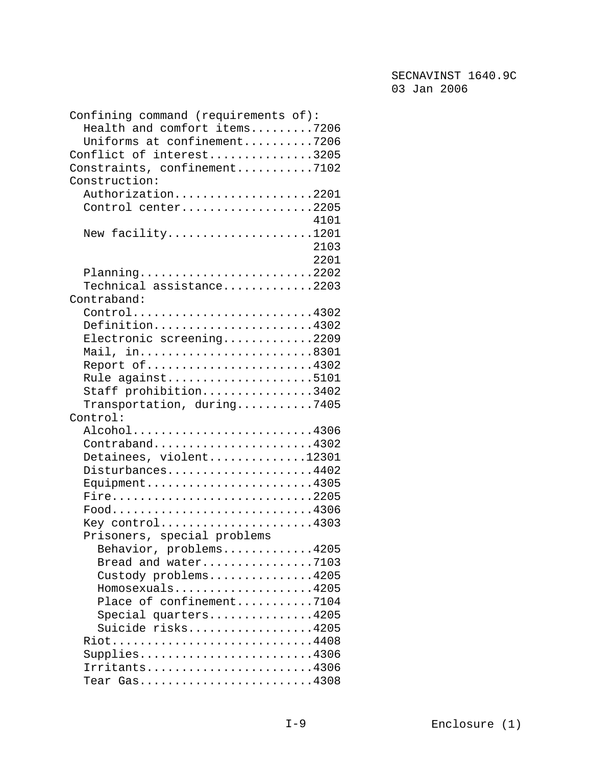Confining command (requirements of):
  Health and comfort items.........7206
  Uniforms at confinement..........7206
Conflict of interest...............3205
Constraints, confinement...........7102
Construction:
  Authorization....................2201
  Control center...................2205
                                   4101
  New facility.....................1201
                                   2103
                                   2201
  Planning.........................2202
  Technical assistance.............2203
Contraband:
  Control..........................4302
  Definition.......................4302
  Electronic screening.............2209
  Mail, in.........................8301
  Report of........................4302
  Rule against.....................5101
  Staff prohibition................3402
  Transportation, during...........7405
Control:
  Alcohol..........................4306
  Contraband.......................4302
  Detainees, violent..............12301
  Disturbances.....................4402
  Equipment........................4305
  Fire.............................2205
  Food.............................4306
  Key control......................4303
  Prisoners, special problems
    Behavior, problems.............4205
    Bread and water................7103
    Custody problems...............4205
    Homosexuals....................4205
    Place of confinement...........7104
    Special quarters...............4205
    Suicide risks..................4205
  Riot.............................4408
  Supplies.........................4306
  Irritants........................4306
  Tear Gas.........................4308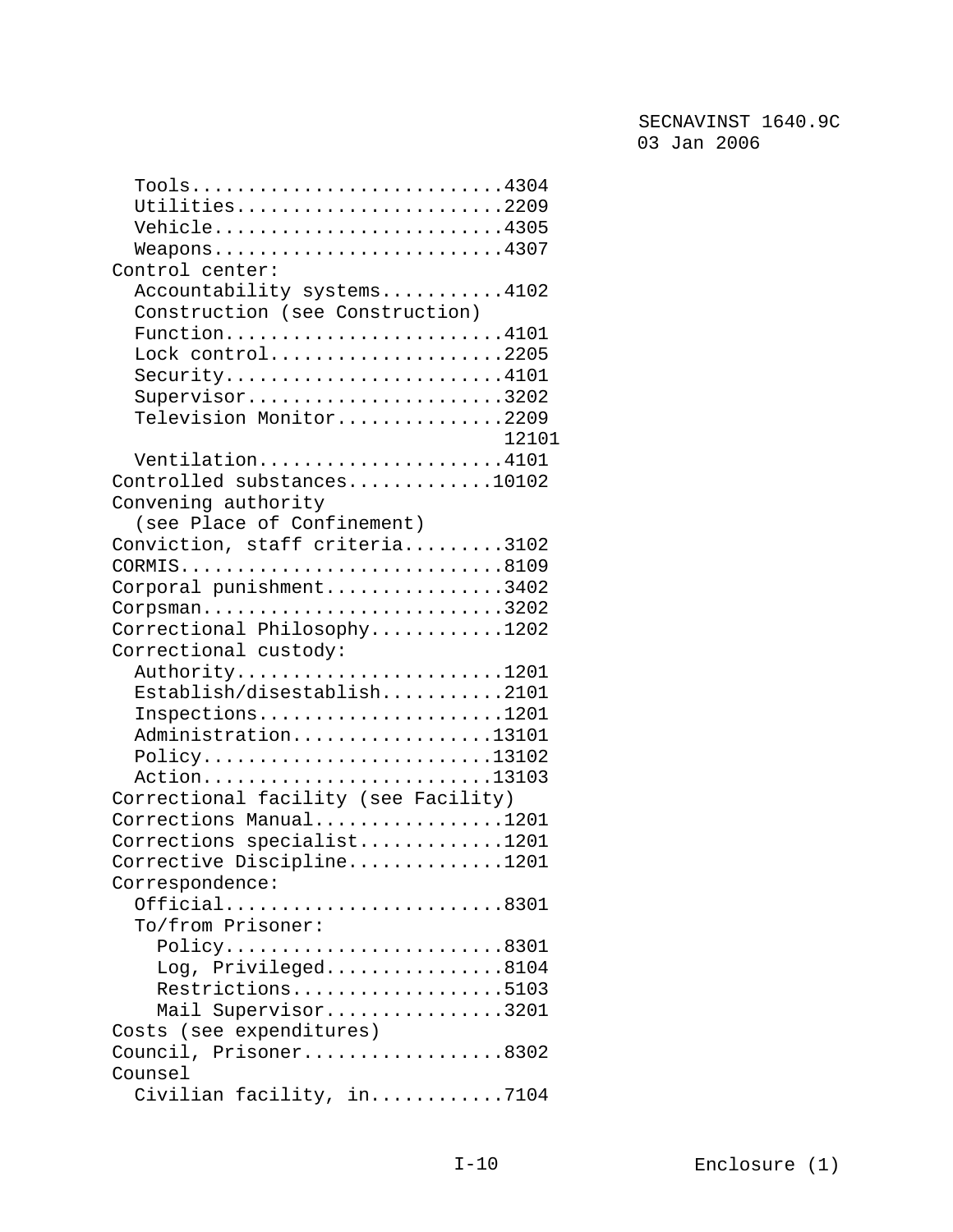Tools...........................4304
  Utilities.......................2209
  Vehicle.........................4305
  Weapons.........................4307

Control center:

  Accountability systems..........4102
  Construction (see Construction)
  Function........................4101
  Lock control....................2205
  Security........................4101
  Supervisor......................3202
  Television Monitor..............2209
                                 12101
  Ventilation.....................4101

Controlled substances............10102

Convening authority
  (see Place of Confinement)

Conviction, staff criteria........3102

CORMIS............................8109

Corporal punishment...............3402

Corpsman..........................3202

Correctional Philosophy...........1202

Correctional custody:

  Authority.......................1201
  Establish/disestablish..........2101
  Inspections.....................1201
  Administration.................13101
  Policy.........................13102
  Action.........................13103

Correctional facility (see Facility)

Corrections Manual................1201

Corrections specialist............1201

Corrective Discipline.............1201

Correspondence:

  Official........................8301
  To/from Prisoner:
    Policy........................8301
    Log, Privileged...............8104
    Restrictions..................5103
    Mail Supervisor...............3201

Costs (see expenditures)

Council, Prisoner.................8302

Counsel

  Civilian facility, in...........7104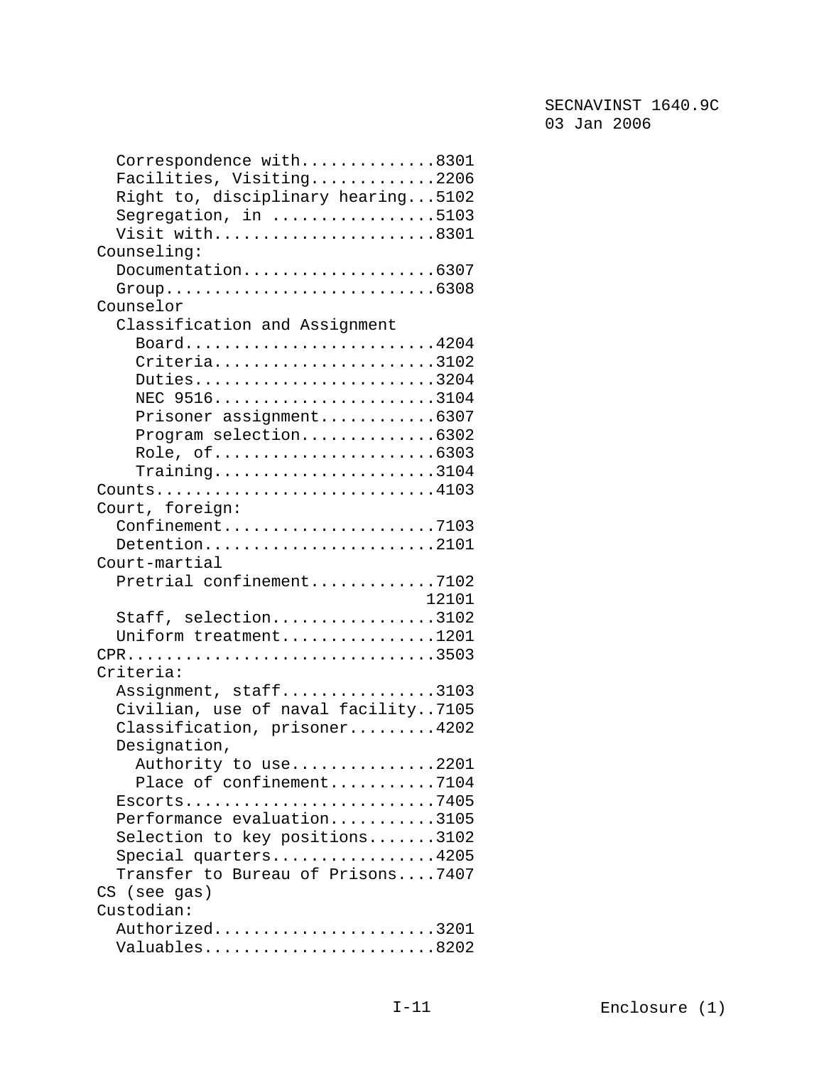Correspondence with..............8301
  Facilities, Visiting.............2206
  Right to, disciplinary hearing...5102
  Segregation, in .................5103
  Visit with.......................8301

Counseling:
  Documentation....................6307
  Group............................6308

Counselor
  Classification and Assignment
    Board..........................4204
    Criteria.......................3102
    Duties.........................3204
    NEC 9516.......................3104
    Prisoner assignment............6307
    Program selection..............6302
    Role, of.......................6303
    Training.......................3104

Counts.............................4103

Court, foreign:
  Confinement......................7103
  Detention........................2101

Court-martial
  Pretrial confinement.............7102
                                   12101
  Staff, selection.................3102
  Uniform treatment................1201

CPR................................3503

Criteria:
  Assignment, staff................3103
  Civilian, use of naval facility..7105
  Classification, prisoner.........4202
  Designation,
    Authority to use...............2201
    Place of confinement...........7104
  Escorts..........................7405
  Performance evaluation...........3105
  Selection to key positions.......3102
  Special quarters.................4205
  Transfer to Bureau of Prisons....7407

CS (see gas)

Custodian:
  Authorized.......................3201
  Valuables........................8202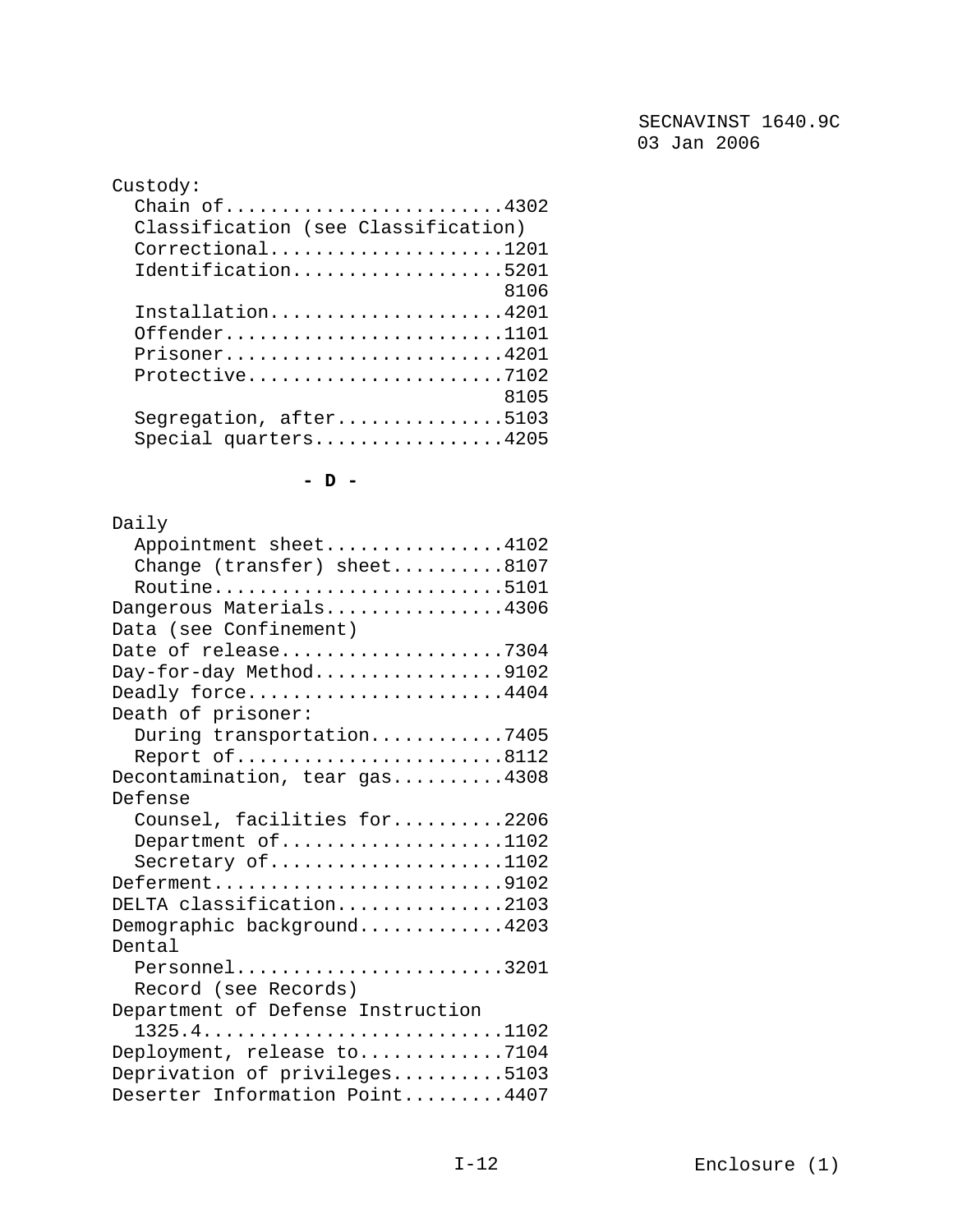Custody:
  Chain of.........................4302
  Classification (see Classification)
  Correctional.....................1201
  Identification...................5201
                                   8106
  Installation.....................4201
  Offender.........................1101
  Prisoner.........................4201
  Protective.......................7102
                                   8105
  Segregation, after...............5103
  Special quarters.................4205

**- D -**

Daily
  Appointment sheet................4102
  Change (transfer) sheet..........8107
  Routine..........................5101
Dangerous Materials................4306
Data (see Confinement)
Date of release....................7304
Day-for-day Method.................9102
Deadly force.......................4404
Death of prisoner:
  During transportation............7405
  Report of........................8112
Decontamination, tear gas..........4308
Defense
  Counsel, facilities for..........2206
  Department of....................1102
  Secretary of.....................1102
Deferment..........................9102
DELTA classification...............2103
Demographic background.............4203
Dental
  Personnel........................3201
  Record (see Records)
Department of Defense Instruction
  1325.4...........................1102
Deployment, release to.............7104
Deprivation of privileges..........5103
Deserter Information Point.........4407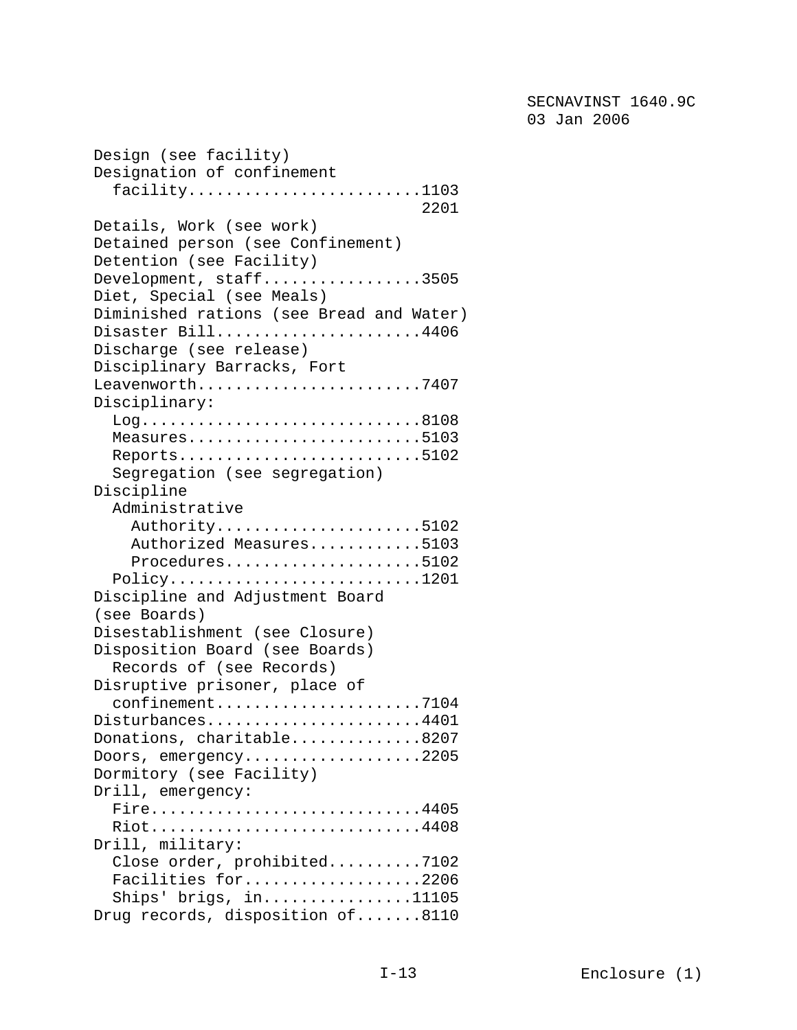Design (see facility)
Designation of confinement
  facility.........................1103
                                   2201
Details, Work (see work)
Detained person (see Confinement)
Detention (see Facility)
Development, staff.................3505
Diet, Special (see Meals)
Diminished rations (see Bread and Water)
Disaster Bill......................4406
Discharge (see release)
Disciplinary Barracks, Fort
Leavenworth........................7407
Disciplinary:
  Log..............................8108
  Measures.........................5103
  Reports..........................5102
  Segregation (see segregation)
Discipline
  Administrative
    Authority......................5102
    Authorized Measures............5103
    Procedures.....................5102
  Policy...........................1201
Discipline and Adjustment Board
(see Boards)
Disestablishment (see Closure)
Disposition Board (see Boards)
  Records of (see Records)
Disruptive prisoner, place of
  confinement......................7104
Disturbances.......................4401
Donations, charitable..............8207
Doors, emergency...................2205
Dormitory (see Facility)
Drill, emergency:
  Fire.............................4405
  Riot.............................4408
Drill, military:
  Close order, prohibited..........7102
  Facilities for...................2206
  Ships' brigs, in................11105
Drug records, disposition of.......8110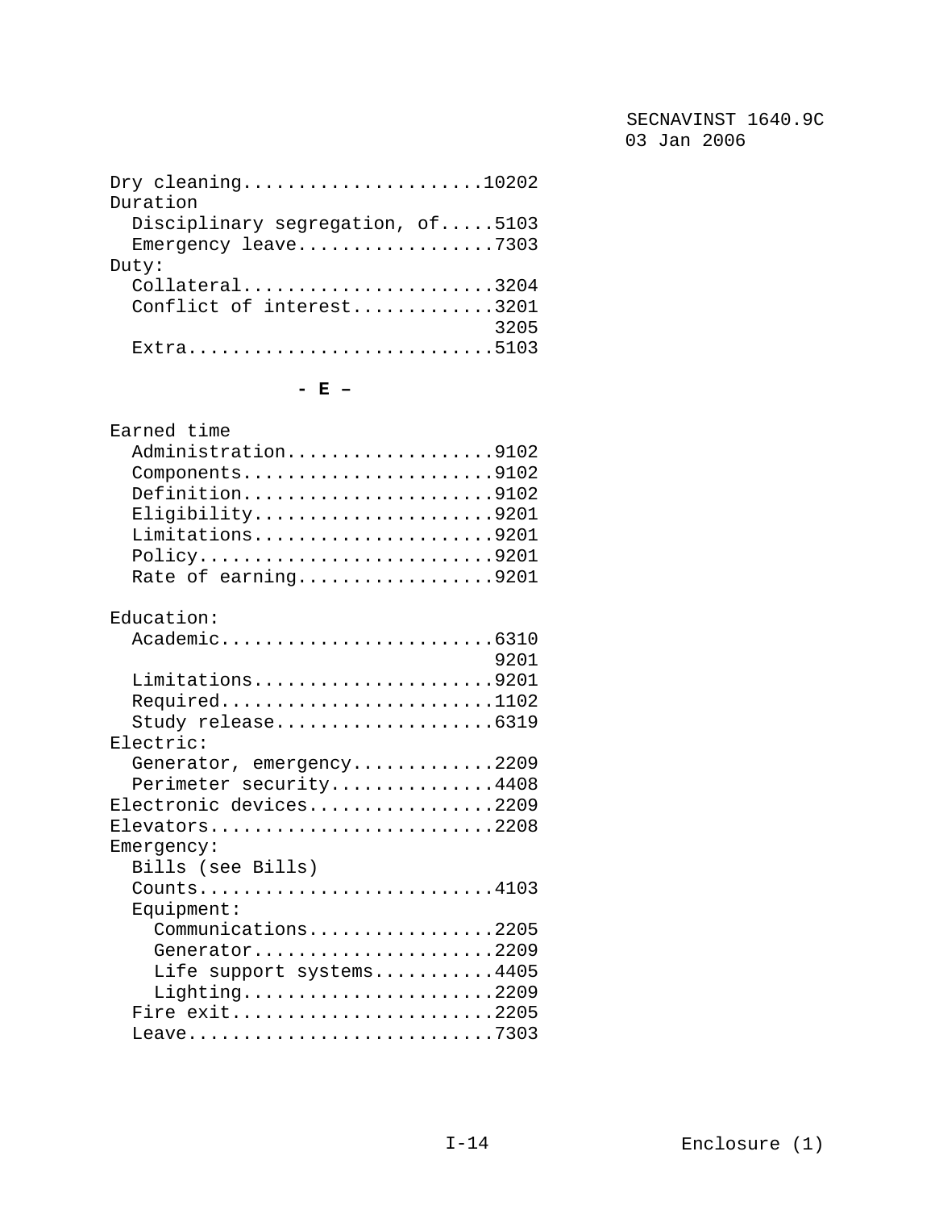Dry cleaning......................10202
Duration
  Disciplinary segregation, of.....5103
  Emergency leave..................7303
Duty:
  Collateral.......................3204
  Conflict of interest.............3201
                                   3205
  Extra............................5103

**- E –**

Earned time
  Administration...................9102
  Components.......................9102
  Definition.......................9102
  Eligibility......................9201
  Limitations......................9201
  Policy...........................9201
  Rate of earning..................9201

Education:
  Academic.........................6310
                                   9201
  Limitations......................9201
  Required.........................1102
  Study release....................6319
Electric:
  Generator, emergency.............2209
  Perimeter security...............4408
Electronic devices.................2209
Elevators..........................2208
Emergency:
  Bills (see Bills)
  Counts...........................4103
  Equipment:
    Communications.................2205
    Generator......................2209
    Life support systems...........4405
    Lighting.......................2209
  Fire exit........................2205
  Leave............................7303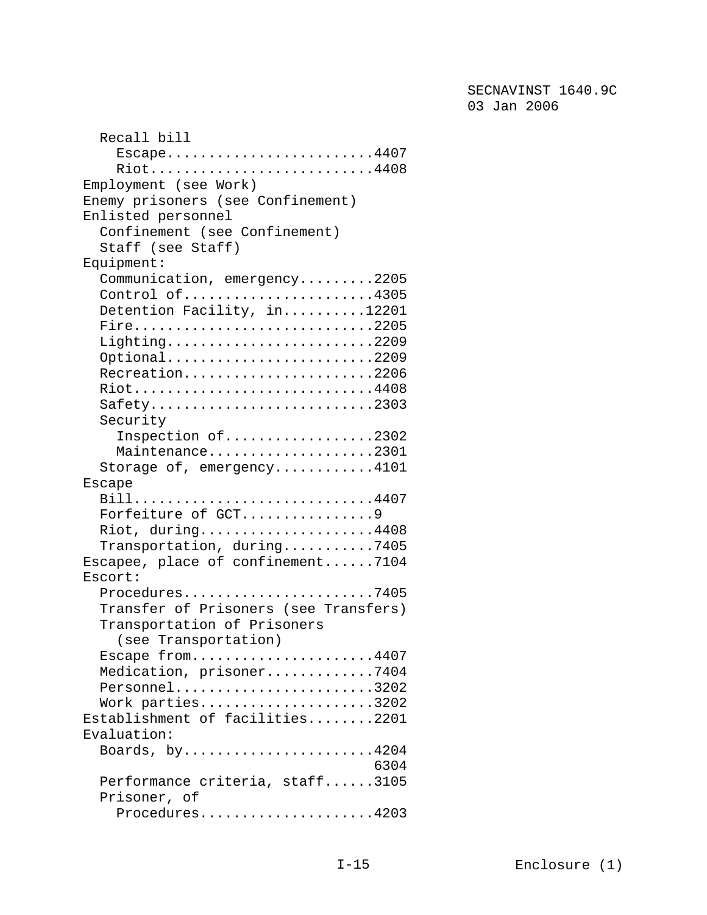Recall bill
- Escape.........................4407
- Riot...........................4408

Employment (see Work)

Enemy prisoners (see Confinement)

Enlisted personnel
- Confinement (see Confinement)
- Staff (see Staff)

Equipment:
- Communication, emergency.........2205
- Control of.......................4305
- Detention Facility, in..........12201
- Fire.............................2205
- Lighting.........................2209
- Optional.........................2209
- Recreation.......................2206
- Riot.............................4408
- Safety...........................2303
- Security
  - Inspection of..................2302
  - Maintenance....................2301
- Storage of, emergency............4101

Escape
- Bill.............................4407
- Forfeiture of GCT................9
- Riot, during.....................4408
- Transportation, during...........7405

Escapee, place of confinement......7104

Escort:
- Procedures.......................7405
- Transfer of Prisoners (see Transfers)
- Transportation of Prisoners (see Transportation)
- Escape from......................4407
- Medication, prisoner.............7404
- Personnel........................3202
- Work parties.....................3202

Establishment of facilities........2201

Evaluation:
- Boards, by.......................4204
  6304
- Performance criteria, staff......3105
- Prisoner, of
  - Procedures.....................4203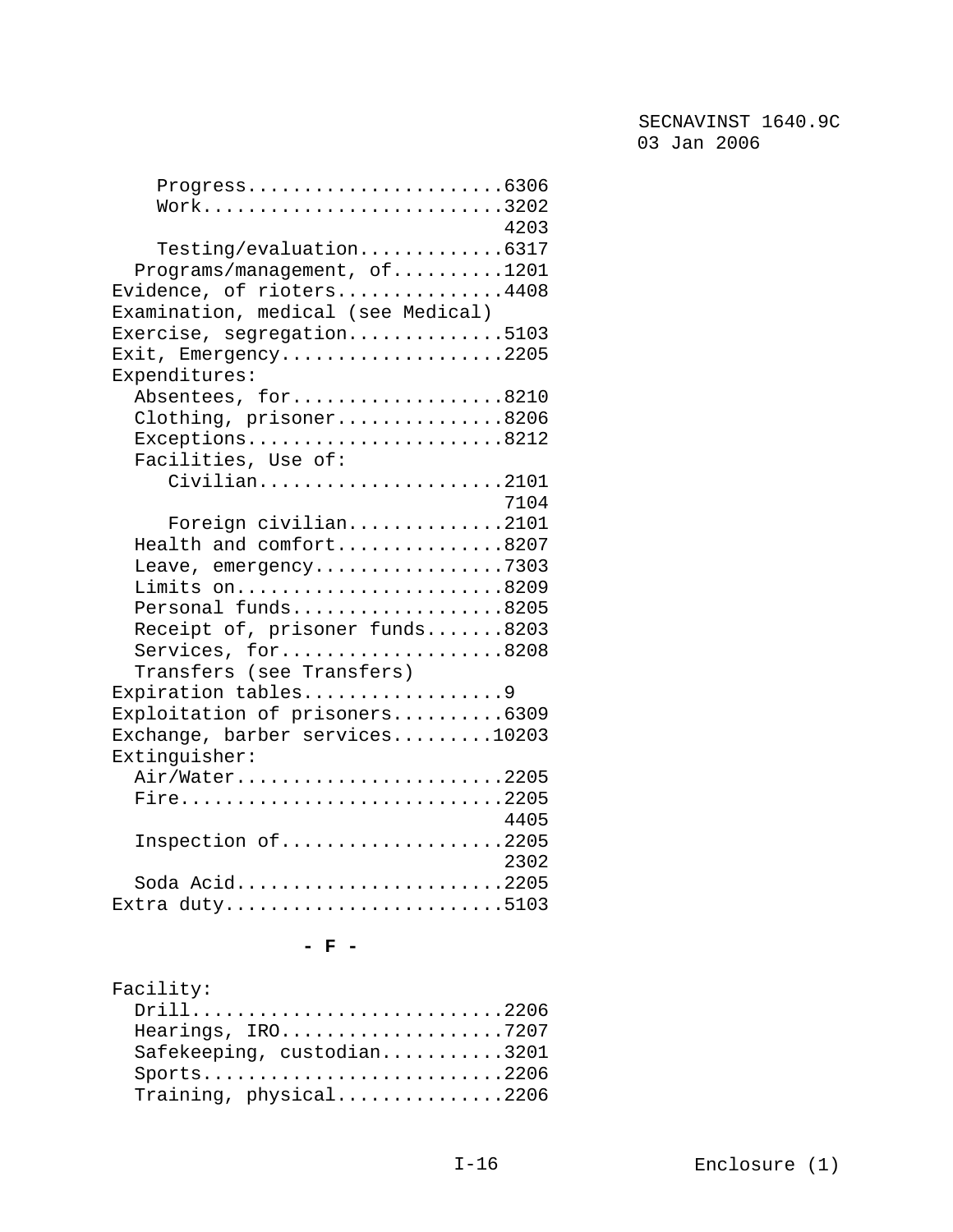Progress......................6306
Work..........................3202
4203
Testing/evaluation.............6317
Programs/management, of..........1201
Evidence, of rioters...............4408
Examination, medical (see Medical)
Exercise, segregation..............5103
Exit, Emergency....................2205
Expenditures:
Absentees, for...................8210
Clothing, prisoner...............8206
Exceptions.......................8212
Facilities, Use of:
Civilian......................2101
7104
Foreign civilian..............2101
Health and comfort...............8207
Leave, emergency.................7303
Limits on........................8209
Personal funds...................8205
Receipt of, prisoner funds.......8203
Services, for....................8208
Transfers (see Transfers)
Expiration tables..................9
Exploitation of prisoners..........6309
Exchange, barber services.........10203
Extinguisher:
Air/Water........................2205
Fire.............................2205
4405
Inspection of....................2205
2302
Soda Acid........................2205
Extra duty.........................5103

**- F -**

Facility:
Drill............................2206
Hearings, IRO....................7207
Safekeeping, custodian...........3201
Sports...........................2206
Training, physical...............2206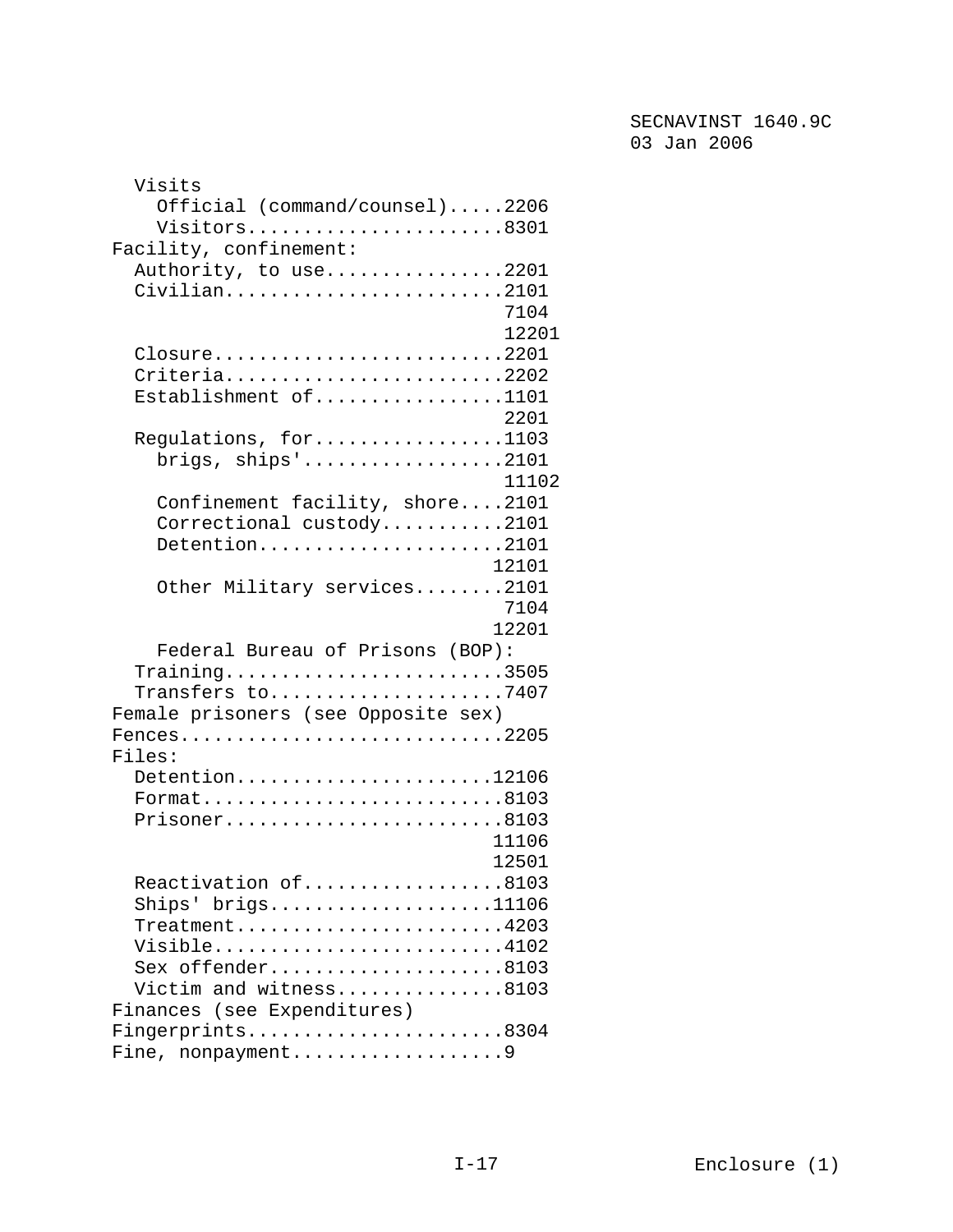Visits
    Official (command/counsel).....2206
    Visitors.......................8301

Facility, confinement:
  Authority, to use................2201
  Civilian.........................2101
                                    7104
                                    12201
  Closure..........................2201
  Criteria.........................2202
  Establishment of.................1101
                                    2201
  Regulations, for.................1103
    brigs, ships'..................2101
                                    11102
    Confinement facility, shore....2101
    Correctional custody...........2101
    Detention......................2101
                                    12101
    Other Military services........2101
                                    7104
                                    12201
    Federal Bureau of Prisons (BOP):
  Training.........................3505
  Transfers to.....................7407

Female prisoners (see Opposite sex)

Fences.............................2205

Files:
  Detention.......................12106
  Format...........................8103
  Prisoner.........................8103
                                    11106
                                    12501
  Reactivation of..................8103
  Ships' brigs....................11106
  Treatment........................4203
  Visible..........................4102
  Sex offender.....................8103
  Victim and witness...............8103

Finances (see Expenditures)

Fingerprints.......................8304

Fine, nonpayment...................9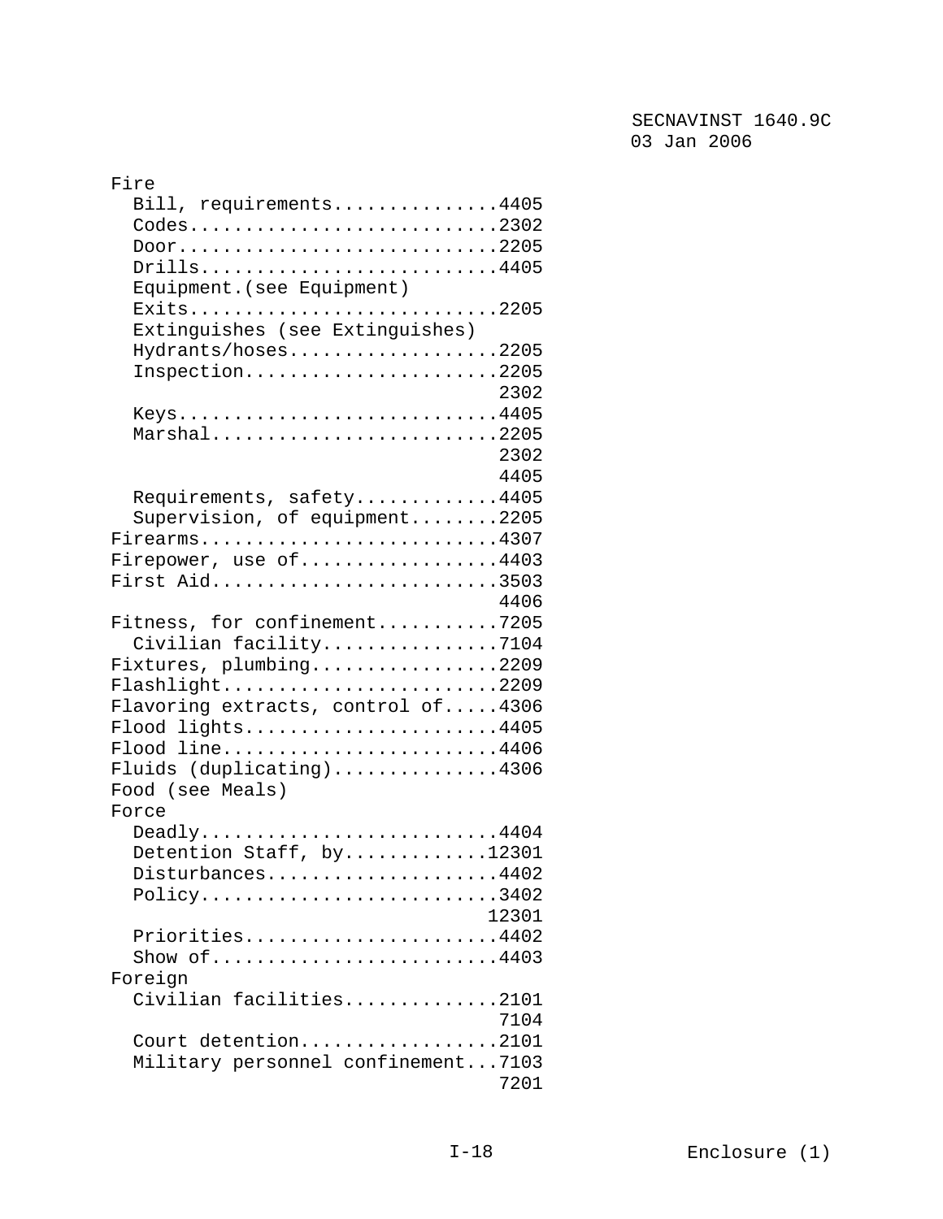Fire
  Bill, requirements...............4405
  Codes............................2302
  Door.............................2205
  Drills...........................4405
  Equipment.(see Equipment)
  Exits............................2205
  Extinguishes (see Extinguishes)
  Hydrants/hoses...................2205
  Inspection.......................2205
                                   2302
  Keys.............................4405
  Marshal..........................2205
                                   2302
                                   4405
  Requirements, safety.............4405
  Supervision, of equipment........2205
Firearms...........................4307
Firepower, use of..................4403
First Aid..........................3503
                                   4406
Fitness, for confinement...........7205
  Civilian facility................7104
Fixtures, plumbing.................2209
Flashlight.........................2209
Flavoring extracts, control of.....4306
Flood lights.......................4405
Flood line.........................4406
Fluids (duplicating)...............4306
Food (see Meals)
Force
  Deadly...........................4404
  Detention Staff, by.............12301
  Disturbances.....................4402
  Policy...........................3402
                                  12301
  Priorities.......................4402
  Show of..........................4403
Foreign
  Civilian facilities..............2101
                                   7104
  Court detention..................2101
  Military personnel confinement...7103
                                   7201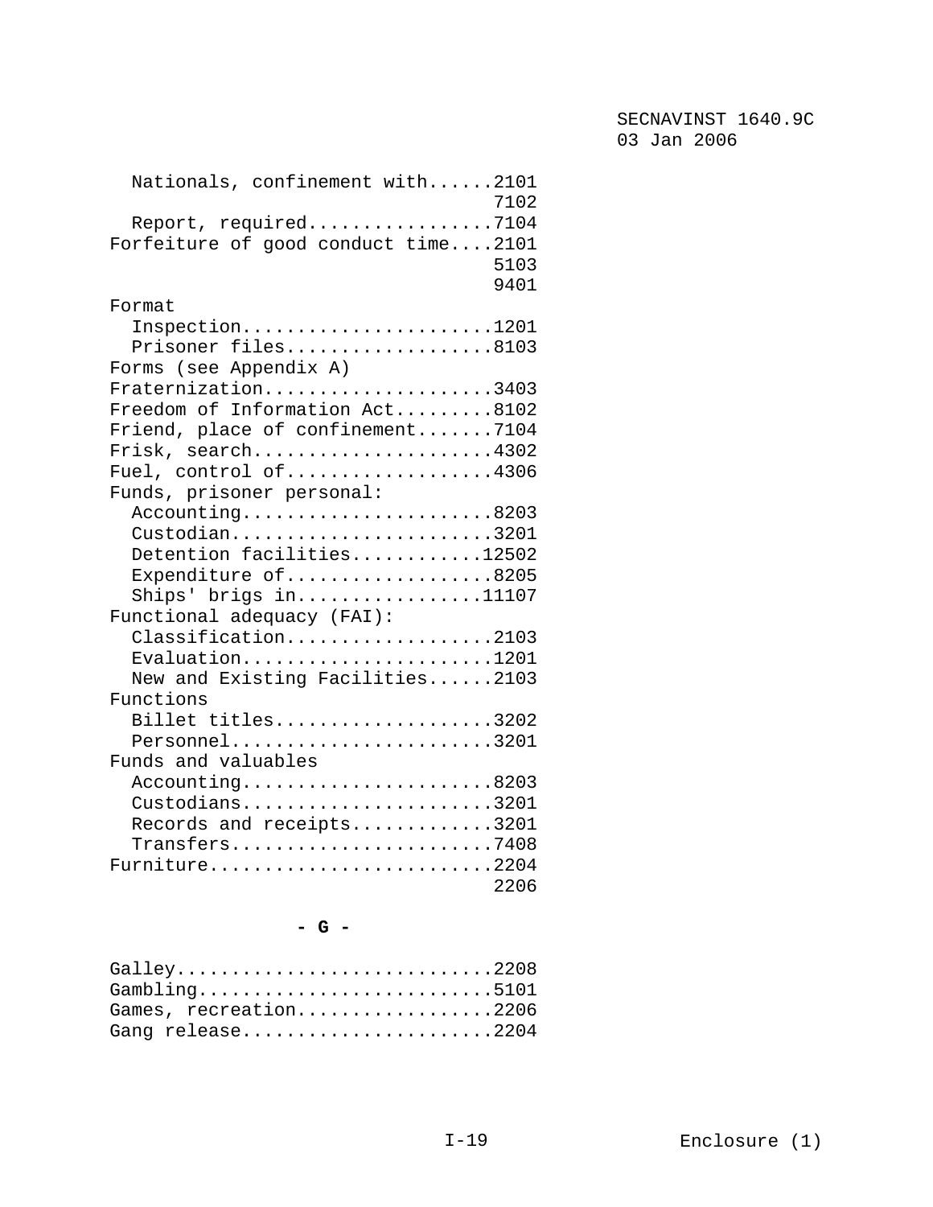Nationals, confinement with......2101
                                   7102
  Report, required.................7104
Forfeiture of good conduct time....2101
                                   5103
                                   9401
Format
  Inspection.......................1201
  Prisoner files...................8103
Forms (see Appendix A)
Fraternization.....................3403
Freedom of Information Act.........8102
Friend, place of confinement.......7104
Frisk, search......................4302
Fuel, control of...................4306
Funds, prisoner personal:
  Accounting.......................8203
  Custodian........................3201
  Detention facilities............12502
  Expenditure of...................8205
  Ships' brigs in.................11107
Functional adequacy (FAI):
  Classification...................2103
  Evaluation.......................1201
  New and Existing Facilities......2103
Functions
  Billet titles....................3202
  Personnel........................3201
Funds and valuables
  Accounting.......................8203
  Custodians.......................3201
  Records and receipts.............3201
  Transfers........................7408
Furniture..........................2204
                                   2206

**- G -**

Galley.............................2208
Gambling...........................5101
Games, recreation..................2206
Gang release.......................2204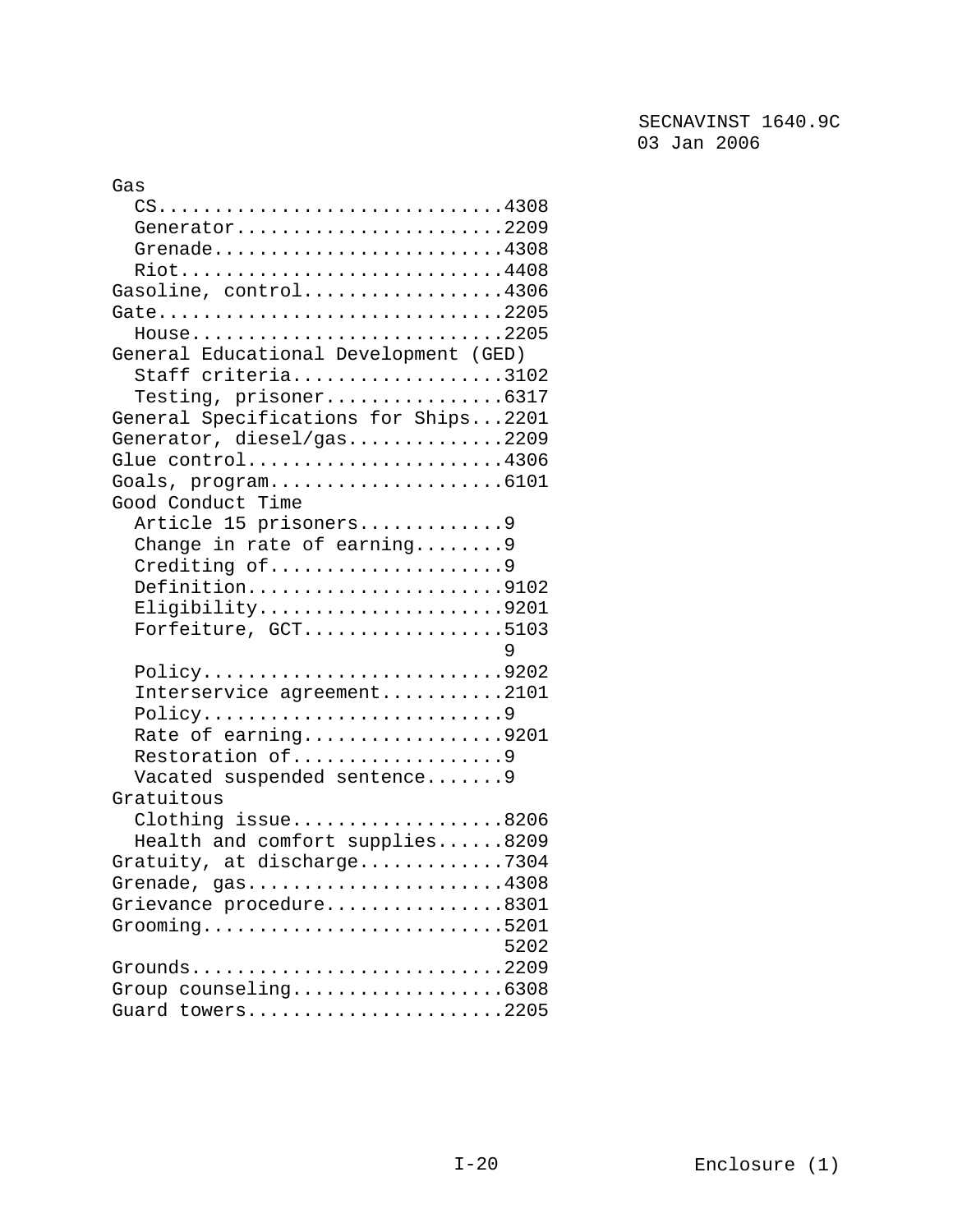Gas
  CS..............................4308
  Generator.......................2209
  Grenade.........................4308
  Riot............................4408
Gasoline, control.................4306
Gate..............................2205
  House...........................2205
General Educational Development (GED)
  Staff criteria..................3102
  Testing, prisoner...............6317
General Specifications for Ships...2201
Generator, diesel/gas.............2209
Glue control......................4306
Goals, program....................6101
Good Conduct Time
  Article 15 prisoners............9
  Change in rate of earning........9
  Crediting of....................9
  Definition......................9102
  Eligibility.....................9201
  Forfeiture, GCT.................5103
                                  9
  Policy..........................9202
  Interservice agreement..........2101
  Policy..........................9
  Rate of earning.................9201
  Restoration of..................9
  Vacated suspended sentence.......9
Gratuitous
  Clothing issue..................8206
  Health and comfort supplies......8209
Gratuity, at discharge............7304
Grenade, gas......................4308
Grievance procedure...............8301
Grooming..........................5201
                                  5202
Grounds...........................2209
Group counseling..................6308
Guard towers......................2205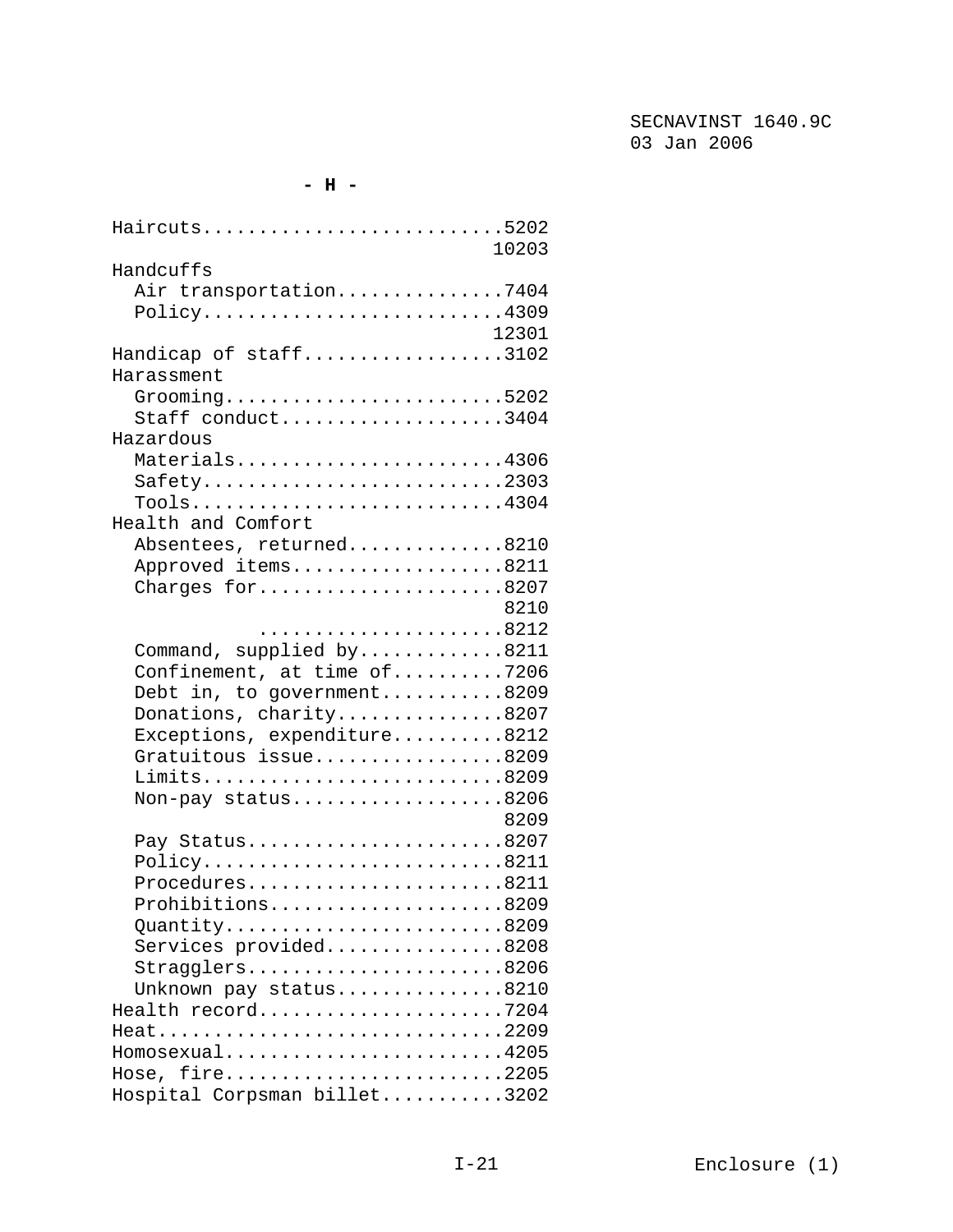**- H -**

Haircuts...........................5202
                                  10203
Handcuffs
  Air transportation...............7404
  Policy...........................4309
                                  12301
Handicap of staff..................3102
Harassment
  Grooming.........................5202
  Staff conduct....................3404
Hazardous
  Materials........................4306
  Safety...........................2303
  Tools............................4304
Health and Comfort
  Absentees, returned..............8210
  Approved items...................8211
  Charges for......................8207
                                   8210
              .....................8212
  Command, supplied by.............8211
  Confinement, at time of..........7206
  Debt in, to government...........8209
  Donations, charity...............8207
  Exceptions, expenditure..........8212
  Gratuitous issue.................8209
  Limits...........................8209
  Non-pay status...................8206
                                   8209
  Pay Status.......................8207
  Policy...........................8211
  Procedures.......................8211
  Prohibitions.....................8209
  Quantity.........................8209
  Services provided................8208
  Stragglers.......................8206
  Unknown pay status...............8210
Health record......................7204
Heat...............................2209
Homosexual.........................4205
Hose, fire.........................2205
Hospital Corpsman billet...........3202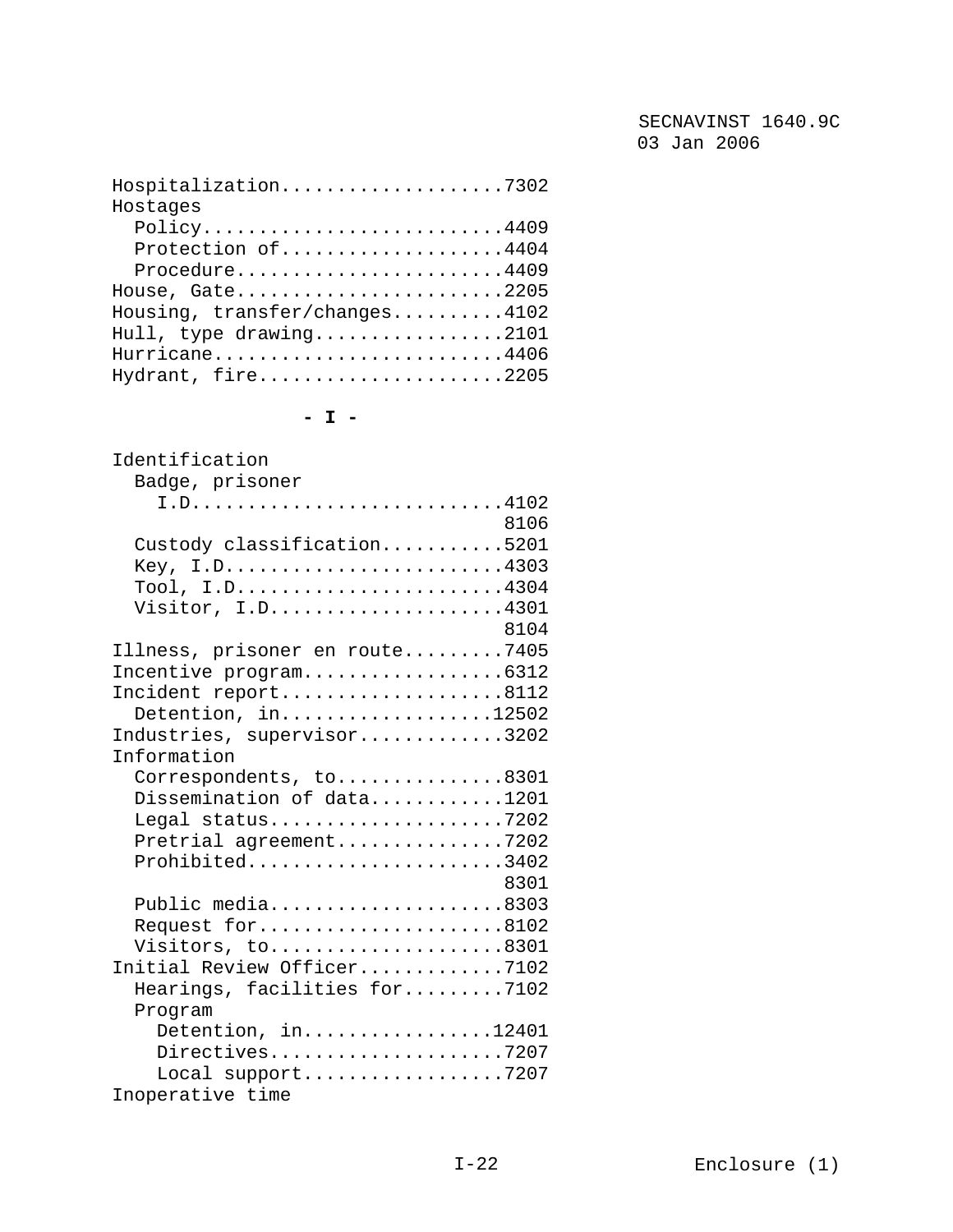Hospitalization....................7302
Hostages
  Policy...........................4409
  Protection of....................4404
  Procedure........................4409
House, Gate........................2205
Housing, transfer/changes..........4102
Hull, type drawing.................2101
Hurricane..........................4406
Hydrant, fire......................2205

**- I -**

Identification
  Badge, prisoner
    I.D............................4102
                                   8106
  Custody classification...........5201
  Key, I.D.........................4303
  Tool, I.D........................4304
  Visitor, I.D.....................4301
                                   8104
Illness, prisoner en route.........7405
Incentive program..................6312
Incident report....................8112
  Detention, in...................12502
Industries, supervisor.............3202
Information
  Correspondents, to...............8301
  Dissemination of data............1201
  Legal status.....................7202
  Pretrial agreement...............7202
  Prohibited.......................3402
                                   8301
  Public media.....................8303
  Request for......................8102
  Visitors, to.....................8301
Initial Review Officer.............7102
  Hearings, facilities for.........7102
  Program
    Detention, in.................12401
    Directives.....................7207
    Local support..................7207
Inoperative time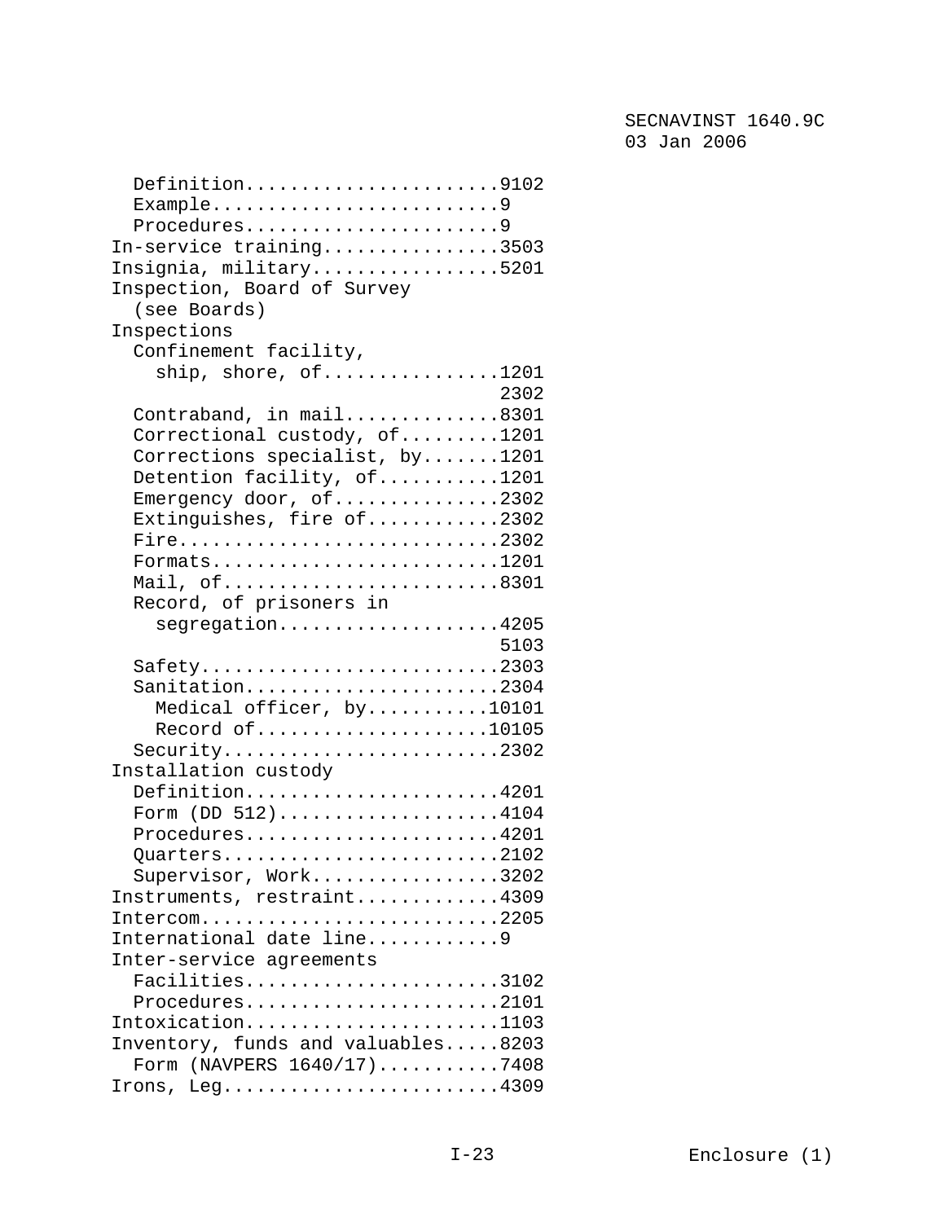Definition.......................9102
  Example..........................9
  Procedures.......................9
In-service training................3503
Insignia, military.................5201
Inspection, Board of Survey
  (see Boards)
Inspections
  Confinement facility,
    ship, shore, of................1201
                                   2302
  Contraband, in mail..............8301
  Correctional custody, of.........1201
  Corrections specialist, by.......1201
  Detention facility, of...........1201
  Emergency door, of...............2302
  Extinguishes, fire of............2302
  Fire.............................2302
  Formats..........................1201
  Mail, of.........................8301
  Record, of prisoners in
    segregation....................4205
                                   5103
  Safety...........................2303
  Sanitation.......................2304
    Medical officer, by...........10101
    Record of.....................10105
  Security.........................2302
Installation custody
  Definition.......................4201
  Form (DD 512)....................4104
  Procedures.......................4201
  Quarters.........................2102
  Supervisor, Work.................3202
Instruments, restraint.............4309
Intercom...........................2205
International date line............9
Inter-service agreements
  Facilities.......................3102
  Procedures.......................2101
Intoxication.......................1103
Inventory, funds and valuables.....8203
  Form (NAVPERS 1640/17)...........7408
Irons, Leg.........................4309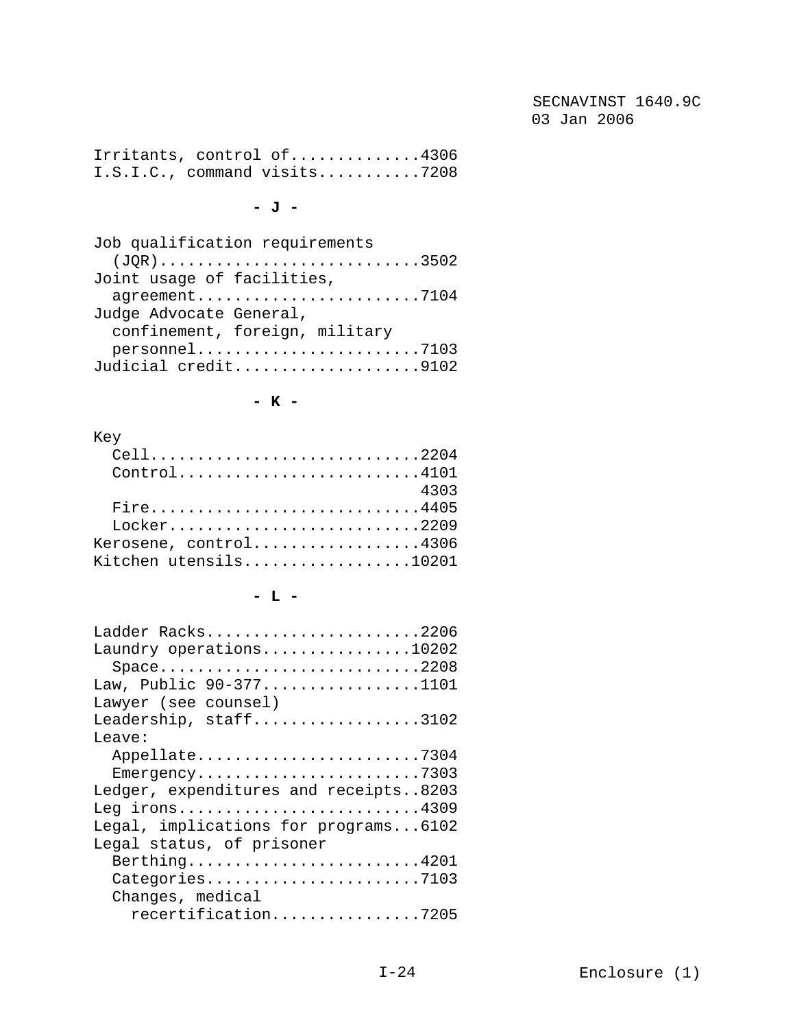Irritants, control of..............4306
I.S.I.C., command visits...........7208

**- J -**

Job qualification requirements
  (JQR)............................3502
Joint usage of facilities,
  agreement........................7104
Judge Advocate General,
  confinement, foreign, military
  personnel........................7103
Judicial credit....................9102

**- K -**

Key
  Cell.............................2204
  Control..........................4101
                                   4303
  Fire.............................4405
  Locker...........................2209
Kerosene, control..................4306
Kitchen utensils..................10201

**- L -**

Ladder Racks.......................2206
Laundry operations................10202
  Space............................2208
Law, Public 90-377.................1101
Lawyer (see counsel)
Leadership, staff..................3102
Leave:
  Appellate........................7304
  Emergency........................7303
Ledger, expenditures and receipts..8203
Leg irons..........................4309
Legal, implications for programs...6102
Legal status, of prisoner
  Berthing.........................4201
  Categories.......................7103
  Changes, medical
    recertification................7205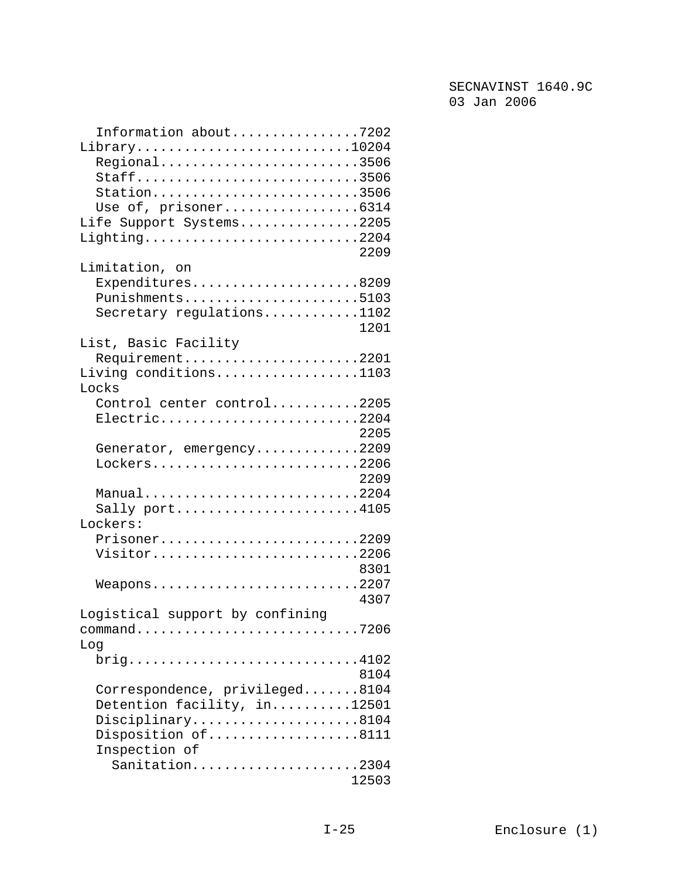Information about................7202
Library...........................10204
  Regional.........................3506
  Staff............................3506
  Station..........................3506
  Use of, prisoner.................6314
Life Support Systems...............2205
Lighting...........................2204
                                   2209
Limitation, on
  Expenditures.....................8209
  Punishments......................5103
  Secretary regulations............1102
                                   1201
List, Basic Facility
  Requirement......................2201
Living conditions..................1103
Locks
  Control center control...........2205
  Electric.........................2204
                                   2205
  Generator, emergency.............2209
  Lockers..........................2206
                                   2209
  Manual...........................2204
  Sally port.......................4105
Lockers:
  Prisoner.........................2209
  Visitor..........................2206
                                   8301
  Weapons..........................2207
                                   4307
Logistical support by confining
command............................7206
Log
  brig.............................4102
                                   8104
  Correspondence, privileged.......8104
  Detention facility, in..........12501
  Disciplinary.....................8104
  Disposition of...................8111
  Inspection of
    Sanitation.....................2304
                                  12503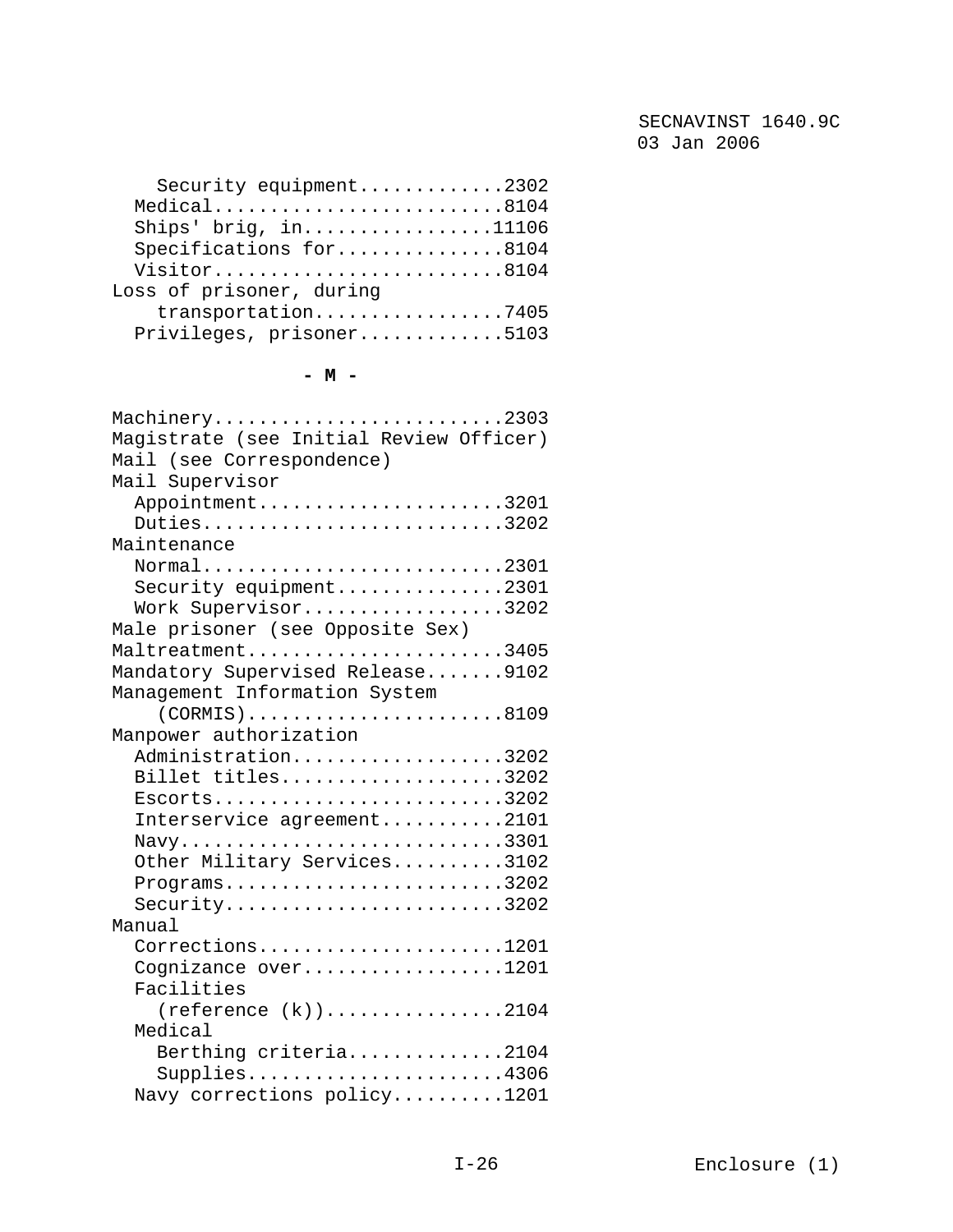Security equipment.............2302
  Medical..........................8104
  Ships' brig, in.................11106
  Specifications for...............8104
  Visitor..........................8104
Loss of prisoner, during
    transportation.................7405
  Privileges, prisoner.............5103

**- M -**

Machinery..........................2303
Magistrate (see Initial Review Officer)
Mail (see Correspondence)
Mail Supervisor
  Appointment......................3201
  Duties...........................3202
Maintenance
  Normal...........................2301
  Security equipment...............2301
  Work Supervisor..................3202
Male prisoner (see Opposite Sex)
Maltreatment.......................3405
Mandatory Supervised Release.......9102
Management Information System
    (CORMIS).......................8109
Manpower authorization
  Administration...................3202
  Billet titles....................3202
  Escorts..........................3202
  Interservice agreement...........2101
  Navy.............................3301
  Other Military Services..........3102
  Programs.........................3202
  Security.........................3202
Manual
  Corrections......................1201
  Cognizance over..................1201
  Facilities
    (reference (k))................2104
  Medical
    Berthing criteria..............2104
    Supplies.......................4306
  Navy corrections policy..........1201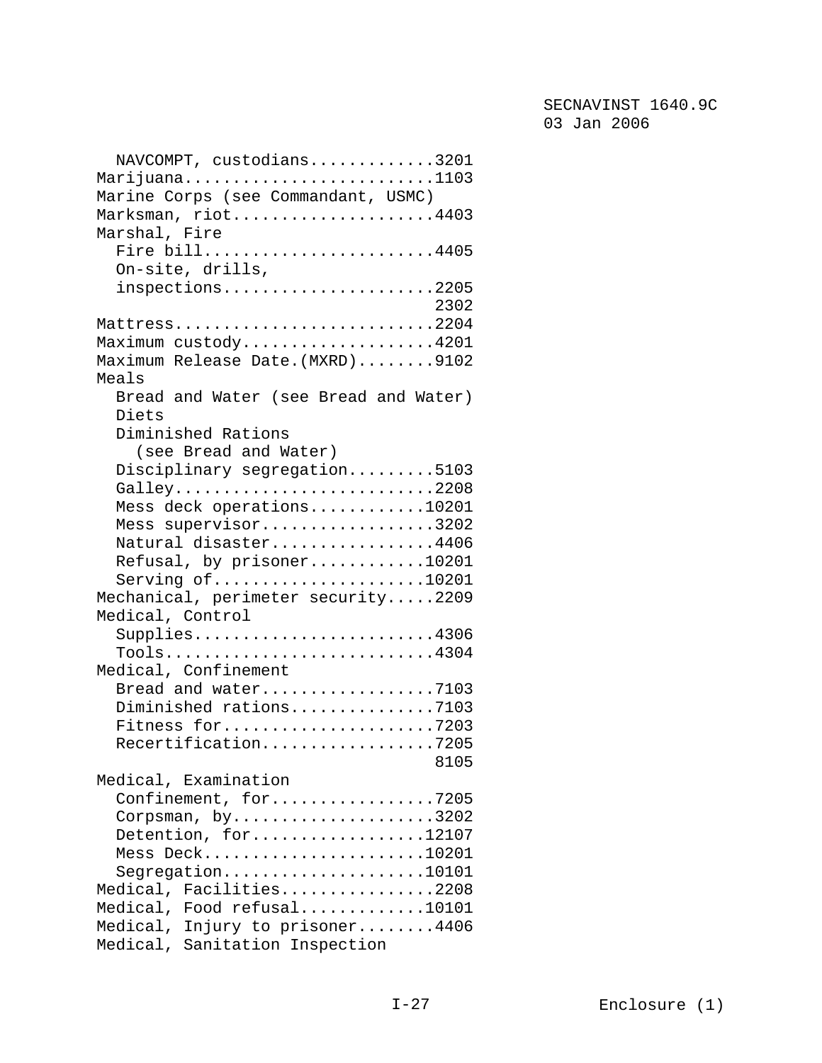NAVCOMPT, custodians............3201
Marijuana.........................1103
Marine Corps (see Commandant, USMC)
Marksman, riot....................4403
Marshal, Fire
  Fire bill.......................4405
  On-site, drills,
  inspections.....................2205
                                  2302
Mattress..........................2204
Maximum custody...................4201
Maximum Release Date.(MXRD)........9102
Meals
  Bread and Water (see Bread and Water)
  Diets
  Diminished Rations
    (see Bread and Water)
  Disciplinary segregation.........5103
  Galley..........................2208
  Mess deck operations............10201
  Mess supervisor.................3202
  Natural disaster................4406
  Refusal, by prisoner............10201
  Serving of......................10201
Mechanical, perimeter security.....2209
Medical, Control
  Supplies........................4306
  Tools...........................4304
Medical, Confinement
  Bread and water.................7103
  Diminished rations..............7103
  Fitness for.....................7203
  Recertification.................7205
                                  8105
Medical, Examination
  Confinement, for................7205
  Corpsman, by....................3202
  Detention, for..................12107
  Mess Deck.......................10201
  Segregation.....................10101
Medical, Facilities................2208
Medical, Food refusal.............10101
Medical, Injury to prisoner........4406
Medical, Sanitation Inspection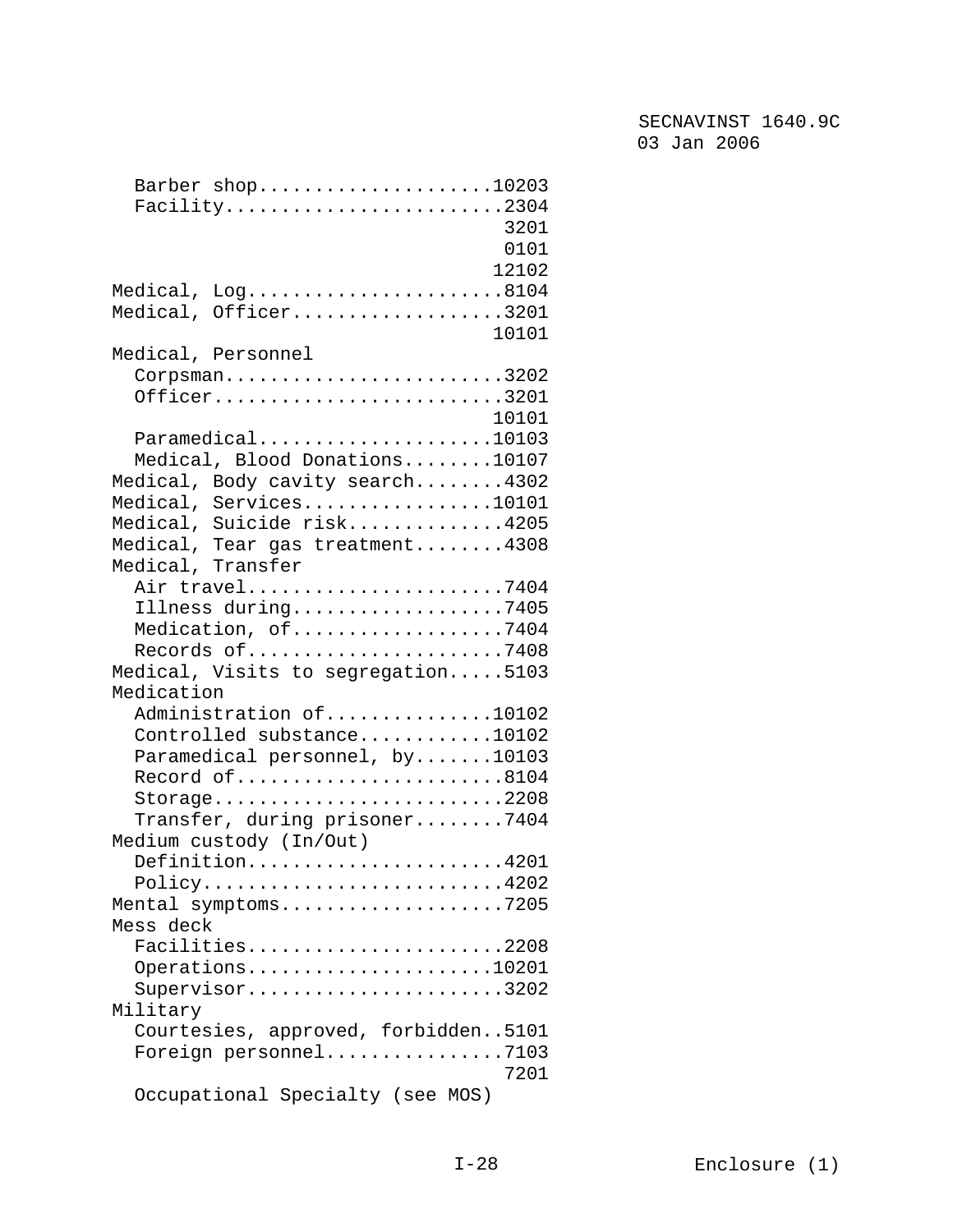Barber shop.....................10203
  Facility.........................2304
                                   3201
                                   0101
                                  12102

Medical, Log.......................8104

Medical, Officer...................3201
                                  10101

Medical, Personnel
  Corpsman.........................3202
  Officer..........................3201
                                  10101
  Paramedical.....................10103
  Medical, Blood Donations........10107

Medical, Body cavity search........4302

Medical, Services.................10101

Medical, Suicide risk..............4205

Medical, Tear gas treatment........4308

Medical, Transfer
  Air travel.......................7404
  Illness during...................7405
  Medication, of...................7404
  Records of.......................7408

Medical, Visits to segregation.....5103

Medication
  Administration of...............10102
  Controlled substance............10102
  Paramedical personnel, by.......10103
  Record of........................8104
  Storage..........................2208
  Transfer, during prisoner........7404

Medium custody (In/Out)
  Definition.......................4201
  Policy...........................4202

Mental symptoms....................7205

Mess deck
  Facilities.......................2208
  Operations......................10201
  Supervisor.......................3202

Military
  Courtesies, approved, forbidden..5101
  Foreign personnel................7103
                                   7201
  Occupational Specialty (see MOS)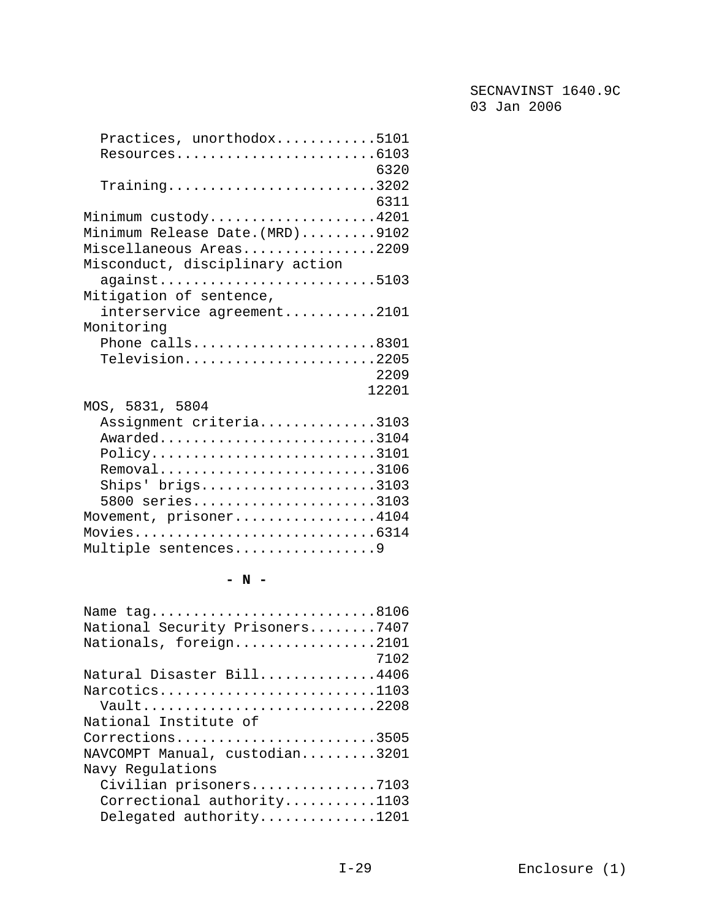Practices, unorthodox............5101
Resources........................6103
6320
Training.........................3202
6311
Minimum custody....................4201
Minimum Release Date.(MRD).........9102
Miscellaneous Areas................2209
Misconduct, disciplinary action
against..........................5103
Mitigation of sentence,
interservice agreement...........2101
Monitoring
Phone calls......................8301
Television.......................2205
2209
12201
MOS, 5831, 5804
Assignment criteria..............3103
Awarded..........................3104
Policy...........................3101
Removal..........................3106
Ships' brigs.....................3103
5800 series......................3103
Movement, prisoner.................4104
Movies.............................6314
Multiple sentences.................9

**- N -**

Name tag...........................8106
National Security Prisoners........7407
Nationals, foreign.................2101
7102
Natural Disaster Bill..............4406
Narcotics..........................1103
Vault............................2208
National Institute of
Corrections........................3505
NAVCOMPT Manual, custodian.........3201
Navy Regulations
Civilian prisoners...............7103
Correctional authority...........1103
Delegated authority..............1201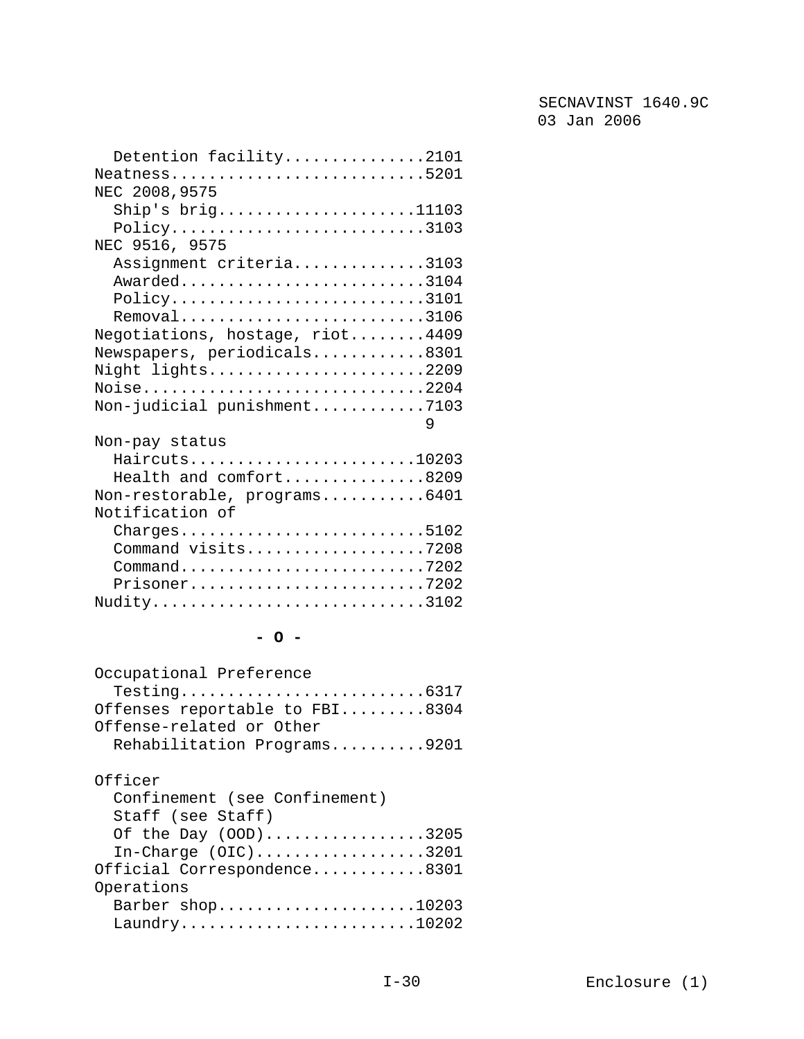Detention facility...............2101
Neatness...........................5201
NEC 2008,9575
  Ship's brig.....................11103
  Policy...........................3103
NEC 9516, 9575
  Assignment criteria..............3103
  Awarded..........................3104
  Policy...........................3101
  Removal..........................3106
Negotiations, hostage, riot........4409
Newspapers, periodicals............8301
Night lights.......................2209
Noise..............................2204
Non-judicial punishment............7103
                                      9
Non-pay status
  Haircuts........................10203
  Health and comfort...............8209
Non-restorable, programs...........6401
Notification of
  Charges..........................5102
  Command visits...................7208
  Command..........................7202
  Prisoner.........................7202
Nudity.............................3102

**- O -**

Occupational Preference
  Testing..........................6317
Offenses reportable to FBI.........8304
Offense-related or Other
  Rehabilitation Programs..........9201

Officer
  Confinement (see Confinement)
  Staff (see Staff)
  Of the Day (OOD).................3205
  In-Charge (OIC)..................3201
Official Correspondence............8301
Operations
  Barber shop.....................10203
  Laundry.........................10202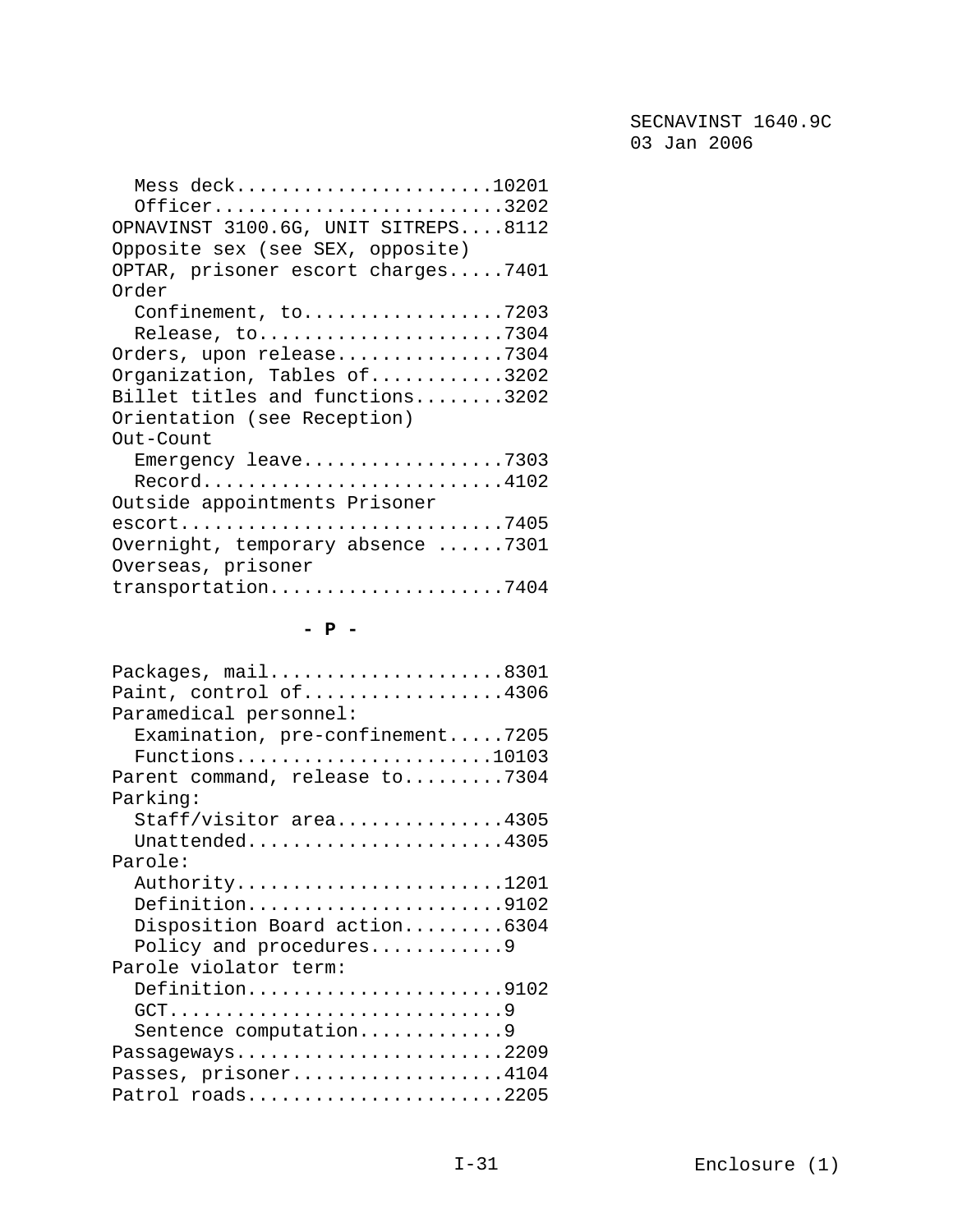Mess deck......................10201
  Officer.........................3202
OPNAVINST 3100.6G, UNIT SITREPS....8112
Opposite sex (see SEX, opposite)
OPTAR, prisoner escort charges.....7401
Order
  Confinement, to.................7203
  Release, to.....................7304
Orders, upon release...............7304
Organization, Tables of............3202
Billet titles and functions........3202
Orientation (see Reception)
Out-Count
  Emergency leave.................7303
  Record..........................4102
Outside appointments Prisoner
escort.............................7405
Overnight, temporary absence ......7301
Overseas, prisoner
transportation.....................7404

**- P -**

Packages, mail.....................8301
Paint, control of..................4306
Paramedical personnel:
  Examination, pre-confinement.....7205
  Functions......................10103
Parent command, release to.........7304
Parking:
  Staff/visitor area...............4305
  Unattended.......................4305
Parole:
  Authority........................1201
  Definition.......................9102
  Disposition Board action.........6304
  Policy and procedures............9
Parole violator term:
  Definition.......................9102
  GCT..............................9
  Sentence computation.............9
Passageways........................2209
Passes, prisoner...................4104
Patrol roads.......................2205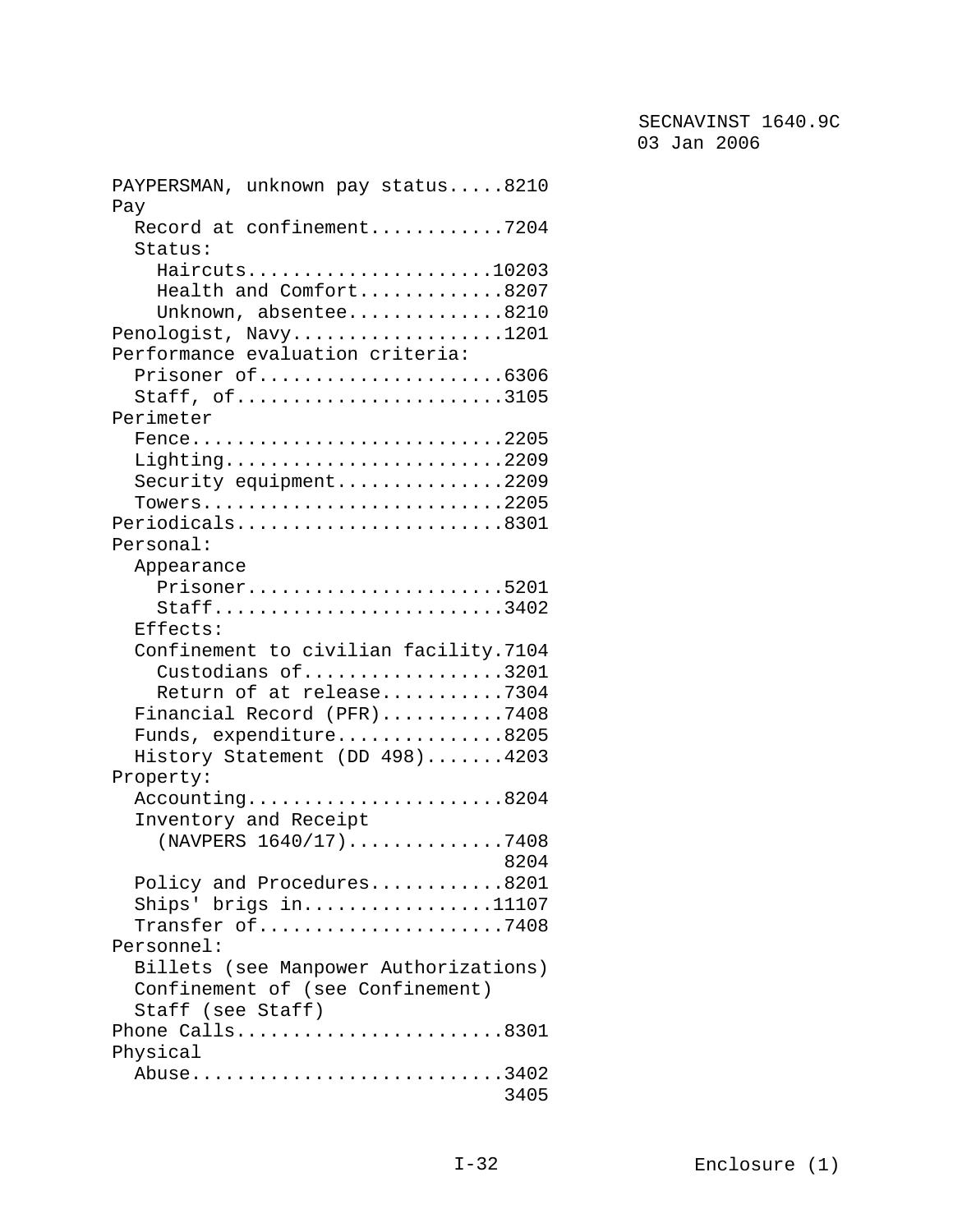PAYPERSMAN, unknown pay status.....8210
Pay
  Record at confinement............7204
  Status:
    Haircuts......................10203
    Health and Comfort.............8207
    Unknown, absentee..............8210
Penologist, Navy...................1201
Performance evaluation criteria:
  Prisoner of......................6306
  Staff, of........................3105
Perimeter
  Fence............................2205
  Lighting.........................2209
  Security equipment...............2209
  Towers...........................2205
Periodicals........................8301
Personal:
  Appearance
    Prisoner.......................5201
    Staff..........................3402
  Effects:
  Confinement to civilian facility.7104
    Custodians of..................3201
    Return of at release...........7304
  Financial Record (PFR)...........7408
  Funds, expenditure...............8205
  History Statement (DD 498).......4203
Property:
  Accounting.......................8204
  Inventory and Receipt
    (NAVPERS 1640/17)..............7408
                                   8204
  Policy and Procedures............8201
  Ships' brigs in.................11107
  Transfer of......................7408
Personnel:
  Billets (see Manpower Authorizations)
  Confinement of (see Confinement)
  Staff (see Staff)
Phone Calls........................8301
Physical
  Abuse............................3402
                                   3405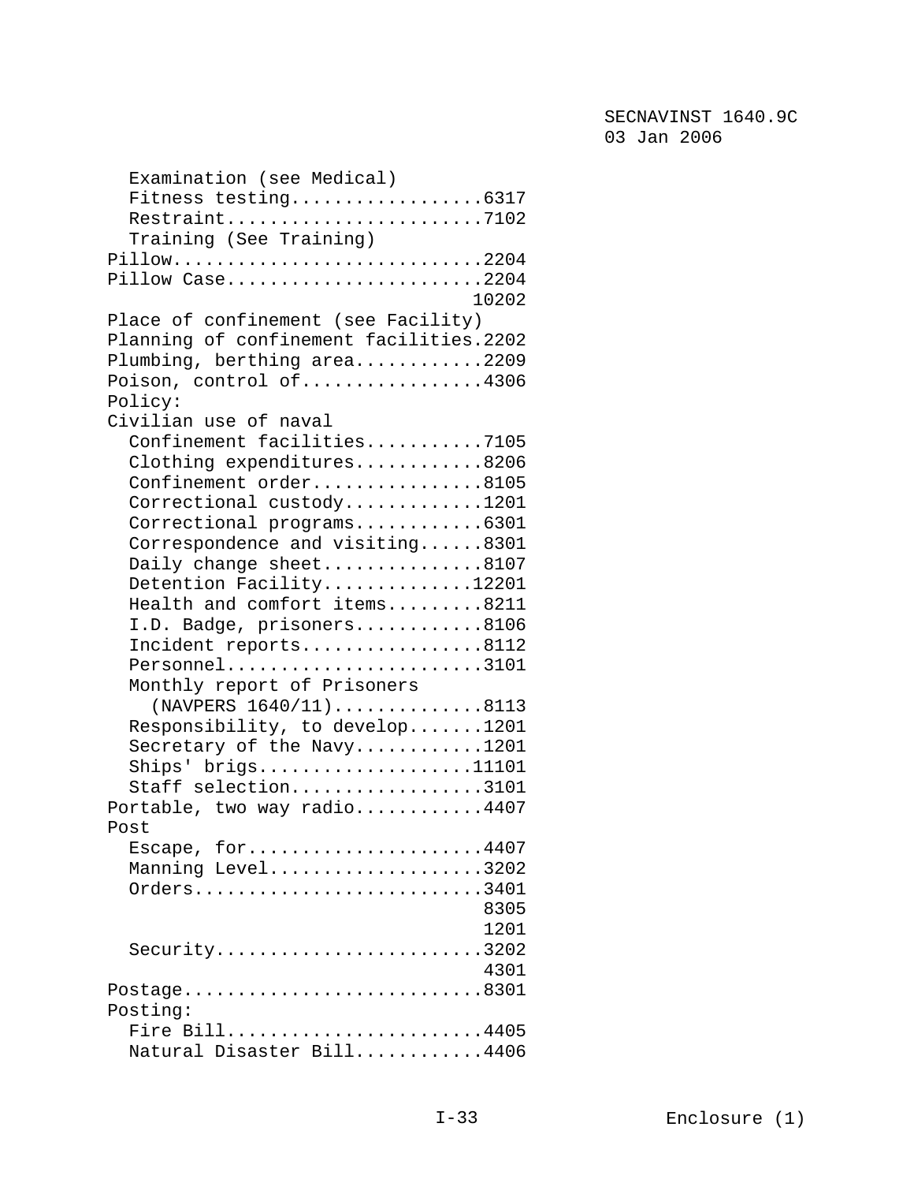Examination (see Medical)
  Fitness testing..................6317
  Restraint........................7102
  Training (See Training)

Pillow............................2204

Pillow Case........................2204
                                  10202

Place of confinement (see Facility)

Planning of confinement facilities.2202

Plumbing, berthing area............2209

Poison, control of.................4306

Policy:

Civilian use of naval
  Confinement facilities...........7105
  Clothing expenditures............8206
  Confinement order................8105
  Correctional custody.............1201
  Correctional programs............6301
  Correspondence and visiting......8301
  Daily change sheet...............8107
  Detention Facility..............12201
  Health and comfort items.........8211
  I.D. Badge, prisoners............8106
  Incident reports.................8112
  Personnel........................3101
  Monthly report of Prisoners
    (NAVPERS 1640/11)..............8113
  Responsibility, to develop.......1201
  Secretary of the Navy............1201
  Ships' brigs....................11101
  Staff selection..................3101

Portable, two way radio............4407

Post
  Escape, for......................4407
  Manning Level....................3202
  Orders...........................3401
                                   8305
                                   1201
  Security.........................3202
                                   4301

Postage............................8301

Posting:
  Fire Bill........................4405
  Natural Disaster Bill............4406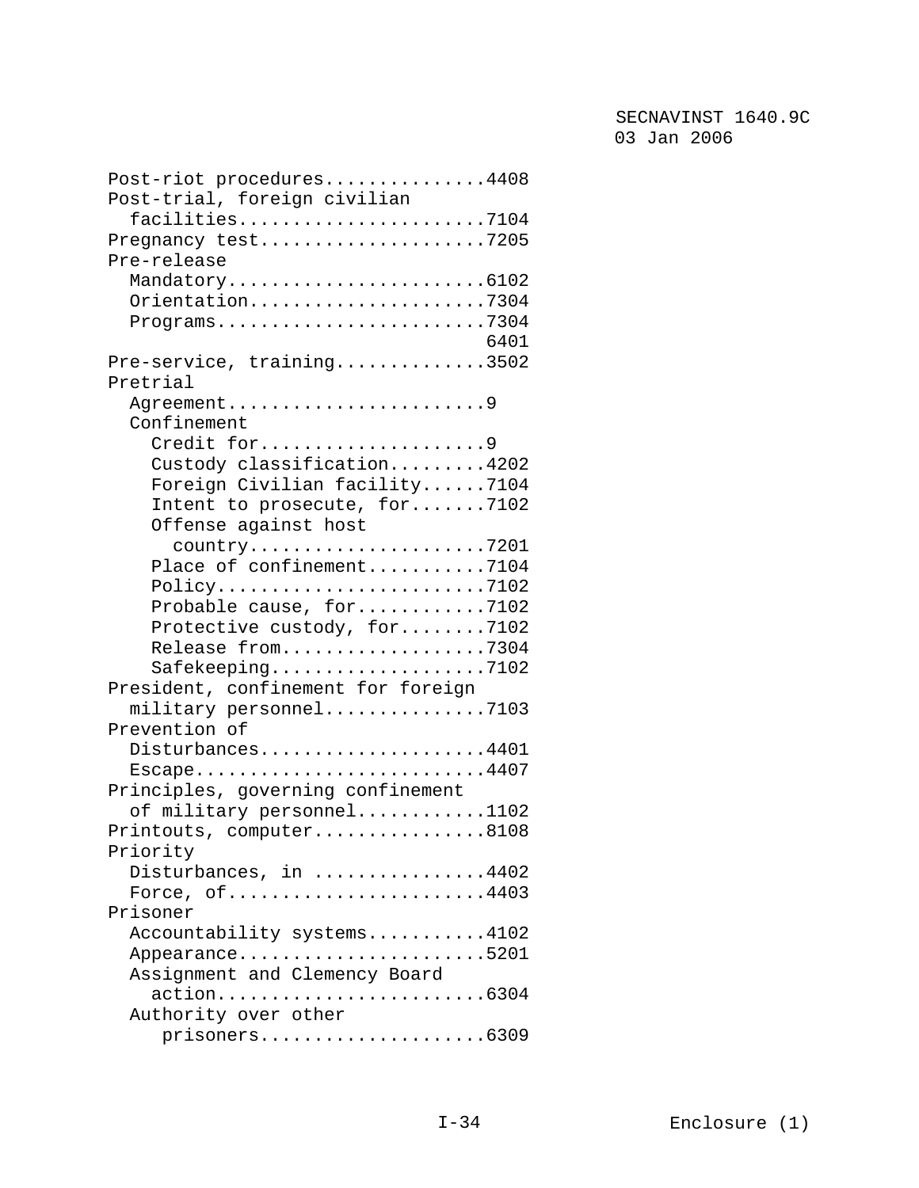Post-riot procedures...............4408
Post-trial, foreign civilian
  facilities.......................7104
Pregnancy test.....................7205
Pre-release
  Mandatory........................6102
  Orientation......................7304
  Programs.........................7304
                                   6401
Pre-service, training..............3502
Pretrial
  Agreement........................9
  Confinement
    Credit for.....................9
    Custody classification.........4202
    Foreign Civilian facility......7104
    Intent to prosecute, for.......7102
    Offense against host
      country......................7201
    Place of confinement...........7104
    Policy.........................7102
    Probable cause, for............7102
    Protective custody, for........7102
    Release from...................7304
    Safekeeping....................7102
President, confinement for foreign
  military personnel...............7103
Prevention of
  Disturbances.....................4401
  Escape...........................4407
Principles, governing confinement
  of military personnel............1102
Printouts, computer................8108
Priority
  Disturbances, in ................4402
  Force, of........................4403
Prisoner
  Accountability systems...........4102
  Appearance.......................5201
  Assignment and Clemency Board
    action.........................6304
  Authority over other
    prisoners......................6309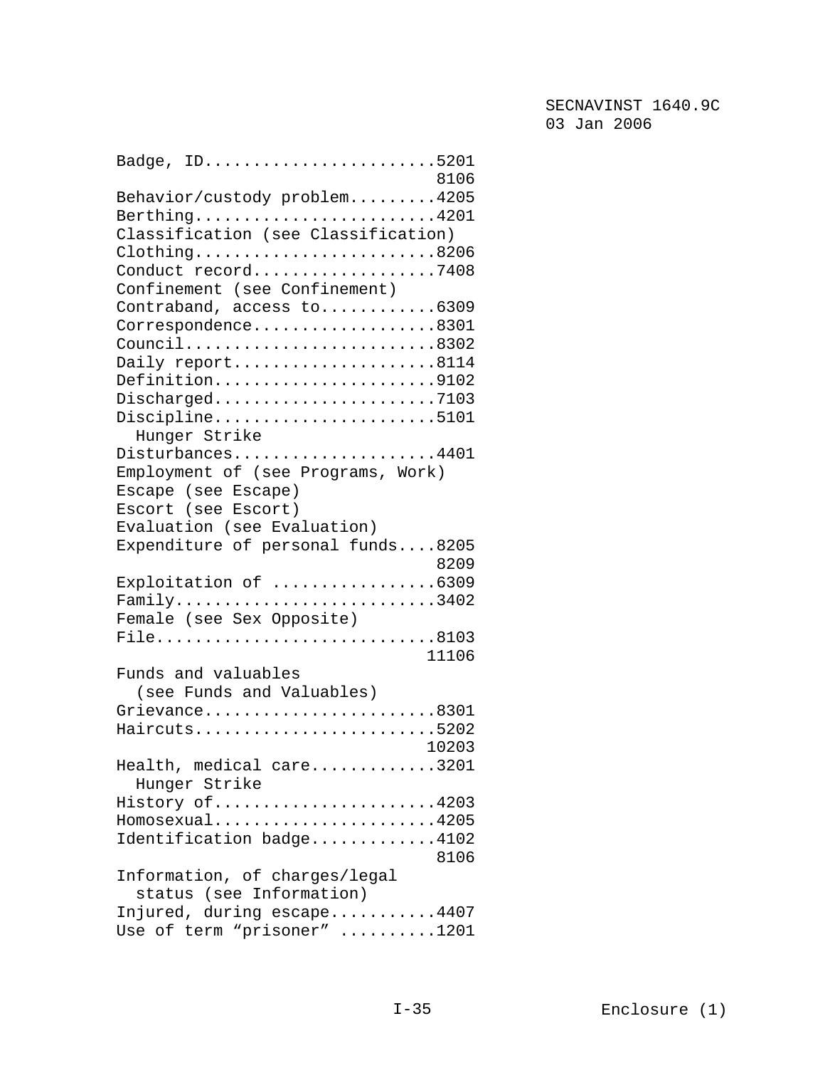Badge, ID.......................5201
                                8106
Behavior/custody problem.........4205
Berthing........................4201
Classification (see Classification)
Clothing........................8206
Conduct record..................7408
Confinement (see Confinement)
Contraband, access to...........6309
Correspondence..................8301
Council.........................8302
Daily report....................8114
Definition......................9102
Discharged......................7103
Discipline......................5101
  Hunger Strike
Disturbances....................4401
Employment of (see Programs, Work)
Escape (see Escape)
Escort (see Escort)
Evaluation (see Evaluation)
Expenditure of personal funds....8205
                                8209
Exploitation of ................6309
Family..........................3402
Female (see Sex Opposite)
File............................8103
                               11106
Funds and valuables
  (see Funds and Valuables)
Grievance.......................8301
Haircuts........................5202
                               10203
Health, medical care............3201
  Hunger Strike
History of......................4203
Homosexual......................4205
Identification badge............4102
                                8106
Information, of charges/legal
  status (see Information)
Injured, during escape..........4407
Use of term “prisoner” .........1201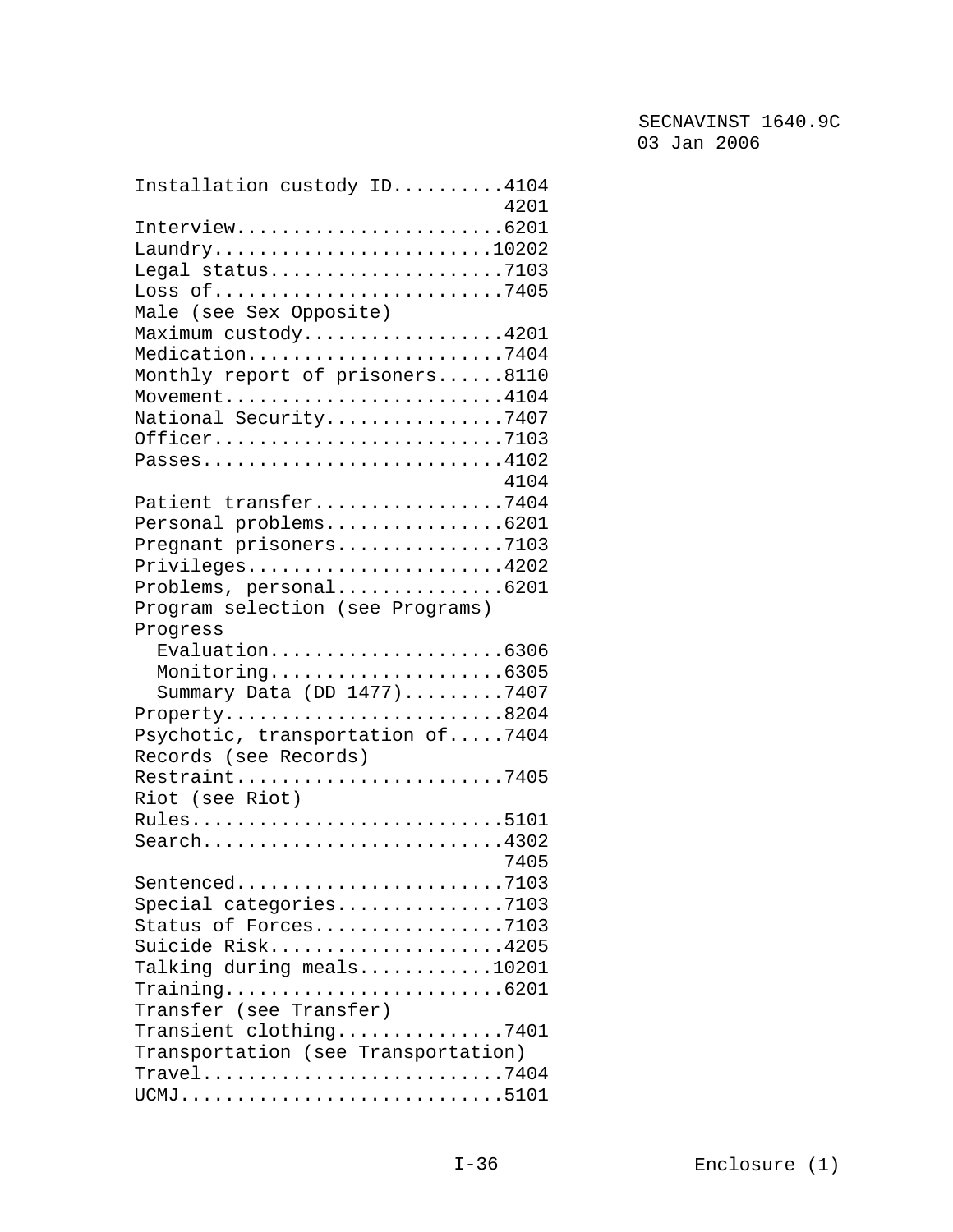Installation custody ID..........4104
4201
Interview........................6201
Laundry.........................10202
Legal status.....................7103
Loss of..........................7405
Male (see Sex Opposite)
Maximum custody..................4201
Medication.......................7404
Monthly report of prisoners......8110
Movement.........................4104
National Security................7407
Officer..........................7103
Passes...........................4102
4104
Patient transfer.................7404
Personal problems................6201
Pregnant prisoners...............7103
Privileges.......................4202
Problems, personal...............6201
Program selection (see Programs)
Progress
  Evaluation.....................6306
  Monitoring.....................6305
  Summary Data (DD 1477).........7407
Property.........................8204
Psychotic, transportation of.....7404
Records (see Records)
Restraint........................7405
Riot (see Riot)
Rules............................5101
Search...........................4302
7405
Sentenced........................7103
Special categories...............7103
Status of Forces.................7103
Suicide Risk.....................4205
Talking during meals............10201
Training.........................6201
Transfer (see Transfer)
Transient clothing...............7401
Transportation (see Transportation)
Travel...........................7404
UCMJ.............................5101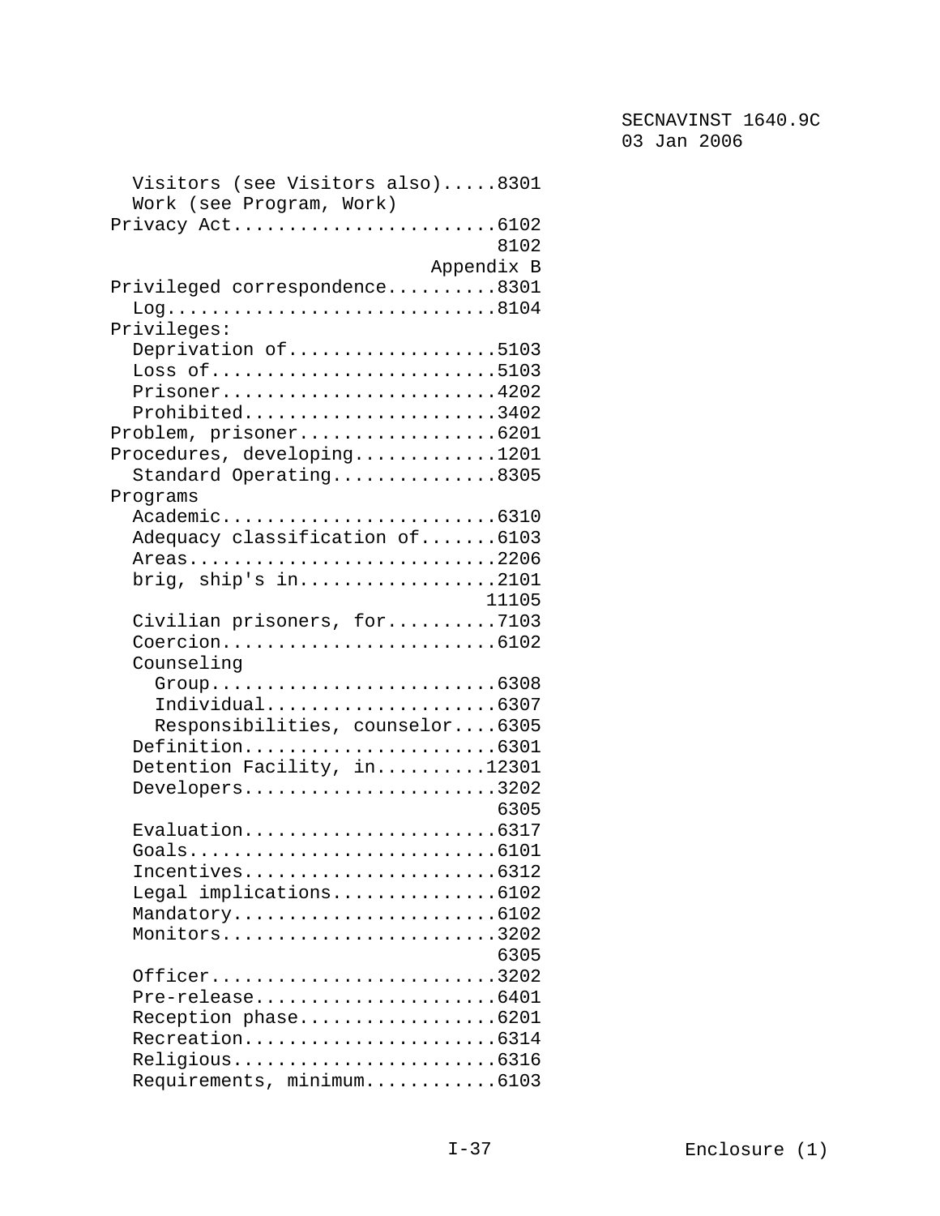Visitors (see Visitors also).....8301
  Work (see Program, Work)
Privacy Act........................6102
                                   8102
                             Appendix B
Privileged correspondence..........8301
  Log..............................8104
Privileges:
  Deprivation of...................5103
  Loss of..........................5103
  Prisoner.........................4202
  Prohibited.......................3402
Problem, prisoner..................6201
Procedures, developing.............1201
  Standard Operating...............8305
Programs
  Academic.........................6310
  Adequacy classification of.......6103
  Areas............................2206
  brig, ship's in..................2101
                                  11105
  Civilian prisoners, for..........7103
  Coercion.........................6102
  Counseling
    Group..........................6308
    Individual.....................6307
    Responsibilities, counselor....6305
  Definition.......................6301
  Detention Facility, in..........12301
  Developers.......................3202
                                   6305
  Evaluation.......................6317
  Goals............................6101
  Incentives.......................6312
  Legal implications...............6102
  Mandatory........................6102
  Monitors.........................3202
                                   6305
  Officer..........................3202
  Pre-release......................6401
  Reception phase..................6201
  Recreation.......................6314
  Religious........................6316
  Requirements, minimum............6103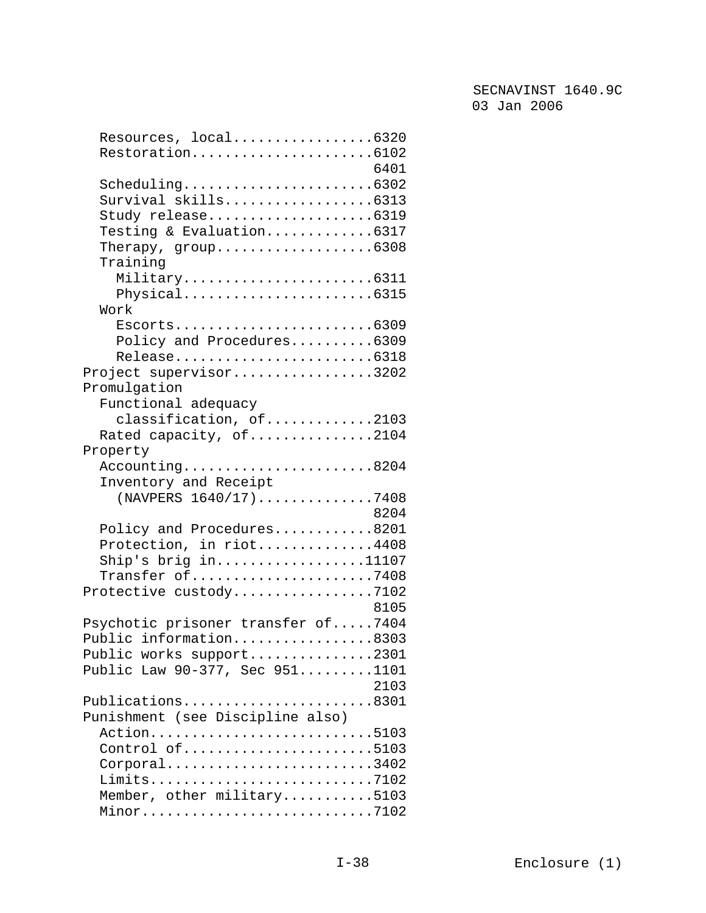Resources, local.................6320
Restoration......................6102
6401
Scheduling.......................6302
Survival skills..................6313
Study release....................6319
Testing & Evaluation.............6317
Therapy, group...................6308
Training
Military.......................6311
Physical.......................6315
Work
Escorts........................6309
Policy and Procedures..........6309
Release........................6318

Project supervisor.................3202

Promulgation
Functional adequacy
classification, of.............2103
Rated capacity, of...............2104

Property
Accounting.......................8204
Inventory and Receipt
(NAVPERS 1640/17)..............7408
8204
Policy and Procedures............8201
Protection, in riot..............4408
Ship's brig in..................11107
Transfer of......................7408

Protective custody.................7102
8105

Psychotic prisoner transfer of.....7404

Public information.................8303

Public works support...............2301

Public Law 90-377, Sec 951.........1101
2103

Publications.......................8301

Punishment (see Discipline also)
Action...........................5103
Control of.......................5103
Corporal.........................3402
Limits...........................7102
Member, other military...........5103
Minor............................7102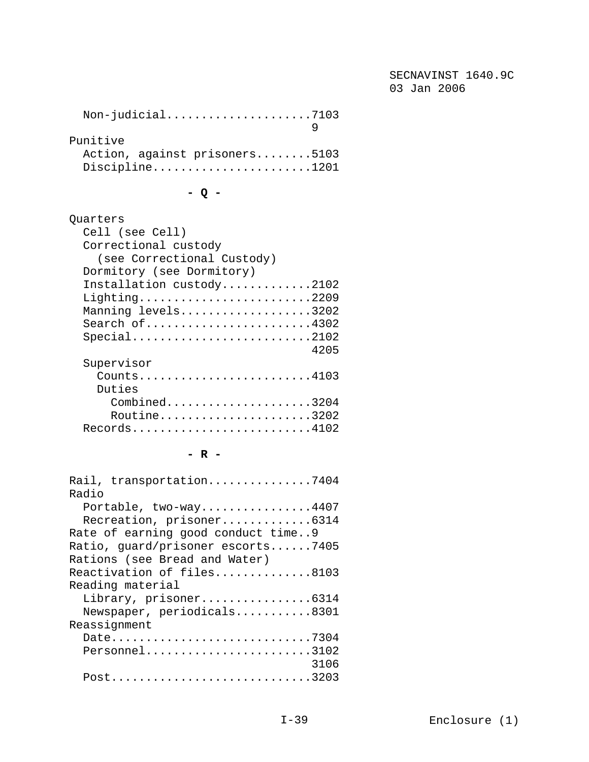Non-judicial.....................7103
9

Punitive
  Action, against prisoners........5103
  Discipline.......................1201

**- Q -**

Quarters
  Cell (see Cell)
  Correctional custody
    (see Correctional Custody)
  Dormitory (see Dormitory)
  Installation custody.............2102
  Lighting.........................2209
  Manning levels...................3202
  Search of........................4302
  Special..........................2102
                                   4205
  Supervisor
    Counts.........................4103
    Duties
      Combined.....................3204
      Routine......................3202
  Records..........................4102

**- R -**

Rail, transportation...............7404
Radio
  Portable, two-way................4407
  Recreation, prisoner.............6314
Rate of earning good conduct time..9
Ratio, guard/prisoner escorts......7405
Rations (see Bread and Water)
Reactivation of files..............8103
Reading material
  Library, prisoner................6314
  Newspaper, periodicals...........8301
Reassignment
  Date.............................7304
  Personnel........................3102
                                   3106
  Post.............................3203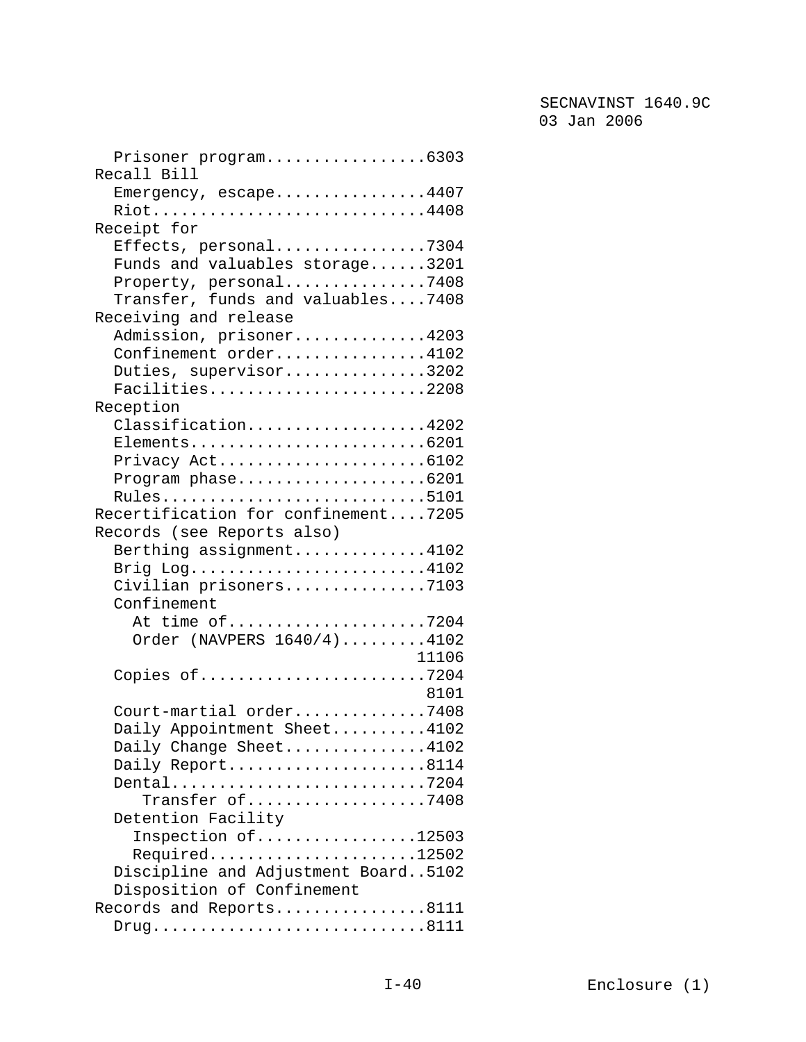Prisoner program.................6303
Recall Bill
  Emergency, escape................4407
  Riot.............................4408
Receipt for
  Effects, personal................7304
  Funds and valuables storage......3201
  Property, personal...............7408
  Transfer, funds and valuables....7408
Receiving and release
  Admission, prisoner..............4203
  Confinement order................4102
  Duties, supervisor...............3202
  Facilities.......................2208
Reception
  Classification...................4202
  Elements.........................6201
  Privacy Act......................6102
  Program phase....................6201
  Rules............................5101
Recertification for confinement....7205
Records (see Reports also)
  Berthing assignment..............4102
  Brig Log.........................4102
  Civilian prisoners...............7103
  Confinement
    At time of.....................7204
    Order (NAVPERS 1640/4).........4102
                                  11106
  Copies of........................7204
                                   8101
  Court-martial order..............7408
  Daily Appointment Sheet..........4102
  Daily Change Sheet...............4102
  Daily Report.....................8114
  Dental...........................7204
     Transfer of...................7408
  Detention Facility
    Inspection of.................12503
    Required......................12502
  Discipline and Adjustment Board..5102
  Disposition of Confinement
Records and Reports................8111
  Drug.............................8111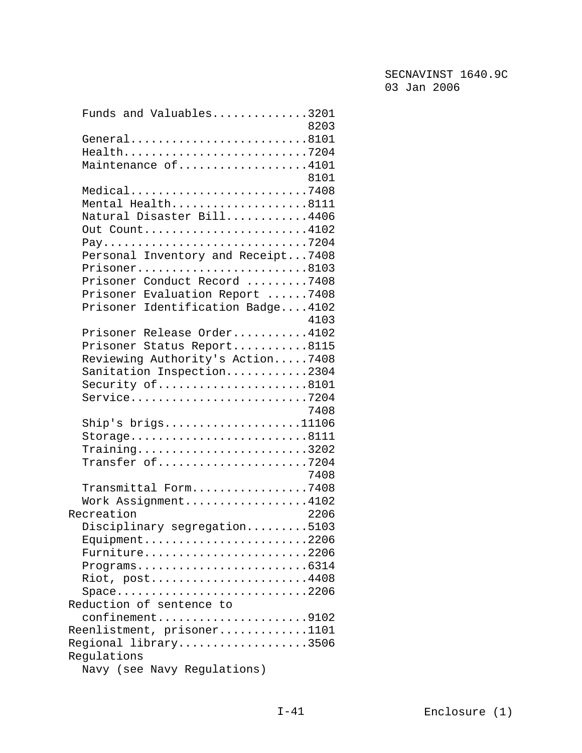Funds and Valuables..............3201
                                   8203
  General..........................8101
  Health...........................7204
  Maintenance of...................4101
                                   8101
  Medical..........................7408
  Mental Health....................8111
  Natural Disaster Bill............4406
  Out Count........................4102
  Pay..............................7204
  Personal Inventory and Receipt...7408
  Prisoner.........................8103
  Prisoner Conduct Record .........7408
  Prisoner Evaluation Report ......7408
  Prisoner Identification Badge....4102
                                   4103
  Prisoner Release Order...........4102
  Prisoner Status Report...........8115
  Reviewing Authority's Action.....7408
  Sanitation Inspection............2304
  Security of......................8101
  Service..........................7204
                                   7408
  Ship's brigs....................11106
  Storage..........................8111
  Training.........................3202
  Transfer of......................7204
                                   7408
  Transmittal Form.................7408
  Work Assignment..................4102

Recreation                         2206
  Disciplinary segregation.........5103
  Equipment........................2206
  Furniture........................2206
  Programs.........................6314
  Riot, post.......................4408
  Space............................2206

Reduction of sentence to
  confinement......................9102

Reenlistment, prisoner.............1101

Regional library...................3506

Regulations
  Navy (see Navy Regulations)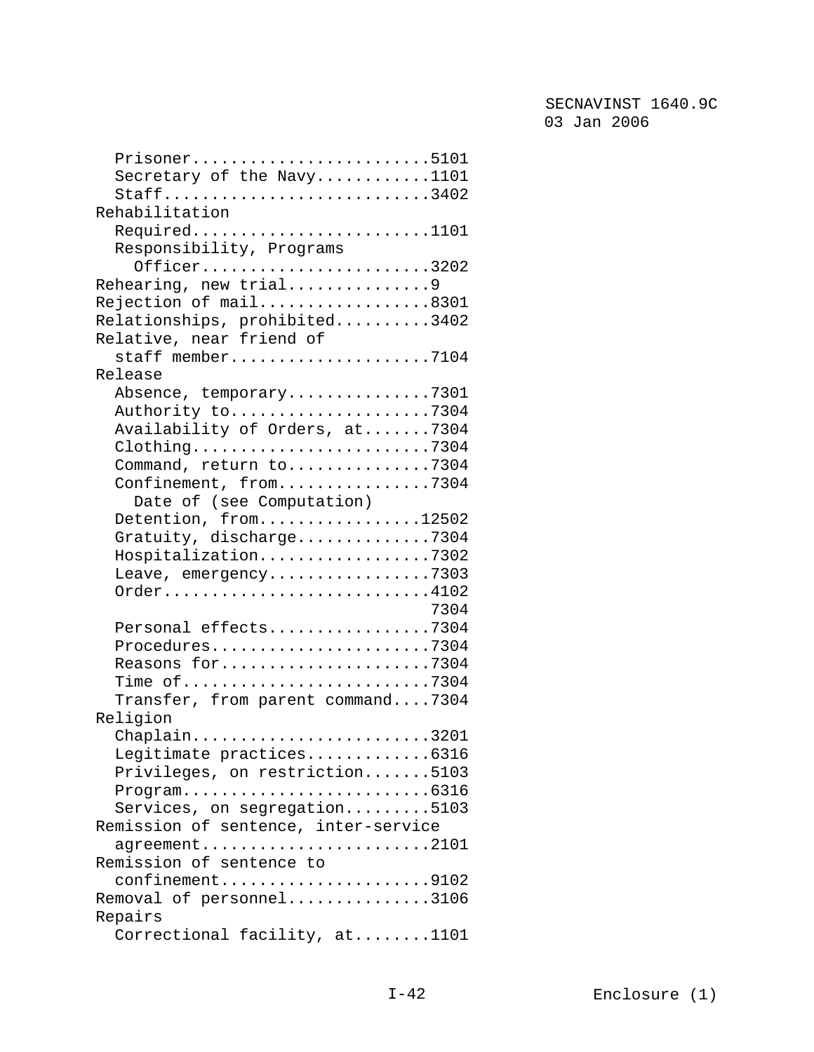Prisoner.........................5101
  Secretary of the Navy............1101
  Staff............................3402

Rehabilitation
  Required.........................1101
  Responsibility, Programs
    Officer........................3202

Rehearing, new trial...............9

Rejection of mail..................8301

Relationships, prohibited..........3402

Relative, near friend of
  staff member.....................7104

Release
  Absence, temporary...............7301
  Authority to.....................7304
  Availability of Orders, at.......7304
  Clothing.........................7304
  Command, return to...............7304
  Confinement, from................7304
    Date of (see Computation)
  Detention, from.................12502
  Gratuity, discharge..............7304
  Hospitalization..................7302
  Leave, emergency.................7303
  Order............................4102
                                   7304
  Personal effects.................7304
  Procedures.......................7304
  Reasons for......................7304
  Time of..........................7304
  Transfer, from parent command....7304

Religion
  Chaplain.........................3201
  Legitimate practices.............6316
  Privileges, on restriction.......5103
  Program..........................6316
  Services, on segregation.........5103

Remission of sentence, inter-service
  agreement........................2101

Remission of sentence to
  confinement......................9102

Removal of personnel...............3106

Repairs
  Correctional facility, at........1101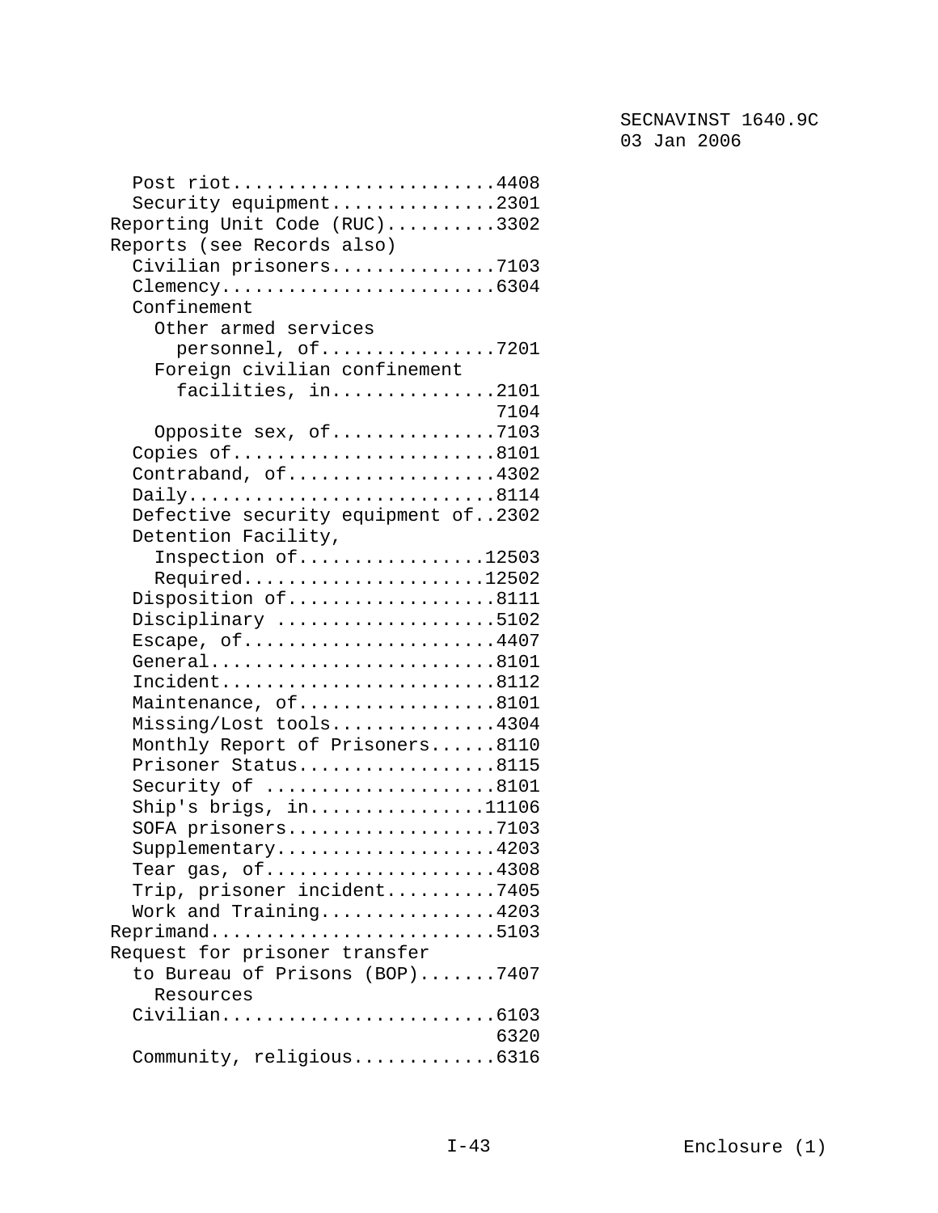Post riot........................4408
Security equipment...............2301

Reporting Unit Code (RUC)..........3302

Reports (see Records also)

Civilian prisoners...............7103
Clemency.........................6304
Confinement
Other armed services
personnel, of................7201
Foreign civilian confinement
facilities, in...............2101
7104
Opposite sex, of..............7103
Copies of........................8101
Contraband, of...................4302
Daily............................8114
Defective security equipment of..2302
Detention Facility,
Inspection of................12503
Required.....................12502
Disposition of...................8111
Disciplinary ....................5102
Escape, of.......................4407
General..........................8101
Incident.........................8112
Maintenance, of..................8101
Missing/Lost tools...............4304
Monthly Report of Prisoners......8110
Prisoner Status..................8115
Security of .....................8101
Ship's brigs, in................11106
SOFA prisoners...................7103
Supplementary....................4203
Tear gas, of.....................4308
Trip, prisoner incident..........7405
Work and Training................4203

Reprimand..........................5103

Request for prisoner transfer
to Bureau of Prisons (BOP).......7407

Resources
Civilian.........................6103
6320
Community, religious.............6316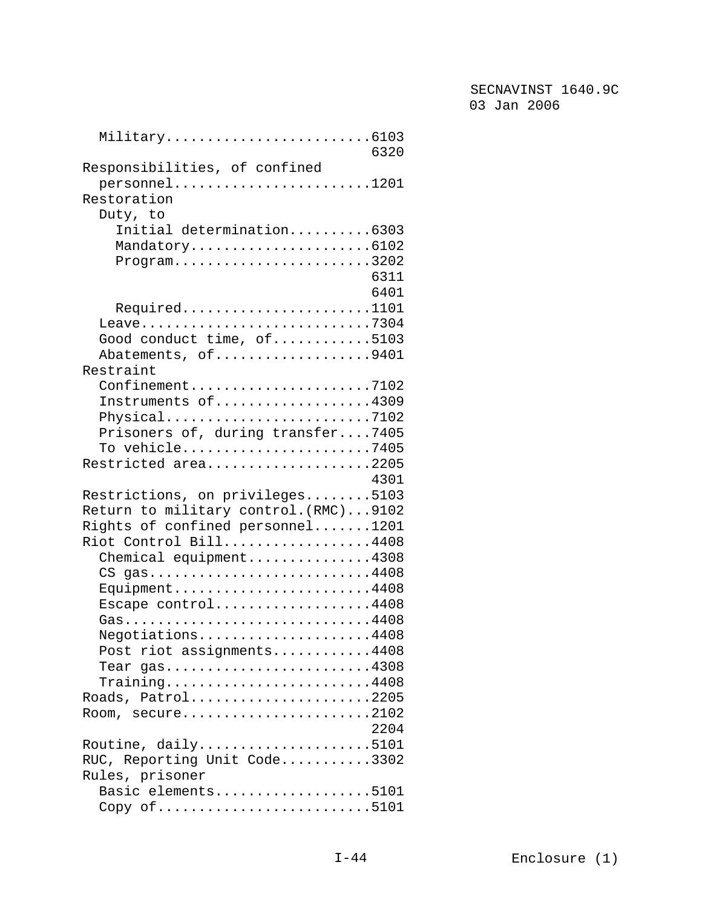Military.........................6103
6320

Responsibilities, of confined personnel........................1201

Restoration

- Duty, to
  - Initial determination..........6303
  - Mandatory......................6102
  - Program........................3202
    6311
    6401
  - Required.......................1101
- Leave............................7304
- Good conduct time, of............5103
- Abatements, of...................9401

Restraint

- Confinement......................7102
- Instruments of...................4309
- Physical.........................7102
- Prisoners of, during transfer....7405
- To vehicle.......................7405

Restricted area....................2205
4301

Restrictions, on privileges........5103

Return to military control.(RMC)...9102

Rights of confined personnel.......1201

Riot Control Bill..................4408

- Chemical equipment...............4308
- CS gas...........................4408
- Equipment........................4408
- Escape control...................4408
- Gas..............................4408
- Negotiations.....................4408
- Post riot assignments............4408
- Tear gas.........................4308
- Training.........................4408

Roads, Patrol......................2205

Room, secure.......................2102
2204

Routine, daily.....................5101

RUC, Reporting Unit Code...........3302

Rules, prisoner

- Basic elements...................5101
- Copy of..........................5101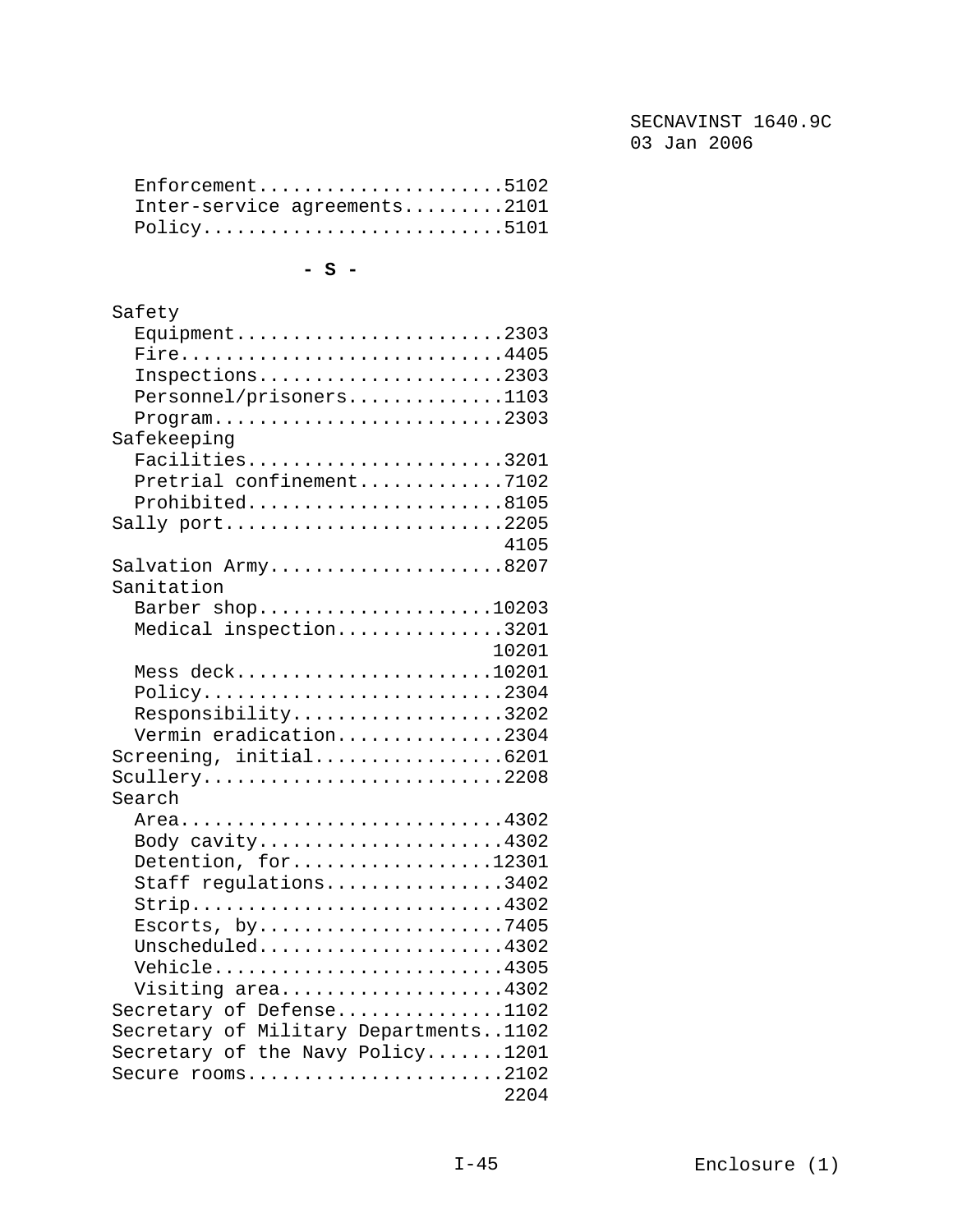Enforcement......................5102
Inter-service agreements.........2101
Policy...........................5101

**- S -**

Safety
- Equipment........................2303
- Fire.............................4405
- Inspections......................2303
- Personnel/prisoners..............1103
- Program..........................2303

Safekeeping
- Facilities.......................3201
- Pretrial confinement.............7102
- Prohibited.......................8105

Sally port.........................2205
4105

Salvation Army.....................8207

Sanitation
- Barber shop.....................10203
- Medical inspection...............3201
  10201
- Mess deck.......................10201
- Policy...........................2304
- Responsibility...................3202
- Vermin eradication...............2304

Screening, initial.................6201

Scullery...........................2208

Search
- Area.............................4302
- Body cavity......................4302
- Detention, for..................12301
- Staff regulations................3402
- Strip............................4302
- Escorts, by......................7405
- Unscheduled......................4302
- Vehicle..........................4305
- Visiting area....................4302

Secretary of Defense...............1102

Secretary of Military Departments..1102

Secretary of the Navy Policy.......1201

Secure rooms.......................2102
2204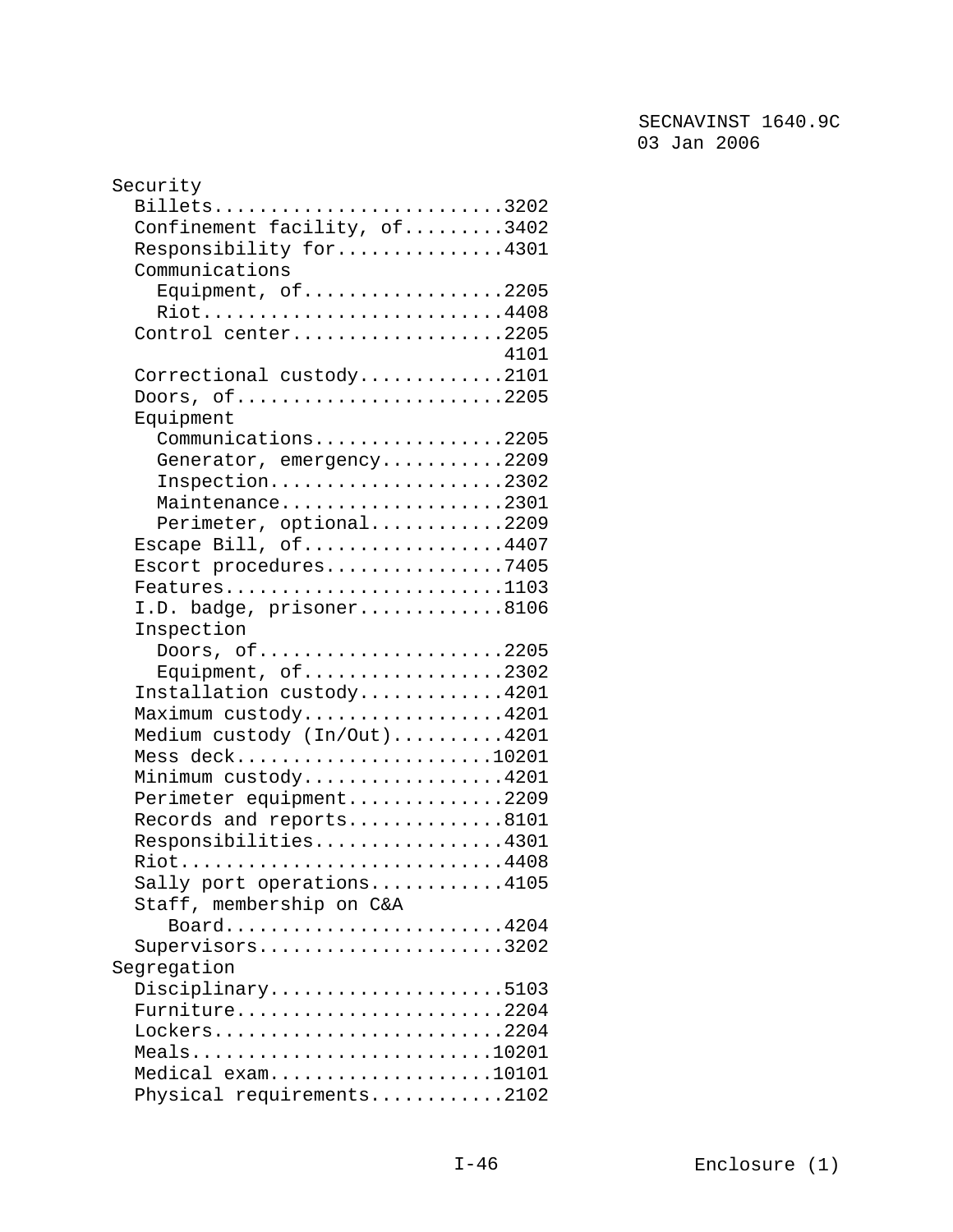Security
  Billets..........................3202
  Confinement facility, of.........3402
  Responsibility for...............4301
  Communications
    Equipment, of..................2205
    Riot...........................4408
  Control center...................2205
                                   4101
  Correctional custody.............2101
  Doors, of........................2205
  Equipment
    Communications.................2205
    Generator, emergency...........2209
    Inspection.....................2302
    Maintenance....................2301
    Perimeter, optional............2209
  Escape Bill, of..................4407
  Escort procedures................7405
  Features.........................1103
  I.D. badge, prisoner.............8106
  Inspection
    Doors, of......................2205
    Equipment, of..................2302
  Installation custody.............4201
  Maximum custody..................4201
  Medium custody (In/Out)..........4201
  Mess deck.......................10201
  Minimum custody..................4201
  Perimeter equipment..............2209
  Records and reports..............8101
  Responsibilities.................4301
  Riot.............................4408
  Sally port operations............4105
  Staff, membership on C&A
     Board.........................4204
  Supervisors......................3202
Segregation
  Disciplinary.....................5103
  Furniture........................2204
  Lockers..........................2204
  Meals...........................10201
  Medical exam....................10101
  Physical requirements............2102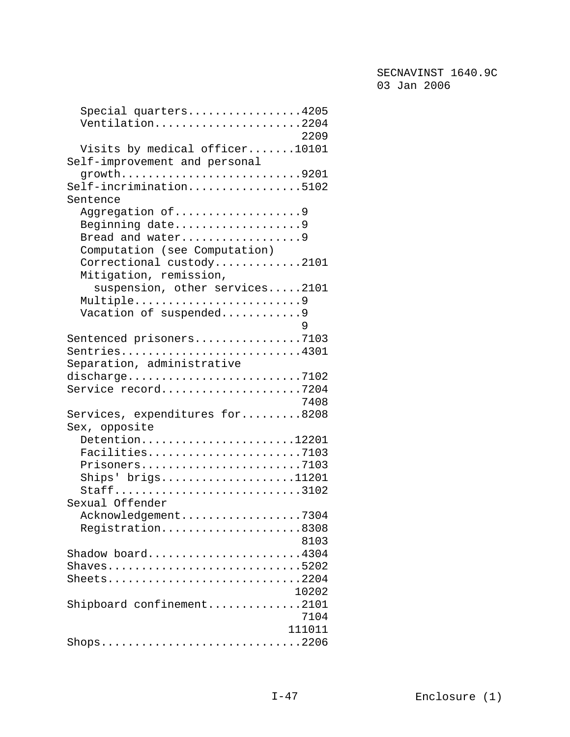Special quarters.................4205
Ventilation......................2204
2209
Visits by medical officer.......10101

Self-improvement and personal growth..........................9201

Self-incrimination.................5102

Sentence
Aggregation of...................9
Beginning date...................9
Bread and water..................9
Computation (see Computation)
Correctional custody.............2101
Mitigation, remission, suspension, other services.....2101
Multiple.........................9
Vacation of suspended............9
9

Sentenced prisoners................7103

Sentries...........................4301

Separation, administrative discharge..........................7102

Service record.....................7204
7408

Services, expenditures for.........8208

Sex, opposite
Detention.......................12201
Facilities.......................7103
Prisoners........................7103
Ships' brigs....................11201
Staff............................3102

Sexual Offender
Acknowledgement..................7304
Registration.....................8308
8103

Shadow board.......................4304

Shaves.............................5202

Sheets.............................2204
10202

Shipboard confinement..............2101
7104
111011

Shops..............................2206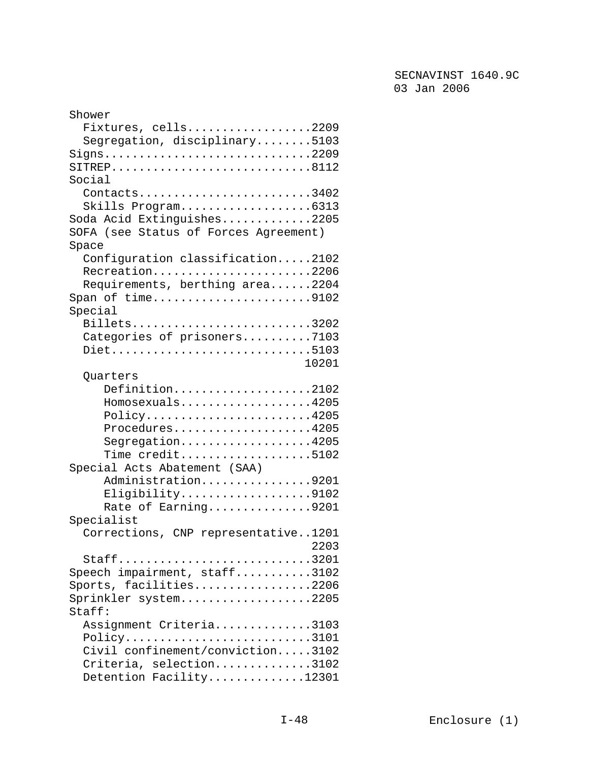Shower
- Fixtures, cells..................2209
- Segregation, disciplinary........5103

Signs.............................2209
SITREP............................8112
Social
- Contacts.........................3402
- Skills Program...................6313

Soda Acid Extinguishes.............2205
SOFA (see Status of Forces Agreement)
Space
- Configuration classification.....2102
- Recreation.......................2206
- Requirements, berthing area......2204

Span of time.......................9102
Special
- Billets..........................3202
- Categories of prisoners..........7103
- Diet.............................5103, 10201
- Quarters
  - Definition....................2102
  - Homosexuals...................4205
  - Policy........................4205
  - Procedures....................4205
  - Segregation...................4205
  - Time credit...................5102

Special Acts Abatement (SAA)
- Administration................9201
- Eligibility...................9102
- Rate of Earning...............9201

Specialist
- Corrections, CNP representative..1201, 2203
- Staff............................3201

Speech impairment, staff...........3102
Sports, facilities.................2206
Sprinkler system...................2205
Staff:
- Assignment Criteria..............3103
- Policy...........................3101
- Civil confinement/conviction.....3102
- Criteria, selection..............3102
- Detention Facility..............12301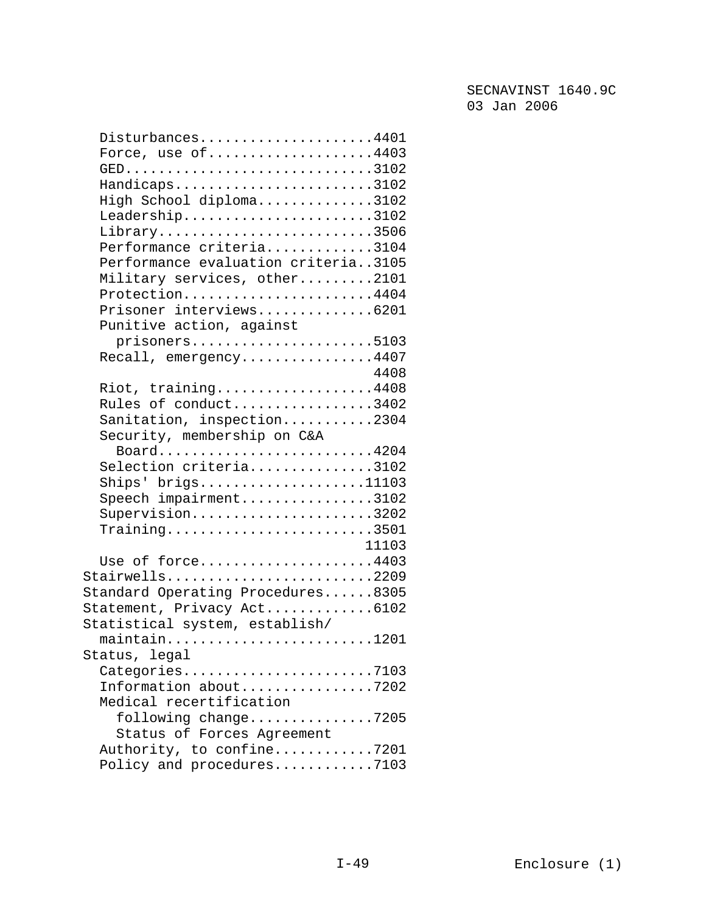Disturbances.....................4401
Force, use of....................4403
GED..............................3102
Handicaps........................3102
High School diploma..............3102
Leadership.......................3102
Library..........................3506
Performance criteria.............3104
Performance evaluation criteria..3105
Military services, other.........2101
Protection.......................4404
Prisoner interviews..............6201
Punitive action, against prisoners......................5103
Recall, emergency................4407, 4408
Riot, training...................4408
Rules of conduct.................3402
Sanitation, inspection...........2304
Security, membership on C&A Board..........................4204
Selection criteria...............3102
Ships' brigs....................11103
Speech impairment................3102
Supervision......................3202
Training.........................3501, 11103
Use of force.....................4403

Stairwells.........................2209

Standard Operating Procedures......8305

Statement, Privacy Act.............6102

Statistical system, establish/maintain.........................1201

Status, legal

Categories.......................7103
Information about................7202
Medical recertification following change...............7205

Status of Forces Agreement

Authority, to confine............7201
Policy and procedures............7103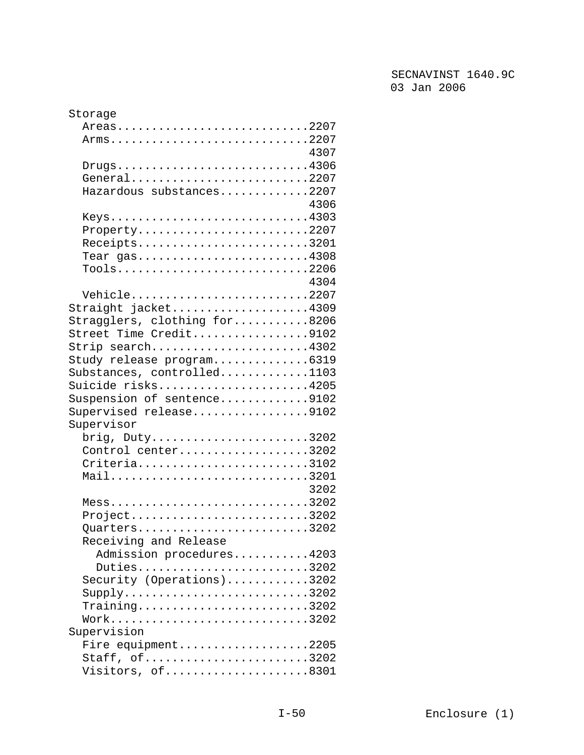Storage
  Areas............................2207
  Arms.............................2207
                                   4307
  Drugs............................4306
  General..........................2207
  Hazardous substances.............2207
                                   4306
  Keys.............................4303
  Property.........................2207
  Receipts.........................3201
  Tear gas.........................4308
  Tools............................2206
                                   4304
  Vehicle..........................2207
Straight jacket....................4309
Stragglers, clothing for...........8206
Street Time Credit.................9102
Strip search.......................4302
Study release program..............6319
Substances, controlled.............1103
Suicide risks......................4205
Suspension of sentence.............9102
Supervised release.................9102
Supervisor
  brig, Duty.......................3202
  Control center...................3202
  Criteria.........................3102
  Mail.............................3201
                                   3202
  Mess.............................3202
  Project..........................3202
  Quarters.........................3202
  Receiving and Release
    Admission procedures...........4203
    Duties.........................3202
  Security (Operations)............3202
  Supply...........................3202
  Training.........................3202
  Work.............................3202
Supervision
  Fire equipment...................2205
  Staff, of........................3202
  Visitors, of.....................8301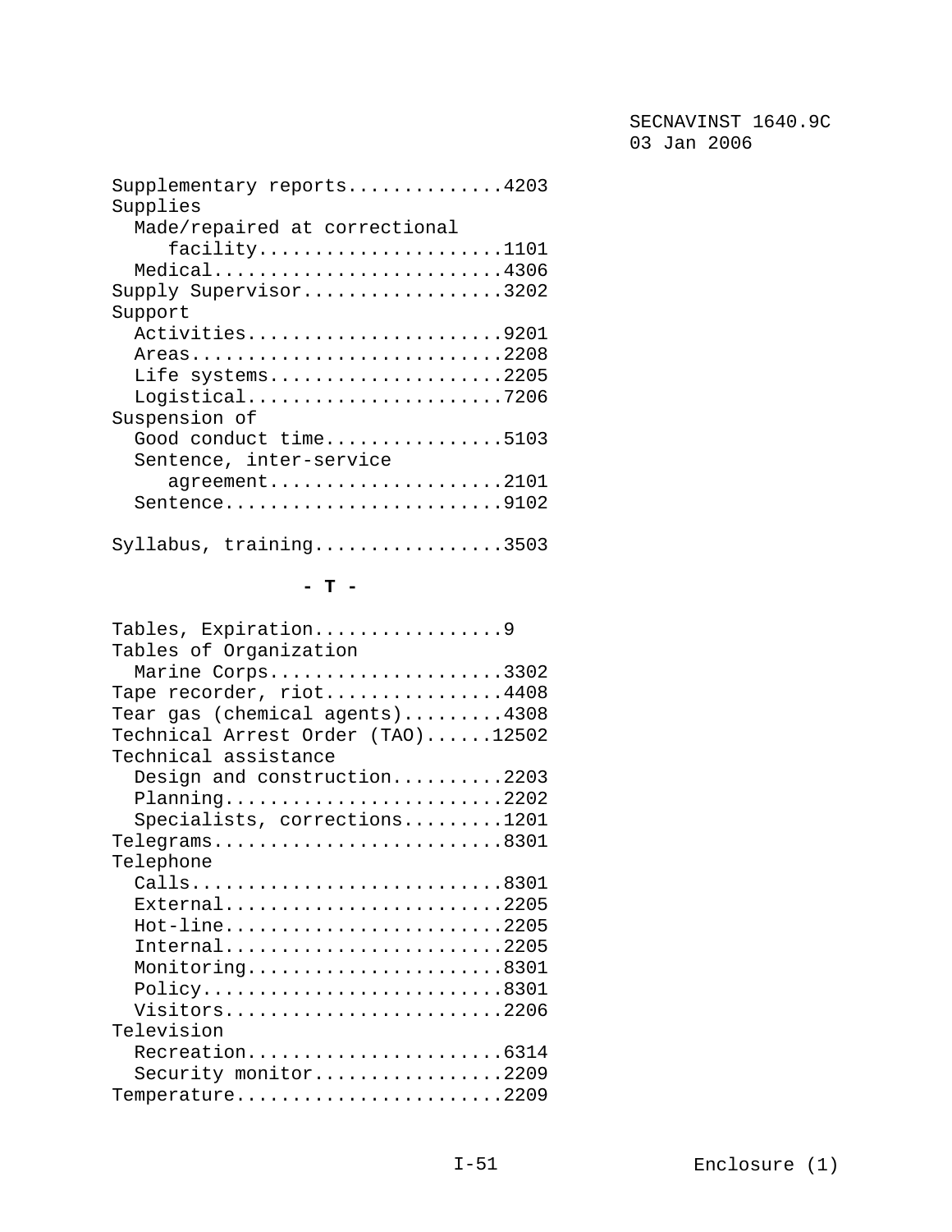Supplementary reports..............4203
Supplies
  Made/repaired at correctional
     facility......................1101
  Medical..........................4306
Supply Supervisor..................3202
Support
  Activities.......................9201
  Areas............................2208
  Life systems.....................2205
  Logistical.......................7206
Suspension of
  Good conduct time................5103
  Sentence, inter-service
     agreement.....................2101
  Sentence.........................9102

Syllabus, training.................3503

**- T -**

Tables, Expiration.................9
Tables of Organization
  Marine Corps.....................3302
Tape recorder, riot................4408
Tear gas (chemical agents).........4308
Technical Arrest Order (TAO)......12502
Technical assistance
  Design and construction..........2203
  Planning.........................2202
  Specialists, corrections.........1201
Telegrams..........................8301
Telephone
  Calls............................8301
  External.........................2205
  Hot-line.........................2205
  Internal.........................2205
  Monitoring.......................8301
  Policy...........................8301
  Visitors.........................2206
Television
  Recreation.......................6314
  Security monitor.................2209
Temperature........................2209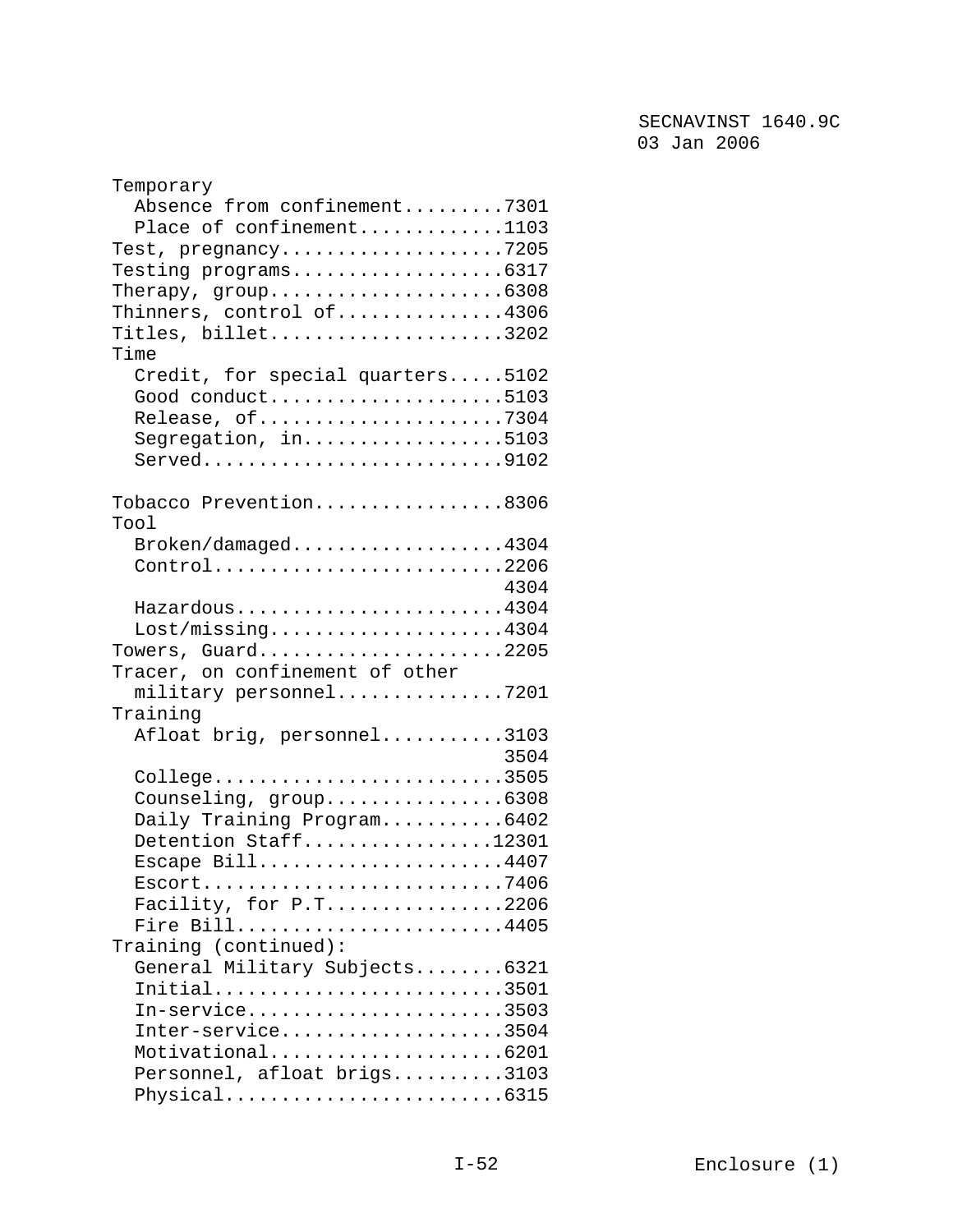Temporary
- Absence from confinement.........7301
- Place of confinement.............1103

Test, pregnancy....................7205
Testing programs...................6317
Therapy, group.....................6308
Thinners, control of...............4306
Titles, billet.....................3202

Time
- Credit, for special quarters.....5102
- Good conduct.....................5103
- Release, of......................7304
- Segregation, in..................5103
- Served...........................9102

Tobacco Prevention.................8306

Tool
- Broken/damaged...................4304
- Control..........................2206
  4304
- Hazardous........................4304
- Lost/missing.....................4304

Towers, Guard......................2205

Tracer, on confinement of other
- military personnel...............7201

Training
- Afloat brig, personnel...........3103
  3504
- College..........................3505
- Counseling, group................6308
- Daily Training Program...........6402
- Detention Staff.................12301
- Escape Bill......................4407
- Escort...........................7406
- Facility, for P.T................2206
- Fire Bill........................4405

Training (continued):
- General Military Subjects........6321
- Initial..........................3501
- In-service.......................3503
- Inter-service....................3504
- Motivational.....................6201
- Personnel, afloat brigs..........3103
- Physical.........................6315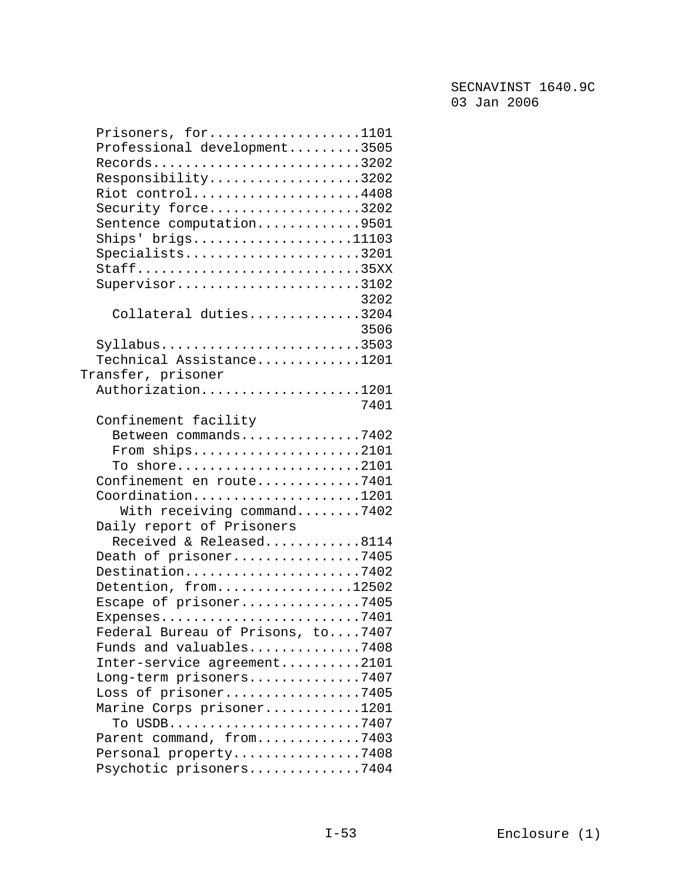Prisoners, for...................1101
Professional development.........3505
Records..........................3202
Responsibility...................3202
Riot control.....................4408
Security force...................3202
Sentence computation.............9501
Ships' brigs....................11103
Specialists......................3201
Staff............................35XX
Supervisor.......................3102
3202
Collateral duties.............3204
3506
Syllabus.........................3503
Technical Assistance.............1201

Transfer, prisoner
Authorization....................1201
7401
Confinement facility
Between commands...............7402
From ships.....................2101
To shore.......................2101
Confinement en route.............7401
Coordination.....................1201
With receiving command........7402
Daily report of Prisoners
Received & Released............8114
Death of prisoner................7405
Destination......................7402
Detention, from.................12502
Escape of prisoner...............7405
Expenses.........................7401
Federal Bureau of Prisons, to....7407
Funds and valuables..............7408
Inter-service agreement..........2101
Long-term prisoners..............7407
Loss of prisoner.................7405
Marine Corps prisoner............1201
To USDB........................7407
Parent command, from.............7403
Personal property................7408
Psychotic prisoners..............7404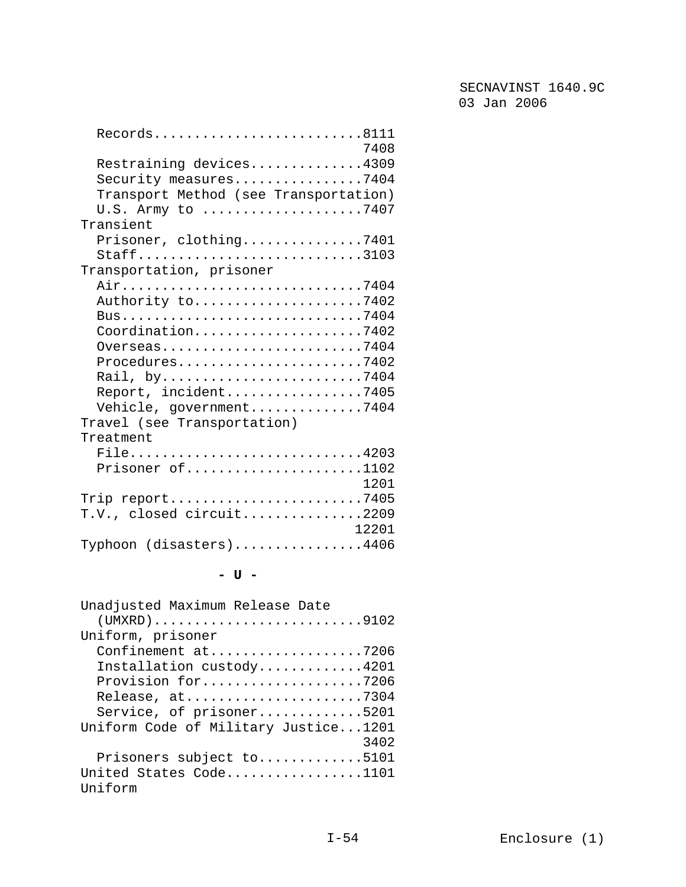Records..........................8111
7408
Restraining devices..............4309
Security measures................7404
Transport Method (see Transportation)
U.S. Army to ....................7407

Transient
Prisoner, clothing...............7401
Staff............................3103

Transportation, prisoner
Air..............................7404
Authority to.....................7402
Bus..............................7404
Coordination.....................7402
Overseas.........................7404
Procedures.......................7402
Rail, by.........................7404
Report, incident.................7405
Vehicle, government..............7404

Travel (see Transportation)

Treatment
File.............................4203
Prisoner of......................1102
1201

Trip report........................7405

T.V., closed circuit...............2209
12201

Typhoon (disasters)................4406

## - U -

Unadjusted Maximum Release Date
(UMXRD)..........................9102

Uniform, prisoner
Confinement at...................7206
Installation custody.............4201
Provision for....................7206
Release, at......................7304
Service, of prisoner.............5201

Uniform Code of Military Justice...1201
3402
Prisoners subject to.............5101

United States Code.................1101

Uniform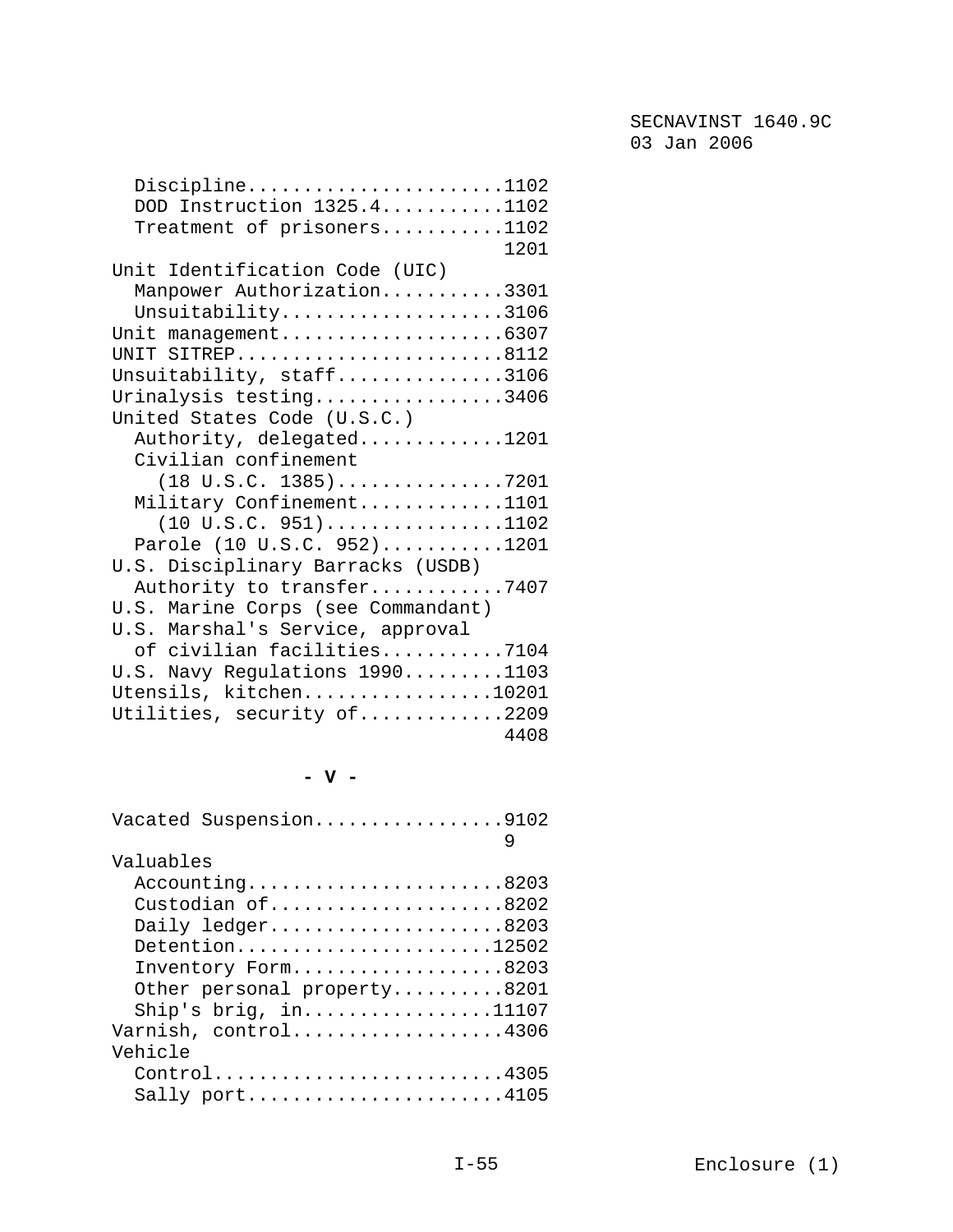Discipline.......................1102
DOD Instruction 1325.4...........1102
Treatment of prisoners...........1102
1201

Unit Identification Code (UIC)
Manpower Authorization...........3301
Unsuitability....................3106

Unit management....................6307

UNIT SITREP........................8112

Unsuitability, staff...............3106

Urinalysis testing.................3406

United States Code (U.S.C.)
Authority, delegated.............1201
Civilian confinement
(18 U.S.C. 1385)...............7201
Military Confinement.............1101
(10 U.S.C. 951)................1102
Parole (10 U.S.C. 952)...........1201

U.S. Disciplinary Barracks (USDB)
Authority to transfer............7407

U.S. Marine Corps (see Commandant)

U.S. Marshal's Service, approval
of civilian facilities...........7104

U.S. Navy Regulations 1990.........1103

Utensils, kitchen.................10201

Utilities, security of.............2209
4408

**- V -**

Vacated Suspension.................9102
9

Valuables
Accounting.......................8203
Custodian of.....................8202
Daily ledger.....................8203
Detention.......................12502
Inventory Form...................8203
Other personal property..........8201
Ship's brig, in.................11107

Varnish, control...................4306

Vehicle
Control..........................4305
Sally port.......................4105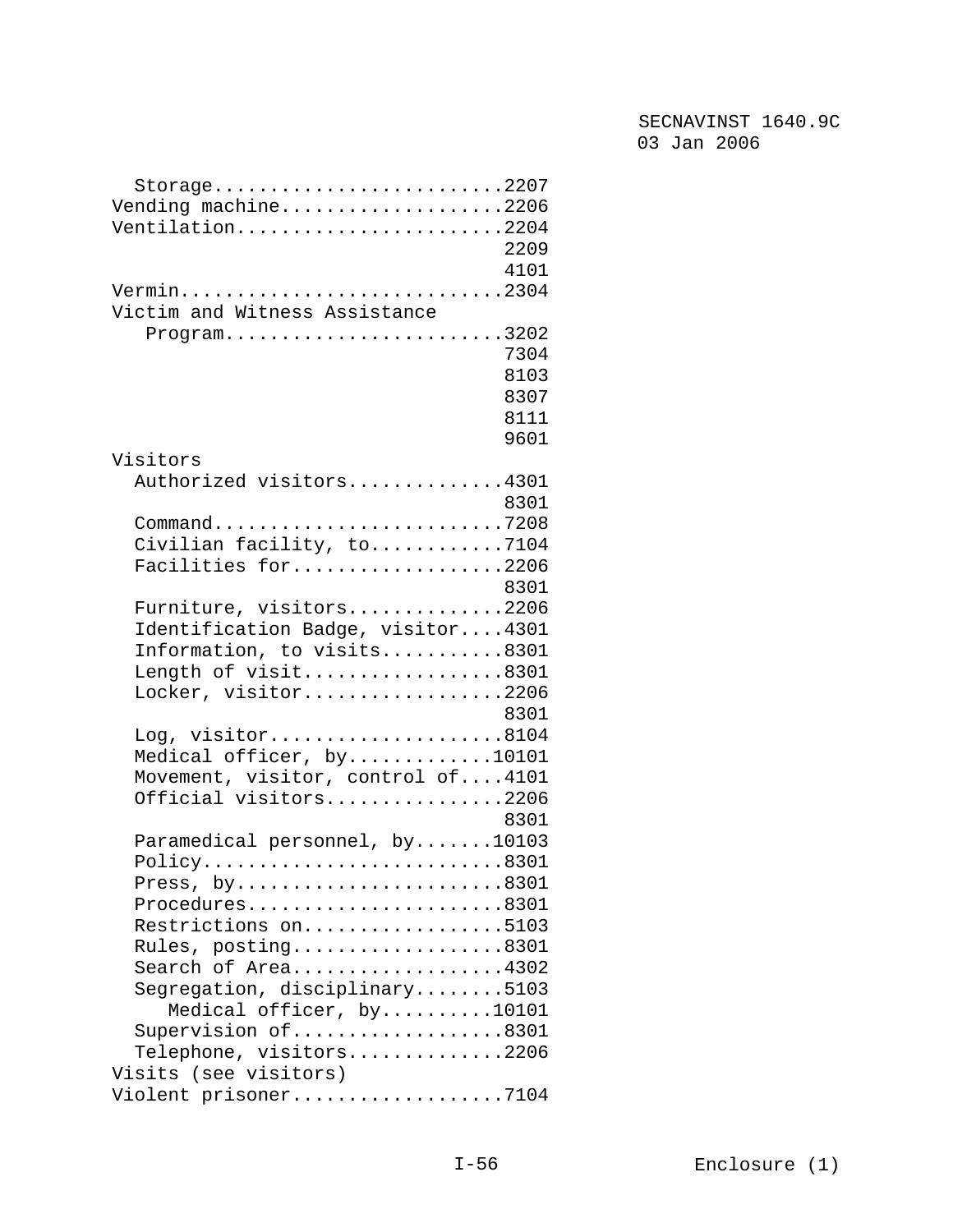Storage..........................2207
Vending machine....................2206
Ventilation........................2204
2209
4101
Vermin.............................2304
Victim and Witness Assistance
Program.........................3202
7304
8103
8307
8111
9601
Visitors
Authorized visitors..............4301
8301
Command..........................7208
Civilian facility, to............7104
Facilities for...................2206
8301
Furniture, visitors..............2206
Identification Badge, visitor....4301
Information, to visits...........8301
Length of visit..................8301
Locker, visitor..................2206
8301
Log, visitor.....................8104
Medical officer, by.............10101
Movement, visitor, control of....4101
Official visitors................2206
8301
Paramedical personnel, by.......10103
Policy...........................8301
Press, by........................8301
Procedures.......................8301
Restrictions on..................5103
Rules, posting...................8301
Search of Area...................4302
Segregation, disciplinary........5103
Medical officer, by..........10101
Supervision of...................8301
Telephone, visitors..............2206
Visits (see visitors)
Violent prisoner...................7104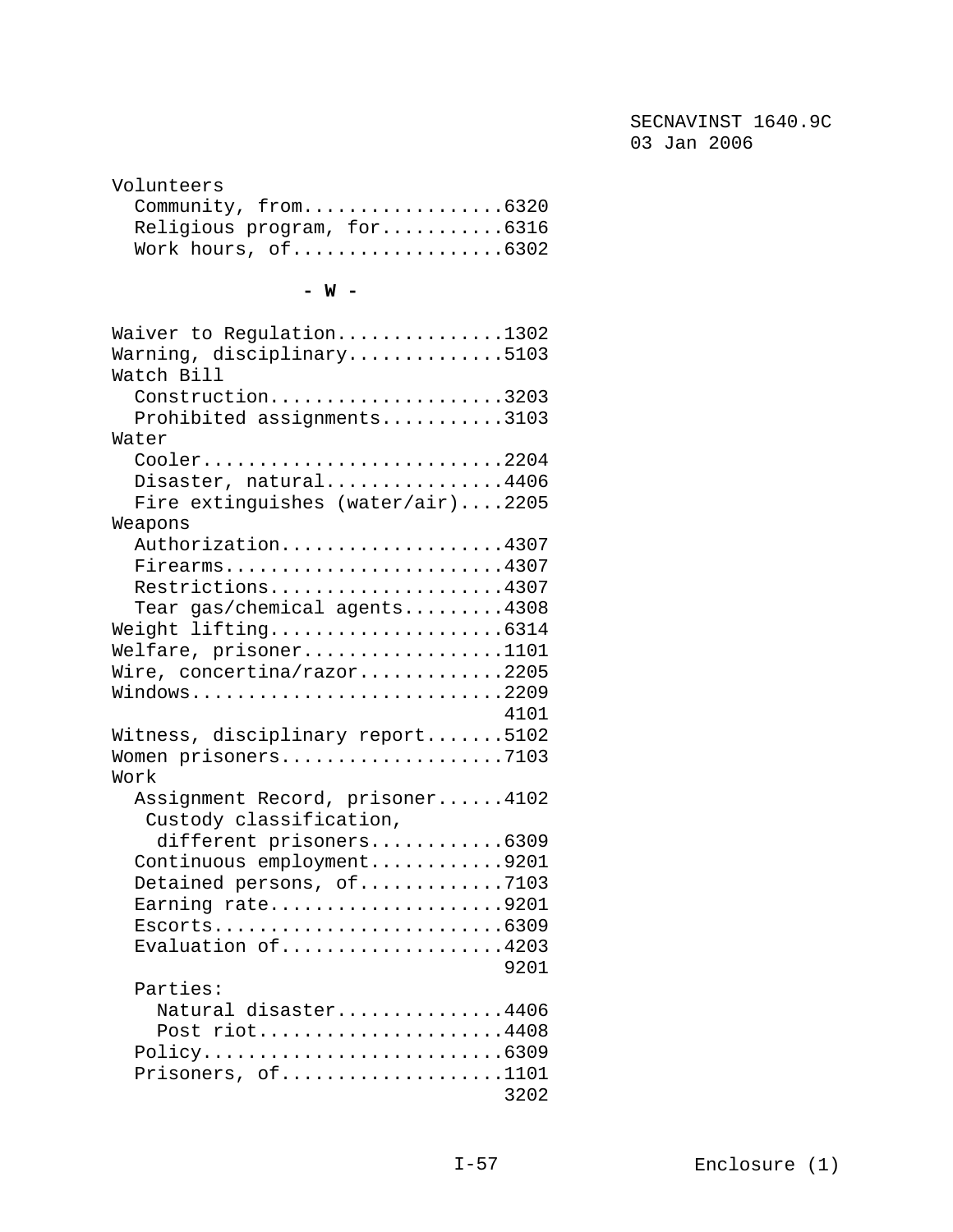Volunteers
  Community, from..................6320
  Religious program, for...........6316
  Work hours, of...................6302

**- W -**

Waiver to Regulation...............1302
Warning, disciplinary..............5103
Watch Bill
  Construction.....................3203
  Prohibited assignments...........3103
Water
  Cooler...........................2204
  Disaster, natural................4406
  Fire extinguishes (water/air)....2205
Weapons
  Authorization....................4307
  Firearms.........................4307
  Restrictions.....................4307
  Tear gas/chemical agents.........4308
Weight lifting.....................6314
Welfare, prisoner..................1101
Wire, concertina/razor.............2205
Windows............................2209
                                   4101
Witness, disciplinary report.......5102
Women prisoners....................7103
Work
  Assignment Record, prisoner......4102
   Custody classification,
    different prisoners............6309
  Continuous employment............9201
  Detained persons, of.............7103
  Earning rate.....................9201
  Escorts..........................6309
  Evaluation of....................4203
                                   9201
  Parties:
    Natural disaster...............4406
    Post riot......................4408
  Policy...........................6309
  Prisoners, of....................1101
                                   3202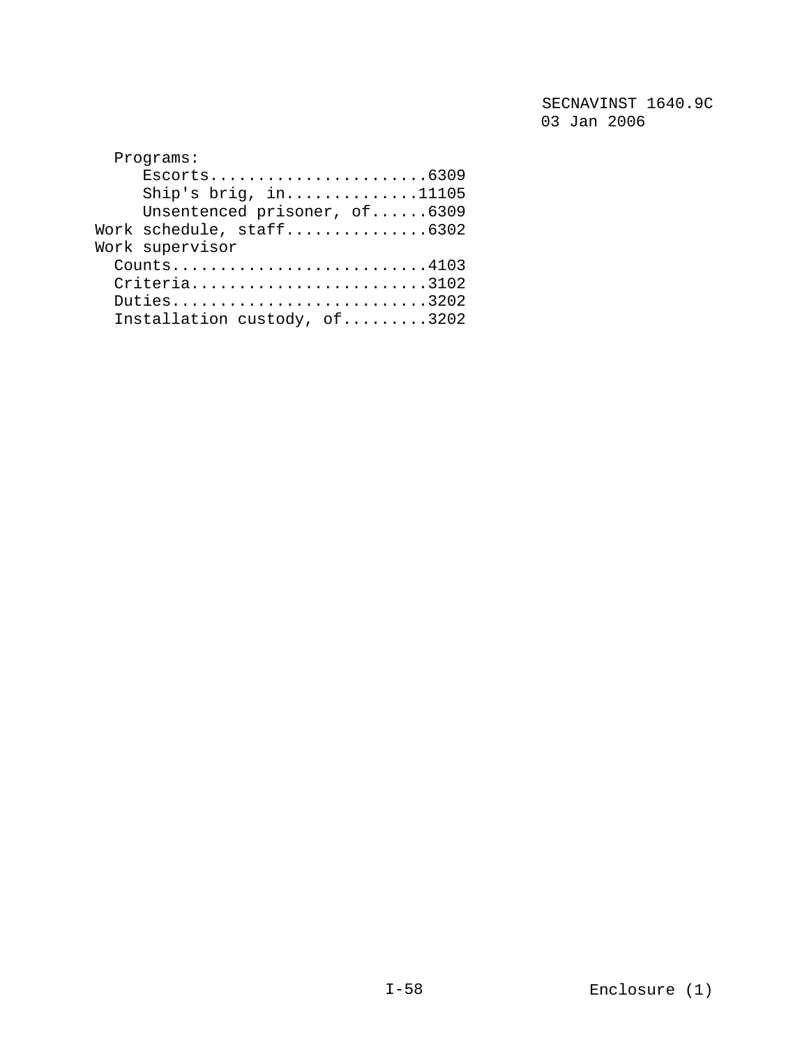Programs:

- Escorts.......................6309
- Ship's brig, in..............11105
- Unsentenced prisoner, of......6309

Work schedule, staff...............6302

Work supervisor

- Counts..........................4103
- Criteria.........................3102
- Duties..........................3202
- Installation custody, of.........3202